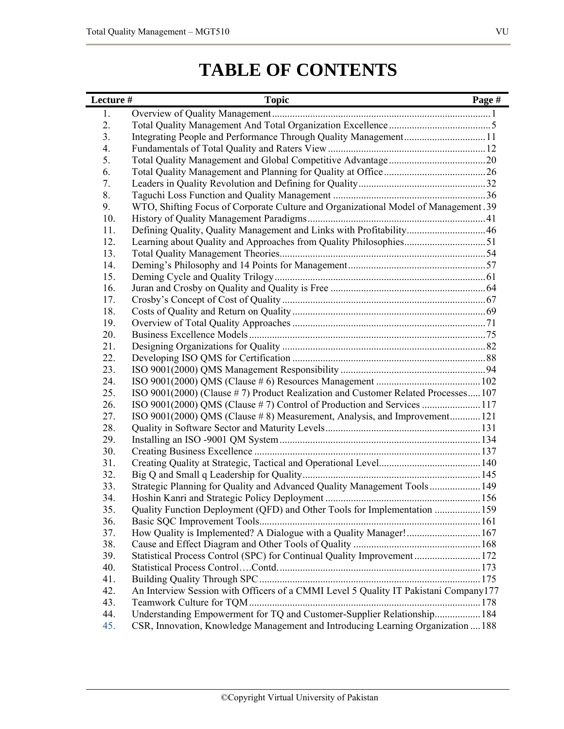# TABLE OF CONTENTS

| Lecture # | Topic | Page # |
|---|---|---|
| 1. | Overview of Quality Management | 1 |
| 2. | Total Quality Management And Total Organization Excellence | 5 |
| 3. | Integrating People and Performance Through Quality Management | 11 |
| 4. | Fundamentals of Total Quality and Raters View | 12 |
| 5. | Total Quality Management and Global Competitive Advantage | 20 |
| 6. | Total Quality Management and Planning for Quality at Office | 26 |
| 7. | Leaders in Quality Revolution and Defining for Quality | 32 |
| 8. | Taguchi Loss Function and Quality Management | 36 |
| 9. | WTO, Shifting Focus of Corporate Culture and Organizational Model of Management | 39 |
| 10. | History of Quality Management Paradigms | 41 |
| 11. | Defining Quality, Quality Management and Links with Profitability | 46 |
| 12. | Learning about Quality and Approaches from Quality Philosophies | 51 |
| 13. | Total Quality Management Theories | 54 |
| 14. | Deming's Philosophy and 14 Points for Management | 57 |
| 15. | Deming Cycle and Quality Trilogy | 61 |
| 16. | Juran and Crosby on Quality and Quality is Free | 64 |
| 17. | Crosby's Concept of Cost of Quality | 67 |
| 18. | Costs of Quality and Return on Quality | 69 |
| 19. | Overview of Total Quality Approaches | 71 |
| 20. | Business Excellence Models | 75 |
| 21. | Designing Organizations for Quality | 82 |
| 22. | Developing ISO QMS for Certification | 88 |
| 23. | ISO 9001(2000) QMS Management Responsibility | 94 |
| 24. | ISO 9001(2000) QMS (Clause # 6) Resources Management | 102 |
| 25. | ISO 9001(2000) (Clause # 7) Product Realization and Customer Related Processes | 107 |
| 26. | ISO 9001(2000) QMS (Clause # 7) Control of Production and Services | 117 |
| 27. | ISO 9001(2000) QMS (Clause # 8) Measurement, Analysis, and Improvement | 121 |
| 28. | Quality in Software Sector and Maturity Levels | 131 |
| 29. | Installing an ISO -9001 QM System | 134 |
| 30. | Creating Business Excellence | 137 |
| 31. | Creating Quality at Strategic, Tactical and Operational Level | 140 |
| 32. | Big Q and Small q Leadership for Quality | 145 |
| 33. | Strategic Planning for Quality and Advanced Quality Management Tools | 149 |
| 34. | Hoshin Kanri and Strategic Policy Deployment | 156 |
| 35. | Quality Function Deployment (QFD) and Other Tools for Implementation | 159 |
| 36. | Basic SQC Improvement Tools | 161 |
| 37. | How Quality is Implemented? A Dialogue with a Quality Manager! | 167 |
| 38. | Cause and Effect Diagram and Other Tools of Quality | 168 |
| 39. | Statistical Process Control (SPC) for Continual Quality Improvement | 172 |
| 40. | Statistical Process Control….Contd. | 173 |
| 41. | Building Quality Through SPC | 175 |
| 42. | An Interview Session with Officers of a CMMI Level 5 Quality IT Pakistani Company | 177 |
| 43. | Teamwork Culture for TQM | 178 |
| 44. | Understanding Empowerment for TQ and Customer-Supplier Relationship | 184 |
| 45. | CSR, Innovation, Knowledge Management and Introducing Learning Organization | 188 |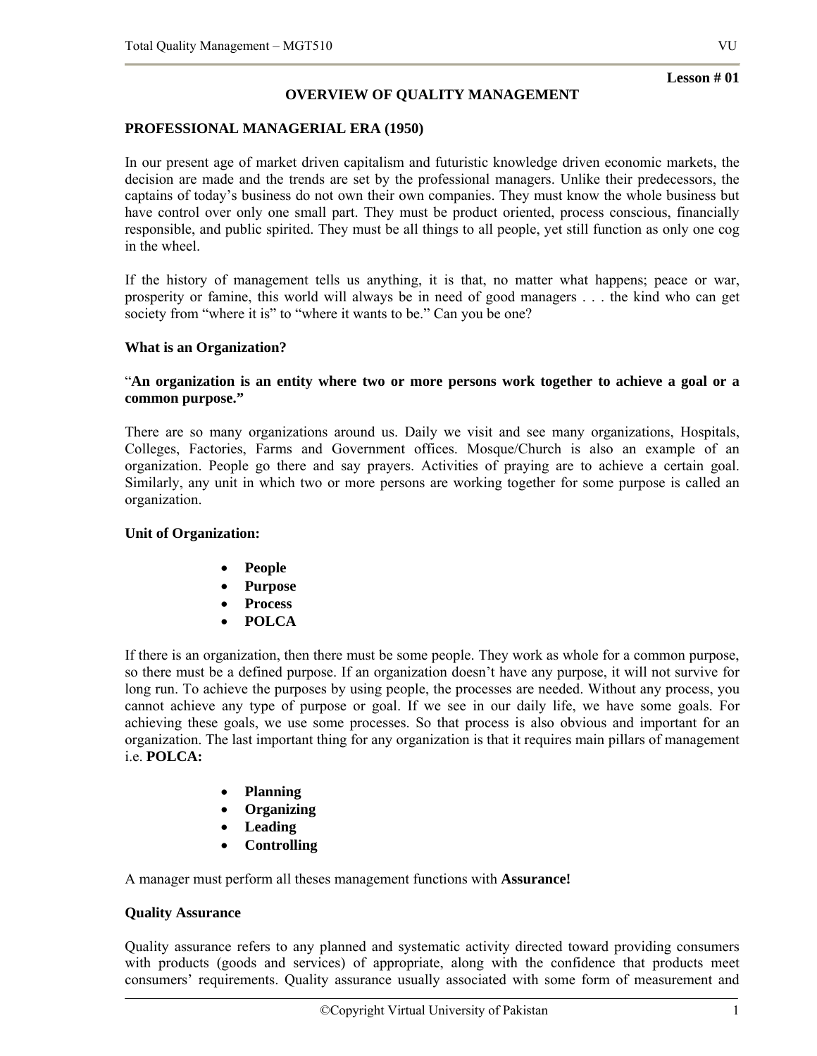**Lesson # 01**

# OVERVIEW OF QUALITY MANAGEMENT

## PROFESSIONAL MANAGERIAL ERA (1950)

In our present age of market driven capitalism and futuristic knowledge driven economic markets, the decision are made and the trends are set by the professional managers. Unlike their predecessors, the captains of today's business do not own their own companies. They must know the whole business but have control over only one small part. They must be product oriented, process conscious, financially responsible, and public spirited. They must be all things to all people, yet still function as only one cog in the wheel.

If the history of management tells us anything, it is that, no matter what happens; peace or war, prosperity or famine, this world will always be in need of good managers . . . the kind who can get society from "where it is" to "where it wants to be." Can you be one?

### What is an Organization?

"**An organization is an entity where two or more persons work together to achieve a goal or a common purpose."**

There are so many organizations around us. Daily we visit and see many organizations, Hospitals, Colleges, Factories, Farms and Government offices. Mosque/Church is also an example of an organization. People go there and say prayers. Activities of praying are to achieve a certain goal. Similarly, any unit in which two or more persons are working together for some purpose is called an organization.

### Unit of Organization:

- **People**
- **Purpose**
- **Process**
- **POLCA**

If there is an organization, then there must be some people. They work as whole for a common purpose, so there must be a defined purpose. If an organization doesn't have any purpose, it will not survive for long run. To achieve the purposes by using people, the processes are needed. Without any process, you cannot achieve any type of purpose or goal. If we see in our daily life, we have some goals. For achieving these goals, we use some processes. So that process is also obvious and important for an organization. The last important thing for any organization is that it requires main pillars of management i.e. **POLCA:**

- **Planning**
- **Organizing**
- **Leading**
- **Controlling**

A manager must perform all theses management functions with **Assurance!**

### Quality Assurance

Quality assurance refers to any planned and systematic activity directed toward providing consumers with products (goods and services) of appropriate, along with the confidence that products meet consumers' requirements. Quality assurance usually associated with some form of measurement and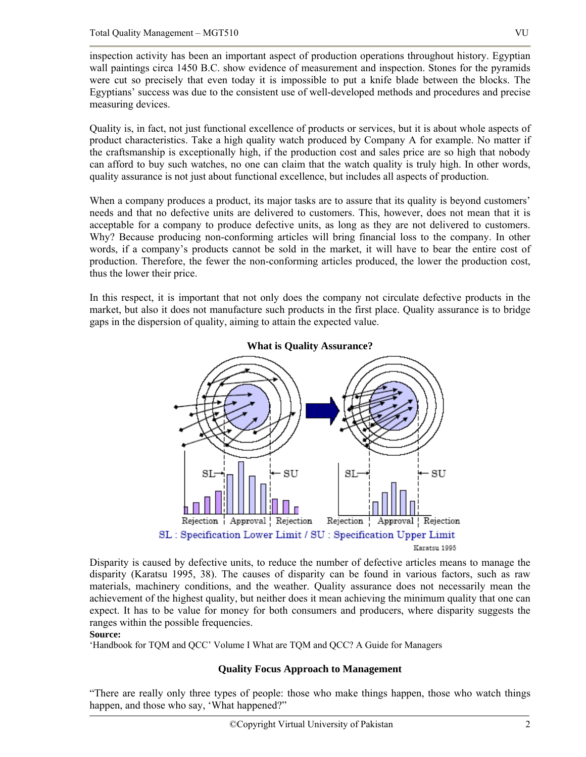inspection activity has been an important aspect of production operations throughout history. Egyptian wall paintings circa 1450 B.C. show evidence of measurement and inspection. Stones for the pyramids were cut so precisely that even today it is impossible to put a knife blade between the blocks. The Egyptians' success was due to the consistent use of well-developed methods and procedures and precise measuring devices.

Quality is, in fact, not just functional excellence of products or services, but it is about whole aspects of product characteristics. Take a high quality watch produced by Company A for example. No matter if the craftsmanship is exceptionally high, if the production cost and sales price are so high that nobody can afford to buy such watches, no one can claim that the watch quality is truly high. In other words, quality assurance is not just about functional excellence, but includes all aspects of production.

When a company produces a product, its major tasks are to assure that its quality is beyond customers' needs and that no defective units are delivered to customers. This, however, does not mean that it is acceptable for a company to produce defective units, as long as they are not delivered to customers. Why? Because producing non-conforming articles will bring financial loss to the company. In other words, if a company's products cannot be sold in the market, it will have to bear the entire cost of production. Therefore, the fewer the non-conforming articles produced, the lower the production cost, thus the lower their price.

In this respect, it is important that not only does the company not circulate defective products in the market, but also it does not manufacture such products in the first place. Quality assurance is to bridge gaps in the dispersion of quality, aiming to attain the expected value.

**What is Quality Assurance?**

SL : Specification Lower Limit / SU : Specification Upper Limit

Karatsu 1995

Disparity is caused by defective units, to reduce the number of defective articles means to manage the disparity (Karatsu 1995, 38). The causes of disparity can be found in various factors, such as raw materials, machinery conditions, and the weather. Quality assurance does not necessarily mean the achievement of the highest quality, but neither does it mean achieving the minimum quality that one can expect. It has to be value for money for both consumers and producers, where disparity suggests the ranges within the possible frequencies.

**Source:**
'Handbook for TQM and QCC' Volume I What are TQM and QCC? A Guide for Managers

## Quality Focus Approach to Management

"There are really only three types of people: those who make things happen, those who watch things happen, and those who say, 'What happened?"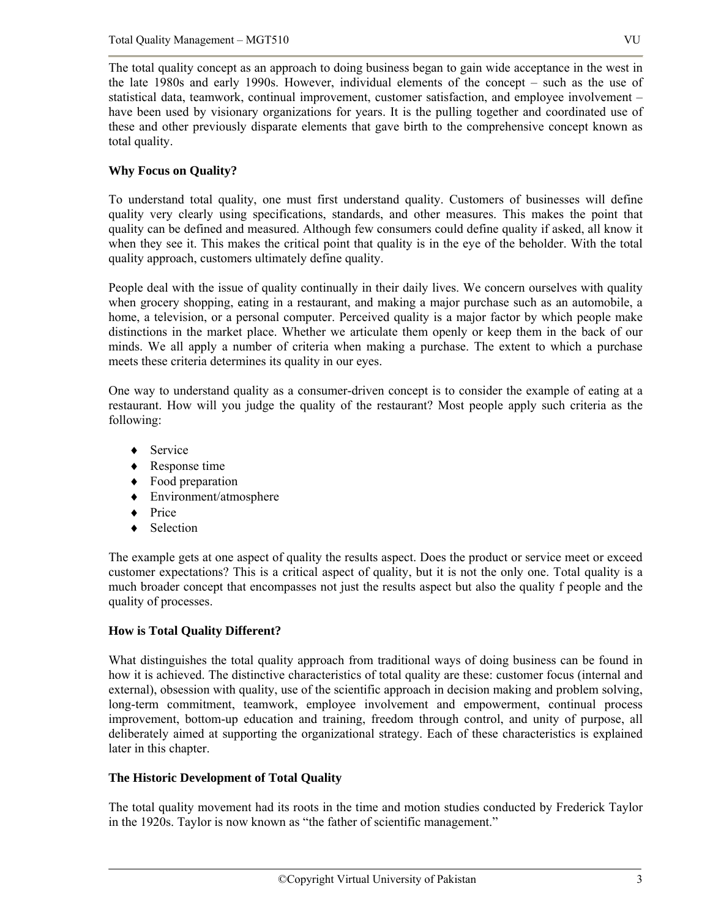The total quality concept as an approach to doing business began to gain wide acceptance in the west in the late 1980s and early 1990s. However, individual elements of the concept – such as the use of statistical data, teamwork, continual improvement, customer satisfaction, and employee involvement – have been used by visionary organizations for years. It is the pulling together and coordinated use of these and other previously disparate elements that gave birth to the comprehensive concept known as total quality.

**Why Focus on Quality?**

To understand total quality, one must first understand quality. Customers of businesses will define quality very clearly using specifications, standards, and other measures. This makes the point that quality can be defined and measured. Although few consumers could define quality if asked, all know it when they see it. This makes the critical point that quality is in the eye of the beholder. With the total quality approach, customers ultimately define quality.

People deal with the issue of quality continually in their daily lives. We concern ourselves with quality when grocery shopping, eating in a restaurant, and making a major purchase such as an automobile, a home, a television, or a personal computer. Perceived quality is a major factor by which people make distinctions in the market place. Whether we articulate them openly or keep them in the back of our minds. We all apply a number of criteria when making a purchase. The extent to which a purchase meets these criteria determines its quality in our eyes.

One way to understand quality as a consumer-driven concept is to consider the example of eating at a restaurant. How will you judge the quality of the restaurant? Most people apply such criteria as the following:

- Service
- Response time
- Food preparation
- Environment/atmosphere
- Price
- Selection

The example gets at one aspect of quality the results aspect. Does the product or service meet or exceed customer expectations? This is a critical aspect of quality, but it is not the only one. Total quality is a much broader concept that encompasses not just the results aspect but also the quality f people and the quality of processes.

**How is Total Quality Different?**

What distinguishes the total quality approach from traditional ways of doing business can be found in how it is achieved. The distinctive characteristics of total quality are these: customer focus (internal and external), obsession with quality, use of the scientific approach in decision making and problem solving, long-term commitment, teamwork, employee involvement and empowerment, continual process improvement, bottom-up education and training, freedom through control, and unity of purpose, all deliberately aimed at supporting the organizational strategy. Each of these characteristics is explained later in this chapter.

**The Historic Development of Total Quality**

The total quality movement had its roots in the time and motion studies conducted by Frederick Taylor in the 1920s. Taylor is now known as "the father of scientific management."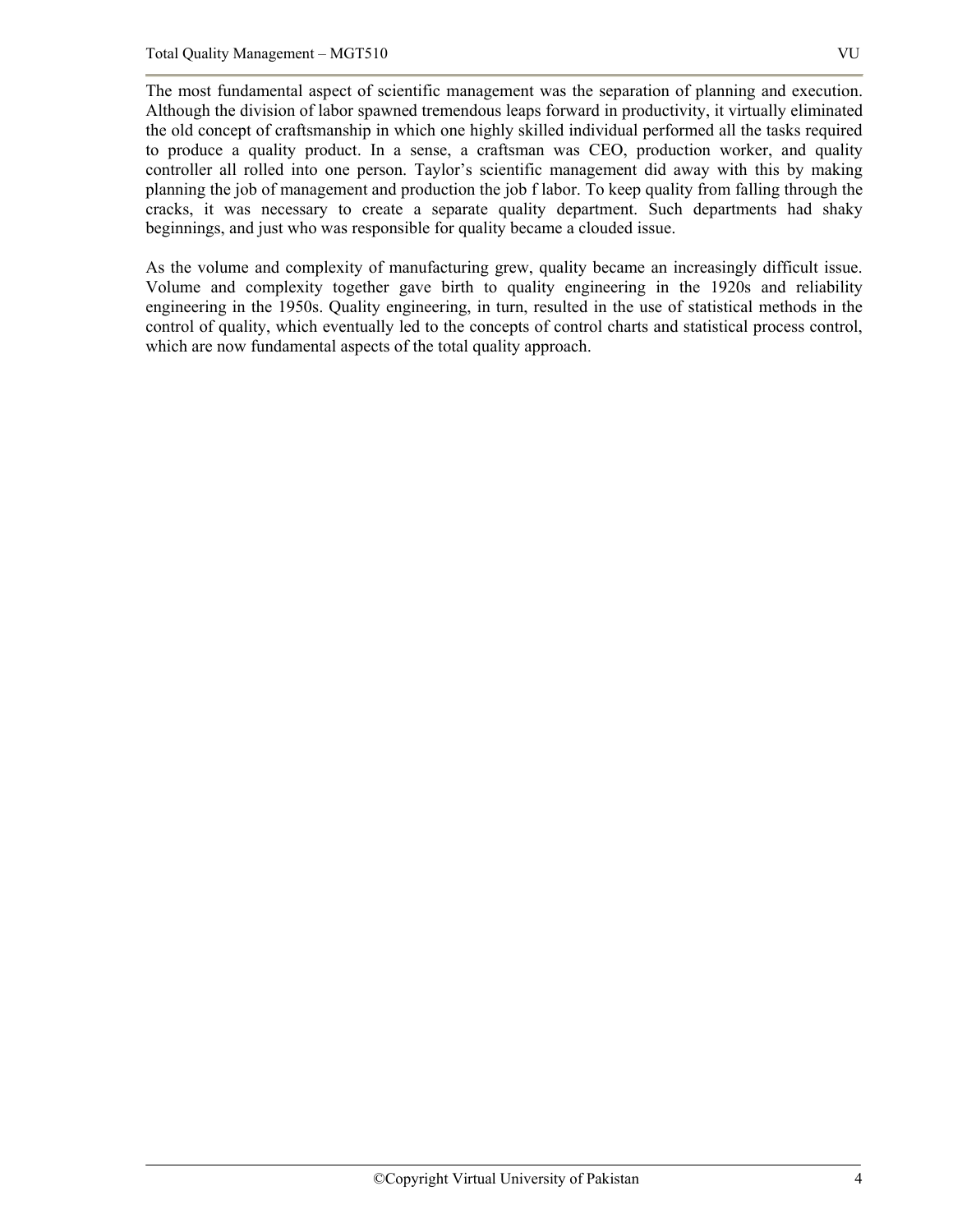The most fundamental aspect of scientific management was the separation of planning and execution. Although the division of labor spawned tremendous leaps forward in productivity, it virtually eliminated the old concept of craftsmanship in which one highly skilled individual performed all the tasks required to produce a quality product. In a sense, a craftsman was CEO, production worker, and quality controller all rolled into one person. Taylor's scientific management did away with this by making planning the job of management and production the job f labor. To keep quality from falling through the cracks, it was necessary to create a separate quality department. Such departments had shaky beginnings, and just who was responsible for quality became a clouded issue.

As the volume and complexity of manufacturing grew, quality became an increasingly difficult issue. Volume and complexity together gave birth to quality engineering in the 1920s and reliability engineering in the 1950s. Quality engineering, in turn, resulted in the use of statistical methods in the control of quality, which eventually led to the concepts of control charts and statistical process control, which are now fundamental aspects of the total quality approach.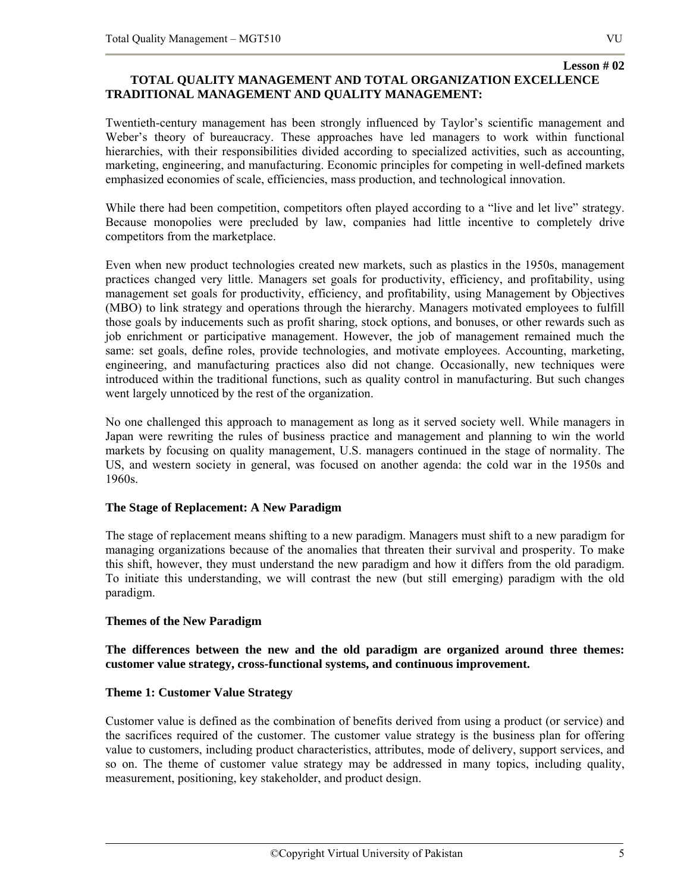**Lesson # 02**

## TOTAL QUALITY MANAGEMENT AND TOTAL ORGANIZATION EXCELLENCE

## TRADITIONAL MANAGEMENT AND QUALITY MANAGEMENT:

Twentieth-century management has been strongly influenced by Taylor's scientific management and Weber's theory of bureaucracy. These approaches have led managers to work within functional hierarchies, with their responsibilities divided according to specialized activities, such as accounting, marketing, engineering, and manufacturing. Economic principles for competing in well-defined markets emphasized economies of scale, efficiencies, mass production, and technological innovation.

While there had been competition, competitors often played according to a "live and let live" strategy. Because monopolies were precluded by law, companies had little incentive to completely drive competitors from the marketplace.

Even when new product technologies created new markets, such as plastics in the 1950s, management practices changed very little. Managers set goals for productivity, efficiency, and profitability, using management set goals for productivity, efficiency, and profitability, using Management by Objectives (MBO) to link strategy and operations through the hierarchy. Managers motivated employees to fulfill those goals by inducements such as profit sharing, stock options, and bonuses, or other rewards such as job enrichment or participative management. However, the job of management remained much the same: set goals, define roles, provide technologies, and motivate employees. Accounting, marketing, engineering, and manufacturing practices also did not change. Occasionally, new techniques were introduced within the traditional functions, such as quality control in manufacturing. But such changes went largely unnoticed by the rest of the organization.

No one challenged this approach to management as long as it served society well. While managers in Japan were rewriting the rules of business practice and management and planning to win the world markets by focusing on quality management, U.S. managers continued in the stage of normality. The US, and western society in general, was focused on another agenda: the cold war in the 1950s and 1960s.

### The Stage of Replacement: A New Paradigm

The stage of replacement means shifting to a new paradigm. Managers must shift to a new paradigm for managing organizations because of the anomalies that threaten their survival and prosperity. To make this shift, however, they must understand the new paradigm and how it differs from the old paradigm. To initiate this understanding, we will contrast the new (but still emerging) paradigm with the old paradigm.

### Themes of the New Paradigm

**The differences between the new and the old paradigm are organized around three themes: customer value strategy, cross-functional systems, and continuous improvement.**

### Theme 1: Customer Value Strategy

Customer value is defined as the combination of benefits derived from using a product (or service) and the sacrifices required of the customer. The customer value strategy is the business plan for offering value to customers, including product characteristics, attributes, mode of delivery, support services, and so on. The theme of customer value strategy may be addressed in many topics, including quality, measurement, positioning, key stakeholder, and product design.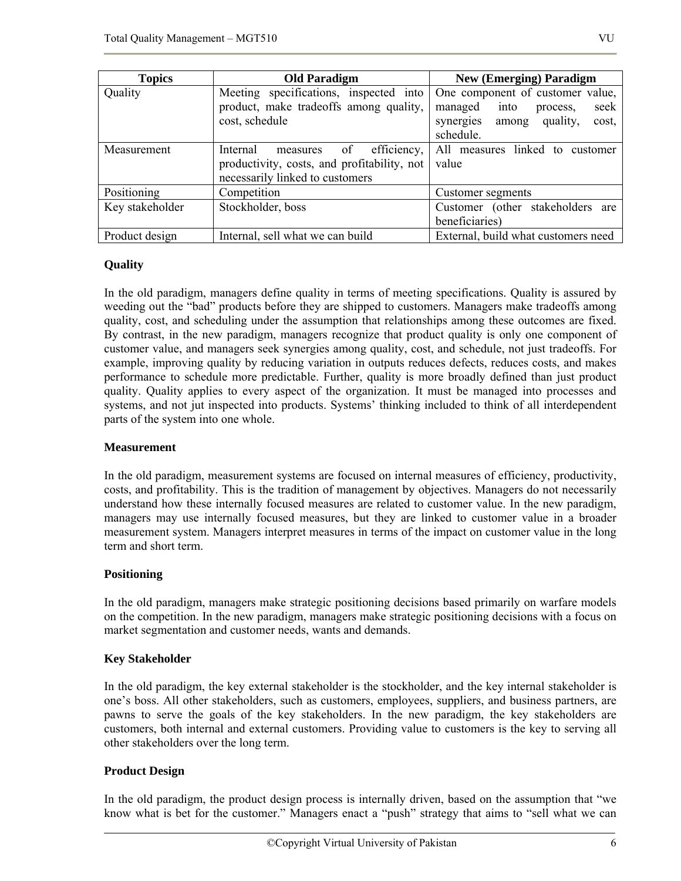| Topics | Old Paradigm | New (Emerging) Paradigm |
|---|---|---|
| Quality | Meeting specifications, inspected into product, make tradeoffs among quality, cost, schedule | One component of customer value, managed into process, seek synergies among quality, cost, schedule. |
| Measurement | Internal measures of efficiency, productivity, costs, and profitability, not necessarily linked to customers | All measures linked to customer value |
| Positioning | Competition | Customer segments |
| Key stakeholder | Stockholder, boss | Customer (other stakeholders are beneficiaries) |
| Product design | Internal, sell what we can build | External, build what customers need |

**Quality**

In the old paradigm, managers define quality in terms of meeting specifications. Quality is assured by weeding out the "bad" products before they are shipped to customers. Managers make tradeoffs among quality, cost, and scheduling under the assumption that relationships among these outcomes are fixed. By contrast, in the new paradigm, managers recognize that product quality is only one component of customer value, and managers seek synergies among quality, cost, and schedule, not just tradeoffs. For example, improving quality by reducing variation in outputs reduces defects, reduces costs, and makes performance to schedule more predictable. Further, quality is more broadly defined than just product quality. Quality applies to every aspect of the organization. It must be managed into processes and systems, and not jut inspected into products. Systems' thinking included to think of all interdependent parts of the system into one whole.

**Measurement**

In the old paradigm, measurement systems are focused on internal measures of efficiency, productivity, costs, and profitability. This is the tradition of management by objectives. Managers do not necessarily understand how these internally focused measures are related to customer value. In the new paradigm, managers may use internally focused measures, but they are linked to customer value in a broader measurement system. Managers interpret measures in terms of the impact on customer value in the long term and short term.

**Positioning**

In the old paradigm, managers make strategic positioning decisions based primarily on warfare models on the competition. In the new paradigm, managers make strategic positioning decisions with a focus on market segmentation and customer needs, wants and demands.

**Key Stakeholder**

In the old paradigm, the key external stakeholder is the stockholder, and the key internal stakeholder is one's boss. All other stakeholders, such as customers, employees, suppliers, and business partners, are pawns to serve the goals of the key stakeholders. In the new paradigm, the key stakeholders are customers, both internal and external customers. Providing value to customers is the key to serving all other stakeholders over the long term.

**Product Design**

In the old paradigm, the product design process is internally driven, based on the assumption that "we know what is bet for the customer." Managers enact a "push" strategy that aims to "sell what we can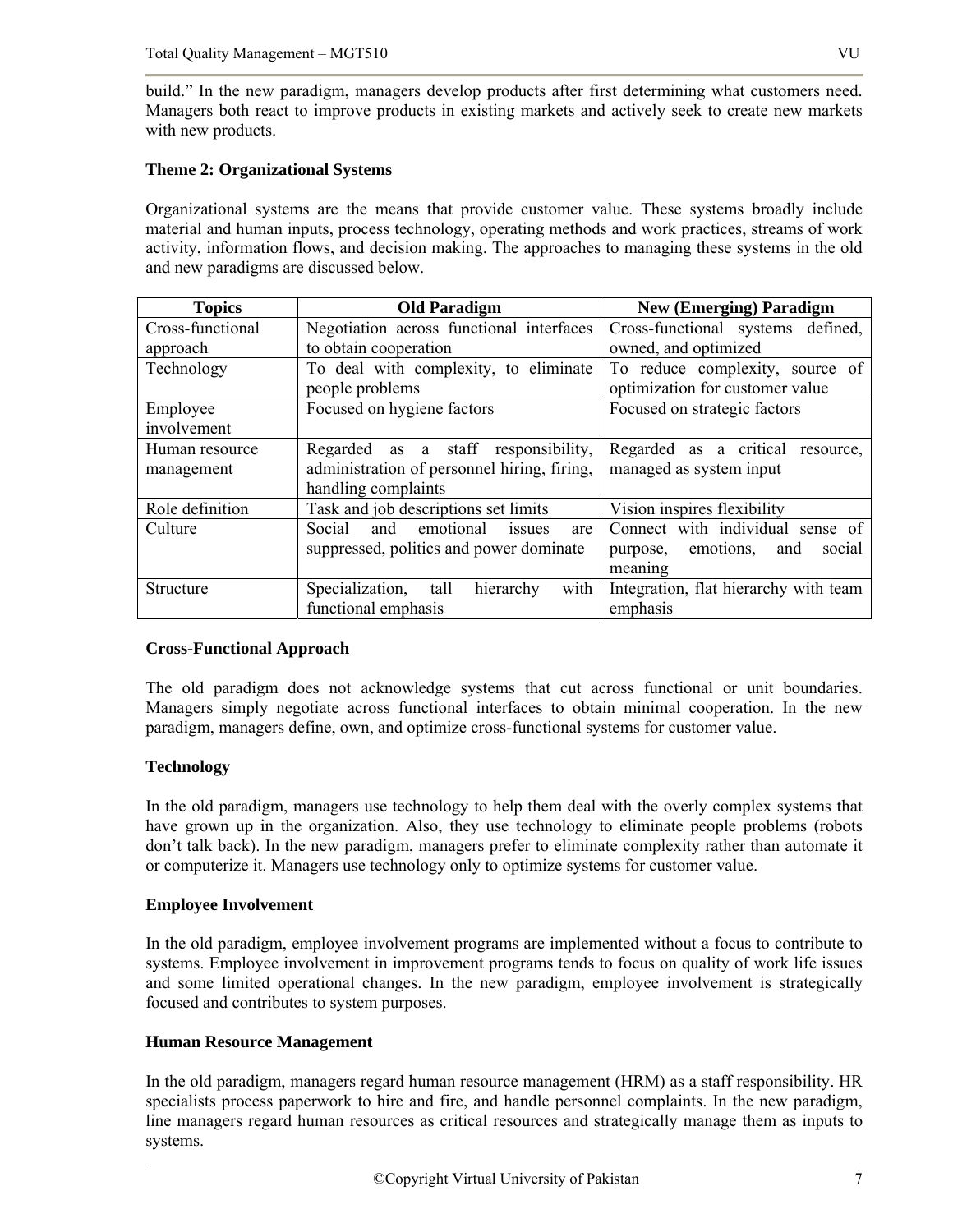build." In the new paradigm, managers develop products after first determining what customers need. Managers both react to improve products in existing markets and actively seek to create new markets with new products.

**Theme 2: Organizational Systems**

Organizational systems are the means that provide customer value. These systems broadly include material and human inputs, process technology, operating methods and work practices, streams of work activity, information flows, and decision making. The approaches to managing these systems in the old and new paradigms are discussed below.

| Topics | Old Paradigm | New (Emerging) Paradigm |
|---|---|---|
| Cross-functional approach | Negotiation across functional interfaces to obtain cooperation | Cross-functional systems defined, owned, and optimized |
| Technology | To deal with complexity, to eliminate people problems | To reduce complexity, source of optimization for customer value |
| Employee involvement | Focused on hygiene factors | Focused on strategic factors |
| Human resource management | Regarded as a staff responsibility, administration of personnel hiring, firing, handling complaints | Regarded as a critical resource, managed as system input |
| Role definition | Task and job descriptions set limits | Vision inspires flexibility |
| Culture | Social and emotional issues are suppressed, politics and power dominate | Connect with individual sense of purpose, emotions, and social meaning |
| Structure | Specialization, tall hierarchy with functional emphasis | Integration, flat hierarchy with team emphasis |

**Cross-Functional Approach**

The old paradigm does not acknowledge systems that cut across functional or unit boundaries. Managers simply negotiate across functional interfaces to obtain minimal cooperation. In the new paradigm, managers define, own, and optimize cross-functional systems for customer value.

**Technology**

In the old paradigm, managers use technology to help them deal with the overly complex systems that have grown up in the organization. Also, they use technology to eliminate people problems (robots don't talk back). In the new paradigm, managers prefer to eliminate complexity rather than automate it or computerize it. Managers use technology only to optimize systems for customer value.

**Employee Involvement**

In the old paradigm, employee involvement programs are implemented without a focus to contribute to systems. Employee involvement in improvement programs tends to focus on quality of work life issues and some limited operational changes. In the new paradigm, employee involvement is strategically focused and contributes to system purposes.

**Human Resource Management**

In the old paradigm, managers regard human resource management (HRM) as a staff responsibility. HR specialists process paperwork to hire and fire, and handle personnel complaints. In the new paradigm, line managers regard human resources as critical resources and strategically manage them as inputs to systems.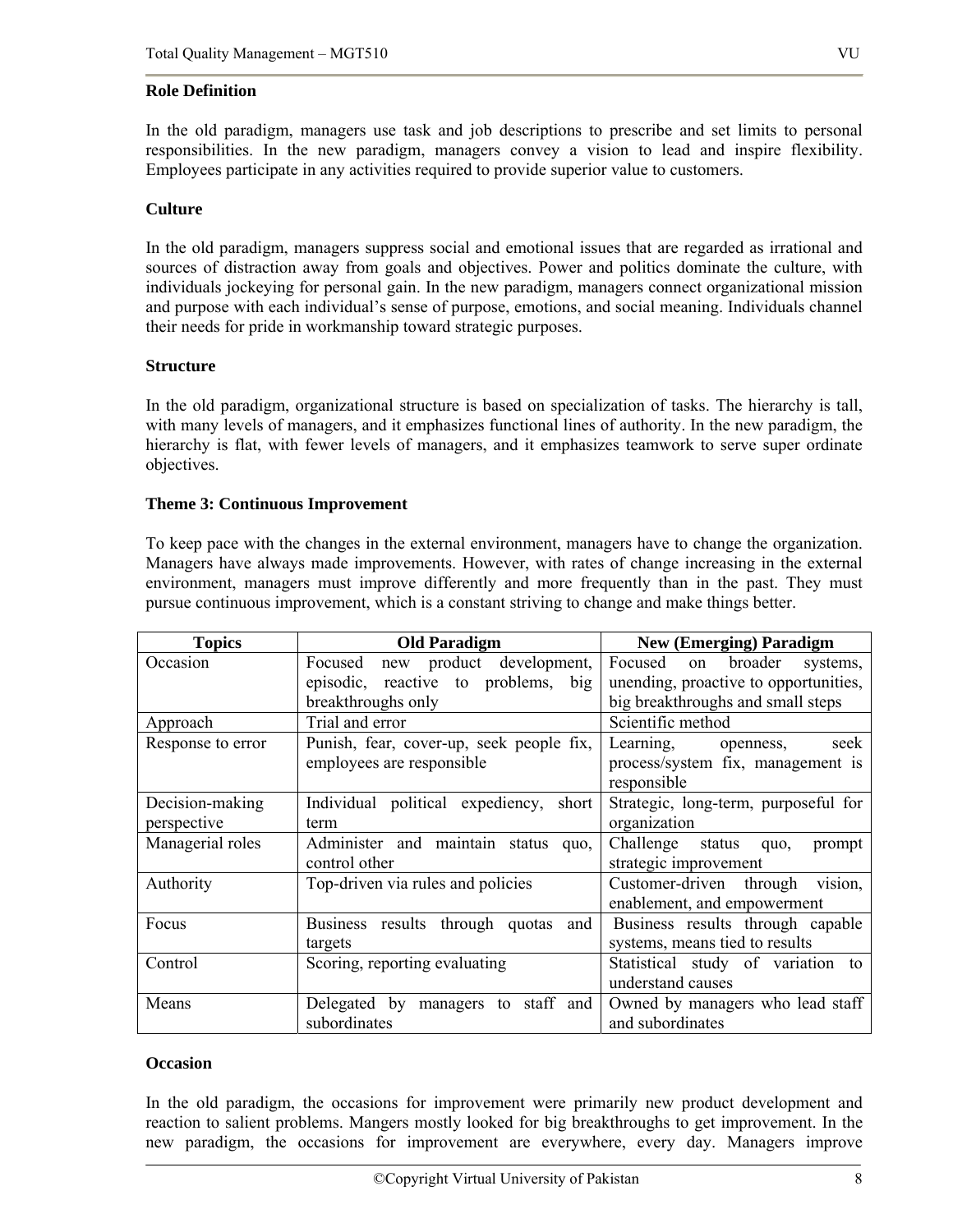**Role Definition**

In the old paradigm, managers use task and job descriptions to prescribe and set limits to personal responsibilities. In the new paradigm, managers convey a vision to lead and inspire flexibility. Employees participate in any activities required to provide superior value to customers.

**Culture**

In the old paradigm, managers suppress social and emotional issues that are regarded as irrational and sources of distraction away from goals and objectives. Power and politics dominate the culture, with individuals jockeying for personal gain. In the new paradigm, managers connect organizational mission and purpose with each individual's sense of purpose, emotions, and social meaning. Individuals channel their needs for pride in workmanship toward strategic purposes.

**Structure**

In the old paradigm, organizational structure is based on specialization of tasks. The hierarchy is tall, with many levels of managers, and it emphasizes functional lines of authority. In the new paradigm, the hierarchy is flat, with fewer levels of managers, and it emphasizes teamwork to serve super ordinate objectives.

**Theme 3: Continuous Improvement**

To keep pace with the changes in the external environment, managers have to change the organization. Managers have always made improvements. However, with rates of change increasing in the external environment, managers must improve differently and more frequently than in the past. They must pursue continuous improvement, which is a constant striving to change and make things better.

| Topics | Old Paradigm | New (Emerging) Paradigm |
| --- | --- | --- |
| Occasion | Focused new product development, episodic, reactive to problems, big breakthroughs only | Focused on broader systems, unending, proactive to opportunities, big breakthroughs and small steps |
| Approach | Trial and error | Scientific method |
| Response to error | Punish, fear, cover-up, seek people fix, employees are responsible | Learning, openness, seek process/system fix, management is responsible |
| Decision-making perspective | Individual political expediency, short term | Strategic, long-term, purposeful for organization |
| Managerial roles | Administer and maintain status quo, control other | Challenge status quo, prompt strategic improvement |
| Authority | Top-driven via rules and policies | Customer-driven through vision, enablement, and empowerment |
| Focus | Business results through quotas and targets | Business results through capable systems, means tied to results |
| Control | Scoring, reporting evaluating | Statistical study of variation to understand causes |
| Means | Delegated by managers to staff and subordinates | Owned by managers who lead staff and subordinates |

**Occasion**

In the old paradigm, the occasions for improvement were primarily new product development and reaction to salient problems. Mangers mostly looked for big breakthroughs to get improvement. In the new paradigm, the occasions for improvement are everywhere, every day. Managers improve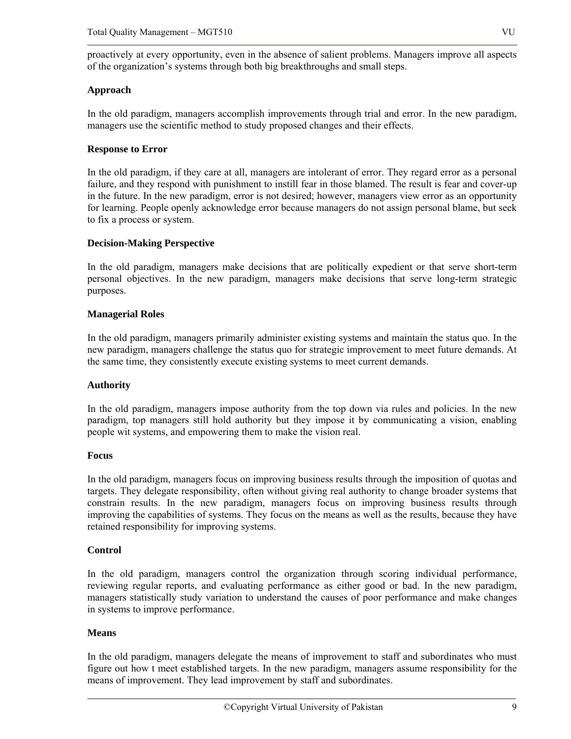proactively at every opportunity, even in the absence of salient problems. Managers improve all aspects of the organization's systems through both big breakthroughs and small steps.

**Approach**

In the old paradigm, managers accomplish improvements through trial and error. In the new paradigm, managers use the scientific method to study proposed changes and their effects.

**Response to Error**

In the old paradigm, if they care at all, managers are intolerant of error. They regard error as a personal failure, and they respond with punishment to instill fear in those blamed. The result is fear and cover-up in the future. In the new paradigm, error is not desired; however, managers view error as an opportunity for learning. People openly acknowledge error because managers do not assign personal blame, but seek to fix a process or system.

**Decision-Making Perspective**

In the old paradigm, managers make decisions that are politically expedient or that serve short-term personal objectives. In the new paradigm, managers make decisions that serve long-term strategic purposes.

**Managerial Roles**

In the old paradigm, managers primarily administer existing systems and maintain the status quo. In the new paradigm, managers challenge the status quo for strategic improvement to meet future demands. At the same time, they consistently execute existing systems to meet current demands.

**Authority**

In the old paradigm, managers impose authority from the top down via rules and policies. In the new paradigm, top managers still hold authority but they impose it by communicating a vision, enabling people wit systems, and empowering them to make the vision real.

**Focus**

In the old paradigm, managers focus on improving business results through the imposition of quotas and targets. They delegate responsibility, often without giving real authority to change broader systems that constrain results. In the new paradigm, managers focus on improving business results through improving the capabilities of systems. They focus on the means as well as the results, because they have retained responsibility for improving systems.

**Control**

In the old paradigm, managers control the organization through scoring individual performance, reviewing regular reports, and evaluating performance as either good or bad. In the new paradigm, managers statistically study variation to understand the causes of poor performance and make changes in systems to improve performance.

**Means**

In the old paradigm, managers delegate the means of improvement to staff and subordinates who must figure out how t meet established targets. In the new paradigm, managers assume responsibility for the means of improvement. They lead improvement by staff and subordinates.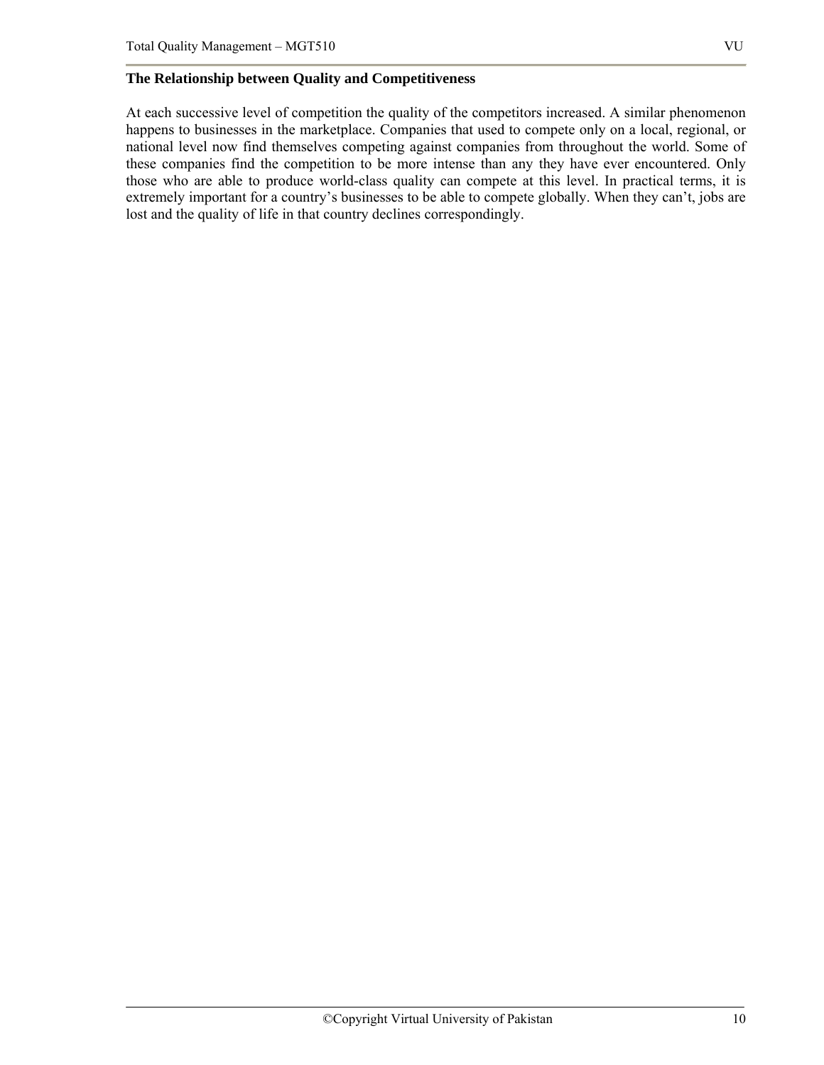**The Relationship between Quality and Competitiveness**

At each successive level of competition the quality of the competitors increased. A similar phenomenon happens to businesses in the marketplace. Companies that used to compete only on a local, regional, or national level now find themselves competing against companies from throughout the world. Some of these companies find the competition to be more intense than any they have ever encountered. Only those who are able to produce world-class quality can compete at this level. In practical terms, it is extremely important for a country's businesses to be able to compete globally. When they can't, jobs are lost and the quality of life in that country declines correspondingly.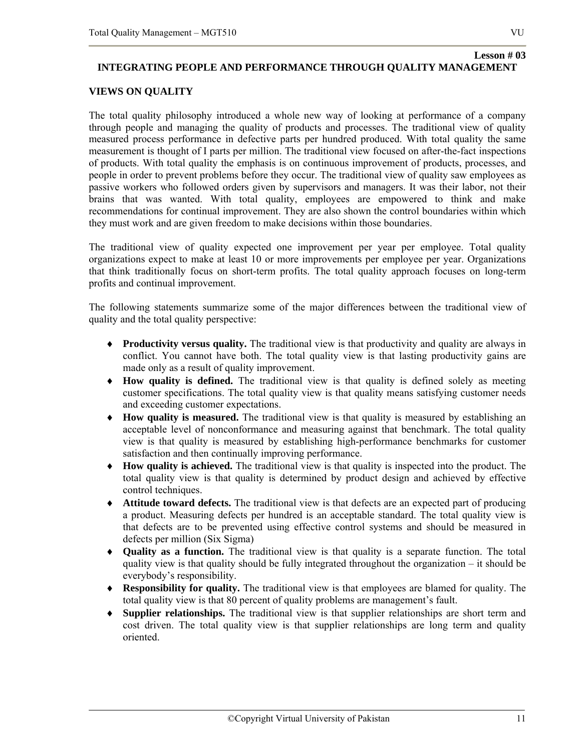**Lesson # 03**

## INTEGRATING PEOPLE AND PERFORMANCE THROUGH QUALITY MANAGEMENT

### VIEWS ON QUALITY

The total quality philosophy introduced a whole new way of looking at performance of a company through people and managing the quality of products and processes. The traditional view of quality measured process performance in defective parts per hundred produced. With total quality the same measurement is thought of I parts per million. The traditional view focused on after-the-fact inspections of products. With total quality the emphasis is on continuous improvement of products, processes, and people in order to prevent problems before they occur. The traditional view of quality saw employees as passive workers who followed orders given by supervisors and managers. It was their labor, not their brains that was wanted. With total quality, employees are empowered to think and make recommendations for continual improvement. They are also shown the control boundaries within which they must work and are given freedom to make decisions within those boundaries.

The traditional view of quality expected one improvement per year per employee. Total quality organizations expect to make at least 10 or more improvements per employee per year. Organizations that think traditionally focus on short-term profits. The total quality approach focuses on long-term profits and continual improvement.

The following statements summarize some of the major differences between the traditional view of quality and the total quality perspective:

- **Productivity versus quality.** The traditional view is that productivity and quality are always in conflict. You cannot have both. The total quality view is that lasting productivity gains are made only as a result of quality improvement.
- **How quality is defined.** The traditional view is that quality is defined solely as meeting customer specifications. The total quality view is that quality means satisfying customer needs and exceeding customer expectations.
- **How quality is measured.** The traditional view is that quality is measured by establishing an acceptable level of nonconformance and measuring against that benchmark. The total quality view is that quality is measured by establishing high-performance benchmarks for customer satisfaction and then continually improving performance.
- **How quality is achieved.** The traditional view is that quality is inspected into the product. The total quality view is that quality is determined by product design and achieved by effective control techniques.
- **Attitude toward defects.** The traditional view is that defects are an expected part of producing a product. Measuring defects per hundred is an acceptable standard. The total quality view is that defects are to be prevented using effective control systems and should be measured in defects per million (Six Sigma)
- **Quality as a function.** The traditional view is that quality is a separate function. The total quality view is that quality should be fully integrated throughout the organization – it should be everybody's responsibility.
- **Responsibility for quality.** The traditional view is that employees are blamed for quality. The total quality view is that 80 percent of quality problems are management's fault.
- **Supplier relationships.** The traditional view is that supplier relationships are short term and cost driven. The total quality view is that supplier relationships are long term and quality oriented.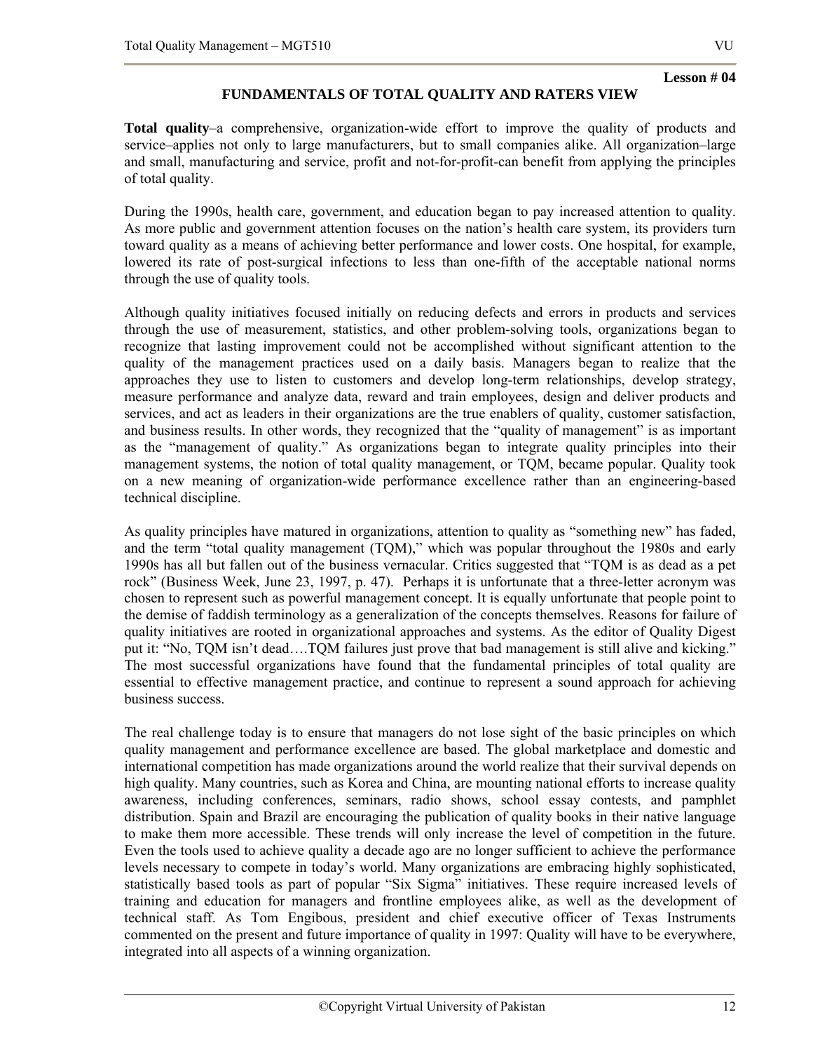**Lesson # 04**

## FUNDAMENTALS OF TOTAL QUALITY AND RATERS VIEW

**Total quality**–a comprehensive, organization-wide effort to improve the quality of products and service–applies not only to large manufacturers, but to small companies alike. All organization–large and small, manufacturing and service, profit and not-for-profit-can benefit from applying the principles of total quality.

During the 1990s, health care, government, and education began to pay increased attention to quality. As more public and government attention focuses on the nation's health care system, its providers turn toward quality as a means of achieving better performance and lower costs. One hospital, for example, lowered its rate of post-surgical infections to less than one-fifth of the acceptable national norms through the use of quality tools.

Although quality initiatives focused initially on reducing defects and errors in products and services through the use of measurement, statistics, and other problem-solving tools, organizations began to recognize that lasting improvement could not be accomplished without significant attention to the quality of the management practices used on a daily basis. Managers began to realize that the approaches they use to listen to customers and develop long-term relationships, develop strategy, measure performance and analyze data, reward and train employees, design and deliver products and services, and act as leaders in their organizations are the true enablers of quality, customer satisfaction, and business results. In other words, they recognized that the "quality of management" is as important as the "management of quality." As organizations began to integrate quality principles into their management systems, the notion of total quality management, or TQM, became popular. Quality took on a new meaning of organization-wide performance excellence rather than an engineering-based technical discipline.

As quality principles have matured in organizations, attention to quality as "something new" has faded, and the term "total quality management (TQM)," which was popular throughout the 1980s and early 1990s has all but fallen out of the business vernacular. Critics suggested that "TQM is as dead as a pet rock" (Business Week, June 23, 1997, p. 47). Perhaps it is unfortunate that a three-letter acronym was chosen to represent such as powerful management concept. It is equally unfortunate that people point to the demise of faddish terminology as a generalization of the concepts themselves. Reasons for failure of quality initiatives are rooted in organizational approaches and systems. As the editor of Quality Digest put it: "No, TQM isn't dead….TQM failures just prove that bad management is still alive and kicking." The most successful organizations have found that the fundamental principles of total quality are essential to effective management practice, and continue to represent a sound approach for achieving business success.

The real challenge today is to ensure that managers do not lose sight of the basic principles on which quality management and performance excellence are based. The global marketplace and domestic and international competition has made organizations around the world realize that their survival depends on high quality. Many countries, such as Korea and China, are mounting national efforts to increase quality awareness, including conferences, seminars, radio shows, school essay contests, and pamphlet distribution. Spain and Brazil are encouraging the publication of quality books in their native language to make them more accessible. These trends will only increase the level of competition in the future. Even the tools used to achieve quality a decade ago are no longer sufficient to achieve the performance levels necessary to compete in today's world. Many organizations are embracing highly sophisticated, statistically based tools as part of popular "Six Sigma" initiatives. These require increased levels of training and education for managers and frontline employees alike, as well as the development of technical staff. As Tom Engibous, president and chief executive officer of Texas Instruments commented on the present and future importance of quality in 1997: Quality will have to be everywhere, integrated into all aspects of a winning organization.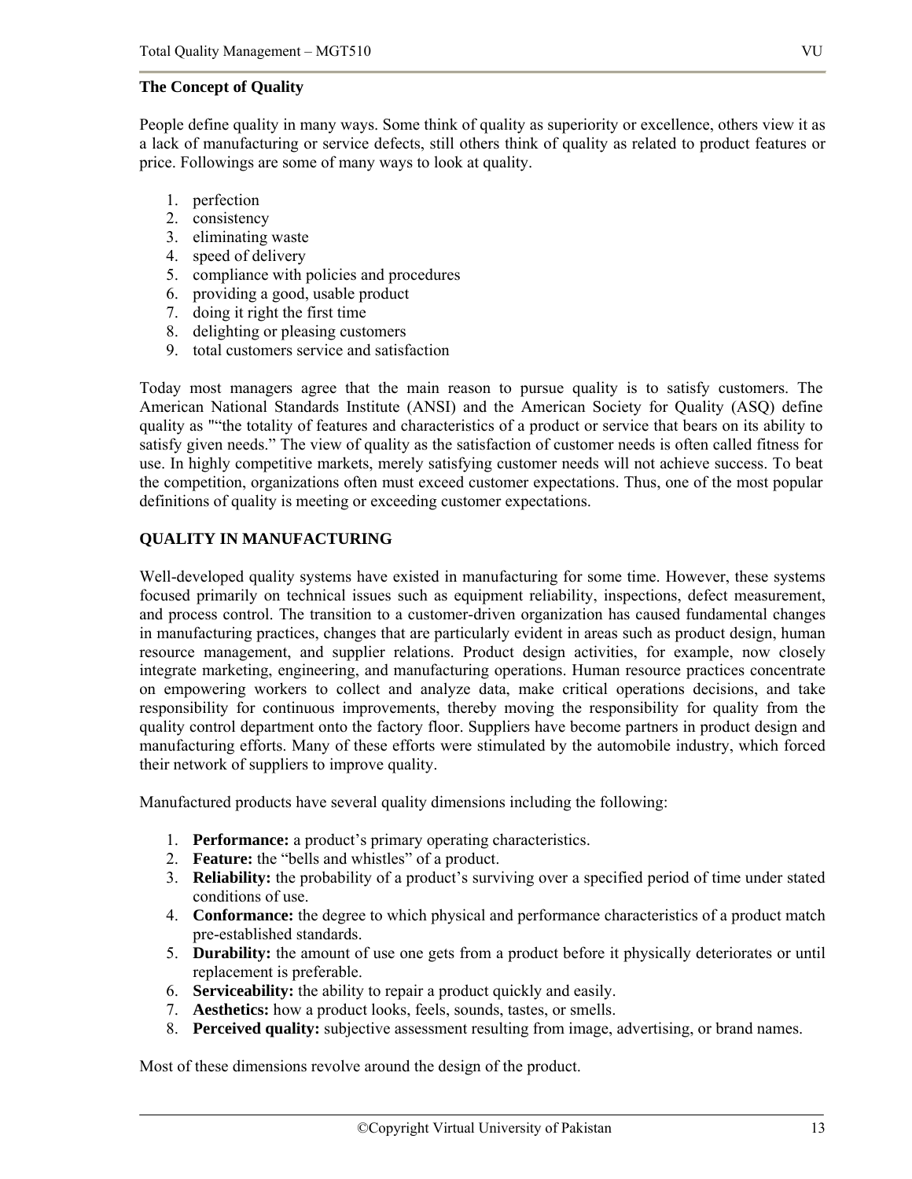**The Concept of Quality**

People define quality in many ways. Some think of quality as superiority or excellence, others view it as a lack of manufacturing or service defects, still others think of quality as related to product features or price. Followings are some of many ways to look at quality.

1. perfection
2. consistency
3. eliminating waste
4. speed of delivery
5. compliance with policies and procedures
6. providing a good, usable product
7. doing it right the first time
8. delighting or pleasing customers
9. total customers service and satisfaction

Today most managers agree that the main reason to pursue quality is to satisfy customers. The American National Standards Institute (ANSI) and the American Society for Quality (ASQ) define quality as "“the totality of features and characteristics of a product or service that bears on its ability to satisfy given needs.” The view of quality as the satisfaction of customer needs is often called fitness for use. In highly competitive markets, merely satisfying customer needs will not achieve success. To beat the competition, organizations often must exceed customer expectations. Thus, one of the most popular definitions of quality is meeting or exceeding customer expectations.

**QUALITY IN MANUFACTURING**

Well-developed quality systems have existed in manufacturing for some time. However, these systems focused primarily on technical issues such as equipment reliability, inspections, defect measurement, and process control. The transition to a customer-driven organization has caused fundamental changes in manufacturing practices, changes that are particularly evident in areas such as product design, human resource management, and supplier relations. Product design activities, for example, now closely integrate marketing, engineering, and manufacturing operations. Human resource practices concentrate on empowering workers to collect and analyze data, make critical operations decisions, and take responsibility for continuous improvements, thereby moving the responsibility for quality from the quality control department onto the factory floor. Suppliers have become partners in product design and manufacturing efforts. Many of these efforts were stimulated by the automobile industry, which forced their network of suppliers to improve quality.

Manufactured products have several quality dimensions including the following:

1. **Performance:** a product’s primary operating characteristics.
2. **Feature:** the “bells and whistles” of a product.
3. **Reliability:** the probability of a product’s surviving over a specified period of time under stated conditions of use.
4. **Conformance:** the degree to which physical and performance characteristics of a product match pre-established standards.
5. **Durability:** the amount of use one gets from a product before it physically deteriorates or until replacement is preferable.
6. **Serviceability:** the ability to repair a product quickly and easily.
7. **Aesthetics:** how a product looks, feels, sounds, tastes, or smells.
8. **Perceived quality:** subjective assessment resulting from image, advertising, or brand names.

Most of these dimensions revolve around the design of the product.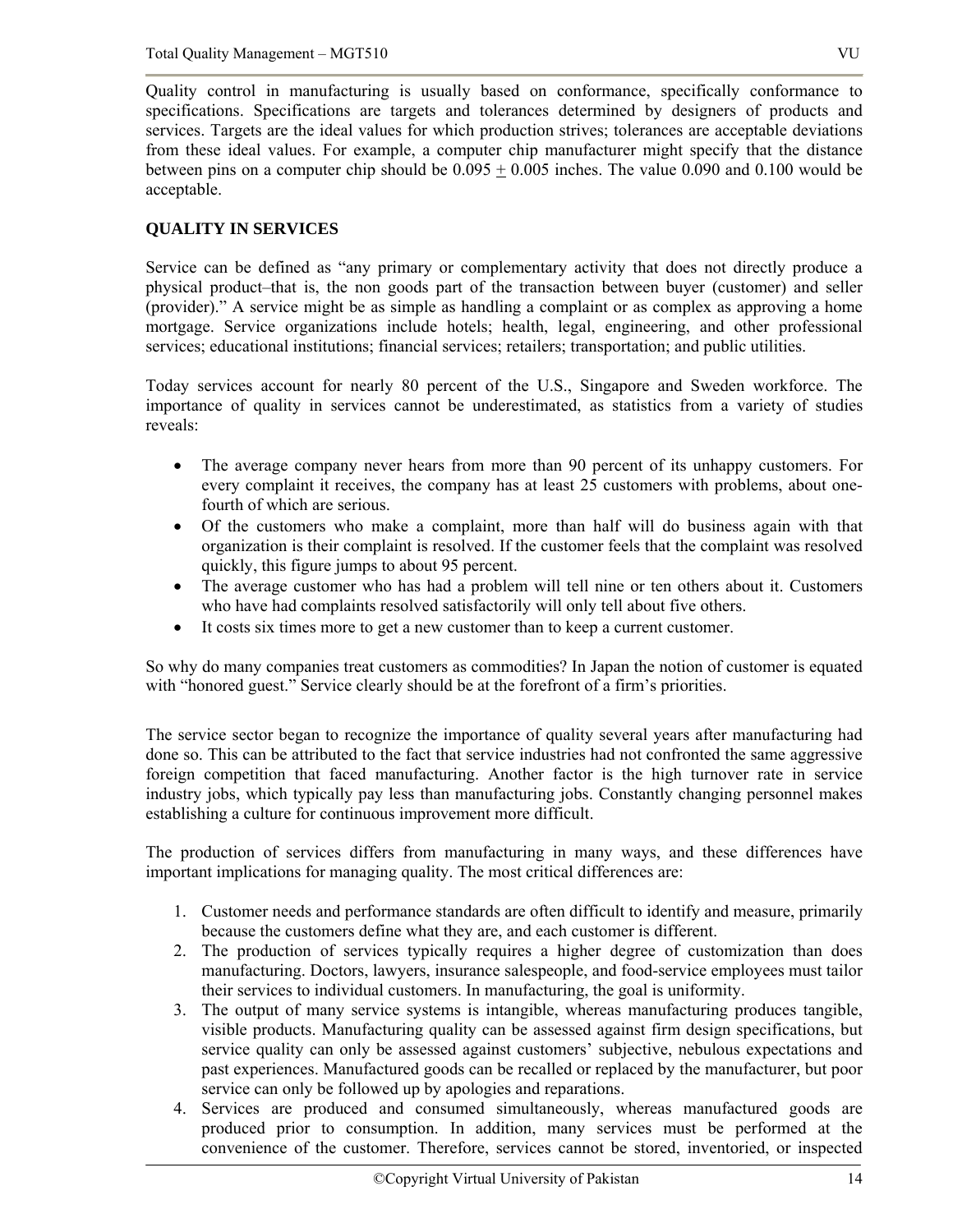Quality control in manufacturing is usually based on conformance, specifically conformance to specifications. Specifications are targets and tolerances determined by designers of products and services. Targets are the ideal values for which production strives; tolerances are acceptable deviations from these ideal values. For example, a computer chip manufacturer might specify that the distance between pins on a computer chip should be $0.095 \pm 0.005$ inches. The value 0.090 and 0.100 would be acceptable.

**QUALITY IN SERVICES**

Service can be defined as "any primary or complementary activity that does not directly produce a physical product–that is, the non goods part of the transaction between buyer (customer) and seller (provider)." A service might be as simple as handling a complaint or as complex as approving a home mortgage. Service organizations include hotels; health, legal, engineering, and other professional services; educational institutions; financial services; retailers; transportation; and public utilities.

Today services account for nearly 80 percent of the U.S., Singapore and Sweden workforce. The importance of quality in services cannot be underestimated, as statistics from a variety of studies reveals:

- The average company never hears from more than 90 percent of its unhappy customers. For every complaint it receives, the company has at least 25 customers with problems, about one-fourth of which are serious.
- Of the customers who make a complaint, more than half will do business again with that organization is their complaint is resolved. If the customer feels that the complaint was resolved quickly, this figure jumps to about 95 percent.
- The average customer who has had a problem will tell nine or ten others about it. Customers who have had complaints resolved satisfactorily will only tell about five others.
- It costs six times more to get a new customer than to keep a current customer.

So why do many companies treat customers as commodities? In Japan the notion of customer is equated with "honored guest." Service clearly should be at the forefront of a firm's priorities.

The service sector began to recognize the importance of quality several years after manufacturing had done so. This can be attributed to the fact that service industries had not confronted the same aggressive foreign competition that faced manufacturing. Another factor is the high turnover rate in service industry jobs, which typically pay less than manufacturing jobs. Constantly changing personnel makes establishing a culture for continuous improvement more difficult.

The production of services differs from manufacturing in many ways, and these differences have important implications for managing quality. The most critical differences are:

1. Customer needs and performance standards are often difficult to identify and measure, primarily because the customers define what they are, and each customer is different.
2. The production of services typically requires a higher degree of customization than does manufacturing. Doctors, lawyers, insurance salespeople, and food-service employees must tailor their services to individual customers. In manufacturing, the goal is uniformity.
3. The output of many service systems is intangible, whereas manufacturing produces tangible, visible products. Manufacturing quality can be assessed against firm design specifications, but service quality can only be assessed against customers' subjective, nebulous expectations and past experiences. Manufactured goods can be recalled or replaced by the manufacturer, but poor service can only be followed up by apologies and reparations.
4. Services are produced and consumed simultaneously, whereas manufactured goods are produced prior to consumption. In addition, many services must be performed at the convenience of the customer. Therefore, services cannot be stored, inventoried, or inspected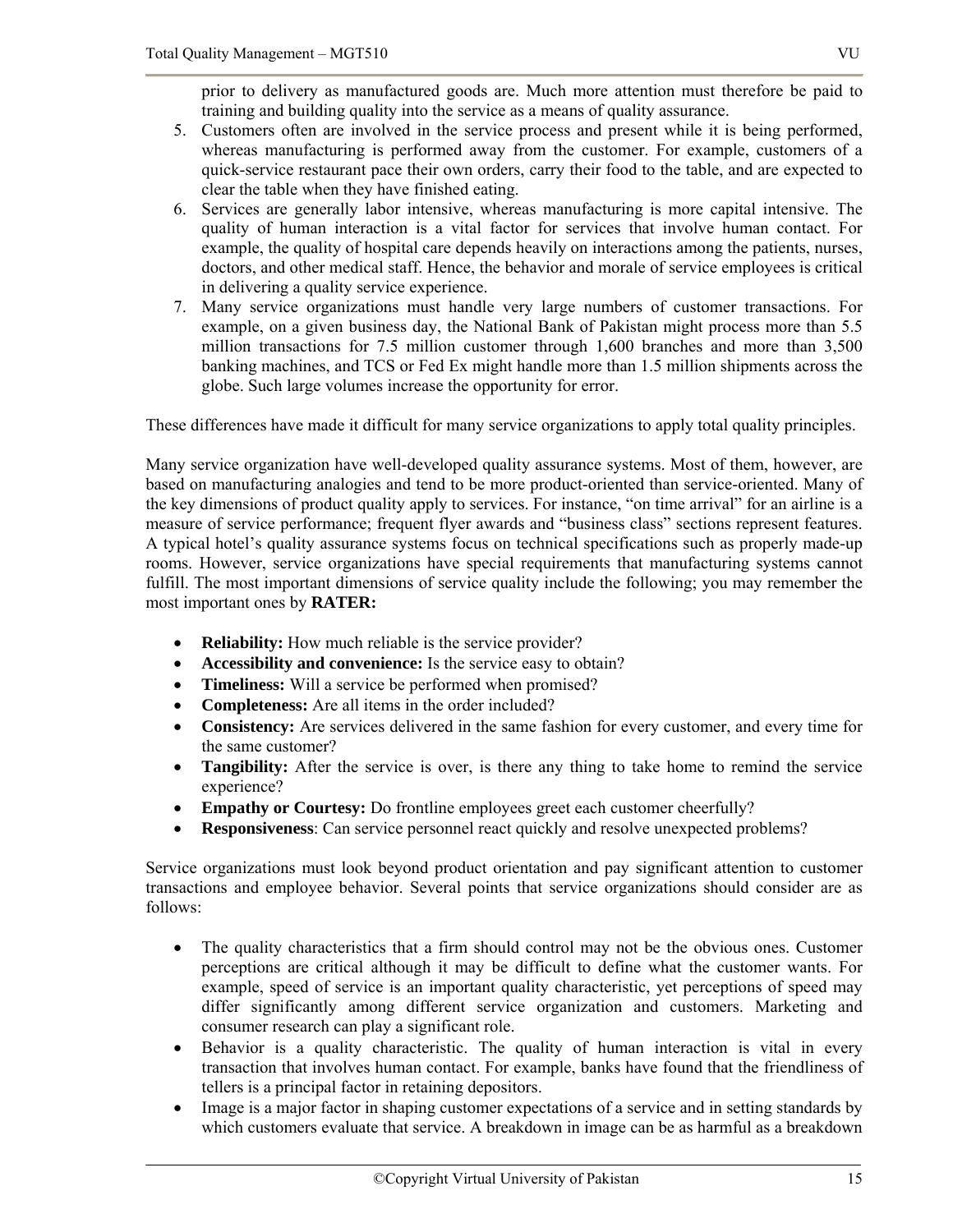prior to delivery as manufactured goods are. Much more attention must therefore be paid to training and building quality into the service as a means of quality assurance.

5. Customers often are involved in the service process and present while it is being performed, whereas manufacturing is performed away from the customer. For example, customers of a quick-service restaurant pace their own orders, carry their food to the table, and are expected to clear the table when they have finished eating.
6. Services are generally labor intensive, whereas manufacturing is more capital intensive. The quality of human interaction is a vital factor for services that involve human contact. For example, the quality of hospital care depends heavily on interactions among the patients, nurses, doctors, and other medical staff. Hence, the behavior and morale of service employees is critical in delivering a quality service experience.
7. Many service organizations must handle very large numbers of customer transactions. For example, on a given business day, the National Bank of Pakistan might process more than 5.5 million transactions for 7.5 million customer through 1,600 branches and more than 3,500 banking machines, and TCS or Fed Ex might handle more than 1.5 million shipments across the globe. Such large volumes increase the opportunity for error.

These differences have made it difficult for many service organizations to apply total quality principles.

Many service organization have well-developed quality assurance systems. Most of them, however, are based on manufacturing analogies and tend to be more product-oriented than service-oriented. Many of the key dimensions of product quality apply to services. For instance, "on time arrival" for an airline is a measure of service performance; frequent flyer awards and "business class" sections represent features. A typical hotel's quality assurance systems focus on technical specifications such as properly made-up rooms. However, service organizations have special requirements that manufacturing systems cannot fulfill. The most important dimensions of service quality include the following; you may remember the most important ones by **RATER:**

- **Reliability:** How much reliable is the service provider?
- **Accessibility and convenience:** Is the service easy to obtain?
- **Timeliness:** Will a service be performed when promised?
- **Completeness:** Are all items in the order included?
- **Consistency:** Are services delivered in the same fashion for every customer, and every time for the same customer?
- **Tangibility:** After the service is over, is there any thing to take home to remind the service experience?
- **Empathy or Courtesy:** Do frontline employees greet each customer cheerfully?
- **Responsiveness**: Can service personnel react quickly and resolve unexpected problems?

Service organizations must look beyond product orientation and pay significant attention to customer transactions and employee behavior. Several points that service organizations should consider are as follows:

- The quality characteristics that a firm should control may not be the obvious ones. Customer perceptions are critical although it may be difficult to define what the customer wants. For example, speed of service is an important quality characteristic, yet perceptions of speed may differ significantly among different service organization and customers. Marketing and consumer research can play a significant role.
- Behavior is a quality characteristic. The quality of human interaction is vital in every transaction that involves human contact. For example, banks have found that the friendliness of tellers is a principal factor in retaining depositors.
- Image is a major factor in shaping customer expectations of a service and in setting standards by which customers evaluate that service. A breakdown in image can be as harmful as a breakdown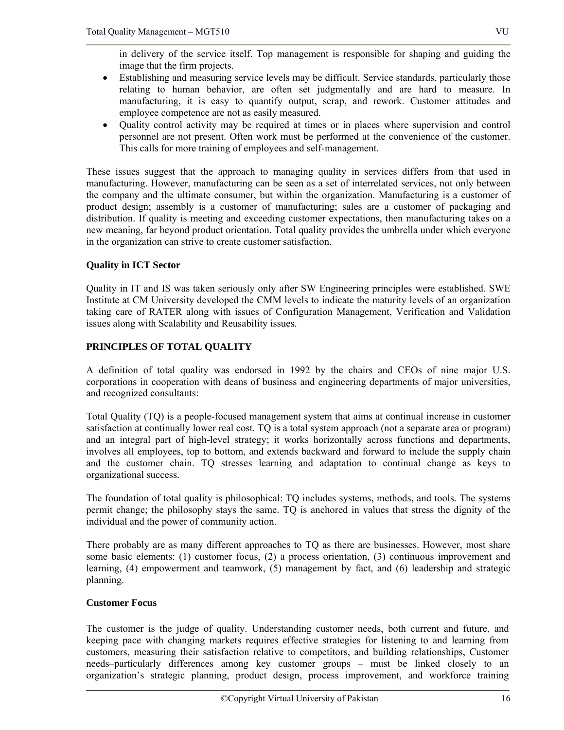in delivery of the service itself. Top management is responsible for shaping and guiding the image that the firm projects.

- Establishing and measuring service levels may be difficult. Service standards, particularly those relating to human behavior, are often set judgmentally and are hard to measure. In manufacturing, it is easy to quantify output, scrap, and rework. Customer attitudes and employee competence are not as easily measured.
- Quality control activity may be required at times or in places where supervision and control personnel are not present. Often work must be performed at the convenience of the customer. This calls for more training of employees and self-management.

These issues suggest that the approach to managing quality in services differs from that used in manufacturing. However, manufacturing can be seen as a set of interrelated services, not only between the company and the ultimate consumer, but within the organization. Manufacturing is a customer of product design; assembly is a customer of manufacturing; sales are a customer of packaging and distribution. If quality is meeting and exceeding customer expectations, then manufacturing takes on a new meaning, far beyond product orientation. Total quality provides the umbrella under which everyone in the organization can strive to create customer satisfaction.

**Quality in ICT Sector**

Quality in IT and IS was taken seriously only after SW Engineering principles were established. SWE Institute at CM University developed the CMM levels to indicate the maturity levels of an organization taking care of RATER along with issues of Configuration Management, Verification and Validation issues along with Scalability and Reusability issues.

## PRINCIPLES OF TOTAL QUALITY

A definition of total quality was endorsed in 1992 by the chairs and CEOs of nine major U.S. corporations in cooperation with deans of business and engineering departments of major universities, and recognized consultants:

Total Quality (TQ) is a people-focused management system that aims at continual increase in customer satisfaction at continually lower real cost. TQ is a total system approach (not a separate area or program) and an integral part of high-level strategy; it works horizontally across functions and departments, involves all employees, top to bottom, and extends backward and forward to include the supply chain and the customer chain. TQ stresses learning and adaptation to continual change as keys to organizational success.

The foundation of total quality is philosophical: TQ includes systems, methods, and tools. The systems permit change; the philosophy stays the same. TQ is anchored in values that stress the dignity of the individual and the power of community action.

There probably are as many different approaches to TQ as there are businesses. However, most share some basic elements: (1) customer focus, (2) a process orientation, (3) continuous improvement and learning, (4) empowerment and teamwork, (5) management by fact, and (6) leadership and strategic planning.

**Customer Focus**

The customer is the judge of quality. Understanding customer needs, both current and future, and keeping pace with changing markets requires effective strategies for listening to and learning from customers, measuring their satisfaction relative to competitors, and building relationships, Customer needs–particularly differences among key customer groups – must be linked closely to an organization's strategic planning, product design, process improvement, and workforce training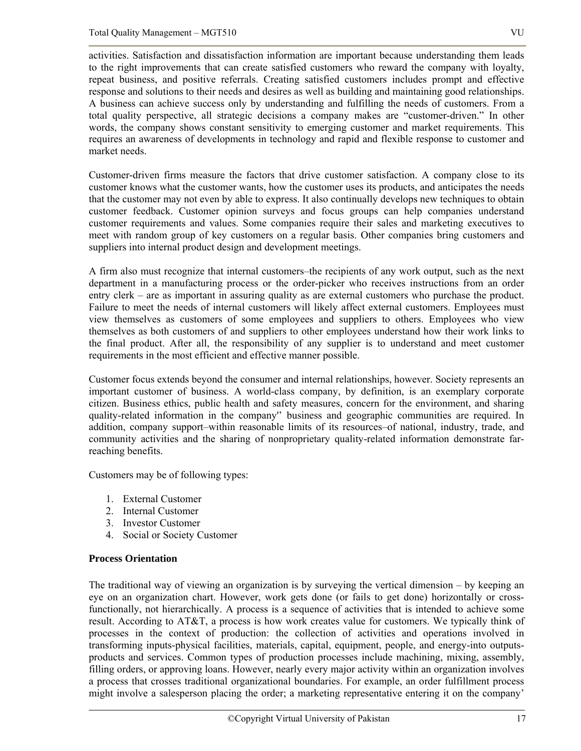activities. Satisfaction and dissatisfaction information are important because understanding them leads to the right improvements that can create satisfied customers who reward the company with loyalty, repeat business, and positive referrals. Creating satisfied customers includes prompt and effective response and solutions to their needs and desires as well as building and maintaining good relationships. A business can achieve success only by understanding and fulfilling the needs of customers. From a total quality perspective, all strategic decisions a company makes are "customer-driven." In other words, the company shows constant sensitivity to emerging customer and market requirements. This requires an awareness of developments in technology and rapid and flexible response to customer and market needs.

Customer-driven firms measure the factors that drive customer satisfaction. A company close to its customer knows what the customer wants, how the customer uses its products, and anticipates the needs that the customer may not even by able to express. It also continually develops new techniques to obtain customer feedback. Customer opinion surveys and focus groups can help companies understand customer requirements and values. Some companies require their sales and marketing executives to meet with random group of key customers on a regular basis. Other companies bring customers and suppliers into internal product design and development meetings.

A firm also must recognize that internal customers–the recipients of any work output, such as the next department in a manufacturing process or the order-picker who receives instructions from an order entry clerk – are as important in assuring quality as are external customers who purchase the product. Failure to meet the needs of internal customers will likely affect external customers. Employees must view themselves as customers of some employees and suppliers to others. Employees who view themselves as both customers of and suppliers to other employees understand how their work links to the final product. After all, the responsibility of any supplier is to understand and meet customer requirements in the most efficient and effective manner possible.

Customer focus extends beyond the consumer and internal relationships, however. Society represents an important customer of business. A world-class company, by definition, is an exemplary corporate citizen. Business ethics, public health and safety measures, concern for the environment, and sharing quality-related information in the company'' business and geographic communities are required. In addition, company support–within reasonable limits of its resources–of national, industry, trade, and community activities and the sharing of nonproprietary quality-related information demonstrate far-reaching benefits.

Customers may be of following types:

1. External Customer
2. Internal Customer
3. Investor Customer
4. Social or Society Customer

**Process Orientation**

The traditional way of viewing an organization is by surveying the vertical dimension – by keeping an eye on an organization chart. However, work gets done (or fails to get done) horizontally or cross-functionally, not hierarchically. A process is a sequence of activities that is intended to achieve some result. According to AT&T, a process is how work creates value for customers. We typically think of processes in the context of production: the collection of activities and operations involved in transforming inputs-physical facilities, materials, capital, equipment, people, and energy-into outputs-products and services. Common types of production processes include machining, mixing, assembly, filling orders, or approving loans. However, nearly every major activity within an organization involves a process that crosses traditional organizational boundaries. For example, an order fulfillment process might involve a salesperson placing the order; a marketing representative entering it on the company'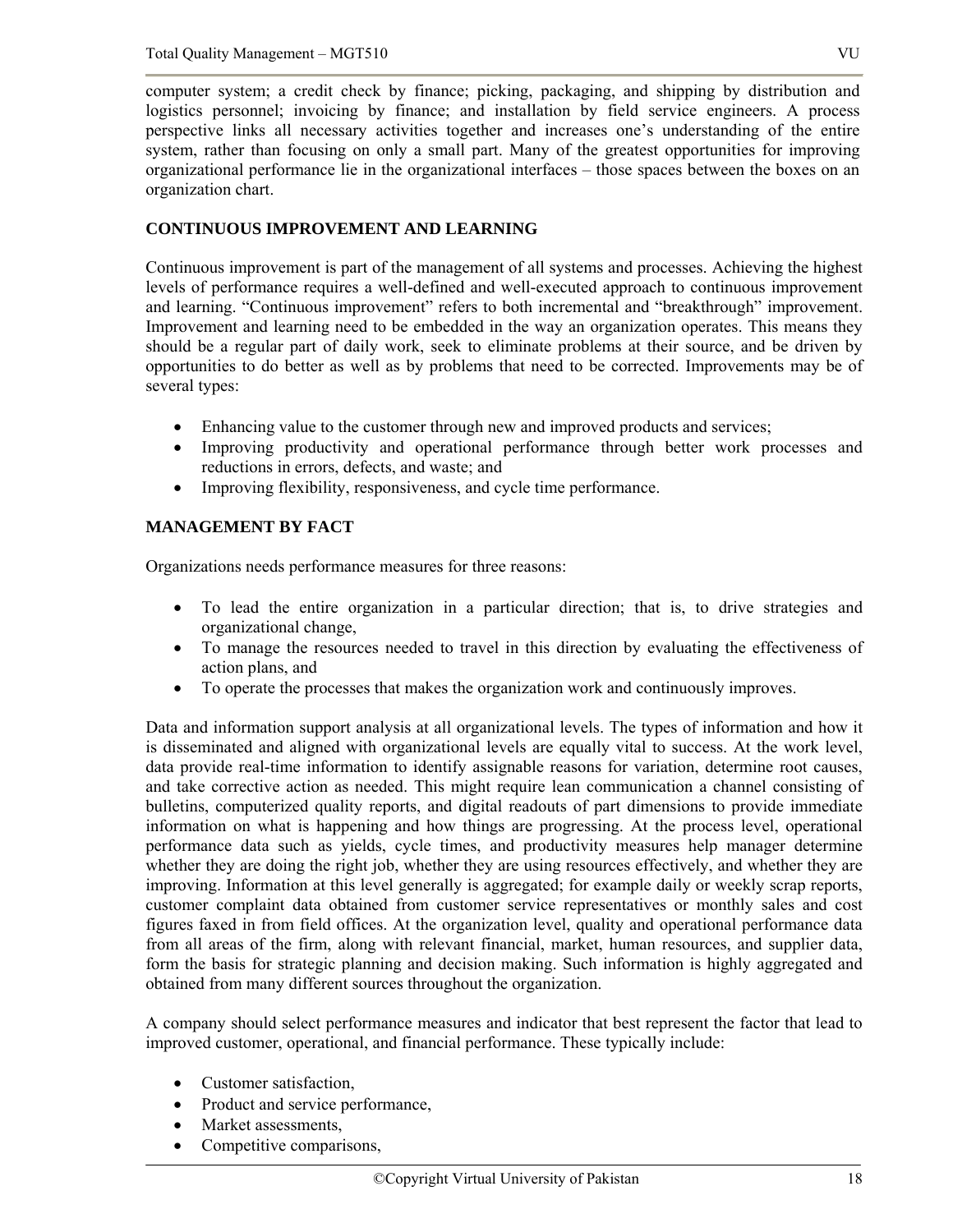computer system; a credit check by finance; picking, packaging, and shipping by distribution and logistics personnel; invoicing by finance; and installation by field service engineers. A process perspective links all necessary activities together and increases one's understanding of the entire system, rather than focusing on only a small part. Many of the greatest opportunities for improving organizational performance lie in the organizational interfaces – those spaces between the boxes on an organization chart.

## CONTINUOUS IMPROVEMENT AND LEARNING

Continuous improvement is part of the management of all systems and processes. Achieving the highest levels of performance requires a well-defined and well-executed approach to continuous improvement and learning. "Continuous improvement" refers to both incremental and "breakthrough" improvement. Improvement and learning need to be embedded in the way an organization operates. This means they should be a regular part of daily work, seek to eliminate problems at their source, and be driven by opportunities to do better as well as by problems that need to be corrected. Improvements may be of several types:

- Enhancing value to the customer through new and improved products and services;
- Improving productivity and operational performance through better work processes and reductions in errors, defects, and waste; and
- Improving flexibility, responsiveness, and cycle time performance.

## MANAGEMENT BY FACT

Organizations needs performance measures for three reasons:

- To lead the entire organization in a particular direction; that is, to drive strategies and organizational change,
- To manage the resources needed to travel in this direction by evaluating the effectiveness of action plans, and
- To operate the processes that makes the organization work and continuously improves.

Data and information support analysis at all organizational levels. The types of information and how it is disseminated and aligned with organizational levels are equally vital to success. At the work level, data provide real-time information to identify assignable reasons for variation, determine root causes, and take corrective action as needed. This might require lean communication a channel consisting of bulletins, computerized quality reports, and digital readouts of part dimensions to provide immediate information on what is happening and how things are progressing. At the process level, operational performance data such as yields, cycle times, and productivity measures help manager determine whether they are doing the right job, whether they are using resources effectively, and whether they are improving. Information at this level generally is aggregated; for example daily or weekly scrap reports, customer complaint data obtained from customer service representatives or monthly sales and cost figures faxed in from field offices. At the organization level, quality and operational performance data from all areas of the firm, along with relevant financial, market, human resources, and supplier data, form the basis for strategic planning and decision making. Such information is highly aggregated and obtained from many different sources throughout the organization.

A company should select performance measures and indicator that best represent the factor that lead to improved customer, operational, and financial performance. These typically include:

- Customer satisfaction,
- Product and service performance,
- Market assessments,
- Competitive comparisons,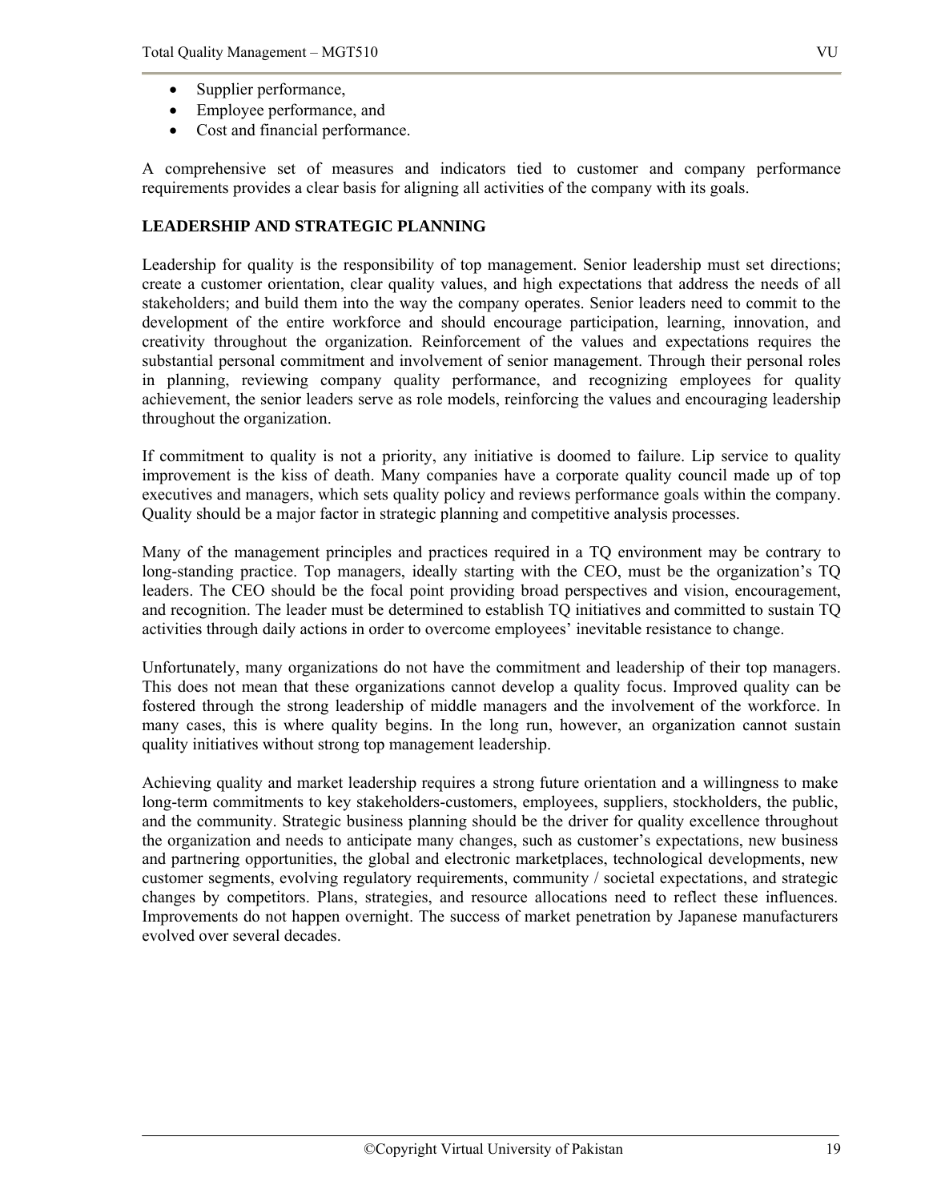- Supplier performance,
- Employee performance, and
- Cost and financial performance.

A comprehensive set of measures and indicators tied to customer and company performance requirements provides a clear basis for aligning all activities of the company with its goals.

**LEADERSHIP AND STRATEGIC PLANNING**

Leadership for quality is the responsibility of top management. Senior leadership must set directions; create a customer orientation, clear quality values, and high expectations that address the needs of all stakeholders; and build them into the way the company operates. Senior leaders need to commit to the development of the entire workforce and should encourage participation, learning, innovation, and creativity throughout the organization. Reinforcement of the values and expectations requires the substantial personal commitment and involvement of senior management. Through their personal roles in planning, reviewing company quality performance, and recognizing employees for quality achievement, the senior leaders serve as role models, reinforcing the values and encouraging leadership throughout the organization.

If commitment to quality is not a priority, any initiative is doomed to failure. Lip service to quality improvement is the kiss of death. Many companies have a corporate quality council made up of top executives and managers, which sets quality policy and reviews performance goals within the company. Quality should be a major factor in strategic planning and competitive analysis processes.

Many of the management principles and practices required in a TQ environment may be contrary to long-standing practice. Top managers, ideally starting with the CEO, must be the organization's TQ leaders. The CEO should be the focal point providing broad perspectives and vision, encouragement, and recognition. The leader must be determined to establish TQ initiatives and committed to sustain TQ activities through daily actions in order to overcome employees' inevitable resistance to change.

Unfortunately, many organizations do not have the commitment and leadership of their top managers. This does not mean that these organizations cannot develop a quality focus. Improved quality can be fostered through the strong leadership of middle managers and the involvement of the workforce. In many cases, this is where quality begins. In the long run, however, an organization cannot sustain quality initiatives without strong top management leadership.

Achieving quality and market leadership requires a strong future orientation and a willingness to make long-term commitments to key stakeholders-customers, employees, suppliers, stockholders, the public, and the community. Strategic business planning should be the driver for quality excellence throughout the organization and needs to anticipate many changes, such as customer's expectations, new business and partnering opportunities, the global and electronic marketplaces, technological developments, new customer segments, evolving regulatory requirements, community / societal expectations, and strategic changes by competitors. Plans, strategies, and resource allocations need to reflect these influences. Improvements do not happen overnight. The success of market penetration by Japanese manufacturers evolved over several decades.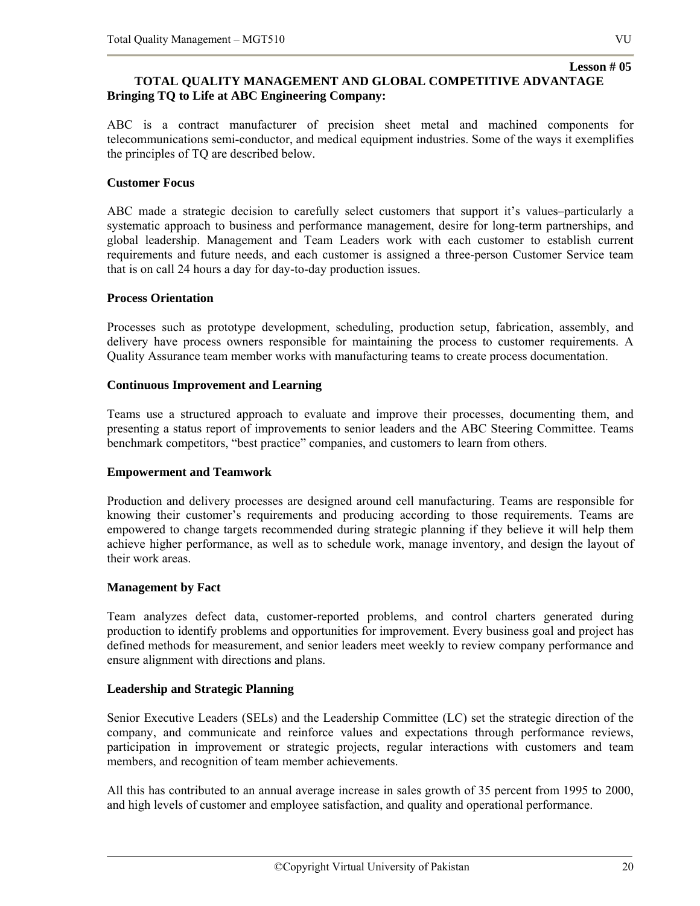**Lesson # 05**

## TOTAL QUALITY MANAGEMENT AND GLOBAL COMPETITIVE ADVANTAGE

**Bringing TQ to Life at ABC Engineering Company:**

ABC is a contract manufacturer of precision sheet metal and machined components for telecommunications semi-conductor, and medical equipment industries. Some of the ways it exemplifies the principles of TQ are described below.

**Customer Focus**

ABC made a strategic decision to carefully select customers that support it's values–particularly a systematic approach to business and performance management, desire for long-term partnerships, and global leadership. Management and Team Leaders work with each customer to establish current requirements and future needs, and each customer is assigned a three-person Customer Service team that is on call 24 hours a day for day-to-day production issues.

**Process Orientation**

Processes such as prototype development, scheduling, production setup, fabrication, assembly, and delivery have process owners responsible for maintaining the process to customer requirements. A Quality Assurance team member works with manufacturing teams to create process documentation.

**Continuous Improvement and Learning**

Teams use a structured approach to evaluate and improve their processes, documenting them, and presenting a status report of improvements to senior leaders and the ABC Steering Committee. Teams benchmark competitors, "best practice" companies, and customers to learn from others.

**Empowerment and Teamwork**

Production and delivery processes are designed around cell manufacturing. Teams are responsible for knowing their customer's requirements and producing according to those requirements. Teams are empowered to change targets recommended during strategic planning if they believe it will help them achieve higher performance, as well as to schedule work, manage inventory, and design the layout of their work areas.

**Management by Fact**

Team analyzes defect data, customer-reported problems, and control charters generated during production to identify problems and opportunities for improvement. Every business goal and project has defined methods for measurement, and senior leaders meet weekly to review company performance and ensure alignment with directions and plans.

**Leadership and Strategic Planning**

Senior Executive Leaders (SELs) and the Leadership Committee (LC) set the strategic direction of the company, and communicate and reinforce values and expectations through performance reviews, participation in improvement or strategic projects, regular interactions with customers and team members, and recognition of team member achievements.

All this has contributed to an annual average increase in sales growth of 35 percent from 1995 to 2000, and high levels of customer and employee satisfaction, and quality and operational performance.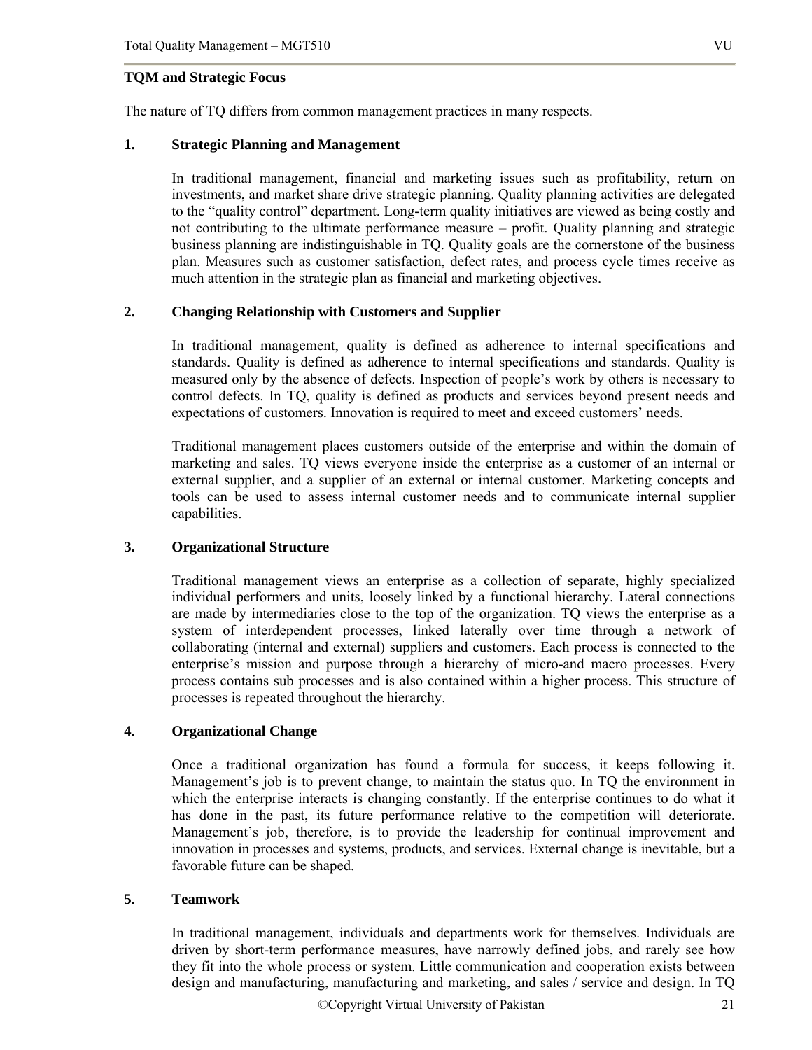**TQM and Strategic Focus**

The nature of TQ differs from common management practices in many respects.

**1. Strategic Planning and Management**

In traditional management, financial and marketing issues such as profitability, return on investments, and market share drive strategic planning. Quality planning activities are delegated to the "quality control" department. Long-term quality initiatives are viewed as being costly and not contributing to the ultimate performance measure – profit. Quality planning and strategic business planning are indistinguishable in TQ. Quality goals are the cornerstone of the business plan. Measures such as customer satisfaction, defect rates, and process cycle times receive as much attention in the strategic plan as financial and marketing objectives.

**2. Changing Relationship with Customers and Supplier**

In traditional management, quality is defined as adherence to internal specifications and standards. Quality is defined as adherence to internal specifications and standards. Quality is measured only by the absence of defects. Inspection of people's work by others is necessary to control defects. In TQ, quality is defined as products and services beyond present needs and expectations of customers. Innovation is required to meet and exceed customers' needs.

Traditional management places customers outside of the enterprise and within the domain of marketing and sales. TQ views everyone inside the enterprise as a customer of an internal or external supplier, and a supplier of an external or internal customer. Marketing concepts and tools can be used to assess internal customer needs and to communicate internal supplier capabilities.

**3. Organizational Structure**

Traditional management views an enterprise as a collection of separate, highly specialized individual performers and units, loosely linked by a functional hierarchy. Lateral connections are made by intermediaries close to the top of the organization. TQ views the enterprise as a system of interdependent processes, linked laterally over time through a network of collaborating (internal and external) suppliers and customers. Each process is connected to the enterprise's mission and purpose through a hierarchy of micro-and macro processes. Every process contains sub processes and is also contained within a higher process. This structure of processes is repeated throughout the hierarchy.

**4. Organizational Change**

Once a traditional organization has found a formula for success, it keeps following it. Management's job is to prevent change, to maintain the status quo. In TQ the environment in which the enterprise interacts is changing constantly. If the enterprise continues to do what it has done in the past, its future performance relative to the competition will deteriorate. Management's job, therefore, is to provide the leadership for continual improvement and innovation in processes and systems, products, and services. External change is inevitable, but a favorable future can be shaped.

**5. Teamwork**

In traditional management, individuals and departments work for themselves. Individuals are driven by short-term performance measures, have narrowly defined jobs, and rarely see how they fit into the whole process or system. Little communication and cooperation exists between design and manufacturing, manufacturing and marketing, and sales / service and design. In TQ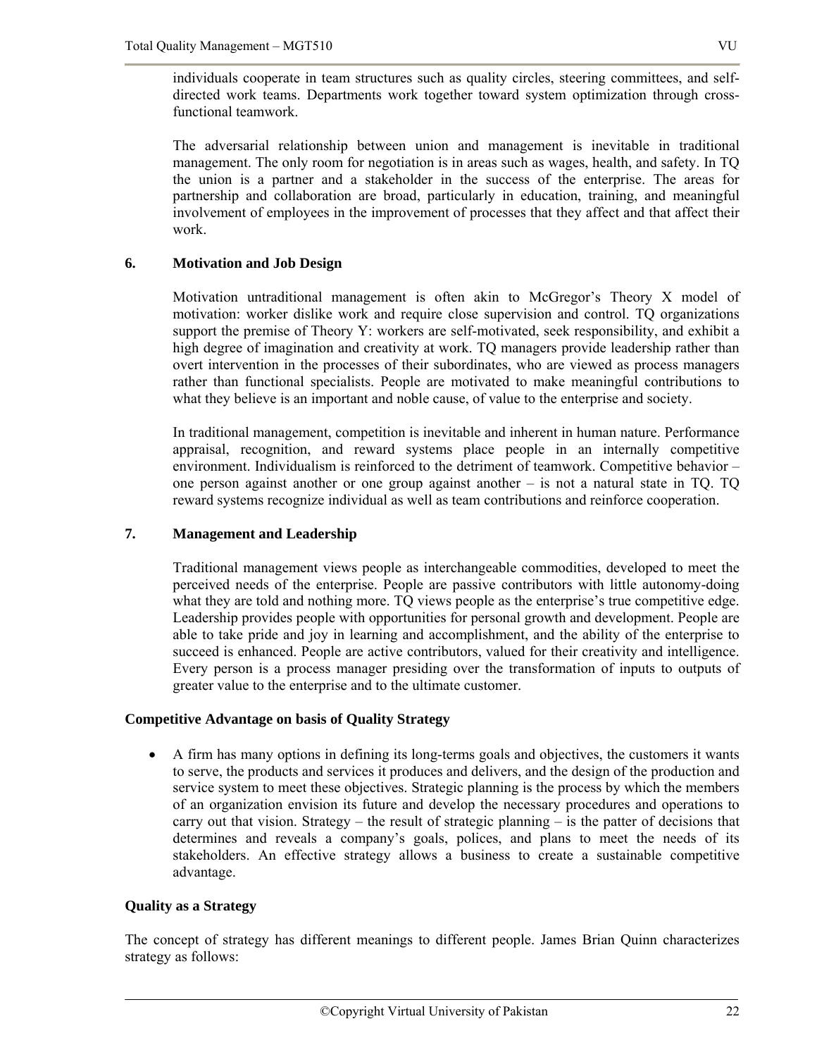individuals cooperate in team structures such as quality circles, steering committees, and self-directed work teams. Departments work together toward system optimization through cross-functional teamwork.

The adversarial relationship between union and management is inevitable in traditional management. The only room for negotiation is in areas such as wages, health, and safety. In TQ the union is a partner and a stakeholder in the success of the enterprise. The areas for partnership and collaboration are broad, particularly in education, training, and meaningful involvement of employees in the improvement of processes that they affect and that affect their work.

**6. Motivation and Job Design**

Motivation untraditional management is often akin to McGregor's Theory X model of motivation: worker dislike work and require close supervision and control. TQ organizations support the premise of Theory Y: workers are self-motivated, seek responsibility, and exhibit a high degree of imagination and creativity at work. TQ managers provide leadership rather than overt intervention in the processes of their subordinates, who are viewed as process managers rather than functional specialists. People are motivated to make meaningful contributions to what they believe is an important and noble cause, of value to the enterprise and society.

In traditional management, competition is inevitable and inherent in human nature. Performance appraisal, recognition, and reward systems place people in an internally competitive environment. Individualism is reinforced to the detriment of teamwork. Competitive behavior – one person against another or one group against another – is not a natural state in TQ. TQ reward systems recognize individual as well as team contributions and reinforce cooperation.

**7. Management and Leadership**

Traditional management views people as interchangeable commodities, developed to meet the perceived needs of the enterprise. People are passive contributors with little autonomy-doing what they are told and nothing more. TQ views people as the enterprise's true competitive edge. Leadership provides people with opportunities for personal growth and development. People are able to take pride and joy in learning and accomplishment, and the ability of the enterprise to succeed is enhanced. People are active contributors, valued for their creativity and intelligence. Every person is a process manager presiding over the transformation of inputs to outputs of greater value to the enterprise and to the ultimate customer.

**Competitive Advantage on basis of Quality Strategy**

- A firm has many options in defining its long-terms goals and objectives, the customers it wants to serve, the products and services it produces and delivers, and the design of the production and service system to meet these objectives. Strategic planning is the process by which the members of an organization envision its future and develop the necessary procedures and operations to carry out that vision. Strategy – the result of strategic planning – is the patter of decisions that determines and reveals a company's goals, polices, and plans to meet the needs of its stakeholders. An effective strategy allows a business to create a sustainable competitive advantage.

**Quality as a Strategy**

The concept of strategy has different meanings to different people. James Brian Quinn characterizes strategy as follows: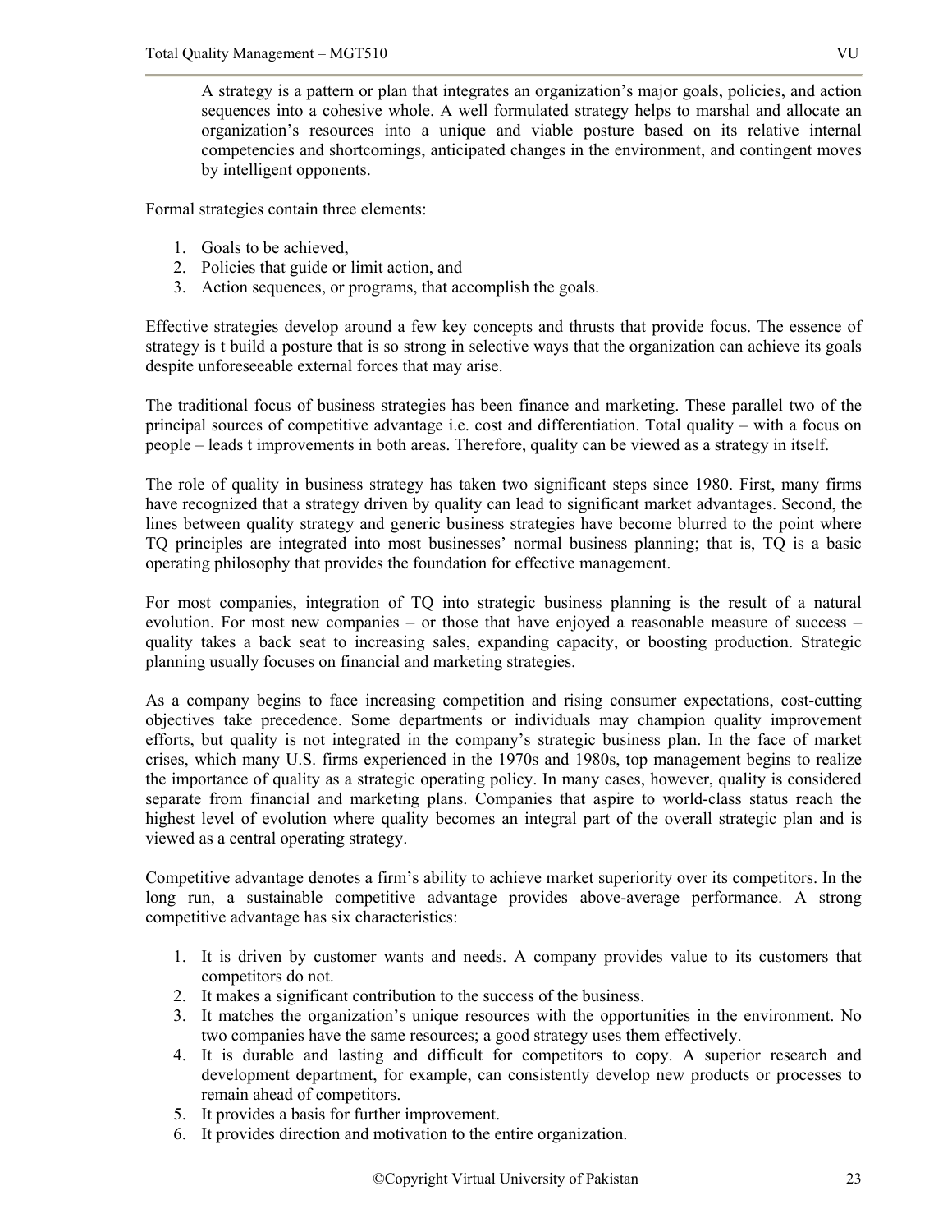A strategy is a pattern or plan that integrates an organization's major goals, policies, and action sequences into a cohesive whole. A well formulated strategy helps to marshal and allocate an organization's resources into a unique and viable posture based on its relative internal competencies and shortcomings, anticipated changes in the environment, and contingent moves by intelligent opponents.

Formal strategies contain three elements:

1. Goals to be achieved,
2. Policies that guide or limit action, and
3. Action sequences, or programs, that accomplish the goals.

Effective strategies develop around a few key concepts and thrusts that provide focus. The essence of strategy is t build a posture that is so strong in selective ways that the organization can achieve its goals despite unforeseeable external forces that may arise.

The traditional focus of business strategies has been finance and marketing. These parallel two of the principal sources of competitive advantage i.e. cost and differentiation. Total quality – with a focus on people – leads t improvements in both areas. Therefore, quality can be viewed as a strategy in itself.

The role of quality in business strategy has taken two significant steps since 1980. First, many firms have recognized that a strategy driven by quality can lead to significant market advantages. Second, the lines between quality strategy and generic business strategies have become blurred to the point where TQ principles are integrated into most businesses' normal business planning; that is, TQ is a basic operating philosophy that provides the foundation for effective management.

For most companies, integration of TQ into strategic business planning is the result of a natural evolution. For most new companies – or those that have enjoyed a reasonable measure of success – quality takes a back seat to increasing sales, expanding capacity, or boosting production. Strategic planning usually focuses on financial and marketing strategies.

As a company begins to face increasing competition and rising consumer expectations, cost-cutting objectives take precedence. Some departments or individuals may champion quality improvement efforts, but quality is not integrated in the company's strategic business plan. In the face of market crises, which many U.S. firms experienced in the 1970s and 1980s, top management begins to realize the importance of quality as a strategic operating policy. In many cases, however, quality is considered separate from financial and marketing plans. Companies that aspire to world-class status reach the highest level of evolution where quality becomes an integral part of the overall strategic plan and is viewed as a central operating strategy.

Competitive advantage denotes a firm's ability to achieve market superiority over its competitors. In the long run, a sustainable competitive advantage provides above-average performance. A strong competitive advantage has six characteristics:

1. It is driven by customer wants and needs. A company provides value to its customers that competitors do not.
2. It makes a significant contribution to the success of the business.
3. It matches the organization's unique resources with the opportunities in the environment. No two companies have the same resources; a good strategy uses them effectively.
4. It is durable and lasting and difficult for competitors to copy. A superior research and development department, for example, can consistently develop new products or processes to remain ahead of competitors.
5. It provides a basis for further improvement.
6. It provides direction and motivation to the entire organization.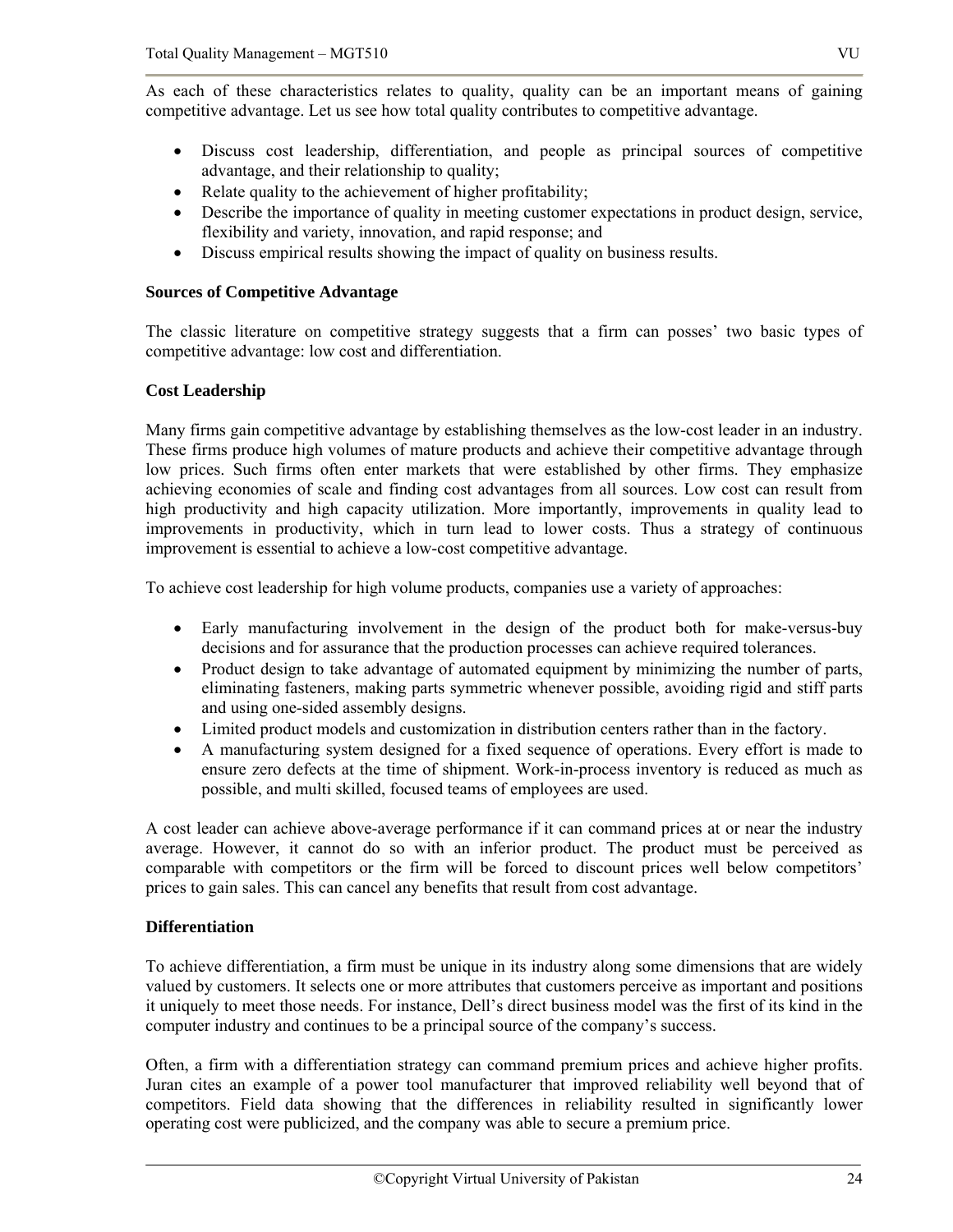As each of these characteristics relates to quality, quality can be an important means of gaining competitive advantage. Let us see how total quality contributes to competitive advantage.

- Discuss cost leadership, differentiation, and people as principal sources of competitive advantage, and their relationship to quality;
- Relate quality to the achievement of higher profitability;
- Describe the importance of quality in meeting customer expectations in product design, service, flexibility and variety, innovation, and rapid response; and
- Discuss empirical results showing the impact of quality on business results.

**Sources of Competitive Advantage**

The classic literature on competitive strategy suggests that a firm can posses' two basic types of competitive advantage: low cost and differentiation.

**Cost Leadership**

Many firms gain competitive advantage by establishing themselves as the low-cost leader in an industry. These firms produce high volumes of mature products and achieve their competitive advantage through low prices. Such firms often enter markets that were established by other firms. They emphasize achieving economies of scale and finding cost advantages from all sources. Low cost can result from high productivity and high capacity utilization. More importantly, improvements in quality lead to improvements in productivity, which in turn lead to lower costs. Thus a strategy of continuous improvement is essential to achieve a low-cost competitive advantage.

To achieve cost leadership for high volume products, companies use a variety of approaches:

- Early manufacturing involvement in the design of the product both for make-versus-buy decisions and for assurance that the production processes can achieve required tolerances.
- Product design to take advantage of automated equipment by minimizing the number of parts, eliminating fasteners, making parts symmetric whenever possible, avoiding rigid and stiff parts and using one-sided assembly designs.
- Limited product models and customization in distribution centers rather than in the factory.
- A manufacturing system designed for a fixed sequence of operations. Every effort is made to ensure zero defects at the time of shipment. Work-in-process inventory is reduced as much as possible, and multi skilled, focused teams of employees are used.

A cost leader can achieve above-average performance if it can command prices at or near the industry average. However, it cannot do so with an inferior product. The product must be perceived as comparable with competitors or the firm will be forced to discount prices well below competitors' prices to gain sales. This can cancel any benefits that result from cost advantage.

**Differentiation**

To achieve differentiation, a firm must be unique in its industry along some dimensions that are widely valued by customers. It selects one or more attributes that customers perceive as important and positions it uniquely to meet those needs. For instance, Dell's direct business model was the first of its kind in the computer industry and continues to be a principal source of the company's success.

Often, a firm with a differentiation strategy can command premium prices and achieve higher profits. Juran cites an example of a power tool manufacturer that improved reliability well beyond that of competitors. Field data showing that the differences in reliability resulted in significantly lower operating cost were publicized, and the company was able to secure a premium price.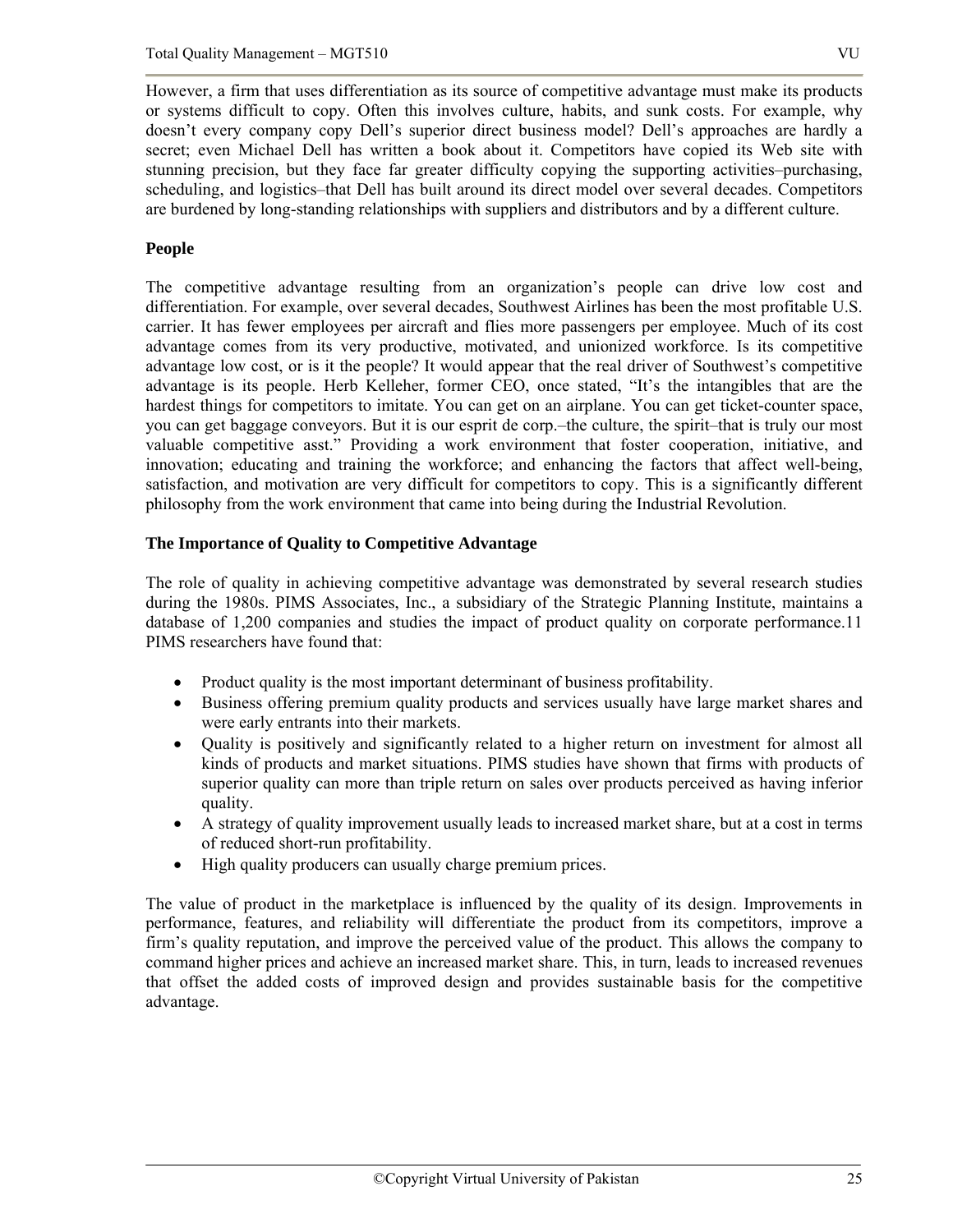However, a firm that uses differentiation as its source of competitive advantage must make its products or systems difficult to copy. Often this involves culture, habits, and sunk costs. For example, why doesn't every company copy Dell's superior direct business model? Dell's approaches are hardly a secret; even Michael Dell has written a book about it. Competitors have copied its Web site with stunning precision, but they face far greater difficulty copying the supporting activities–purchasing, scheduling, and logistics–that Dell has built around its direct model over several decades. Competitors are burdened by long-standing relationships with suppliers and distributors and by a different culture.

**People**

The competitive advantage resulting from an organization's people can drive low cost and differentiation. For example, over several decades, Southwest Airlines has been the most profitable U.S. carrier. It has fewer employees per aircraft and flies more passengers per employee. Much of its cost advantage comes from its very productive, motivated, and unionized workforce. Is its competitive advantage low cost, or is it the people? It would appear that the real driver of Southwest's competitive advantage is its people. Herb Kelleher, former CEO, once stated, "It's the intangibles that are the hardest things for competitors to imitate. You can get on an airplane. You can get ticket-counter space, you can get baggage conveyors. But it is our esprit de corp.–the culture, the spirit–that is truly our most valuable competitive asst." Providing a work environment that foster cooperation, initiative, and innovation; educating and training the workforce; and enhancing the factors that affect well-being, satisfaction, and motivation are very difficult for competitors to copy. This is a significantly different philosophy from the work environment that came into being during the Industrial Revolution.

**The Importance of Quality to Competitive Advantage**

The role of quality in achieving competitive advantage was demonstrated by several research studies during the 1980s. PIMS Associates, Inc., a subsidiary of the Strategic Planning Institute, maintains a database of 1,200 companies and studies the impact of product quality on corporate performance.11 PIMS researchers have found that:

- Product quality is the most important determinant of business profitability.
- Business offering premium quality products and services usually have large market shares and were early entrants into their markets.
- Quality is positively and significantly related to a higher return on investment for almost all kinds of products and market situations. PIMS studies have shown that firms with products of superior quality can more than triple return on sales over products perceived as having inferior quality.
- A strategy of quality improvement usually leads to increased market share, but at a cost in terms of reduced short-run profitability.
- High quality producers can usually charge premium prices.

The value of product in the marketplace is influenced by the quality of its design. Improvements in performance, features, and reliability will differentiate the product from its competitors, improve a firm's quality reputation, and improve the perceived value of the product. This allows the company to command higher prices and achieve an increased market share. This, in turn, leads to increased revenues that offset the added costs of improved design and provides sustainable basis for the competitive advantage.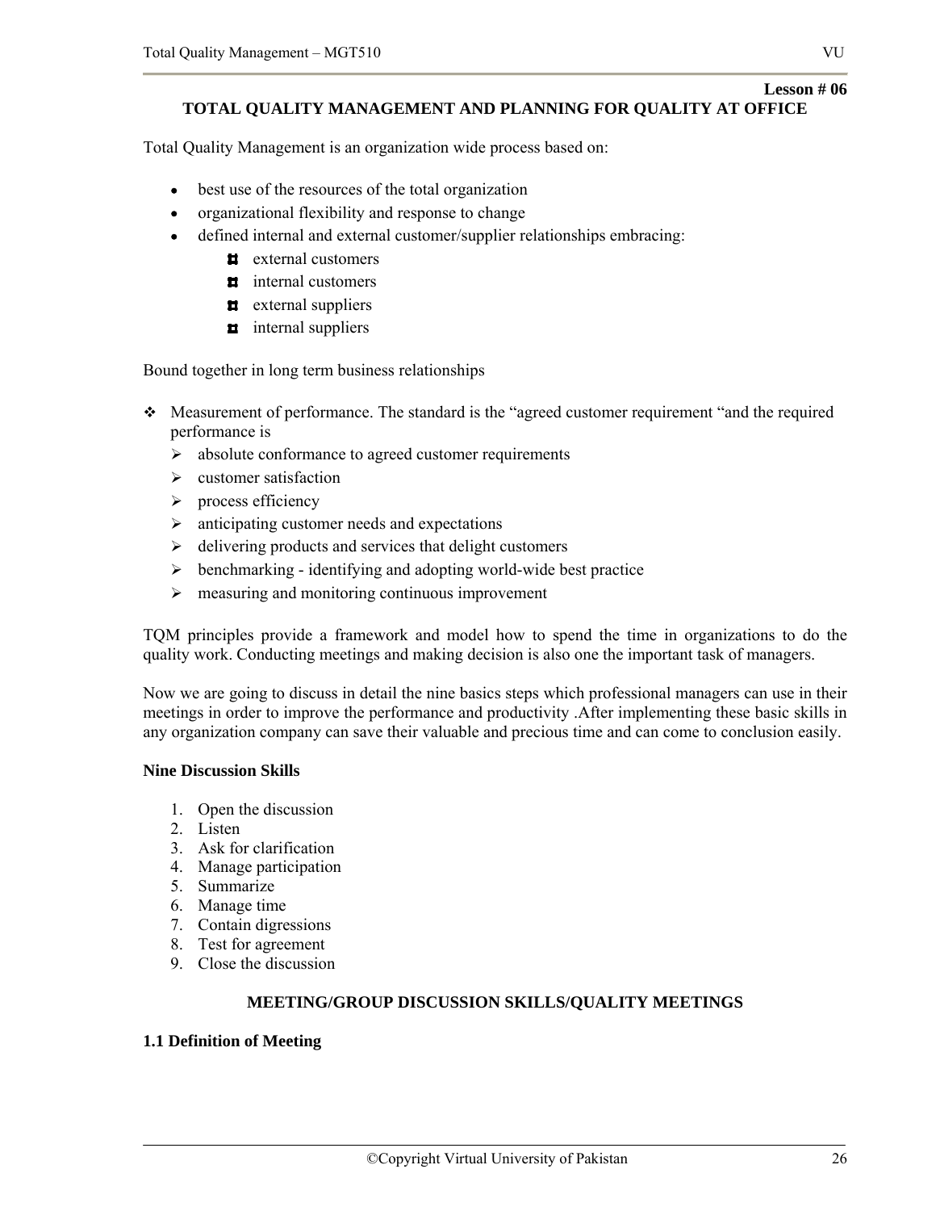**Lesson # 06**

## TOTAL QUALITY MANAGEMENT AND PLANNING FOR QUALITY AT OFFICE

Total Quality Management is an organization wide process based on:

- best use of the resources of the total organization
- organizational flexibility and response to change
- defined internal and external customer/supplier relationships embracing:
  - external customers
  - internal customers
  - external suppliers
  - internal suppliers

Bound together in long term business relationships

- Measurement of performance. The standard is the "agreed customer requirement "and the required performance is
  - absolute conformance to agreed customer requirements
  - customer satisfaction
  - process efficiency
  - anticipating customer needs and expectations
  - delivering products and services that delight customers
  - benchmarking - identifying and adopting world-wide best practice
  - measuring and monitoring continuous improvement

TQM principles provide a framework and model how to spend the time in organizations to do the quality work. Conducting meetings and making decision is also one the important task of managers.

Now we are going to discuss in detail the nine basics steps which professional managers can use in their meetings in order to improve the performance and productivity .After implementing these basic skills in any organization company can save their valuable and precious time and can come to conclusion easily.

**Nine Discussion Skills**

1. Open the discussion
2. Listen
3. Ask for clarification
4. Manage participation
5. Summarize
6. Manage time
7. Contain digressions
8. Test for agreement
9. Close the discussion

### MEETING/GROUP DISCUSSION SKILLS/QUALITY MEETINGS

**1.1 Definition of Meeting**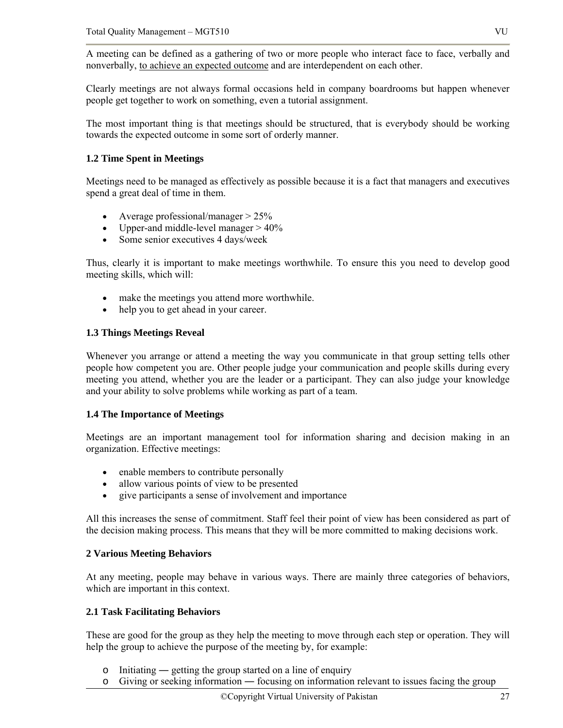A meeting can be defined as a gathering of two or more people who interact face to face, verbally and nonverbally, <u>to achieve an expected outcome</u> and are interdependent on each other.

Clearly meetings are not always formal occasions held in company boardrooms but happen whenever people get together to work on something, even a tutorial assignment.

The most important thing is that meetings should be structured, that is everybody should be working towards the expected outcome in some sort of orderly manner.

### 1.2 Time Spent in Meetings

Meetings need to be managed as effectively as possible because it is a fact that managers and executives spend a great deal of time in them.

- Average professional/manager > 25%
- Upper-and middle-level manager > 40%
- Some senior executives 4 days/week

Thus, clearly it is important to make meetings worthwhile. To ensure this you need to develop good meeting skills, which will:

- make the meetings you attend more worthwhile.
- help you to get ahead in your career.

### 1.3 Things Meetings Reveal

Whenever you arrange or attend a meeting the way you communicate in that group setting tells other people how competent you are. Other people judge your communication and people skills during every meeting you attend, whether you are the leader or a participant. They can also judge your knowledge and your ability to solve problems while working as part of a team.

### 1.4 The Importance of Meetings

Meetings are an important management tool for information sharing and decision making in an organization. Effective meetings:

- enable members to contribute personally
- allow various points of view to be presented
- give participants a sense of involvement and importance

All this increases the sense of commitment. Staff feel their point of view has been considered as part of the decision making process. This means that they will be more committed to making decisions work.

## 2 Various Meeting Behaviors

At any meeting, people may behave in various ways. There are mainly three categories of behaviors, which are important in this context.

### 2.1 Task Facilitating Behaviors

These are good for the group as they help the meeting to move through each step or operation. They will help the group to achieve the purpose of the meeting by, for example:

- Initiating ― getting the group started on a line of enquiry
- Giving or seeking information ― focusing on information relevant to issues facing the group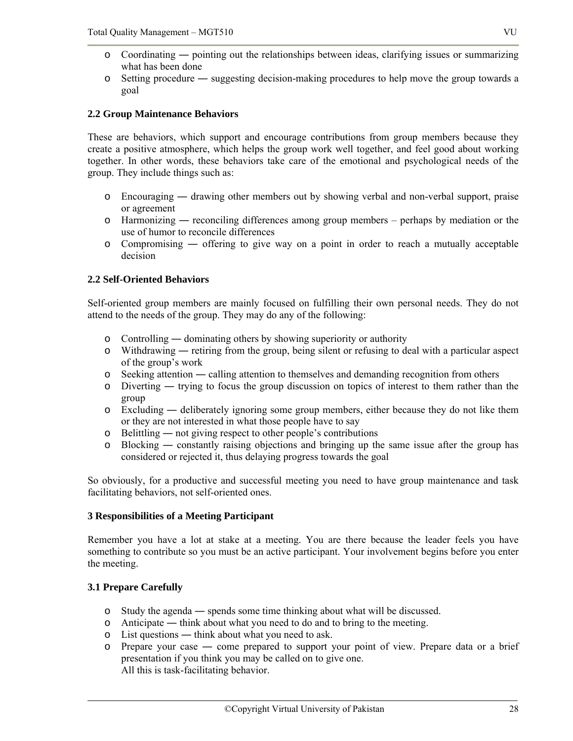- Coordinating ― pointing out the relationships between ideas, clarifying issues or summarizing what has been done
- Setting procedure ― suggesting decision-making procedures to help move the group towards a goal

### 2.2 Group Maintenance Behaviors

These are behaviors, which support and encourage contributions from group members because they create a positive atmosphere, which helps the group work well together, and feel good about working together. In other words, these behaviors take care of the emotional and psychological needs of the group. They include things such as:

- Encouraging ― drawing other members out by showing verbal and non-verbal support, praise or agreement
- Harmonizing ― reconciling differences among group members – perhaps by mediation or the use of humor to reconcile differences
- Compromising ― offering to give way on a point in order to reach a mutually acceptable decision

### 2.2 Self-Oriented Behaviors

Self-oriented group members are mainly focused on fulfilling their own personal needs. They do not attend to the needs of the group. They may do any of the following:

- Controlling ― dominating others by showing superiority or authority
- Withdrawing ― retiring from the group, being silent or refusing to deal with a particular aspect of the group's work
- Seeking attention ― calling attention to themselves and demanding recognition from others
- Diverting ― trying to focus the group discussion on topics of interest to them rather than the group
- Excluding ― deliberately ignoring some group members, either because they do not like them or they are not interested in what those people have to say
- Belittling ― not giving respect to other people's contributions
- Blocking ― constantly raising objections and bringing up the same issue after the group has considered or rejected it, thus delaying progress towards the goal

So obviously, for a productive and successful meeting you need to have group maintenance and task facilitating behaviors, not self-oriented ones.

## 3 Responsibilities of a Meeting Participant

Remember you have a lot at stake at a meeting. You are there because the leader feels you have something to contribute so you must be an active participant. Your involvement begins before you enter the meeting.

### 3.1 Prepare Carefully

- Study the agenda ― spends some time thinking about what will be discussed.
- Anticipate ― think about what you need to do and to bring to the meeting.
- List questions ― think about what you need to ask.
- Prepare your case ― come prepared to support your point of view. Prepare data or a brief presentation if you think you may be called on to give one.
  All this is task-facilitating behavior.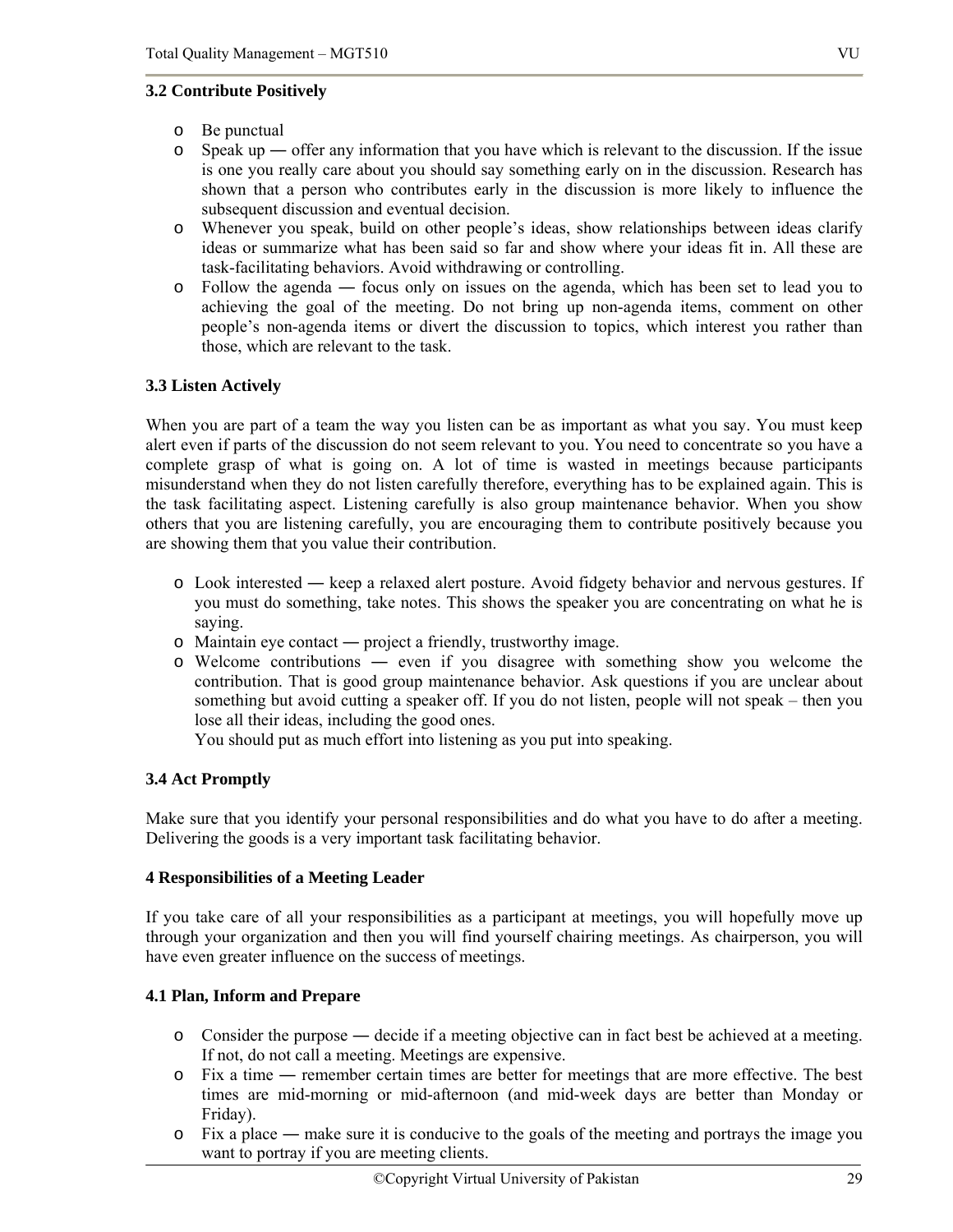### 3.2 Contribute Positively

- Be punctual
- Speak up ― offer any information that you have which is relevant to the discussion. If the issue is one you really care about you should say something early on in the discussion. Research has shown that a person who contributes early in the discussion is more likely to influence the subsequent discussion and eventual decision.
- Whenever you speak, build on other people's ideas, show relationships between ideas clarify ideas or summarize what has been said so far and show where your ideas fit in. All these are task-facilitating behaviors. Avoid withdrawing or controlling.
- Follow the agenda ― focus only on issues on the agenda, which has been set to lead you to achieving the goal of the meeting. Do not bring up non-agenda items, comment on other people's non-agenda items or divert the discussion to topics, which interest you rather than those, which are relevant to the task.

### 3.3 Listen Actively

When you are part of a team the way you listen can be as important as what you say. You must keep alert even if parts of the discussion do not seem relevant to you. You need to concentrate so you have a complete grasp of what is going on. A lot of time is wasted in meetings because participants misunderstand when they do not listen carefully therefore, everything has to be explained again. This is the task facilitating aspect. Listening carefully is also group maintenance behavior. When you show others that you are listening carefully, you are encouraging them to contribute positively because you are showing them that you value their contribution.

- Look interested ― keep a relaxed alert posture. Avoid fidgety behavior and nervous gestures. If you must do something, take notes. This shows the speaker you are concentrating on what he is saying.
- Maintain eye contact ― project a friendly, trustworthy image.
- Welcome contributions ― even if you disagree with something show you welcome the contribution. That is good group maintenance behavior. Ask questions if you are unclear about something but avoid cutting a speaker off. If you do not listen, people will not speak – then you lose all their ideas, including the good ones.
  You should put as much effort into listening as you put into speaking.

### 3.4 Act Promptly

Make sure that you identify your personal responsibilities and do what you have to do after a meeting. Delivering the goods is a very important task facilitating behavior.

## 4 Responsibilities of a Meeting Leader

If you take care of all your responsibilities as a participant at meetings, you will hopefully move up through your organization and then you will find yourself chairing meetings. As chairperson, you will have even greater influence on the success of meetings.

### 4.1 Plan, Inform and Prepare

- Consider the purpose ― decide if a meeting objective can in fact best be achieved at a meeting. If not, do not call a meeting. Meetings are expensive.
- Fix a time ― remember certain times are better for meetings that are more effective. The best times are mid-morning or mid-afternoon (and mid-week days are better than Monday or Friday).
- Fix a place ― make sure it is conducive to the goals of the meeting and portrays the image you want to portray if you are meeting clients.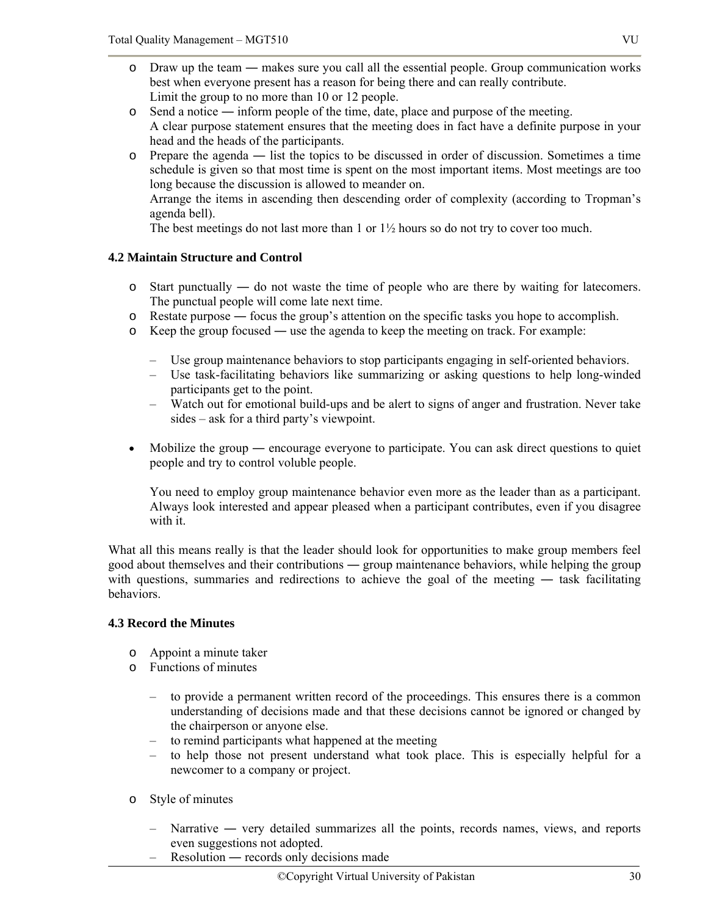- Draw up the team ― makes sure you call all the essential people. Group communication works best when everyone present has a reason for being there and can really contribute.
  Limit the group to no more than 10 or 12 people.
- Send a notice ― inform people of the time, date, place and purpose of the meeting.
  A clear purpose statement ensures that the meeting does in fact have a definite purpose in your head and the heads of the participants.
- Prepare the agenda ― list the topics to be discussed in order of discussion. Sometimes a time schedule is given so that most time is spent on the most important items. Most meetings are too long because the discussion is allowed to meander on.
  Arrange the items in ascending then descending order of complexity (according to Tropman's agenda bell).
  The best meetings do not last more than 1 or 1½ hours so do not try to cover too much.

### 4.2 Maintain Structure and Control

- Start punctually ― do not waste the time of people who are there by waiting for latecomers. The punctual people will come late next time.
- Restate purpose ― focus the group's attention on the specific tasks you hope to accomplish.
- Keep the group focused ― use the agenda to keep the meeting on track. For example:

  – Use group maintenance behaviors to stop participants engaging in self-oriented behaviors.
  – Use task-facilitating behaviors like summarizing or asking questions to help long-winded participants get to the point.
  – Watch out for emotional build-ups and be alert to signs of anger and frustration. Never take sides – ask for a third party's viewpoint.

- Mobilize the group ― encourage everyone to participate. You can ask direct questions to quiet people and try to control voluble people.

  You need to employ group maintenance behavior even more as the leader than as a participant. Always look interested and appear pleased when a participant contributes, even if you disagree with it.

What all this means really is that the leader should look for opportunities to make group members feel good about themselves and their contributions ― group maintenance behaviors, while helping the group with questions, summaries and redirections to achieve the goal of the meeting ― task facilitating behaviors.

### 4.3 Record the Minutes

- Appoint a minute taker
- Functions of minutes

  – to provide a permanent written record of the proceedings. This ensures there is a common understanding of decisions made and that these decisions cannot be ignored or changed by the chairperson or anyone else.
  – to remind participants what happened at the meeting
  – to help those not present understand what took place. This is especially helpful for a newcomer to a company or project.

- Style of minutes

  – Narrative ― very detailed summarizes all the points, records names, views, and reports even suggestions not adopted.
  – Resolution ― records only decisions made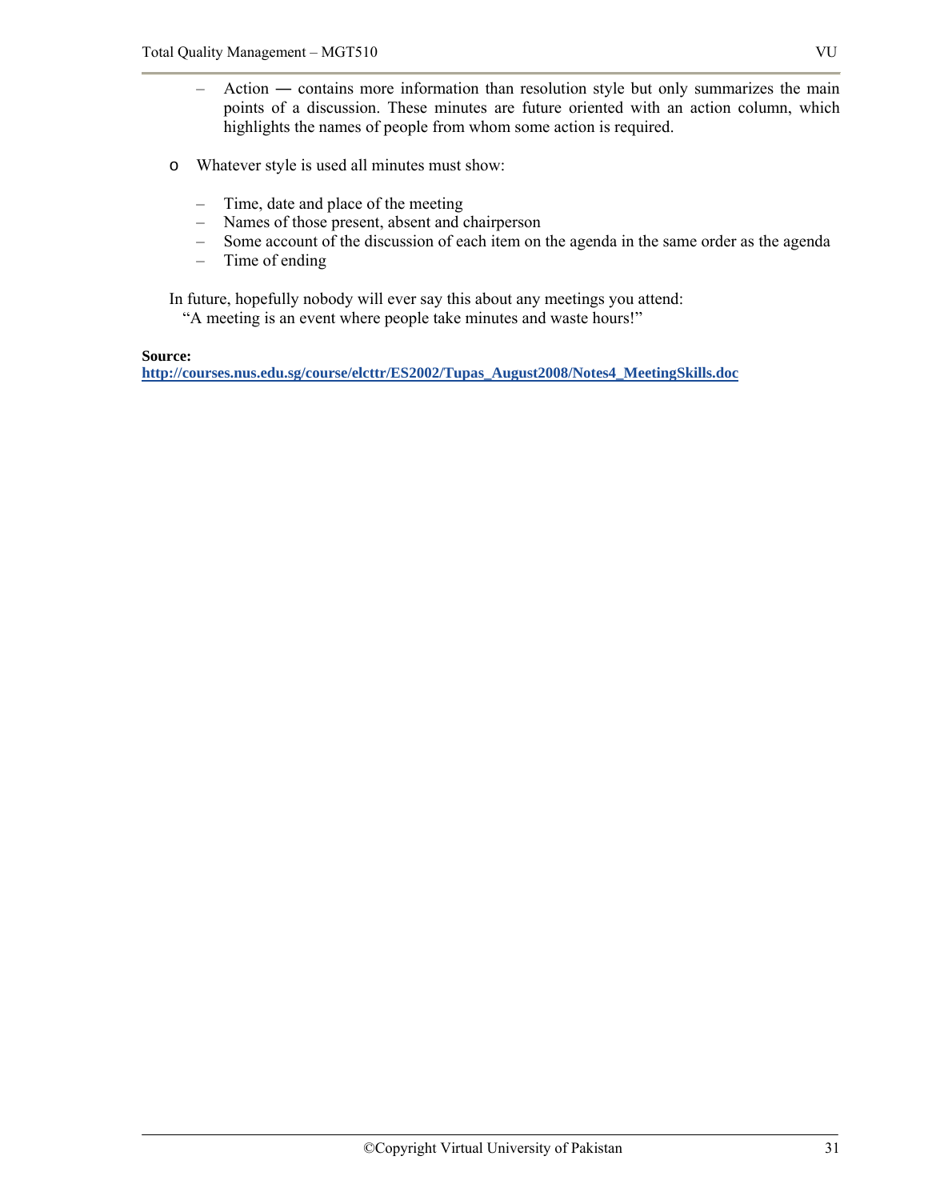- Action ― contains more information than resolution style but only summarizes the main points of a discussion. These minutes are future oriented with an action column, which highlights the names of people from whom some action is required.

- Whatever style is used all minutes must show:

  - Time, date and place of the meeting
  - Names of those present, absent and chairperson
  - Some account of the discussion of each item on the agenda in the same order as the agenda
  - Time of ending

In future, hopefully nobody will ever say this about any meetings you attend:
"A meeting is an event where people take minutes and waste hours!"

**Source:**
**http://courses.nus.edu.sg/course/elcttr/ES2002/Tupas_August2008/Notes4_MeetingSkills.doc**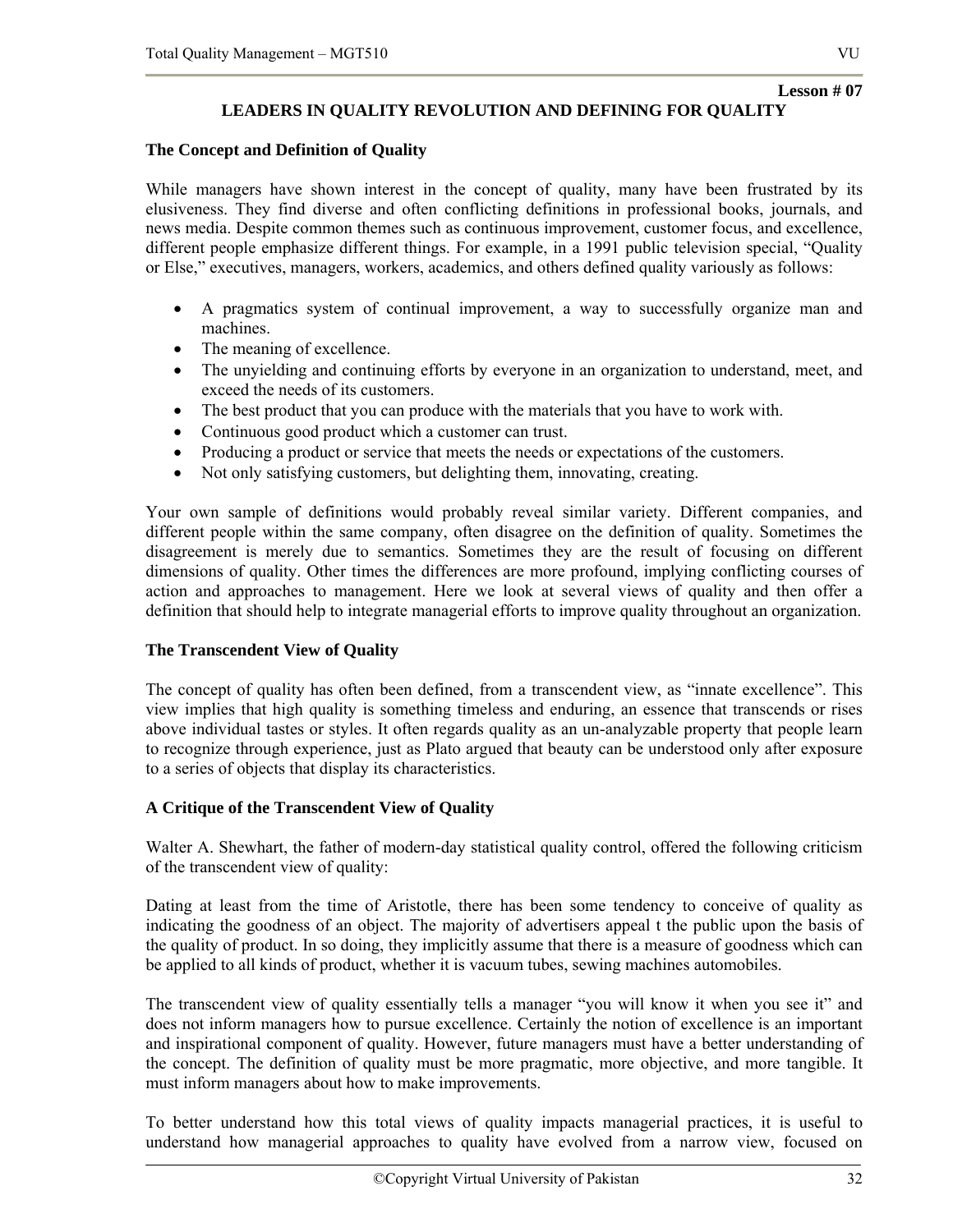**Lesson # 07**

## LEADERS IN QUALITY REVOLUTION AND DEFINING FOR QUALITY

### The Concept and Definition of Quality

While managers have shown interest in the concept of quality, many have been frustrated by its elusiveness. They find diverse and often conflicting definitions in professional books, journals, and news media. Despite common themes such as continuous improvement, customer focus, and excellence, different people emphasize different things. For example, in a 1991 public television special, "Quality or Else," executives, managers, workers, academics, and others defined quality variously as follows:

- A pragmatics system of continual improvement, a way to successfully organize man and machines.
- The meaning of excellence.
- The unyielding and continuing efforts by everyone in an organization to understand, meet, and exceed the needs of its customers.
- The best product that you can produce with the materials that you have to work with.
- Continuous good product which a customer can trust.
- Producing a product or service that meets the needs or expectations of the customers.
- Not only satisfying customers, but delighting them, innovating, creating.

Your own sample of definitions would probably reveal similar variety. Different companies, and different people within the same company, often disagree on the definition of quality. Sometimes the disagreement is merely due to semantics. Sometimes they are the result of focusing on different dimensions of quality. Other times the differences are more profound, implying conflicting courses of action and approaches to management. Here we look at several views of quality and then offer a definition that should help to integrate managerial efforts to improve quality throughout an organization.

### The Transcendent View of Quality

The concept of quality has often been defined, from a transcendent view, as "innate excellence". This view implies that high quality is something timeless and enduring, an essence that transcends or rises above individual tastes or styles. It often regards quality as an un-analyzable property that people learn to recognize through experience, just as Plato argued that beauty can be understood only after exposure to a series of objects that display its characteristics.

### A Critique of the Transcendent View of Quality

Walter A. Shewhart, the father of modern-day statistical quality control, offered the following criticism of the transcendent view of quality:

Dating at least from the time of Aristotle, there has been some tendency to conceive of quality as indicating the goodness of an object. The majority of advertisers appeal t the public upon the basis of the quality of product. In so doing, they implicitly assume that there is a measure of goodness which can be applied to all kinds of product, whether it is vacuum tubes, sewing machines automobiles.

The transcendent view of quality essentially tells a manager "you will know it when you see it" and does not inform managers how to pursue excellence. Certainly the notion of excellence is an important and inspirational component of quality. However, future managers must have a better understanding of the concept. The definition of quality must be more pragmatic, more objective, and more tangible. It must inform managers about how to make improvements.

To better understand how this total views of quality impacts managerial practices, it is useful to understand how managerial approaches to quality have evolved from a narrow view, focused on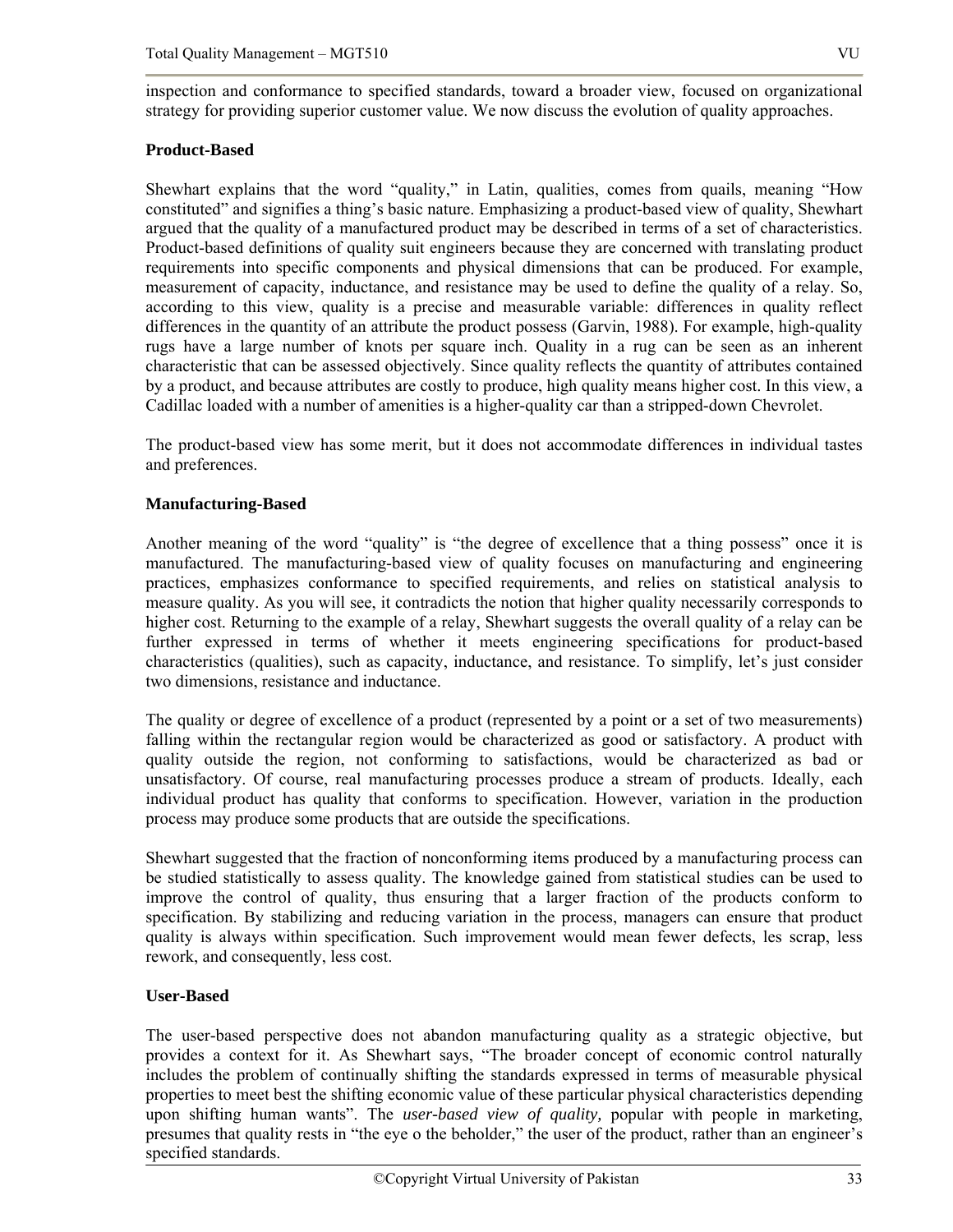inspection and conformance to specified standards, toward a broader view, focused on organizational strategy for providing superior customer value. We now discuss the evolution of quality approaches.

**Product-Based**

Shewhart explains that the word "quality," in Latin, qualities, comes from quails, meaning "How constituted" and signifies a thing's basic nature. Emphasizing a product-based view of quality, Shewhart argued that the quality of a manufactured product may be described in terms of a set of characteristics. Product-based definitions of quality suit engineers because they are concerned with translating product requirements into specific components and physical dimensions that can be produced. For example, measurement of capacity, inductance, and resistance may be used to define the quality of a relay. So, according to this view, quality is a precise and measurable variable: differences in quality reflect differences in the quantity of an attribute the product possess (Garvin, 1988). For example, high-quality rugs have a large number of knots per square inch. Quality in a rug can be seen as an inherent characteristic that can be assessed objectively. Since quality reflects the quantity of attributes contained by a product, and because attributes are costly to produce, high quality means higher cost. In this view, a Cadillac loaded with a number of amenities is a higher-quality car than a stripped-down Chevrolet.

The product-based view has some merit, but it does not accommodate differences in individual tastes and preferences.

**Manufacturing-Based**

Another meaning of the word "quality" is "the degree of excellence that a thing possess" once it is manufactured. The manufacturing-based view of quality focuses on manufacturing and engineering practices, emphasizes conformance to specified requirements, and relies on statistical analysis to measure quality. As you will see, it contradicts the notion that higher quality necessarily corresponds to higher cost. Returning to the example of a relay, Shewhart suggests the overall quality of a relay can be further expressed in terms of whether it meets engineering specifications for product-based characteristics (qualities), such as capacity, inductance, and resistance. To simplify, let's just consider two dimensions, resistance and inductance.

The quality or degree of excellence of a product (represented by a point or a set of two measurements) falling within the rectangular region would be characterized as good or satisfactory. A product with quality outside the region, not conforming to satisfactions, would be characterized as bad or unsatisfactory. Of course, real manufacturing processes produce a stream of products. Ideally, each individual product has quality that conforms to specification. However, variation in the production process may produce some products that are outside the specifications.

Shewhart suggested that the fraction of nonconforming items produced by a manufacturing process can be studied statistically to assess quality. The knowledge gained from statistical studies can be used to improve the control of quality, thus ensuring that a larger fraction of the products conform to specification. By stabilizing and reducing variation in the process, managers can ensure that product quality is always within specification. Such improvement would mean fewer defects, les scrap, less rework, and consequently, less cost.

**User-Based**

The user-based perspective does not abandon manufacturing quality as a strategic objective, but provides a context for it. As Shewhart says, "The broader concept of economic control naturally includes the problem of continually shifting the standards expressed in terms of measurable physical properties to meet best the shifting economic value of these particular physical characteristics depending upon shifting human wants". The *user-based view of quality,* popular with people in marketing, presumes that quality rests in "the eye o the beholder," the user of the product, rather than an engineer's specified standards.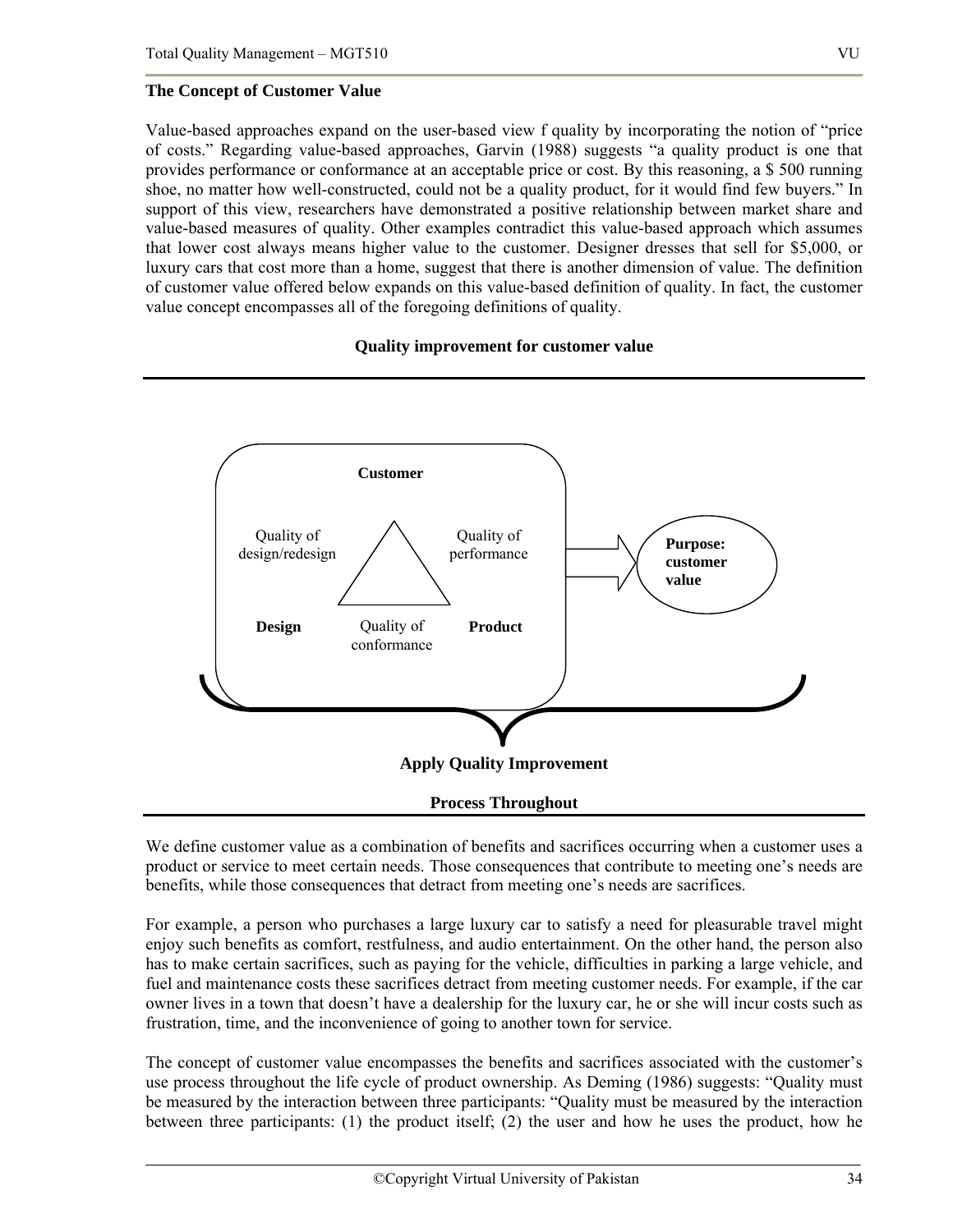## The Concept of Customer Value

Value-based approaches expand on the user-based view f quality by incorporating the notion of "price of costs." Regarding value-based approaches, Garvin (1988) suggests "a quality product is one that provides performance or conformance at an acceptable price or cost. By this reasoning, a $ 500 running shoe, no matter how well-constructed, could not be a quality product, for it would find few buyers." In support of this view, researchers have demonstrated a positive relationship between market share and value-based measures of quality. Other examples contradict this value-based approach which assumes that lower cost always means higher value to the customer. Designer dresses that sell for $5,000, or luxury cars that cost more than a home, suggest that there is another dimension of value. The definition of customer value offered below expands on this value-based definition of quality. In fact, the customer value concept encompasses all of the foregoing definitions of quality.

**Quality improvement for customer value**

**Customer**

Quality of design/redesign

Quality of performance

**Design**

Quality of conformance

**Product**

**Purpose: customer value**

**Apply Quality Improvement**

**Process Throughout**

We define customer value as a combination of benefits and sacrifices occurring when a customer uses a product or service to meet certain needs. Those consequences that contribute to meeting one's needs are benefits, while those consequences that detract from meeting one's needs are sacrifices.

For example, a person who purchases a large luxury car to satisfy a need for pleasurable travel might enjoy such benefits as comfort, restfulness, and audio entertainment. On the other hand, the person also has to make certain sacrifices, such as paying for the vehicle, difficulties in parking a large vehicle, and fuel and maintenance costs these sacrifices detract from meeting customer needs. For example, if the car owner lives in a town that doesn't have a dealership for the luxury car, he or she will incur costs such as frustration, time, and the inconvenience of going to another town for service.

The concept of customer value encompasses the benefits and sacrifices associated with the customer's use process throughout the life cycle of product ownership. As Deming (1986) suggests: "Quality must be measured by the interaction between three participants: "Quality must be measured by the interaction between three participants: (1) the product itself; (2) the user and how he uses the product, how he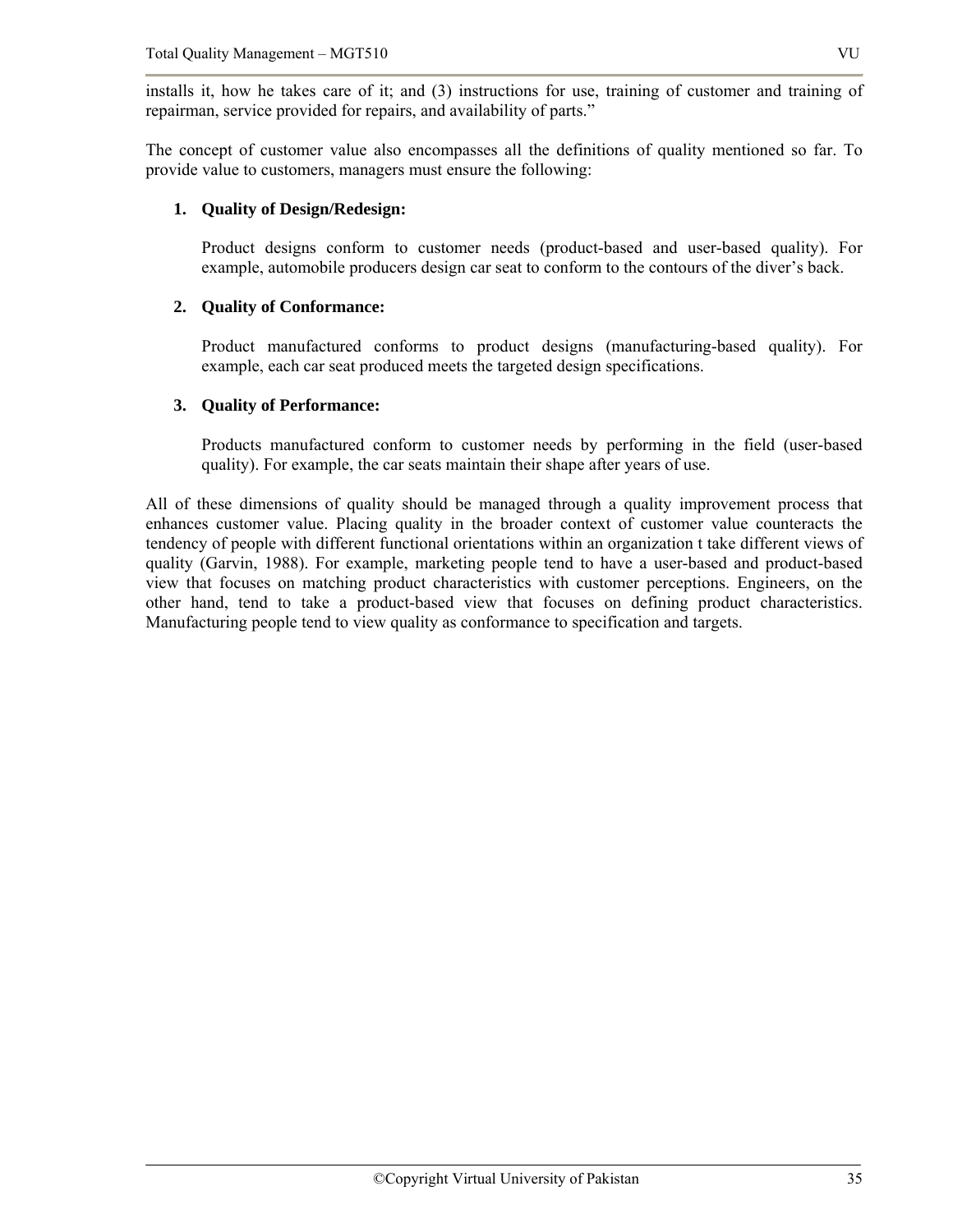installs it, how he takes care of it; and (3) instructions for use, training of customer and training of repairman, service provided for repairs, and availability of parts."

The concept of customer value also encompasses all the definitions of quality mentioned so far. To provide value to customers, managers must ensure the following:

1. **Quality of Design/Redesign:**

   Product designs conform to customer needs (product-based and user-based quality). For example, automobile producers design car seat to conform to the contours of the diver's back.

2. **Quality of Conformance:**

   Product manufactured conforms to product designs (manufacturing-based quality). For example, each car seat produced meets the targeted design specifications.

3. **Quality of Performance:**

   Products manufactured conform to customer needs by performing in the field (user-based quality). For example, the car seats maintain their shape after years of use.

All of these dimensions of quality should be managed through a quality improvement process that enhances customer value. Placing quality in the broader context of customer value counteracts the tendency of people with different functional orientations within an organization t take different views of quality (Garvin, 1988). For example, marketing people tend to have a user-based and product-based view that focuses on matching product characteristics with customer perceptions. Engineers, on the other hand, tend to take a product-based view that focuses on defining product characteristics. Manufacturing people tend to view quality as conformance to specification and targets.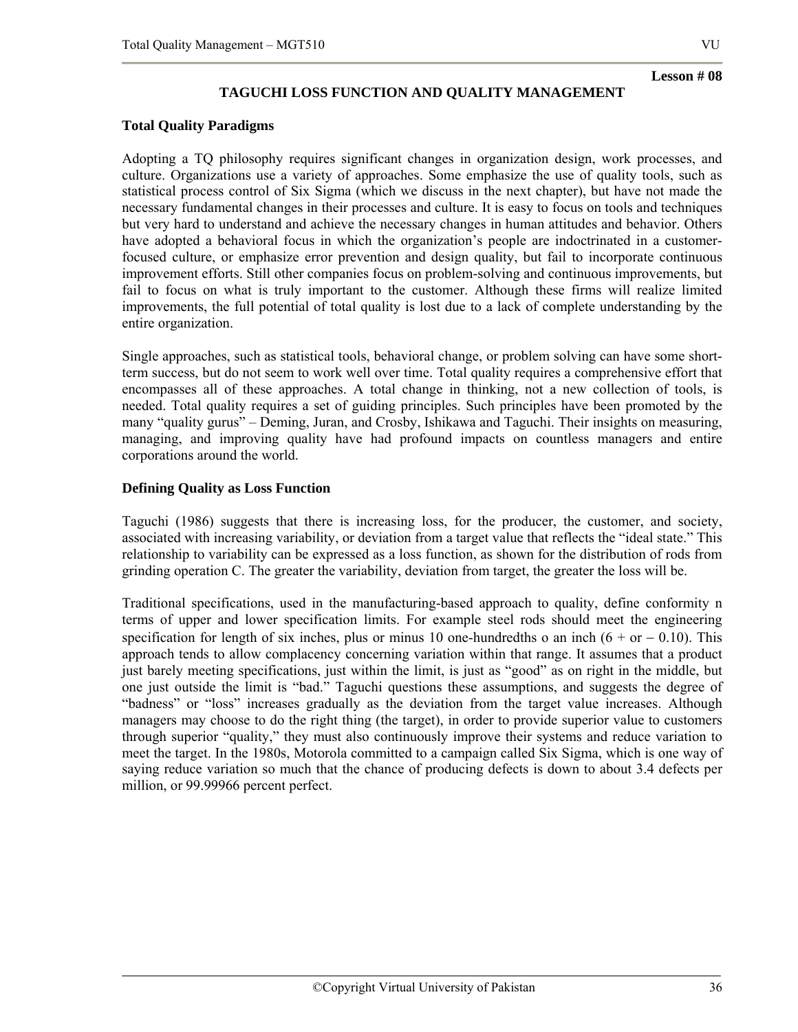**Lesson # 08**

## TAGUCHI LOSS FUNCTION AND QUALITY MANAGEMENT

### Total Quality Paradigms

Adopting a TQ philosophy requires significant changes in organization design, work processes, and culture. Organizations use a variety of approaches. Some emphasize the use of quality tools, such as statistical process control of Six Sigma (which we discuss in the next chapter), but have not made the necessary fundamental changes in their processes and culture. It is easy to focus on tools and techniques but very hard to understand and achieve the necessary changes in human attitudes and behavior. Others have adopted a behavioral focus in which the organization's people are indoctrinated in a customer-focused culture, or emphasize error prevention and design quality, but fail to incorporate continuous improvement efforts. Still other companies focus on problem-solving and continuous improvements, but fail to focus on what is truly important to the customer. Although these firms will realize limited improvements, the full potential of total quality is lost due to a lack of complete understanding by the entire organization.

Single approaches, such as statistical tools, behavioral change, or problem solving can have some short-term success, but do not seem to work well over time. Total quality requires a comprehensive effort that encompasses all of these approaches. A total change in thinking, not a new collection of tools, is needed. Total quality requires a set of guiding principles. Such principles have been promoted by the many "quality gurus" – Deming, Juran, and Crosby, Ishikawa and Taguchi. Their insights on measuring, managing, and improving quality have had profound impacts on countless managers and entire corporations around the world.

### Defining Quality as Loss Function

Taguchi (1986) suggests that there is increasing loss, for the producer, the customer, and society, associated with increasing variability, or deviation from a target value that reflects the "ideal state." This relationship to variability can be expressed as a loss function, as shown for the distribution of rods from grinding operation C. The greater the variability, deviation from target, the greater the loss will be.

Traditional specifications, used in the manufacturing-based approach to quality, define conformity n terms of upper and lower specification limits. For example steel rods should meet the engineering specification for length of six inches, plus or minus 10 one-hundredths o an inch (6 + or − 0.10). This approach tends to allow complacency concerning variation within that range. It assumes that a product just barely meeting specifications, just within the limit, is just as "good" as on right in the middle, but one just outside the limit is "bad." Taguchi questions these assumptions, and suggests the degree of "badness" or "loss" increases gradually as the deviation from the target value increases. Although managers may choose to do the right thing (the target), in order to provide superior value to customers through superior "quality," they must also continuously improve their systems and reduce variation to meet the target. In the 1980s, Motorola committed to a campaign called Six Sigma, which is one way of saying reduce variation so much that the chance of producing defects is down to about 3.4 defects per million, or 99.99966 percent perfect.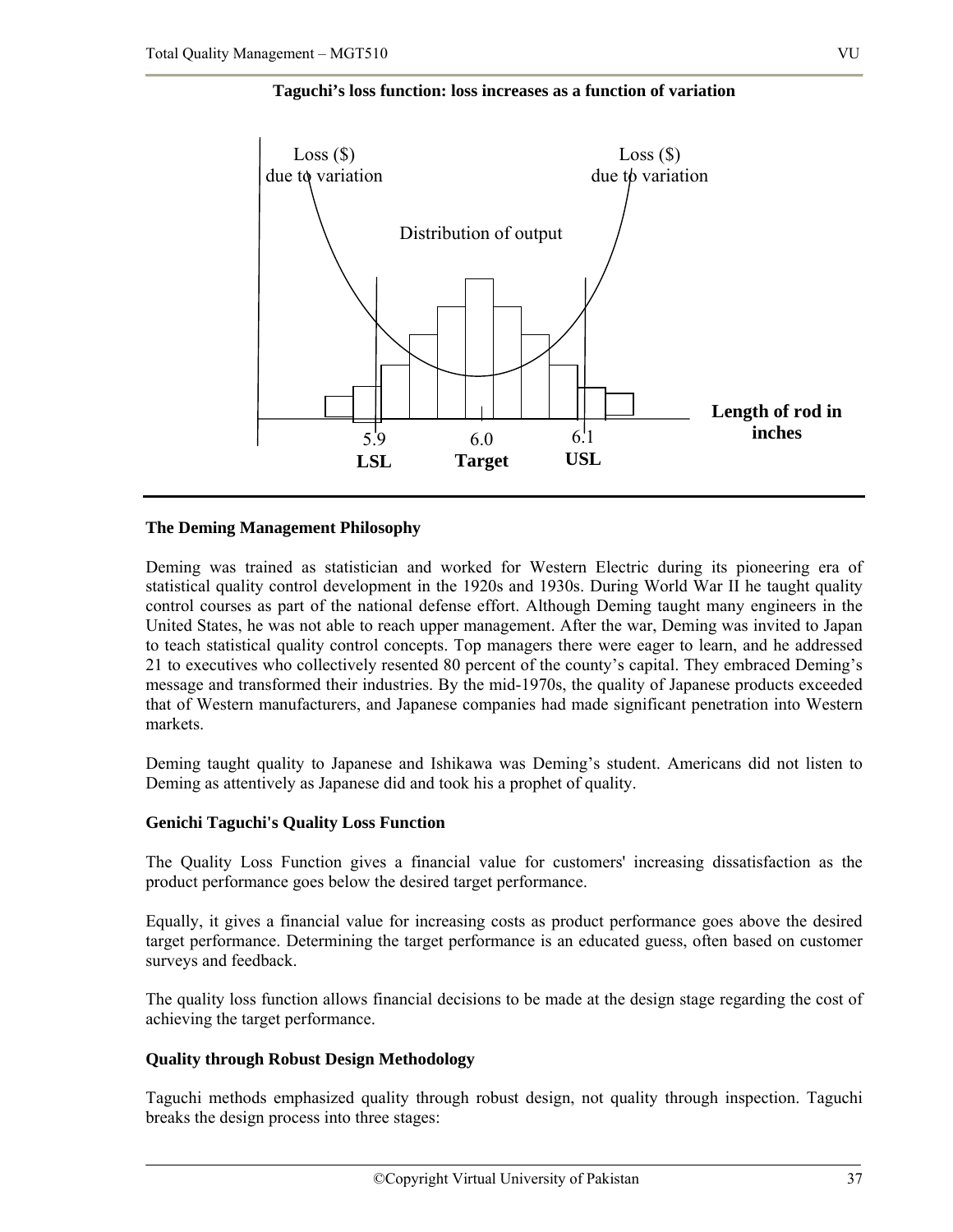**Taguchi's loss function: loss increases as a function of variation**

Loss ($) due to variation

Loss ($) due to variation

Distribution of output

Length of rod in inches

5.9 **LSL**

6.0 **Target**

6.1 **USL**

## The Deming Management Philosophy

Deming was trained as statistician and worked for Western Electric during its pioneering era of statistical quality control development in the 1920s and 1930s. During World War II he taught quality control courses as part of the national defense effort. Although Deming taught many engineers in the United States, he was not able to reach upper management. After the war, Deming was invited to Japan to teach statistical quality control concepts. Top managers there were eager to learn, and he addressed 21 to executives who collectively resented 80 percent of the county's capital. They embraced Deming's message and transformed their industries. By the mid-1970s, the quality of Japanese products exceeded that of Western manufacturers, and Japanese companies had made significant penetration into Western markets.

Deming taught quality to Japanese and Ishikawa was Deming's student. Americans did not listen to Deming as attentively as Japanese did and took his a prophet of quality.

## Genichi Taguchi's Quality Loss Function

The Quality Loss Function gives a financial value for customers' increasing dissatisfaction as the product performance goes below the desired target performance.

Equally, it gives a financial value for increasing costs as product performance goes above the desired target performance. Determining the target performance is an educated guess, often based on customer surveys and feedback.

The quality loss function allows financial decisions to be made at the design stage regarding the cost of achieving the target performance.

## Quality through Robust Design Methodology

Taguchi methods emphasized quality through robust design, not quality through inspection. Taguchi breaks the design process into three stages: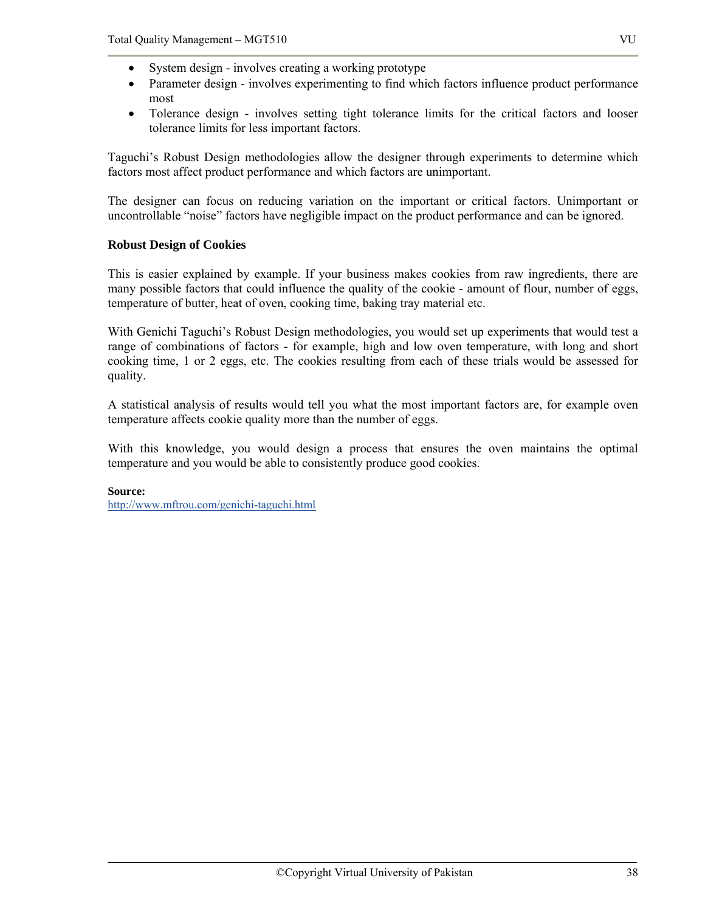- System design - involves creating a working prototype
- Parameter design - involves experimenting to find which factors influence product performance most
- Tolerance design - involves setting tight tolerance limits for the critical factors and looser tolerance limits for less important factors.

Taguchi's Robust Design methodologies allow the designer through experiments to determine which factors most affect product performance and which factors are unimportant.

The designer can focus on reducing variation on the important or critical factors. Unimportant or uncontrollable "noise" factors have negligible impact on the product performance and can be ignored.

**Robust Design of Cookies**

This is easier explained by example. If your business makes cookies from raw ingredients, there are many possible factors that could influence the quality of the cookie - amount of flour, number of eggs, temperature of butter, heat of oven, cooking time, baking tray material etc.

With Genichi Taguchi's Robust Design methodologies, you would set up experiments that would test a range of combinations of factors - for example, high and low oven temperature, with long and short cooking time, 1 or 2 eggs, etc. The cookies resulting from each of these trials would be assessed for quality.

A statistical analysis of results would tell you what the most important factors are, for example oven temperature affects cookie quality more than the number of eggs.

With this knowledge, you would design a process that ensures the oven maintains the optimal temperature and you would be able to consistently produce good cookies.

**Source:**
http://www.mftrou.com/genichi-taguchi.html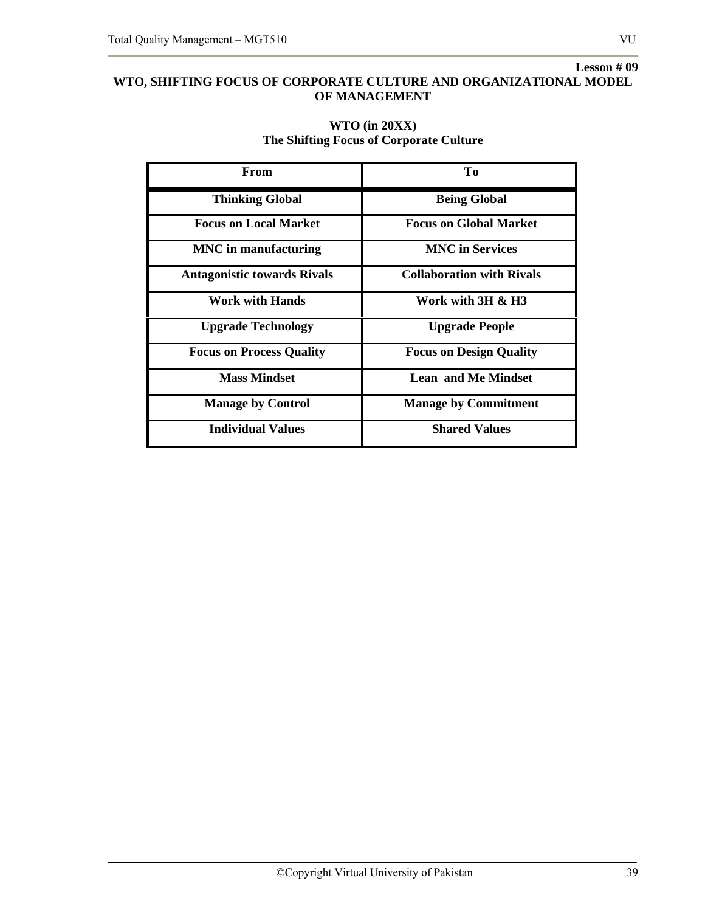**Lesson # 09**

# WTO, SHIFTING FOCUS OF CORPORATE CULTURE AND ORGANIZATIONAL MODEL OF MANAGEMENT

## WTO (in 20XX)
## The Shifting Focus of Corporate Culture

| From | To |
|---|---|
| **Thinking Global** | **Being Global** |
| **Focus on Local Market** | **Focus on Global Market** |
| **MNC in manufacturing** | **MNC in Services** |
| **Antagonistic towards Rivals** | **Collaboration with Rivals** |
| **Work with Hands** | **Work with 3H & H3** |
| **Upgrade Technology** | **Upgrade People** |
| **Focus on Process Quality** | **Focus on Design Quality** |
| **Mass Mindset** | **Lean and Me Mindset** |
| **Manage by Control** | **Manage by Commitment** |
| **Individual Values** | **Shared Values** |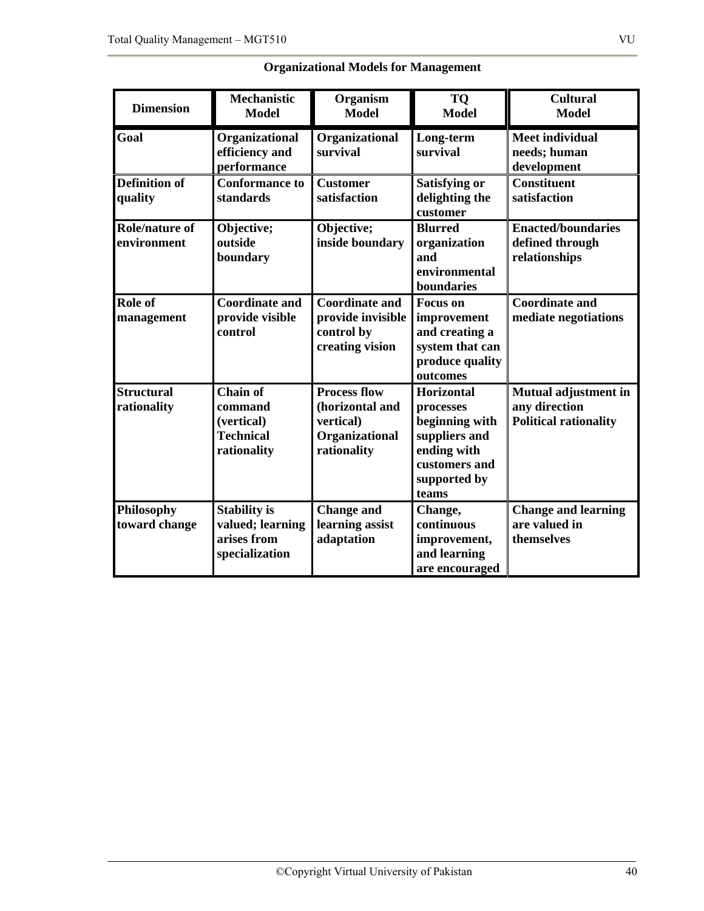**Organizational Models for Management**

| Dimension | Mechanistic Model | Organism Model | TQ Model | Cultural Model |
|---|---|---|---|---|
| **Goal** | **Organizational efficiency and performance** | **Organizational survival** | **Long-term survival** | **Meet individual needs; human development** |
| **Definition of quality** | **Conformance to standards** | **Customer satisfaction** | **Satisfying or delighting the customer** | **Constituent satisfaction** |
| **Role/nature of environment** | **Objective; outside boundary** | **Objective; inside boundary** | **Blurred organization and environmental boundaries** | **Enacted/boundaries defined through relationships** |
| **Role of management** | **Coordinate and provide visible control** | **Coordinate and provide invisible control by creating vision** | **Focus on improvement and creating a system that can produce quality outcomes** | **Coordinate and mediate negotiations** |
| **Structural rationality** | **Chain of command (vertical) Technical rationality** | **Process flow (horizontal and vertical) Organizational rationality** | **Horizontal processes beginning with suppliers and ending with customers and supported by teams** | **Mutual adjustment in any direction Political rationality** |
| **Philosophy toward change** | **Stability is valued; learning arises from specialization** | **Change and learning assist adaptation** | **Change, continuous improvement, and learning are encouraged** | **Change and learning are valued in themselves** |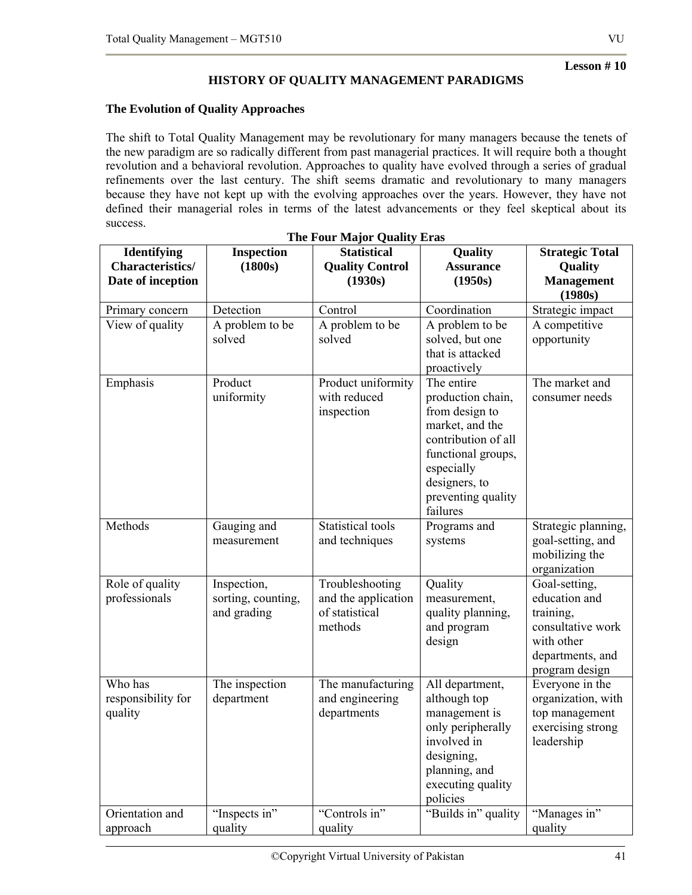**Lesson # 10**

## HISTORY OF QUALITY MANAGEMENT PARADIGMS

### The Evolution of Quality Approaches

The shift to Total Quality Management may be revolutionary for many managers because the tenets of the new paradigm are so radically different from past managerial practices. It will require both a thought revolution and a behavioral revolution. Approaches to quality have evolved through a series of gradual refinements over the last century. The shift seems dramatic and revolutionary to many managers because they have not kept up with the evolving approaches over the years. However, they have not defined their managerial roles in terms of the latest advancements or they feel skeptical about its success.

**The Four Major Quality Eras**

| Identifying Characteristics/ Date of inception | Inspection (1800s) | Statistical Quality Control (1930s) | Quality Assurance (1950s) | Strategic Total Quality Management (1980s) |
|---|---|---|---|---|
| Primary concern | Detection | Control | Coordination | Strategic impact |
| View of quality | A problem to be solved | A problem to be solved | A problem to be solved, but one that is attacked proactively | A competitive opportunity |
| Emphasis | Product uniformity | Product uniformity with reduced inspection | The entire production chain, from design to market, and the contribution of all functional groups, especially designers, to preventing quality failures | The market and consumer needs |
| Methods | Gauging and measurement | Statistical tools and techniques | Programs and systems | Strategic planning, goal-setting, and mobilizing the organization |
| Role of quality professionals | Inspection, sorting, counting, and grading | Troubleshooting and the application of statistical methods | Quality measurement, quality planning, and program design | Goal-setting, education and training, consultative work with other departments, and program design |
| Who has responsibility for quality | The inspection department | The manufacturing and engineering departments | All department, although top management is only peripherally involved in designing, planning, and executing quality policies | Everyone in the organization, with top management exercising strong leadership |
| Orientation and approach | “Inspects in” quality | “Controls in” quality | “Builds in” quality | “Manages in” quality |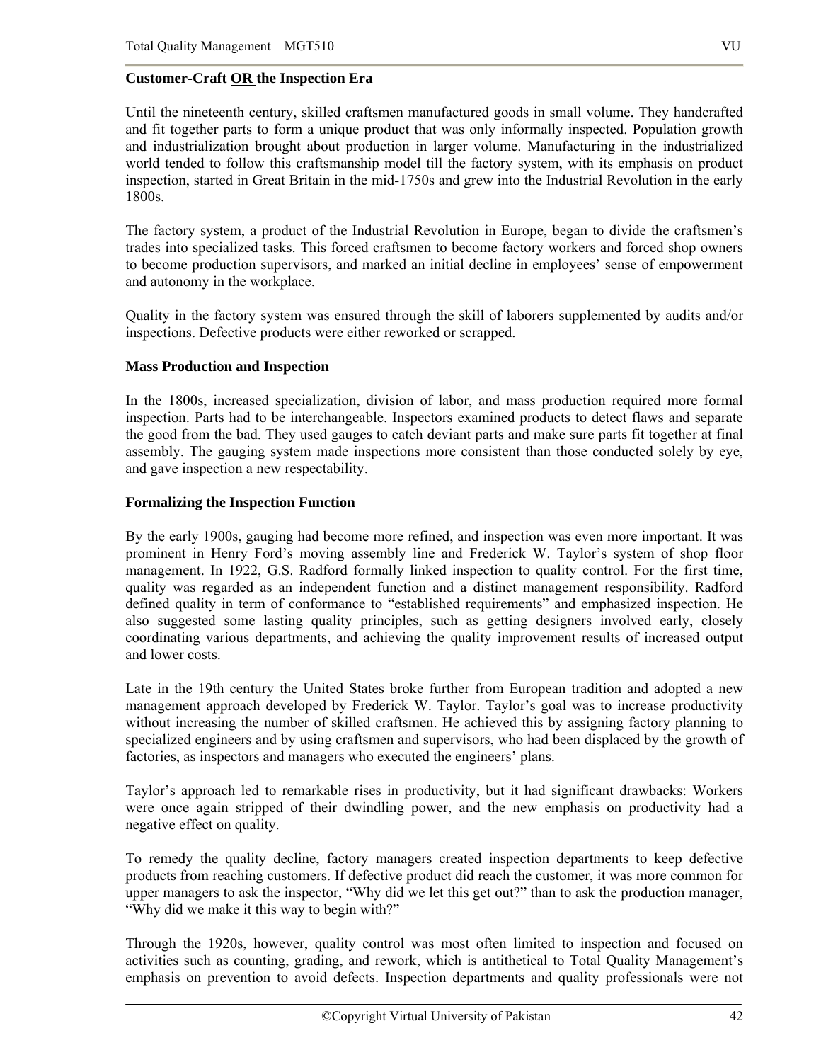### Customer-Craft OR the Inspection Era

Until the nineteenth century, skilled craftsmen manufactured goods in small volume. They handcrafted and fit together parts to form a unique product that was only informally inspected. Population growth and industrialization brought about production in larger volume. Manufacturing in the industrialized world tended to follow this craftsmanship model till the factory system, with its emphasis on product inspection, started in Great Britain in the mid-1750s and grew into the Industrial Revolution in the early 1800s.

The factory system, a product of the Industrial Revolution in Europe, began to divide the craftsmen's trades into specialized tasks. This forced craftsmen to become factory workers and forced shop owners to become production supervisors, and marked an initial decline in employees' sense of empowerment and autonomy in the workplace.

Quality in the factory system was ensured through the skill of laborers supplemented by audits and/or inspections. Defective products were either reworked or scrapped.

### Mass Production and Inspection

In the 1800s, increased specialization, division of labor, and mass production required more formal inspection. Parts had to be interchangeable. Inspectors examined products to detect flaws and separate the good from the bad. They used gauges to catch deviant parts and make sure parts fit together at final assembly. The gauging system made inspections more consistent than those conducted solely by eye, and gave inspection a new respectability.

### Formalizing the Inspection Function

By the early 1900s, gauging had become more refined, and inspection was even more important. It was prominent in Henry Ford's moving assembly line and Frederick W. Taylor's system of shop floor management. In 1922, G.S. Radford formally linked inspection to quality control. For the first time, quality was regarded as an independent function and a distinct management responsibility. Radford defined quality in term of conformance to "established requirements" and emphasized inspection. He also suggested some lasting quality principles, such as getting designers involved early, closely coordinating various departments, and achieving the quality improvement results of increased output and lower costs.

Late in the 19th century the United States broke further from European tradition and adopted a new management approach developed by Frederick W. Taylor. Taylor's goal was to increase productivity without increasing the number of skilled craftsmen. He achieved this by assigning factory planning to specialized engineers and by using craftsmen and supervisors, who had been displaced by the growth of factories, as inspectors and managers who executed the engineers' plans.

Taylor's approach led to remarkable rises in productivity, but it had significant drawbacks: Workers were once again stripped of their dwindling power, and the new emphasis on productivity had a negative effect on quality.

To remedy the quality decline, factory managers created inspection departments to keep defective products from reaching customers. If defective product did reach the customer, it was more common for upper managers to ask the inspector, "Why did we let this get out?" than to ask the production manager, "Why did we make it this way to begin with?"

Through the 1920s, however, quality control was most often limited to inspection and focused on activities such as counting, grading, and rework, which is antithetical to Total Quality Management's emphasis on prevention to avoid defects. Inspection departments and quality professionals were not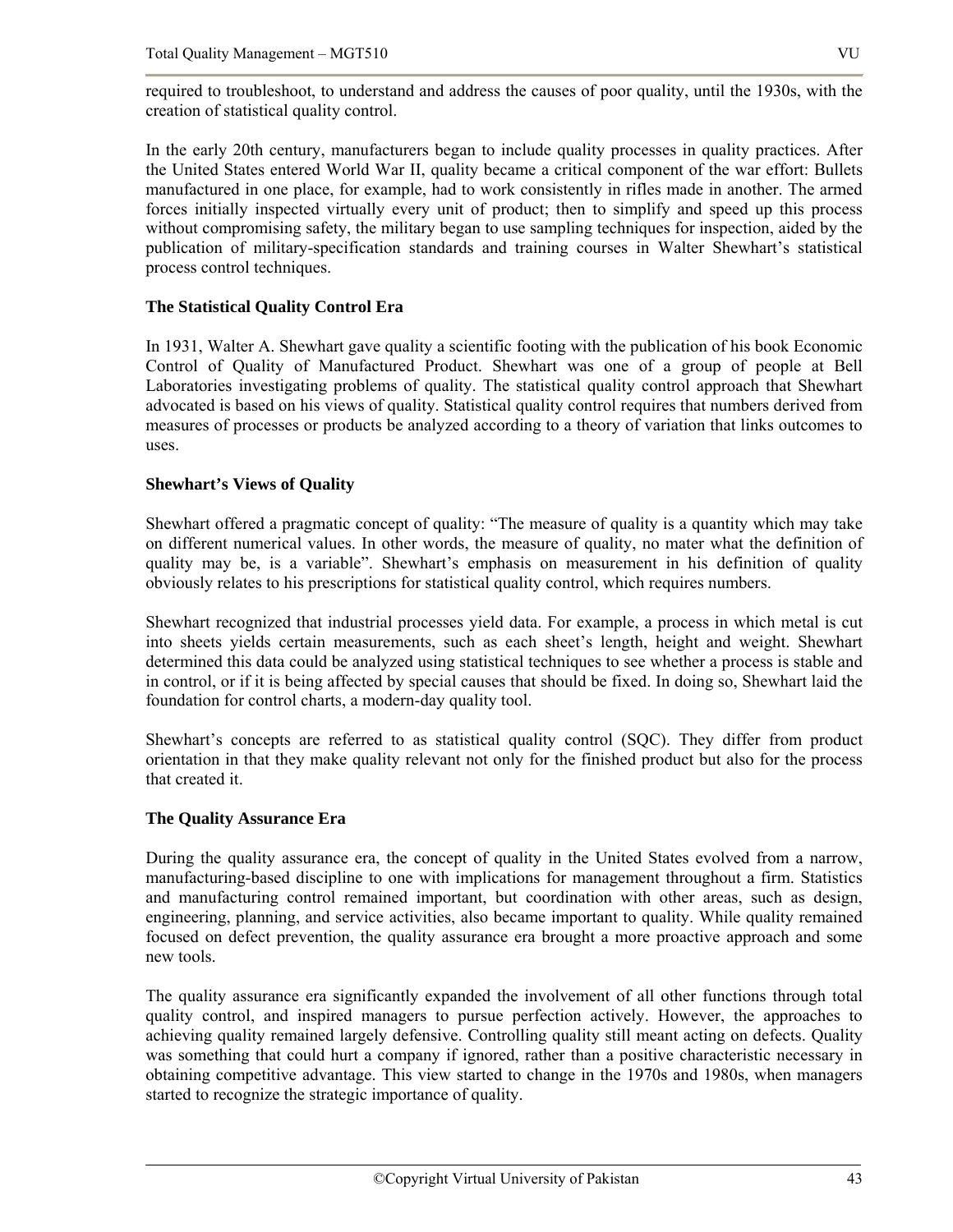required to troubleshoot, to understand and address the causes of poor quality, until the 1930s, with the creation of statistical quality control.

In the early 20th century, manufacturers began to include quality processes in quality practices. After the United States entered World War II, quality became a critical component of the war effort: Bullets manufactured in one place, for example, had to work consistently in rifles made in another. The armed forces initially inspected virtually every unit of product; then to simplify and speed up this process without compromising safety, the military began to use sampling techniques for inspection, aided by the publication of military-specification standards and training courses in Walter Shewhart's statistical process control techniques.

**The Statistical Quality Control Era**

In 1931, Walter A. Shewhart gave quality a scientific footing with the publication of his book Economic Control of Quality of Manufactured Product. Shewhart was one of a group of people at Bell Laboratories investigating problems of quality. The statistical quality control approach that Shewhart advocated is based on his views of quality. Statistical quality control requires that numbers derived from measures of processes or products be analyzed according to a theory of variation that links outcomes to uses.

**Shewhart's Views of Quality**

Shewhart offered a pragmatic concept of quality: "The measure of quality is a quantity which may take on different numerical values. In other words, the measure of quality, no mater what the definition of quality may be, is a variable". Shewhart's emphasis on measurement in his definition of quality obviously relates to his prescriptions for statistical quality control, which requires numbers.

Shewhart recognized that industrial processes yield data. For example, a process in which metal is cut into sheets yields certain measurements, such as each sheet's length, height and weight. Shewhart determined this data could be analyzed using statistical techniques to see whether a process is stable and in control, or if it is being affected by special causes that should be fixed. In doing so, Shewhart laid the foundation for control charts, a modern-day quality tool.

Shewhart's concepts are referred to as statistical quality control (SQC). They differ from product orientation in that they make quality relevant not only for the finished product but also for the process that created it.

**The Quality Assurance Era**

During the quality assurance era, the concept of quality in the United States evolved from a narrow, manufacturing-based discipline to one with implications for management throughout a firm. Statistics and manufacturing control remained important, but coordination with other areas, such as design, engineering, planning, and service activities, also became important to quality. While quality remained focused on defect prevention, the quality assurance era brought a more proactive approach and some new tools.

The quality assurance era significantly expanded the involvement of all other functions through total quality control, and inspired managers to pursue perfection actively. However, the approaches to achieving quality remained largely defensive. Controlling quality still meant acting on defects. Quality was something that could hurt a company if ignored, rather than a positive characteristic necessary in obtaining competitive advantage. This view started to change in the 1970s and 1980s, when managers started to recognize the strategic importance of quality.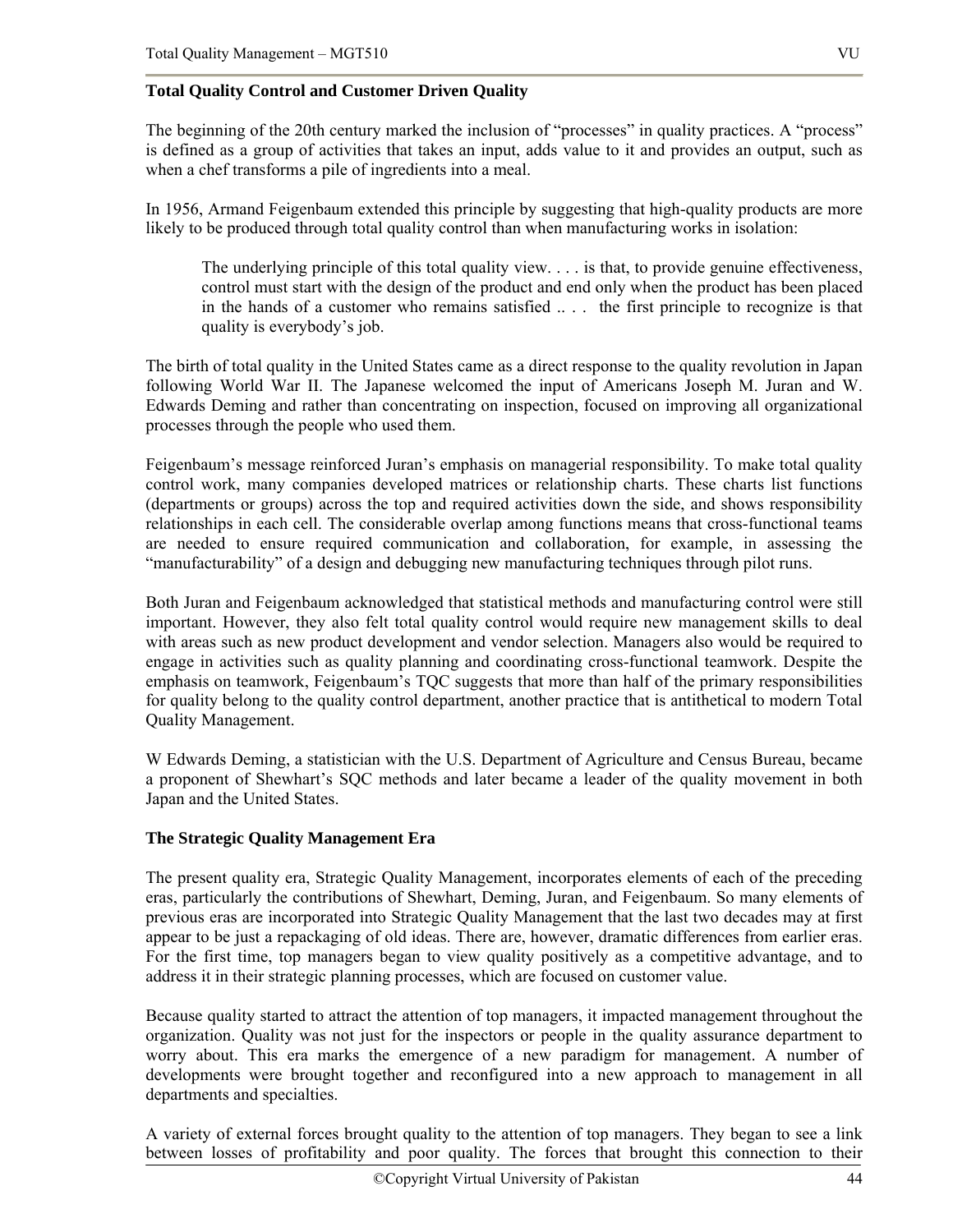**Total Quality Control and Customer Driven Quality**

The beginning of the 20th century marked the inclusion of "processes" in quality practices. A "process" is defined as a group of activities that takes an input, adds value to it and provides an output, such as when a chef transforms a pile of ingredients into a meal.

In 1956, Armand Feigenbaum extended this principle by suggesting that high-quality products are more likely to be produced through total quality control than when manufacturing works in isolation:

> The underlying principle of this total quality view. . . . is that, to provide genuine effectiveness, control must start with the design of the product and end only when the product has been placed in the hands of a customer who remains satisfied .. . . the first principle to recognize is that quality is everybody's job.

The birth of total quality in the United States came as a direct response to the quality revolution in Japan following World War II. The Japanese welcomed the input of Americans Joseph M. Juran and W. Edwards Deming and rather than concentrating on inspection, focused on improving all organizational processes through the people who used them.

Feigenbaum's message reinforced Juran's emphasis on managerial responsibility. To make total quality control work, many companies developed matrices or relationship charts. These charts list functions (departments or groups) across the top and required activities down the side, and shows responsibility relationships in each cell. The considerable overlap among functions means that cross-functional teams are needed to ensure required communication and collaboration, for example, in assessing the "manufacturability" of a design and debugging new manufacturing techniques through pilot runs.

Both Juran and Feigenbaum acknowledged that statistical methods and manufacturing control were still important. However, they also felt total quality control would require new management skills to deal with areas such as new product development and vendor selection. Managers also would be required to engage in activities such as quality planning and coordinating cross-functional teamwork. Despite the emphasis on teamwork, Feigenbaum's TQC suggests that more than half of the primary responsibilities for quality belong to the quality control department, another practice that is antithetical to modern Total Quality Management.

W Edwards Deming, a statistician with the U.S. Department of Agriculture and Census Bureau, became a proponent of Shewhart's SQC methods and later became a leader of the quality movement in both Japan and the United States.

**The Strategic Quality Management Era**

The present quality era, Strategic Quality Management, incorporates elements of each of the preceding eras, particularly the contributions of Shewhart, Deming, Juran, and Feigenbaum. So many elements of previous eras are incorporated into Strategic Quality Management that the last two decades may at first appear to be just a repackaging of old ideas. There are, however, dramatic differences from earlier eras. For the first time, top managers began to view quality positively as a competitive advantage, and to address it in their strategic planning processes, which are focused on customer value.

Because quality started to attract the attention of top managers, it impacted management throughout the organization. Quality was not just for the inspectors or people in the quality assurance department to worry about. This era marks the emergence of a new paradigm for management. A number of developments were brought together and reconfigured into a new approach to management in all departments and specialties.

A variety of external forces brought quality to the attention of top managers. They began to see a link between losses of profitability and poor quality. The forces that brought this connection to their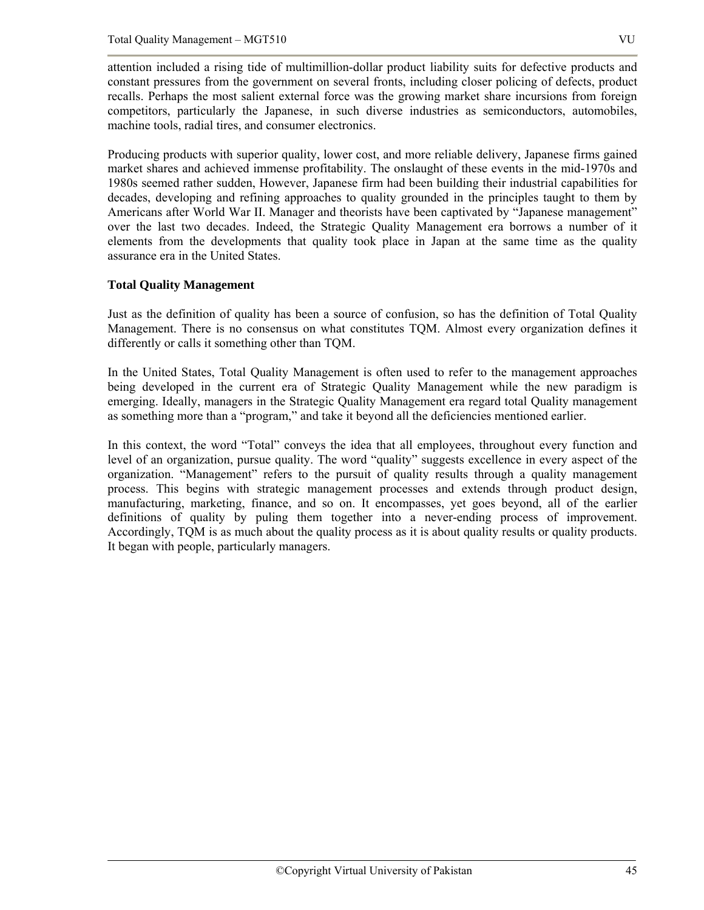attention included a rising tide of multimillion-dollar product liability suits for defective products and constant pressures from the government on several fronts, including closer policing of defects, product recalls. Perhaps the most salient external force was the growing market share incursions from foreign competitors, particularly the Japanese, in such diverse industries as semiconductors, automobiles, machine tools, radial tires, and consumer electronics.

Producing products with superior quality, lower cost, and more reliable delivery, Japanese firms gained market shares and achieved immense profitability. The onslaught of these events in the mid-1970s and 1980s seemed rather sudden, However, Japanese firm had been building their industrial capabilities for decades, developing and refining approaches to quality grounded in the principles taught to them by Americans after World War II. Manager and theorists have been captivated by "Japanese management" over the last two decades. Indeed, the Strategic Quality Management era borrows a number of it elements from the developments that quality took place in Japan at the same time as the quality assurance era in the United States.

**Total Quality Management**

Just as the definition of quality has been a source of confusion, so has the definition of Total Quality Management. There is no consensus on what constitutes TQM. Almost every organization defines it differently or calls it something other than TQM.

In the United States, Total Quality Management is often used to refer to the management approaches being developed in the current era of Strategic Quality Management while the new paradigm is emerging. Ideally, managers in the Strategic Quality Management era regard total Quality management as something more than a "program," and take it beyond all the deficiencies mentioned earlier.

In this context, the word "Total" conveys the idea that all employees, throughout every function and level of an organization, pursue quality. The word "quality" suggests excellence in every aspect of the organization. "Management" refers to the pursuit of quality results through a quality management process. This begins with strategic management processes and extends through product design, manufacturing, marketing, finance, and so on. It encompasses, yet goes beyond, all of the earlier definitions of quality by puling them together into a never-ending process of improvement. Accordingly, TQM is as much about the quality process as it is about quality results or quality products. It began with people, particularly managers.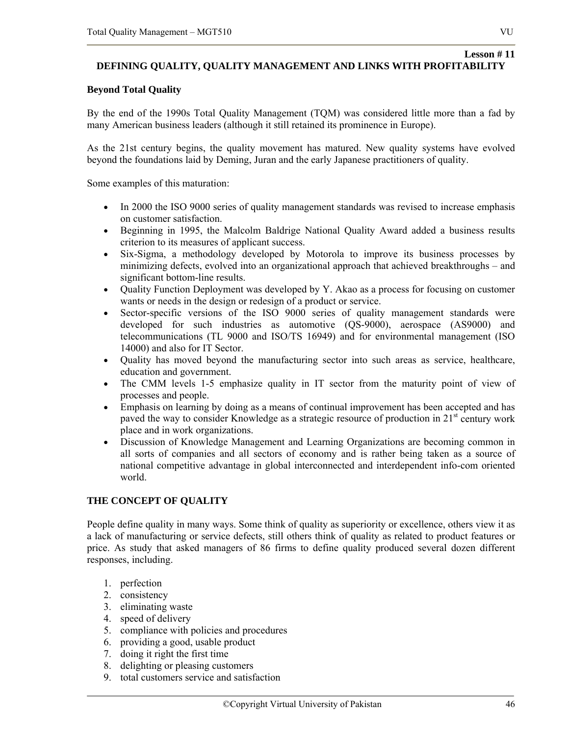**Lesson # 11**

## DEFINING QUALITY, QUALITY MANAGEMENT AND LINKS WITH PROFITABILITY

### Beyond Total Quality

By the end of the 1990s Total Quality Management (TQM) was considered little more than a fad by many American business leaders (although it still retained its prominence in Europe).

As the 21st century begins, the quality movement has matured. New quality systems have evolved beyond the foundations laid by Deming, Juran and the early Japanese practitioners of quality.

Some examples of this maturation:

- In 2000 the ISO 9000 series of quality management standards was revised to increase emphasis on customer satisfaction.
- Beginning in 1995, the Malcolm Baldrige National Quality Award added a business results criterion to its measures of applicant success.
- Six-Sigma, a methodology developed by Motorola to improve its business processes by minimizing defects, evolved into an organizational approach that achieved breakthroughs – and significant bottom-line results.
- Quality Function Deployment was developed by Y. Akao as a process for focusing on customer wants or needs in the design or redesign of a product or service.
- Sector-specific versions of the ISO 9000 series of quality management standards were developed for such industries as automotive (QS-9000), aerospace (AS9000) and telecommunications (TL 9000 and ISO/TS 16949) and for environmental management (ISO 14000) and also for IT Sector.
- Quality has moved beyond the manufacturing sector into such areas as service, healthcare, education and government.
- The CMM levels 1-5 emphasize quality in IT sector from the maturity point of view of processes and people.
- Emphasis on learning by doing as a means of continual improvement has been accepted and has paved the way to consider Knowledge as a strategic resource of production in 21st century work place and in work organizations.
- Discussion of Knowledge Management and Learning Organizations are becoming common in all sorts of companies and all sectors of economy and is rather being taken as a source of national competitive advantage in global interconnected and interdependent info-com oriented world.

### THE CONCEPT OF QUALITY

People define quality in many ways. Some think of quality as superiority or excellence, others view it as a lack of manufacturing or service defects, still others think of quality as related to product features or price. As study that asked managers of 86 firms to define quality produced several dozen different responses, including.

1. perfection
2. consistency
3. eliminating waste
4. speed of delivery
5. compliance with policies and procedures
6. providing a good, usable product
7. doing it right the first time
8. delighting or pleasing customers
9. total customers service and satisfaction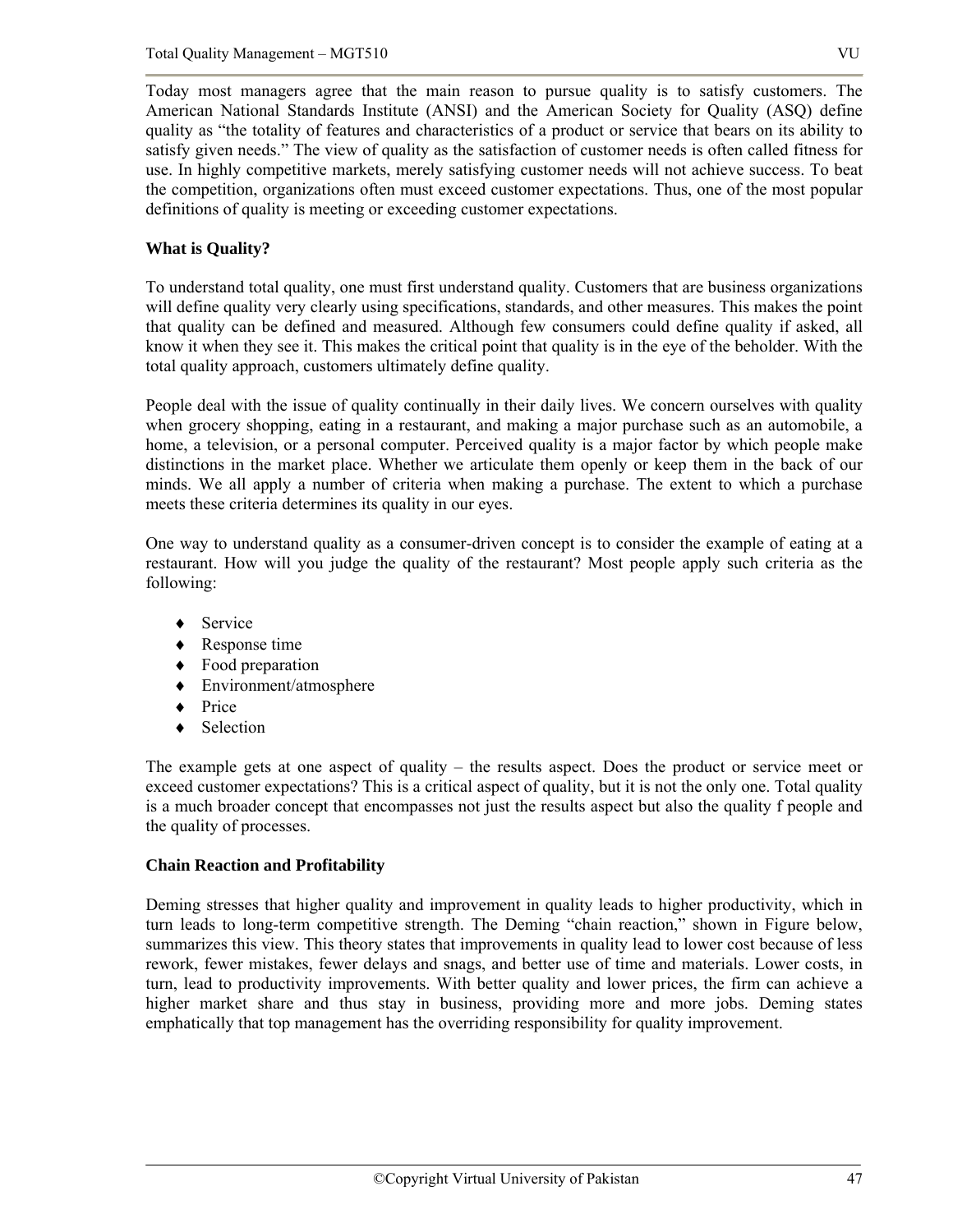Today most managers agree that the main reason to pursue quality is to satisfy customers. The American National Standards Institute (ANSI) and the American Society for Quality (ASQ) define quality as "the totality of features and characteristics of a product or service that bears on its ability to satisfy given needs." The view of quality as the satisfaction of customer needs is often called fitness for use. In highly competitive markets, merely satisfying customer needs will not achieve success. To beat the competition, organizations often must exceed customer expectations. Thus, one of the most popular definitions of quality is meeting or exceeding customer expectations.

**What is Quality?**

To understand total quality, one must first understand quality. Customers that are business organizations will define quality very clearly using specifications, standards, and other measures. This makes the point that quality can be defined and measured. Although few consumers could define quality if asked, all know it when they see it. This makes the critical point that quality is in the eye of the beholder. With the total quality approach, customers ultimately define quality.

People deal with the issue of quality continually in their daily lives. We concern ourselves with quality when grocery shopping, eating in a restaurant, and making a major purchase such as an automobile, a home, a television, or a personal computer. Perceived quality is a major factor by which people make distinctions in the market place. Whether we articulate them openly or keep them in the back of our minds. We all apply a number of criteria when making a purchase. The extent to which a purchase meets these criteria determines its quality in our eyes.

One way to understand quality as a consumer-driven concept is to consider the example of eating at a restaurant. How will you judge the quality of the restaurant? Most people apply such criteria as the following:

- Service
- Response time
- Food preparation
- Environment/atmosphere
- Price
- Selection

The example gets at one aspect of quality – the results aspect. Does the product or service meet or exceed customer expectations? This is a critical aspect of quality, but it is not the only one. Total quality is a much broader concept that encompasses not just the results aspect but also the quality f people and the quality of processes.

**Chain Reaction and Profitability**

Deming stresses that higher quality and improvement in quality leads to higher productivity, which in turn leads to long-term competitive strength. The Deming "chain reaction," shown in Figure below, summarizes this view. This theory states that improvements in quality lead to lower cost because of less rework, fewer mistakes, fewer delays and snags, and better use of time and materials. Lower costs, in turn, lead to productivity improvements. With better quality and lower prices, the firm can achieve a higher market share and thus stay in business, providing more and more jobs. Deming states emphatically that top management has the overriding responsibility for quality improvement.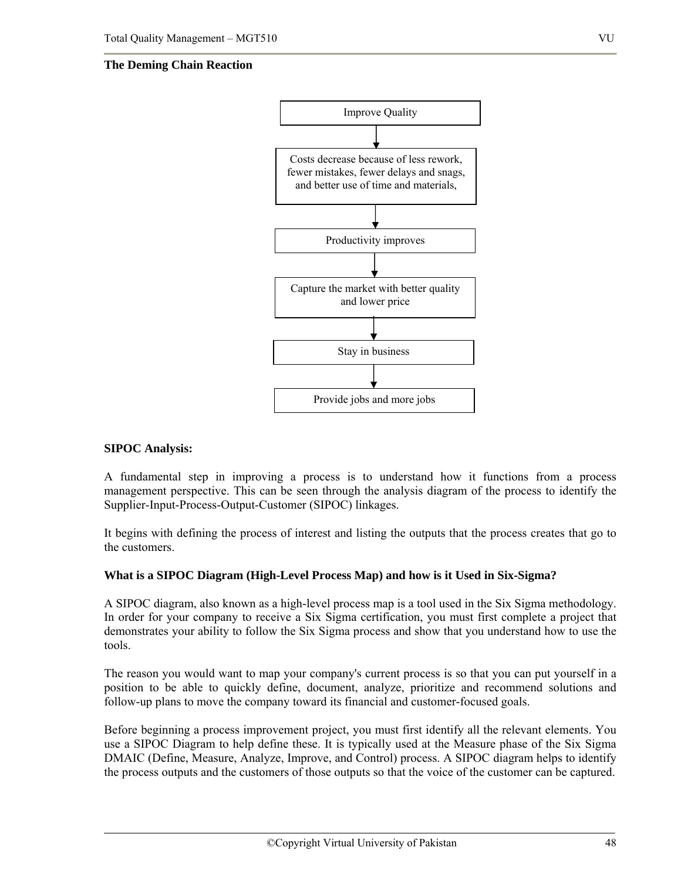**The Deming Chain Reaction**

Improve Quality

↓

Costs decrease because of less rework, fewer mistakes, fewer delays and snags, and better use of time and materials,

↓

Productivity improves

↓

Capture the market with better quality and lower price

↓

Stay in business

↓

Provide jobs and more jobs

**SIPOC Analysis:**

A fundamental step in improving a process is to understand how it functions from a process management perspective. This can be seen through the analysis diagram of the process to identify the Supplier-Input-Process-Output-Customer (SIPOC) linkages.

It begins with defining the process of interest and listing the outputs that the process creates that go to the customers.

**What is a SIPOC Diagram (High-Level Process Map) and how is it Used in Six-Sigma?**

A SIPOC diagram, also known as a high-level process map is a tool used in the Six Sigma methodology. In order for your company to receive a Six Sigma certification, you must first complete a project that demonstrates your ability to follow the Six Sigma process and show that you understand how to use the tools.

The reason you would want to map your company's current process is so that you can put yourself in a position to be able to quickly define, document, analyze, prioritize and recommend solutions and follow-up plans to move the company toward its financial and customer-focused goals.

Before beginning a process improvement project, you must first identify all the relevant elements. You use a SIPOC Diagram to help define these. It is typically used at the Measure phase of the Six Sigma DMAIC (Define, Measure, Analyze, Improve, and Control) process. A SIPOC diagram helps to identify the process outputs and the customers of those outputs so that the voice of the customer can be captured.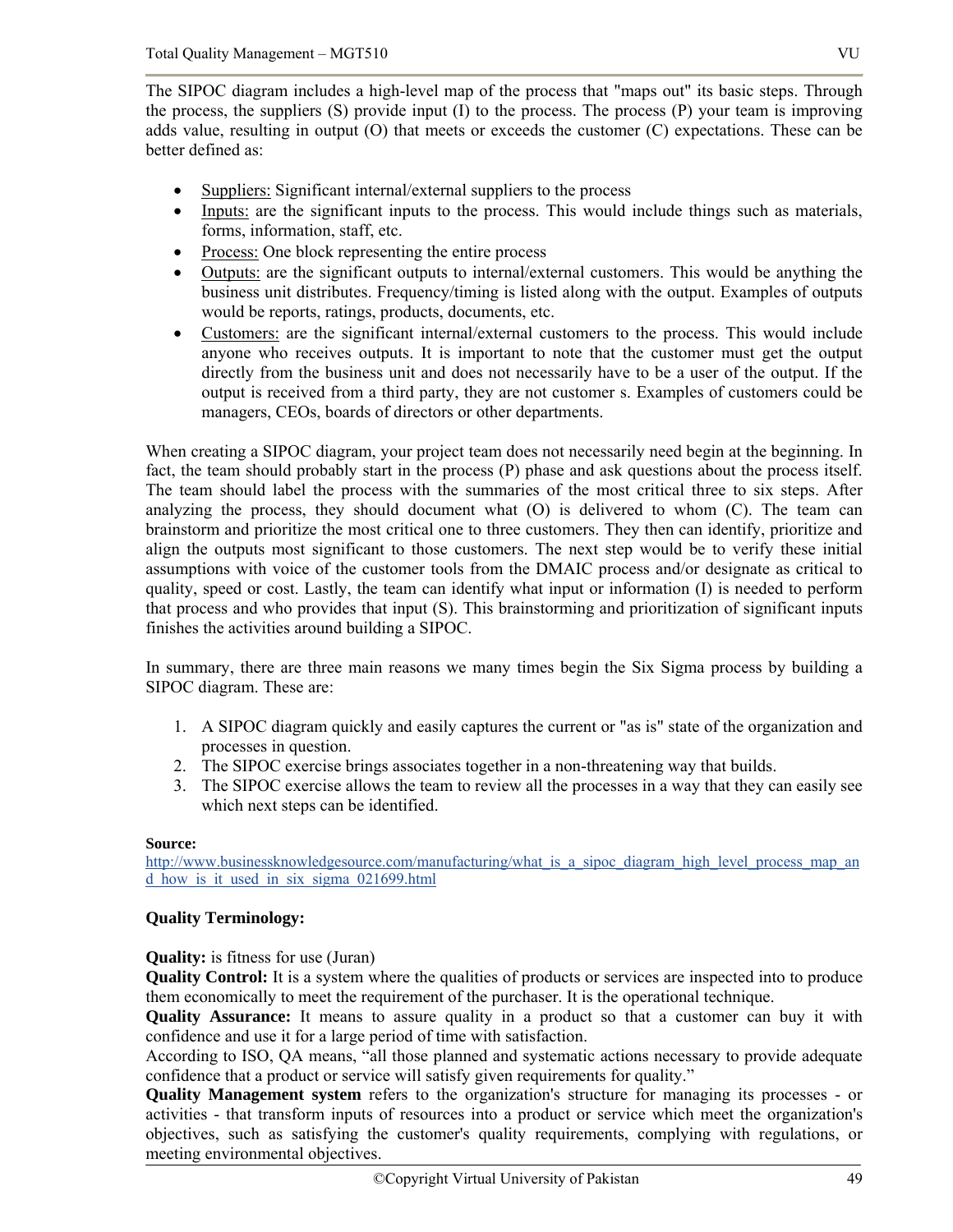The SIPOC diagram includes a high-level map of the process that "maps out" its basic steps. Through the process, the suppliers (S) provide input (I) to the process. The process (P) your team is improving adds value, resulting in output (O) that meets or exceeds the customer (C) expectations. These can be better defined as:

- <u>Suppliers:</u> Significant internal/external suppliers to the process
- <u>Inputs:</u> are the significant inputs to the process. This would include things such as materials, forms, information, staff, etc.
- <u>Process:</u> One block representing the entire process
- <u>Outputs:</u> are the significant outputs to internal/external customers. This would be anything the business unit distributes. Frequency/timing is listed along with the output. Examples of outputs would be reports, ratings, products, documents, etc.
- <u>Customers:</u> are the significant internal/external customers to the process. This would include anyone who receives outputs. It is important to note that the customer must get the output directly from the business unit and does not necessarily have to be a user of the output. If the output is received from a third party, they are not customer s. Examples of customers could be managers, CEOs, boards of directors or other departments.

When creating a SIPOC diagram, your project team does not necessarily need begin at the beginning. In fact, the team should probably start in the process (P) phase and ask questions about the process itself. The team should label the process with the summaries of the most critical three to six steps. After analyzing the process, they should document what (O) is delivered to whom (C). The team can brainstorm and prioritize the most critical one to three customers. They then can identify, prioritize and align the outputs most significant to those customers. The next step would be to verify these initial assumptions with voice of the customer tools from the DMAIC process and/or designate as critical to quality, speed or cost. Lastly, the team can identify what input or information (I) is needed to perform that process and who provides that input (S). This brainstorming and prioritization of significant inputs finishes the activities around building a SIPOC.

In summary, there are three main reasons we many times begin the Six Sigma process by building a SIPOC diagram. These are:

1. A SIPOC diagram quickly and easily captures the current or "as is" state of the organization and processes in question.
2. The SIPOC exercise brings associates together in a non-threatening way that builds.
3. The SIPOC exercise allows the team to review all the processes in a way that they can easily see which next steps can be identified.

**Source:**
http://www.businessknowledgesource.com/manufacturing/what_is_a_sipoc_diagram_high_level_process_map_and_how_is_it_used_in_six_sigma_021699.html

**Quality Terminology:**

**Quality:** is fitness for use (Juran)

**Quality Control:** It is a system where the qualities of products or services are inspected into to produce them economically to meet the requirement of the purchaser. It is the operational technique.

**Quality Assurance:** It means to assure quality in a product so that a customer can buy it with confidence and use it for a large period of time with satisfaction.

According to ISO, QA means, "all those planned and systematic actions necessary to provide adequate confidence that a product or service will satisfy given requirements for quality."

**Quality Management system** refers to the organization's structure for managing its processes - or activities - that transform inputs of resources into a product or service which meet the organization's objectives, such as satisfying the customer's quality requirements, complying with regulations, or meeting environmental objectives.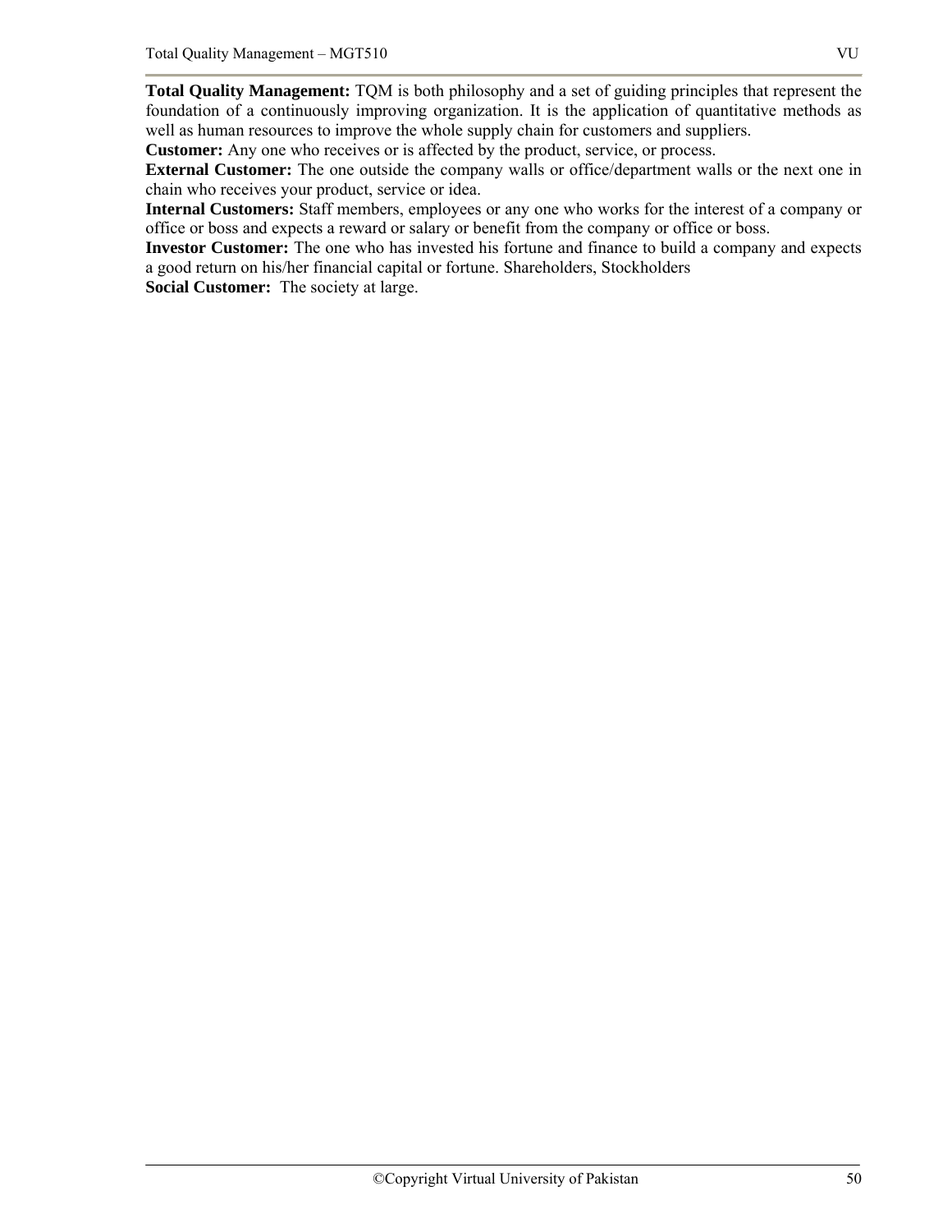**Total Quality Management:** TQM is both philosophy and a set of guiding principles that represent the foundation of a continuously improving organization. It is the application of quantitative methods as well as human resources to improve the whole supply chain for customers and suppliers.

**Customer:** Any one who receives or is affected by the product, service, or process.

**External Customer:** The one outside the company walls or office/department walls or the next one in chain who receives your product, service or idea.

**Internal Customers:** Staff members, employees or any one who works for the interest of a company or office or boss and expects a reward or salary or benefit from the company or office or boss.

**Investor Customer:** The one who has invested his fortune and finance to build a company and expects a good return on his/her financial capital or fortune. Shareholders, Stockholders

**Social Customer:** The society at large.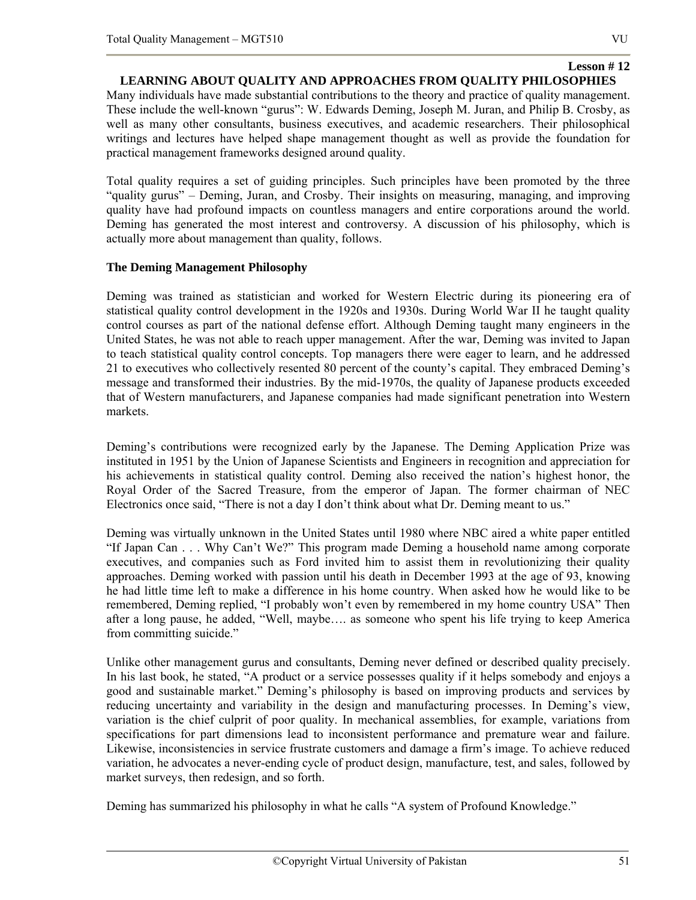**Lesson # 12**

## LEARNING ABOUT QUALITY AND APPROACHES FROM QUALITY PHILOSOPHIES

Many individuals have made substantial contributions to the theory and practice of quality management. These include the well-known "gurus": W. Edwards Deming, Joseph M. Juran, and Philip B. Crosby, as well as many other consultants, business executives, and academic researchers. Their philosophical writings and lectures have helped shape management thought as well as provide the foundation for practical management frameworks designed around quality.

Total quality requires a set of guiding principles. Such principles have been promoted by the three "quality gurus" – Deming, Juran, and Crosby. Their insights on measuring, managing, and improving quality have had profound impacts on countless managers and entire corporations around the world. Deming has generated the most interest and controversy. A discussion of his philosophy, which is actually more about management than quality, follows.

### The Deming Management Philosophy

Deming was trained as statistician and worked for Western Electric during its pioneering era of statistical quality control development in the 1920s and 1930s. During World War II he taught quality control courses as part of the national defense effort. Although Deming taught many engineers in the United States, he was not able to reach upper management. After the war, Deming was invited to Japan to teach statistical quality control concepts. Top managers there were eager to learn, and he addressed 21 to executives who collectively resented 80 percent of the county's capital. They embraced Deming's message and transformed their industries. By the mid-1970s, the quality of Japanese products exceeded that of Western manufacturers, and Japanese companies had made significant penetration into Western markets.

Deming's contributions were recognized early by the Japanese. The Deming Application Prize was instituted in 1951 by the Union of Japanese Scientists and Engineers in recognition and appreciation for his achievements in statistical quality control. Deming also received the nation's highest honor, the Royal Order of the Sacred Treasure, from the emperor of Japan. The former chairman of NEC Electronics once said, "There is not a day I don't think about what Dr. Deming meant to us."

Deming was virtually unknown in the United States until 1980 where NBC aired a white paper entitled "If Japan Can . . . Why Can't We?" This program made Deming a household name among corporate executives, and companies such as Ford invited him to assist them in revolutionizing their quality approaches. Deming worked with passion until his death in December 1993 at the age of 93, knowing he had little time left to make a difference in his home country. When asked how he would like to be remembered, Deming replied, "I probably won't even by remembered in my home country USA" Then after a long pause, he added, "Well, maybe…. as someone who spent his life trying to keep America from committing suicide."

Unlike other management gurus and consultants, Deming never defined or described quality precisely. In his last book, he stated, "A product or a service possesses quality if it helps somebody and enjoys a good and sustainable market." Deming's philosophy is based on improving products and services by reducing uncertainty and variability in the design and manufacturing processes. In Deming's view, variation is the chief culprit of poor quality. In mechanical assemblies, for example, variations from specifications for part dimensions lead to inconsistent performance and premature wear and failure. Likewise, inconsistencies in service frustrate customers and damage a firm's image. To achieve reduced variation, he advocates a never-ending cycle of product design, manufacture, test, and sales, followed by market surveys, then redesign, and so forth.

Deming has summarized his philosophy in what he calls "A system of Profound Knowledge."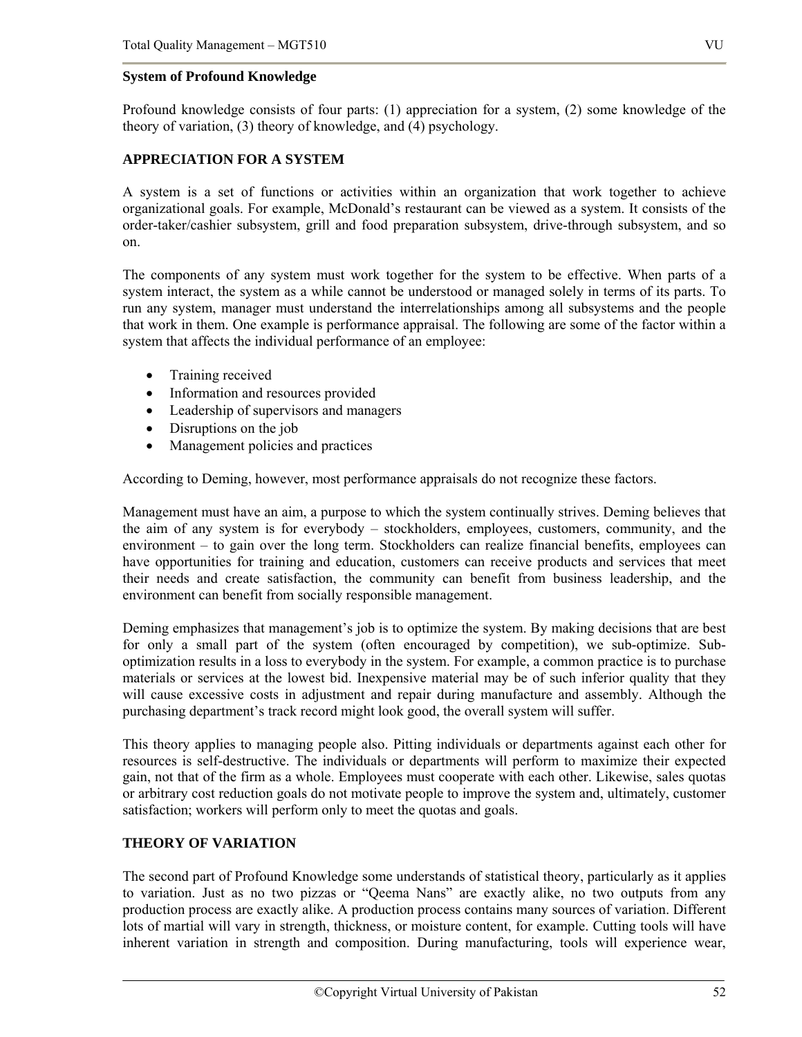**System of Profound Knowledge**

Profound knowledge consists of four parts: (1) appreciation for a system, (2) some knowledge of the theory of variation, (3) theory of knowledge, and (4) psychology.

**APPRECIATION FOR A SYSTEM**

A system is a set of functions or activities within an organization that work together to achieve organizational goals. For example, McDonald's restaurant can be viewed as a system. It consists of the order-taker/cashier subsystem, grill and food preparation subsystem, drive-through subsystem, and so on.

The components of any system must work together for the system to be effective. When parts of a system interact, the system as a while cannot be understood or managed solely in terms of its parts. To run any system, manager must understand the interrelationships among all subsystems and the people that work in them. One example is performance appraisal. The following are some of the factor within a system that affects the individual performance of an employee:

- Training received
- Information and resources provided
- Leadership of supervisors and managers
- Disruptions on the job
- Management policies and practices

According to Deming, however, most performance appraisals do not recognize these factors.

Management must have an aim, a purpose to which the system continually strives. Deming believes that the aim of any system is for everybody – stockholders, employees, customers, community, and the environment – to gain over the long term. Stockholders can realize financial benefits, employees can have opportunities for training and education, customers can receive products and services that meet their needs and create satisfaction, the community can benefit from business leadership, and the environment can benefit from socially responsible management.

Deming emphasizes that management's job is to optimize the system. By making decisions that are best for only a small part of the system (often encouraged by competition), we sub-optimize. Sub-optimization results in a loss to everybody in the system. For example, a common practice is to purchase materials or services at the lowest bid. Inexpensive material may be of such inferior quality that they will cause excessive costs in adjustment and repair during manufacture and assembly. Although the purchasing department's track record might look good, the overall system will suffer.

This theory applies to managing people also. Pitting individuals or departments against each other for resources is self-destructive. The individuals or departments will perform to maximize their expected gain, not that of the firm as a whole. Employees must cooperate with each other. Likewise, sales quotas or arbitrary cost reduction goals do not motivate people to improve the system and, ultimately, customer satisfaction; workers will perform only to meet the quotas and goals.

**THEORY OF VARIATION**

The second part of Profound Knowledge some understands of statistical theory, particularly as it applies to variation. Just as no two pizzas or "Qeema Nans" are exactly alike, no two outputs from any production process are exactly alike. A production process contains many sources of variation. Different lots of martial will vary in strength, thickness, or moisture content, for example. Cutting tools will have inherent variation in strength and composition. During manufacturing, tools will experience wear,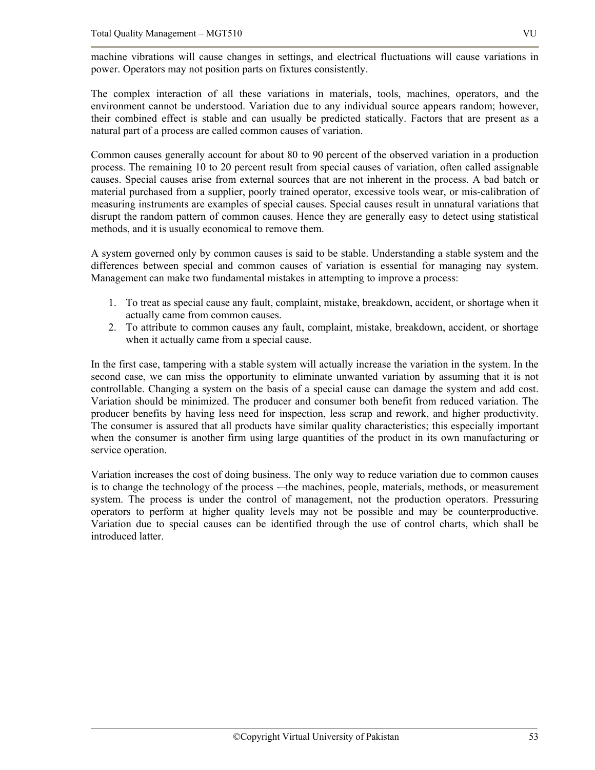machine vibrations will cause changes in settings, and electrical fluctuations will cause variations in power. Operators may not position parts on fixtures consistently.

The complex interaction of all these variations in materials, tools, machines, operators, and the environment cannot be understood. Variation due to any individual source appears random; however, their combined effect is stable and can usually be predicted statically. Factors that are present as a natural part of a process are called common causes of variation.

Common causes generally account for about 80 to 90 percent of the observed variation in a production process. The remaining 10 to 20 percent result from special causes of variation, often called assignable causes. Special causes arise from external sources that are not inherent in the process. A bad batch or material purchased from a supplier, poorly trained operator, excessive tools wear, or mis-calibration of measuring instruments are examples of special causes. Special causes result in unnatural variations that disrupt the random pattern of common causes. Hence they are generally easy to detect using statistical methods, and it is usually economical to remove them.

A system governed only by common causes is said to be stable. Understanding a stable system and the differences between special and common causes of variation is essential for managing nay system. Management can make two fundamental mistakes in attempting to improve a process:

1. To treat as special cause any fault, complaint, mistake, breakdown, accident, or shortage when it actually came from common causes.
2. To attribute to common causes any fault, complaint, mistake, breakdown, accident, or shortage when it actually came from a special cause.

In the first case, tampering with a stable system will actually increase the variation in the system. In the second case, we can miss the opportunity to eliminate unwanted variation by assuming that it is not controllable. Changing a system on the basis of a special cause can damage the system and add cost. Variation should be minimized. The producer and consumer both benefit from reduced variation. The producer benefits by having less need for inspection, less scrap and rework, and higher productivity. The consumer is assured that all products have similar quality characteristics; this especially important when the consumer is another firm using large quantities of the product in its own manufacturing or service operation.

Variation increases the cost of doing business. The only way to reduce variation due to common causes is to change the technology of the process -–the machines, people, materials, methods, or measurement system. The process is under the control of management, not the production operators. Pressuring operators to perform at higher quality levels may not be possible and may be counterproductive. Variation due to special causes can be identified through the use of control charts, which shall be introduced latter.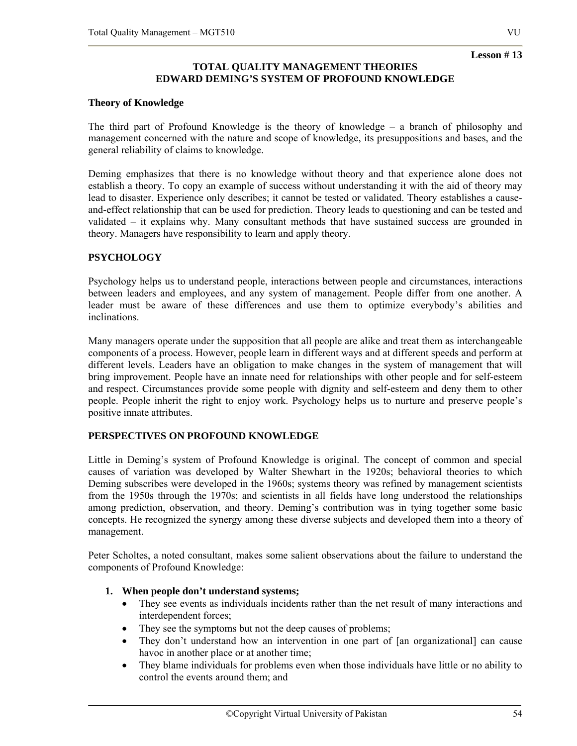**Lesson # 13**

## TOTAL QUALITY MANAGEMENT THEORIES
## EDWARD DEMING'S SYSTEM OF PROFOUND KNOWLEDGE

### Theory of Knowledge

The third part of Profound Knowledge is the theory of knowledge – a branch of philosophy and management concerned with the nature and scope of knowledge, its presuppositions and bases, and the general reliability of claims to knowledge.

Deming emphasizes that there is no knowledge without theory and that experience alone does not establish a theory. To copy an example of success without understanding it with the aid of theory may lead to disaster. Experience only describes; it cannot be tested or validated. Theory establishes a cause-and-effect relationship that can be used for prediction. Theory leads to questioning and can be tested and validated – it explains why. Many consultant methods that have sustained success are grounded in theory. Managers have responsibility to learn and apply theory.

### PSYCHOLOGY

Psychology helps us to understand people, interactions between people and circumstances, interactions between leaders and employees, and any system of management. People differ from one another. A leader must be aware of these differences and use them to optimize everybody's abilities and inclinations.

Many managers operate under the supposition that all people are alike and treat them as interchangeable components of a process. However, people learn in different ways and at different speeds and perform at different levels. Leaders have an obligation to make changes in the system of management that will bring improvement. People have an innate need for relationships with other people and for self-esteem and respect. Circumstances provide some people with dignity and self-esteem and deny them to other people. People inherit the right to enjoy work. Psychology helps us to nurture and preserve people's positive innate attributes.

### PERSPECTIVES ON PROFOUND KNOWLEDGE

Little in Deming's system of Profound Knowledge is original. The concept of common and special causes of variation was developed by Walter Shewhart in the 1920s; behavioral theories to which Deming subscribes were developed in the 1960s; systems theory was refined by management scientists from the 1950s through the 1970s; and scientists in all fields have long understood the relationships among prediction, observation, and theory. Deming's contribution was in tying together some basic concepts. He recognized the synergy among these diverse subjects and developed them into a theory of management.

Peter Scholtes, a noted consultant, makes some salient observations about the failure to understand the components of Profound Knowledge:

1. **When people don't understand systems;**
   - They see events as individuals incidents rather than the net result of many interactions and interdependent forces;
   - They see the symptoms but not the deep causes of problems;
   - They don't understand how an intervention in one part of [an organizational] can cause havoc in another place or at another time;
   - They blame individuals for problems even when those individuals have little or no ability to control the events around them; and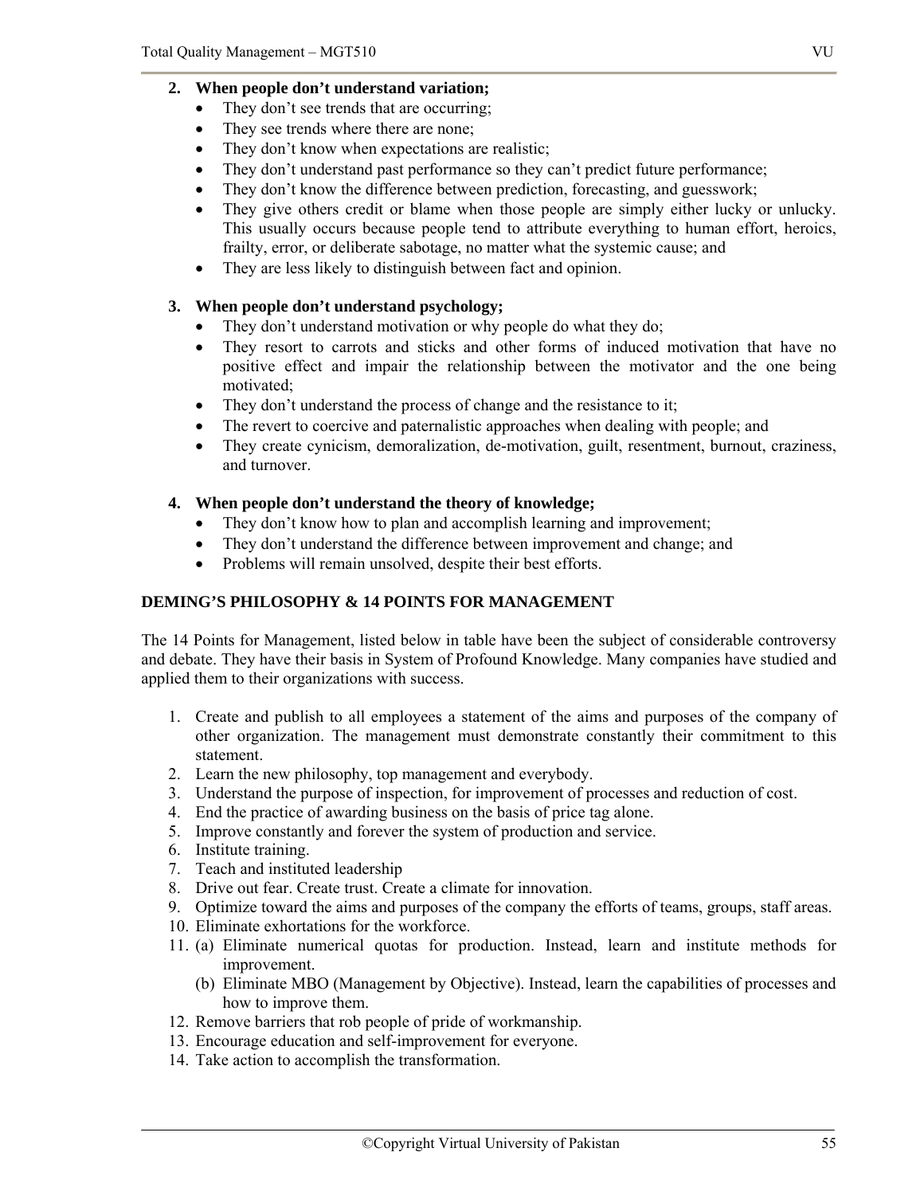2. **When people don't understand variation;**
    - They don't see trends that are occurring;
    - They see trends where there are none;
    - They don't know when expectations are realistic;
    - They don't understand past performance so they can't predict future performance;
    - They don't know the difference between prediction, forecasting, and guesswork;
    - They give others credit or blame when those people are simply either lucky or unlucky. This usually occurs because people tend to attribute everything to human effort, heroics, frailty, error, or deliberate sabotage, no matter what the systemic cause; and
    - They are less likely to distinguish between fact and opinion.

3. **When people don't understand psychology;**
    - They don't understand motivation or why people do what they do;
    - They resort to carrots and sticks and other forms of induced motivation that have no positive effect and impair the relationship between the motivator and the one being motivated;
    - They don't understand the process of change and the resistance to it;
    - The revert to coercive and paternalistic approaches when dealing with people; and
    - They create cynicism, demoralization, de-motivation, guilt, resentment, burnout, craziness, and turnover.

4. **When people don't understand the theory of knowledge;**
    - They don't know how to plan and accomplish learning and improvement;
    - They don't understand the difference between improvement and change; and
    - Problems will remain unsolved, despite their best efforts.

## DEMING'S PHILOSOPHY & 14 POINTS FOR MANAGEMENT

The 14 Points for Management, listed below in table have been the subject of considerable controversy and debate. They have their basis in System of Profound Knowledge. Many companies have studied and applied them to their organizations with success.

1. Create and publish to all employees a statement of the aims and purposes of the company of other organization. The management must demonstrate constantly their commitment to this statement.
2. Learn the new philosophy, top management and everybody.
3. Understand the purpose of inspection, for improvement of processes and reduction of cost.
4. End the practice of awarding business on the basis of price tag alone.
5. Improve constantly and forever the system of production and service.
6. Institute training.
7. Teach and instituted leadership
8. Drive out fear. Create trust. Create a climate for innovation.
9. Optimize toward the aims and purposes of the company the efforts of teams, groups, staff areas.
10. Eliminate exhortations for the workforce.
11. (a) Eliminate numerical quotas for production. Instead, learn and institute methods for improvement.
    (b) Eliminate MBO (Management by Objective). Instead, learn the capabilities of processes and how to improve them.
12. Remove barriers that rob people of pride of workmanship.
13. Encourage education and self-improvement for everyone.
14. Take action to accomplish the transformation.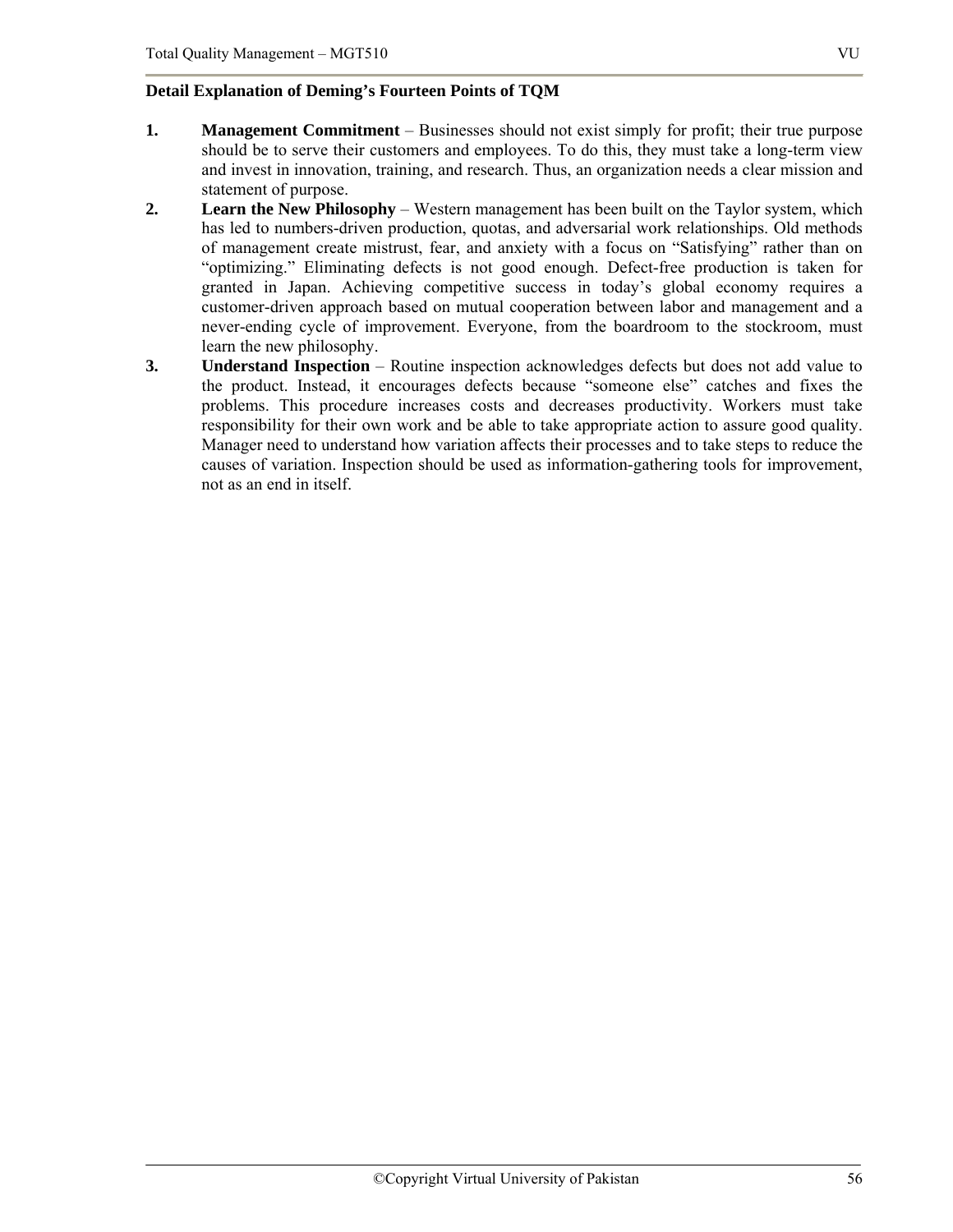**Detail Explanation of Deming's Fourteen Points of TQM**

1. **Management Commitment** – Businesses should not exist simply for profit; their true purpose should be to serve their customers and employees. To do this, they must take a long-term view and invest in innovation, training, and research. Thus, an organization needs a clear mission and statement of purpose.
2. **Learn the New Philosophy** – Western management has been built on the Taylor system, which has led to numbers-driven production, quotas, and adversarial work relationships. Old methods of management create mistrust, fear, and anxiety with a focus on "Satisfying" rather than on "optimizing." Eliminating defects is not good enough. Defect-free production is taken for granted in Japan. Achieving competitive success in today's global economy requires a customer-driven approach based on mutual cooperation between labor and management and a never-ending cycle of improvement. Everyone, from the boardroom to the stockroom, must learn the new philosophy.
3. **Understand Inspection** – Routine inspection acknowledges defects but does not add value to the product. Instead, it encourages defects because "someone else" catches and fixes the problems. This procedure increases costs and decreases productivity. Workers must take responsibility for their own work and be able to take appropriate action to assure good quality. Manager need to understand how variation affects their processes and to take steps to reduce the causes of variation. Inspection should be used as information-gathering tools for improvement, not as an end in itself.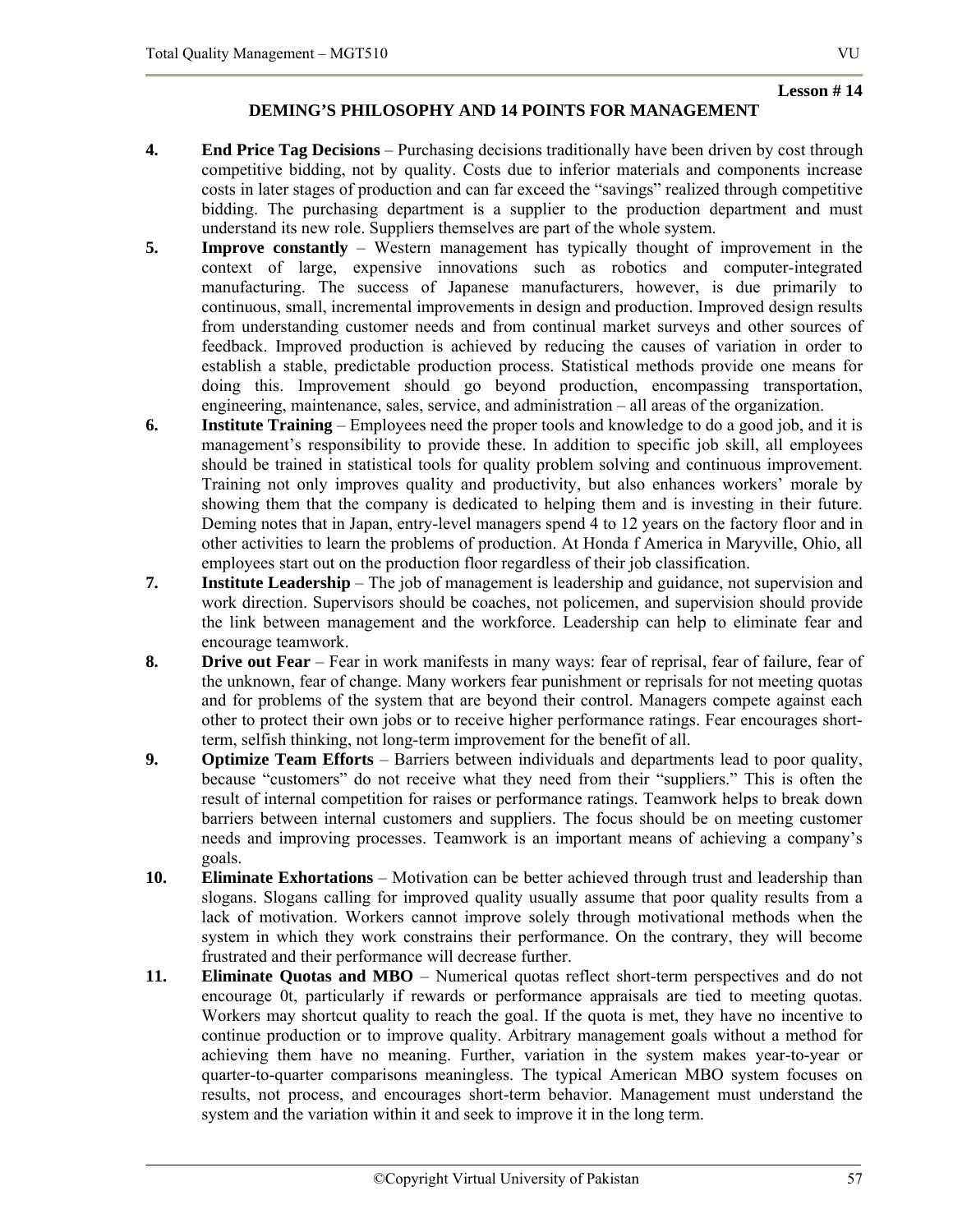Lesson # 14

## DEMING'S PHILOSOPHY AND 14 POINTS FOR MANAGEMENT

4. **End Price Tag Decisions** – Purchasing decisions traditionally have been driven by cost through competitive bidding, not by quality. Costs due to inferior materials and components increase costs in later stages of production and can far exceed the "savings" realized through competitive bidding. The purchasing department is a supplier to the production department and must understand its new role. Suppliers themselves are part of the whole system.

5. **Improve constantly** – Western management has typically thought of improvement in the context of large, expensive innovations such as robotics and computer-integrated manufacturing. The success of Japanese manufacturers, however, is due primarily to continuous, small, incremental improvements in design and production. Improved design results from understanding customer needs and from continual market surveys and other sources of feedback. Improved production is achieved by reducing the causes of variation in order to establish a stable, predictable production process. Statistical methods provide one means for doing this. Improvement should go beyond production, encompassing transportation, engineering, maintenance, sales, service, and administration – all areas of the organization.

6. **Institute Training** – Employees need the proper tools and knowledge to do a good job, and it is management's responsibility to provide these. In addition to specific job skill, all employees should be trained in statistical tools for quality problem solving and continuous improvement. Training not only improves quality and productivity, but also enhances workers' morale by showing them that the company is dedicated to helping them and is investing in their future. Deming notes that in Japan, entry-level managers spend 4 to 12 years on the factory floor and in other activities to learn the problems of production. At Honda f America in Maryville, Ohio, all employees start out on the production floor regardless of their job classification.

7. **Institute Leadership** – The job of management is leadership and guidance, not supervision and work direction. Supervisors should be coaches, not policemen, and supervision should provide the link between management and the workforce. Leadership can help to eliminate fear and encourage teamwork.

8. **Drive out Fear** – Fear in work manifests in many ways: fear of reprisal, fear of failure, fear of the unknown, fear of change. Many workers fear punishment or reprisals for not meeting quotas and for problems of the system that are beyond their control. Managers compete against each other to protect their own jobs or to receive higher performance ratings. Fear encourages short-term, selfish thinking, not long-term improvement for the benefit of all.

9. **Optimize Team Efforts** – Barriers between individuals and departments lead to poor quality, because "customers" do not receive what they need from their "suppliers." This is often the result of internal competition for raises or performance ratings. Teamwork helps to break down barriers between internal customers and suppliers. The focus should be on meeting customer needs and improving processes. Teamwork is an important means of achieving a company's goals.

10. **Eliminate Exhortations** – Motivation can be better achieved through trust and leadership than slogans. Slogans calling for improved quality usually assume that poor quality results from a lack of motivation. Workers cannot improve solely through motivational methods when the system in which they work constrains their performance. On the contrary, they will become frustrated and their performance will decrease further.

11. **Eliminate Quotas and MBO** – Numerical quotas reflect short-term perspectives and do not encourage 0t, particularly if rewards or performance appraisals are tied to meeting quotas. Workers may shortcut quality to reach the goal. If the quota is met, they have no incentive to continue production or to improve quality. Arbitrary management goals without a method for achieving them have no meaning. Further, variation in the system makes year-to-year or quarter-to-quarter comparisons meaningless. The typical American MBO system focuses on results, not process, and encourages short-term behavior. Management must understand the system and the variation within it and seek to improve it in the long term.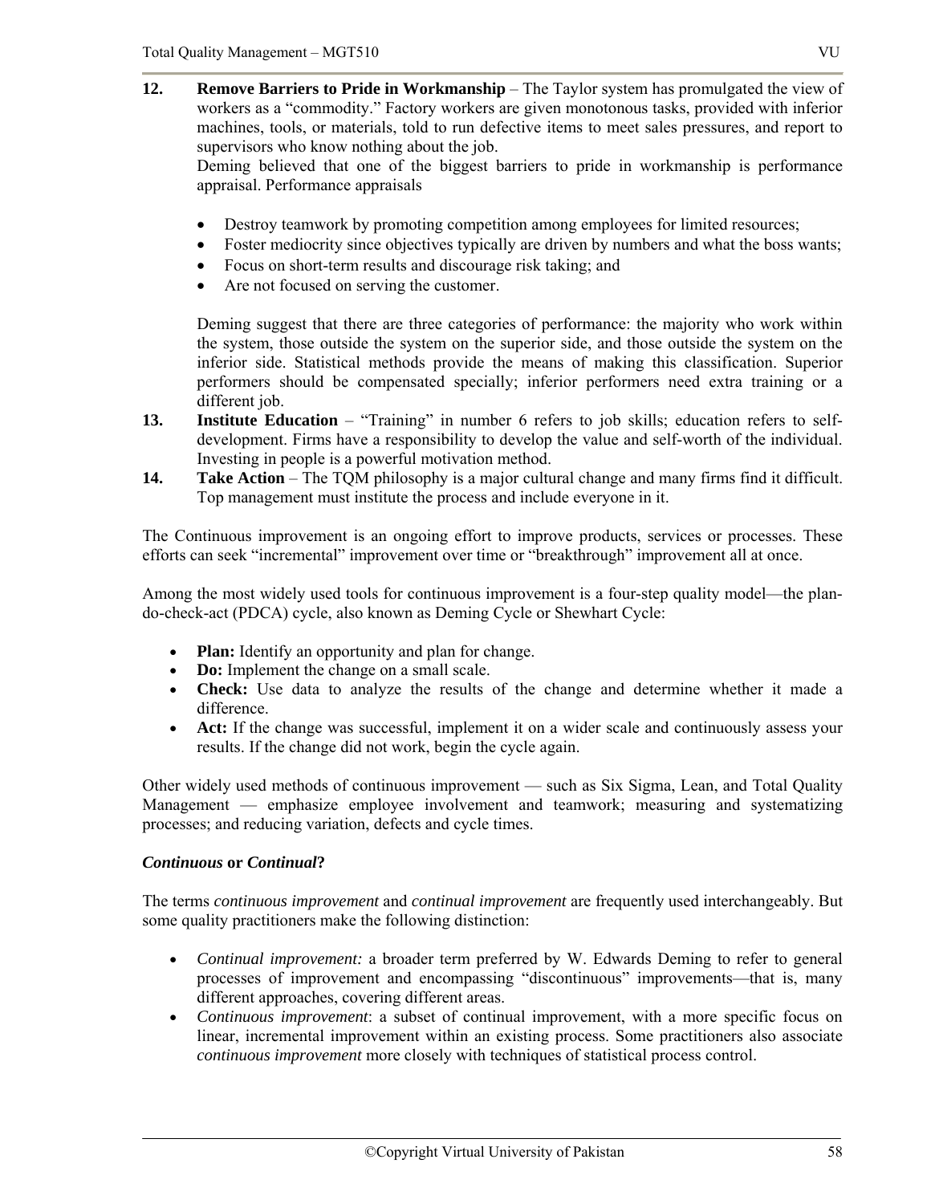12. **Remove Barriers to Pride in Workmanship** – The Taylor system has promulgated the view of workers as a "commodity." Factory workers are given monotonous tasks, provided with inferior machines, tools, or materials, told to run defective items to meet sales pressures, and report to supervisors who know nothing about the job.

    Deming believed that one of the biggest barriers to pride in workmanship is performance appraisal. Performance appraisals

    - Destroy teamwork by promoting competition among employees for limited resources;
    - Foster mediocrity since objectives typically are driven by numbers and what the boss wants;
    - Focus on short-term results and discourage risk taking; and
    - Are not focused on serving the customer.

    Deming suggest that there are three categories of performance: the majority who work within the system, those outside the system on the superior side, and those outside the system on the inferior side. Statistical methods provide the means of making this classification. Superior performers should be compensated specially; inferior performers need extra training or a different job.

13. **Institute Education** – "Training" in number 6 refers to job skills; education refers to self-development. Firms have a responsibility to develop the value and self-worth of the individual. Investing in people is a powerful motivation method.

14. **Take Action** – The TQM philosophy is a major cultural change and many firms find it difficult. Top management must institute the process and include everyone in it.

The Continuous improvement is an ongoing effort to improve products, services or processes. These efforts can seek "incremental" improvement over time or "breakthrough" improvement all at once.

Among the most widely used tools for continuous improvement is a four-step quality model—the plan-do-check-act (PDCA) cycle, also known as Deming Cycle or Shewhart Cycle:

- **Plan:** Identify an opportunity and plan for change.
- **Do:** Implement the change on a small scale.
- **Check:** Use data to analyze the results of the change and determine whether it made a difference.
- **Act:** If the change was successful, implement it on a wider scale and continuously assess your results. If the change did not work, begin the cycle again.

Other widely used methods of continuous improvement — such as Six Sigma, Lean, and Total Quality Management — emphasize employee involvement and teamwork; measuring and systematizing processes; and reducing variation, defects and cycle times.

***Continuous* or *Continual*?**

The terms *continuous improvement* and *continual improvement* are frequently used interchangeably. But some quality practitioners make the following distinction:

- *Continual improvement:* a broader term preferred by W. Edwards Deming to refer to general processes of improvement and encompassing "discontinuous" improvements—that is, many different approaches, covering different areas.
- *Continuous improvement*: a subset of continual improvement, with a more specific focus on linear, incremental improvement within an existing process. Some practitioners also associate *continuous improvement* more closely with techniques of statistical process control.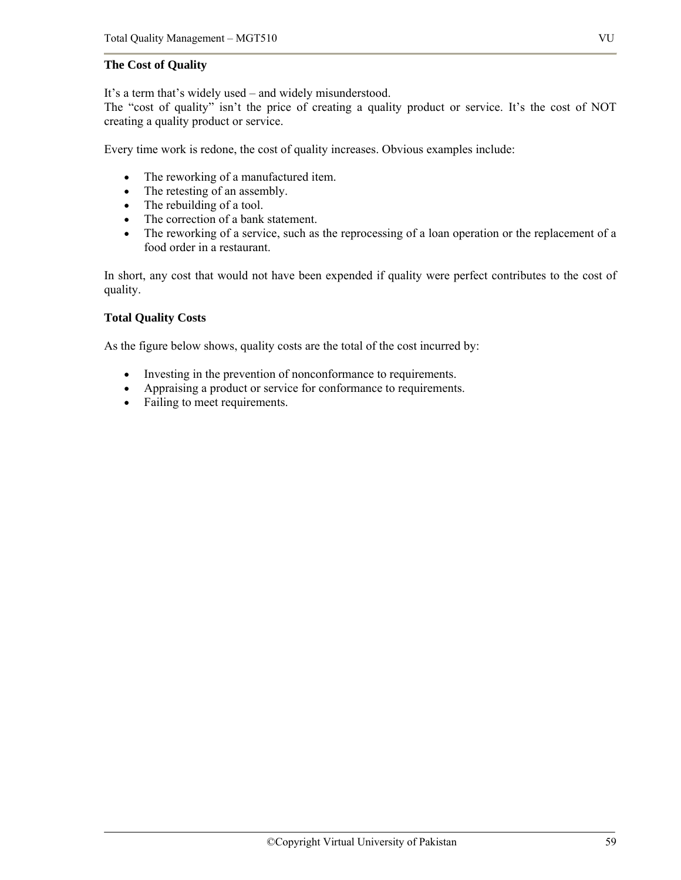**The Cost of Quality**

It's a term that's widely used – and widely misunderstood.
The "cost of quality" isn't the price of creating a quality product or service. It's the cost of NOT creating a quality product or service.

Every time work is redone, the cost of quality increases. Obvious examples include:

- The reworking of a manufactured item.
- The retesting of an assembly.
- The rebuilding of a tool.
- The correction of a bank statement.
- The reworking of a service, such as the reprocessing of a loan operation or the replacement of a food order in a restaurant.

In short, any cost that would not have been expended if quality were perfect contributes to the cost of quality.

**Total Quality Costs**

As the figure below shows, quality costs are the total of the cost incurred by:

- Investing in the prevention of nonconformance to requirements.
- Appraising a product or service for conformance to requirements.
- Failing to meet requirements.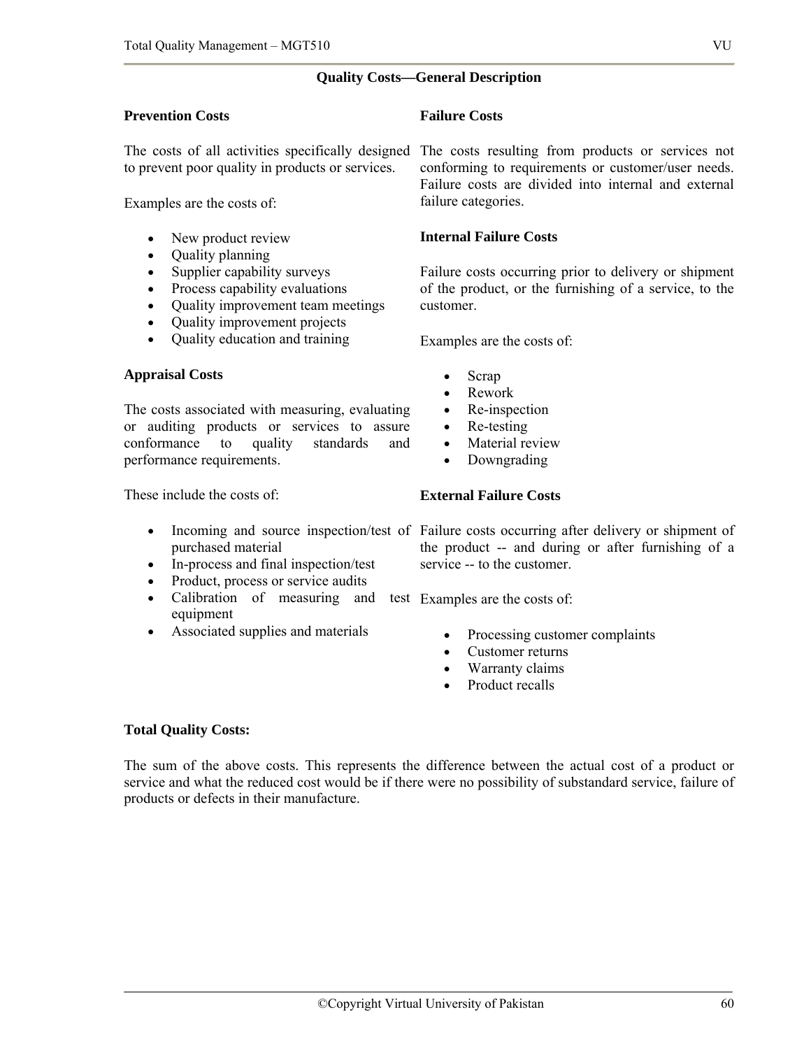## Quality Costs—General Description

### Prevention Costs

The costs of all activities specifically designed to prevent poor quality in products or services.

Examples are the costs of:

- New product review
- Quality planning
- Supplier capability surveys
- Process capability evaluations
- Quality improvement team meetings
- Quality improvement projects
- Quality education and training

### Appraisal Costs

The costs associated with measuring, evaluating or auditing products or services to assure conformance to quality standards and performance requirements.

These include the costs of:

- Incoming and source inspection/test of purchased material
- In-process and final inspection/test
- Product, process or service audits
- Calibration of measuring and test equipment
- Associated supplies and materials

### Failure Costs

The costs resulting from products or services not conforming to requirements or customer/user needs. Failure costs are divided into internal and external failure categories.

### Internal Failure Costs

Failure costs occurring prior to delivery or shipment of the product, or the furnishing of a service, to the customer.

Examples are the costs of:

- Scrap
- Rework
- Re-inspection
- Re-testing
- Material review
- Downgrading

### External Failure Costs

Failure costs occurring after delivery or shipment of the product -- and during or after furnishing of a service -- to the customer.

Examples are the costs of:

- Processing customer complaints
- Customer returns
- Warranty claims
- Product recalls

### Total Quality Costs:

The sum of the above costs. This represents the difference between the actual cost of a product or service and what the reduced cost would be if there were no possibility of substandard service, failure of products or defects in their manufacture.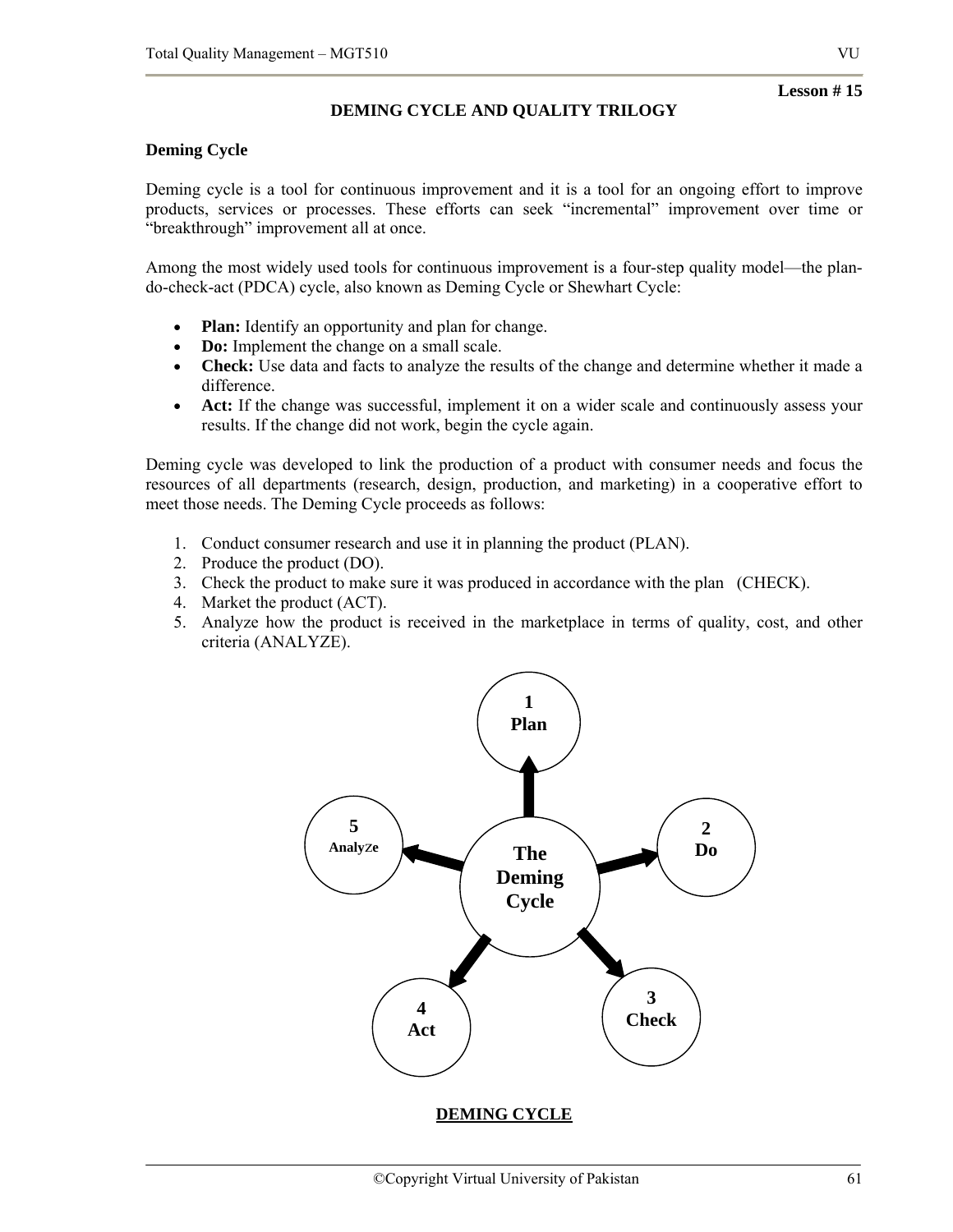**Lesson # 15**

# DEMING CYCLE AND QUALITY TRILOGY

## Deming Cycle

Deming cycle is a tool for continuous improvement and it is a tool for an ongoing effort to improve products, services or processes. These efforts can seek "incremental" improvement over time or "breakthrough" improvement all at once.

Among the most widely used tools for continuous improvement is a four-step quality model—the plan-do-check-act (PDCA) cycle, also known as Deming Cycle or Shewhart Cycle:

- **Plan:** Identify an opportunity and plan for change.
- **Do:** Implement the change on a small scale.
- **Check:** Use data and facts to analyze the results of the change and determine whether it made a difference.
- **Act:** If the change was successful, implement it on a wider scale and continuously assess your results. If the change did not work, begin the cycle again.

Deming cycle was developed to link the production of a product with consumer needs and focus the resources of all departments (research, design, production, and marketing) in a cooperative effort to meet those needs. The Deming Cycle proceeds as follows:

1. Conduct consumer research and use it in planning the product (PLAN).
2. Produce the product (DO).
3. Check the product to make sure it was produced in accordance with the plan (CHECK).
4. Market the product (ACT).
5. Analyze how the product is received in the marketplace in terms of quality, cost, and other criteria (ANALYZE).

The Deming Cycle: 1 Plan → 2 Do → 3 Check → 4 Act → 5 Analyze

**DEMING CYCLE**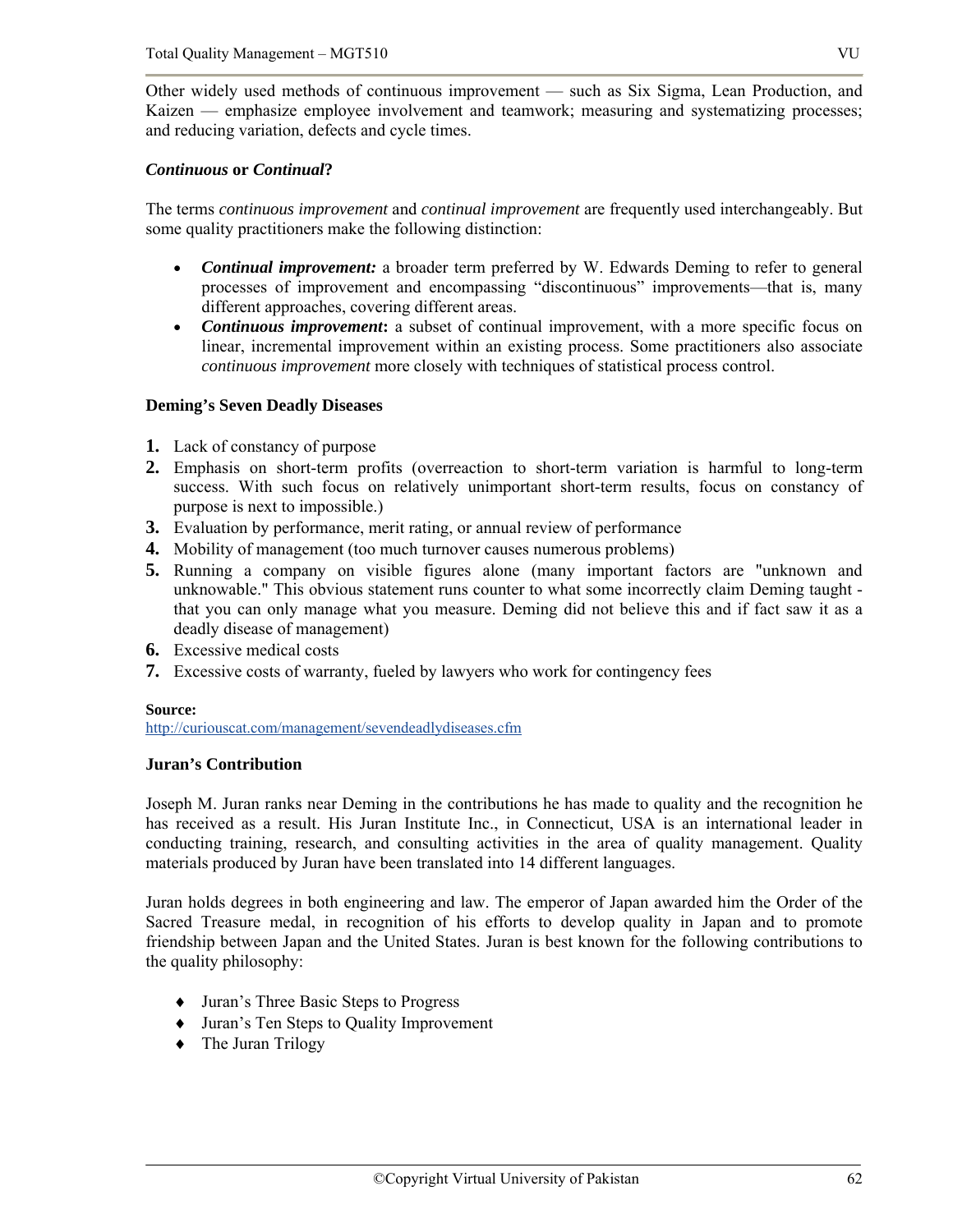Other widely used methods of continuous improvement — such as Six Sigma, Lean Production, and Kaizen — emphasize employee involvement and teamwork; measuring and systematizing processes; and reducing variation, defects and cycle times.

### *Continuous* or *Continual*?

The terms *continuous improvement* and *continual improvement* are frequently used interchangeably. But some quality practitioners make the following distinction:

- ***Continual improvement:*** a broader term preferred by W. Edwards Deming to refer to general processes of improvement and encompassing "discontinuous" improvements—that is, many different approaches, covering different areas.
- ***Continuous improvement*:** a subset of continual improvement, with a more specific focus on linear, incremental improvement within an existing process. Some practitioners also associate *continuous improvement* more closely with techniques of statistical process control.

### Deming's Seven Deadly Diseases

1. Lack of constancy of purpose
2. Emphasis on short-term profits (overreaction to short-term variation is harmful to long-term success. With such focus on relatively unimportant short-term results, focus on constancy of purpose is next to impossible.)
3. Evaluation by performance, merit rating, or annual review of performance
4. Mobility of management (too much turnover causes numerous problems)
5. Running a company on visible figures alone (many important factors are "unknown and unknowable." This obvious statement runs counter to what some incorrectly claim Deming taught - that you can only manage what you measure. Deming did not believe this and if fact saw it as a deadly disease of management)
6. Excessive medical costs
7. Excessive costs of warranty, fueled by lawyers who work for contingency fees

**Source:**
http://curiouscat.com/management/sevendeadlydiseases.cfm

### Juran's Contribution

Joseph M. Juran ranks near Deming in the contributions he has made to quality and the recognition he has received as a result. His Juran Institute Inc., in Connecticut, USA is an international leader in conducting training, research, and consulting activities in the area of quality management. Quality materials produced by Juran have been translated into 14 different languages.

Juran holds degrees in both engineering and law. The emperor of Japan awarded him the Order of the Sacred Treasure medal, in recognition of his efforts to develop quality in Japan and to promote friendship between Japan and the United States. Juran is best known for the following contributions to the quality philosophy:

- Juran's Three Basic Steps to Progress
- Juran's Ten Steps to Quality Improvement
- The Juran Trilogy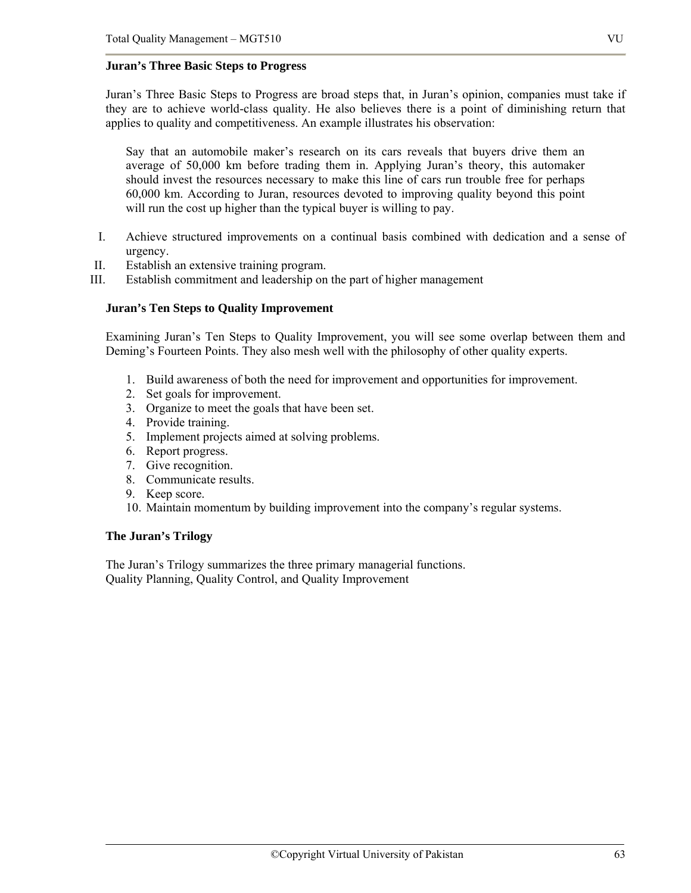### Juran's Three Basic Steps to Progress

Juran's Three Basic Steps to Progress are broad steps that, in Juran's opinion, companies must take if they are to achieve world-class quality. He also believes there is a point of diminishing return that applies to quality and competitiveness. An example illustrates his observation:

> Say that an automobile maker's research on its cars reveals that buyers drive them an average of 50,000 km before trading them in. Applying Juran's theory, this automaker should invest the resources necessary to make this line of cars run trouble free for perhaps 60,000 km. According to Juran, resources devoted to improving quality beyond this point will run the cost up higher than the typical buyer is willing to pay.

I. Achieve structured improvements on a continual basis combined with dedication and a sense of urgency.
II. Establish an extensive training program.
III. Establish commitment and leadership on the part of higher management

### Juran's Ten Steps to Quality Improvement

Examining Juran's Ten Steps to Quality Improvement, you will see some overlap between them and Deming's Fourteen Points. They also mesh well with the philosophy of other quality experts.

1. Build awareness of both the need for improvement and opportunities for improvement.
2. Set goals for improvement.
3. Organize to meet the goals that have been set.
4. Provide training.
5. Implement projects aimed at solving problems.
6. Report progress.
7. Give recognition.
8. Communicate results.
9. Keep score.
10. Maintain momentum by building improvement into the company's regular systems.

### The Juran's Trilogy

The Juran's Trilogy summarizes the three primary managerial functions.
Quality Planning, Quality Control, and Quality Improvement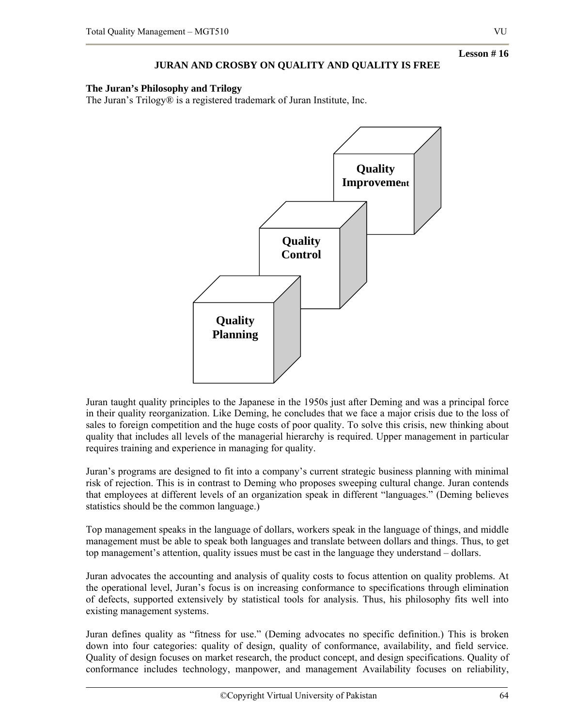Lesson # 16

# JURAN AND CROSBY ON QUALITY AND QUALITY IS FREE

**The Juran's Philosophy and Trilogy**

The Juran's Trilogy® is a registered trademark of Juran Institute, Inc.

Quality Improvement

Quality Control

Quality Planning

Juran taught quality principles to the Japanese in the 1950s just after Deming and was a principal force in their quality reorganization. Like Deming, he concludes that we face a major crisis due to the loss of sales to foreign competition and the huge costs of poor quality. To solve this crisis, new thinking about quality that includes all levels of the managerial hierarchy is required. Upper management in particular requires training and experience in managing for quality.

Juran's programs are designed to fit into a company's current strategic business planning with minimal risk of rejection. This is in contrast to Deming who proposes sweeping cultural change. Juran contends that employees at different levels of an organization speak in different "languages." (Deming believes statistics should be the common language.)

Top management speaks in the language of dollars, workers speak in the language of things, and middle management must be able to speak both languages and translate between dollars and things. Thus, to get top management's attention, quality issues must be cast in the language they understand – dollars.

Juran advocates the accounting and analysis of quality costs to focus attention on quality problems. At the operational level, Juran's focus is on increasing conformance to specifications through elimination of defects, supported extensively by statistical tools for analysis. Thus, his philosophy fits well into existing management systems.

Juran defines quality as "fitness for use." (Deming advocates no specific definition.) This is broken down into four categories: quality of design, quality of conformance, availability, and field service. Quality of design focuses on market research, the product concept, and design specifications. Quality of conformance includes technology, manpower, and management Availability focuses on reliability,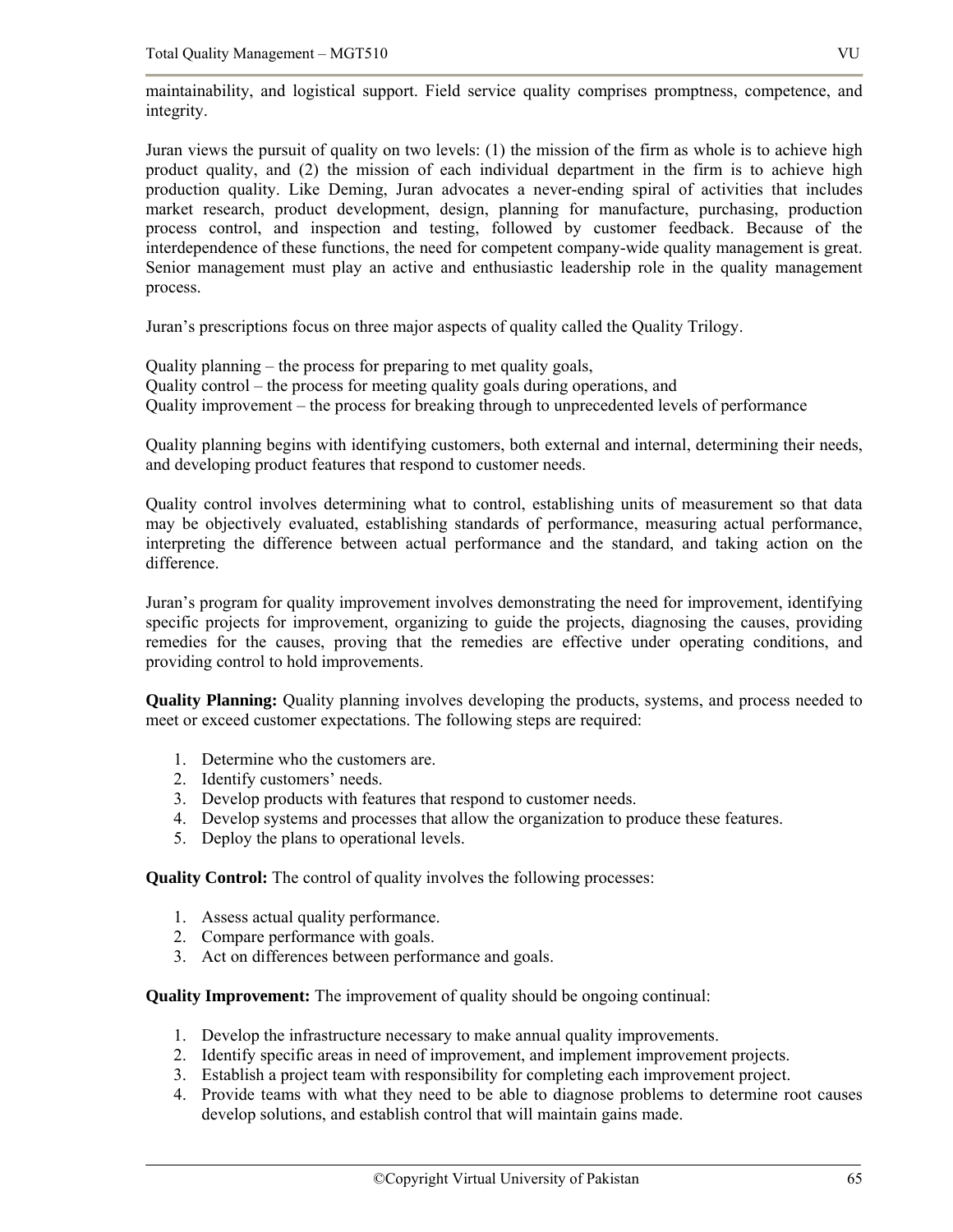maintainability, and logistical support. Field service quality comprises promptness, competence, and integrity.

Juran views the pursuit of quality on two levels: (1) the mission of the firm as whole is to achieve high product quality, and (2) the mission of each individual department in the firm is to achieve high production quality. Like Deming, Juran advocates a never-ending spiral of activities that includes market research, product development, design, planning for manufacture, purchasing, production process control, and inspection and testing, followed by customer feedback. Because of the interdependence of these functions, the need for competent company-wide quality management is great. Senior management must play an active and enthusiastic leadership role in the quality management process.

Juran's prescriptions focus on three major aspects of quality called the Quality Trilogy.

Quality planning – the process for preparing to met quality goals,
Quality control – the process for meeting quality goals during operations, and
Quality improvement – the process for breaking through to unprecedented levels of performance

Quality planning begins with identifying customers, both external and internal, determining their needs, and developing product features that respond to customer needs.

Quality control involves determining what to control, establishing units of measurement so that data may be objectively evaluated, establishing standards of performance, measuring actual performance, interpreting the difference between actual performance and the standard, and taking action on the difference.

Juran's program for quality improvement involves demonstrating the need for improvement, identifying specific projects for improvement, organizing to guide the projects, diagnosing the causes, providing remedies for the causes, proving that the remedies are effective under operating conditions, and providing control to hold improvements.

**Quality Planning:** Quality planning involves developing the products, systems, and process needed to meet or exceed customer expectations. The following steps are required:

1. Determine who the customers are.
2. Identify customers' needs.
3. Develop products with features that respond to customer needs.
4. Develop systems and processes that allow the organization to produce these features.
5. Deploy the plans to operational levels.

**Quality Control:** The control of quality involves the following processes:

1. Assess actual quality performance.
2. Compare performance with goals.
3. Act on differences between performance and goals.

**Quality Improvement:** The improvement of quality should be ongoing continual:

1. Develop the infrastructure necessary to make annual quality improvements.
2. Identify specific areas in need of improvement, and implement improvement projects.
3. Establish a project team with responsibility for completing each improvement project.
4. Provide teams with what they need to be able to diagnose problems to determine root causes develop solutions, and establish control that will maintain gains made.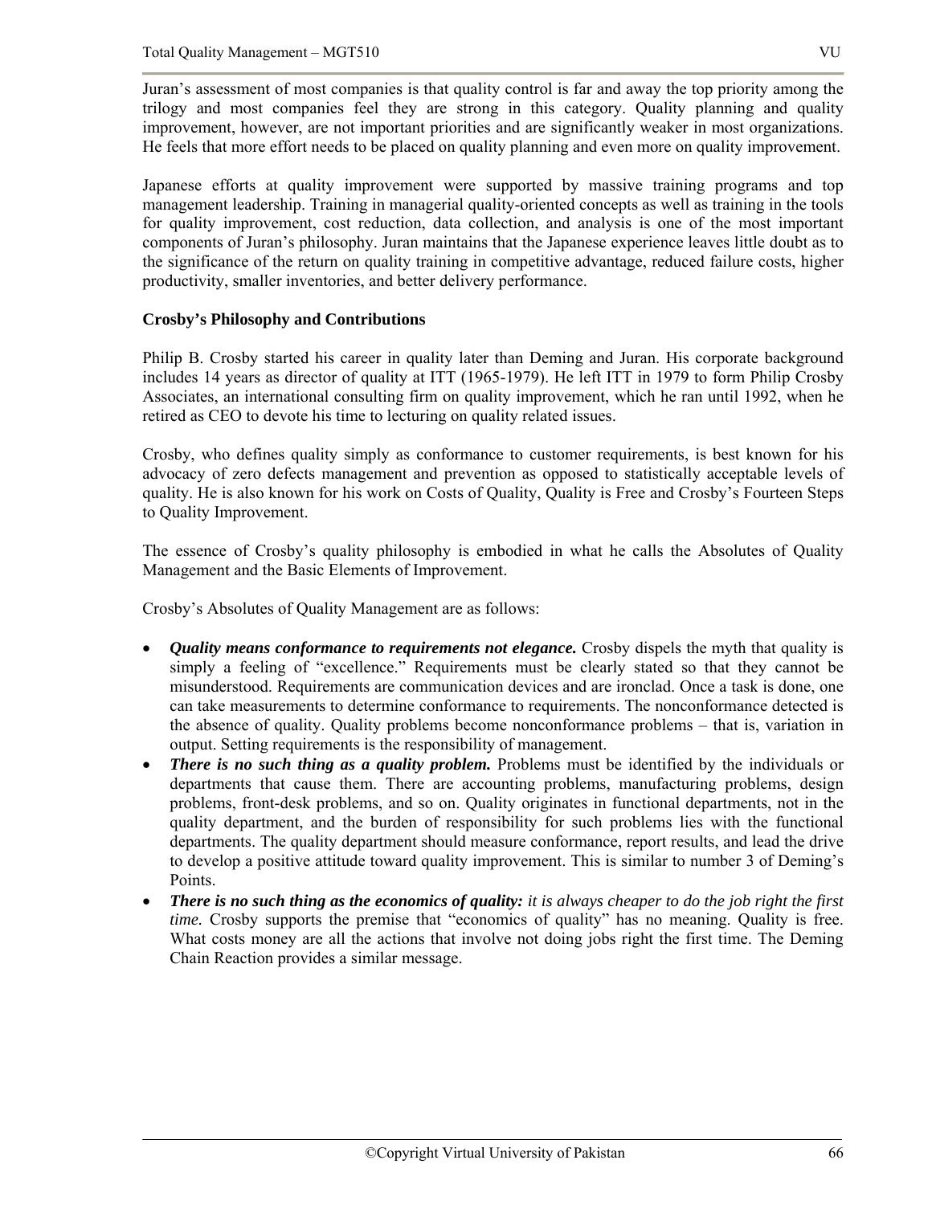Juran's assessment of most companies is that quality control is far and away the top priority among the trilogy and most companies feel they are strong in this category. Quality planning and quality improvement, however, are not important priorities and are significantly weaker in most organizations. He feels that more effort needs to be placed on quality planning and even more on quality improvement.

Japanese efforts at quality improvement were supported by massive training programs and top management leadership. Training in managerial quality-oriented concepts as well as training in the tools for quality improvement, cost reduction, data collection, and analysis is one of the most important components of Juran's philosophy. Juran maintains that the Japanese experience leaves little doubt as to the significance of the return on quality training in competitive advantage, reduced failure costs, higher productivity, smaller inventories, and better delivery performance.

**Crosby's Philosophy and Contributions**

Philip B. Crosby started his career in quality later than Deming and Juran. His corporate background includes 14 years as director of quality at ITT (1965-1979). He left ITT in 1979 to form Philip Crosby Associates, an international consulting firm on quality improvement, which he ran until 1992, when he retired as CEO to devote his time to lecturing on quality related issues.

Crosby, who defines quality simply as conformance to customer requirements, is best known for his advocacy of zero defects management and prevention as opposed to statistically acceptable levels of quality. He is also known for his work on Costs of Quality, Quality is Free and Crosby's Fourteen Steps to Quality Improvement.

The essence of Crosby's quality philosophy is embodied in what he calls the Absolutes of Quality Management and the Basic Elements of Improvement.

Crosby's Absolutes of Quality Management are as follows:

- ***Quality means conformance to requirements not elegance.*** Crosby dispels the myth that quality is simply a feeling of "excellence." Requirements must be clearly stated so that they cannot be misunderstood. Requirements are communication devices and are ironclad. Once a task is done, one can take measurements to determine conformance to requirements. The nonconformance detected is the absence of quality. Quality problems become nonconformance problems – that is, variation in output. Setting requirements is the responsibility of management.
- ***There is no such thing as a quality problem.*** Problems must be identified by the individuals or departments that cause them. There are accounting problems, manufacturing problems, design problems, front-desk problems, and so on. Quality originates in functional departments, not in the quality department, and the burden of responsibility for such problems lies with the functional departments. The quality department should measure conformance, report results, and lead the drive to develop a positive attitude toward quality improvement. This is similar to number 3 of Deming's Points.
- ***There is no such thing as the economics of quality:*** *it is always cheaper to do the job right the first time.* Crosby supports the premise that "economics of quality" has no meaning. Quality is free. What costs money are all the actions that involve not doing jobs right the first time. The Deming Chain Reaction provides a similar message.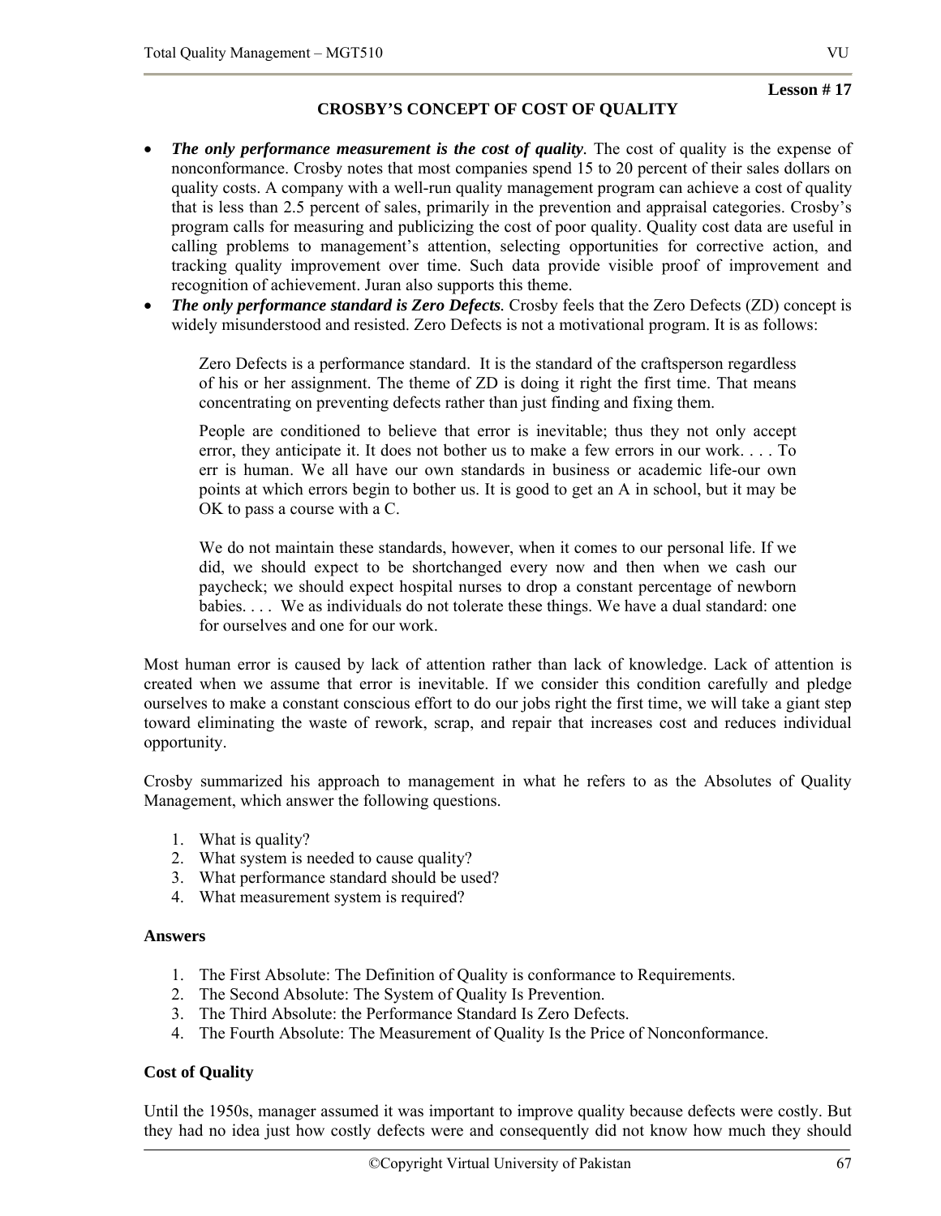**Lesson # 17**

## CROSBY'S CONCEPT OF COST OF QUALITY

- ***The only performance measurement is the cost of quality***. The cost of quality is the expense of nonconformance. Crosby notes that most companies spend 15 to 20 percent of their sales dollars on quality costs. A company with a well-run quality management program can achieve a cost of quality that is less than 2.5 percent of sales, primarily in the prevention and appraisal categories. Crosby's program calls for measuring and publicizing the cost of poor quality. Quality cost data are useful in calling problems to management's attention, selecting opportunities for corrective action, and tracking quality improvement over time. Such data provide visible proof of improvement and recognition of achievement. Juran also supports this theme.
- ***The only performance standard is Zero Defects***. Crosby feels that the Zero Defects (ZD) concept is widely misunderstood and resisted. Zero Defects is not a motivational program. It is as follows:

> Zero Defects is a performance standard. It is the standard of the craftsperson regardless of his or her assignment. The theme of ZD is doing it right the first time. That means concentrating on preventing defects rather than just finding and fixing them.
>
> People are conditioned to believe that error is inevitable; thus they not only accept error, they anticipate it. It does not bother us to make a few errors in our work. . . . To err is human. We all have our own standards in business or academic life-our own points at which errors begin to bother us. It is good to get an A in school, but it may be OK to pass a course with a C.
>
> We do not maintain these standards, however, when it comes to our personal life. If we did, we should expect to be shortchanged every now and then when we cash our paycheck; we should expect hospital nurses to drop a constant percentage of newborn babies. . . . We as individuals do not tolerate these things. We have a dual standard: one for ourselves and one for our work.

Most human error is caused by lack of attention rather than lack of knowledge. Lack of attention is created when we assume that error is inevitable. If we consider this condition carefully and pledge ourselves to make a constant conscious effort to do our jobs right the first time, we will take a giant step toward eliminating the waste of rework, scrap, and repair that increases cost and reduces individual opportunity.

Crosby summarized his approach to management in what he refers to as the Absolutes of Quality Management, which answer the following questions.

1. What is quality?
2. What system is needed to cause quality?
3. What performance standard should be used?
4. What measurement system is required?

**Answers**

1. The First Absolute: The Definition of Quality is conformance to Requirements.
2. The Second Absolute: The System of Quality Is Prevention.
3. The Third Absolute: the Performance Standard Is Zero Defects.
4. The Fourth Absolute: The Measurement of Quality Is the Price of Nonconformance.

### Cost of Quality

Until the 1950s, manager assumed it was important to improve quality because defects were costly. But they had no idea just how costly defects were and consequently did not know how much they should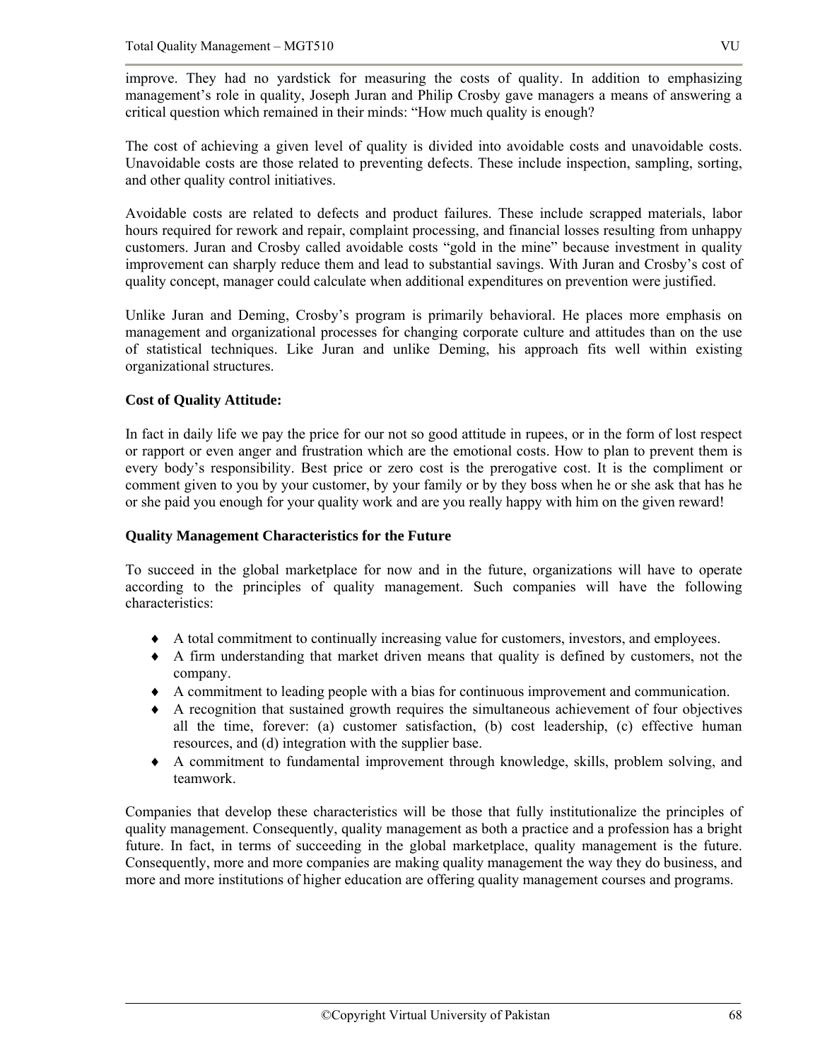improve. They had no yardstick for measuring the costs of quality. In addition to emphasizing management's role in quality, Joseph Juran and Philip Crosby gave managers a means of answering a critical question which remained in their minds: "How much quality is enough?

The cost of achieving a given level of quality is divided into avoidable costs and unavoidable costs. Unavoidable costs are those related to preventing defects. These include inspection, sampling, sorting, and other quality control initiatives.

Avoidable costs are related to defects and product failures. These include scrapped materials, labor hours required for rework and repair, complaint processing, and financial losses resulting from unhappy customers. Juran and Crosby called avoidable costs "gold in the mine" because investment in quality improvement can sharply reduce them and lead to substantial savings. With Juran and Crosby's cost of quality concept, manager could calculate when additional expenditures on prevention were justified.

Unlike Juran and Deming, Crosby's program is primarily behavioral. He places more emphasis on management and organizational processes for changing corporate culture and attitudes than on the use of statistical techniques. Like Juran and unlike Deming, his approach fits well within existing organizational structures.

**Cost of Quality Attitude:**

In fact in daily life we pay the price for our not so good attitude in rupees, or in the form of lost respect or rapport or even anger and frustration which are the emotional costs. How to plan to prevent them is every body's responsibility. Best price or zero cost is the prerogative cost. It is the compliment or comment given to you by your customer, by your family or by they boss when he or she ask that has he or she paid you enough for your quality work and are you really happy with him on the given reward!

**Quality Management Characteristics for the Future**

To succeed in the global marketplace for now and in the future, organizations will have to operate according to the principles of quality management. Such companies will have the following characteristics:

- A total commitment to continually increasing value for customers, investors, and employees.
- A firm understanding that market driven means that quality is defined by customers, not the company.
- A commitment to leading people with a bias for continuous improvement and communication.
- A recognition that sustained growth requires the simultaneous achievement of four objectives all the time, forever: (a) customer satisfaction, (b) cost leadership, (c) effective human resources, and (d) integration with the supplier base.
- A commitment to fundamental improvement through knowledge, skills, problem solving, and teamwork.

Companies that develop these characteristics will be those that fully institutionalize the principles of quality management. Consequently, quality management as both a practice and a profession has a bright future. In fact, in terms of succeeding in the global marketplace, quality management is the future. Consequently, more and more companies are making quality management the way they do business, and more and more institutions of higher education are offering quality management courses and programs.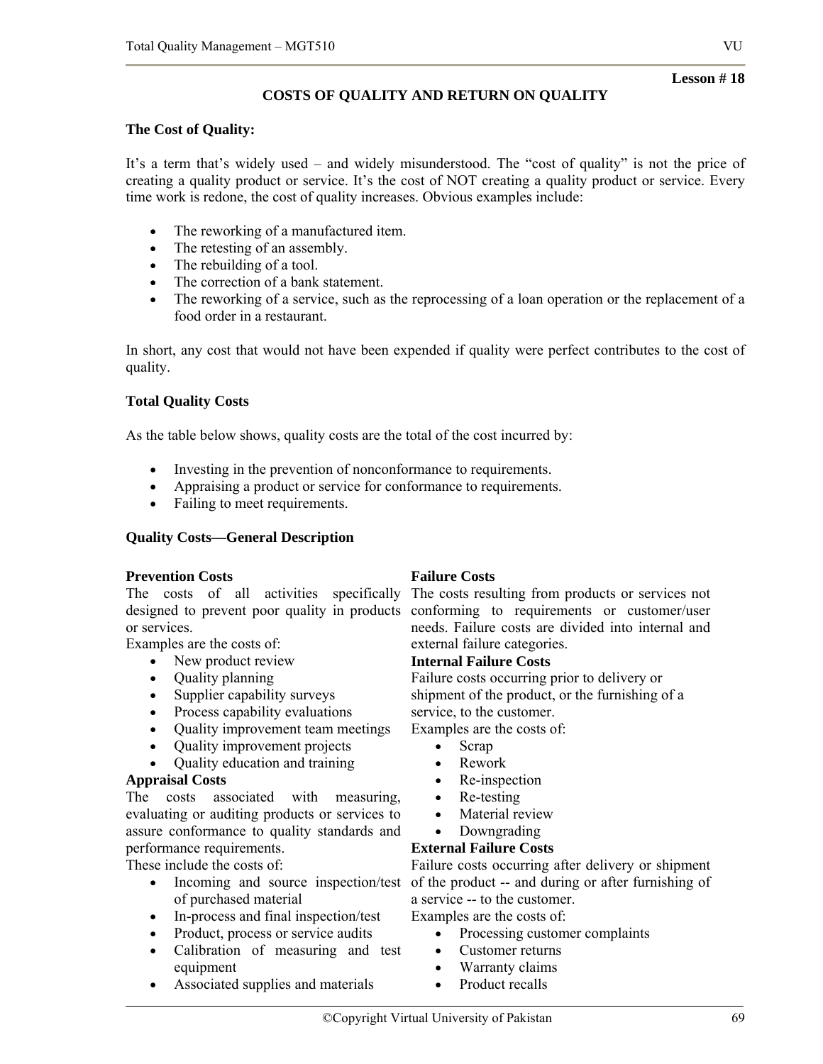Lesson # 18

# COSTS OF QUALITY AND RETURN ON QUALITY

## The Cost of Quality:

It's a term that's widely used – and widely misunderstood. The "cost of quality" is not the price of creating a quality product or service. It's the cost of NOT creating a quality product or service. Every time work is redone, the cost of quality increases. Obvious examples include:

- The reworking of a manufactured item.
- The retesting of an assembly.
- The rebuilding of a tool.
- The correction of a bank statement.
- The reworking of a service, such as the reprocessing of a loan operation or the replacement of a food order in a restaurant.

In short, any cost that would not have been expended if quality were perfect contributes to the cost of quality.

## Total Quality Costs

As the table below shows, quality costs are the total of the cost incurred by:

- Investing in the prevention of nonconformance to requirements.
- Appraising a product or service for conformance to requirements.
- Failing to meet requirements.

## Quality Costs—General Description

**Prevention Costs**
The costs of all activities specifically designed to prevent poor quality in products or services.
Examples are the costs of:

- New product review
- Quality planning
- Supplier capability surveys
- Process capability evaluations
- Quality improvement team meetings
- Quality improvement projects
- Quality education and training

**Appraisal Costs**
The costs associated with measuring, evaluating or auditing products or services to assure conformance to quality standards and performance requirements.
These include the costs of:

- Incoming and source inspection/test of purchased material
- In-process and final inspection/test
- Product, process or service audits
- Calibration of measuring and test equipment
- Associated supplies and materials

**Failure Costs**
The costs resulting from products or services not conforming to requirements or customer/user needs. Failure costs are divided into internal and external failure categories.

**Internal Failure Costs**
Failure costs occurring prior to delivery or shipment of the product, or the furnishing of a service, to the customer.
Examples are the costs of:

- Scrap
- Rework
- Re-inspection
- Re-testing
- Material review
- Downgrading

**External Failure Costs**
Failure costs occurring after delivery or shipment of the product -- and during or after furnishing of a service -- to the customer.
Examples are the costs of:

- Processing customer complaints
- Customer returns
- Warranty claims
- Product recalls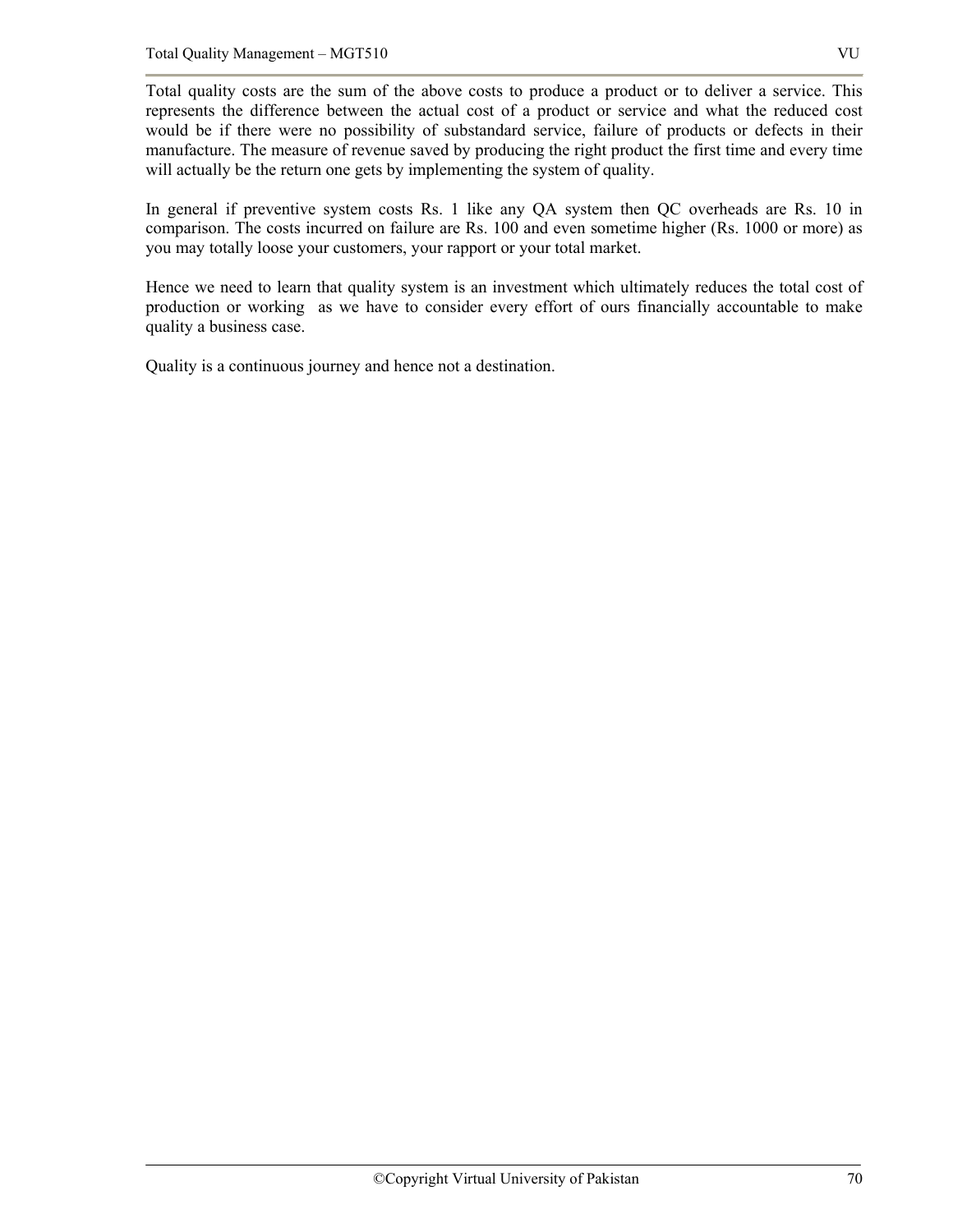Total quality costs are the sum of the above costs to produce a product or to deliver a service. This represents the difference between the actual cost of a product or service and what the reduced cost would be if there were no possibility of substandard service, failure of products or defects in their manufacture. The measure of revenue saved by producing the right product the first time and every time will actually be the return one gets by implementing the system of quality.

In general if preventive system costs Rs. 1 like any QA system then QC overheads are Rs. 10 in comparison. The costs incurred on failure are Rs. 100 and even sometime higher (Rs. 1000 or more) as you may totally loose your customers, your rapport or your total market.

Hence we need to learn that quality system is an investment which ultimately reduces the total cost of production or working as we have to consider every effort of ours financially accountable to make quality a business case.

Quality is a continuous journey and hence not a destination.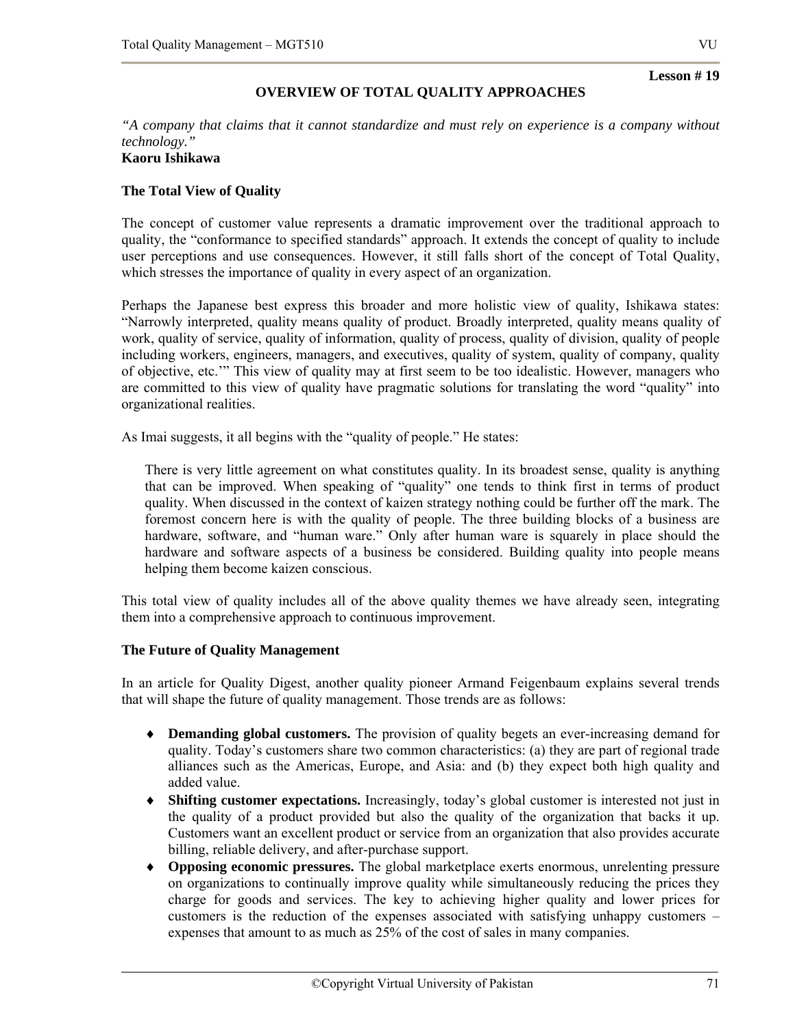**Lesson # 19**

## OVERVIEW OF TOTAL QUALITY APPROACHES

*"A company that claims that it cannot standardize and must rely on experience is a company without technology."*
**Kaoru Ishikawa**

### The Total View of Quality

The concept of customer value represents a dramatic improvement over the traditional approach to quality, the "conformance to specified standards" approach. It extends the concept of quality to include user perceptions and use consequences. However, it still falls short of the concept of Total Quality, which stresses the importance of quality in every aspect of an organization.

Perhaps the Japanese best express this broader and more holistic view of quality, Ishikawa states: "Narrowly interpreted, quality means quality of product. Broadly interpreted, quality means quality of work, quality of service, quality of information, quality of process, quality of division, quality of people including workers, engineers, managers, and executives, quality of system, quality of company, quality of objective, etc.'" This view of quality may at first seem to be too idealistic. However, managers who are committed to this view of quality have pragmatic solutions for translating the word "quality" into organizational realities.

As Imai suggests, it all begins with the "quality of people." He states:

> There is very little agreement on what constitutes quality. In its broadest sense, quality is anything that can be improved. When speaking of "quality" one tends to think first in terms of product quality. When discussed in the context of kaizen strategy nothing could be further off the mark. The foremost concern here is with the quality of people. The three building blocks of a business are hardware, software, and "human ware." Only after human ware is squarely in place should the hardware and software aspects of a business be considered. Building quality into people means helping them become kaizen conscious.

This total view of quality includes all of the above quality themes we have already seen, integrating them into a comprehensive approach to continuous improvement.

### The Future of Quality Management

In an article for Quality Digest, another quality pioneer Armand Feigenbaum explains several trends that will shape the future of quality management. Those trends are as follows:

- **Demanding global customers.** The provision of quality begets an ever-increasing demand for quality. Today's customers share two common characteristics: (a) they are part of regional trade alliances such as the Americas, Europe, and Asia: and (b) they expect both high quality and added value.
- **Shifting customer expectations.** Increasingly, today's global customer is interested not just in the quality of a product provided but also the quality of the organization that backs it up. Customers want an excellent product or service from an organization that also provides accurate billing, reliable delivery, and after-purchase support.
- **Opposing economic pressures.** The global marketplace exerts enormous, unrelenting pressure on organizations to continually improve quality while simultaneously reducing the prices they charge for goods and services. The key to achieving higher quality and lower prices for customers is the reduction of the expenses associated with satisfying unhappy customers – expenses that amount to as much as 25% of the cost of sales in many companies.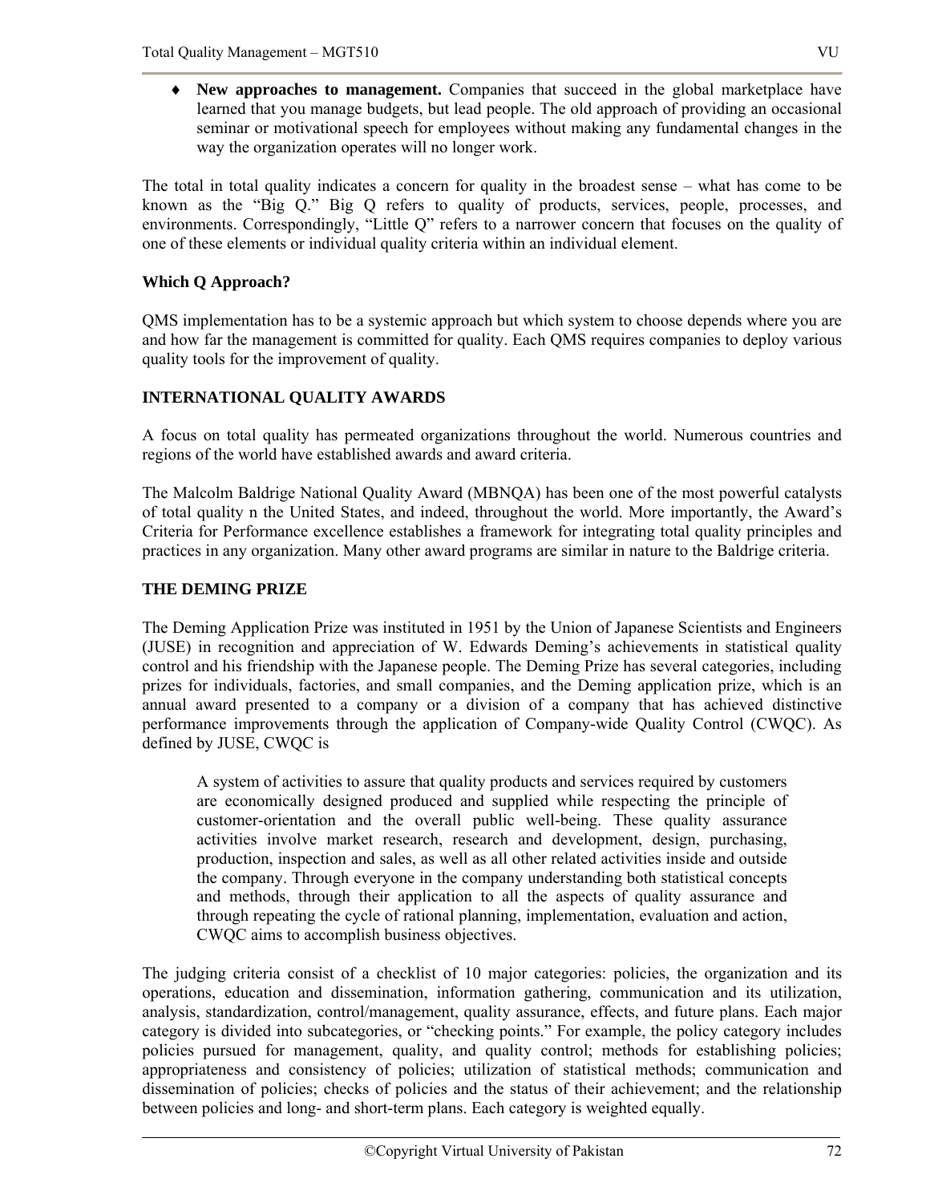- **New approaches to management.** Companies that succeed in the global marketplace have learned that you manage budgets, but lead people. The old approach of providing an occasional seminar or motivational speech for employees without making any fundamental changes in the way the organization operates will no longer work.

The total in total quality indicates a concern for quality in the broadest sense – what has come to be known as the "Big Q." Big Q refers to quality of products, services, people, processes, and environments. Correspondingly, "Little Q" refers to a narrower concern that focuses on the quality of one of these elements or individual quality criteria within an individual element.

### Which Q Approach?

QMS implementation has to be a systemic approach but which system to choose depends where you are and how far the management is committed for quality. Each QMS requires companies to deploy various quality tools for the improvement of quality.

## INTERNATIONAL QUALITY AWARDS

A focus on total quality has permeated organizations throughout the world. Numerous countries and regions of the world have established awards and award criteria.

The Malcolm Baldrige National Quality Award (MBNQA) has been one of the most powerful catalysts of total quality n the United States, and indeed, throughout the world. More importantly, the Award's Criteria for Performance excellence establishes a framework for integrating total quality principles and practices in any organization. Many other award programs are similar in nature to the Baldrige criteria.

## THE DEMING PRIZE

The Deming Application Prize was instituted in 1951 by the Union of Japanese Scientists and Engineers (JUSE) in recognition and appreciation of W. Edwards Deming's achievements in statistical quality control and his friendship with the Japanese people. The Deming Prize has several categories, including prizes for individuals, factories, and small companies, and the Deming application prize, which is an annual award presented to a company or a division of a company that has achieved distinctive performance improvements through the application of Company-wide Quality Control (CWQC). As defined by JUSE, CWQC is

> A system of activities to assure that quality products and services required by customers are economically designed produced and supplied while respecting the principle of customer-orientation and the overall public well-being. These quality assurance activities involve market research, research and development, design, purchasing, production, inspection and sales, as well as all other related activities inside and outside the company. Through everyone in the company understanding both statistical concepts and methods, through their application to all the aspects of quality assurance and through repeating the cycle of rational planning, implementation, evaluation and action, CWQC aims to accomplish business objectives.

The judging criteria consist of a checklist of 10 major categories: policies, the organization and its operations, education and dissemination, information gathering, communication and its utilization, analysis, standardization, control/management, quality assurance, effects, and future plans. Each major category is divided into subcategories, or "checking points." For example, the policy category includes policies pursued for management, quality, and quality control; methods for establishing policies; appropriateness and consistency of policies; utilization of statistical methods; communication and dissemination of policies; checks of policies and the status of their achievement; and the relationship between policies and long- and short-term plans. Each category is weighted equally.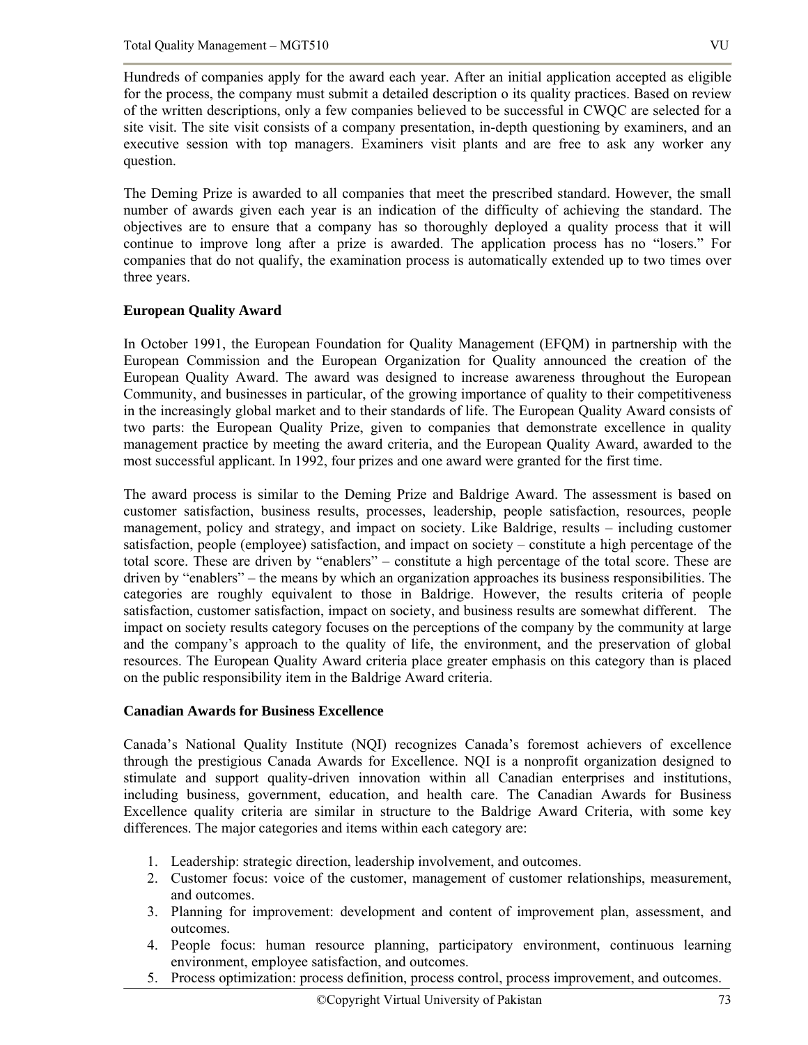Hundreds of companies apply for the award each year. After an initial application accepted as eligible for the process, the company must submit a detailed description o its quality practices. Based on review of the written descriptions, only a few companies believed to be successful in CWQC are selected for a site visit. The site visit consists of a company presentation, in-depth questioning by examiners, and an executive session with top managers. Examiners visit plants and are free to ask any worker any question.

The Deming Prize is awarded to all companies that meet the prescribed standard. However, the small number of awards given each year is an indication of the difficulty of achieving the standard. The objectives are to ensure that a company has so thoroughly deployed a quality process that it will continue to improve long after a prize is awarded. The application process has no "losers." For companies that do not qualify, the examination process is automatically extended up to two times over three years.

**European Quality Award**

In October 1991, the European Foundation for Quality Management (EFQM) in partnership with the European Commission and the European Organization for Quality announced the creation of the European Quality Award. The award was designed to increase awareness throughout the European Community, and businesses in particular, of the growing importance of quality to their competitiveness in the increasingly global market and to their standards of life. The European Quality Award consists of two parts: the European Quality Prize, given to companies that demonstrate excellence in quality management practice by meeting the award criteria, and the European Quality Award, awarded to the most successful applicant. In 1992, four prizes and one award were granted for the first time.

The award process is similar to the Deming Prize and Baldrige Award. The assessment is based on customer satisfaction, business results, processes, leadership, people satisfaction, resources, people management, policy and strategy, and impact on society. Like Baldrige, results – including customer satisfaction, people (employee) satisfaction, and impact on society – constitute a high percentage of the total score. These are driven by "enablers" – constitute a high percentage of the total score. These are driven by "enablers" – the means by which an organization approaches its business responsibilities. The categories are roughly equivalent to those in Baldrige. However, the results criteria of people satisfaction, customer satisfaction, impact on society, and business results are somewhat different. The impact on society results category focuses on the perceptions of the company by the community at large and the company's approach to the quality of life, the environment, and the preservation of global resources. The European Quality Award criteria place greater emphasis on this category than is placed on the public responsibility item in the Baldrige Award criteria.

**Canadian Awards for Business Excellence**

Canada's National Quality Institute (NQI) recognizes Canada's foremost achievers of excellence through the prestigious Canada Awards for Excellence. NQI is a nonprofit organization designed to stimulate and support quality-driven innovation within all Canadian enterprises and institutions, including business, government, education, and health care. The Canadian Awards for Business Excellence quality criteria are similar in structure to the Baldrige Award Criteria, with some key differences. The major categories and items within each category are:

1. Leadership: strategic direction, leadership involvement, and outcomes.
2. Customer focus: voice of the customer, management of customer relationships, measurement, and outcomes.
3. Planning for improvement: development and content of improvement plan, assessment, and outcomes.
4. People focus: human resource planning, participatory environment, continuous learning environment, employee satisfaction, and outcomes.
5. Process optimization: process definition, process control, process improvement, and outcomes.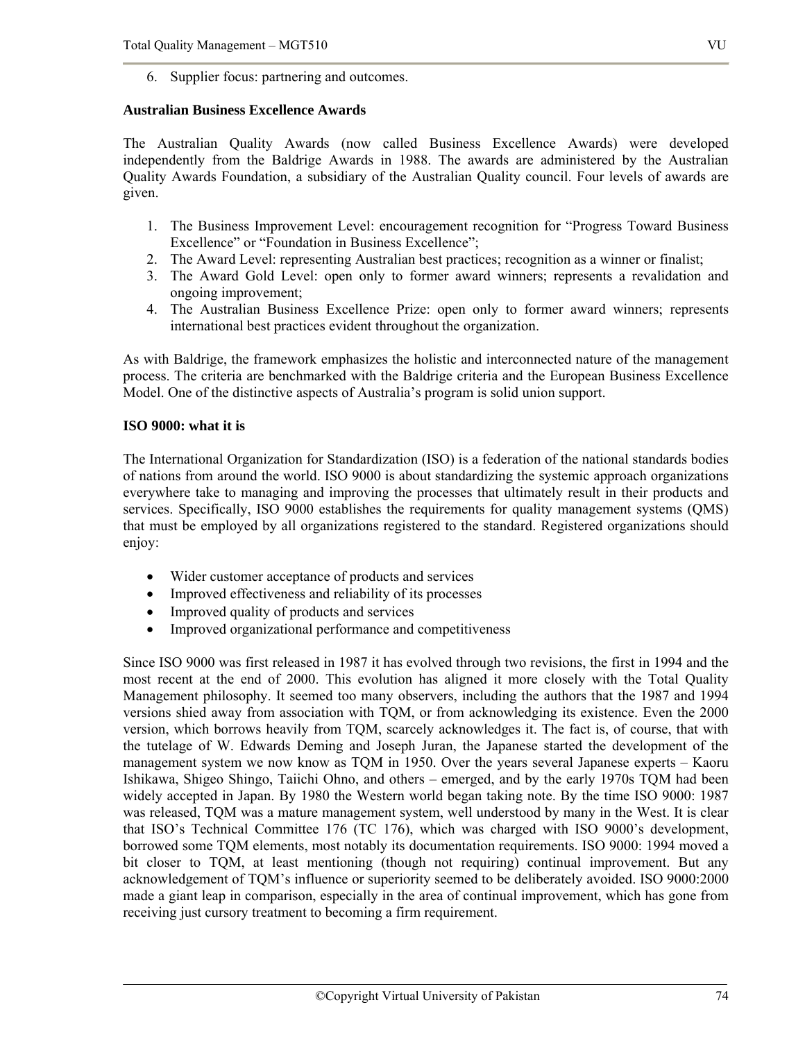6. Supplier focus: partnering and outcomes.

**Australian Business Excellence Awards**

The Australian Quality Awards (now called Business Excellence Awards) were developed independently from the Baldrige Awards in 1988. The awards are administered by the Australian Quality Awards Foundation, a subsidiary of the Australian Quality council. Four levels of awards are given.

1. The Business Improvement Level: encouragement recognition for "Progress Toward Business Excellence" or "Foundation in Business Excellence";
2. The Award Level: representing Australian best practices; recognition as a winner or finalist;
3. The Award Gold Level: open only to former award winners; represents a revalidation and ongoing improvement;
4. The Australian Business Excellence Prize: open only to former award winners; represents international best practices evident throughout the organization.

As with Baldrige, the framework emphasizes the holistic and interconnected nature of the management process. The criteria are benchmarked with the Baldrige criteria and the European Business Excellence Model. One of the distinctive aspects of Australia's program is solid union support.

**ISO 9000: what it is**

The International Organization for Standardization (ISO) is a federation of the national standards bodies of nations from around the world. ISO 9000 is about standardizing the systemic approach organizations everywhere take to managing and improving the processes that ultimately result in their products and services. Specifically, ISO 9000 establishes the requirements for quality management systems (QMS) that must be employed by all organizations registered to the standard. Registered organizations should enjoy:

- Wider customer acceptance of products and services
- Improved effectiveness and reliability of its processes
- Improved quality of products and services
- Improved organizational performance and competitiveness

Since ISO 9000 was first released in 1987 it has evolved through two revisions, the first in 1994 and the most recent at the end of 2000. This evolution has aligned it more closely with the Total Quality Management philosophy. It seemed too many observers, including the authors that the 1987 and 1994 versions shied away from association with TQM, or from acknowledging its existence. Even the 2000 version, which borrows heavily from TQM, scarcely acknowledges it. The fact is, of course, that with the tutelage of W. Edwards Deming and Joseph Juran, the Japanese started the development of the management system we now know as TQM in 1950. Over the years several Japanese experts – Kaoru Ishikawa, Shigeo Shingo, Taiichi Ohno, and others – emerged, and by the early 1970s TQM had been widely accepted in Japan. By 1980 the Western world began taking note. By the time ISO 9000: 1987 was released, TQM was a mature management system, well understood by many in the West. It is clear that ISO's Technical Committee 176 (TC 176), which was charged with ISO 9000's development, borrowed some TQM elements, most notably its documentation requirements. ISO 9000: 1994 moved a bit closer to TQM, at least mentioning (though not requiring) continual improvement. But any acknowledgement of TQM's influence or superiority seemed to be deliberately avoided. ISO 9000:2000 made a giant leap in comparison, especially in the area of continual improvement, which has gone from receiving just cursory treatment to becoming a firm requirement.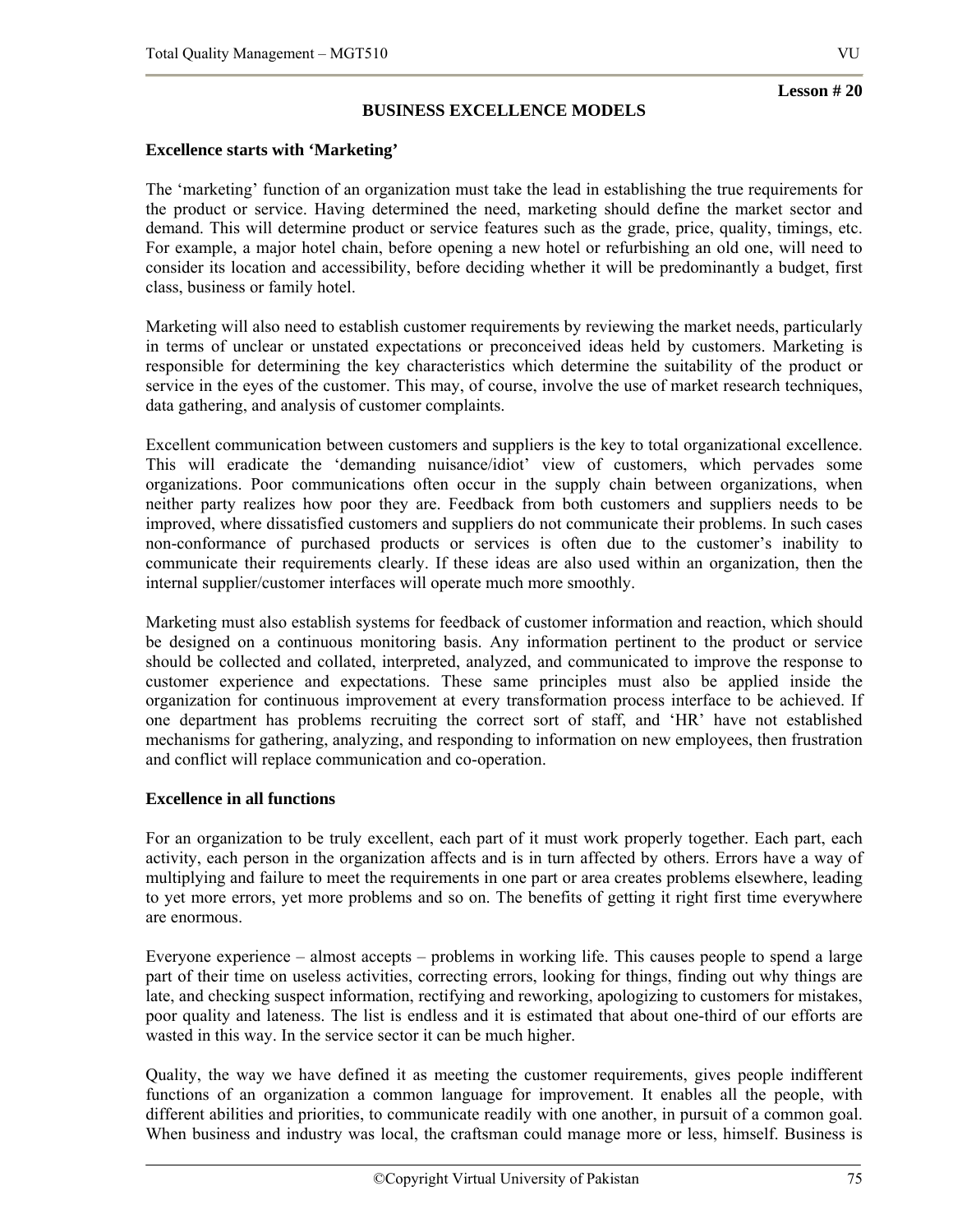Lesson # 20

## BUSINESS EXCELLENCE MODELS

### Excellence starts with 'Marketing'

The 'marketing' function of an organization must take the lead in establishing the true requirements for the product or service. Having determined the need, marketing should define the market sector and demand. This will determine product or service features such as the grade, price, quality, timings, etc. For example, a major hotel chain, before opening a new hotel or refurbishing an old one, will need to consider its location and accessibility, before deciding whether it will be predominantly a budget, first class, business or family hotel.

Marketing will also need to establish customer requirements by reviewing the market needs, particularly in terms of unclear or unstated expectations or preconceived ideas held by customers. Marketing is responsible for determining the key characteristics which determine the suitability of the product or service in the eyes of the customer. This may, of course, involve the use of market research techniques, data gathering, and analysis of customer complaints.

Excellent communication between customers and suppliers is the key to total organizational excellence. This will eradicate the 'demanding nuisance/idiot' view of customers, which pervades some organizations. Poor communications often occur in the supply chain between organizations, when neither party realizes how poor they are. Feedback from both customers and suppliers needs to be improved, where dissatisfied customers and suppliers do not communicate their problems. In such cases non-conformance of purchased products or services is often due to the customer's inability to communicate their requirements clearly. If these ideas are also used within an organization, then the internal supplier/customer interfaces will operate much more smoothly.

Marketing must also establish systems for feedback of customer information and reaction, which should be designed on a continuous monitoring basis. Any information pertinent to the product or service should be collected and collated, interpreted, analyzed, and communicated to improve the response to customer experience and expectations. These same principles must also be applied inside the organization for continuous improvement at every transformation process interface to be achieved. If one department has problems recruiting the correct sort of staff, and 'HR' have not established mechanisms for gathering, analyzing, and responding to information on new employees, then frustration and conflict will replace communication and co-operation.

### Excellence in all functions

For an organization to be truly excellent, each part of it must work properly together. Each part, each activity, each person in the organization affects and is in turn affected by others. Errors have a way of multiplying and failure to meet the requirements in one part or area creates problems elsewhere, leading to yet more errors, yet more problems and so on. The benefits of getting it right first time everywhere are enormous.

Everyone experience – almost accepts – problems in working life. This causes people to spend a large part of their time on useless activities, correcting errors, looking for things, finding out why things are late, and checking suspect information, rectifying and reworking, apologizing to customers for mistakes, poor quality and lateness. The list is endless and it is estimated that about one-third of our efforts are wasted in this way. In the service sector it can be much higher.

Quality, the way we have defined it as meeting the customer requirements, gives people indifferent functions of an organization a common language for improvement. It enables all the people, with different abilities and priorities, to communicate readily with one another, in pursuit of a common goal. When business and industry was local, the craftsman could manage more or less, himself. Business is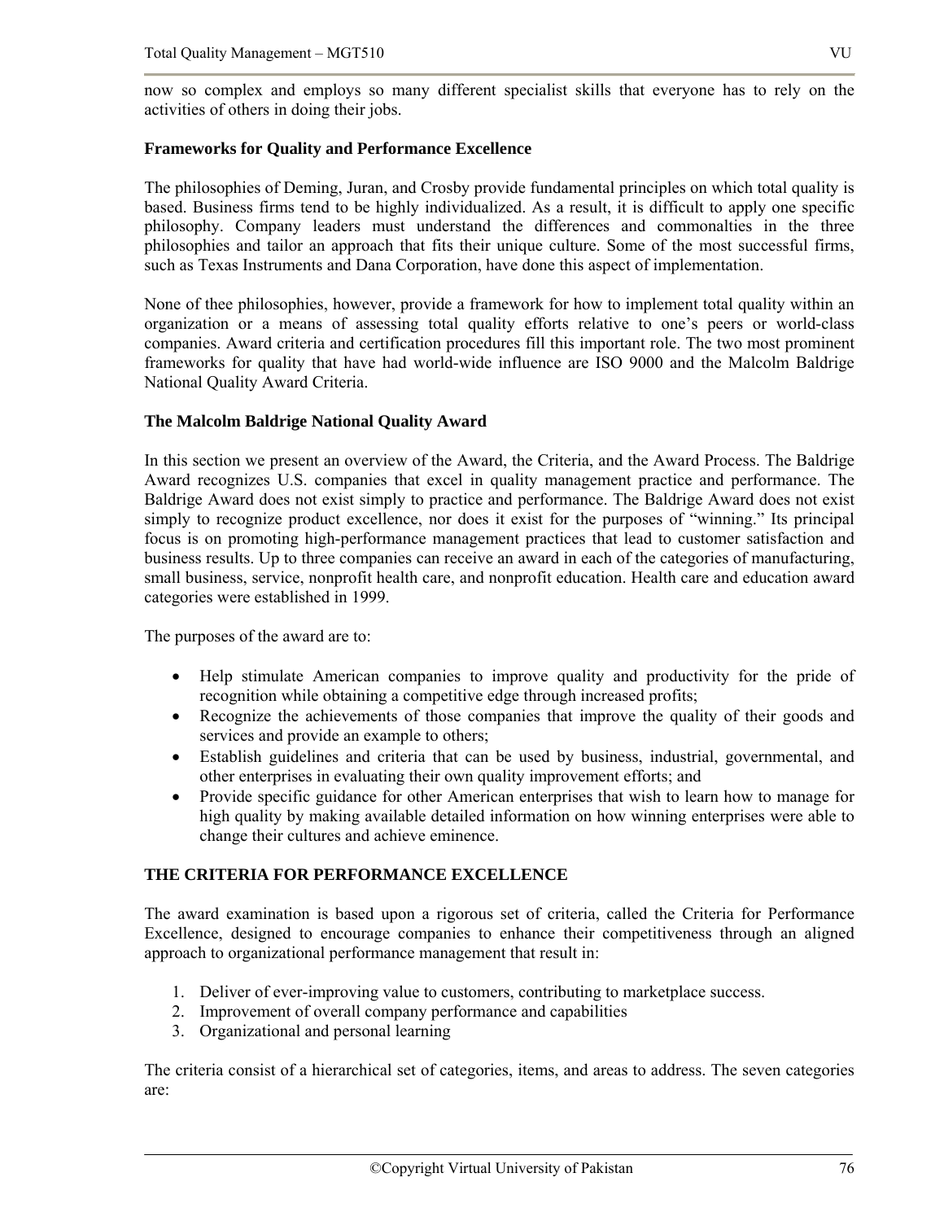now so complex and employs so many different specialist skills that everyone has to rely on the activities of others in doing their jobs.

**Frameworks for Quality and Performance Excellence**

The philosophies of Deming, Juran, and Crosby provide fundamental principles on which total quality is based. Business firms tend to be highly individualized. As a result, it is difficult to apply one specific philosophy. Company leaders must understand the differences and commonalties in the three philosophies and tailor an approach that fits their unique culture. Some of the most successful firms, such as Texas Instruments and Dana Corporation, have done this aspect of implementation.

None of thee philosophies, however, provide a framework for how to implement total quality within an organization or a means of assessing total quality efforts relative to one's peers or world-class companies. Award criteria and certification procedures fill this important role. The two most prominent frameworks for quality that have had world-wide influence are ISO 9000 and the Malcolm Baldrige National Quality Award Criteria.

**The Malcolm Baldrige National Quality Award**

In this section we present an overview of the Award, the Criteria, and the Award Process. The Baldrige Award recognizes U.S. companies that excel in quality management practice and performance. The Baldrige Award does not exist simply to practice and performance. The Baldrige Award does not exist simply to recognize product excellence, nor does it exist for the purposes of "winning." Its principal focus is on promoting high-performance management practices that lead to customer satisfaction and business results. Up to three companies can receive an award in each of the categories of manufacturing, small business, service, nonprofit health care, and nonprofit education. Health care and education award categories were established in 1999.

The purposes of the award are to:

- Help stimulate American companies to improve quality and productivity for the pride of recognition while obtaining a competitive edge through increased profits;
- Recognize the achievements of those companies that improve the quality of their goods and services and provide an example to others;
- Establish guidelines and criteria that can be used by business, industrial, governmental, and other enterprises in evaluating their own quality improvement efforts; and
- Provide specific guidance for other American enterprises that wish to learn how to manage for high quality by making available detailed information on how winning enterprises were able to change their cultures and achieve eminence.

**THE CRITERIA FOR PERFORMANCE EXCELLENCE**

The award examination is based upon a rigorous set of criteria, called the Criteria for Performance Excellence, designed to encourage companies to enhance their competitiveness through an aligned approach to organizational performance management that result in:

1. Deliver of ever-improving value to customers, contributing to marketplace success.
2. Improvement of overall company performance and capabilities
3. Organizational and personal learning

The criteria consist of a hierarchical set of categories, items, and areas to address. The seven categories are: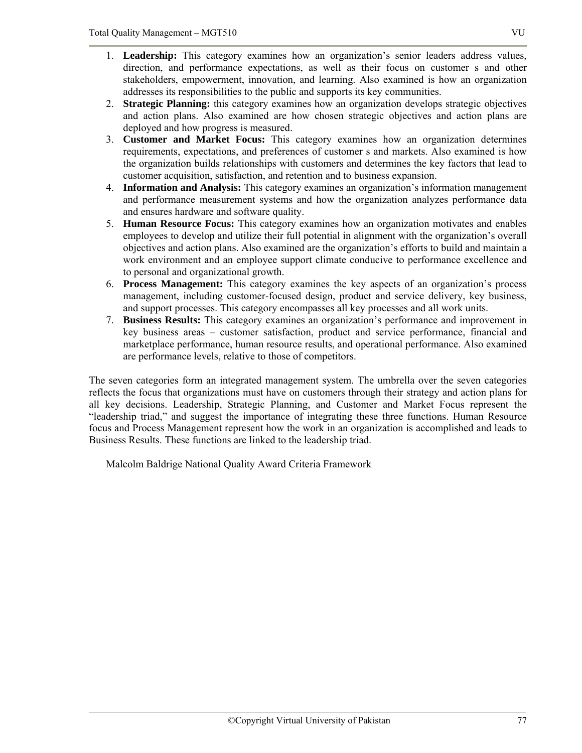1. **Leadership:** This category examines how an organization's senior leaders address values, direction, and performance expectations, as well as their focus on customer s and other stakeholders, empowerment, innovation, and learning. Also examined is how an organization addresses its responsibilities to the public and supports its key communities.
2. **Strategic Planning:** this category examines how an organization develops strategic objectives and action plans. Also examined are how chosen strategic objectives and action plans are deployed and how progress is measured.
3. **Customer and Market Focus:** This category examines how an organization determines requirements, expectations, and preferences of customer s and markets. Also examined is how the organization builds relationships with customers and determines the key factors that lead to customer acquisition, satisfaction, and retention and to business expansion.
4. **Information and Analysis:** This category examines an organization's information management and performance measurement systems and how the organization analyzes performance data and ensures hardware and software quality.
5. **Human Resource Focus:** This category examines how an organization motivates and enables employees to develop and utilize their full potential in alignment with the organization's overall objectives and action plans. Also examined are the organization's efforts to build and maintain a work environment and an employee support climate conducive to performance excellence and to personal and organizational growth.
6. **Process Management:** This category examines the key aspects of an organization's process management, including customer-focused design, product and service delivery, key business, and support processes. This category encompasses all key processes and all work units.
7. **Business Results:** This category examines an organization's performance and improvement in key business areas – customer satisfaction, product and service performance, financial and marketplace performance, human resource results, and operational performance. Also examined are performance levels, relative to those of competitors.

The seven categories form an integrated management system. The umbrella over the seven categories reflects the focus that organizations must have on customers through their strategy and action plans for all key decisions. Leadership, Strategic Planning, and Customer and Market Focus represent the "leadership triad," and suggest the importance of integrating these three functions. Human Resource focus and Process Management represent how the work in an organization is accomplished and leads to Business Results. These functions are linked to the leadership triad.

Malcolm Baldrige National Quality Award Criteria Framework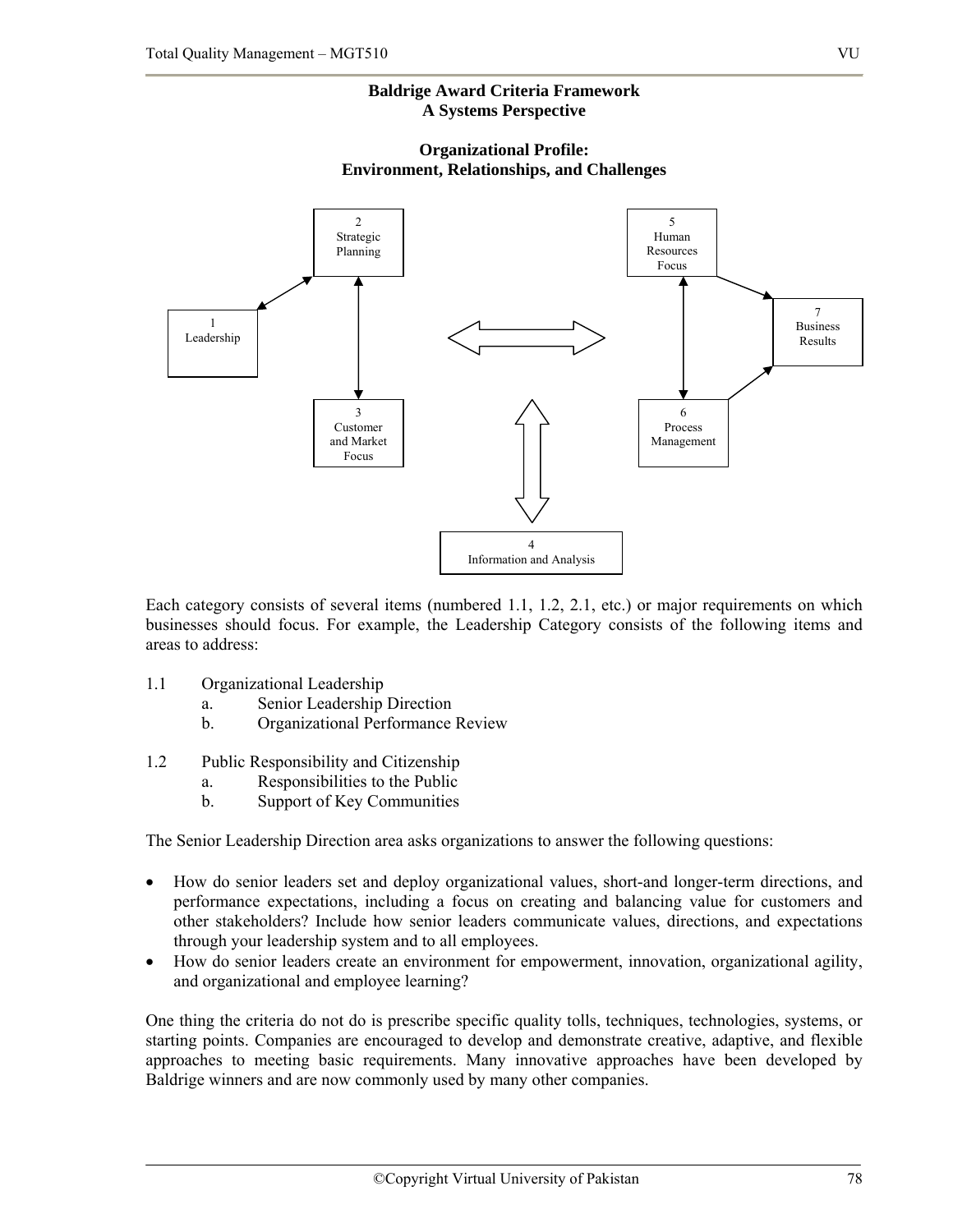**Baldrige Award Criteria Framework**
**A Systems Perspective**

**Organizational Profile:**
**Environment, Relationships, and Challenges**

2 Strategic Planning

5 Human Resources Focus

1 Leadership

7 Business Results

3 Customer and Market Focus

6 Process Management

4 Information and Analysis

Each category consists of several items (numbered 1.1, 1.2, 2.1, etc.) or major requirements on which businesses should focus. For example, the Leadership Category consists of the following items and areas to address:

1.1 Organizational Leadership
   a. Senior Leadership Direction
   b. Organizational Performance Review

1.2 Public Responsibility and Citizenship
   a. Responsibilities to the Public
   b. Support of Key Communities

The Senior Leadership Direction area asks organizations to answer the following questions:

- How do senior leaders set and deploy organizational values, short-and longer-term directions, and performance expectations, including a focus on creating and balancing value for customers and other stakeholders? Include how senior leaders communicate values, directions, and expectations through your leadership system and to all employees.
- How do senior leaders create an environment for empowerment, innovation, organizational agility, and organizational and employee learning?

One thing the criteria do not do is prescribe specific quality tolls, techniques, technologies, systems, or starting points. Companies are encouraged to develop and demonstrate creative, adaptive, and flexible approaches to meeting basic requirements. Many innovative approaches have been developed by Baldrige winners and are now commonly used by many other companies.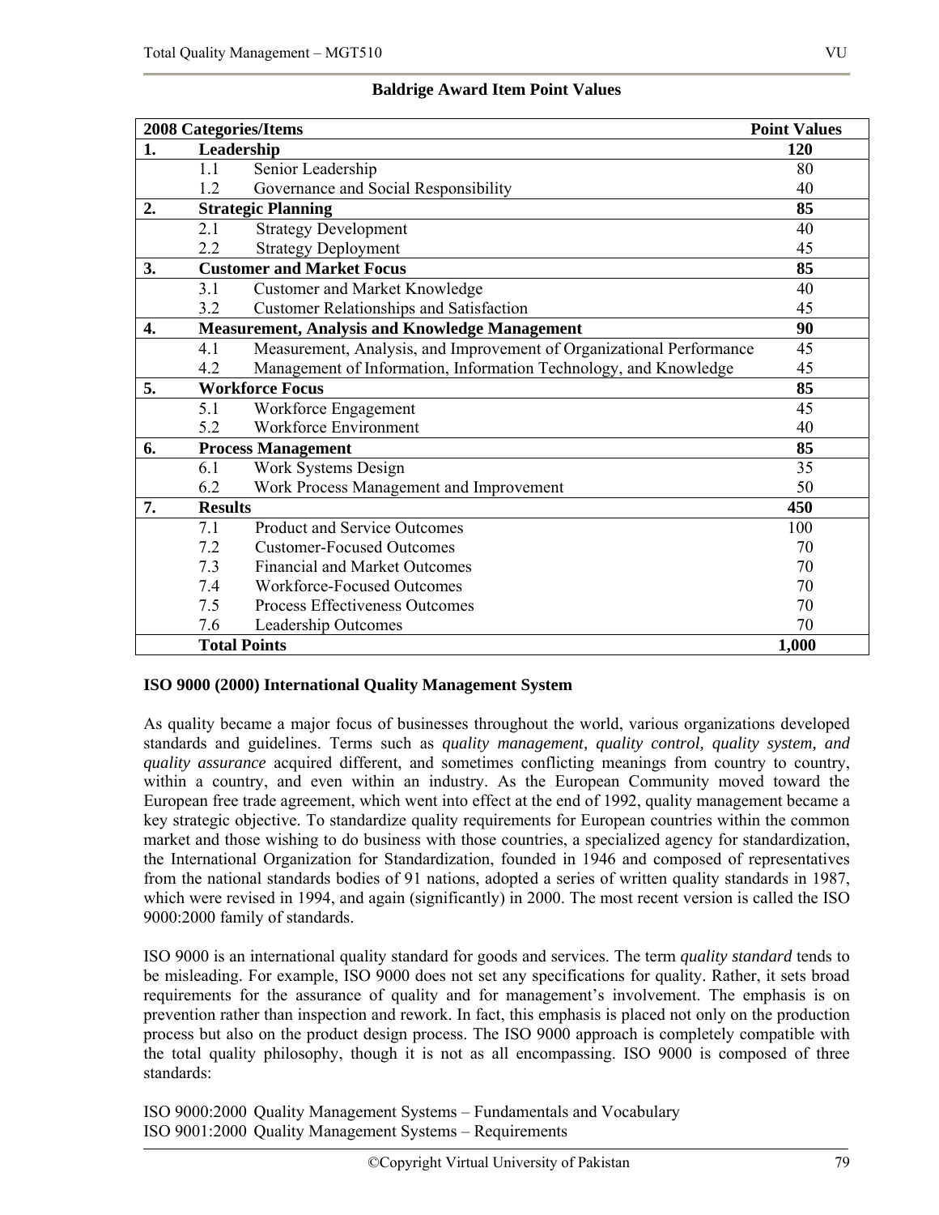**Baldrige Award Item Point Values**

| 2008 Categories/Items | | Point Values |
|---|---|---|
| **1.** | **Leadership** | **120** |
| | 1.1 Senior Leadership | 80 |
| | 1.2 Governance and Social Responsibility | 40 |
| **2.** | **Strategic Planning** | **85** |
| | 2.1 Strategy Development | 40 |
| | 2.2 Strategy Deployment | 45 |
| **3.** | **Customer and Market Focus** | **85** |
| | 3.1 Customer and Market Knowledge | 40 |
| | 3.2 Customer Relationships and Satisfaction | 45 |
| **4.** | **Measurement, Analysis and Knowledge Management** | **90** |
| | 4.1 Measurement, Analysis, and Improvement of Organizational Performance | 45 |
| | 4.2 Management of Information, Information Technology, and Knowledge | 45 |
| **5.** | **Workforce Focus** | **85** |
| | 5.1 Workforce Engagement | 45 |
| | 5.2 Workforce Environment | 40 |
| **6.** | **Process Management** | **85** |
| | 6.1 Work Systems Design | 35 |
| | 6.2 Work Process Management and Improvement | 50 |
| **7.** | **Results** | **450** |
| | 7.1 Product and Service Outcomes | 100 |
| | 7.2 Customer-Focused Outcomes | 70 |
| | 7.3 Financial and Market Outcomes | 70 |
| | 7.4 Workforce-Focused Outcomes | 70 |
| | 7.5 Process Effectiveness Outcomes | 70 |
| | 7.6 Leadership Outcomes | 70 |
| | **Total Points** | **1,000** |

**ISO 9000 (2000) International Quality Management System**

As quality became a major focus of businesses throughout the world, various organizations developed standards and guidelines. Terms such as *quality management, quality control, quality system, and quality assurance* acquired different, and sometimes conflicting meanings from country to country, within a country, and even within an industry. As the European Community moved toward the European free trade agreement, which went into effect at the end of 1992, quality management became a key strategic objective. To standardize quality requirements for European countries within the common market and those wishing to do business with those countries, a specialized agency for standardization, the International Organization for Standardization, founded in 1946 and composed of representatives from the national standards bodies of 91 nations, adopted a series of written quality standards in 1987, which were revised in 1994, and again (significantly) in 2000. The most recent version is called the ISO 9000:2000 family of standards.

ISO 9000 is an international quality standard for goods and services. The term *quality standard* tends to be misleading. For example, ISO 9000 does not set any specifications for quality. Rather, it sets broad requirements for the assurance of quality and for management's involvement. The emphasis is on prevention rather than inspection and rework. In fact, this emphasis is placed not only on the production process but also on the product design process. The ISO 9000 approach is completely compatible with the total quality philosophy, though it is not as all encompassing. ISO 9000 is composed of three standards:

ISO 9000:2000 Quality Management Systems – Fundamentals and Vocabulary
ISO 9001:2000 Quality Management Systems – Requirements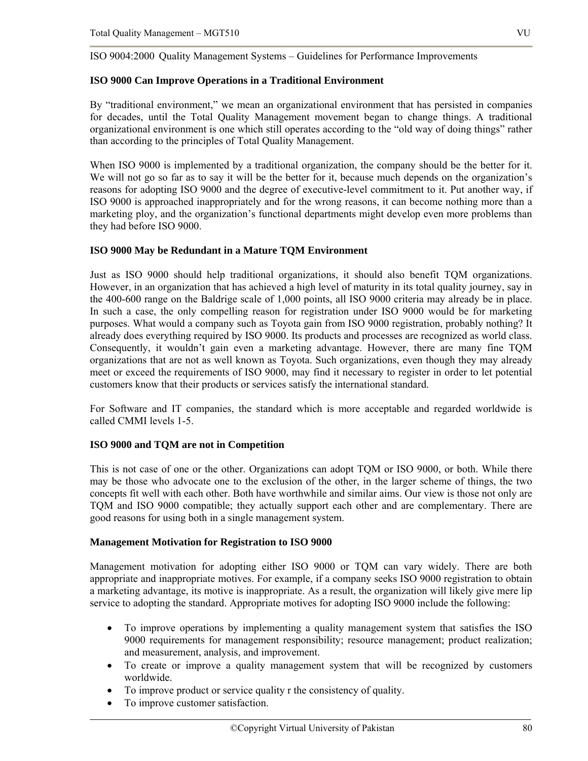ISO 9004:2000 Quality Management Systems – Guidelines for Performance Improvements

**ISO 9000 Can Improve Operations in a Traditional Environment**

By "traditional environment," we mean an organizational environment that has persisted in companies for decades, until the Total Quality Management movement began to change things. A traditional organizational environment is one which still operates according to the "old way of doing things" rather than according to the principles of Total Quality Management.

When ISO 9000 is implemented by a traditional organization, the company should be the better for it. We will not go so far as to say it will be the better for it, because much depends on the organization's reasons for adopting ISO 9000 and the degree of executive-level commitment to it. Put another way, if ISO 9000 is approached inappropriately and for the wrong reasons, it can become nothing more than a marketing ploy, and the organization's functional departments might develop even more problems than they had before ISO 9000.

**ISO 9000 May be Redundant in a Mature TQM Environment**

Just as ISO 9000 should help traditional organizations, it should also benefit TQM organizations. However, in an organization that has achieved a high level of maturity in its total quality journey, say in the 400-600 range on the Baldrige scale of 1,000 points, all ISO 9000 criteria may already be in place. In such a case, the only compelling reason for registration under ISO 9000 would be for marketing purposes. What would a company such as Toyota gain from ISO 9000 registration, probably nothing? It already does everything required by ISO 9000. Its products and processes are recognized as world class. Consequently, it wouldn't gain even a marketing advantage. However, there are many fine TQM organizations that are not as well known as Toyota. Such organizations, even though they may already meet or exceed the requirements of ISO 9000, may find it necessary to register in order to let potential customers know that their products or services satisfy the international standard.

For Software and IT companies, the standard which is more acceptable and regarded worldwide is called CMMI levels 1-5.

**ISO 9000 and TQM are not in Competition**

This is not case of one or the other. Organizations can adopt TQM or ISO 9000, or both. While there may be those who advocate one to the exclusion of the other, in the larger scheme of things, the two concepts fit well with each other. Both have worthwhile and similar aims. Our view is those not only are TQM and ISO 9000 compatible; they actually support each other and are complementary. There are good reasons for using both in a single management system.

**Management Motivation for Registration to ISO 9000**

Management motivation for adopting either ISO 9000 or TQM can vary widely. There are both appropriate and inappropriate motives. For example, if a company seeks ISO 9000 registration to obtain a marketing advantage, its motive is inappropriate. As a result, the organization will likely give mere lip service to adopting the standard. Appropriate motives for adopting ISO 9000 include the following:

- To improve operations by implementing a quality management system that satisfies the ISO 9000 requirements for management responsibility; resource management; product realization; and measurement, analysis, and improvement.
- To create or improve a quality management system that will be recognized by customers worldwide.
- To improve product or service quality r the consistency of quality.
- To improve customer satisfaction.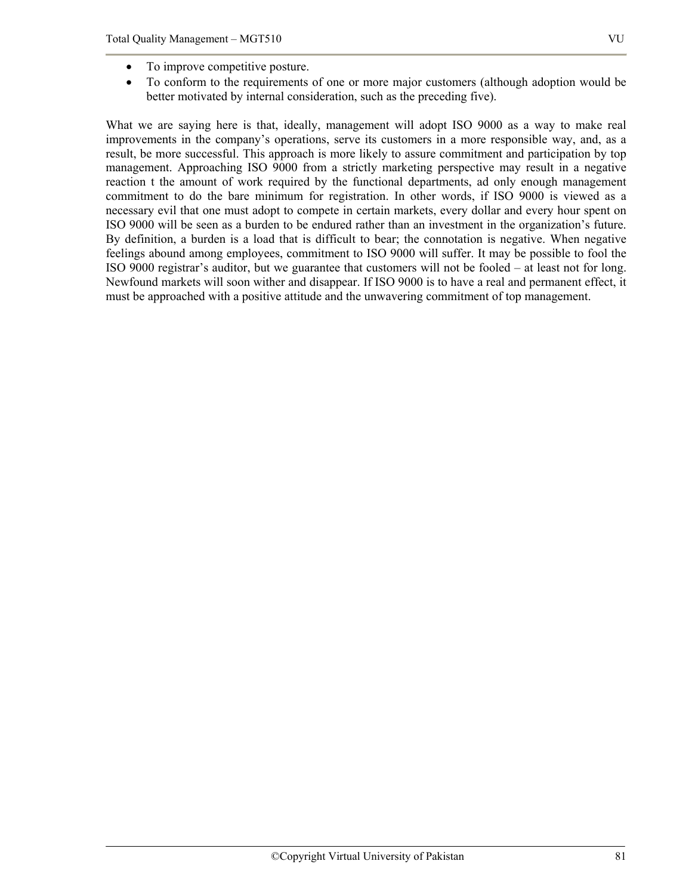- To improve competitive posture.
- To conform to the requirements of one or more major customers (although adoption would be better motivated by internal consideration, such as the preceding five).

What we are saying here is that, ideally, management will adopt ISO 9000 as a way to make real improvements in the company's operations, serve its customers in a more responsible way, and, as a result, be more successful. This approach is more likely to assure commitment and participation by top management. Approaching ISO 9000 from a strictly marketing perspective may result in a negative reaction t the amount of work required by the functional departments, ad only enough management commitment to do the bare minimum for registration. In other words, if ISO 9000 is viewed as a necessary evil that one must adopt to compete in certain markets, every dollar and every hour spent on ISO 9000 will be seen as a burden to be endured rather than an investment in the organization's future. By definition, a burden is a load that is difficult to bear; the connotation is negative. When negative feelings abound among employees, commitment to ISO 9000 will suffer. It may be possible to fool the ISO 9000 registrar's auditor, but we guarantee that customers will not be fooled – at least not for long. Newfound markets will soon wither and disappear. If ISO 9000 is to have a real and permanent effect, it must be approached with a positive attitude and the unwavering commitment of top management.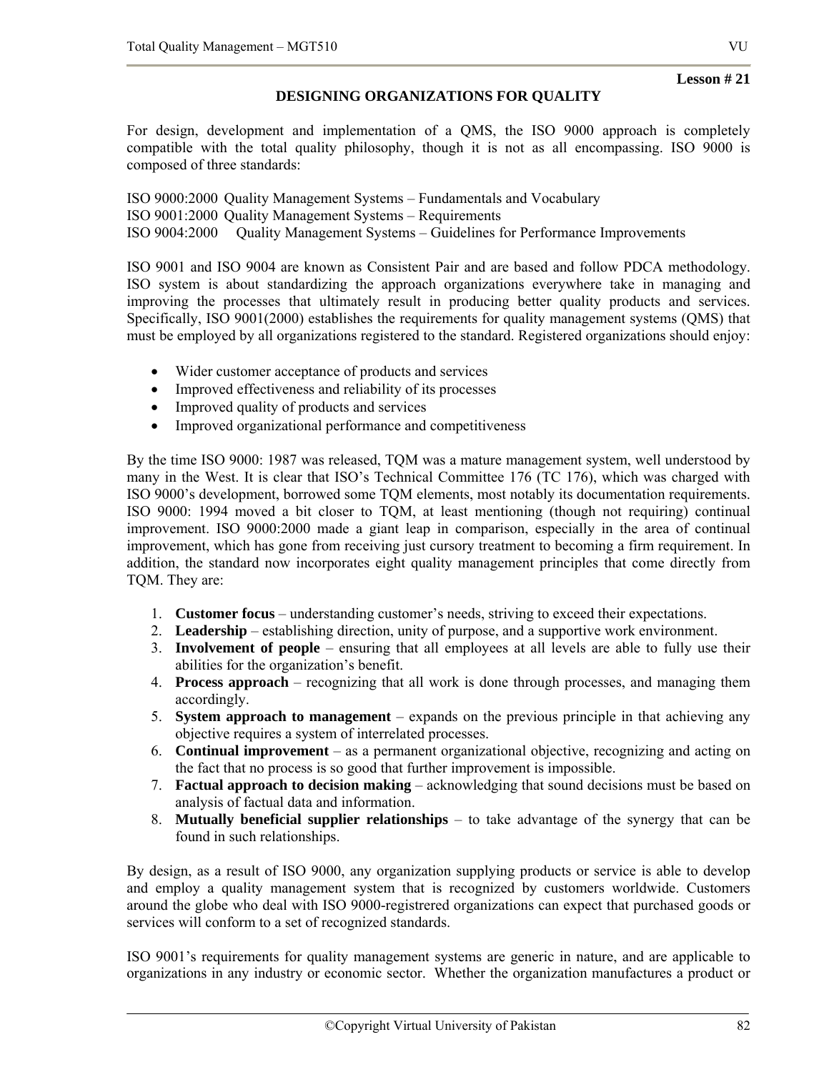**Lesson # 21**

## DESIGNING ORGANIZATIONS FOR QUALITY

For design, development and implementation of a QMS, the ISO 9000 approach is completely compatible with the total quality philosophy, though it is not as all encompassing. ISO 9000 is composed of three standards:

ISO 9000:2000 Quality Management Systems – Fundamentals and Vocabulary
ISO 9001:2000 Quality Management Systems – Requirements
ISO 9004:2000 Quality Management Systems – Guidelines for Performance Improvements

ISO 9001 and ISO 9004 are known as Consistent Pair and are based and follow PDCA methodology. ISO system is about standardizing the approach organizations everywhere take in managing and improving the processes that ultimately result in producing better quality products and services. Specifically, ISO 9001(2000) establishes the requirements for quality management systems (QMS) that must be employed by all organizations registered to the standard. Registered organizations should enjoy:

- Wider customer acceptance of products and services
- Improved effectiveness and reliability of its processes
- Improved quality of products and services
- Improved organizational performance and competitiveness

By the time ISO 9000: 1987 was released, TQM was a mature management system, well understood by many in the West. It is clear that ISO's Technical Committee 176 (TC 176), which was charged with ISO 9000's development, borrowed some TQM elements, most notably its documentation requirements. ISO 9000: 1994 moved a bit closer to TQM, at least mentioning (though not requiring) continual improvement. ISO 9000:2000 made a giant leap in comparison, especially in the area of continual improvement, which has gone from receiving just cursory treatment to becoming a firm requirement. In addition, the standard now incorporates eight quality management principles that come directly from TQM. They are:

1. **Customer focus** – understanding customer's needs, striving to exceed their expectations.
2. **Leadership** – establishing direction, unity of purpose, and a supportive work environment.
3. **Involvement of people** – ensuring that all employees at all levels are able to fully use their abilities for the organization's benefit.
4. **Process approach** – recognizing that all work is done through processes, and managing them accordingly.
5. **System approach to management** – expands on the previous principle in that achieving any objective requires a system of interrelated processes.
6. **Continual improvement** – as a permanent organizational objective, recognizing and acting on the fact that no process is so good that further improvement is impossible.
7. **Factual approach to decision making** – acknowledging that sound decisions must be based on analysis of factual data and information.
8. **Mutually beneficial supplier relationships** – to take advantage of the synergy that can be found in such relationships.

By design, as a result of ISO 9000, any organization supplying products or service is able to develop and employ a quality management system that is recognized by customers worldwide. Customers around the globe who deal with ISO 9000-registrered organizations can expect that purchased goods or services will conform to a set of recognized standards.

ISO 9001's requirements for quality management systems are generic in nature, and are applicable to organizations in any industry or economic sector. Whether the organization manufactures a product or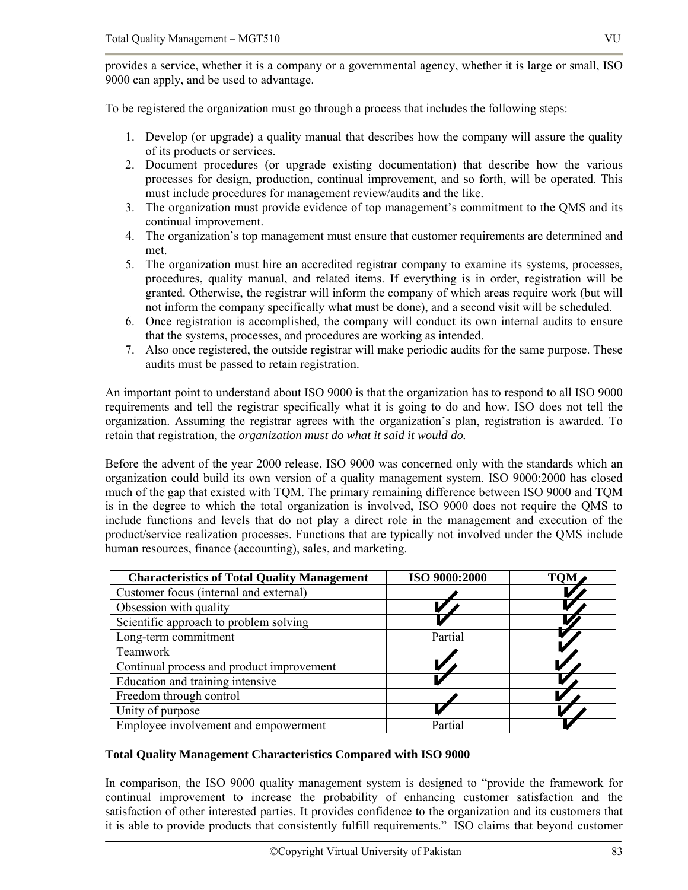provides a service, whether it is a company or a governmental agency, whether it is large or small, ISO 9000 can apply, and be used to advantage.

To be registered the organization must go through a process that includes the following steps:

1. Develop (or upgrade) a quality manual that describes how the company will assure the quality of its products or services.
2. Document procedures (or upgrade existing documentation) that describe how the various processes for design, production, continual improvement, and so forth, will be operated. This must include procedures for management review/audits and the like.
3. The organization must provide evidence of top management's commitment to the QMS and its continual improvement.
4. The organization's top management must ensure that customer requirements are determined and met.
5. The organization must hire an accredited registrar company to examine its systems, processes, procedures, quality manual, and related items. If everything is in order, registration will be granted. Otherwise, the registrar will inform the company of which areas require work (but will not inform the company specifically what must be done), and a second visit will be scheduled.
6. Once registration is accomplished, the company will conduct its own internal audits to ensure that the systems, processes, and procedures are working as intended.
7. Also once registered, the outside registrar will make periodic audits for the same purpose. These audits must be passed to retain registration.

An important point to understand about ISO 9000 is that the organization has to respond to all ISO 9000 requirements and tell the registrar specifically what it is going to do and how. ISO does not tell the organization. Assuming the registrar agrees with the organization's plan, registration is awarded. To retain that registration, the *organization must do what it said it would do.*

Before the advent of the year 2000 release, ISO 9000 was concerned only with the standards which an organization could build its own version of a quality management system. ISO 9000:2000 has closed much of the gap that existed with TQM. The primary remaining difference between ISO 9000 and TQM is in the degree to which the total organization is involved, ISO 9000 does not require the QMS to include functions and levels that do not play a direct role in the management and execution of the product/service realization processes. Functions that are typically not involved under the QMS include human resources, finance (accounting), sales, and marketing.

| Characteristics of Total Quality Management | ISO 9000:2000 | TQM |
|---|---|---|
| Customer focus (internal and external) | | ✓ |
| Obsession with quality | ✓ | ✓ |
| Scientific approach to problem solving | ✓ | ✓ |
| Long-term commitment | Partial | ✓ |
| Teamwork | | ✓ |
| Continual process and product improvement | ✓ | ✓ |
| Education and training intensive | ✓ | ✓ |
| Freedom through control | | ✓ |
| Unity of purpose | ✓ | ✓ |
| Employee involvement and empowerment | Partial | ✓ |

**Total Quality Management Characteristics Compared with ISO 9000**

In comparison, the ISO 9000 quality management system is designed to "provide the framework for continual improvement to increase the probability of enhancing customer satisfaction and the satisfaction of other interested parties. It provides confidence to the organization and its customers that it is able to provide products that consistently fulfill requirements." ISO claims that beyond customer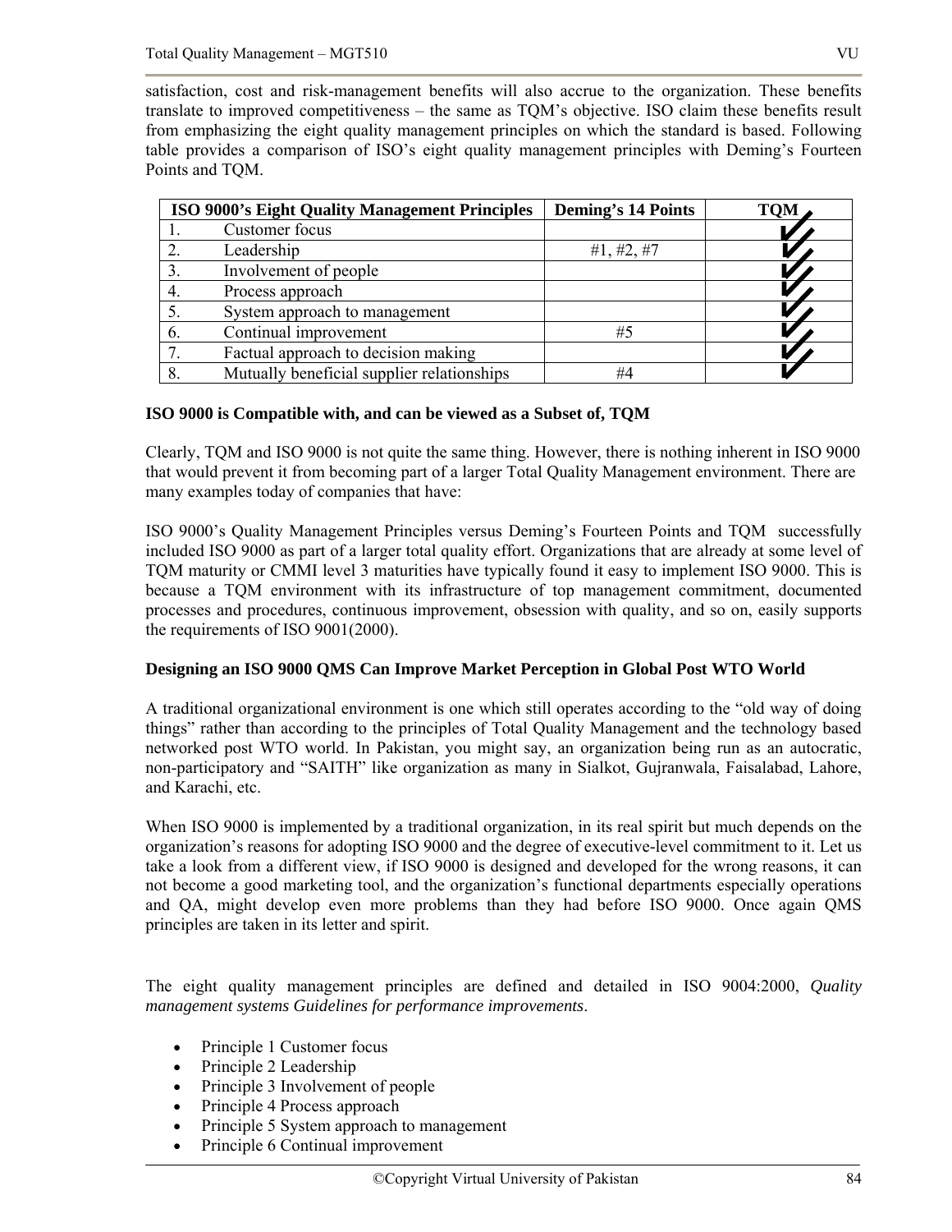satisfaction, cost and risk-management benefits will also accrue to the organization. These benefits translate to improved competitiveness – the same as TQM's objective. ISO claim these benefits result from emphasizing the eight quality management principles on which the standard is based. Following table provides a comparison of ISO's eight quality management principles with Deming's Fourteen Points and TQM.

| ISO 9000's Eight Quality Management Principles | Deming's 14 Points | TQM |
|---|---|---|
| 1. Customer focus | | ✔ |
| 2. Leadership | #1, #2, #7 | ✔ |
| 3. Involvement of people | | ✔ |
| 4. Process approach | | ✔ |
| 5. System approach to management | | ✔ |
| 6. Continual improvement | #5 | ✔ |
| 7. Factual approach to decision making | | ✔ |
| 8. Mutually beneficial supplier relationships | #4 | ✔ |

**ISO 9000 is Compatible with, and can be viewed as a Subset of, TQM**

Clearly, TQM and ISO 9000 is not quite the same thing. However, there is nothing inherent in ISO 9000 that would prevent it from becoming part of a larger Total Quality Management environment. There are many examples today of companies that have:

ISO 9000's Quality Management Principles versus Deming's Fourteen Points and TQM successfully included ISO 9000 as part of a larger total quality effort. Organizations that are already at some level of TQM maturity or CMMI level 3 maturities have typically found it easy to implement ISO 9000. This is because a TQM environment with its infrastructure of top management commitment, documented processes and procedures, continuous improvement, obsession with quality, and so on, easily supports the requirements of ISO 9001(2000).

**Designing an ISO 9000 QMS Can Improve Market Perception in Global Post WTO World**

A traditional organizational environment is one which still operates according to the "old way of doing things" rather than according to the principles of Total Quality Management and the technology based networked post WTO world. In Pakistan, you might say, an organization being run as an autocratic, non-participatory and "SAITH" like organization as many in Sialkot, Gujranwala, Faisalabad, Lahore, and Karachi, etc.

When ISO 9000 is implemented by a traditional organization, in its real spirit but much depends on the organization's reasons for adopting ISO 9000 and the degree of executive-level commitment to it. Let us take a look from a different view, if ISO 9000 is designed and developed for the wrong reasons, it can not become a good marketing tool, and the organization's functional departments especially operations and QA, might develop even more problems than they had before ISO 9000. Once again QMS principles are taken in its letter and spirit.

The eight quality management principles are defined and detailed in ISO 9004:2000, *Quality management systems Guidelines for performance improvements*.

- Principle 1 Customer focus
- Principle 2 Leadership
- Principle 3 Involvement of people
- Principle 4 Process approach
- Principle 5 System approach to management
- Principle 6 Continual improvement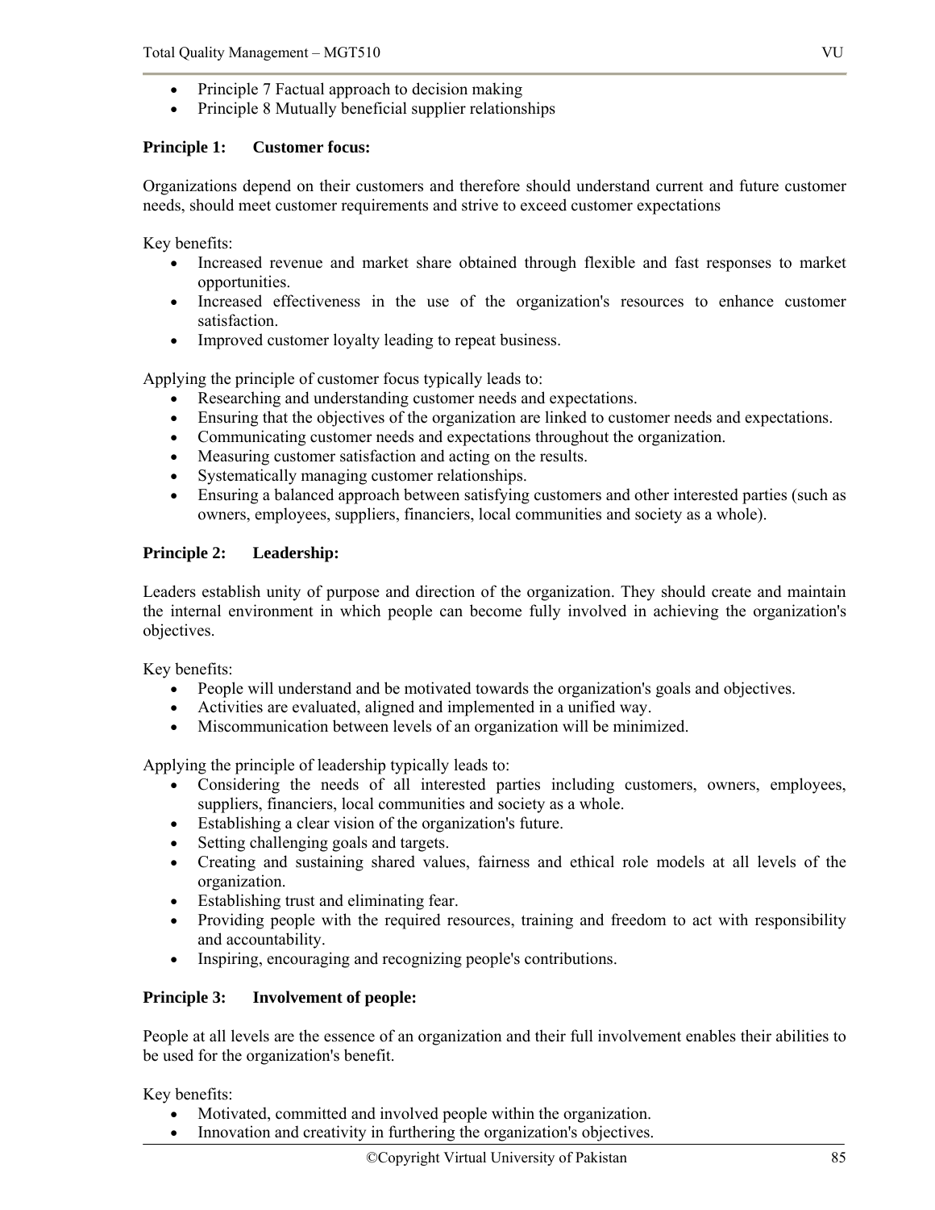- Principle 7 Factual approach to decision making
- Principle 8 Mutually beneficial supplier relationships

**Principle 1: Customer focus:**

Organizations depend on their customers and therefore should understand current and future customer needs, should meet customer requirements and strive to exceed customer expectations

Key benefits:

- Increased revenue and market share obtained through flexible and fast responses to market opportunities.
- Increased effectiveness in the use of the organization's resources to enhance customer satisfaction.
- Improved customer loyalty leading to repeat business.

Applying the principle of customer focus typically leads to:

- Researching and understanding customer needs and expectations.
- Ensuring that the objectives of the organization are linked to customer needs and expectations.
- Communicating customer needs and expectations throughout the organization.
- Measuring customer satisfaction and acting on the results.
- Systematically managing customer relationships.
- Ensuring a balanced approach between satisfying customers and other interested parties (such as owners, employees, suppliers, financiers, local communities and society as a whole).

**Principle 2: Leadership:**

Leaders establish unity of purpose and direction of the organization. They should create and maintain the internal environment in which people can become fully involved in achieving the organization's objectives.

Key benefits:

- People will understand and be motivated towards the organization's goals and objectives.
- Activities are evaluated, aligned and implemented in a unified way.
- Miscommunication between levels of an organization will be minimized.

Applying the principle of leadership typically leads to:

- Considering the needs of all interested parties including customers, owners, employees, suppliers, financiers, local communities and society as a whole.
- Establishing a clear vision of the organization's future.
- Setting challenging goals and targets.
- Creating and sustaining shared values, fairness and ethical role models at all levels of the organization.
- Establishing trust and eliminating fear.
- Providing people with the required resources, training and freedom to act with responsibility and accountability.
- Inspiring, encouraging and recognizing people's contributions.

**Principle 3: Involvement of people:**

People at all levels are the essence of an organization and their full involvement enables their abilities to be used for the organization's benefit.

Key benefits:

- Motivated, committed and involved people within the organization.
- Innovation and creativity in furthering the organization's objectives.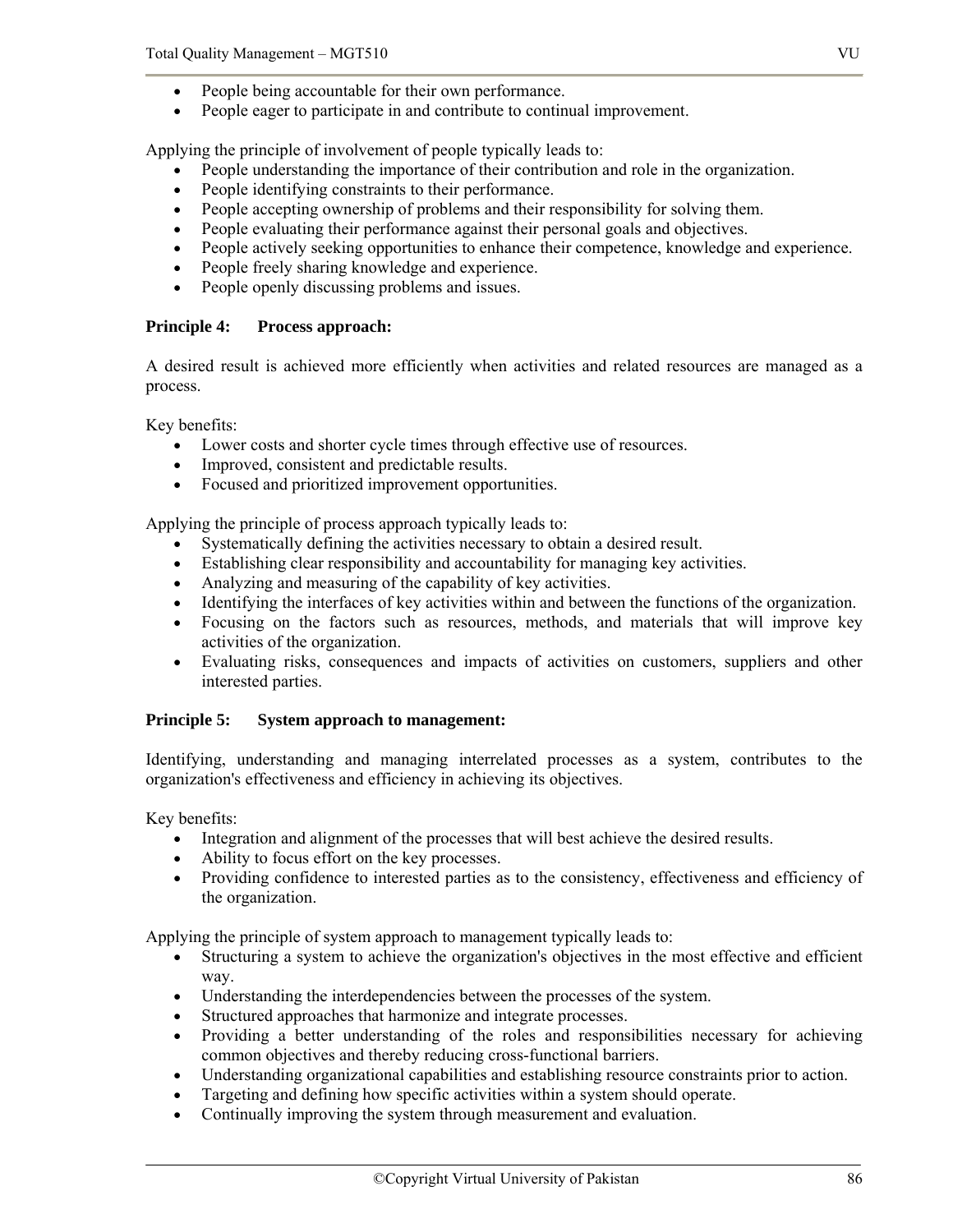- People being accountable for their own performance.
- People eager to participate in and contribute to continual improvement.

Applying the principle of involvement of people typically leads to:

- People understanding the importance of their contribution and role in the organization.
- People identifying constraints to their performance.
- People accepting ownership of problems and their responsibility for solving them.
- People evaluating their performance against their personal goals and objectives.
- People actively seeking opportunities to enhance their competence, knowledge and experience.
- People freely sharing knowledge and experience.
- People openly discussing problems and issues.

**Principle 4: Process approach:**

A desired result is achieved more efficiently when activities and related resources are managed as a process.

Key benefits:

- Lower costs and shorter cycle times through effective use of resources.
- Improved, consistent and predictable results.
- Focused and prioritized improvement opportunities.

Applying the principle of process approach typically leads to:

- Systematically defining the activities necessary to obtain a desired result.
- Establishing clear responsibility and accountability for managing key activities.
- Analyzing and measuring of the capability of key activities.
- Identifying the interfaces of key activities within and between the functions of the organization.
- Focusing on the factors such as resources, methods, and materials that will improve key activities of the organization.
- Evaluating risks, consequences and impacts of activities on customers, suppliers and other interested parties.

**Principle 5: System approach to management:**

Identifying, understanding and managing interrelated processes as a system, contributes to the organization's effectiveness and efficiency in achieving its objectives.

Key benefits:

- Integration and alignment of the processes that will best achieve the desired results.
- Ability to focus effort on the key processes.
- Providing confidence to interested parties as to the consistency, effectiveness and efficiency of the organization.

Applying the principle of system approach to management typically leads to:

- Structuring a system to achieve the organization's objectives in the most effective and efficient way.
- Understanding the interdependencies between the processes of the system.
- Structured approaches that harmonize and integrate processes.
- Providing a better understanding of the roles and responsibilities necessary for achieving common objectives and thereby reducing cross-functional barriers.
- Understanding organizational capabilities and establishing resource constraints prior to action.
- Targeting and defining how specific activities within a system should operate.
- Continually improving the system through measurement and evaluation.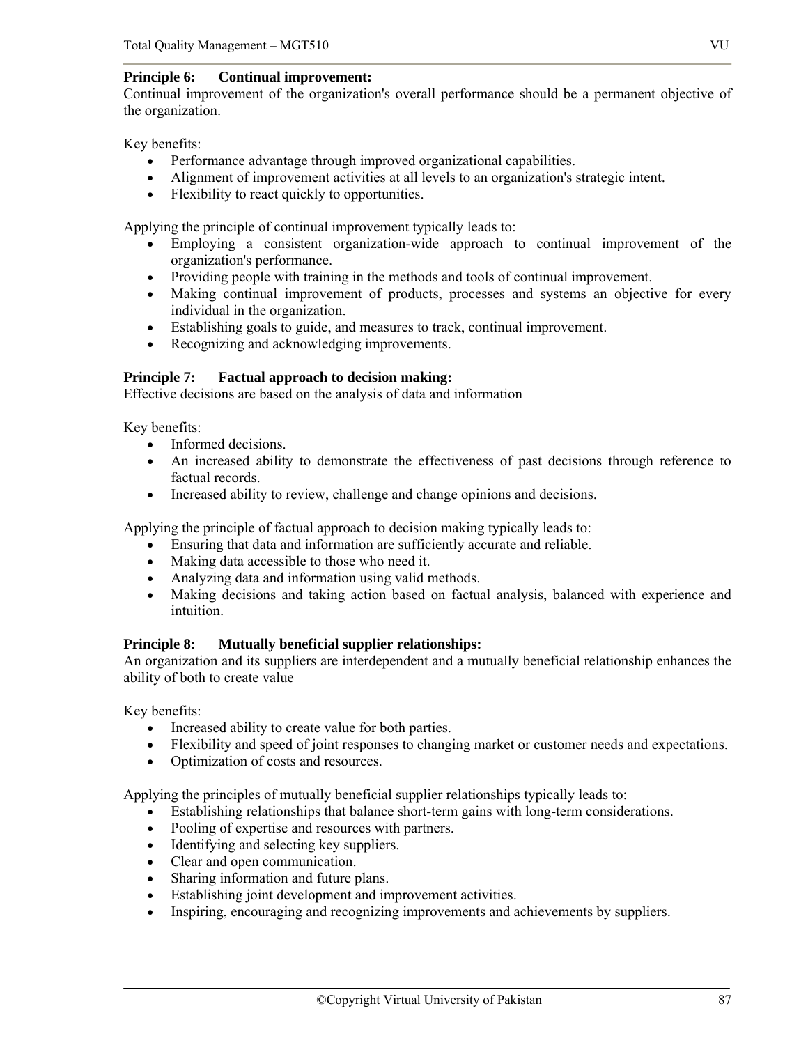**Principle 6: Continual improvement:**

Continual improvement of the organization's overall performance should be a permanent objective of the organization.

Key benefits:

- Performance advantage through improved organizational capabilities.
- Alignment of improvement activities at all levels to an organization's strategic intent.
- Flexibility to react quickly to opportunities.

Applying the principle of continual improvement typically leads to:

- Employing a consistent organization-wide approach to continual improvement of the organization's performance.
- Providing people with training in the methods and tools of continual improvement.
- Making continual improvement of products, processes and systems an objective for every individual in the organization.
- Establishing goals to guide, and measures to track, continual improvement.
- Recognizing and acknowledging improvements.

**Principle 7: Factual approach to decision making:**

Effective decisions are based on the analysis of data and information

Key benefits:

- Informed decisions.
- An increased ability to demonstrate the effectiveness of past decisions through reference to factual records.
- Increased ability to review, challenge and change opinions and decisions.

Applying the principle of factual approach to decision making typically leads to:

- Ensuring that data and information are sufficiently accurate and reliable.
- Making data accessible to those who need it.
- Analyzing data and information using valid methods.
- Making decisions and taking action based on factual analysis, balanced with experience and intuition.

**Principle 8: Mutually beneficial supplier relationships:**

An organization and its suppliers are interdependent and a mutually beneficial relationship enhances the ability of both to create value

Key benefits:

- Increased ability to create value for both parties.
- Flexibility and speed of joint responses to changing market or customer needs and expectations.
- Optimization of costs and resources.

Applying the principles of mutually beneficial supplier relationships typically leads to:

- Establishing relationships that balance short-term gains with long-term considerations.
- Pooling of expertise and resources with partners.
- Identifying and selecting key suppliers.
- Clear and open communication.
- Sharing information and future plans.
- Establishing joint development and improvement activities.
- Inspiring, encouraging and recognizing improvements and achievements by suppliers.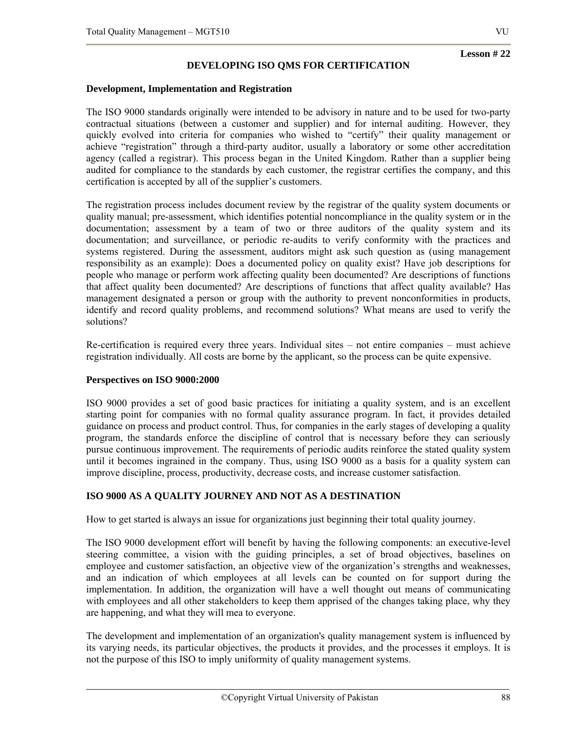**Lesson # 22**

## DEVELOPING ISO QMS FOR CERTIFICATION

### Development, Implementation and Registration

The ISO 9000 standards originally were intended to be advisory in nature and to be used for two-party contractual situations (between a customer and supplier) and for internal auditing. However, they quickly evolved into criteria for companies who wished to "certify" their quality management or achieve "registration" through a third-party auditor, usually a laboratory or some other accreditation agency (called a registrar). This process began in the United Kingdom. Rather than a supplier being audited for compliance to the standards by each customer, the registrar certifies the company, and this certification is accepted by all of the supplier's customers.

The registration process includes document review by the registrar of the quality system documents or quality manual; pre-assessment, which identifies potential noncompliance in the quality system or in the documentation; assessment by a team of two or three auditors of the quality system and its documentation; and surveillance, or periodic re-audits to verify conformity with the practices and systems registered. During the assessment, auditors might ask such question as (using management responsibility as an example): Does a documented policy on quality exist? Have job descriptions for people who manage or perform work affecting quality been documented? Are descriptions of functions that affect quality been documented? Are descriptions of functions that affect quality available? Has management designated a person or group with the authority to prevent nonconformities in products, identify and record quality problems, and recommend solutions? What means are used to verify the solutions?

Re-certification is required every three years. Individual sites – not entire companies – must achieve registration individually. All costs are borne by the applicant, so the process can be quite expensive.

### Perspectives on ISO 9000:2000

ISO 9000 provides a set of good basic practices for initiating a quality system, and is an excellent starting point for companies with no formal quality assurance program. In fact, it provides detailed guidance on process and product control. Thus, for companies in the early stages of developing a quality program, the standards enforce the discipline of control that is necessary before they can seriously pursue continuous improvement. The requirements of periodic audits reinforce the stated quality system until it becomes ingrained in the company. Thus, using ISO 9000 as a basis for a quality system can improve discipline, process, productivity, decrease costs, and increase customer satisfaction.

### ISO 9000 AS A QUALITY JOURNEY AND NOT AS A DESTINATION

How to get started is always an issue for organizations just beginning their total quality journey.

The ISO 9000 development effort will benefit by having the following components: an executive-level steering committee, a vision with the guiding principles, a set of broad objectives, baselines on employee and customer satisfaction, an objective view of the organization's strengths and weaknesses, and an indication of which employees at all levels can be counted on for support during the implementation. In addition, the organization will have a well thought out means of communicating with employees and all other stakeholders to keep them apprised of the changes taking place, why they are happening, and what they will mea to everyone.

The development and implementation of an organization's quality management system is influenced by its varying needs, its particular objectives, the products it provides, and the processes it employs. It is not the purpose of this ISO to imply uniformity of quality management systems.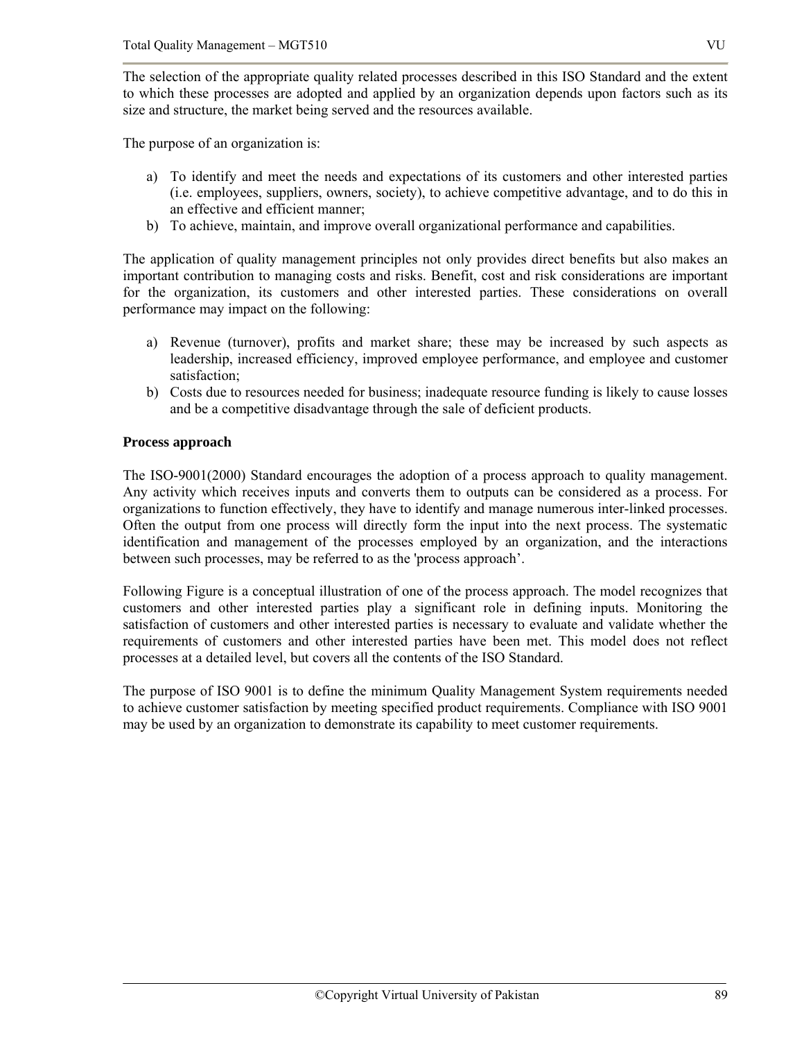The selection of the appropriate quality related processes described in this ISO Standard and the extent to which these processes are adopted and applied by an organization depends upon factors such as its size and structure, the market being served and the resources available.

The purpose of an organization is:

a) To identify and meet the needs and expectations of its customers and other interested parties (i.e. employees, suppliers, owners, society), to achieve competitive advantage, and to do this in an effective and efficient manner;
b) To achieve, maintain, and improve overall organizational performance and capabilities.

The application of quality management principles not only provides direct benefits but also makes an important contribution to managing costs and risks. Benefit, cost and risk considerations are important for the organization, its customers and other interested parties. These considerations on overall performance may impact on the following:

a) Revenue (turnover), profits and market share; these may be increased by such aspects as leadership, increased efficiency, improved employee performance, and employee and customer satisfaction;
b) Costs due to resources needed for business; inadequate resource funding is likely to cause losses and be a competitive disadvantage through the sale of deficient products.

**Process approach**

The ISO-9001(2000) Standard encourages the adoption of a process approach to quality management. Any activity which receives inputs and converts them to outputs can be considered as a process. For organizations to function effectively, they have to identify and manage numerous inter-linked processes. Often the output from one process will directly form the input into the next process. The systematic identification and management of the processes employed by an organization, and the interactions between such processes, may be referred to as the 'process approach'.

Following Figure is a conceptual illustration of one of the process approach. The model recognizes that customers and other interested parties play a significant role in defining inputs. Monitoring the satisfaction of customers and other interested parties is necessary to evaluate and validate whether the requirements of customers and other interested parties have been met. This model does not reflect processes at a detailed level, but covers all the contents of the ISO Standard.

The purpose of ISO 9001 is to define the minimum Quality Management System requirements needed to achieve customer satisfaction by meeting specified product requirements. Compliance with ISO 9001 may be used by an organization to demonstrate its capability to meet customer requirements.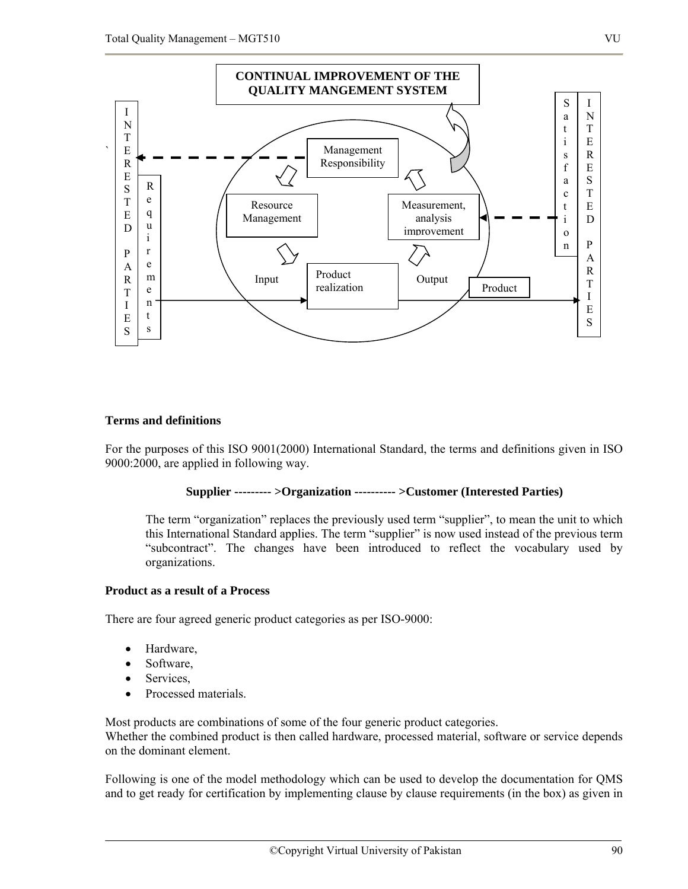CONTINUAL IMPROVEMENT OF THE QUALITY MANGEMENT SYSTEM

INTERESTED PARTIES — Requirements — Input — Management Responsibility — Resource Management — Product realization — Measurement, analysis improvement — Output — Product — Satisfaction — INTERESTED PARTIES

**Terms and definitions**

For the purposes of this ISO 9001(2000) International Standard, the terms and definitions given in ISO 9000:2000, are applied in following way.

**Supplier --------- >Organization ---------- >Customer (Interested Parties)**

> The term "organization" replaces the previously used term "supplier", to mean the unit to which this International Standard applies. The term "supplier" is now used instead of the previous term "subcontract". The changes have been introduced to reflect the vocabulary used by organizations.

**Product as a result of a Process**

There are four agreed generic product categories as per ISO-9000:

- Hardware,
- Software,
- Services,
- Processed materials.

Most products are combinations of some of the four generic product categories.
Whether the combined product is then called hardware, processed material, software or service depends on the dominant element.

Following is one of the model methodology which can be used to develop the documentation for QMS and to get ready for certification by implementing clause by clause requirements (in the box) as given in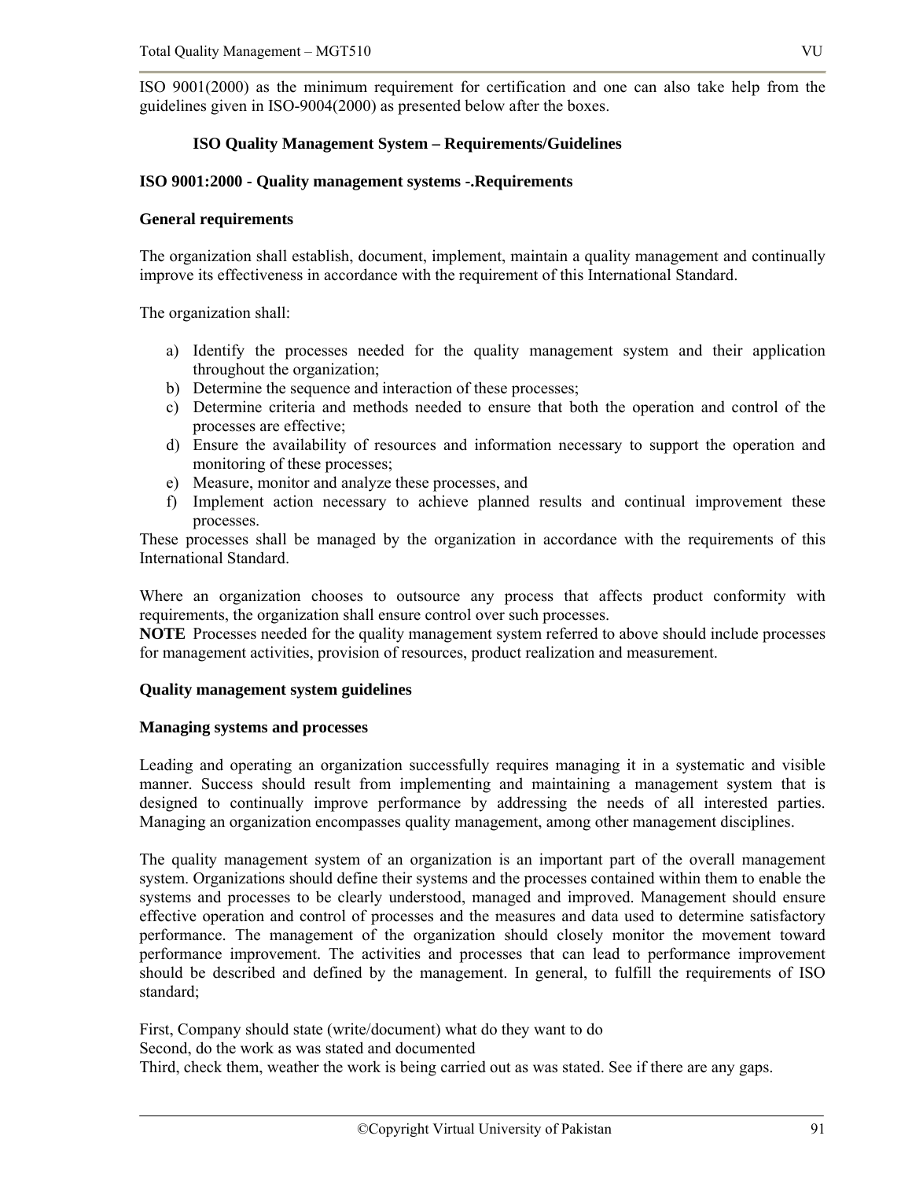ISO 9001(2000) as the minimum requirement for certification and one can also take help from the guidelines given in ISO-9004(2000) as presented below after the boxes.

### ISO Quality Management System – Requirements/Guidelines

**ISO 9001:2000 - Quality management systems -.Requirements**

**General requirements**

The organization shall establish, document, implement, maintain a quality management and continually improve its effectiveness in accordance with the requirement of this International Standard.

The organization shall:

a) Identify the processes needed for the quality management system and their application throughout the organization;
b) Determine the sequence and interaction of these processes;
c) Determine criteria and methods needed to ensure that both the operation and control of the processes are effective;
d) Ensure the availability of resources and information necessary to support the operation and monitoring of these processes;
e) Measure, monitor and analyze these processes, and
f) Implement action necessary to achieve planned results and continual improvement these processes.

These processes shall be managed by the organization in accordance with the requirements of this International Standard.

Where an organization chooses to outsource any process that affects product conformity with requirements, the organization shall ensure control over such processes.
**NOTE** Processes needed for the quality management system referred to above should include processes for management activities, provision of resources, product realization and measurement.

**Quality management system guidelines**

**Managing systems and processes**

Leading and operating an organization successfully requires managing it in a systematic and visible manner. Success should result from implementing and maintaining a management system that is designed to continually improve performance by addressing the needs of all interested parties. Managing an organization encompasses quality management, among other management disciplines.

The quality management system of an organization is an important part of the overall management system. Organizations should define their systems and the processes contained within them to enable the systems and processes to be clearly understood, managed and improved. Management should ensure effective operation and control of processes and the measures and data used to determine satisfactory performance. The management of the organization should closely monitor the movement toward performance improvement. The activities and processes that can lead to performance improvement should be described and defined by the management. In general, to fulfill the requirements of ISO standard;

First, Company should state (write/document) what do they want to do
Second, do the work as was stated and documented
Third, check them, weather the work is being carried out as was stated. See if there are any gaps.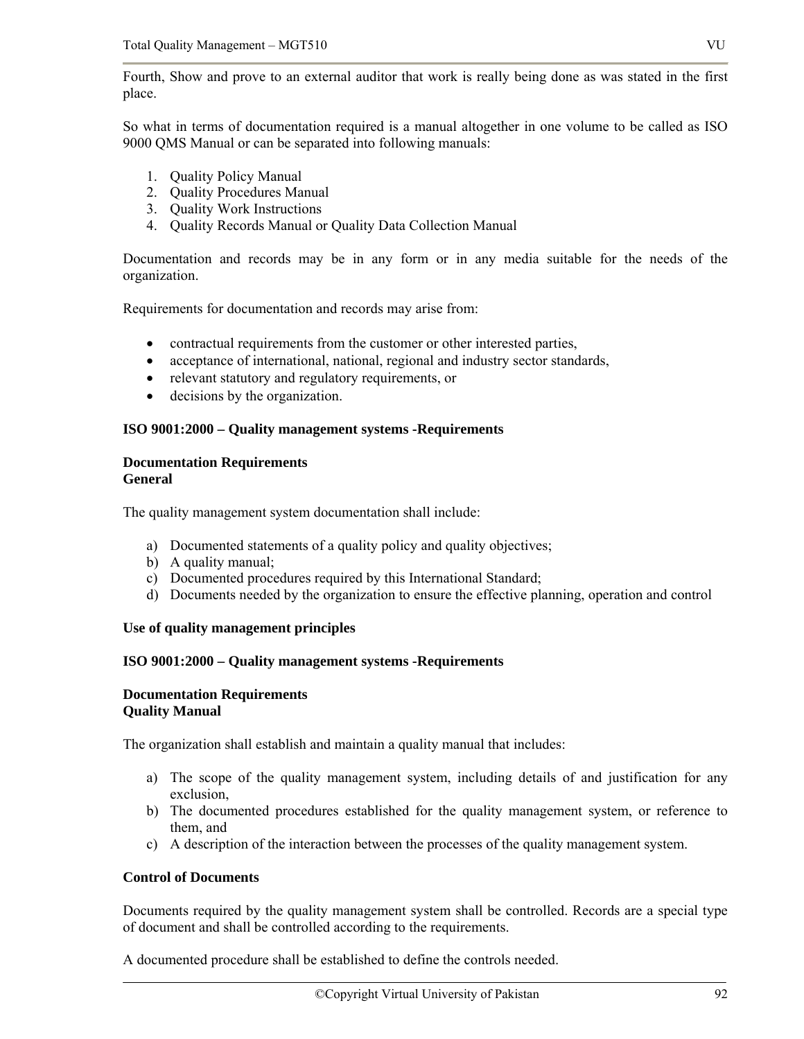Fourth, Show and prove to an external auditor that work is really being done as was stated in the first place.

So what in terms of documentation required is a manual altogether in one volume to be called as ISO 9000 QMS Manual or can be separated into following manuals:

1. Quality Policy Manual
2. Quality Procedures Manual
3. Quality Work Instructions
4. Quality Records Manual or Quality Data Collection Manual

Documentation and records may be in any form or in any media suitable for the needs of the organization.

Requirements for documentation and records may arise from:

- contractual requirements from the customer or other interested parties,
- acceptance of international, national, regional and industry sector standards,
- relevant statutory and regulatory requirements, or
- decisions by the organization.

**ISO 9001:2000 – Quality management systems -Requirements**

**Documentation Requirements**
**General**

The quality management system documentation shall include:

a) Documented statements of a quality policy and quality objectives;
b) A quality manual;
c) Documented procedures required by this International Standard;
d) Documents needed by the organization to ensure the effective planning, operation and control

**Use of quality management principles**

**ISO 9001:2000 – Quality management systems -Requirements**

**Documentation Requirements**
**Quality Manual**

The organization shall establish and maintain a quality manual that includes:

a) The scope of the quality management system, including details of and justification for any exclusion,
b) The documented procedures established for the quality management system, or reference to them, and
c) A description of the interaction between the processes of the quality management system.

**Control of Documents**

Documents required by the quality management system shall be controlled. Records are a special type of document and shall be controlled according to the requirements.

A documented procedure shall be established to define the controls needed.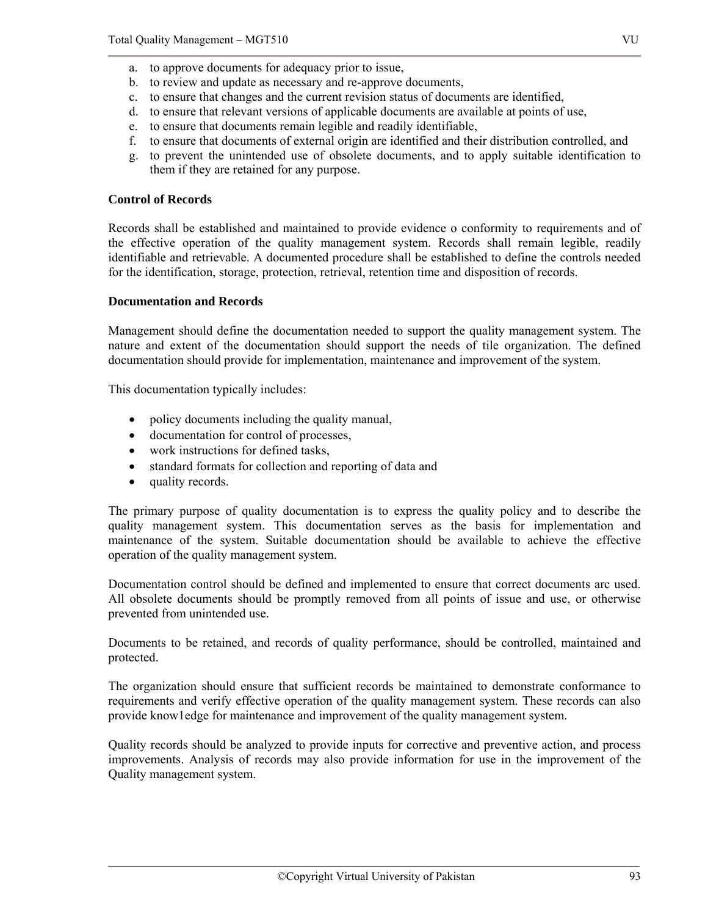a. to approve documents for adequacy prior to issue,
b. to review and update as necessary and re-approve documents,
c. to ensure that changes and the current revision status of documents are identified,
d. to ensure that relevant versions of applicable documents are available at points of use,
e. to ensure that documents remain legible and readily identifiable,
f. to ensure that documents of external origin are identified and their distribution controlled, and
g. to prevent the unintended use of obsolete documents, and to apply suitable identification to them if they are retained for any purpose.

**Control of Records**

Records shall be established and maintained to provide evidence o conformity to requirements and of the effective operation of the quality management system. Records shall remain legible, readily identifiable and retrievable. A documented procedure shall be established to define the controls needed for the identification, storage, protection, retrieval, retention time and disposition of records.

**Documentation and Records**

Management should define the documentation needed to support the quality management system. The nature and extent of the documentation should support the needs of tile organization. The defined documentation should provide for implementation, maintenance and improvement of the system.

This documentation typically includes:

- policy documents including the quality manual,
- documentation for control of processes,
- work instructions for defined tasks,
- standard formats for collection and reporting of data and
- quality records.

The primary purpose of quality documentation is to express the quality policy and to describe the quality management system. This documentation serves as the basis for implementation and maintenance of the system. Suitable documentation should be available to achieve the effective operation of the quality management system.

Documentation control should be defined and implemented to ensure that correct documents arc used. All obsolete documents should be promptly removed from all points of issue and use, or otherwise prevented from unintended use.

Documents to be retained, and records of quality performance, should be controlled, maintained and protected.

The organization should ensure that sufficient records be maintained to demonstrate conformance to requirements and verify effective operation of the quality management system. These records can also provide know1edge for maintenance and improvement of the quality management system.

Quality records should be analyzed to provide inputs for corrective and preventive action, and process improvements. Analysis of records may also provide information for use in the improvement of the Quality management system.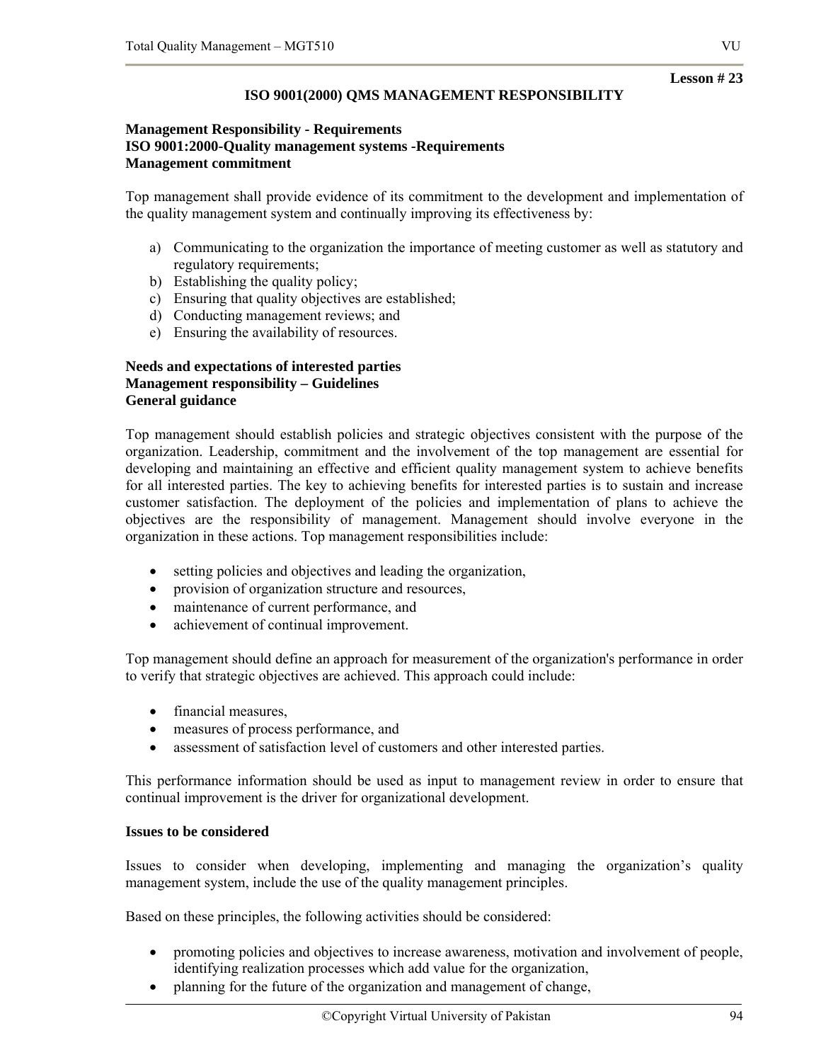**Lesson # 23**

## ISO 9001(2000) QMS MANAGEMENT RESPONSIBILITY

**Management Responsibility - Requirements**
**ISO 9001:2000-Quality management systems -Requirements**
**Management commitment**

Top management shall provide evidence of its commitment to the development and implementation of the quality management system and continually improving its effectiveness by:

a) Communicating to the organization the importance of meeting customer as well as statutory and regulatory requirements;
b) Establishing the quality policy;
c) Ensuring that quality objectives are established;
d) Conducting management reviews; and
e) Ensuring the availability of resources.

**Needs and expectations of interested parties**
**Management responsibility – Guidelines**
**General guidance**

Top management should establish policies and strategic objectives consistent with the purpose of the organization. Leadership, commitment and the involvement of the top management are essential for developing and maintaining an effective and efficient quality management system to achieve benefits for all interested parties. The key to achieving benefits for interested parties is to sustain and increase customer satisfaction. The deployment of the policies and implementation of plans to achieve the objectives are the responsibility of management. Management should involve everyone in the organization in these actions. Top management responsibilities include:

- setting policies and objectives and leading the organization,
- provision of organization structure and resources,
- maintenance of current performance, and
- achievement of continual improvement.

Top management should define an approach for measurement of the organization's performance in order to verify that strategic objectives are achieved. This approach could include:

- financial measures,
- measures of process performance, and
- assessment of satisfaction level of customers and other interested parties.

This performance information should be used as input to management review in order to ensure that continual improvement is the driver for organizational development.

**Issues to be considered**

Issues to consider when developing, implementing and managing the organization's quality management system, include the use of the quality management principles.

Based on these principles, the following activities should be considered:

- promoting policies and objectives to increase awareness, motivation and involvement of people, identifying realization processes which add value for the organization,
- planning for the future of the organization and management of change,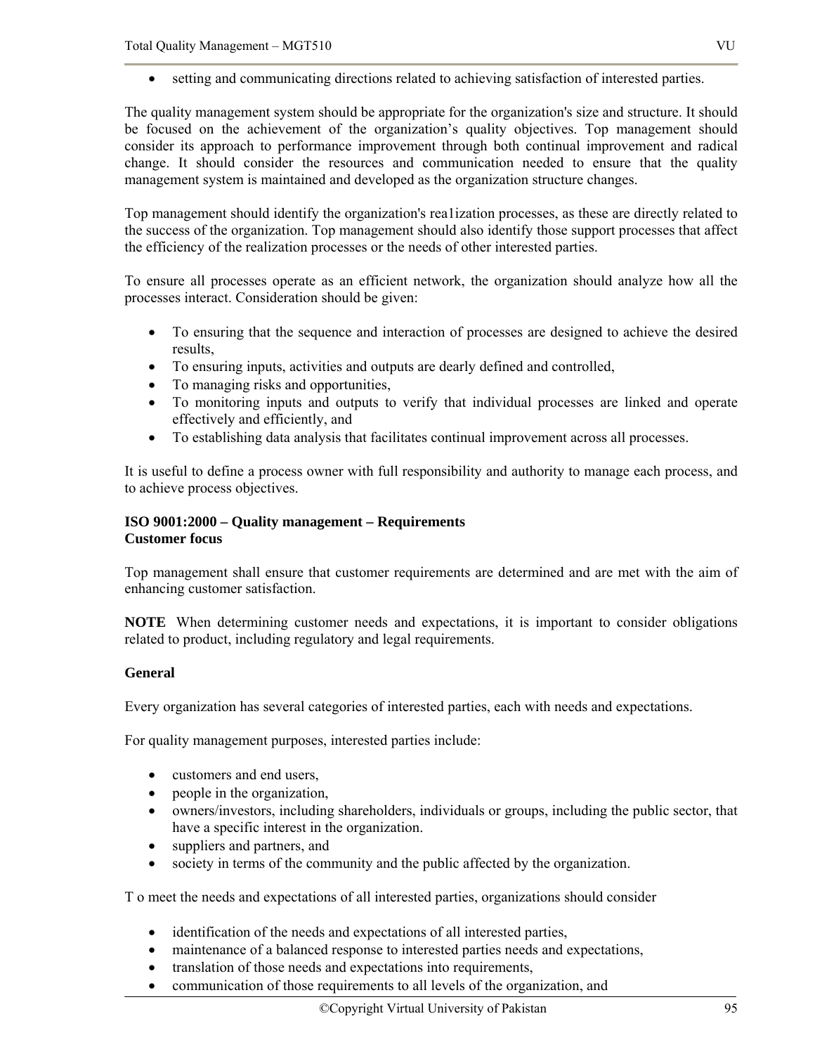- setting and communicating directions related to achieving satisfaction of interested parties.

The quality management system should be appropriate for the organization's size and structure. It should be focused on the achievement of the organization's quality objectives. Top management should consider its approach to performance improvement through both continual improvement and radical change. It should consider the resources and communication needed to ensure that the quality management system is maintained and developed as the organization structure changes.

Top management should identify the organization's rea1ization processes, as these are directly related to the success of the organization. Top management should also identify those support processes that affect the efficiency of the realization processes or the needs of other interested parties.

To ensure all processes operate as an efficient network, the organization should analyze how all the processes interact. Consideration should be given:

- To ensuring that the sequence and interaction of processes are designed to achieve the desired results,
- To ensuring inputs, activities and outputs are dearly defined and controlled,
- To managing risks and opportunities,
- To monitoring inputs and outputs to verify that individual processes are linked and operate effectively and efficiently, and
- To establishing data analysis that facilitates continual improvement across all processes.

It is useful to define a process owner with full responsibility and authority to manage each process, and to achieve process objectives.

**ISO 9001:2000 – Quality management – Requirements**
**Customer focus**

Top management shall ensure that customer requirements are determined and are met with the aim of enhancing customer satisfaction.

**NOTE** When determining customer needs and expectations, it is important to consider obligations related to product, including regulatory and legal requirements.

**General**

Every organization has several categories of interested parties, each with needs and expectations.

For quality management purposes, interested parties include:

- customers and end users,
- people in the organization,
- owners/investors, including shareholders, individuals or groups, including the public sector, that have a specific interest in the organization.
- suppliers and partners, and
- society in terms of the community and the public affected by the organization.

T o meet the needs and expectations of all interested parties, organizations should consider

- identification of the needs and expectations of all interested parties,
- maintenance of a balanced response to interested parties needs and expectations,
- translation of those needs and expectations into requirements,
- communication of those requirements to all levels of the organization, and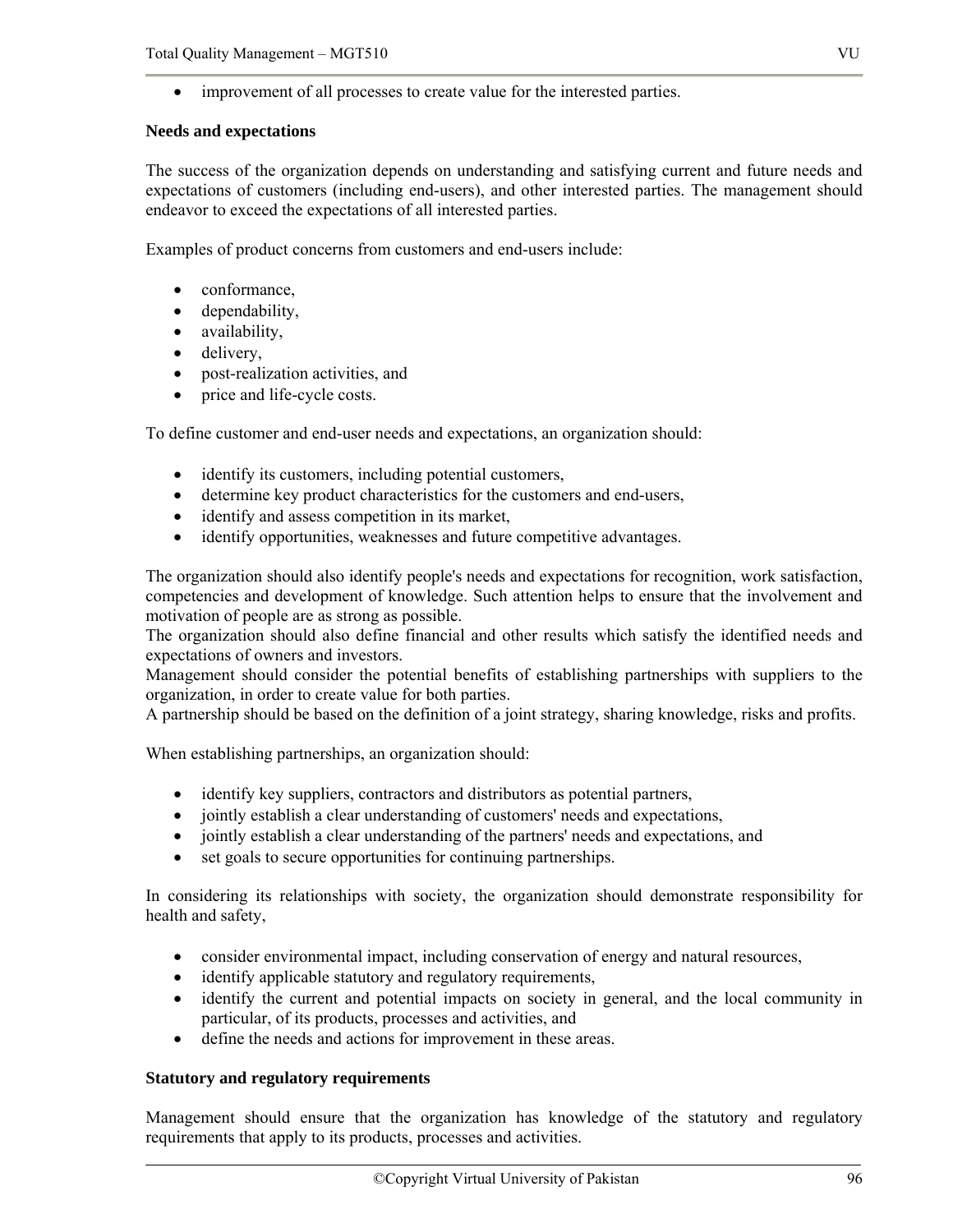- improvement of all processes to create value for the interested parties.

**Needs and expectations**

The success of the organization depends on understanding and satisfying current and future needs and expectations of customers (including end-users), and other interested parties. The management should endeavor to exceed the expectations of all interested parties.

Examples of product concerns from customers and end-users include:

- conformance,
- dependability,
- availability,
- delivery,
- post-realization activities, and
- price and life-cycle costs.

To define customer and end-user needs and expectations, an organization should:

- identify its customers, including potential customers,
- determine key product characteristics for the customers and end-users,
- identify and assess competition in its market,
- identify opportunities, weaknesses and future competitive advantages.

The organization should also identify people's needs and expectations for recognition, work satisfaction, competencies and development of knowledge. Such attention helps to ensure that the involvement and motivation of people are as strong as possible.
The organization should also define financial and other results which satisfy the identified needs and expectations of owners and investors.
Management should consider the potential benefits of establishing partnerships with suppliers to the organization, in order to create value for both parties.
A partnership should be based on the definition of a joint strategy, sharing knowledge, risks and profits.

When establishing partnerships, an organization should:

- identify key suppliers, contractors and distributors as potential partners,
- jointly establish a clear understanding of customers' needs and expectations,
- jointly establish a clear understanding of the partners' needs and expectations, and
- set goals to secure opportunities for continuing partnerships.

In considering its relationships with society, the organization should demonstrate responsibility for health and safety,

- consider environmental impact, including conservation of energy and natural resources,
- identify applicable statutory and regulatory requirements,
- identify the current and potential impacts on society in general, and the local community in particular, of its products, processes and activities, and
- define the needs and actions for improvement in these areas.

**Statutory and regulatory requirements**

Management should ensure that the organization has knowledge of the statutory and regulatory requirements that apply to its products, processes and activities.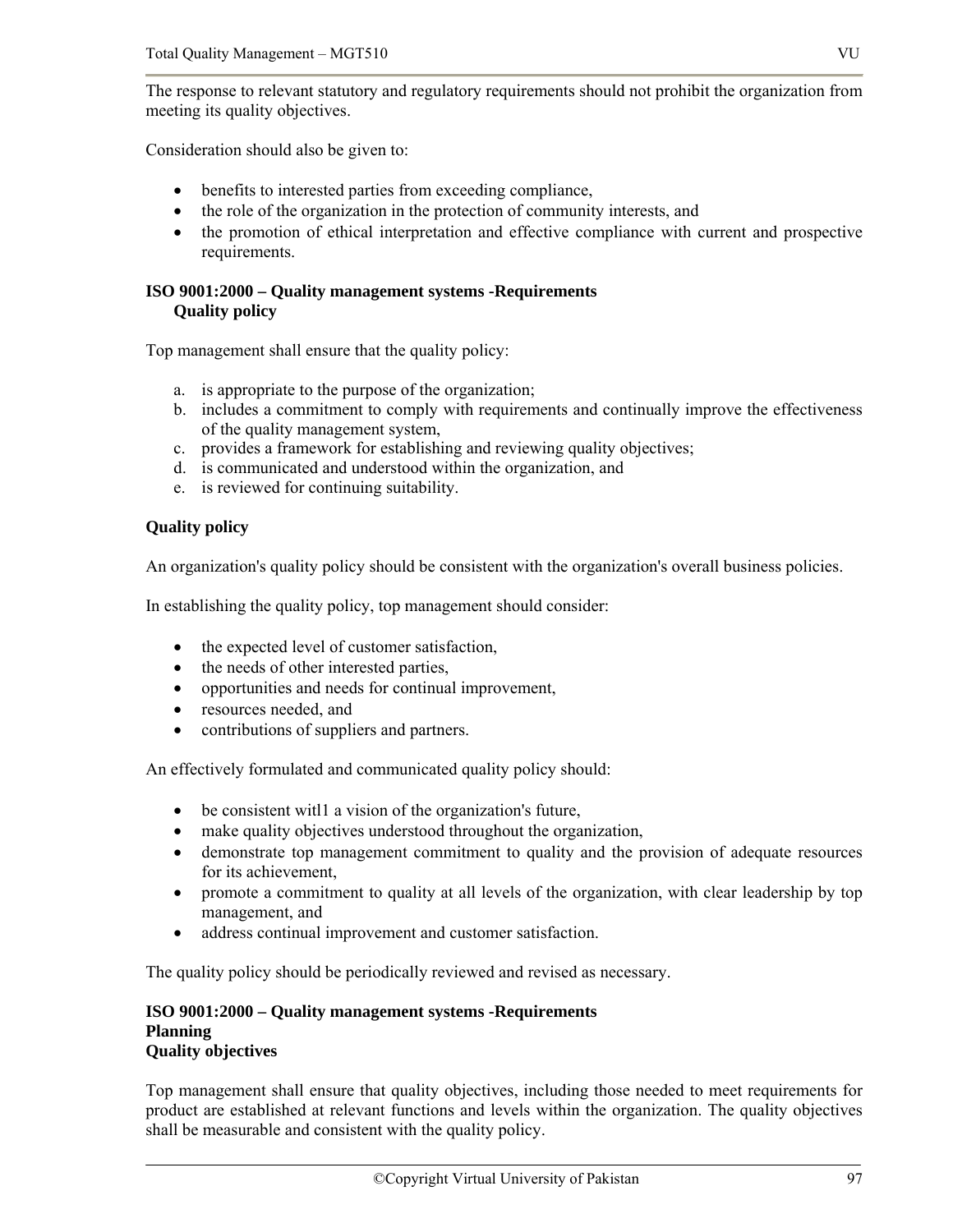The response to relevant statutory and regulatory requirements should not prohibit the organization from meeting its quality objectives.

Consideration should also be given to:

- benefits to interested parties from exceeding compliance,
- the role of the organization in the protection of community interests, and
- the promotion of ethical interpretation and effective compliance with current and prospective requirements.

**ISO 9001:2000 – Quality management systems -Requirements**
**Quality policy**

Top management shall ensure that the quality policy:

a. is appropriate to the purpose of the organization;
b. includes a commitment to comply with requirements and continually improve the effectiveness of the quality management system,
c. provides a framework for establishing and reviewing quality objectives;
d. is communicated and understood within the organization, and
e. is reviewed for continuing suitability.

**Quality policy**

An organization's quality policy should be consistent with the organization's overall business policies.

In establishing the quality policy, top management should consider:

- the expected level of customer satisfaction,
- the needs of other interested parties,
- opportunities and needs for continual improvement,
- resources needed, and
- contributions of suppliers and partners.

An effectively formulated and communicated quality policy should:

- be consistent witl1 a vision of the organization's future,
- make quality objectives understood throughout the organization,
- demonstrate top management commitment to quality and the provision of adequate resources for its achievement,
- promote a commitment to quality at all levels of the organization, with clear leadership by top management, and
- address continual improvement and customer satisfaction.

The quality policy should be periodically reviewed and revised as necessary.

**ISO 9001:2000 – Quality management systems -Requirements**
**Planning**
**Quality objectives**

Top management shall ensure that quality objectives, including those needed to meet requirements for product are established at relevant functions and levels within the organization. The quality objectives shall be measurable and consistent with the quality policy.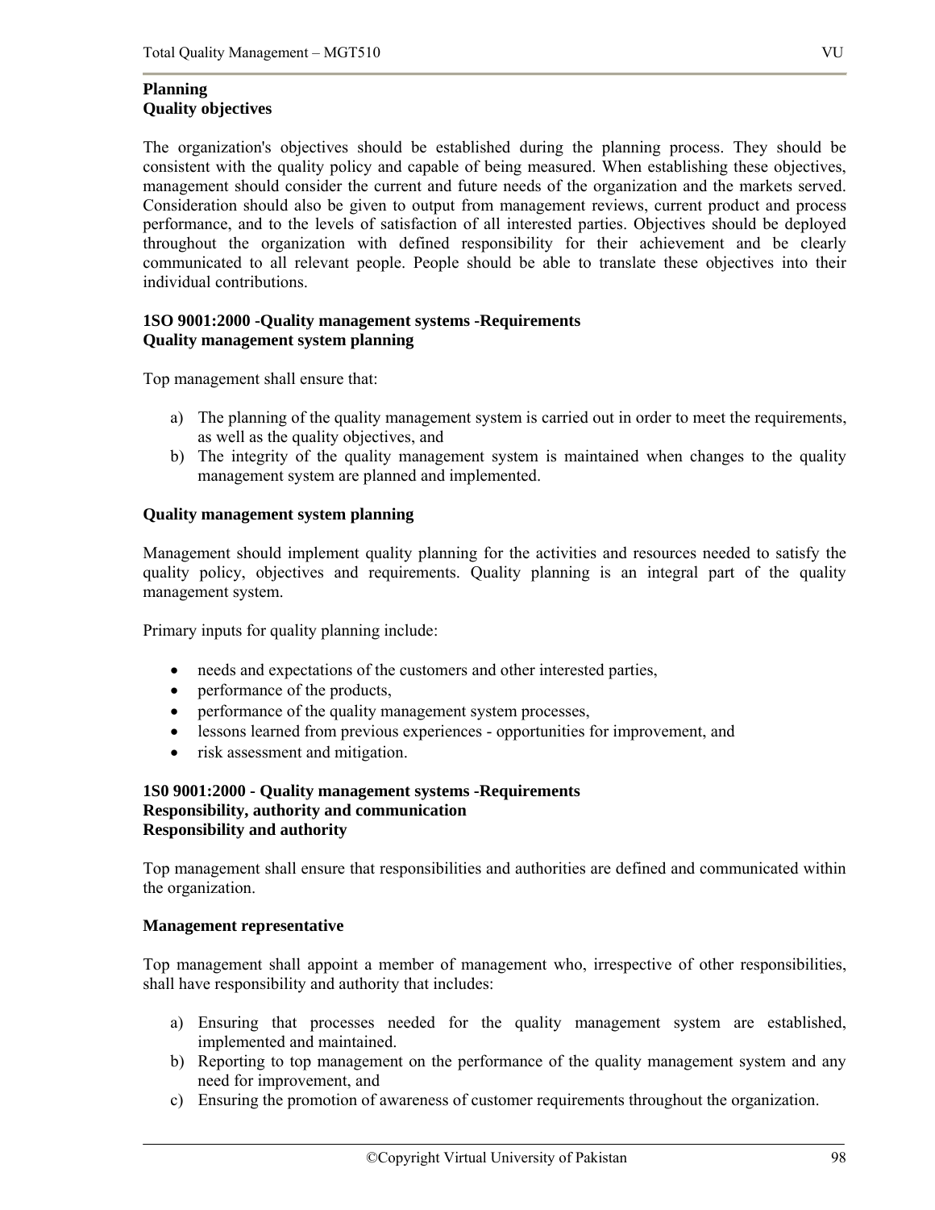**Planning**
**Quality objectives**

The organization's objectives should be established during the planning process. They should be consistent with the quality policy and capable of being measured. When establishing these objectives, management should consider the current and future needs of the organization and the markets served. Consideration should also be given to output from management reviews, current product and process performance, and to the levels of satisfaction of all interested parties. Objectives should be deployed throughout the organization with defined responsibility for their achievement and be clearly communicated to all relevant people. People should be able to translate these objectives into their individual contributions.

**1SO 9001:2000 -Quality management systems -Requirements**
**Quality management system planning**

Top management shall ensure that:

a) The planning of the quality management system is carried out in order to meet the requirements, as well as the quality objectives, and
b) The integrity of the quality management system is maintained when changes to the quality management system are planned and implemented.

**Quality management system planning**

Management should implement quality planning for the activities and resources needed to satisfy the quality policy, objectives and requirements. Quality planning is an integral part of the quality management system.

Primary inputs for quality planning include:

- needs and expectations of the customers and other interested parties,
- performance of the products,
- performance of the quality management system processes,
- lessons learned from previous experiences - opportunities for improvement, and
- risk assessment and mitigation.

**1S0 9001:2000 - Quality management systems -Requirements**
**Responsibility, authority and communication**
**Responsibility and authority**

Top management shall ensure that responsibilities and authorities are defined and communicated within the organization.

**Management representative**

Top management shall appoint a member of management who, irrespective of other responsibilities, shall have responsibility and authority that includes:

a) Ensuring that processes needed for the quality management system are established, implemented and maintained.
b) Reporting to top management on the performance of the quality management system and any need for improvement, and
c) Ensuring the promotion of awareness of customer requirements throughout the organization.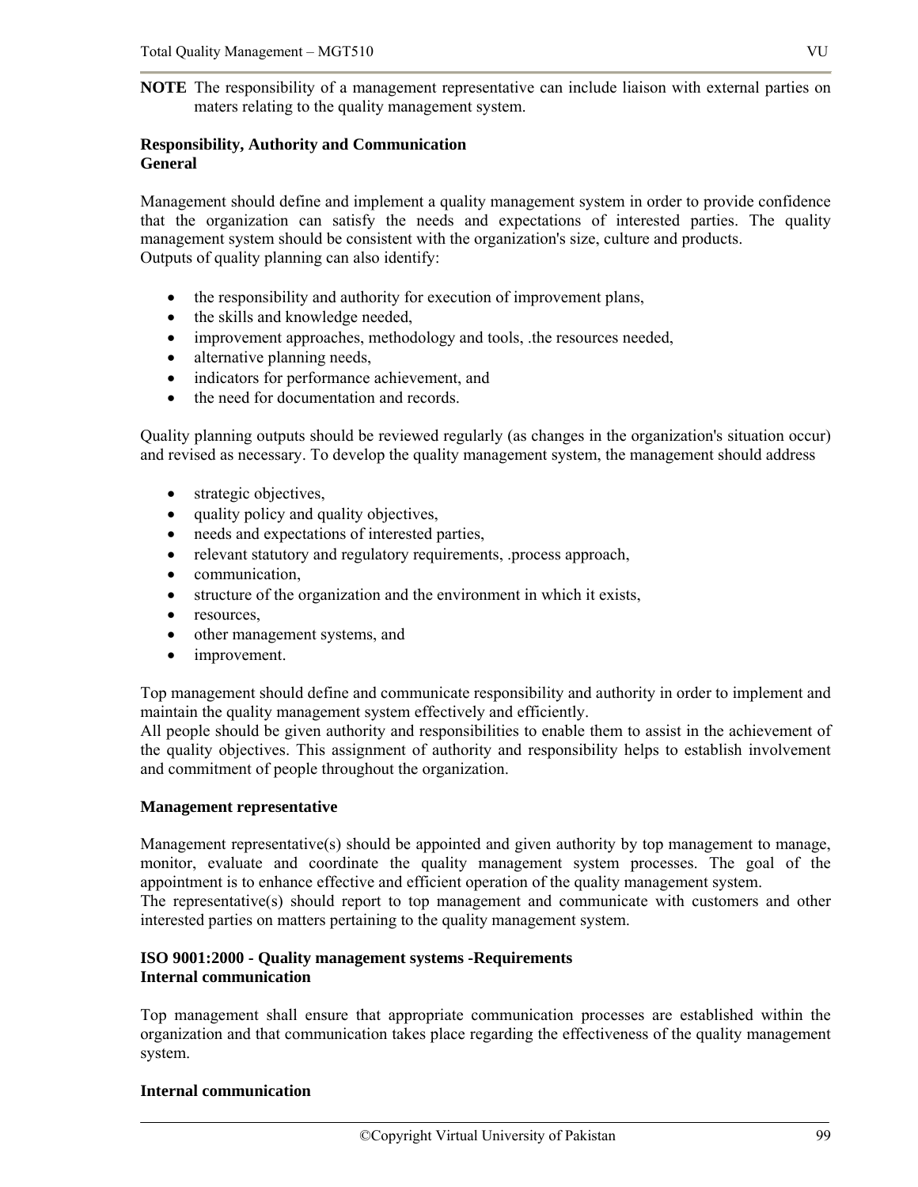**NOTE** The responsibility of a management representative can include liaison with external parties on maters relating to the quality management system.

**Responsibility, Authority and Communication**
**General**

Management should define and implement a quality management system in order to provide confidence that the organization can satisfy the needs and expectations of interested parties. The quality management system should be consistent with the organization's size, culture and products.
Outputs of quality planning can also identify:

- the responsibility and authority for execution of improvement plans,
- the skills and knowledge needed,
- improvement approaches, methodology and tools, .the resources needed,
- alternative planning needs,
- indicators for performance achievement, and
- the need for documentation and records.

Quality planning outputs should be reviewed regularly (as changes in the organization's situation occur) and revised as necessary. To develop the quality management system, the management should address

- strategic objectives,
- quality policy and quality objectives,
- needs and expectations of interested parties,
- relevant statutory and regulatory requirements, .process approach,
- communication,
- structure of the organization and the environment in which it exists,
- resources,
- other management systems, and
- improvement.

Top management should define and communicate responsibility and authority in order to implement and maintain the quality management system effectively and efficiently.
All people should be given authority and responsibilities to enable them to assist in the achievement of the quality objectives. This assignment of authority and responsibility helps to establish involvement and commitment of people throughout the organization.

**Management representative**

Management representative(s) should be appointed and given authority by top management to manage, monitor, evaluate and coordinate the quality management system processes. The goal of the appointment is to enhance effective and efficient operation of the quality management system.
The representative(s) should report to top management and communicate with customers and other interested parties on matters pertaining to the quality management system.

**ISO 9001:2000 - Quality management systems -Requirements**
**Internal communication**

Top management shall ensure that appropriate communication processes are established within the organization and that communication takes place regarding the effectiveness of the quality management system.

**Internal communication**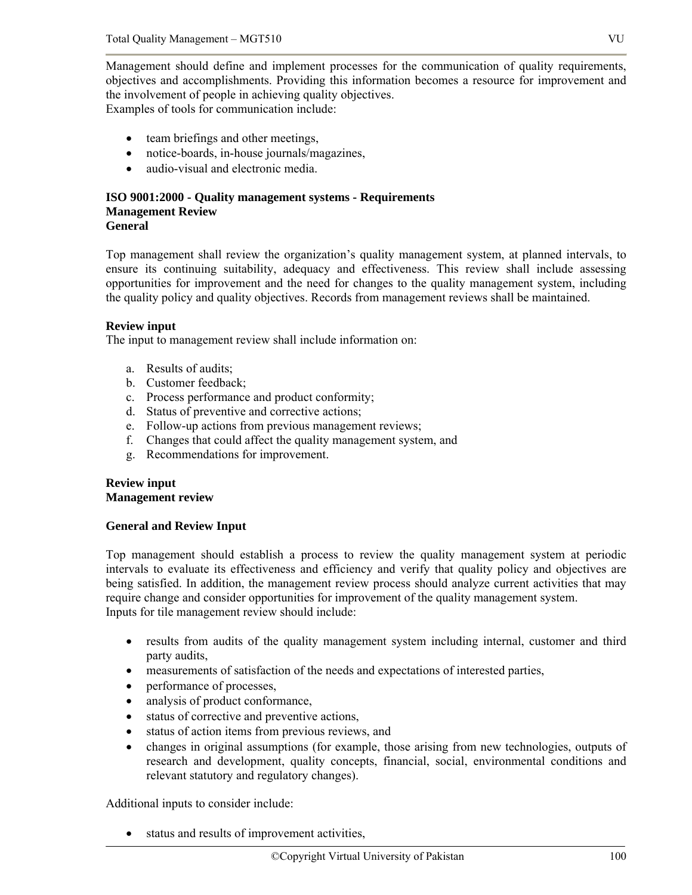Management should define and implement processes for the communication of quality requirements, objectives and accomplishments. Providing this information becomes a resource for improvement and the involvement of people in achieving quality objectives.
Examples of tools for communication include:

- team briefings and other meetings,
- notice-boards, in-house journals/magazines,
- audio-visual and electronic media.

**ISO 9001:2000 - Quality management systems - Requirements**
**Management Review**
**General**

Top management shall review the organization's quality management system, at planned intervals, to ensure its continuing suitability, adequacy and effectiveness. This review shall include assessing opportunities for improvement and the need for changes to the quality management system, including the quality policy and quality objectives. Records from management reviews shall be maintained.

**Review input**
The input to management review shall include information on:

a. Results of audits;
b. Customer feedback;
c. Process performance and product conformity;
d. Status of preventive and corrective actions;
e. Follow-up actions from previous management reviews;
f. Changes that could affect the quality management system, and
g. Recommendations for improvement.

**Review input**
**Management review**

**General and Review Input**

Top management should establish a process to review the quality management system at periodic intervals to evaluate its effectiveness and efficiency and verify that quality policy and objectives are being satisfied. In addition, the management review process should analyze current activities that may require change and consider opportunities for improvement of the quality management system.
Inputs for tile management review should include:

- results from audits of the quality management system including internal, customer and third party audits,
- measurements of satisfaction of the needs and expectations of interested parties,
- performance of processes,
- analysis of product conformance,
- status of corrective and preventive actions,
- status of action items from previous reviews, and
- changes in original assumptions (for example, those arising from new technologies, outputs of research and development, quality concepts, financial, social, environmental conditions and relevant statutory and regulatory changes).

Additional inputs to consider include:

- status and results of improvement activities,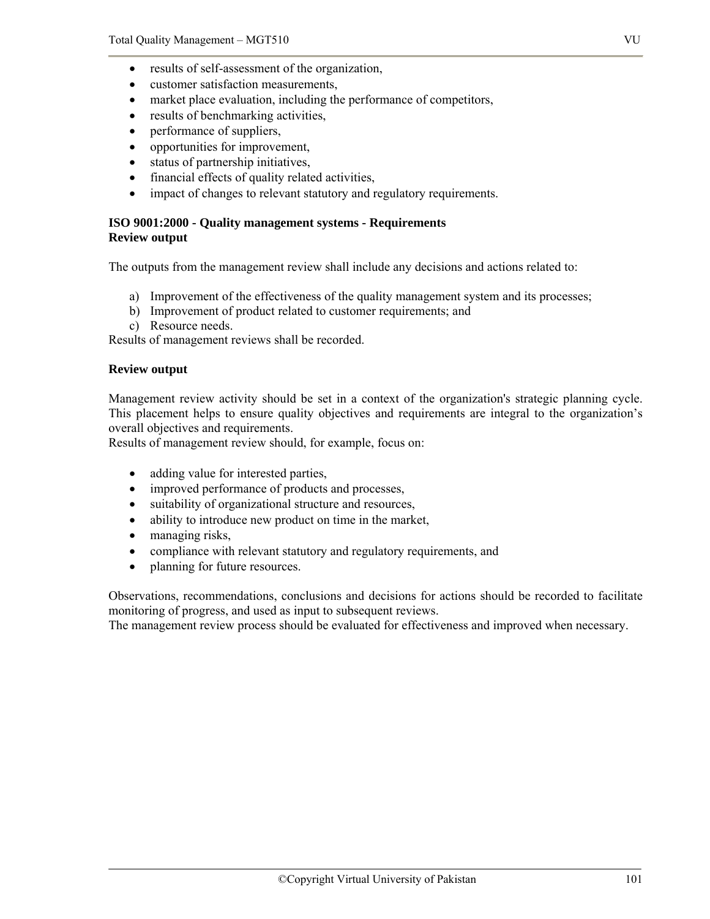- results of self-assessment of the organization,
- customer satisfaction measurements,
- market place evaluation, including the performance of competitors,
- results of benchmarking activities,
- performance of suppliers,
- opportunities for improvement,
- status of partnership initiatives,
- financial effects of quality related activities,
- impact of changes to relevant statutory and regulatory requirements.

**ISO 9001:2000 - Quality management systems - Requirements**
**Review output**

The outputs from the management review shall include any decisions and actions related to:

a) Improvement of the effectiveness of the quality management system and its processes;
b) Improvement of product related to customer requirements; and
c) Resource needs.

Results of management reviews shall be recorded.

**Review output**

Management review activity should be set in a context of the organization's strategic planning cycle. This placement helps to ensure quality objectives and requirements are integral to the organization's overall objectives and requirements.
Results of management review should, for example, focus on:

- adding value for interested parties,
- improved performance of products and processes,
- suitability of organizational structure and resources,
- ability to introduce new product on time in the market,
- managing risks,
- compliance with relevant statutory and regulatory requirements, and
- planning for future resources.

Observations, recommendations, conclusions and decisions for actions should be recorded to facilitate monitoring of progress, and used as input to subsequent reviews.
The management review process should be evaluated for effectiveness and improved when necessary.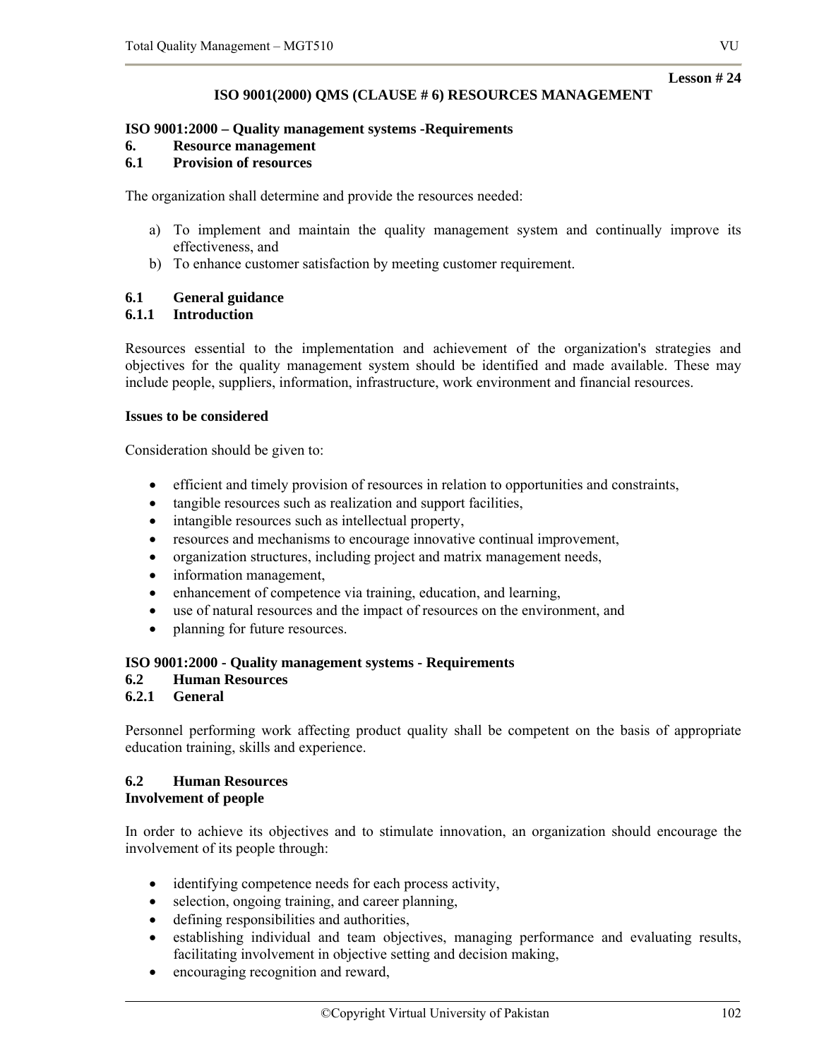**Lesson # 24**

# ISO 9001(2000) QMS (CLAUSE # 6) RESOURCES MANAGEMENT

**ISO 9001:2000 – Quality management systems -Requirements**

## 6. Resource management

### 6.1 Provision of resources

The organization shall determine and provide the resources needed:

a) To implement and maintain the quality management system and continually improve its effectiveness, and
b) To enhance customer satisfaction by meeting customer requirement.

### 6.1 General guidance

#### 6.1.1 Introduction

Resources essential to the implementation and achievement of the organization's strategies and objectives for the quality management system should be identified and made available. These may include people, suppliers, information, infrastructure, work environment and financial resources.

**Issues to be considered**

Consideration should be given to:

- efficient and timely provision of resources in relation to opportunities and constraints,
- tangible resources such as realization and support facilities,
- intangible resources such as intellectual property,
- resources and mechanisms to encourage innovative continual improvement,
- organization structures, including project and matrix management needs,
- information management,
- enhancement of competence via training, education, and learning,
- use of natural resources and the impact of resources on the environment, and
- planning for future resources.

**ISO 9001:2000 - Quality management systems - Requirements**

### 6.2 Human Resources

#### 6.2.1 General

Personnel performing work affecting product quality shall be competent on the basis of appropriate education training, skills and experience.

### 6.2 Human Resources

**Involvement of people**

In order to achieve its objectives and to stimulate innovation, an organization should encourage the involvement of its people through:

- identifying competence needs for each process activity,
- selection, ongoing training, and career planning,
- defining responsibilities and authorities,
- establishing individual and team objectives, managing performance and evaluating results, facilitating involvement in objective setting and decision making,
- encouraging recognition and reward,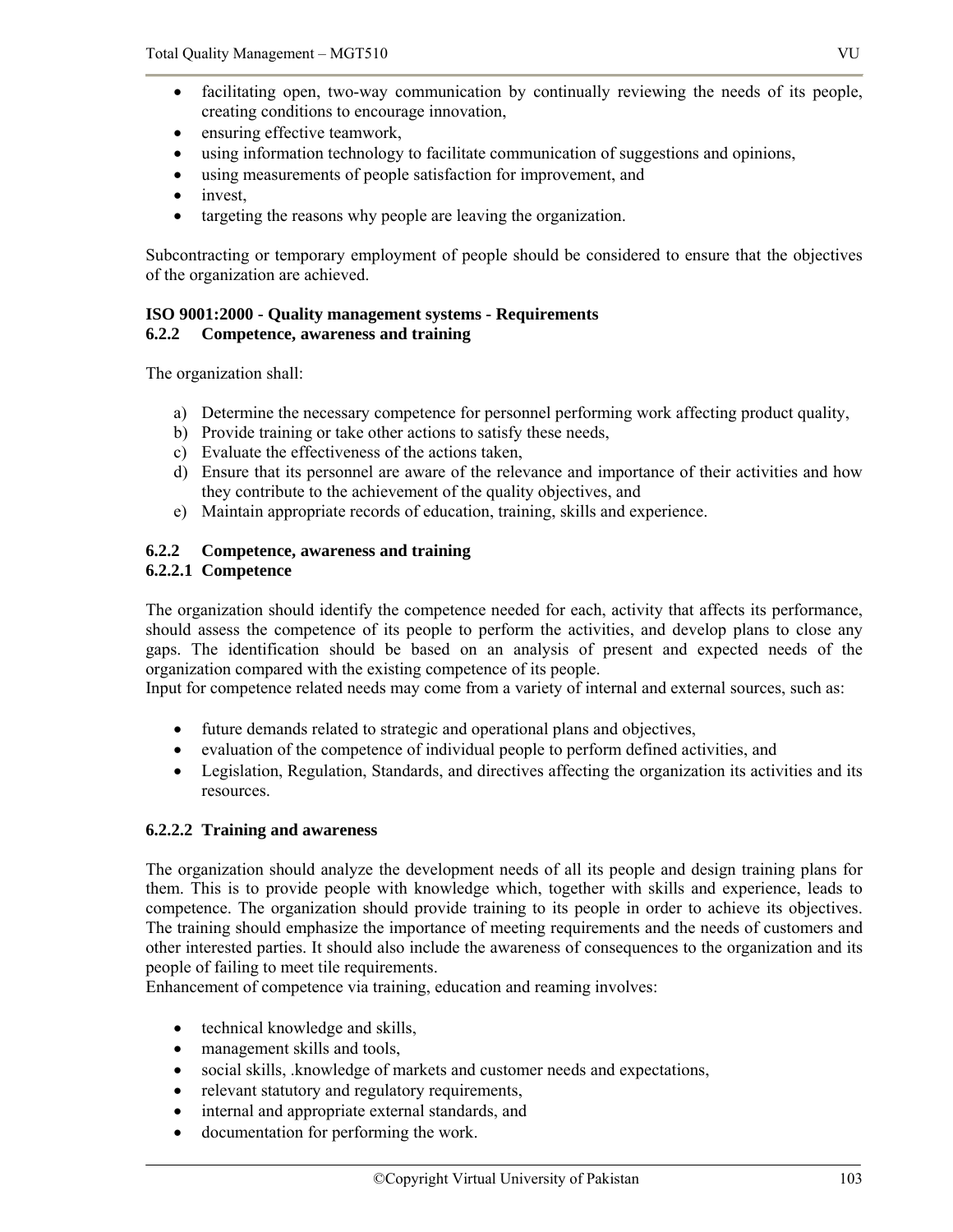- facilitating open, two-way communication by continually reviewing the needs of its people, creating conditions to encourage innovation,
- ensuring effective teamwork,
- using information technology to facilitate communication of suggestions and opinions,
- using measurements of people satisfaction for improvement, and
- invest,
- targeting the reasons why people are leaving the organization.

Subcontracting or temporary employment of people should be considered to ensure that the objectives of the organization are achieved.

**ISO 9001:2000 - Quality management systems - Requirements**
**6.2.2 Competence, awareness and training**

The organization shall:

a) Determine the necessary competence for personnel performing work affecting product quality,
b) Provide training or take other actions to satisfy these needs,
c) Evaluate the effectiveness of the actions taken,
d) Ensure that its personnel are aware of the relevance and importance of their activities and how they contribute to the achievement of the quality objectives, and
e) Maintain appropriate records of education, training, skills and experience.

**6.2.2 Competence, awareness and training**
**6.2.2.1 Competence**

The organization should identify the competence needed for each, activity that affects its performance, should assess the competence of its people to perform the activities, and develop plans to close any gaps. The identification should be based on an analysis of present and expected needs of the organization compared with the existing competence of its people.
Input for competence related needs may come from a variety of internal and external sources, such as:

- future demands related to strategic and operational plans and objectives,
- evaluation of the competence of individual people to perform defined activities, and
- Legislation, Regulation, Standards, and directives affecting the organization its activities and its resources.

**6.2.2.2 Training and awareness**

The organization should analyze the development needs of all its people and design training plans for them. This is to provide people with knowledge which, together with skills and experience, leads to competence. The organization should provide training to its people in order to achieve its objectives. The training should emphasize the importance of meeting requirements and the needs of customers and other interested parties. It should also include the awareness of consequences to the organization and its people of failing to meet tile requirements.
Enhancement of competence via training, education and reaming involves:

- technical knowledge and skills,
- management skills and tools,
- social skills, .knowledge of markets and customer needs and expectations,
- relevant statutory and regulatory requirements,
- internal and appropriate external standards, and
- documentation for performing the work.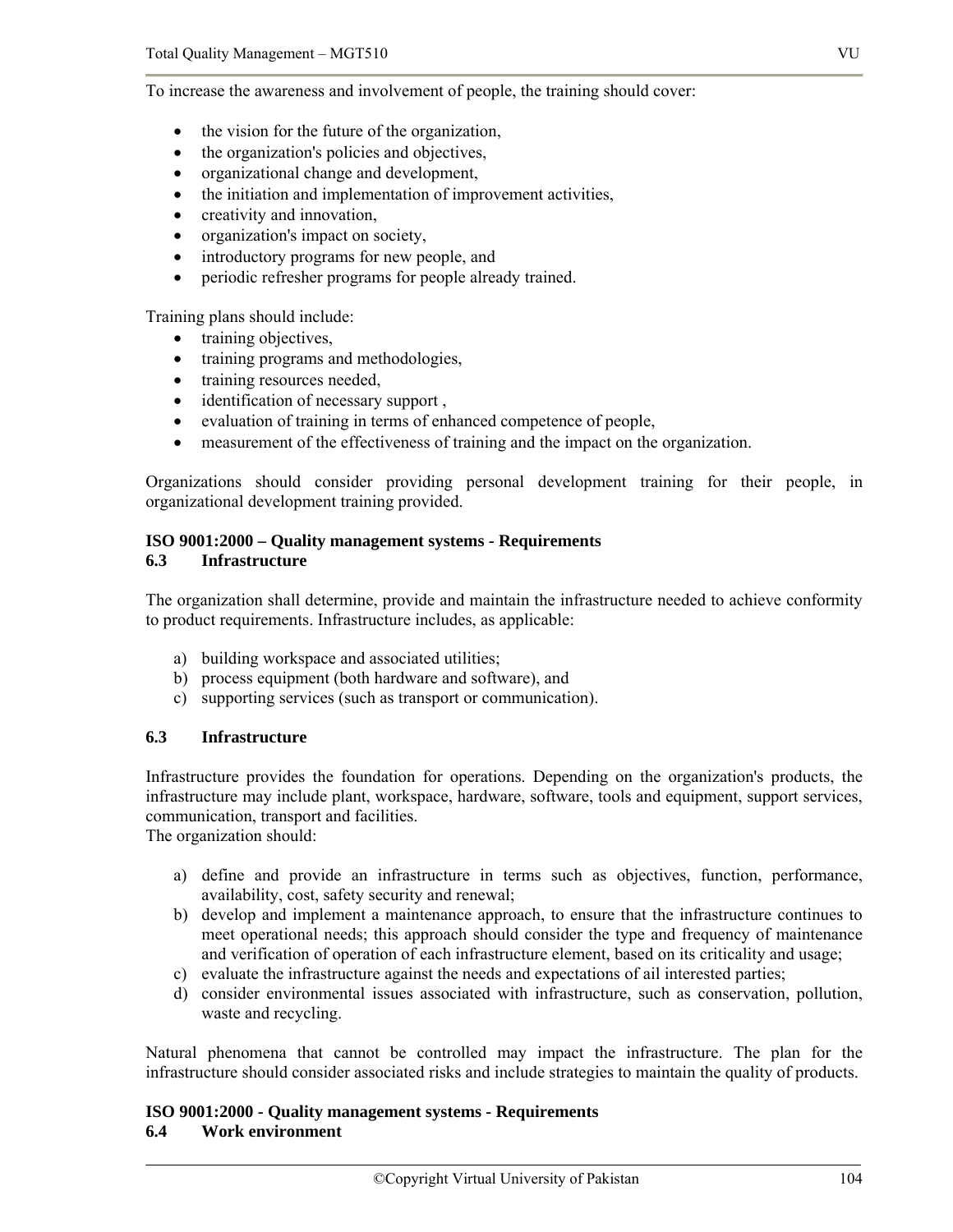To increase the awareness and involvement of people, the training should cover:

- the vision for the future of the organization,
- the organization's policies and objectives,
- organizational change and development,
- the initiation and implementation of improvement activities,
- creativity and innovation,
- organization's impact on society,
- introductory programs for new people, and
- periodic refresher programs for people already trained.

Training plans should include:

- training objectives,
- training programs and methodologies,
- training resources needed,
- identification of necessary support ,
- evaluation of training in terms of enhanced competence of people,
- measurement of the effectiveness of training and the impact on the organization.

Organizations should consider providing personal development training for their people, in organizational development training provided.

**ISO 9001:2000 – Quality management systems - Requirements**
**6.3 Infrastructure**

The organization shall determine, provide and maintain the infrastructure needed to achieve conformity to product requirements. Infrastructure includes, as applicable:

a) building workspace and associated utilities;
b) process equipment (both hardware and software), and
c) supporting services (such as transport or communication).

**6.3 Infrastructure**

Infrastructure provides the foundation for operations. Depending on the organization's products, the infrastructure may include plant, workspace, hardware, software, tools and equipment, support services, communication, transport and facilities.
The organization should:

a) define and provide an infrastructure in terms such as objectives, function, performance, availability, cost, safety security and renewal;
b) develop and implement a maintenance approach, to ensure that the infrastructure continues to meet operational needs; this approach should consider the type and frequency of maintenance and verification of operation of each infrastructure element, based on its criticality and usage;
c) evaluate the infrastructure against the needs and expectations of ail interested parties;
d) consider environmental issues associated with infrastructure, such as conservation, pollution, waste and recycling.

Natural phenomena that cannot be controlled may impact the infrastructure. The plan for the infrastructure should consider associated risks and include strategies to maintain the quality of products.

**ISO 9001:2000 - Quality management systems - Requirements**
**6.4 Work environment**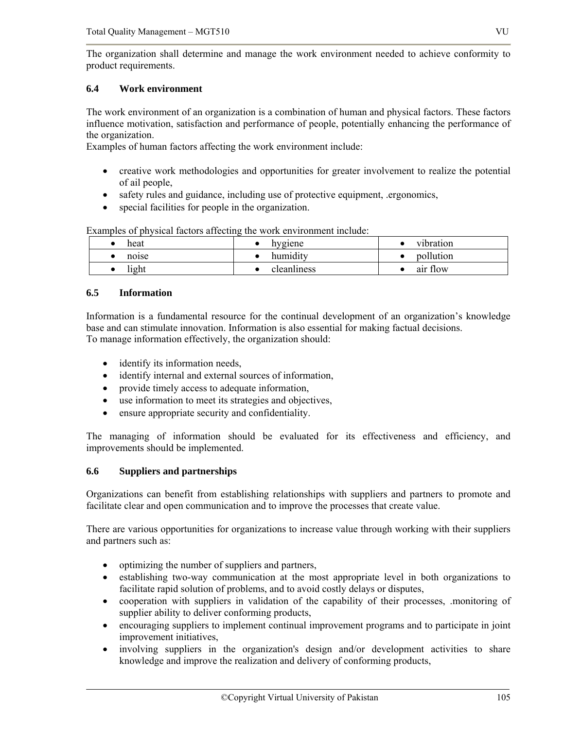The organization shall determine and manage the work environment needed to achieve conformity to product requirements.

### 6.4 Work environment

The work environment of an organization is a combination of human and physical factors. These factors influence motivation, satisfaction and performance of people, potentially enhancing the performance of the organization.
Examples of human factors affecting the work environment include:

- creative work methodologies and opportunities for greater involvement to realize the potential of ail people,
- safety rules and guidance, including use of protective equipment, .ergonomics,
- special facilities for people in the organization.

Examples of physical factors affecting the work environment include:

| | | |
|---|---|---|
| • heat | • hygiene | • vibration |
| • noise | • humidity | • pollution |
| • light | • cleanliness | • air flow |

### 6.5 Information

Information is a fundamental resource for the continual development of an organization's knowledge base and can stimulate innovation. Information is also essential for making factual decisions.
To manage information effectively, the organization should:

- identify its information needs,
- identify internal and external sources of information,
- provide timely access to adequate information,
- use information to meet its strategies and objectives,
- ensure appropriate security and confidentiality.

The managing of information should be evaluated for its effectiveness and efficiency, and improvements should be implemented.

### 6.6 Suppliers and partnerships

Organizations can benefit from establishing relationships with suppliers and partners to promote and facilitate clear and open communication and to improve the processes that create value.

There are various opportunities for organizations to increase value through working with their suppliers and partners such as:

- optimizing the number of suppliers and partners,
- establishing two-way communication at the most appropriate level in both organizations to facilitate rapid solution of problems, and to avoid costly delays or disputes,
- cooperation with suppliers in validation of the capability of their processes, .monitoring of supplier ability to deliver conforming products,
- encouraging suppliers to implement continual improvement programs and to participate in joint improvement initiatives,
- involving suppliers in the organization's design and/or development activities to share knowledge and improve the realization and delivery of conforming products,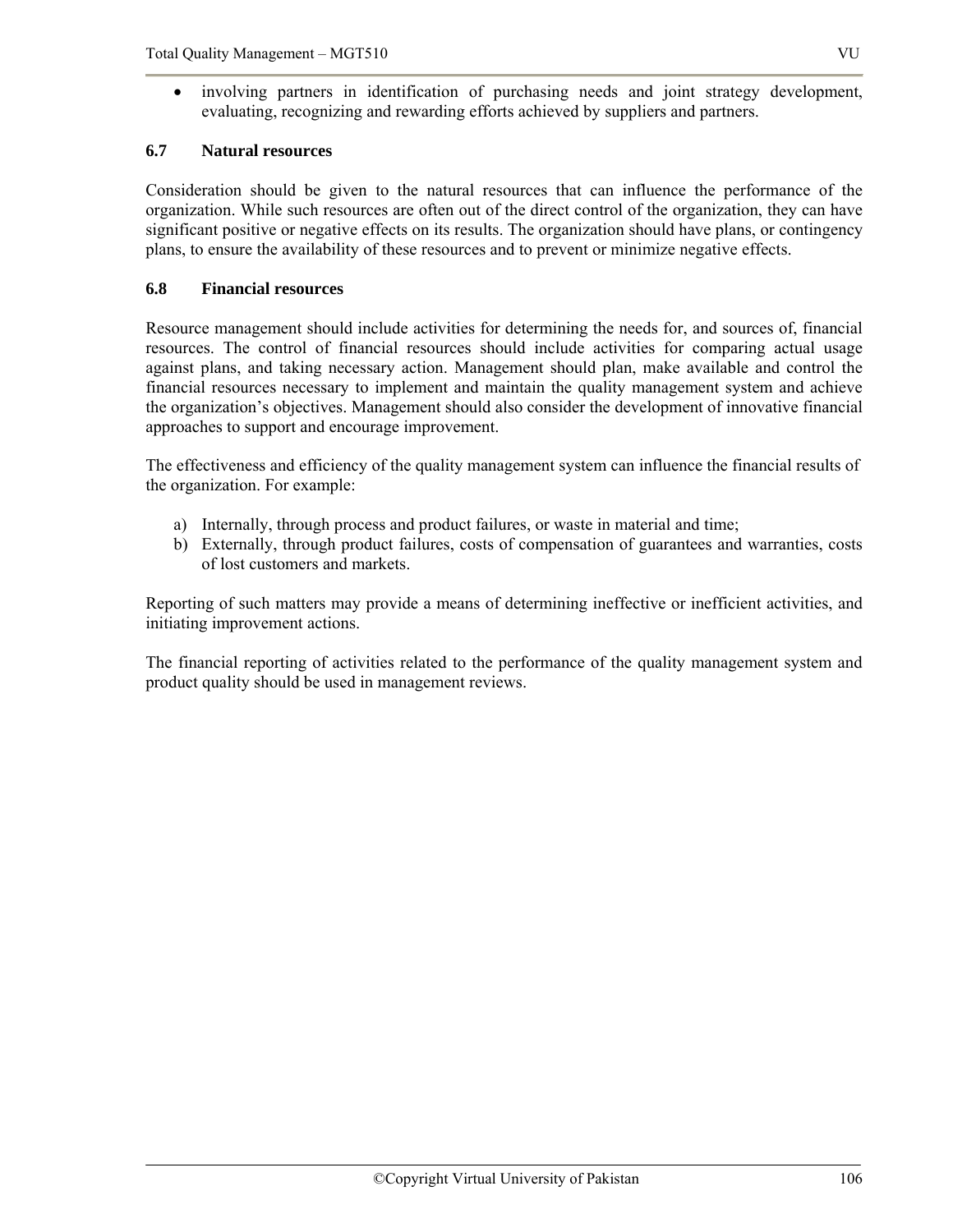- involving partners in identification of purchasing needs and joint strategy development, evaluating, recognizing and rewarding efforts achieved by suppliers and partners.

### 6.7 Natural resources

Consideration should be given to the natural resources that can influence the performance of the organization. While such resources are often out of the direct control of the organization, they can have significant positive or negative effects on its results. The organization should have plans, or contingency plans, to ensure the availability of these resources and to prevent or minimize negative effects.

### 6.8 Financial resources

Resource management should include activities for determining the needs for, and sources of, financial resources. The control of financial resources should include activities for comparing actual usage against plans, and taking necessary action. Management should plan, make available and control the financial resources necessary to implement and maintain the quality management system and achieve the organization's objectives. Management should also consider the development of innovative financial approaches to support and encourage improvement.

The effectiveness and efficiency of the quality management system can influence the financial results of the organization. For example:

a) Internally, through process and product failures, or waste in material and time;
b) Externally, through product failures, costs of compensation of guarantees and warranties, costs of lost customers and markets.

Reporting of such matters may provide a means of determining ineffective or inefficient activities, and initiating improvement actions.

The financial reporting of activities related to the performance of the quality management system and product quality should be used in management reviews.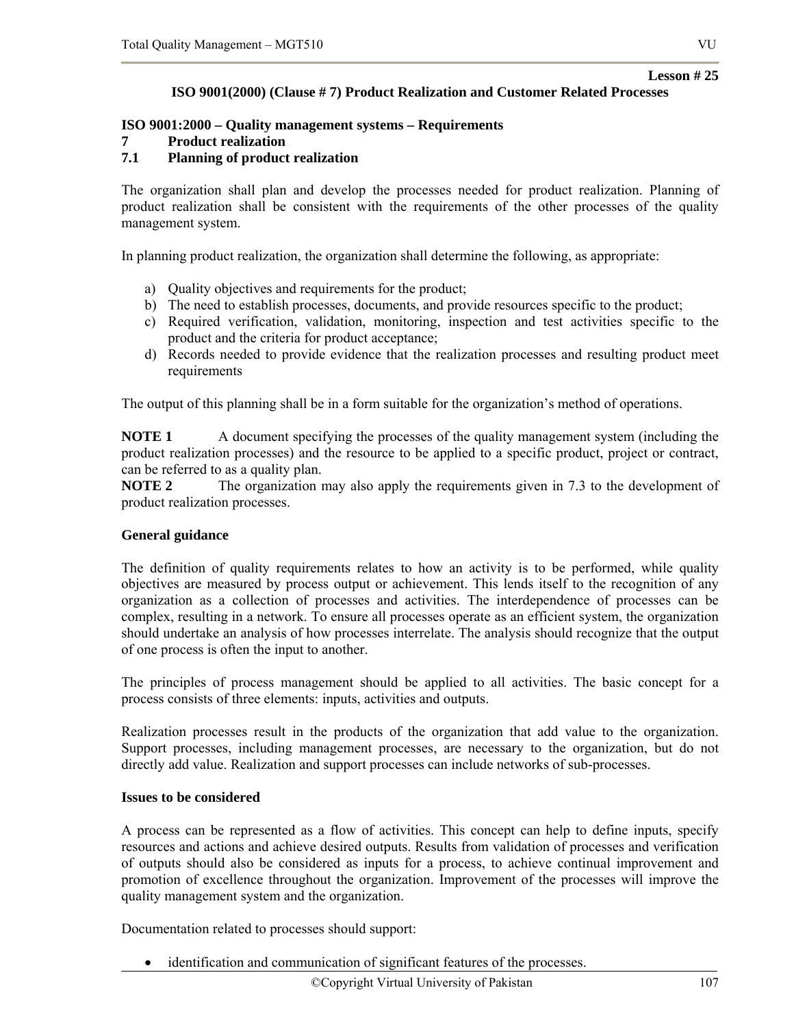**Lesson # 25**

## ISO 9001(2000) (Clause # 7) Product Realization and Customer Related Processes

### ISO 9001:2000 – Quality management systems – Requirements

### 7 Product realization

### 7.1 Planning of product realization

The organization shall plan and develop the processes needed for product realization. Planning of product realization shall be consistent with the requirements of the other processes of the quality management system.

In planning product realization, the organization shall determine the following, as appropriate:

a) Quality objectives and requirements for the product;
b) The need to establish processes, documents, and provide resources specific to the product;
c) Required verification, validation, monitoring, inspection and test activities specific to the product and the criteria for product acceptance;
d) Records needed to provide evidence that the realization processes and resulting product meet requirements

The output of this planning shall be in a form suitable for the organization's method of operations.

**NOTE 1** A document specifying the processes of the quality management system (including the product realization processes) and the resource to be applied to a specific product, project or contract, can be referred to as a quality plan.

**NOTE 2** The organization may also apply the requirements given in 7.3 to the development of product realization processes.

**General guidance**

The definition of quality requirements relates to how an activity is to be performed, while quality objectives are measured by process output or achievement. This lends itself to the recognition of any organization as a collection of processes and activities. The interdependence of processes can be complex, resulting in a network. To ensure all processes operate as an efficient system, the organization should undertake an analysis of how processes interrelate. The analysis should recognize that the output of one process is often the input to another.

The principles of process management should be applied to all activities. The basic concept for a process consists of three elements: inputs, activities and outputs.

Realization processes result in the products of the organization that add value to the organization. Support processes, including management processes, are necessary to the organization, but do not directly add value. Realization and support processes can include networks of sub-processes.

**Issues to be considered**

A process can be represented as a flow of activities. This concept can help to define inputs, specify resources and actions and achieve desired outputs. Results from validation of processes and verification of outputs should also be considered as inputs for a process, to achieve continual improvement and promotion of excellence throughout the organization. Improvement of the processes will improve the quality management system and the organization.

Documentation related to processes should support:

- identification and communication of significant features of the processes.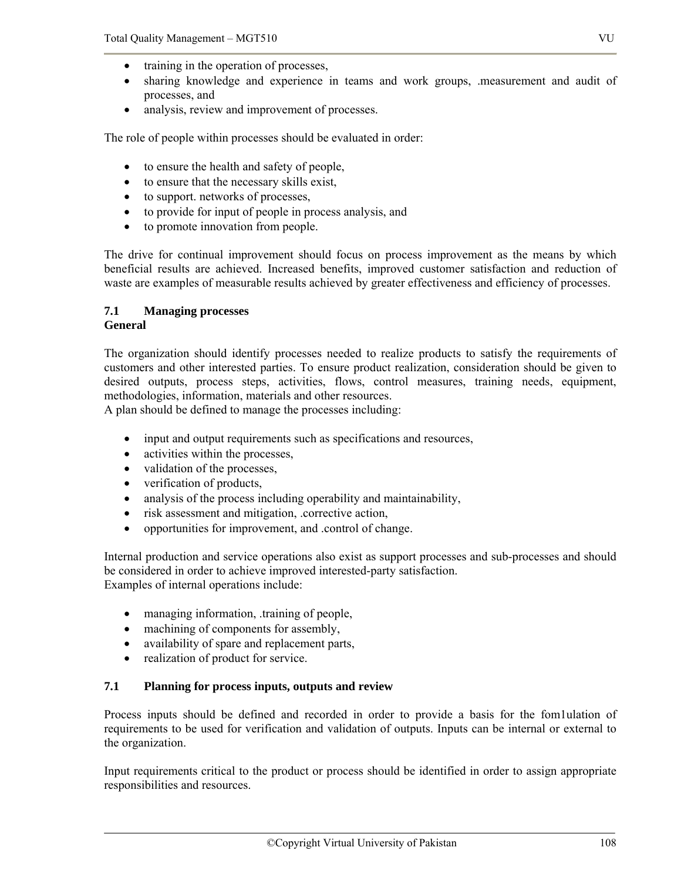- training in the operation of processes,
- sharing knowledge and experience in teams and work groups, .measurement and audit of processes, and
- analysis, review and improvement of processes.

The role of people within processes should be evaluated in order:

- to ensure the health and safety of people,
- to ensure that the necessary skills exist,
- to support. networks of processes,
- to provide for input of people in process analysis, and
- to promote innovation from people.

The drive for continual improvement should focus on process improvement as the means by which beneficial results are achieved. Increased benefits, improved customer satisfaction and reduction of waste are examples of measurable results achieved by greater effectiveness and efficiency of processes.

### 7.1 Managing processes

**General**

The organization should identify processes needed to realize products to satisfy the requirements of customers and other interested parties. To ensure product realization, consideration should be given to desired outputs, process steps, activities, flows, control measures, training needs, equipment, methodologies, information, materials and other resources.
A plan should be defined to manage the processes including:

- input and output requirements such as specifications and resources,
- activities within the processes,
- validation of the processes,
- verification of products,
- analysis of the process including operability and maintainability,
- risk assessment and mitigation, .corrective action,
- opportunities for improvement, and .control of change.

Internal production and service operations also exist as support processes and sub-processes and should be considered in order to achieve improved interested-party satisfaction.
Examples of internal operations include:

- managing information, .training of people,
- machining of components for assembly,
- availability of spare and replacement parts,
- realization of product for service.

### 7.1 Planning for process inputs, outputs and review

Process inputs should be defined and recorded in order to provide a basis for the fom1ulation of requirements to be used for verification and validation of outputs. Inputs can be internal or external to the organization.

Input requirements critical to the product or process should be identified in order to assign appropriate responsibilities and resources.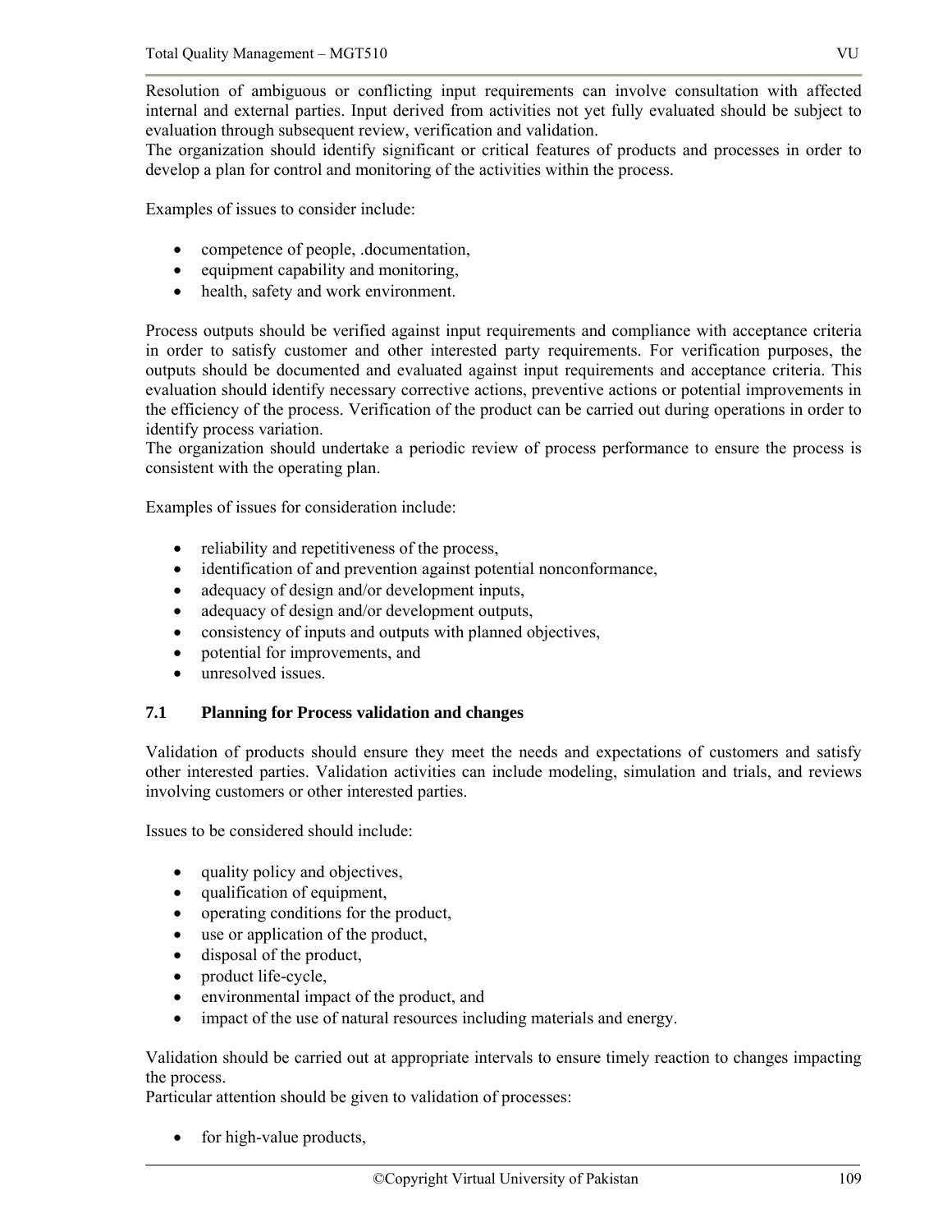Resolution of ambiguous or conflicting input requirements can involve consultation with affected internal and external parties. Input derived from activities not yet fully evaluated should be subject to evaluation through subsequent review, verification and validation.
The organization should identify significant or critical features of products and processes in order to develop a plan for control and monitoring of the activities within the process.

Examples of issues to consider include:

- competence of people, .documentation,
- equipment capability and monitoring,
- health, safety and work environment.

Process outputs should be verified against input requirements and compliance with acceptance criteria in order to satisfy customer and other interested party requirements. For verification purposes, the outputs should be documented and evaluated against input requirements and acceptance criteria. This evaluation should identify necessary corrective actions, preventive actions or potential improvements in the efficiency of the process. Verification of the product can be carried out during operations in order to identify process variation.
The organization should undertake a periodic review of process performance to ensure the process is consistent with the operating plan.

Examples of issues for consideration include:

- reliability and repetitiveness of the process,
- identification of and prevention against potential nonconformance,
- adequacy of design and/or development inputs,
- adequacy of design and/or development outputs,
- consistency of inputs and outputs with planned objectives,
- potential for improvements, and
- unresolved issues.

### 7.1 Planning for Process validation and changes

Validation of products should ensure they meet the needs and expectations of customers and satisfy other interested parties. Validation activities can include modeling, simulation and trials, and reviews involving customers or other interested parties.

Issues to be considered should include:

- quality policy and objectives,
- qualification of equipment,
- operating conditions for the product,
- use or application of the product,
- disposal of the product,
- product life-cycle,
- environmental impact of the product, and
- impact of the use of natural resources including materials and energy.

Validation should be carried out at appropriate intervals to ensure timely reaction to changes impacting the process.
Particular attention should be given to validation of processes:

- for high-value products,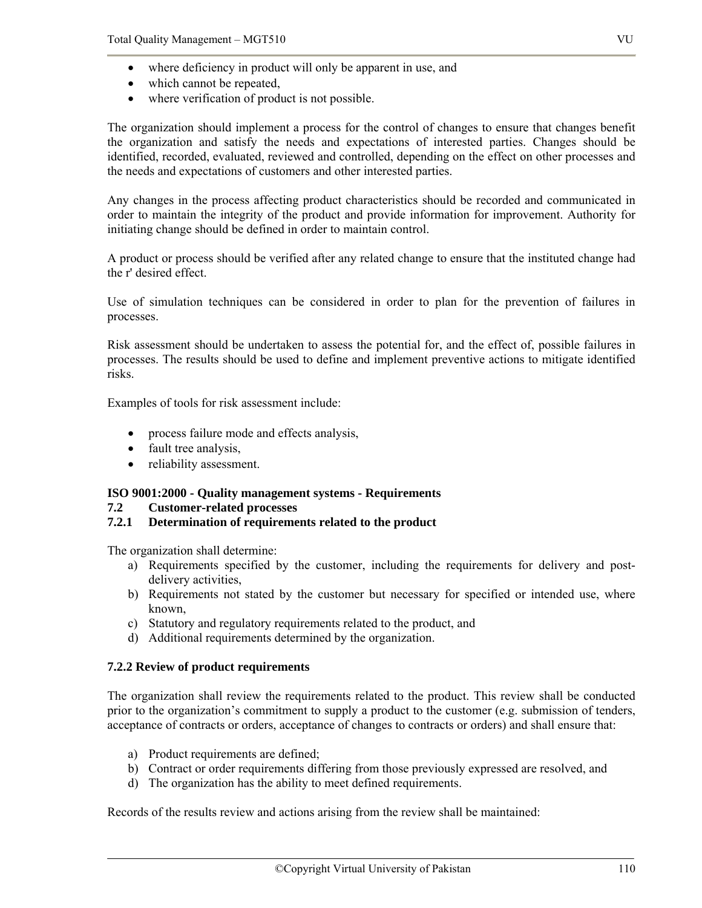- where deficiency in product will only be apparent in use, and
- which cannot be repeated,
- where verification of product is not possible.

The organization should implement a process for the control of changes to ensure that changes benefit the organization and satisfy the needs and expectations of interested parties. Changes should be identified, recorded, evaluated, reviewed and controlled, depending on the effect on other processes and the needs and expectations of customers and other interested parties.

Any changes in the process affecting product characteristics should be recorded and communicated in order to maintain the integrity of the product and provide information for improvement. Authority for initiating change should be defined in order to maintain control.

A product or process should be verified after any related change to ensure that the instituted change had the r' desired effect.

Use of simulation techniques can be considered in order to plan for the prevention of failures in processes.

Risk assessment should be undertaken to assess the potential for, and the effect of, possible failures in processes. The results should be used to define and implement preventive actions to mitigate identified risks.

Examples of tools for risk assessment include:

- process failure mode and effects analysis,
- fault tree analysis,
- reliability assessment.

**ISO 9001:2000 - Quality management systems - Requirements**

**7.2 Customer-related processes**

**7.2.1 Determination of requirements related to the product**

The organization shall determine:

a) Requirements specified by the customer, including the requirements for delivery and post-delivery activities,
b) Requirements not stated by the customer but necessary for specified or intended use, where known,
c) Statutory and regulatory requirements related to the product, and
d) Additional requirements determined by the organization.

**7.2.2 Review of product requirements**

The organization shall review the requirements related to the product. This review shall be conducted prior to the organization's commitment to supply a product to the customer (e.g. submission of tenders, acceptance of contracts or orders, acceptance of changes to contracts or orders) and shall ensure that:

a) Product requirements are defined;
b) Contract or order requirements differing from those previously expressed are resolved, and
d) The organization has the ability to meet defined requirements.

Records of the results review and actions arising from the review shall be maintained: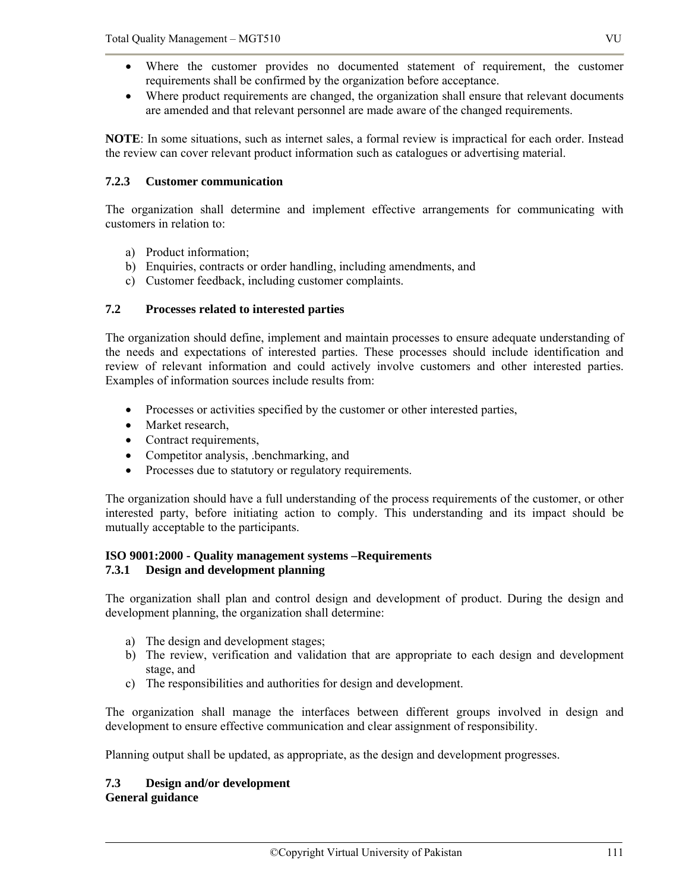- Where the customer provides no documented statement of requirement, the customer requirements shall be confirmed by the organization before acceptance.
- Where product requirements are changed, the organization shall ensure that relevant documents are amended and that relevant personnel are made aware of the changed requirements.

**NOTE**: In some situations, such as internet sales, a formal review is impractical for each order. Instead the review can cover relevant product information such as catalogues or advertising material.

### 7.2.3 Customer communication

The organization shall determine and implement effective arrangements for communicating with customers in relation to:

a) Product information;
b) Enquiries, contracts or order handling, including amendments, and
c) Customer feedback, including customer complaints.

### 7.2 Processes related to interested parties

The organization should define, implement and maintain processes to ensure adequate understanding of the needs and expectations of interested parties. These processes should include identification and review of relevant information and could actively involve customers and other interested parties. Examples of information sources include results from:

- Processes or activities specified by the customer or other interested parties,
- Market research,
- Contract requirements,
- Competitor analysis, .benchmarking, and
- Processes due to statutory or regulatory requirements.

The organization should have a full understanding of the process requirements of the customer, or other interested party, before initiating action to comply. This understanding and its impact should be mutually acceptable to the participants.

**ISO 9001:2000 - Quality management systems –Requirements**

### 7.3.1 Design and development planning

The organization shall plan and control design and development of product. During the design and development planning, the organization shall determine:

a) The design and development stages;
b) The review, verification and validation that are appropriate to each design and development stage, and
c) The responsibilities and authorities for design and development.

The organization shall manage the interfaces between different groups involved in design and development to ensure effective communication and clear assignment of responsibility.

Planning output shall be updated, as appropriate, as the design and development progresses.

### 7.3 Design and/or development

**General guidance**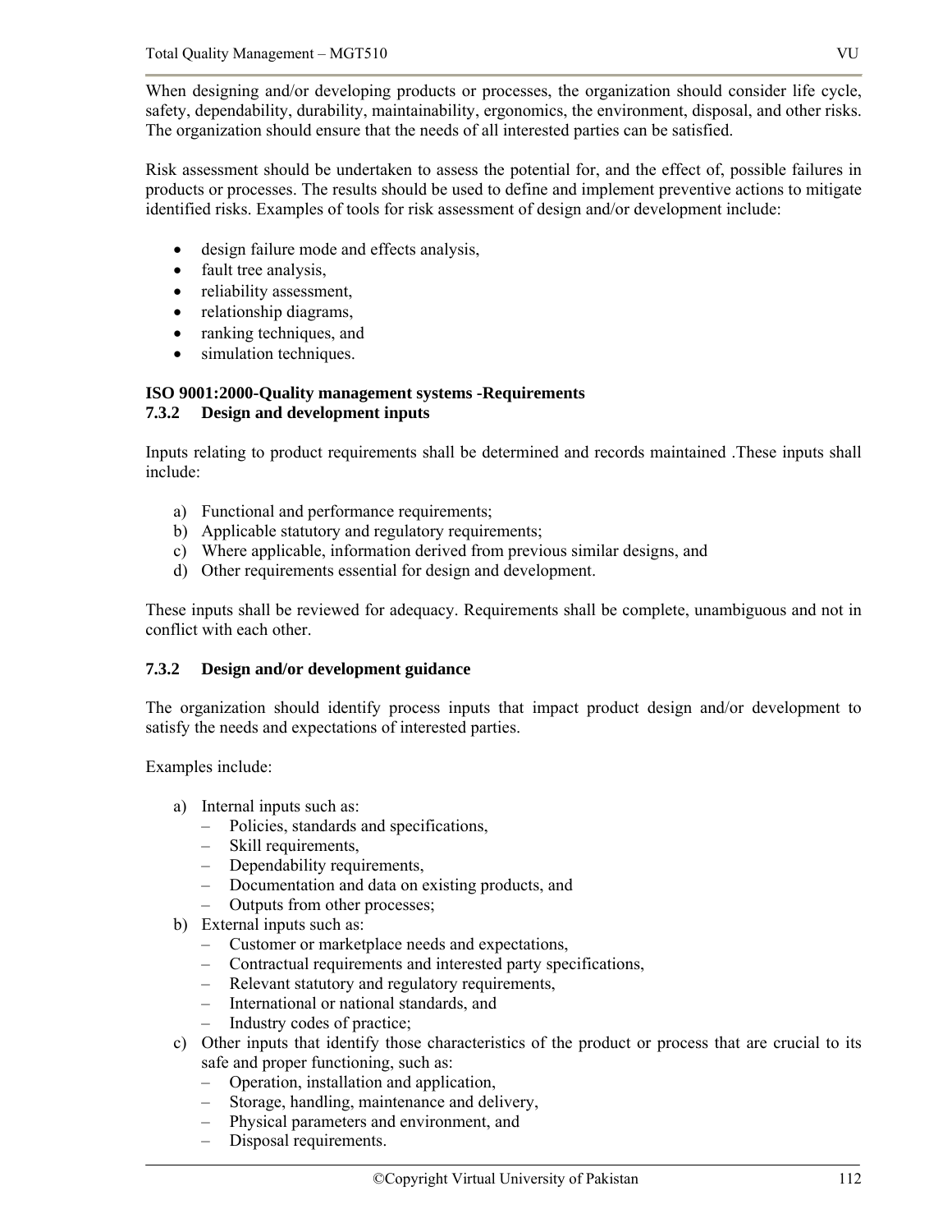When designing and/or developing products or processes, the organization should consider life cycle, safety, dependability, durability, maintainability, ergonomics, the environment, disposal, and other risks. The organization should ensure that the needs of all interested parties can be satisfied.

Risk assessment should be undertaken to assess the potential for, and the effect of, possible failures in products or processes. The results should be used to define and implement preventive actions to mitigate identified risks. Examples of tools for risk assessment of design and/or development include:

- design failure mode and effects analysis,
- fault tree analysis,
- reliability assessment,
- relationship diagrams,
- ranking techniques, and
- simulation techniques.

**ISO 9001:2000-Quality management systems -Requirements**

**7.3.2 Design and development inputs**

Inputs relating to product requirements shall be determined and records maintained .These inputs shall include:

a) Functional and performance requirements;
b) Applicable statutory and regulatory requirements;
c) Where applicable, information derived from previous similar designs, and
d) Other requirements essential for design and development.

These inputs shall be reviewed for adequacy. Requirements shall be complete, unambiguous and not in conflict with each other.

**7.3.2 Design and/or development guidance**

The organization should identify process inputs that impact product design and/or development to satisfy the needs and expectations of interested parties.

Examples include:

a) Internal inputs such as:
   - Policies, standards and specifications,
   - Skill requirements,
   - Dependability requirements,
   - Documentation and data on existing products, and
   - Outputs from other processes;
b) External inputs such as:
   - Customer or marketplace needs and expectations,
   - Contractual requirements and interested party specifications,
   - Relevant statutory and regulatory requirements,
   - International or national standards, and
   - Industry codes of practice;
c) Other inputs that identify those characteristics of the product or process that are crucial to its safe and proper functioning, such as:
   - Operation, installation and application,
   - Storage, handling, maintenance and delivery,
   - Physical parameters and environment, and
   - Disposal requirements.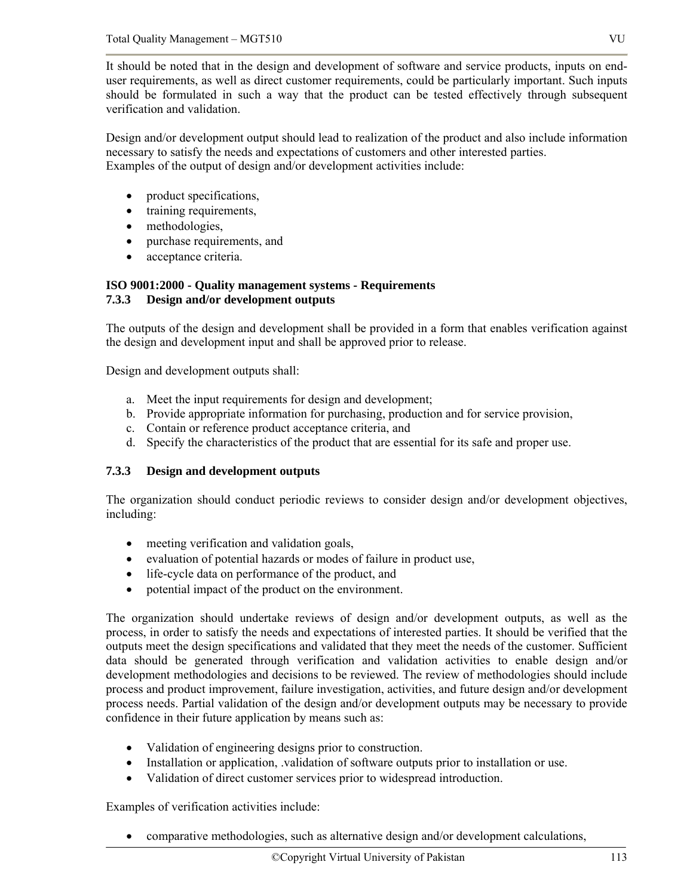It should be noted that in the design and development of software and service products, inputs on end-user requirements, as well as direct customer requirements, could be particularly important. Such inputs should be formulated in such a way that the product can be tested effectively through subsequent verification and validation.

Design and/or development output should lead to realization of the product and also include information necessary to satisfy the needs and expectations of customers and other interested parties.
Examples of the output of design and/or development activities include:

- product specifications,
- training requirements,
- methodologies,
- purchase requirements, and
- acceptance criteria.

**ISO 9001:2000 - Quality management systems - Requirements**
**7.3.3 Design and/or development outputs**

The outputs of the design and development shall be provided in a form that enables verification against the design and development input and shall be approved prior to release.

Design and development outputs shall:

a. Meet the input requirements for design and development;
b. Provide appropriate information for purchasing, production and for service provision,
c. Contain or reference product acceptance criteria, and
d. Specify the characteristics of the product that are essential for its safe and proper use.

**7.3.3 Design and development outputs**

The organization should conduct periodic reviews to consider design and/or development objectives, including:

- meeting verification and validation goals,
- evaluation of potential hazards or modes of failure in product use,
- life-cycle data on performance of the product, and
- potential impact of the product on the environment.

The organization should undertake reviews of design and/or development outputs, as well as the process, in order to satisfy the needs and expectations of interested parties. It should be verified that the outputs meet the design specifications and validated that they meet the needs of the customer. Sufficient data should be generated through verification and validation activities to enable design and/or development methodologies and decisions to be reviewed. The review of methodologies should include process and product improvement, failure investigation, activities, and future design and/or development process needs. Partial validation of the design and/or development outputs may be necessary to provide confidence in their future application by means such as:

- Validation of engineering designs prior to construction.
- Installation or application, .validation of software outputs prior to installation or use.
- Validation of direct customer services prior to widespread introduction.

Examples of verification activities include:

- comparative methodologies, such as alternative design and/or development calculations,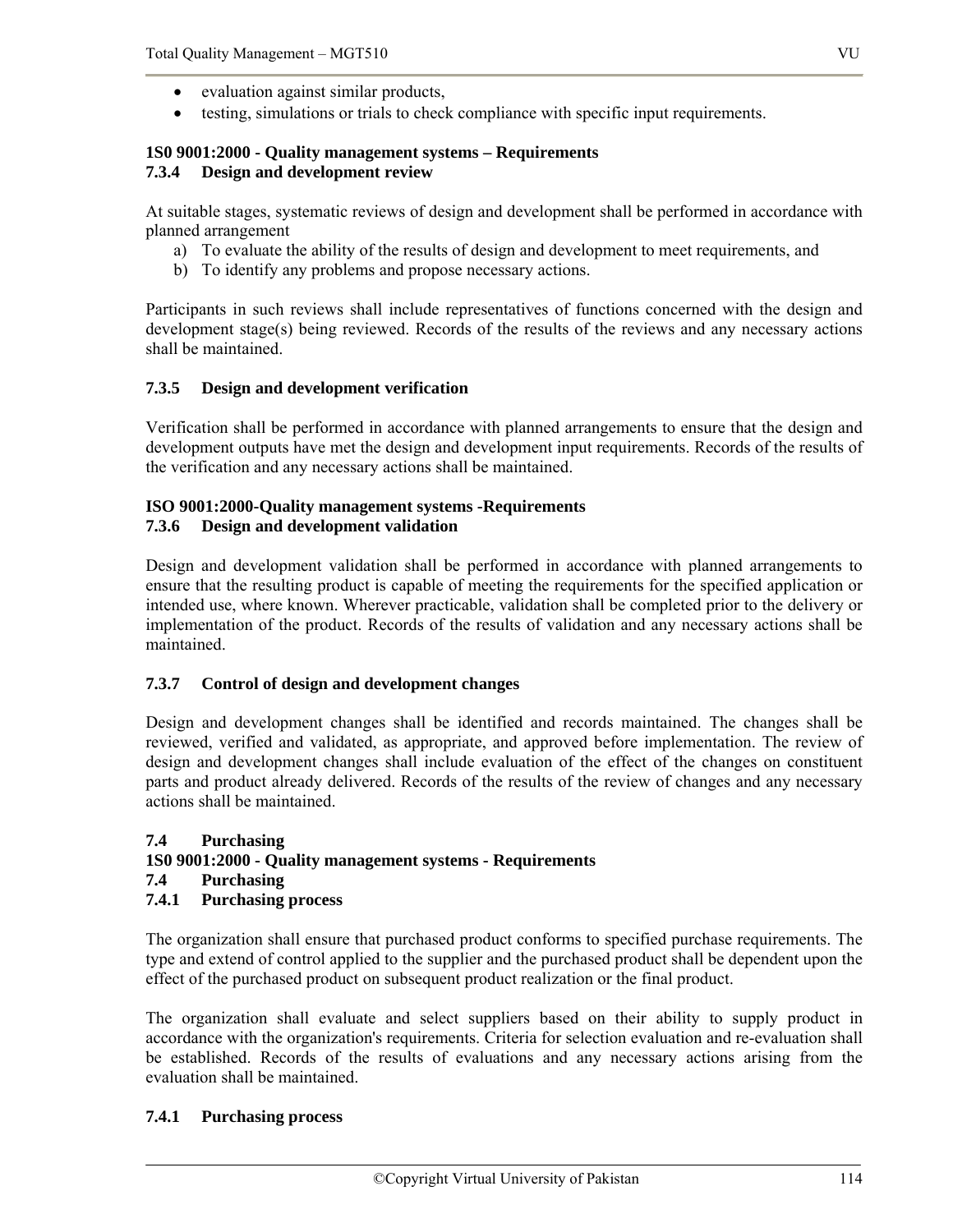- evaluation against similar products,
- testing, simulations or trials to check compliance with specific input requirements.

**1S0 9001:2000 - Quality management systems – Requirements**

### 7.3.4 Design and development review

At suitable stages, systematic reviews of design and development shall be performed in accordance with planned arrangement

a) To evaluate the ability of the results of design and development to meet requirements, and
b) To identify any problems and propose necessary actions.

Participants in such reviews shall include representatives of functions concerned with the design and development stage(s) being reviewed. Records of the results of the reviews and any necessary actions shall be maintained.

### 7.3.5 Design and development verification

Verification shall be performed in accordance with planned arrangements to ensure that the design and development outputs have met the design and development input requirements. Records of the results of the verification and any necessary actions shall be maintained.

**ISO 9001:2000-Quality management systems -Requirements**

### 7.3.6 Design and development validation

Design and development validation shall be performed in accordance with planned arrangements to ensure that the resulting product is capable of meeting the requirements for the specified application or intended use, where known. Wherever practicable, validation shall be completed prior to the delivery or implementation of the product. Records of the results of validation and any necessary actions shall be maintained.

### 7.3.7 Control of design and development changes

Design and development changes shall be identified and records maintained. The changes shall be reviewed, verified and validated, as appropriate, and approved before implementation. The review of design and development changes shall include evaluation of the effect of the changes on constituent parts and product already delivered. Records of the results of the review of changes and any necessary actions shall be maintained.

## 7.4 Purchasing

**1S0 9001:2000 - Quality management systems - Requirements**

## 7.4 Purchasing

### 7.4.1 Purchasing process

The organization shall ensure that purchased product conforms to specified purchase requirements. The type and extend of control applied to the supplier and the purchased product shall be dependent upon the effect of the purchased product on subsequent product realization or the final product.

The organization shall evaluate and select suppliers based on their ability to supply product in accordance with the organization's requirements. Criteria for selection evaluation and re-evaluation shall be established. Records of the results of evaluations and any necessary actions arising from the evaluation shall be maintained.

### 7.4.1 Purchasing process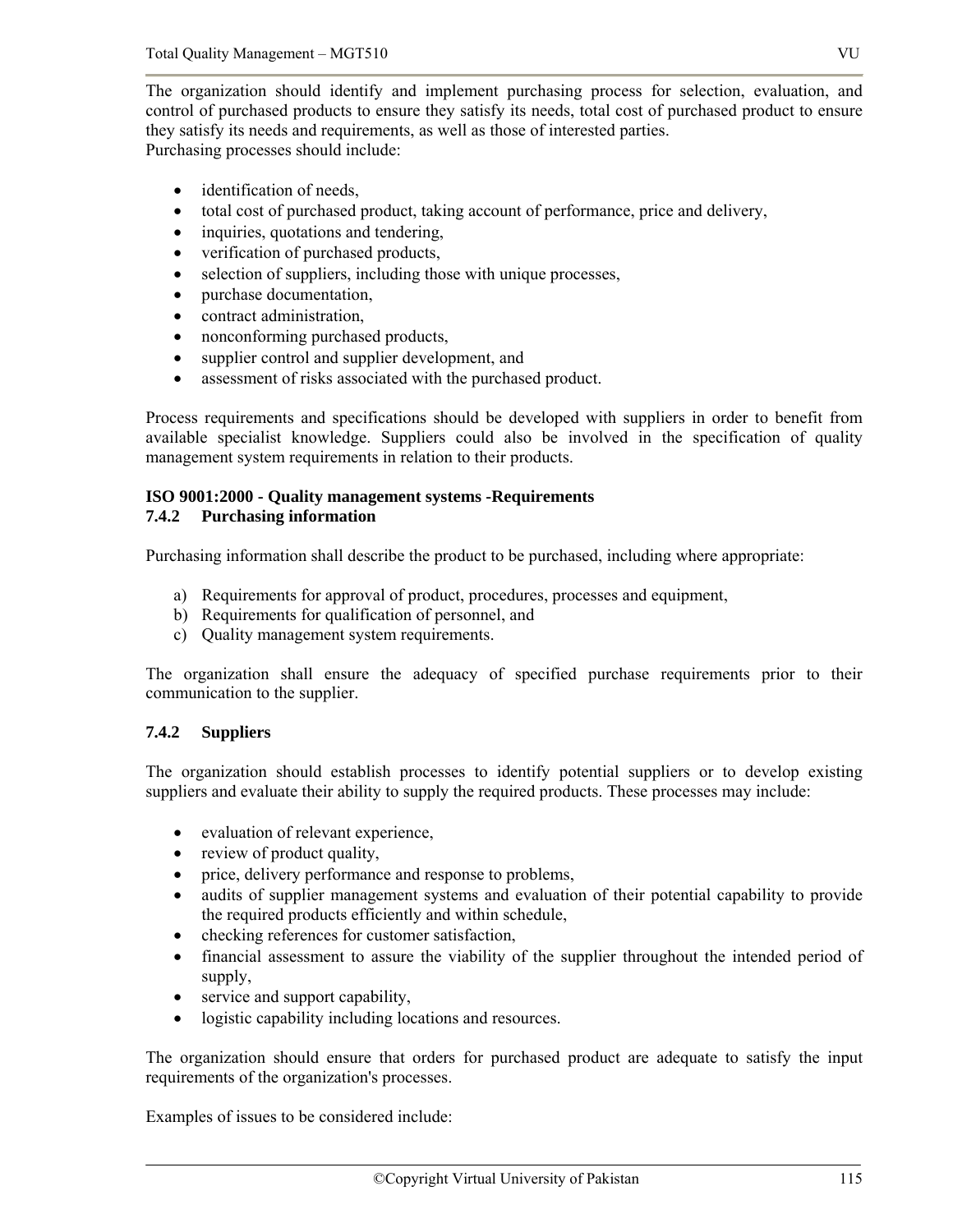The organization should identify and implement purchasing process for selection, evaluation, and control of purchased products to ensure they satisfy its needs, total cost of purchased product to ensure they satisfy its needs and requirements, as well as those of interested parties.
Purchasing processes should include:

- identification of needs,
- total cost of purchased product, taking account of performance, price and delivery,
- inquiries, quotations and tendering,
- verification of purchased products,
- selection of suppliers, including those with unique processes,
- purchase documentation,
- contract administration,
- nonconforming purchased products,
- supplier control and supplier development, and
- assessment of risks associated with the purchased product.

Process requirements and specifications should be developed with suppliers in order to benefit from available specialist knowledge. Suppliers could also be involved in the specification of quality management system requirements in relation to their products.

**ISO 9001:2000 - Quality management systems -Requirements**
**7.4.2 Purchasing information**

Purchasing information shall describe the product to be purchased, including where appropriate:

a) Requirements for approval of product, procedures, processes and equipment,
b) Requirements for qualification of personnel, and
c) Quality management system requirements.

The organization shall ensure the adequacy of specified purchase requirements prior to their communication to the supplier.

### 7.4.2 Suppliers

The organization should establish processes to identify potential suppliers or to develop existing suppliers and evaluate their ability to supply the required products. These processes may include:

- evaluation of relevant experience,
- review of product quality,
- price, delivery performance and response to problems,
- audits of supplier management systems and evaluation of their potential capability to provide the required products efficiently and within schedule,
- checking references for customer satisfaction,
- financial assessment to assure the viability of the supplier throughout the intended period of supply,
- service and support capability,
- logistic capability including locations and resources.

The organization should ensure that orders for purchased product are adequate to satisfy the input requirements of the organization's processes.

Examples of issues to be considered include: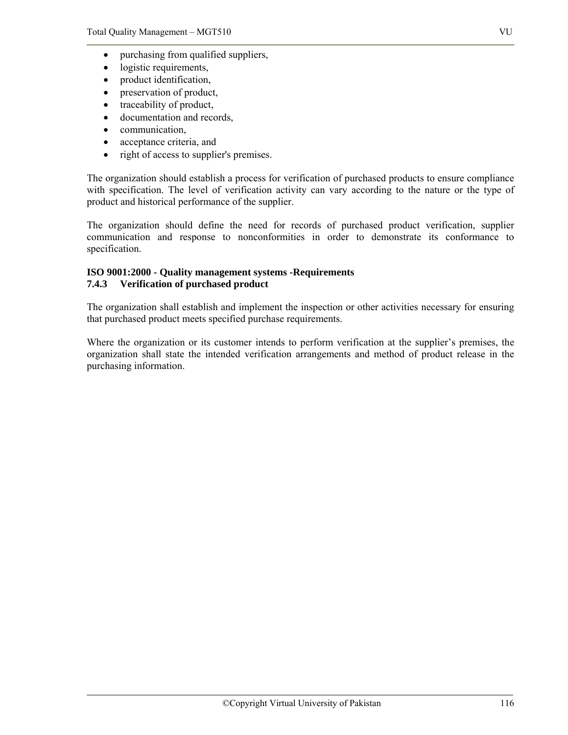- purchasing from qualified suppliers,
- logistic requirements,
- product identification,
- preservation of product,
- traceability of product,
- documentation and records,
- communication,
- acceptance criteria, and
- right of access to supplier's premises.

The organization should establish a process for verification of purchased products to ensure compliance with specification. The level of verification activity can vary according to the nature or the type of product and historical performance of the supplier.

The organization should define the need for records of purchased product verification, supplier communication and response to nonconformities in order to demonstrate its conformance to specification.

**ISO 9001:2000 - Quality management systems -Requirements**
**7.4.3 Verification of purchased product**

The organization shall establish and implement the inspection or other activities necessary for ensuring that purchased product meets specified purchase requirements.

Where the organization or its customer intends to perform verification at the supplier's premises, the organization shall state the intended verification arrangements and method of product release in the purchasing information.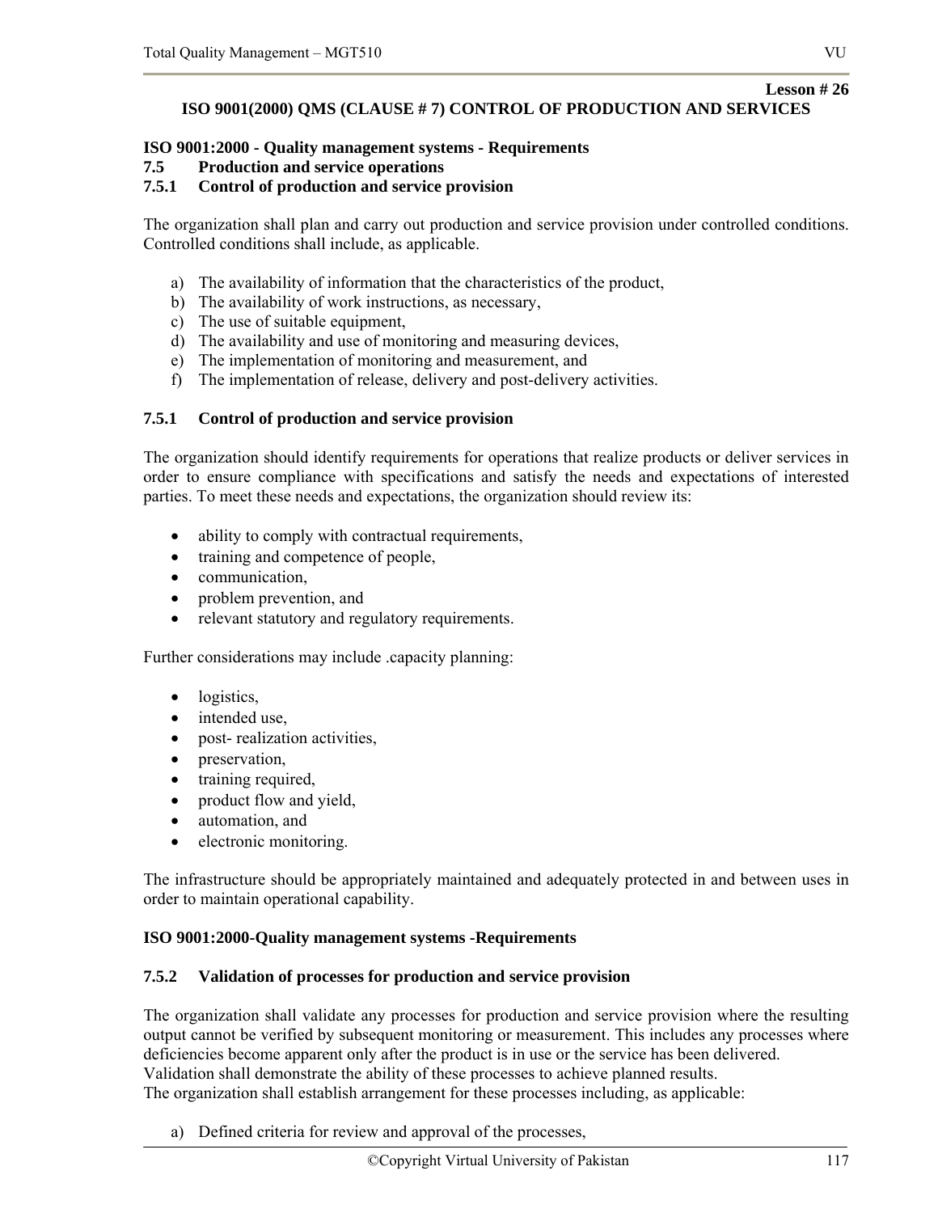**Lesson # 26**

## ISO 9001(2000) QMS (CLAUSE # 7) CONTROL OF PRODUCTION AND SERVICES

**ISO 9001:2000 - Quality management systems - Requirements**

**7.5 Production and service operations**

**7.5.1 Control of production and service provision**

The organization shall plan and carry out production and service provision under controlled conditions. Controlled conditions shall include, as applicable.

a) The availability of information that the characteristics of the product,
b) The availability of work instructions, as necessary,
c) The use of suitable equipment,
d) The availability and use of monitoring and measuring devices,
e) The implementation of monitoring and measurement, and
f) The implementation of release, delivery and post-delivery activities.

**7.5.1 Control of production and service provision**

The organization should identify requirements for operations that realize products or deliver services in order to ensure compliance with specifications and satisfy the needs and expectations of interested parties. To meet these needs and expectations, the organization should review its:

- ability to comply with contractual requirements,
- training and competence of people,
- communication,
- problem prevention, and
- relevant statutory and regulatory requirements.

Further considerations may include .capacity planning:

- logistics,
- intended use,
- post- realization activities,
- preservation,
- training required,
- product flow and yield,
- automation, and
- electronic monitoring.

The infrastructure should be appropriately maintained and adequately protected in and between uses in order to maintain operational capability.

**ISO 9001:2000-Quality management systems -Requirements**

**7.5.2 Validation of processes for production and service provision**

The organization shall validate any processes for production and service provision where the resulting output cannot be verified by subsequent monitoring or measurement. This includes any processes where deficiencies become apparent only after the product is in use or the service has been delivered.
Validation shall demonstrate the ability of these processes to achieve planned results.
The organization shall establish arrangement for these processes including, as applicable:

a) Defined criteria for review and approval of the processes,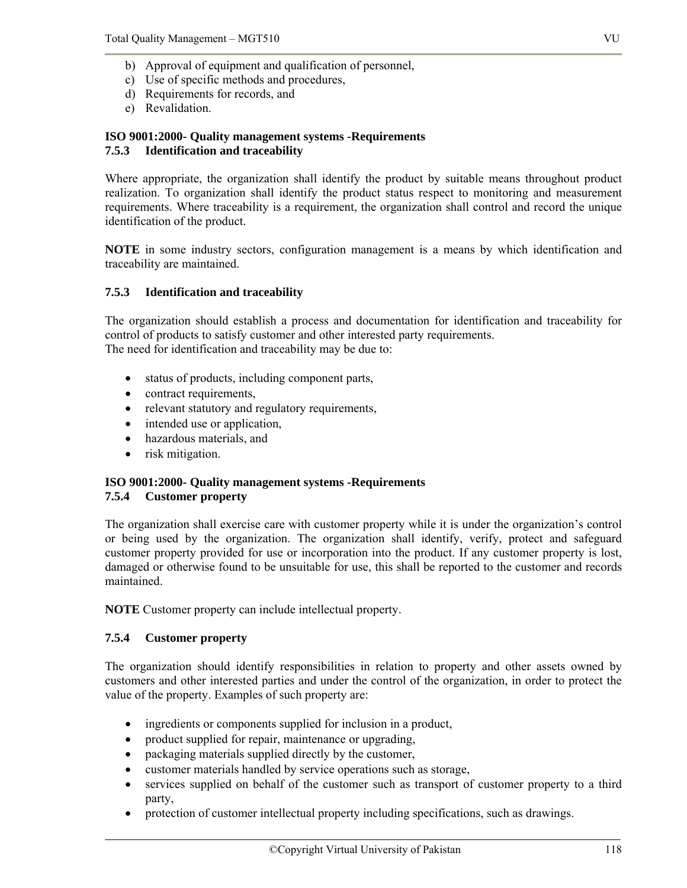b) Approval of equipment and qualification of personnel,
c) Use of specific methods and procedures,
d) Requirements for records, and
e) Revalidation.

**ISO 9001:2000- Quality management systems -Requirements**
**7.5.3 Identification and traceability**

Where appropriate, the organization shall identify the product by suitable means throughout product realization. To organization shall identify the product status respect to monitoring and measurement requirements. Where traceability is a requirement, the organization shall control and record the unique identification of the product.

**NOTE** in some industry sectors, configuration management is a means by which identification and traceability are maintained.

**7.5.3 Identification and traceability**

The organization should establish a process and documentation for identification and traceability for control of products to satisfy customer and other interested party requirements.
The need for identification and traceability may be due to:

- status of products, including component parts,
- contract requirements,
- relevant statutory and regulatory requirements,
- intended use or application,
- hazardous materials, and
- risk mitigation.

**ISO 9001:2000- Quality management systems -Requirements**
**7.5.4 Customer property**

The organization shall exercise care with customer property while it is under the organization's control or being used by the organization. The organization shall identify, verify, protect and safeguard customer property provided for use or incorporation into the product. If any customer property is lost, damaged or otherwise found to be unsuitable for use, this shall be reported to the customer and records maintained.

**NOTE** Customer property can include intellectual property.

**7.5.4 Customer property**

The organization should identify responsibilities in relation to property and other assets owned by customers and other interested parties and under the control of the organization, in order to protect the value of the property. Examples of such property are:

- ingredients or components supplied for inclusion in a product,
- product supplied for repair, maintenance or upgrading,
- packaging materials supplied directly by the customer,
- customer materials handled by service operations such as storage,
- services supplied on behalf of the customer such as transport of customer property to a third party,
- protection of customer intellectual property including specifications, such as drawings.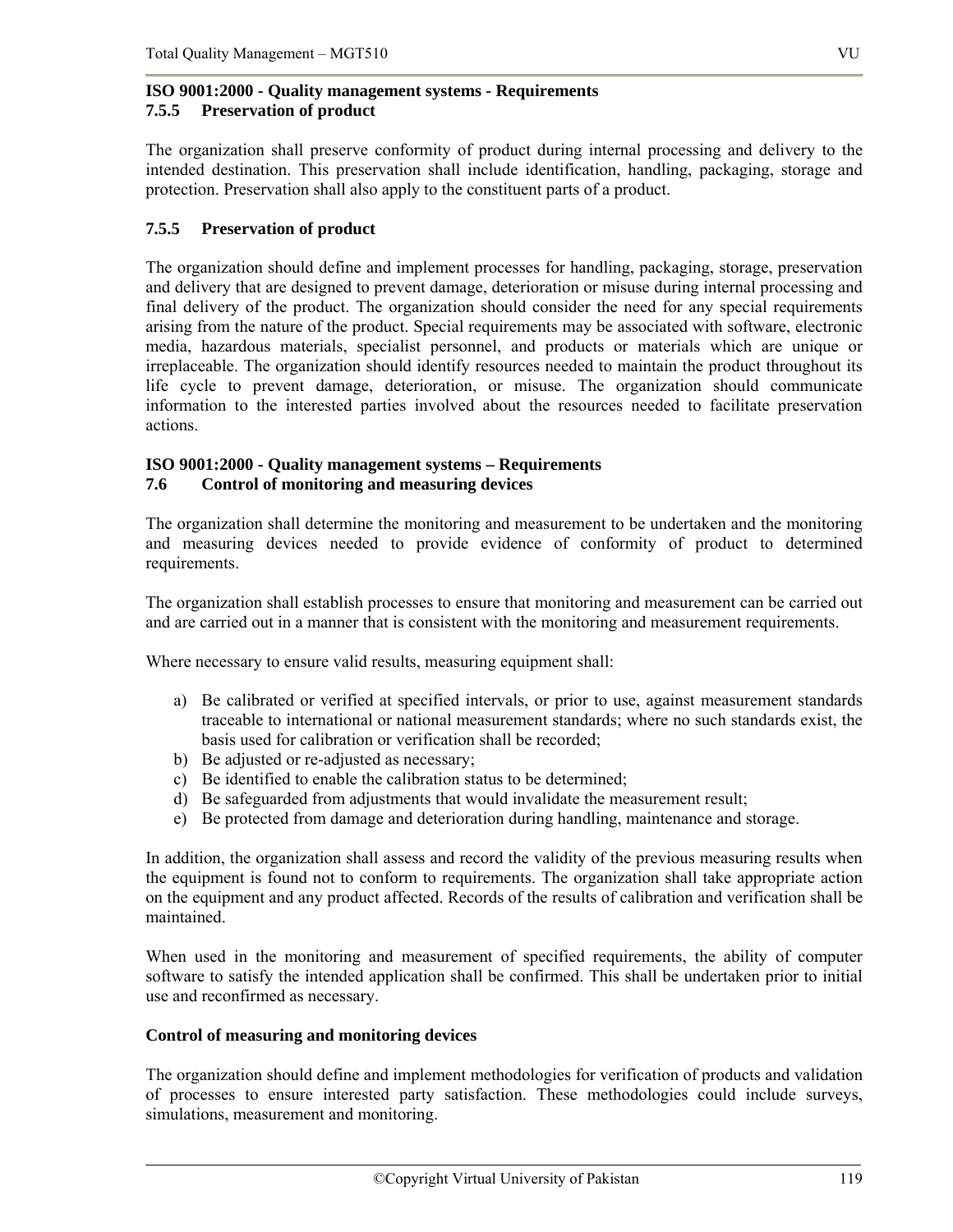**ISO 9001:2000 - Quality management systems - Requirements**
**7.5.5 Preservation of product**

The organization shall preserve conformity of product during internal processing and delivery to the intended destination. This preservation shall include identification, handling, packaging, storage and protection. Preservation shall also apply to the constituent parts of a product.

**7.5.5 Preservation of product**

The organization should define and implement processes for handling, packaging, storage, preservation and delivery that are designed to prevent damage, deterioration or misuse during internal processing and final delivery of the product. The organization should consider the need for any special requirements arising from the nature of the product. Special requirements may be associated with software, electronic media, hazardous materials, specialist personnel, and products or materials which are unique or irreplaceable. The organization should identify resources needed to maintain the product throughout its life cycle to prevent damage, deterioration, or misuse. The organization should communicate information to the interested parties involved about the resources needed to facilitate preservation actions.

**ISO 9001:2000 - Quality management systems – Requirements**
**7.6 Control of monitoring and measuring devices**

The organization shall determine the monitoring and measurement to be undertaken and the monitoring and measuring devices needed to provide evidence of conformity of product to determined requirements.

The organization shall establish processes to ensure that monitoring and measurement can be carried out and are carried out in a manner that is consistent with the monitoring and measurement requirements.

Where necessary to ensure valid results, measuring equipment shall:

a) Be calibrated or verified at specified intervals, or prior to use, against measurement standards traceable to international or national measurement standards; where no such standards exist, the basis used for calibration or verification shall be recorded;
b) Be adjusted or re-adjusted as necessary;
c) Be identified to enable the calibration status to be determined;
d) Be safeguarded from adjustments that would invalidate the measurement result;
e) Be protected from damage and deterioration during handling, maintenance and storage.

In addition, the organization shall assess and record the validity of the previous measuring results when the equipment is found not to conform to requirements. The organization shall take appropriate action on the equipment and any product affected. Records of the results of calibration and verification shall be maintained.

When used in the monitoring and measurement of specified requirements, the ability of computer software to satisfy the intended application shall be confirmed. This shall be undertaken prior to initial use and reconfirmed as necessary.

**Control of measuring and monitoring devices**

The organization should define and implement methodologies for verification of products and validation of processes to ensure interested party satisfaction. These methodologies could include surveys, simulations, measurement and monitoring.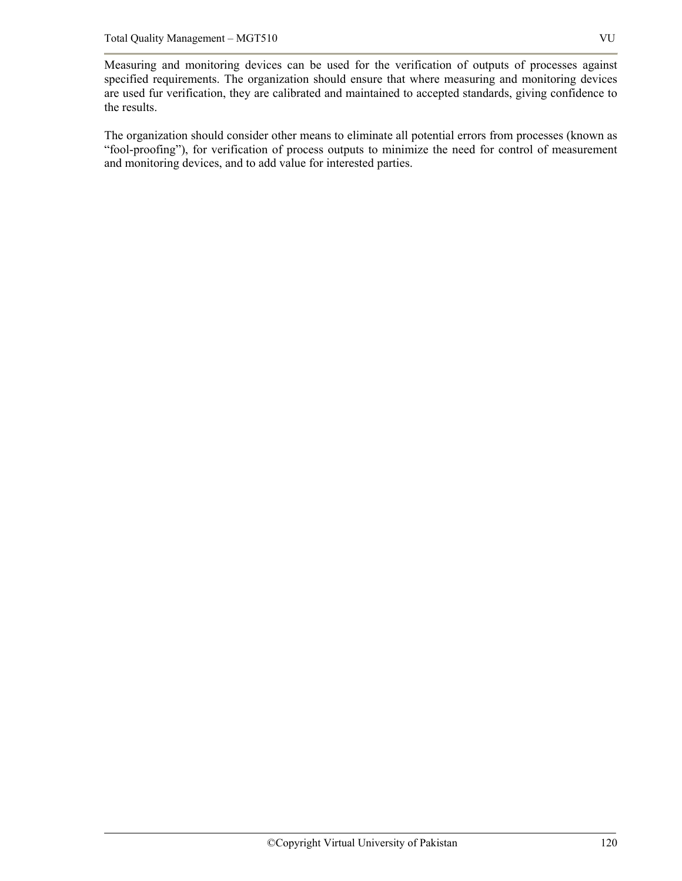Measuring and monitoring devices can be used for the verification of outputs of processes against specified requirements. The organization should ensure that where measuring and monitoring devices are used fur verification, they are calibrated and maintained to accepted standards, giving confidence to the results.

The organization should consider other means to eliminate all potential errors from processes (known as "fool-proofing"), for verification of process outputs to minimize the need for control of measurement and monitoring devices, and to add value for interested parties.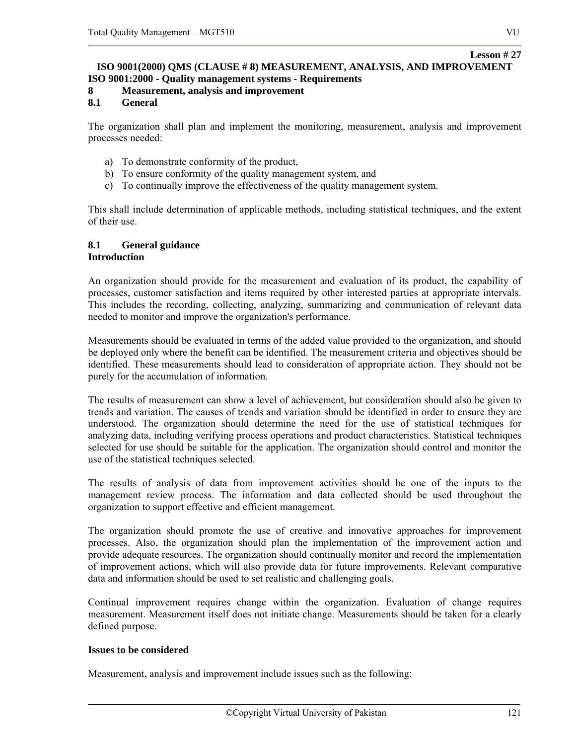**Lesson # 27**

# ISO 9001(2000) QMS (CLAUSE # 8) MEASUREMENT, ANALYSIS, AND IMPROVEMENT

## ISO 9001:2000 - Quality management systems - Requirements

## 8 Measurement, analysis and improvement

### 8.1 General

The organization shall plan and implement the monitoring, measurement, analysis and improvement processes needed:

a) To demonstrate conformity of the product,
b) To ensure conformity of the quality management system, and
c) To continually improve the effectiveness of the quality management system.

This shall include determination of applicable methods, including statistical techniques, and the extent of their use.

### 8.1 General guidance

**Introduction**

An organization should provide for the measurement and evaluation of its product, the capability of processes, customer satisfaction and items required by other interested parties at appropriate intervals. This includes the recording, collecting, analyzing, summarizing and communication of relevant data needed to monitor and improve the organization's performance.

Measurements should be evaluated in terms of the added value provided to the organization, and should be deployed only where the benefit can be identified. The measurement criteria and objectives should be identified. These measurements should lead to consideration of appropriate action. They should not be purely for the accumulation of information.

The results of measurement can show a level of achievement, but consideration should also be given to trends and variation. The causes of trends and variation should be identified in order to ensure they are understood. The organization should determine the need for the use of statistical techniques for analyzing data, including verifying process operations and product characteristics. Statistical techniques selected for use should be suitable for the application. The organization should control and monitor the use of the statistical techniques selected.

The results of analysis of data from improvement activities should be one of the inputs to the management review process. The information and data collected should be used throughout the organization to support effective and efficient management.

The organization should promote the use of creative and innovative approaches for improvement processes. Also, the organization should plan the implementation of the improvement action and provide adequate resources. The organization should continually monitor and record the implementation of improvement actions, which will also provide data for future improvements. Relevant comparative data and information should be used to set realistic and challenging goals.

Continual improvement requires change within the organization. Evaluation of change requires measurement. Measurement itself does not initiate change. Measurements should be taken for a clearly defined purpose.

**Issues to be considered**

Measurement, analysis and improvement include issues such as the following: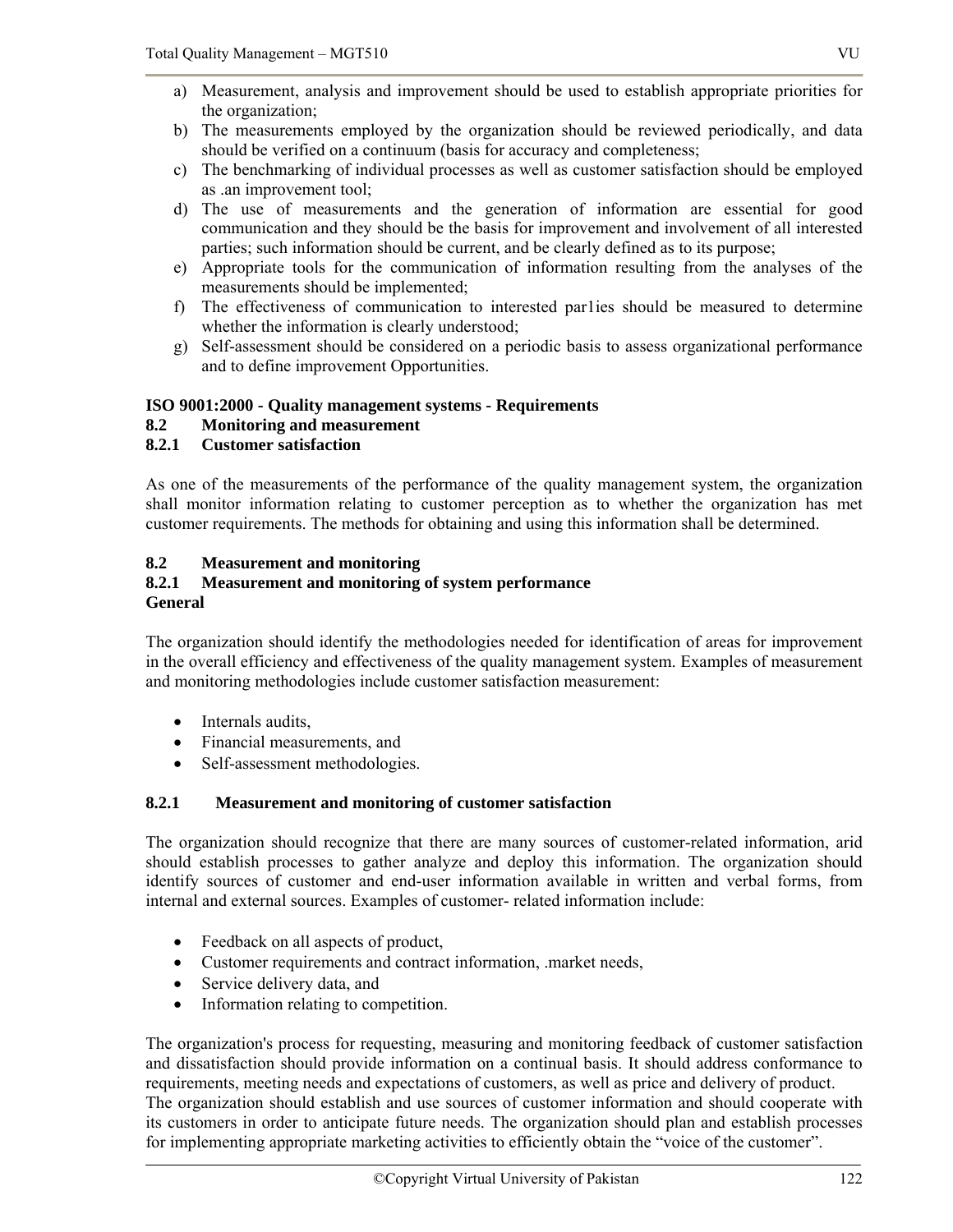a) Measurement, analysis and improvement should be used to establish appropriate priorities for the organization;
b) The measurements employed by the organization should be reviewed periodically, and data should be verified on a continuum (basis for accuracy and completeness;
c) The benchmarking of individual processes as well as customer satisfaction should be employed as .an improvement tool;
d) The use of measurements and the generation of information are essential for good communication and they should be the basis for improvement and involvement of all interested parties; such information should be current, and be clearly defined as to its purpose;
e) Appropriate tools for the communication of information resulting from the analyses of the measurements should be implemented;
f) The effectiveness of communication to interested par1ies should be measured to determine whether the information is clearly understood;
g) Self-assessment should be considered on a periodic basis to assess organizational performance and to define improvement Opportunities.

**ISO 9001:2000 - Quality management systems - Requirements**

**8.2 Monitoring and measurement**

**8.2.1 Customer satisfaction**

As one of the measurements of the performance of the quality management system, the organization shall monitor information relating to customer perception as to whether the organization has met customer requirements. The methods for obtaining and using this information shall be determined.

**8.2 Measurement and monitoring**

**8.2.1 Measurement and monitoring of system performance**

**General**

The organization should identify the methodologies needed for identification of areas for improvement in the overall efficiency and effectiveness of the quality management system. Examples of measurement and monitoring methodologies include customer satisfaction measurement:

- Internals audits,
- Financial measurements, and
- Self-assessment methodologies.

**8.2.1 Measurement and monitoring of customer satisfaction**

The organization should recognize that there are many sources of customer-related information, arid should establish processes to gather analyze and deploy this information. The organization should identify sources of customer and end-user information available in written and verbal forms, from internal and external sources. Examples of customer- related information include:

- Feedback on all aspects of product,
- Customer requirements and contract information, .market needs,
- Service delivery data, and
- Information relating to competition.

The organization's process for requesting, measuring and monitoring feedback of customer satisfaction and dissatisfaction should provide information on a continual basis. It should address conformance to requirements, meeting needs and expectations of customers, as well as price and delivery of product.
The organization should establish and use sources of customer information and should cooperate with its customers in order to anticipate future needs. The organization should plan and establish processes for implementing appropriate marketing activities to efficiently obtain the "voice of the customer".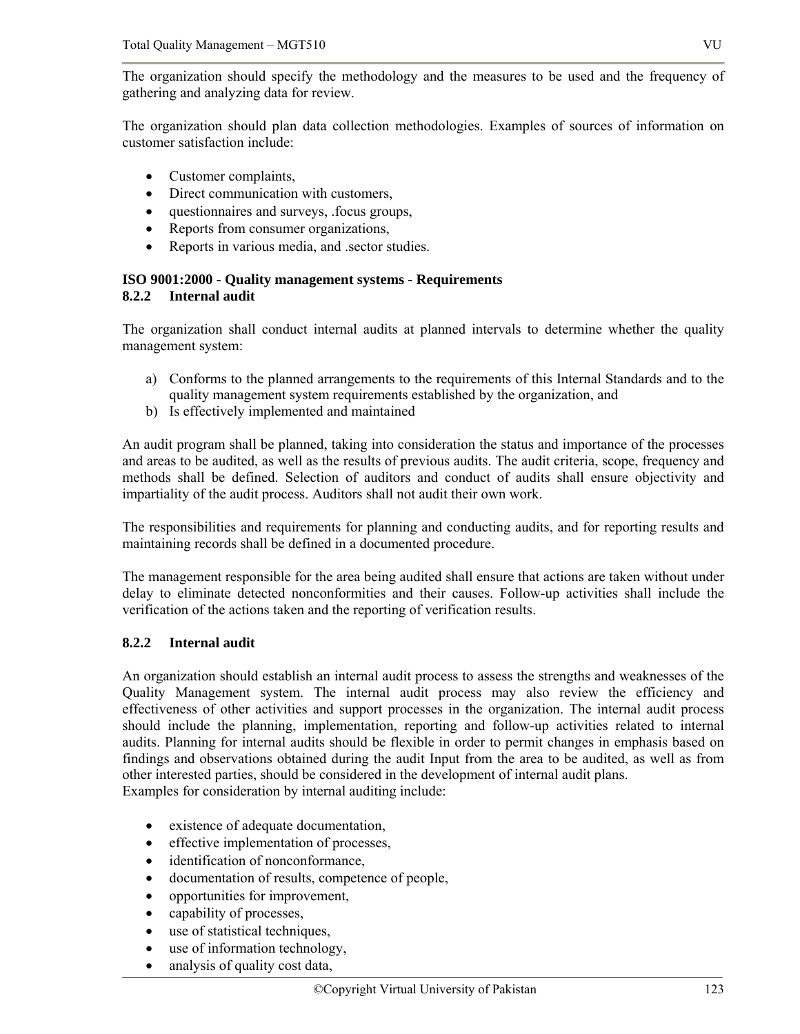The organization should specify the methodology and the measures to be used and the frequency of gathering and analyzing data for review.

The organization should plan data collection methodologies. Examples of sources of information on customer satisfaction include:

- Customer complaints,
- Direct communication with customers,
- questionnaires and surveys, .focus groups,
- Reports from consumer organizations,
- Reports in various media, and .sector studies.

**ISO 9001:2000 - Quality management systems - Requirements**
**8.2.2 Internal audit**

The organization shall conduct internal audits at planned intervals to determine whether the quality management system:

a) Conforms to the planned arrangements to the requirements of this Internal Standards and to the quality management system requirements established by the organization, and
b) Is effectively implemented and maintained

An audit program shall be planned, taking into consideration the status and importance of the processes and areas to be audited, as well as the results of previous audits. The audit criteria, scope, frequency and methods shall be defined. Selection of auditors and conduct of audits shall ensure objectivity and impartiality of the audit process. Auditors shall not audit their own work.

The responsibilities and requirements for planning and conducting audits, and for reporting results and maintaining records shall be defined in a documented procedure.

The management responsible for the area being audited shall ensure that actions are taken without under delay to eliminate detected nonconformities and their causes. Follow-up activities shall include the verification of the actions taken and the reporting of verification results.

**8.2.2 Internal audit**

An organization should establish an internal audit process to assess the strengths and weaknesses of the Quality Management system. The internal audit process may also review the efficiency and effectiveness of other activities and support processes in the organization. The internal audit process should include the planning, implementation, reporting and follow-up activities related to internal audits. Planning for internal audits should be flexible in order to permit changes in emphasis based on findings and observations obtained during the audit Input from the area to be audited, as well as from other interested parties, should be considered in the development of internal audit plans.
Examples for consideration by internal auditing include:

- existence of adequate documentation,
- effective implementation of processes,
- identification of nonconformance,
- documentation of results, competence of people,
- opportunities for improvement,
- capability of processes,
- use of statistical techniques,
- use of information technology,
- analysis of quality cost data,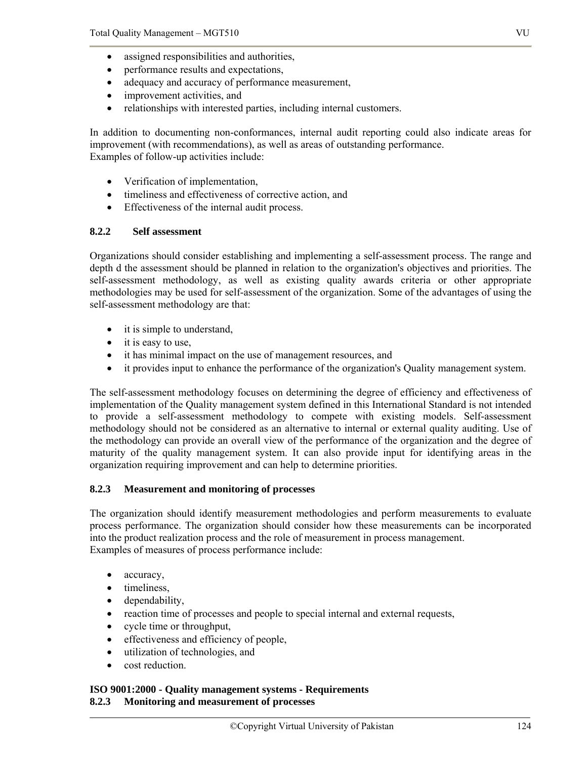- assigned responsibilities and authorities,
- performance results and expectations,
- adequacy and accuracy of performance measurement,
- improvement activities, and
- relationships with interested parties, including internal customers.

In addition to documenting non-conformances, internal audit reporting could also indicate areas for improvement (with recommendations), as well as areas of outstanding performance.
Examples of follow-up activities include:

- Verification of implementation,
- timeliness and effectiveness of corrective action, and
- Effectiveness of the internal audit process.

### 8.2.2 Self assessment

Organizations should consider establishing and implementing a self-assessment process. The range and depth d the assessment should be planned in relation to the organization's objectives and priorities. The self-assessment methodology, as well as existing quality awards criteria or other appropriate methodologies may be used for self-assessment of the organization. Some of the advantages of using the self-assessment methodology are that:

- it is simple to understand,
- it is easy to use,
- it has minimal impact on the use of management resources, and
- it provides input to enhance the performance of the organization's Quality management system.

The self-assessment methodology focuses on determining the degree of efficiency and effectiveness of implementation of the Quality management system defined in this International Standard is not intended to provide a self-assessment methodology to compete with existing models. Self-assessment methodology should not be considered as an alternative to internal or external quality auditing. Use of the methodology can provide an overall view of the performance of the organization and the degree of maturity of the quality management system. It can also provide input for identifying areas in the organization requiring improvement and can help to determine priorities.

### 8.2.3 Measurement and monitoring of processes

The organization should identify measurement methodologies and perform measurements to evaluate process performance. The organization should consider how these measurements can be incorporated into the product realization process and the role of measurement in process management.
Examples of measures of process performance include:

- accuracy,
- timeliness,
- dependability,
- reaction time of processes and people to special internal and external requests,
- cycle time or throughput,
- effectiveness and efficiency of people,
- utilization of technologies, and
- cost reduction.

**ISO 9001:2000 - Quality management systems - Requirements**
**8.2.3 Monitoring and measurement of processes**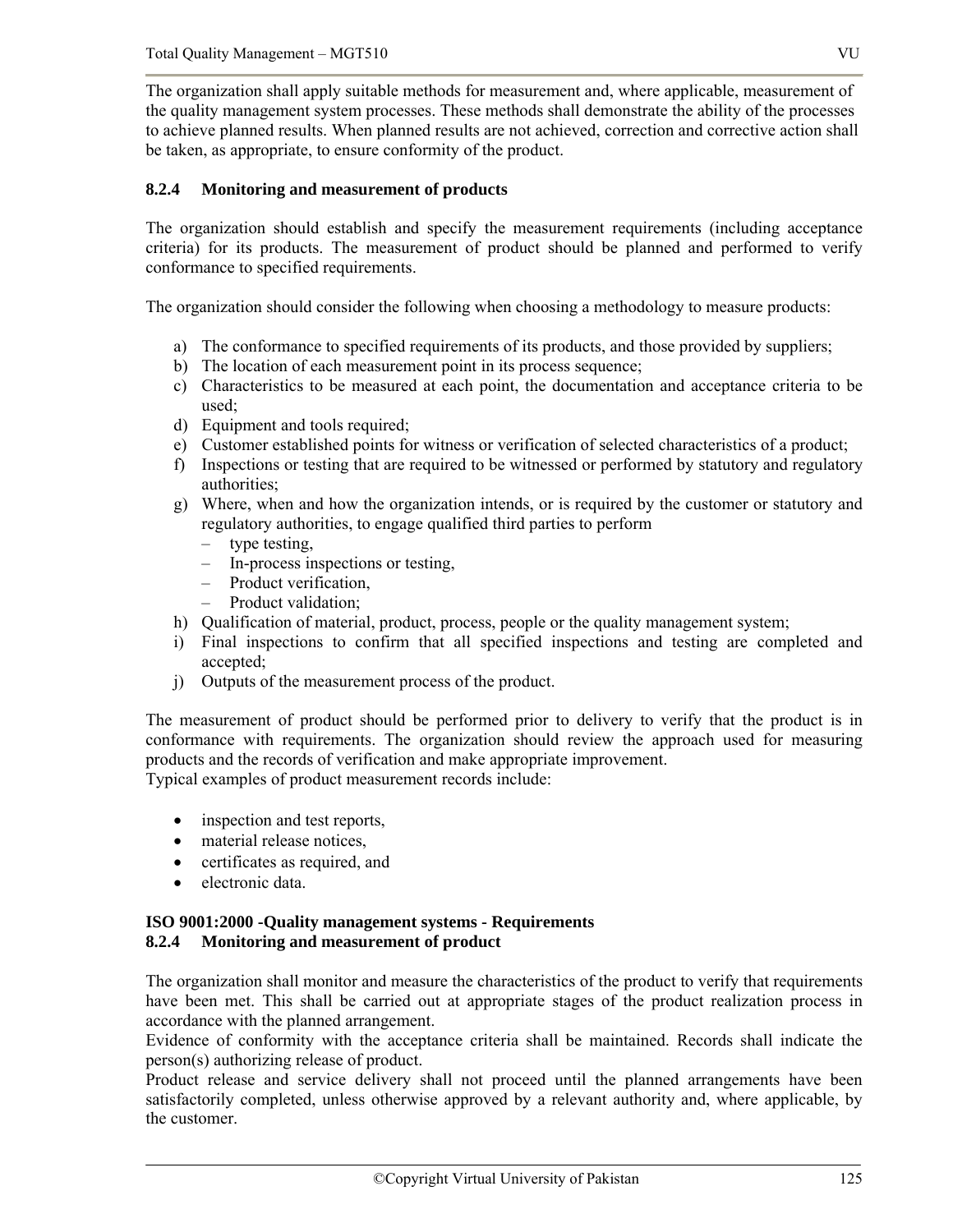The organization shall apply suitable methods for measurement and, where applicable, measurement of the quality management system processes. These methods shall demonstrate the ability of the processes to achieve planned results. When planned results are not achieved, correction and corrective action shall be taken, as appropriate, to ensure conformity of the product.

### 8.2.4 Monitoring and measurement of products

The organization should establish and specify the measurement requirements (including acceptance criteria) for its products. The measurement of product should be planned and performed to verify conformance to specified requirements.

The organization should consider the following when choosing a methodology to measure products:

a) The conformance to specified requirements of its products, and those provided by suppliers;
b) The location of each measurement point in its process sequence;
c) Characteristics to be measured at each point, the documentation and acceptance criteria to be used;
d) Equipment and tools required;
e) Customer established points for witness or verification of selected characteristics of a product;
f) Inspections or testing that are required to be witnessed or performed by statutory and regulatory authorities;
g) Where, when and how the organization intends, or is required by the customer or statutory and regulatory authorities, to engage qualified third parties to perform
   – type testing,
   – In-process inspections or testing,
   – Product verification,
   – Product validation;
h) Qualification of material, product, process, people or the quality management system;
i) Final inspections to confirm that all specified inspections and testing are completed and accepted;
j) Outputs of the measurement process of the product.

The measurement of product should be performed prior to delivery to verify that the product is in conformance with requirements. The organization should review the approach used for measuring products and the records of verification and make appropriate improvement.
Typical examples of product measurement records include:

- inspection and test reports,
- material release notices,
- certificates as required, and
- electronic data.

### ISO 9001:2000 -Quality management systems - Requirements
### 8.2.4 Monitoring and measurement of product

The organization shall monitor and measure the characteristics of the product to verify that requirements have been met. This shall be carried out at appropriate stages of the product realization process in accordance with the planned arrangement.
Evidence of conformity with the acceptance criteria shall be maintained. Records shall indicate the person(s) authorizing release of product.
Product release and service delivery shall not proceed until the planned arrangements have been satisfactorily completed, unless otherwise approved by a relevant authority and, where applicable, by the customer.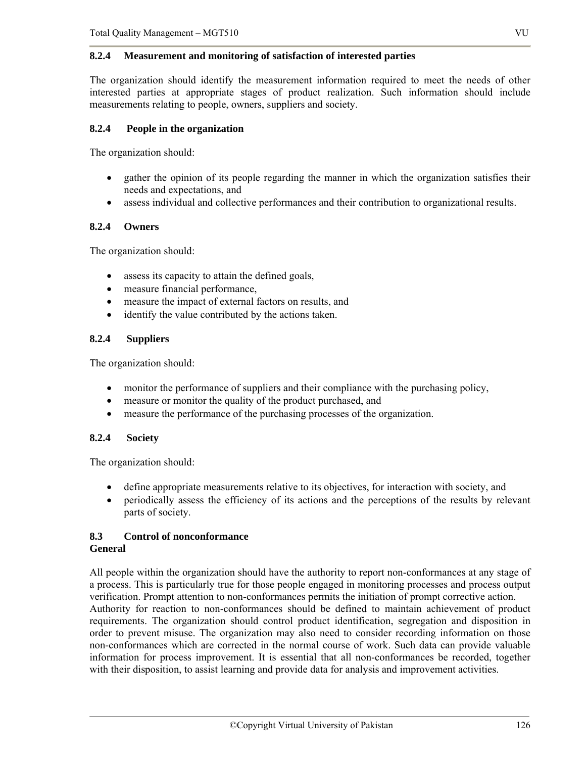### 8.2.4 Measurement and monitoring of satisfaction of interested parties

The organization should identify the measurement information required to meet the needs of other interested parties at appropriate stages of product realization. Such information should include measurements relating to people, owners, suppliers and society.

### 8.2.4 People in the organization

The organization should:

- gather the opinion of its people regarding the manner in which the organization satisfies their needs and expectations, and
- assess individual and collective performances and their contribution to organizational results.

### 8.2.4 Owners

The organization should:

- assess its capacity to attain the defined goals,
- measure financial performance,
- measure the impact of external factors on results, and
- identify the value contributed by the actions taken.

### 8.2.4 Suppliers

The organization should:

- monitor the performance of suppliers and their compliance with the purchasing policy,
- measure or monitor the quality of the product purchased, and
- measure the performance of the purchasing processes of the organization.

### 8.2.4 Society

The organization should:

- define appropriate measurements relative to its objectives, for interaction with society, and
- periodically assess the efficiency of its actions and the perceptions of the results by relevant parts of society.

### 8.3 Control of nonconformance

**General**

All people within the organization should have the authority to report non-conformances at any stage of a process. This is particularly true for those people engaged in monitoring processes and process output verification. Prompt attention to non-conformances permits the initiation of prompt corrective action.
Authority for reaction to non-conformances should be defined to maintain achievement of product requirements. The organization should control product identification, segregation and disposition in order to prevent misuse. The organization may also need to consider recording information on those non-conformances which are corrected in the normal course of work. Such data can provide valuable information for process improvement. It is essential that all non-conformances be recorded, together with their disposition, to assist learning and provide data for analysis and improvement activities.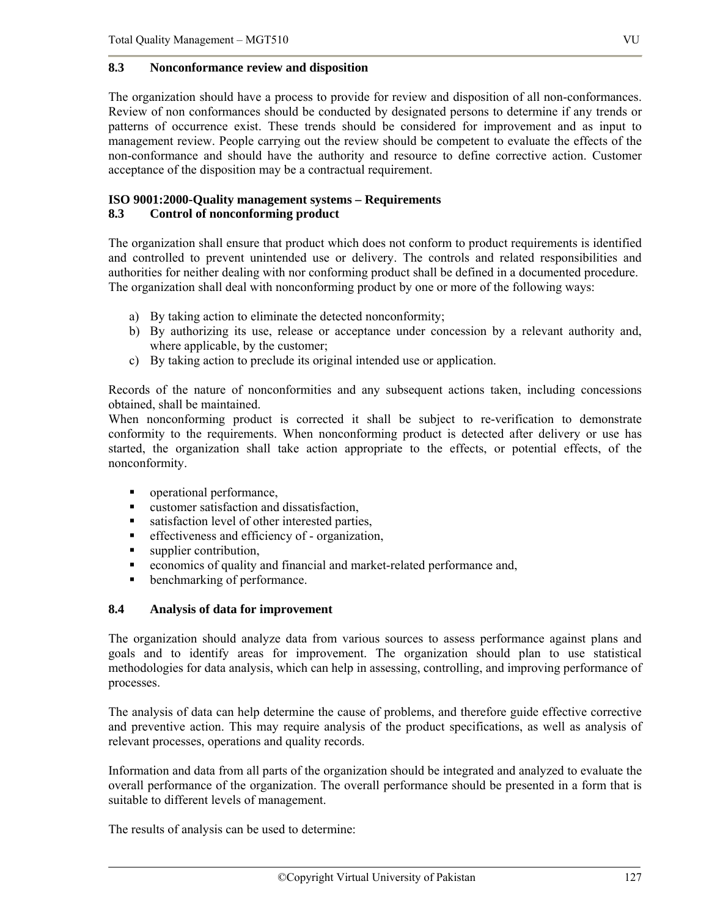### 8.3 Nonconformance review and disposition

The organization should have a process to provide for review and disposition of all non-conformances. Review of non conformances should be conducted by designated persons to determine if any trends or patterns of occurrence exist. These trends should be considered for improvement and as input to management review. People carrying out the review should be competent to evaluate the effects of the non-conformance and should have the authority and resource to define corrective action. Customer acceptance of the disposition may be a contractual requirement.

**ISO 9001:2000-Quality management systems – Requirements**

### 8.3 Control of nonconforming product

The organization shall ensure that product which does not conform to product requirements is identified and controlled to prevent unintended use or delivery. The controls and related responsibilities and authorities for neither dealing with nor conforming product shall be defined in a documented procedure. The organization shall deal with nonconforming product by one or more of the following ways:

a) By taking action to eliminate the detected nonconformity;
b) By authorizing its use, release or acceptance under concession by a relevant authority and, where applicable, by the customer;
c) By taking action to preclude its original intended use or application.

Records of the nature of nonconformities and any subsequent actions taken, including concessions obtained, shall be maintained.
When nonconforming product is corrected it shall be subject to re-verification to demonstrate conformity to the requirements. When nonconforming product is detected after delivery or use has started, the organization shall take action appropriate to the effects, or potential effects, of the nonconformity.

- operational performance,
- customer satisfaction and dissatisfaction,
- satisfaction level of other interested parties,
- effectiveness and efficiency of - organization,
- supplier contribution,
- economics of quality and financial and market-related performance and,
- benchmarking of performance.

### 8.4 Analysis of data for improvement

The organization should analyze data from various sources to assess performance against plans and goals and to identify areas for improvement. The organization should plan to use statistical methodologies for data analysis, which can help in assessing, controlling, and improving performance of processes.

The analysis of data can help determine the cause of problems, and therefore guide effective corrective and preventive action. This may require analysis of the product specifications, as well as analysis of relevant processes, operations and quality records.

Information and data from all parts of the organization should be integrated and analyzed to evaluate the overall performance of the organization. The overall performance should be presented in a form that is suitable to different levels of management.

The results of analysis can be used to determine: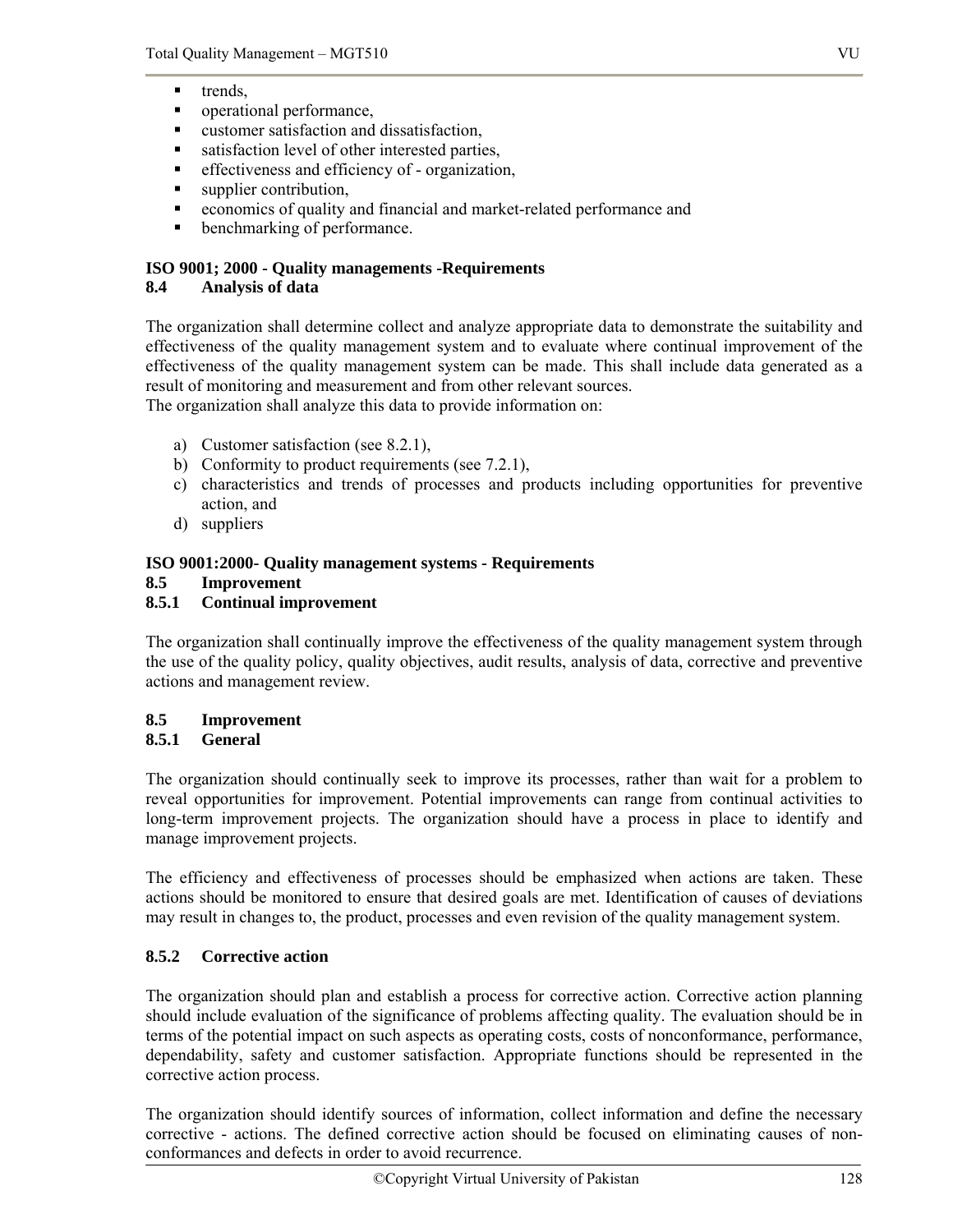- trends,
- operational performance,
- customer satisfaction and dissatisfaction,
- satisfaction level of other interested parties,
- effectiveness and efficiency of - organization,
- supplier contribution,
- economics of quality and financial and market-related performance and
- benchmarking of performance.

**ISO 9001; 2000 - Quality managements -Requirements**
**8.4 Analysis of data**

The organization shall determine collect and analyze appropriate data to demonstrate the suitability and effectiveness of the quality management system and to evaluate where continual improvement of the effectiveness of the quality management system can be made. This shall include data generated as a result of monitoring and measurement and from other relevant sources.
The organization shall analyze this data to provide information on:

a) Customer satisfaction (see 8.2.1),
b) Conformity to product requirements (see 7.2.1),
c) characteristics and trends of processes and products including opportunities for preventive action, and
d) suppliers

**ISO 9001:2000- Quality management systems - Requirements**
**8.5 Improvement**
**8.5.1 Continual improvement**

The organization shall continually improve the effectiveness of the quality management system through the use of the quality policy, quality objectives, audit results, analysis of data, corrective and preventive actions and management review.

**8.5 Improvement**
**8.5.1 General**

The organization should continually seek to improve its processes, rather than wait for a problem to reveal opportunities for improvement. Potential improvements can range from continual activities to long-term improvement projects. The organization should have a process in place to identify and manage improvement projects.

The efficiency and effectiveness of processes should be emphasized when actions are taken. These actions should be monitored to ensure that desired goals are met. Identification of causes of deviations may result in changes to, the product, processes and even revision of the quality management system.

**8.5.2 Corrective action**

The organization should plan and establish a process for corrective action. Corrective action planning should include evaluation of the significance of problems affecting quality. The evaluation should be in terms of the potential impact on such aspects as operating costs, costs of nonconformance, performance, dependability, safety and customer satisfaction. Appropriate functions should be represented in the corrective action process.

The organization should identify sources of information, collect information and define the necessary corrective - actions. The defined corrective action should be focused on eliminating causes of non-conformances and defects in order to avoid recurrence.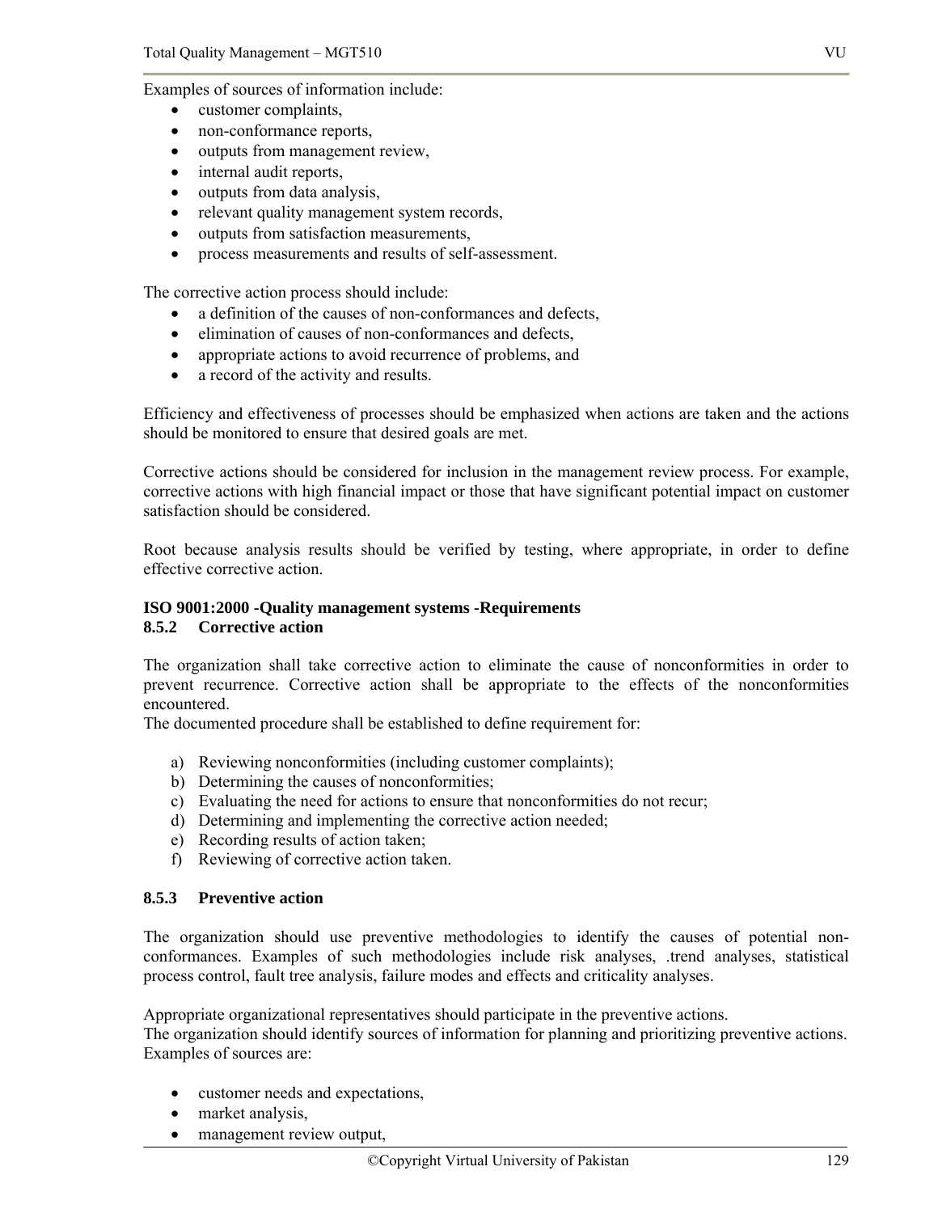Examples of sources of information include:

- customer complaints,
- non-conformance reports,
- outputs from management review,
- internal audit reports,
- outputs from data analysis,
- relevant quality management system records,
- outputs from satisfaction measurements,
- process measurements and results of self-assessment.

The corrective action process should include:

- a definition of the causes of non-conformances and defects,
- elimination of causes of non-conformances and defects,
- appropriate actions to avoid recurrence of problems, and
- a record of the activity and results.

Efficiency and effectiveness of processes should be emphasized when actions are taken and the actions should be monitored to ensure that desired goals are met.

Corrective actions should be considered for inclusion in the management review process. For example, corrective actions with high financial impact or those that have significant potential impact on customer satisfaction should be considered.

Root because analysis results should be verified by testing, where appropriate, in order to define effective corrective action.

**ISO 9001:2000 -Quality management systems -Requirements**

**8.5.2 Corrective action**

The organization shall take corrective action to eliminate the cause of nonconformities in order to prevent recurrence. Corrective action shall be appropriate to the effects of the nonconformities encountered.

The documented procedure shall be established to define requirement for:

a) Reviewing nonconformities (including customer complaints);
b) Determining the causes of nonconformities;
c) Evaluating the need for actions to ensure that nonconformities do not recur;
d) Determining and implementing the corrective action needed;
e) Recording results of action taken;
f) Reviewing of corrective action taken.

**8.5.3 Preventive action**

The organization should use preventive methodologies to identify the causes of potential non-conformances. Examples of such methodologies include risk analyses, .trend analyses, statistical process control, fault tree analysis, failure modes and effects and criticality analyses.

Appropriate organizational representatives should participate in the preventive actions.

The organization should identify sources of information for planning and prioritizing preventive actions. Examples of sources are:

- customer needs and expectations,
- market analysis,
- management review output,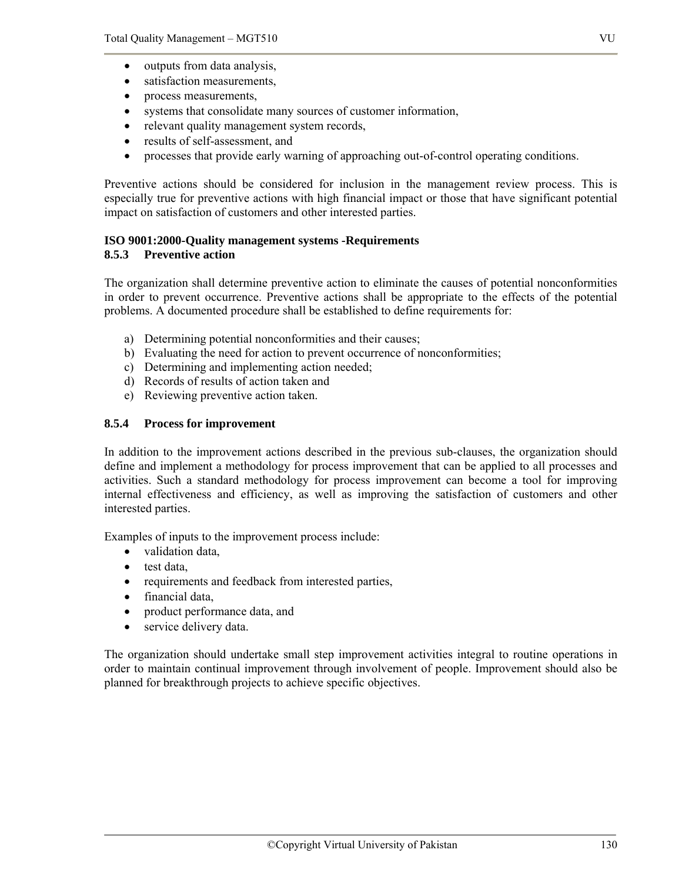- outputs from data analysis,
- satisfaction measurements,
- process measurements,
- systems that consolidate many sources of customer information,
- relevant quality management system records,
- results of self-assessment, and
- processes that provide early warning of approaching out-of-control operating conditions.

Preventive actions should be considered for inclusion in the management review process. This is especially true for preventive actions with high financial impact or those that have significant potential impact on satisfaction of customers and other interested parties.

**ISO 9001:2000-Quality management systems -Requirements**
**8.5.3 Preventive action**

The organization shall determine preventive action to eliminate the causes of potential nonconformities in order to prevent occurrence. Preventive actions shall be appropriate to the effects of the potential problems. A documented procedure shall be established to define requirements for:

a) Determining potential nonconformities and their causes;
b) Evaluating the need for action to prevent occurrence of nonconformities;
c) Determining and implementing action needed;
d) Records of results of action taken and
e) Reviewing preventive action taken.

**8.5.4 Process for improvement**

In addition to the improvement actions described in the previous sub-clauses, the organization should define and implement a methodology for process improvement that can be applied to all processes and activities. Such a standard methodology for process improvement can become a tool for improving internal effectiveness and efficiency, as well as improving the satisfaction of customers and other interested parties.

Examples of inputs to the improvement process include:

- validation data,
- test data,
- requirements and feedback from interested parties,
- financial data,
- product performance data, and
- service delivery data.

The organization should undertake small step improvement activities integral to routine operations in order to maintain continual improvement through involvement of people. Improvement should also be planned for breakthrough projects to achieve specific objectives.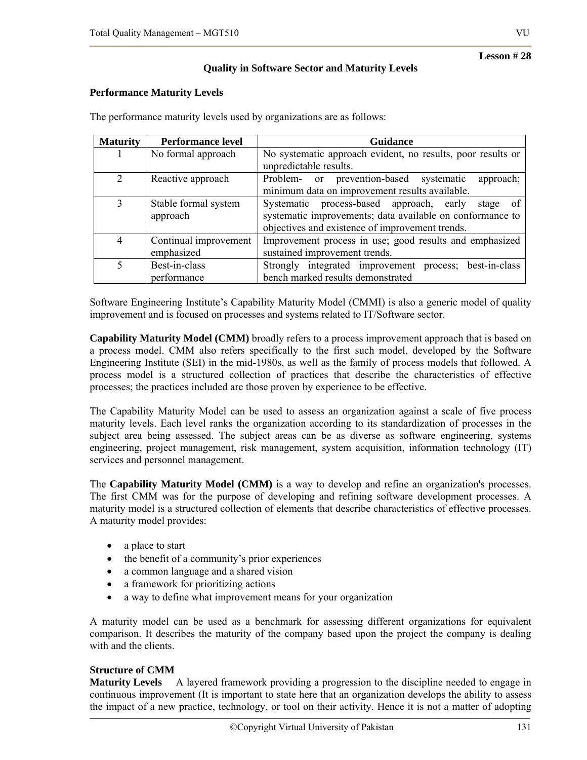**Lesson # 28**

## Quality in Software Sector and Maturity Levels

### Performance Maturity Levels

The performance maturity levels used by organizations are as follows:

| Maturity | Performance level | Guidance |
|---|---|---|
| 1 | No formal approach | No systematic approach evident, no results, poor results or unpredictable results. |
| 2 | Reactive approach | Problem- or prevention-based systematic approach; minimum data on improvement results available. |
| 3 | Stable formal system approach | Systematic process-based approach, early stage of systematic improvements; data available on conformance to objectives and existence of improvement trends. |
| 4 | Continual improvement emphasized | Improvement process in use; good results and emphasized sustained improvement trends. |
| 5 | Best-in-class performance | Strongly integrated improvement process; best-in-class bench marked results demonstrated |

Software Engineering Institute's Capability Maturity Model (CMMI) is also a generic model of quality improvement and is focused on processes and systems related to IT/Software sector.

**Capability Maturity Model (CMM)** broadly refers to a process improvement approach that is based on a process model. CMM also refers specifically to the first such model, developed by the Software Engineering Institute (SEI) in the mid-1980s, as well as the family of process models that followed. A process model is a structured collection of practices that describe the characteristics of effective processes; the practices included are those proven by experience to be effective.

The Capability Maturity Model can be used to assess an organization against a scale of five process maturity levels. Each level ranks the organization according to its standardization of processes in the subject area being assessed. The subject areas can be as diverse as software engineering, systems engineering, project management, risk management, system acquisition, information technology (IT) services and personnel management.

The **Capability Maturity Model (CMM)** is a way to develop and refine an organization's processes. The first CMM was for the purpose of developing and refining software development processes. A maturity model is a structured collection of elements that describe characteristics of effective processes. A maturity model provides:

- a place to start
- the benefit of a community's prior experiences
- a common language and a shared vision
- a framework for prioritizing actions
- a way to define what improvement means for your organization

A maturity model can be used as a benchmark for assessing different organizations for equivalent comparison. It describes the maturity of the company based upon the project the company is dealing with and the clients.

**Structure of CMM**

**Maturity Levels** A layered framework providing a progression to the discipline needed to engage in continuous improvement (It is important to state here that an organization develops the ability to assess the impact of a new practice, technology, or tool on their activity. Hence it is not a matter of adopting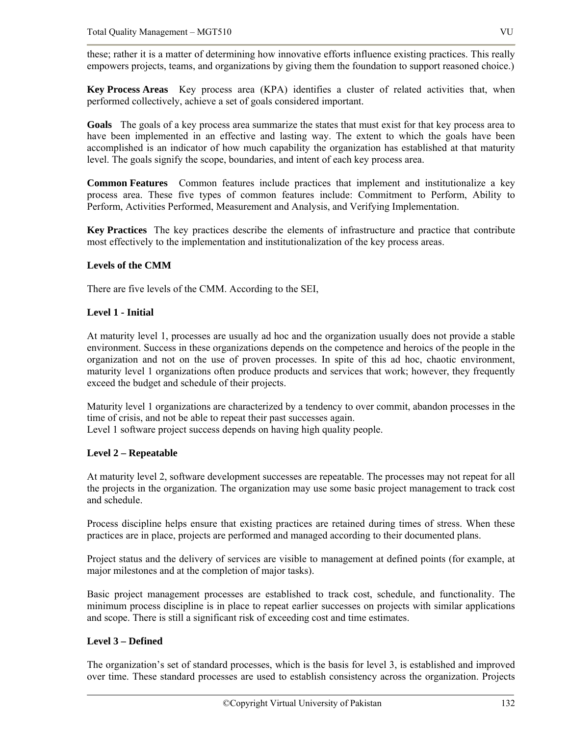these; rather it is a matter of determining how innovative efforts influence existing practices. This really empowers projects, teams, and organizations by giving them the foundation to support reasoned choice.)

**Key Process Areas** Key process area (KPA) identifies a cluster of related activities that, when performed collectively, achieve a set of goals considered important.

**Goals** The goals of a key process area summarize the states that must exist for that key process area to have been implemented in an effective and lasting way. The extent to which the goals have been accomplished is an indicator of how much capability the organization has established at that maturity level. The goals signify the scope, boundaries, and intent of each key process area.

**Common Features** Common features include practices that implement and institutionalize a key process area. These five types of common features include: Commitment to Perform, Ability to Perform, Activities Performed, Measurement and Analysis, and Verifying Implementation.

**Key Practices** The key practices describe the elements of infrastructure and practice that contribute most effectively to the implementation and institutionalization of the key process areas.

**Levels of the CMM**

There are five levels of the CMM. According to the SEI,

**Level 1 - Initial**

At maturity level 1, processes are usually ad hoc and the organization usually does not provide a stable environment. Success in these organizations depends on the competence and heroics of the people in the organization and not on the use of proven processes. In spite of this ad hoc, chaotic environment, maturity level 1 organizations often produce products and services that work; however, they frequently exceed the budget and schedule of their projects.

Maturity level 1 organizations are characterized by a tendency to over commit, abandon processes in the time of crisis, and not be able to repeat their past successes again.
Level 1 software project success depends on having high quality people.

**Level 2 – Repeatable**

At maturity level 2, software development successes are repeatable. The processes may not repeat for all the projects in the organization. The organization may use some basic project management to track cost and schedule.

Process discipline helps ensure that existing practices are retained during times of stress. When these practices are in place, projects are performed and managed according to their documented plans.

Project status and the delivery of services are visible to management at defined points (for example, at major milestones and at the completion of major tasks).

Basic project management processes are established to track cost, schedule, and functionality. The minimum process discipline is in place to repeat earlier successes on projects with similar applications and scope. There is still a significant risk of exceeding cost and time estimates.

**Level 3 – Defined**

The organization's set of standard processes, which is the basis for level 3, is established and improved over time. These standard processes are used to establish consistency across the organization. Projects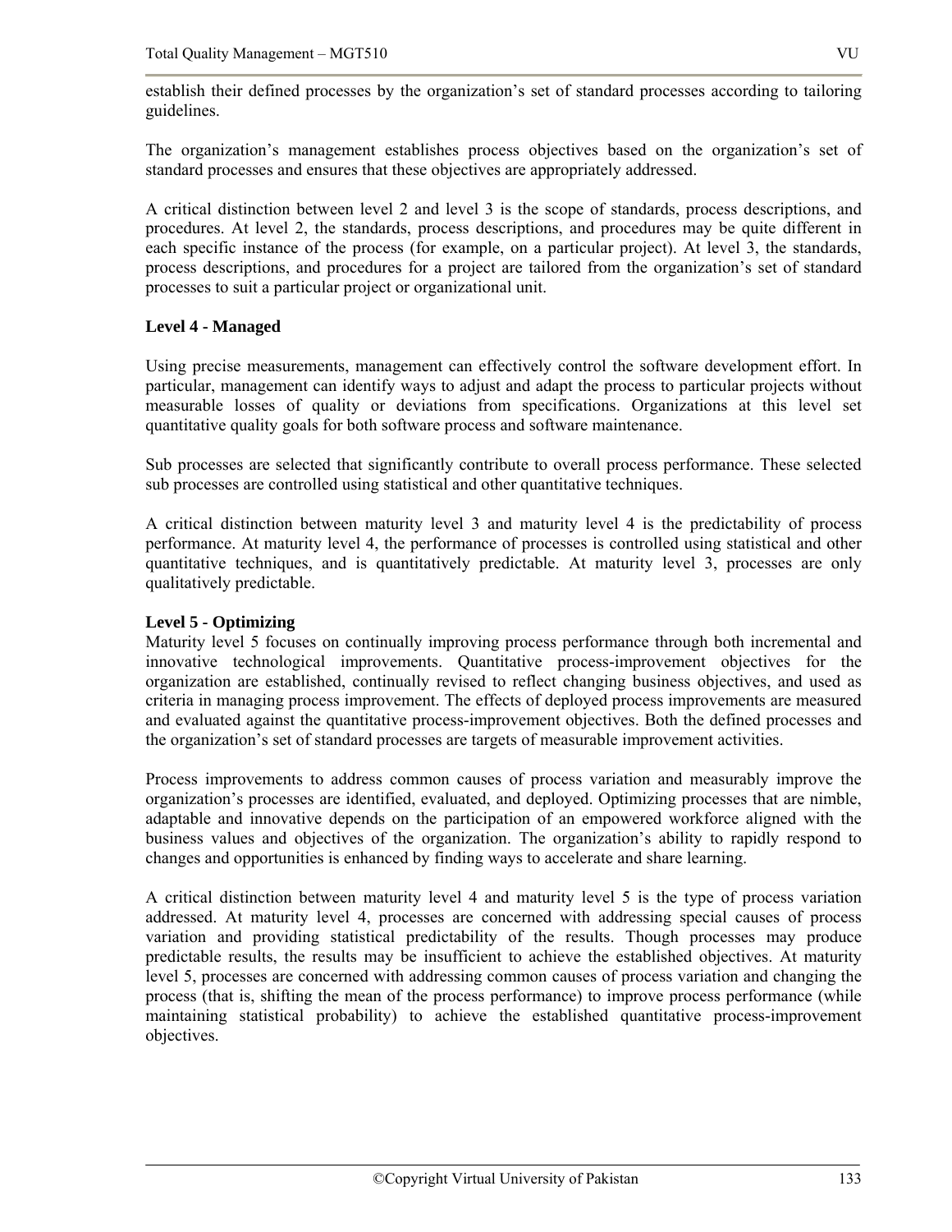establish their defined processes by the organization's set of standard processes according to tailoring guidelines.

The organization's management establishes process objectives based on the organization's set of standard processes and ensures that these objectives are appropriately addressed.

A critical distinction between level 2 and level 3 is the scope of standards, process descriptions, and procedures. At level 2, the standards, process descriptions, and procedures may be quite different in each specific instance of the process (for example, on a particular project). At level 3, the standards, process descriptions, and procedures for a project are tailored from the organization's set of standard processes to suit a particular project or organizational unit.

**Level 4 - Managed**

Using precise measurements, management can effectively control the software development effort. In particular, management can identify ways to adjust and adapt the process to particular projects without measurable losses of quality or deviations from specifications. Organizations at this level set quantitative quality goals for both software process and software maintenance.

Sub processes are selected that significantly contribute to overall process performance. These selected sub processes are controlled using statistical and other quantitative techniques.

A critical distinction between maturity level 3 and maturity level 4 is the predictability of process performance. At maturity level 4, the performance of processes is controlled using statistical and other quantitative techniques, and is quantitatively predictable. At maturity level 3, processes are only qualitatively predictable.

**Level 5 - Optimizing**

Maturity level 5 focuses on continually improving process performance through both incremental and innovative technological improvements. Quantitative process-improvement objectives for the organization are established, continually revised to reflect changing business objectives, and used as criteria in managing process improvement. The effects of deployed process improvements are measured and evaluated against the quantitative process-improvement objectives. Both the defined processes and the organization's set of standard processes are targets of measurable improvement activities.

Process improvements to address common causes of process variation and measurably improve the organization's processes are identified, evaluated, and deployed. Optimizing processes that are nimble, adaptable and innovative depends on the participation of an empowered workforce aligned with the business values and objectives of the organization. The organization's ability to rapidly respond to changes and opportunities is enhanced by finding ways to accelerate and share learning.

A critical distinction between maturity level 4 and maturity level 5 is the type of process variation addressed. At maturity level 4, processes are concerned with addressing special causes of process variation and providing statistical predictability of the results. Though processes may produce predictable results, the results may be insufficient to achieve the established objectives. At maturity level 5, processes are concerned with addressing common causes of process variation and changing the process (that is, shifting the mean of the process performance) to improve process performance (while maintaining statistical probability) to achieve the established quantitative process-improvement objectives.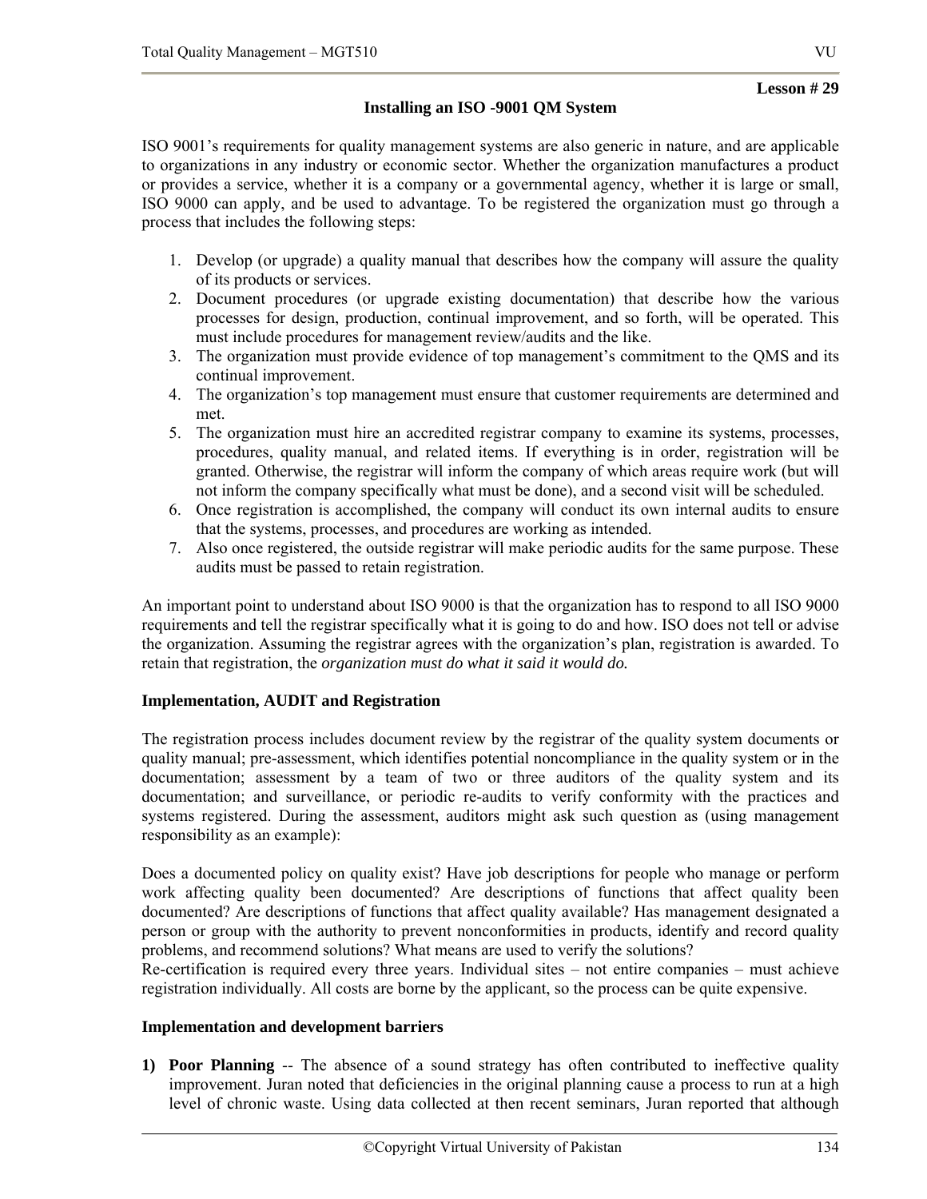**Lesson # 29**

## Installing an ISO -9001 QM System

ISO 9001's requirements for quality management systems are also generic in nature, and are applicable to organizations in any industry or economic sector. Whether the organization manufactures a product or provides a service, whether it is a company or a governmental agency, whether it is large or small, ISO 9000 can apply, and be used to advantage. To be registered the organization must go through a process that includes the following steps:

1. Develop (or upgrade) a quality manual that describes how the company will assure the quality of its products or services.
2. Document procedures (or upgrade existing documentation) that describe how the various processes for design, production, continual improvement, and so forth, will be operated. This must include procedures for management review/audits and the like.
3. The organization must provide evidence of top management's commitment to the QMS and its continual improvement.
4. The organization's top management must ensure that customer requirements are determined and met.
5. The organization must hire an accredited registrar company to examine its systems, processes, procedures, quality manual, and related items. If everything is in order, registration will be granted. Otherwise, the registrar will inform the company of which areas require work (but will not inform the company specifically what must be done), and a second visit will be scheduled.
6. Once registration is accomplished, the company will conduct its own internal audits to ensure that the systems, processes, and procedures are working as intended.
7. Also once registered, the outside registrar will make periodic audits for the same purpose. These audits must be passed to retain registration.

An important point to understand about ISO 9000 is that the organization has to respond to all ISO 9000 requirements and tell the registrar specifically what it is going to do and how. ISO does not tell or advise the organization. Assuming the registrar agrees with the organization's plan, registration is awarded. To retain that registration, the *organization must do what it said it would do.*

### Implementation, AUDIT and Registration

The registration process includes document review by the registrar of the quality system documents or quality manual; pre-assessment, which identifies potential noncompliance in the quality system or in the documentation; assessment by a team of two or three auditors of the quality system and its documentation; and surveillance, or periodic re-audits to verify conformity with the practices and systems registered. During the assessment, auditors might ask such question as (using management responsibility as an example):

Does a documented policy on quality exist? Have job descriptions for people who manage or perform work affecting quality been documented? Are descriptions of functions that affect quality been documented? Are descriptions of functions that affect quality available? Has management designated a person or group with the authority to prevent nonconformities in products, identify and record quality problems, and recommend solutions? What means are used to verify the solutions?
Re-certification is required every three years. Individual sites – not entire companies – must achieve registration individually. All costs are borne by the applicant, so the process can be quite expensive.

### Implementation and development barriers

1) **Poor Planning** -- The absence of a sound strategy has often contributed to ineffective quality improvement. Juran noted that deficiencies in the original planning cause a process to run at a high level of chronic waste. Using data collected at then recent seminars, Juran reported that although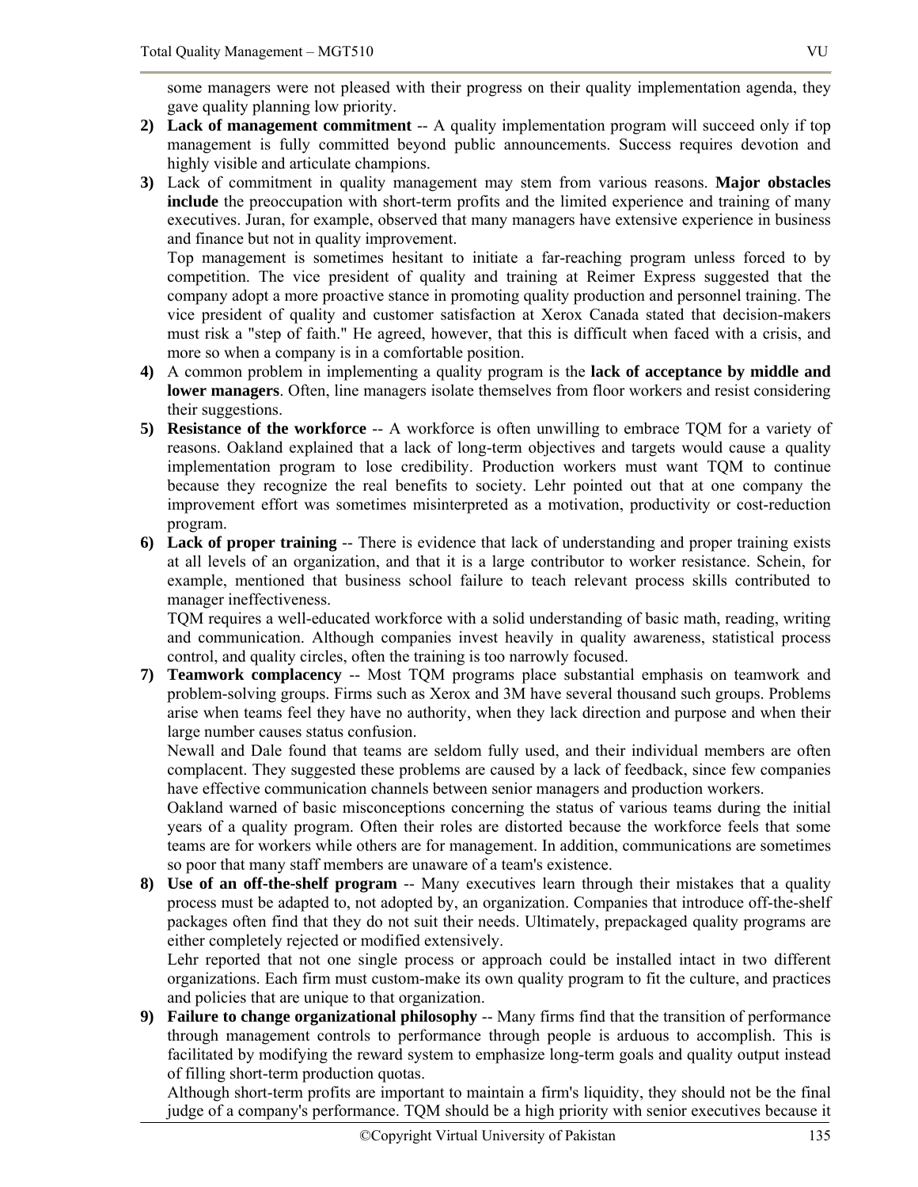some managers were not pleased with their progress on their quality implementation agenda, they gave quality planning low priority.

2) **Lack of management commitment** -- A quality implementation program will succeed only if top management is fully committed beyond public announcements. Success requires devotion and highly visible and articulate champions.

3) Lack of commitment in quality management may stem from various reasons. **Major obstacles include** the preoccupation with short-term profits and the limited experience and training of many executives. Juran, for example, observed that many managers have extensive experience in business and finance but not in quality improvement.

   Top management is sometimes hesitant to initiate a far-reaching program unless forced to by competition. The vice president of quality and training at Reimer Express suggested that the company adopt a more proactive stance in promoting quality production and personnel training. The vice president of quality and customer satisfaction at Xerox Canada stated that decision-makers must risk a "step of faith." He agreed, however, that this is difficult when faced with a crisis, and more so when a company is in a comfortable position.

4) A common problem in implementing a quality program is the **lack of acceptance by middle and lower managers**. Often, line managers isolate themselves from floor workers and resist considering their suggestions.

5) **Resistance of the workforce** -- A workforce is often unwilling to embrace TQM for a variety of reasons. Oakland explained that a lack of long-term objectives and targets would cause a quality implementation program to lose credibility. Production workers must want TQM to continue because they recognize the real benefits to society. Lehr pointed out that at one company the improvement effort was sometimes misinterpreted as a motivation, productivity or cost-reduction program.

6) **Lack of proper training** -- There is evidence that lack of understanding and proper training exists at all levels of an organization, and that it is a large contributor to worker resistance. Schein, for example, mentioned that business school failure to teach relevant process skills contributed to manager ineffectiveness.

   TQM requires a well-educated workforce with a solid understanding of basic math, reading, writing and communication. Although companies invest heavily in quality awareness, statistical process control, and quality circles, often the training is too narrowly focused.

7) **Teamwork complacency** -- Most TQM programs place substantial emphasis on teamwork and problem-solving groups. Firms such as Xerox and 3M have several thousand such groups. Problems arise when teams feel they have no authority, when they lack direction and purpose and when their large number causes status confusion.

   Newall and Dale found that teams are seldom fully used, and their individual members are often complacent. They suggested these problems are caused by a lack of feedback, since few companies have effective communication channels between senior managers and production workers.

   Oakland warned of basic misconceptions concerning the status of various teams during the initial years of a quality program. Often their roles are distorted because the workforce feels that some teams are for workers while others are for management. In addition, communications are sometimes so poor that many staff members are unaware of a team's existence.

8) **Use of an off-the-shelf program** -- Many executives learn through their mistakes that a quality process must be adapted to, not adopted by, an organization. Companies that introduce off-the-shelf packages often find that they do not suit their needs. Ultimately, prepackaged quality programs are either completely rejected or modified extensively.

   Lehr reported that not one single process or approach could be installed intact in two different organizations. Each firm must custom-make its own quality program to fit the culture, and practices and policies that are unique to that organization.

9) **Failure to change organizational philosophy** -- Many firms find that the transition of performance through management controls to performance through people is arduous to accomplish. This is facilitated by modifying the reward system to emphasize long-term goals and quality output instead of filling short-term production quotas.

   Although short-term profits are important to maintain a firm's liquidity, they should not be the final judge of a company's performance. TQM should be a high priority with senior executives because it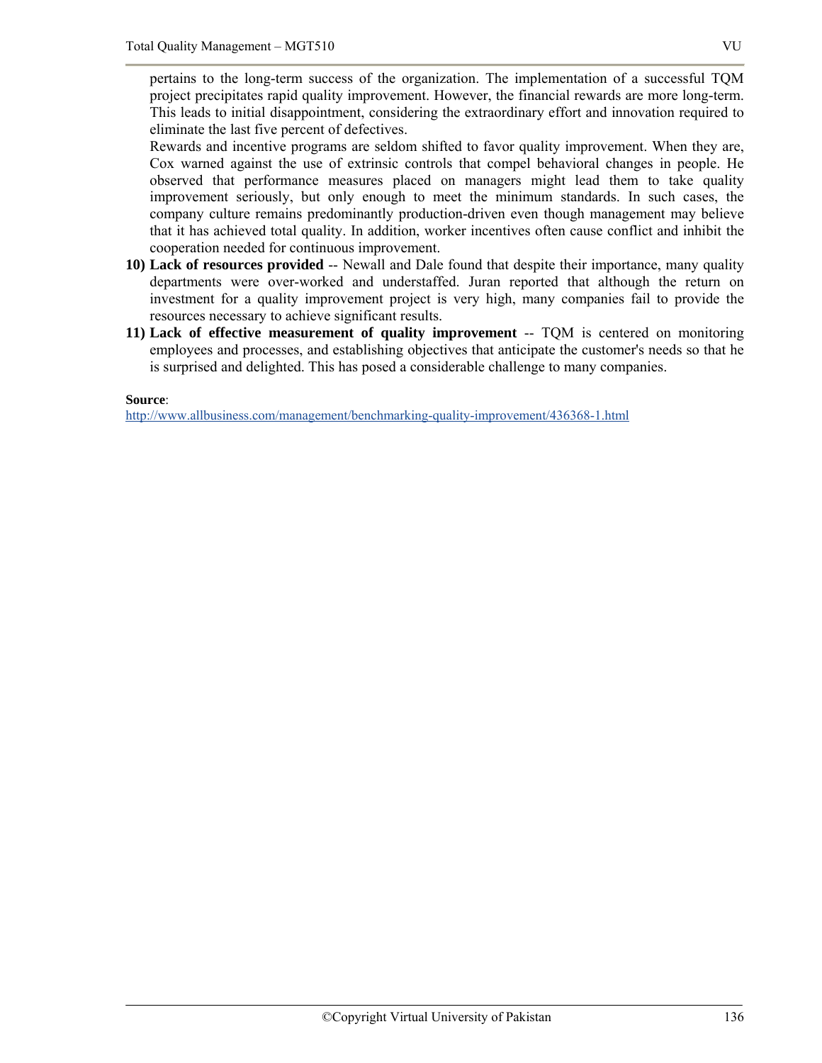pertains to the long-term success of the organization. The implementation of a successful TQM project precipitates rapid quality improvement. However, the financial rewards are more long-term. This leads to initial disappointment, considering the extraordinary effort and innovation required to eliminate the last five percent of defectives.

Rewards and incentive programs are seldom shifted to favor quality improvement. When they are, Cox warned against the use of extrinsic controls that compel behavioral changes in people. He observed that performance measures placed on managers might lead them to take quality improvement seriously, but only enough to meet the minimum standards. In such cases, the company culture remains predominantly production-driven even though management may believe that it has achieved total quality. In addition, worker incentives often cause conflict and inhibit the cooperation needed for continuous improvement.

10) **Lack of resources provided** -- Newall and Dale found that despite their importance, many quality departments were over-worked and understaffed. Juran reported that although the return on investment for a quality improvement project is very high, many companies fail to provide the resources necessary to achieve significant results.

11) **Lack of effective measurement of quality improvement** -- TQM is centered on monitoring employees and processes, and establishing objectives that anticipate the customer's needs so that he is surprised and delighted. This has posed a considerable challenge to many companies.

**Source**:
http://www.allbusiness.com/management/benchmarking-quality-improvement/436368-1.html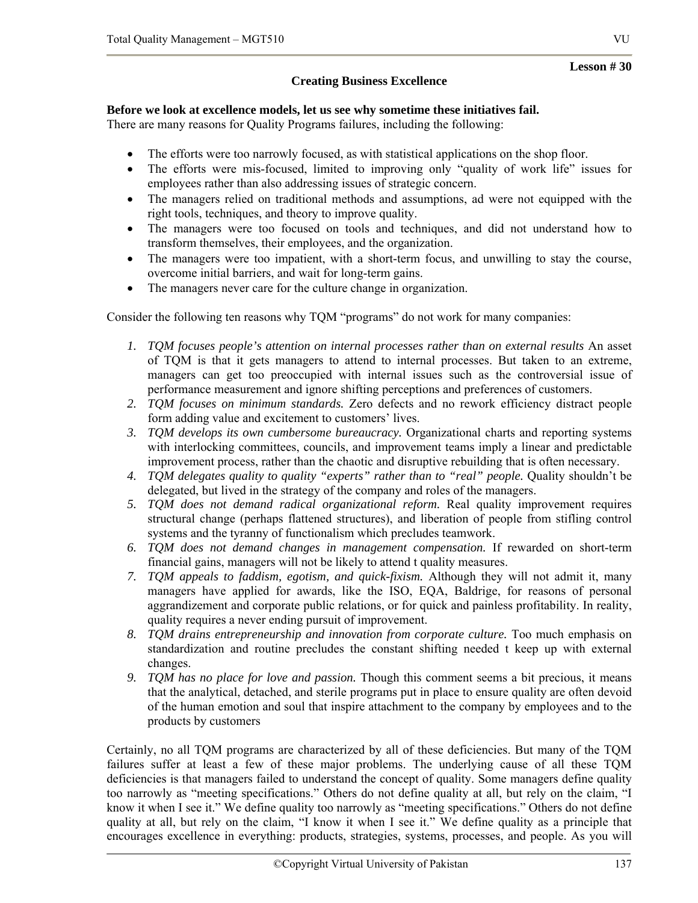**Lesson # 30**

### Creating Business Excellence

**Before we look at excellence models, let us see why sometime these initiatives fail.**
There are many reasons for Quality Programs failures, including the following:

- The efforts were too narrowly focused, as with statistical applications on the shop floor.
- The efforts were mis-focused, limited to improving only "quality of work life" issues for employees rather than also addressing issues of strategic concern.
- The managers relied on traditional methods and assumptions, ad were not equipped with the right tools, techniques, and theory to improve quality.
- The managers were too focused on tools and techniques, and did not understand how to transform themselves, their employees, and the organization.
- The managers were too impatient, with a short-term focus, and unwilling to stay the course, overcome initial barriers, and wait for long-term gains.
- The managers never care for the culture change in organization.

Consider the following ten reasons why TQM "programs" do not work for many companies:

1. *TQM focuses people's attention on internal processes rather than on external results* An asset of TQM is that it gets managers to attend to internal processes. But taken to an extreme, managers can get too preoccupied with internal issues such as the controversial issue of performance measurement and ignore shifting perceptions and preferences of customers.
2. *TQM focuses on minimum standards.* Zero defects and no rework efficiency distract people form adding value and excitement to customers' lives.
3. *TQM develops its own cumbersome bureaucracy.* Organizational charts and reporting systems with interlocking committees, councils, and improvement teams imply a linear and predictable improvement process, rather than the chaotic and disruptive rebuilding that is often necessary.
4. *TQM delegates quality to quality "experts" rather than to "real" people.* Quality shouldn't be delegated, but lived in the strategy of the company and roles of the managers.
5. *TQM does not demand radical organizational reform.* Real quality improvement requires structural change (perhaps flattened structures), and liberation of people from stifling control systems and the tyranny of functionalism which precludes teamwork.
6. *TQM does not demand changes in management compensation.* If rewarded on short-term financial gains, managers will not be likely to attend t quality measures.
7. *TQM appeals to faddism, egotism, and quick-fixism.* Although they will not admit it, many managers have applied for awards, like the ISO, EQA, Baldrige, for reasons of personal aggrandizement and corporate public relations, or for quick and painless profitability. In reality, quality requires a never ending pursuit of improvement.
8. *TQM drains entrepreneurship and innovation from corporate culture.* Too much emphasis on standardization and routine precludes the constant shifting needed t keep up with external changes.
9. *TQM has no place for love and passion.* Though this comment seems a bit precious, it means that the analytical, detached, and sterile programs put in place to ensure quality are often devoid of the human emotion and soul that inspire attachment to the company by employees and to the products by customers

Certainly, no all TQM programs are characterized by all of these deficiencies. But many of the TQM failures suffer at least a few of these major problems. The underlying cause of all these TQM deficiencies is that managers failed to understand the concept of quality. Some managers define quality too narrowly as "meeting specifications." Others do not define quality at all, but rely on the claim, "I know it when I see it." We define quality too narrowly as "meeting specifications." Others do not define quality at all, but rely on the claim, "I know it when I see it." We define quality as a principle that encourages excellence in everything: products, strategies, systems, processes, and people. As you will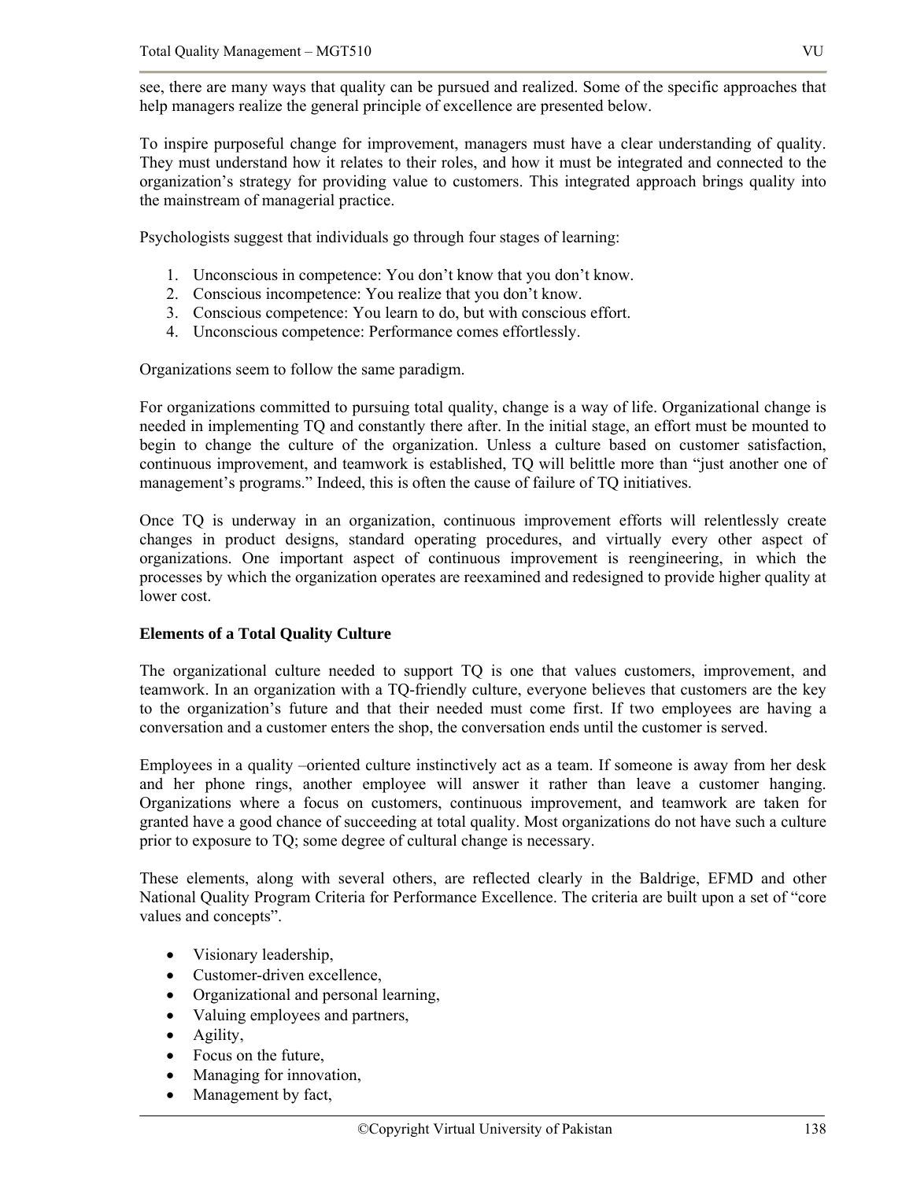see, there are many ways that quality can be pursued and realized. Some of the specific approaches that help managers realize the general principle of excellence are presented below.

To inspire purposeful change for improvement, managers must have a clear understanding of quality. They must understand how it relates to their roles, and how it must be integrated and connected to the organization's strategy for providing value to customers. This integrated approach brings quality into the mainstream of managerial practice.

Psychologists suggest that individuals go through four stages of learning:

1. Unconscious in competence: You don't know that you don't know.
2. Conscious incompetence: You realize that you don't know.
3. Conscious competence: You learn to do, but with conscious effort.
4. Unconscious competence: Performance comes effortlessly.

Organizations seem to follow the same paradigm.

For organizations committed to pursuing total quality, change is a way of life. Organizational change is needed in implementing TQ and constantly there after. In the initial stage, an effort must be mounted to begin to change the culture of the organization. Unless a culture based on customer satisfaction, continuous improvement, and teamwork is established, TQ will belittle more than "just another one of management's programs." Indeed, this is often the cause of failure of TQ initiatives.

Once TQ is underway in an organization, continuous improvement efforts will relentlessly create changes in product designs, standard operating procedures, and virtually every other aspect of organizations. One important aspect of continuous improvement is reengineering, in which the processes by which the organization operates are reexamined and redesigned to provide higher quality at lower cost.

**Elements of a Total Quality Culture**

The organizational culture needed to support TQ is one that values customers, improvement, and teamwork. In an organization with a TQ-friendly culture, everyone believes that customers are the key to the organization's future and that their needed must come first. If two employees are having a conversation and a customer enters the shop, the conversation ends until the customer is served.

Employees in a quality –oriented culture instinctively act as a team. If someone is away from her desk and her phone rings, another employee will answer it rather than leave a customer hanging. Organizations where a focus on customers, continuous improvement, and teamwork are taken for granted have a good chance of succeeding at total quality. Most organizations do not have such a culture prior to exposure to TQ; some degree of cultural change is necessary.

These elements, along with several others, are reflected clearly in the Baldrige, EFMD and other National Quality Program Criteria for Performance Excellence. The criteria are built upon a set of "core values and concepts".

- Visionary leadership,
- Customer-driven excellence,
- Organizational and personal learning,
- Valuing employees and partners,
- Agility,
- Focus on the future,
- Managing for innovation,
- Management by fact,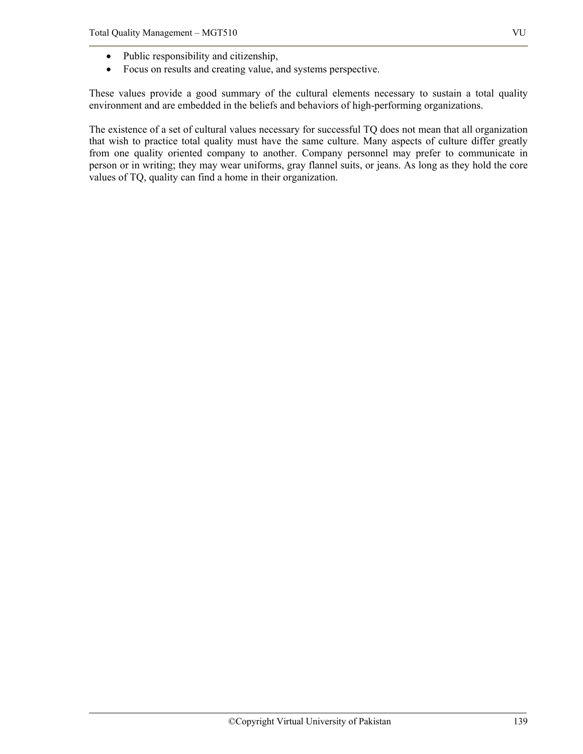- Public responsibility and citizenship,
- Focus on results and creating value, and systems perspective.

These values provide a good summary of the cultural elements necessary to sustain a total quality environment and are embedded in the beliefs and behaviors of high-performing organizations.

The existence of a set of cultural values necessary for successful TQ does not mean that all organization that wish to practice total quality must have the same culture. Many aspects of culture differ greatly from one quality oriented company to another. Company personnel may prefer to communicate in person or in writing; they may wear uniforms, gray flannel suits, or jeans. As long as they hold the core values of TQ, quality can find a home in their organization.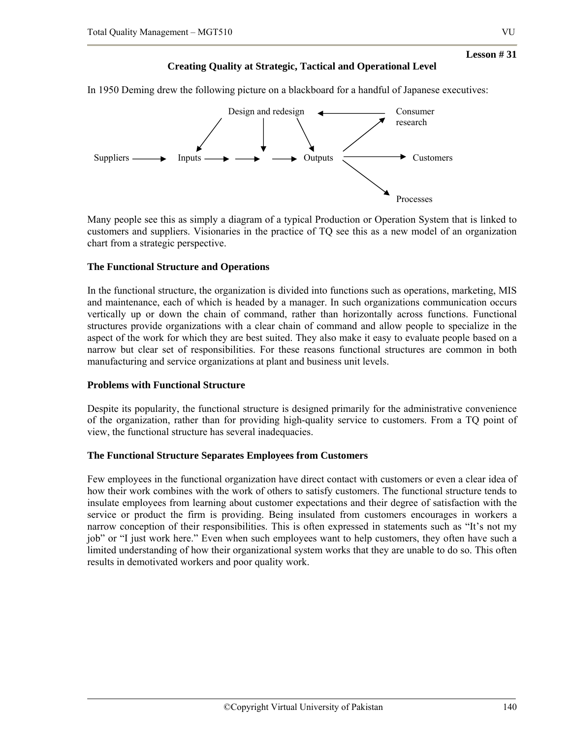**Lesson # 31**

## Creating Quality at Strategic, Tactical and Operational Level

In 1950 Deming drew the following picture on a blackboard for a handful of Japanese executives:

Design and redesign

Consumer research

Suppliers

Inputs

Outputs

Customers

Processes

Many people see this as simply a diagram of a typical Production or Operation System that is linked to customers and suppliers. Visionaries in the practice of TQ see this as a new model of an organization chart from a strategic perspective.

### The Functional Structure and Operations

In the functional structure, the organization is divided into functions such as operations, marketing, MIS and maintenance, each of which is headed by a manager. In such organizations communication occurs vertically up or down the chain of command, rather than horizontally across functions. Functional structures provide organizations with a clear chain of command and allow people to specialize in the aspect of the work for which they are best suited. They also make it easy to evaluate people based on a narrow but clear set of responsibilities. For these reasons functional structures are common in both manufacturing and service organizations at plant and business unit levels.

### Problems with Functional Structure

Despite its popularity, the functional structure is designed primarily for the administrative convenience of the organization, rather than for providing high-quality service to customers. From a TQ point of view, the functional structure has several inadequacies.

### The Functional Structure Separates Employees from Customers

Few employees in the functional organization have direct contact with customers or even a clear idea of how their work combines with the work of others to satisfy customers. The functional structure tends to insulate employees from learning about customer expectations and their degree of satisfaction with the service or product the firm is providing. Being insulated from customers encourages in workers a narrow conception of their responsibilities. This is often expressed in statements such as "It's not my job" or "I just work here." Even when such employees want to help customers, they often have such a limited understanding of how their organizational system works that they are unable to do so. This often results in demotivated workers and poor quality work.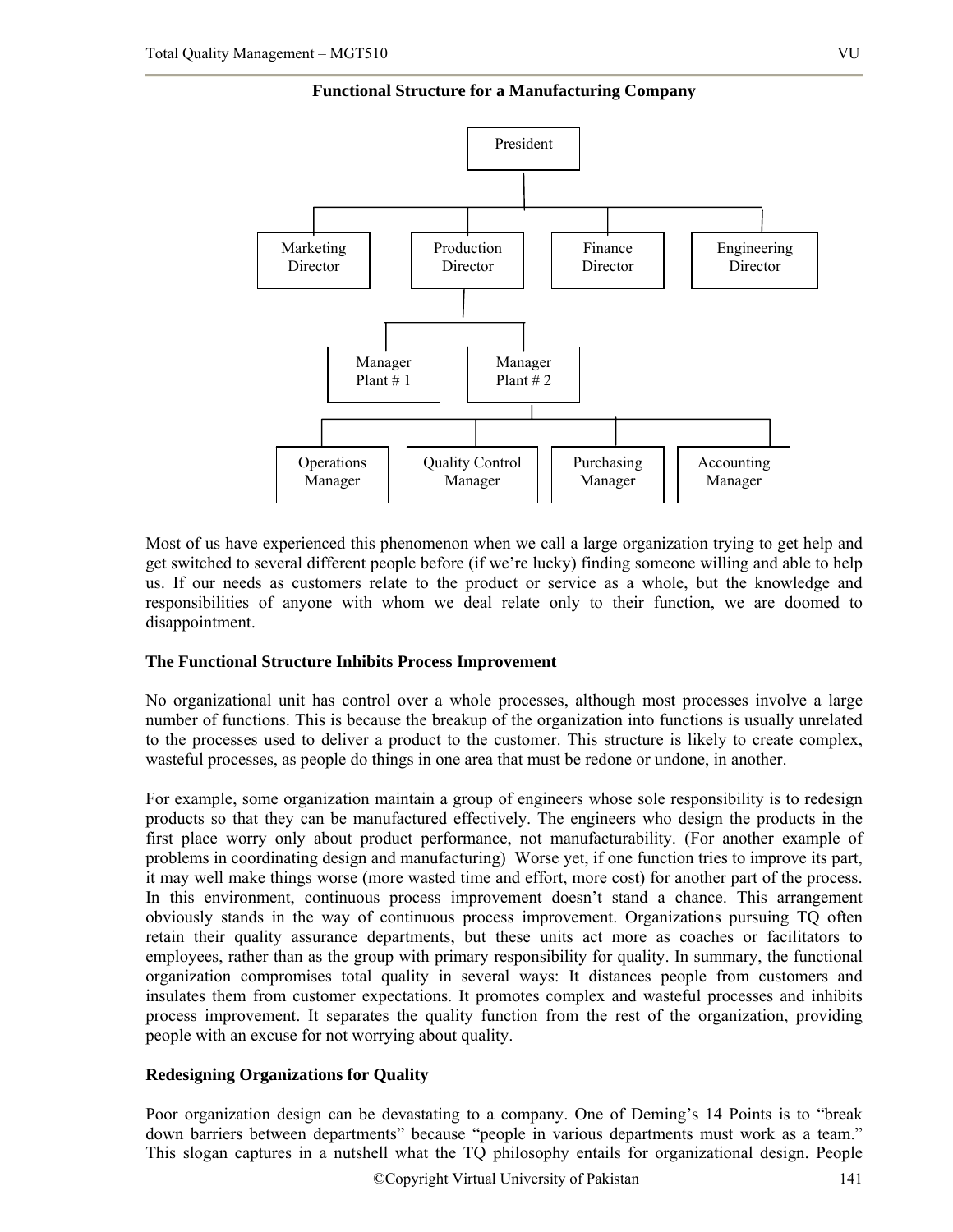**Functional Structure for a Manufacturing Company**

- President
  - Marketing Director
  - Production Director
    - Manager Plant # 1
    - Manager Plant # 2
      - Operations Manager
      - Quality Control Manager
      - Purchasing Manager
      - Accounting Manager
  - Finance Director
  - Engineering Director

Most of us have experienced this phenomenon when we call a large organization trying to get help and get switched to several different people before (if we're lucky) finding someone willing and able to help us. If our needs as customers relate to the product or service as a whole, but the knowledge and responsibilities of anyone with whom we deal relate only to their function, we are doomed to disappointment.

**The Functional Structure Inhibits Process Improvement**

No organizational unit has control over a whole processes, although most processes involve a large number of functions. This is because the breakup of the organization into functions is usually unrelated to the processes used to deliver a product to the customer. This structure is likely to create complex, wasteful processes, as people do things in one area that must be redone or undone, in another.

For example, some organization maintain a group of engineers whose sole responsibility is to redesign products so that they can be manufactured effectively. The engineers who design the products in the first place worry only about product performance, not manufacturability. (For another example of problems in coordinating design and manufacturing) Worse yet, if one function tries to improve its part, it may well make things worse (more wasted time and effort, more cost) for another part of the process. In this environment, continuous process improvement doesn't stand a chance. This arrangement obviously stands in the way of continuous process improvement. Organizations pursuing TQ often retain their quality assurance departments, but these units act more as coaches or facilitators to employees, rather than as the group with primary responsibility for quality. In summary, the functional organization compromises total quality in several ways: It distances people from customers and insulates them from customer expectations. It promotes complex and wasteful processes and inhibits process improvement. It separates the quality function from the rest of the organization, providing people with an excuse for not worrying about quality.

**Redesigning Organizations for Quality**

Poor organization design can be devastating to a company. One of Deming's 14 Points is to "break down barriers between departments" because "people in various departments must work as a team." This slogan captures in a nutshell what the TQ philosophy entails for organizational design. People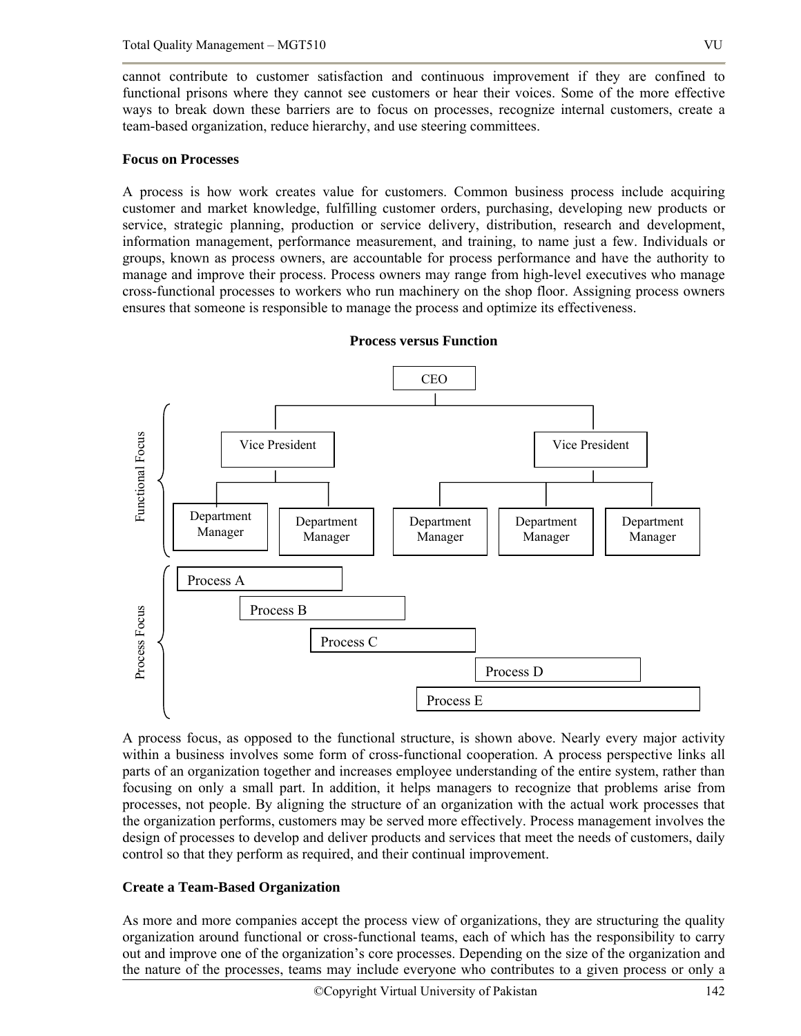cannot contribute to customer satisfaction and continuous improvement if they are confined to functional prisons where they cannot see customers or hear their voices. Some of the more effective ways to break down these barriers are to focus on processes, recognize internal customers, create a team-based organization, reduce hierarchy, and use steering committees.

**Focus on Processes**

A process is how work creates value for customers. Common business process include acquiring customer and market knowledge, fulfilling customer orders, purchasing, developing new products or service, strategic planning, production or service delivery, distribution, research and development, information management, performance measurement, and training, to name just a few. Individuals or groups, known as process owners, are accountable for process performance and have the authority to manage and improve their process. Process owners may range from high-level executives who manage cross-functional processes to workers who run machinery on the shop floor. Assigning process owners ensures that someone is responsible to manage the process and optimize its effectiveness.

**Process versus Function**

Functional Focus: CEO → Vice President, Vice President → Department Manager (×5)

Process Focus: Process A, Process B, Process C, Process D, Process E

A process focus, as opposed to the functional structure, is shown above. Nearly every major activity within a business involves some form of cross-functional cooperation. A process perspective links all parts of an organization together and increases employee understanding of the entire system, rather than focusing on only a small part. In addition, it helps managers to recognize that problems arise from processes, not people. By aligning the structure of an organization with the actual work processes that the organization performs, customers may be served more effectively. Process management involves the design of processes to develop and deliver products and services that meet the needs of customers, daily control so that they perform as required, and their continual improvement.

**Create a Team-Based Organization**

As more and more companies accept the process view of organizations, they are structuring the quality organization around functional or cross-functional teams, each of which has the responsibility to carry out and improve one of the organization's core processes. Depending on the size of the organization and the nature of the processes, teams may include everyone who contributes to a given process or only a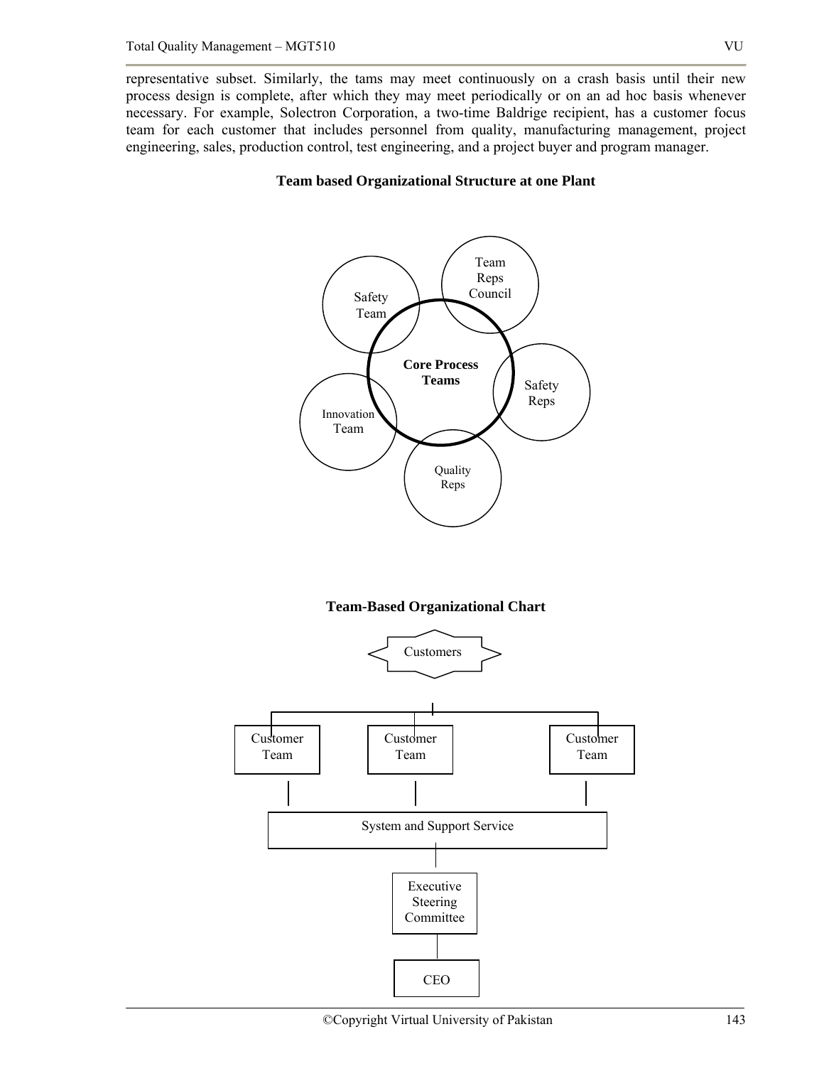representative subset. Similarly, the tams may meet continuously on a crash basis until their new process design is complete, after which they may meet periodically or on an ad hoc basis whenever necessary. For example, Solectron Corporation, a two-time Baldrige recipient, has a customer focus team for each customer that includes personnel from quality, manufacturing management, project engineering, sales, production control, test engineering, and a project buyer and program manager.

**Team based Organizational Structure at one Plant**

Safety Team

Team Reps Council

**Core Process Teams**

Safety Reps

Innovation Team

Quality Reps

**Team-Based Organizational Chart**

Customers

Customer Team

Customer Team

Customer Team

System and Support Service

Executive Steering Committee

CEO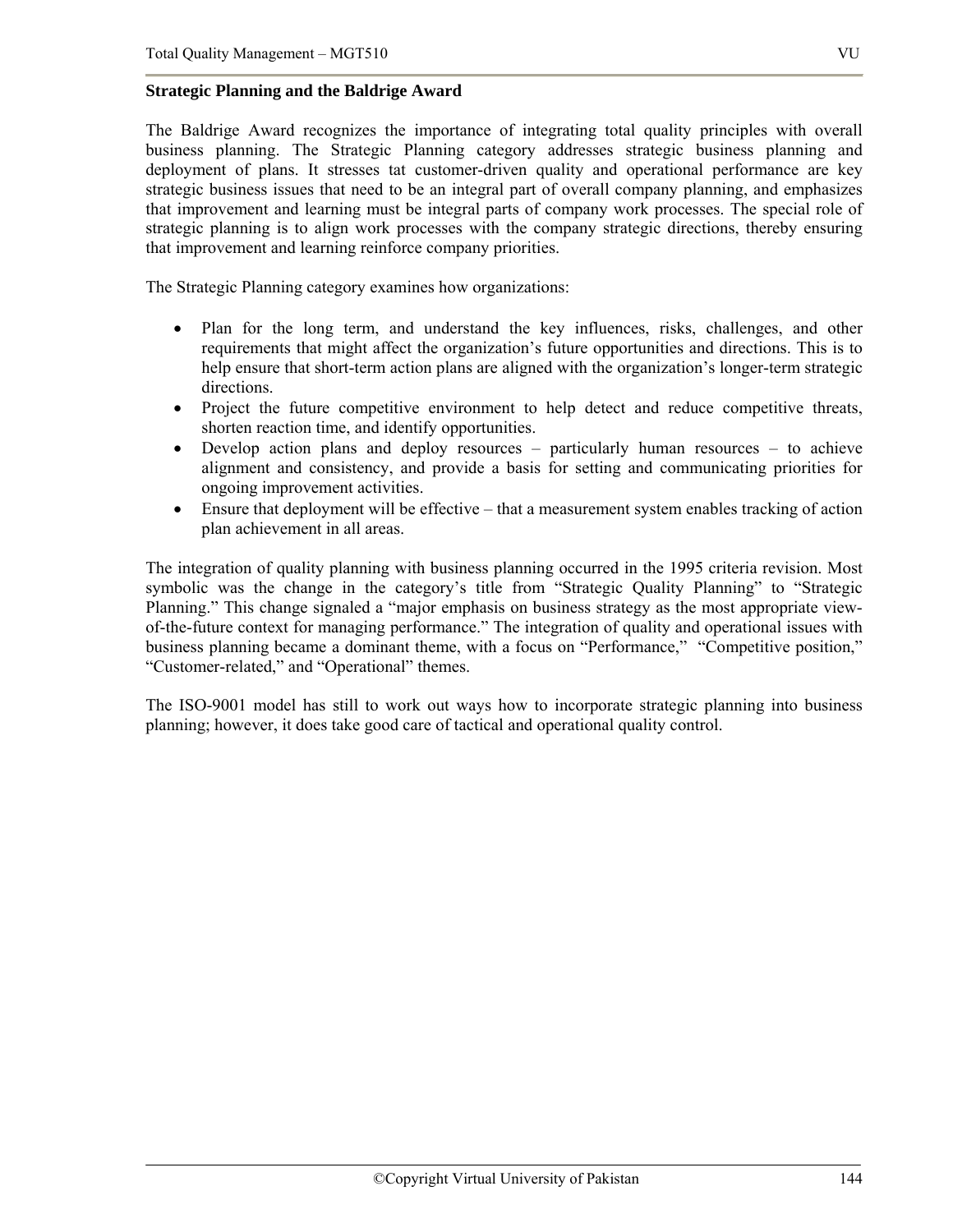**Strategic Planning and the Baldrige Award**

The Baldrige Award recognizes the importance of integrating total quality principles with overall business planning. The Strategic Planning category addresses strategic business planning and deployment of plans. It stresses tat customer-driven quality and operational performance are key strategic business issues that need to be an integral part of overall company planning, and emphasizes that improvement and learning must be integral parts of company work processes. The special role of strategic planning is to align work processes with the company strategic directions, thereby ensuring that improvement and learning reinforce company priorities.

The Strategic Planning category examines how organizations:

- Plan for the long term, and understand the key influences, risks, challenges, and other requirements that might affect the organization's future opportunities and directions. This is to help ensure that short-term action plans are aligned with the organization's longer-term strategic directions.
- Project the future competitive environment to help detect and reduce competitive threats, shorten reaction time, and identify opportunities.
- Develop action plans and deploy resources – particularly human resources – to achieve alignment and consistency, and provide a basis for setting and communicating priorities for ongoing improvement activities.
- Ensure that deployment will be effective – that a measurement system enables tracking of action plan achievement in all areas.

The integration of quality planning with business planning occurred in the 1995 criteria revision. Most symbolic was the change in the category's title from "Strategic Quality Planning" to "Strategic Planning." This change signaled a "major emphasis on business strategy as the most appropriate view-of-the-future context for managing performance." The integration of quality and operational issues with business planning became a dominant theme, with a focus on "Performance," "Competitive position," "Customer-related," and "Operational" themes.

The ISO-9001 model has still to work out ways how to incorporate strategic planning into business planning; however, it does take good care of tactical and operational quality control.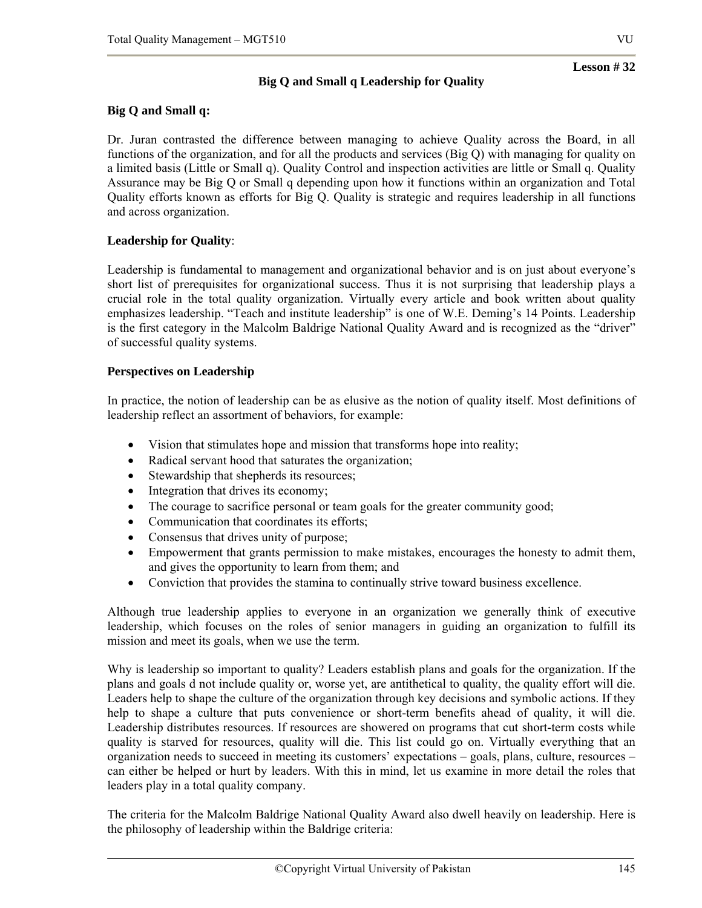**Lesson # 32**

## Big Q and Small q Leadership for Quality

### Big Q and Small q:

Dr. Juran contrasted the difference between managing to achieve Quality across the Board, in all functions of the organization, and for all the products and services (Big Q) with managing for quality on a limited basis (Little or Small q). Quality Control and inspection activities are little or Small q. Quality Assurance may be Big Q or Small q depending upon how it functions within an organization and Total Quality efforts known as efforts for Big Q. Quality is strategic and requires leadership in all functions and across organization.

### Leadership for Quality:

Leadership is fundamental to management and organizational behavior and is on just about everyone's short list of prerequisites for organizational success. Thus it is not surprising that leadership plays a crucial role in the total quality organization. Virtually every article and book written about quality emphasizes leadership. "Teach and institute leadership" is one of W.E. Deming's 14 Points. Leadership is the first category in the Malcolm Baldrige National Quality Award and is recognized as the "driver" of successful quality systems.

### Perspectives on Leadership

In practice, the notion of leadership can be as elusive as the notion of quality itself. Most definitions of leadership reflect an assortment of behaviors, for example:

- Vision that stimulates hope and mission that transforms hope into reality;
- Radical servant hood that saturates the organization;
- Stewardship that shepherds its resources;
- Integration that drives its economy;
- The courage to sacrifice personal or team goals for the greater community good;
- Communication that coordinates its efforts;
- Consensus that drives unity of purpose;
- Empowerment that grants permission to make mistakes, encourages the honesty to admit them, and gives the opportunity to learn from them; and
- Conviction that provides the stamina to continually strive toward business excellence.

Although true leadership applies to everyone in an organization we generally think of executive leadership, which focuses on the roles of senior managers in guiding an organization to fulfill its mission and meet its goals, when we use the term.

Why is leadership so important to quality? Leaders establish plans and goals for the organization. If the plans and goals d not include quality or, worse yet, are antithetical to quality, the quality effort will die. Leaders help to shape the culture of the organization through key decisions and symbolic actions. If they help to shape a culture that puts convenience or short-term benefits ahead of quality, it will die. Leadership distributes resources. If resources are showered on programs that cut short-term costs while quality is starved for resources, quality will die. This list could go on. Virtually everything that an organization needs to succeed in meeting its customers' expectations – goals, plans, culture, resources – can either be helped or hurt by leaders. With this in mind, let us examine in more detail the roles that leaders play in a total quality company.

The criteria for the Malcolm Baldrige National Quality Award also dwell heavily on leadership. Here is the philosophy of leadership within the Baldrige criteria: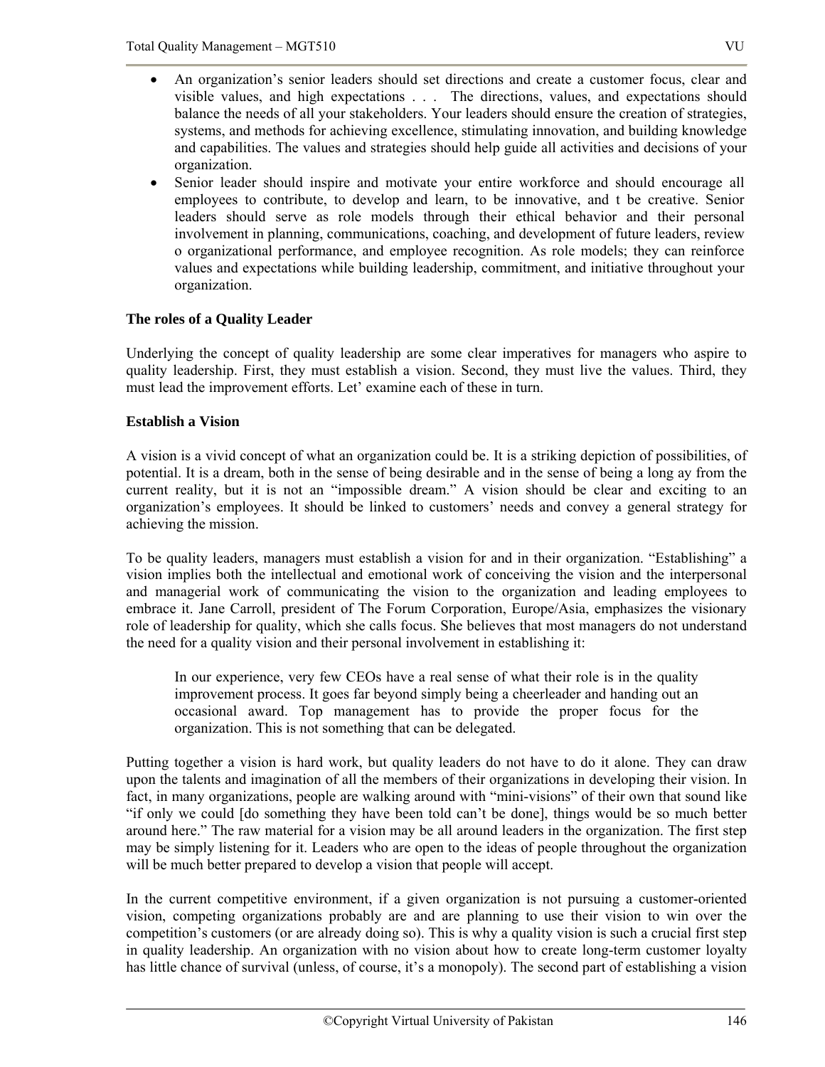- An organization's senior leaders should set directions and create a customer focus, clear and visible values, and high expectations . . . The directions, values, and expectations should balance the needs of all your stakeholders. Your leaders should ensure the creation of strategies, systems, and methods for achieving excellence, stimulating innovation, and building knowledge and capabilities. The values and strategies should help guide all activities and decisions of your organization.
- Senior leader should inspire and motivate your entire workforce and should encourage all employees to contribute, to develop and learn, to be innovative, and t be creative. Senior leaders should serve as role models through their ethical behavior and their personal involvement in planning, communications, coaching, and development of future leaders, review o organizational performance, and employee recognition. As role models; they can reinforce values and expectations while building leadership, commitment, and initiative throughout your organization.

**The roles of a Quality Leader**

Underlying the concept of quality leadership are some clear imperatives for managers who aspire to quality leadership. First, they must establish a vision. Second, they must live the values. Third, they must lead the improvement efforts. Let' examine each of these in turn.

**Establish a Vision**

A vision is a vivid concept of what an organization could be. It is a striking depiction of possibilities, of potential. It is a dream, both in the sense of being desirable and in the sense of being a long ay from the current reality, but it is not an "impossible dream." A vision should be clear and exciting to an organization's employees. It should be linked to customers' needs and convey a general strategy for achieving the mission.

To be quality leaders, managers must establish a vision for and in their organization. "Establishing" a vision implies both the intellectual and emotional work of conceiving the vision and the interpersonal and managerial work of communicating the vision to the organization and leading employees to embrace it. Jane Carroll, president of The Forum Corporation, Europe/Asia, emphasizes the visionary role of leadership for quality, which she calls focus. She believes that most managers do not understand the need for a quality vision and their personal involvement in establishing it:

> In our experience, very few CEOs have a real sense of what their role is in the quality improvement process. It goes far beyond simply being a cheerleader and handing out an occasional award. Top management has to provide the proper focus for the organization. This is not something that can be delegated.

Putting together a vision is hard work, but quality leaders do not have to do it alone. They can draw upon the talents and imagination of all the members of their organizations in developing their vision. In fact, in many organizations, people are walking around with "mini-visions" of their own that sound like "if only we could [do something they have been told can't be done], things would be so much better around here." The raw material for a vision may be all around leaders in the organization. The first step may be simply listening for it. Leaders who are open to the ideas of people throughout the organization will be much better prepared to develop a vision that people will accept.

In the current competitive environment, if a given organization is not pursuing a customer-oriented vision, competing organizations probably are and are planning to use their vision to win over the competition's customers (or are already doing so). This is why a quality vision is such a crucial first step in quality leadership. An organization with no vision about how to create long-term customer loyalty has little chance of survival (unless, of course, it's a monopoly). The second part of establishing a vision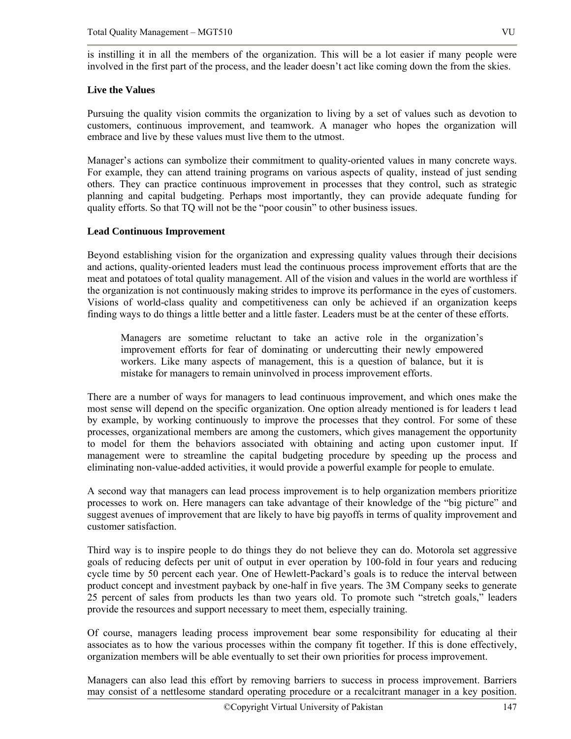is instilling it in all the members of the organization. This will be a lot easier if many people were involved in the first part of the process, and the leader doesn't act like coming down the from the skies.

**Live the Values**

Pursuing the quality vision commits the organization to living by a set of values such as devotion to customers, continuous improvement, and teamwork. A manager who hopes the organization will embrace and live by these values must live them to the utmost.

Manager's actions can symbolize their commitment to quality-oriented values in many concrete ways. For example, they can attend training programs on various aspects of quality, instead of just sending others. They can practice continuous improvement in processes that they control, such as strategic planning and capital budgeting. Perhaps most importantly, they can provide adequate funding for quality efforts. So that TQ will not be the "poor cousin" to other business issues.

**Lead Continuous Improvement**

Beyond establishing vision for the organization and expressing quality values through their decisions and actions, quality-oriented leaders must lead the continuous process improvement efforts that are the meat and potatoes of total quality management. All of the vision and values in the world are worthless if the organization is not continuously making strides to improve its performance in the eyes of customers. Visions of world-class quality and competitiveness can only be achieved if an organization keeps finding ways to do things a little better and a little faster. Leaders must be at the center of these efforts.

> Managers are sometime reluctant to take an active role in the organization's improvement efforts for fear of dominating or undercutting their newly empowered workers. Like many aspects of management, this is a question of balance, but it is mistake for managers to remain uninvolved in process improvement efforts.

There are a number of ways for managers to lead continuous improvement, and which ones make the most sense will depend on the specific organization. One option already mentioned is for leaders t lead by example, by working continuously to improve the processes that they control. For some of these processes, organizational members are among the customers, which gives management the opportunity to model for them the behaviors associated with obtaining and acting upon customer input. If management were to streamline the capital budgeting procedure by speeding up the process and eliminating non-value-added activities, it would provide a powerful example for people to emulate.

A second way that managers can lead process improvement is to help organization members prioritize processes to work on. Here managers can take advantage of their knowledge of the "big picture" and suggest avenues of improvement that are likely to have big payoffs in terms of quality improvement and customer satisfaction.

Third way is to inspire people to do things they do not believe they can do. Motorola set aggressive goals of reducing defects per unit of output in ever operation by 100-fold in four years and reducing cycle time by 50 percent each year. One of Hewlett-Packard's goals is to reduce the interval between product concept and investment payback by one-half in five years. The 3M Company seeks to generate 25 percent of sales from products les than two years old. To promote such "stretch goals," leaders provide the resources and support necessary to meet them, especially training.

Of course, managers leading process improvement bear some responsibility for educating al their associates as to how the various processes within the company fit together. If this is done effectively, organization members will be able eventually to set their own priorities for process improvement.

Managers can also lead this effort by removing barriers to success in process improvement. Barriers may consist of a nettlesome standard operating procedure or a recalcitrant manager in a key position.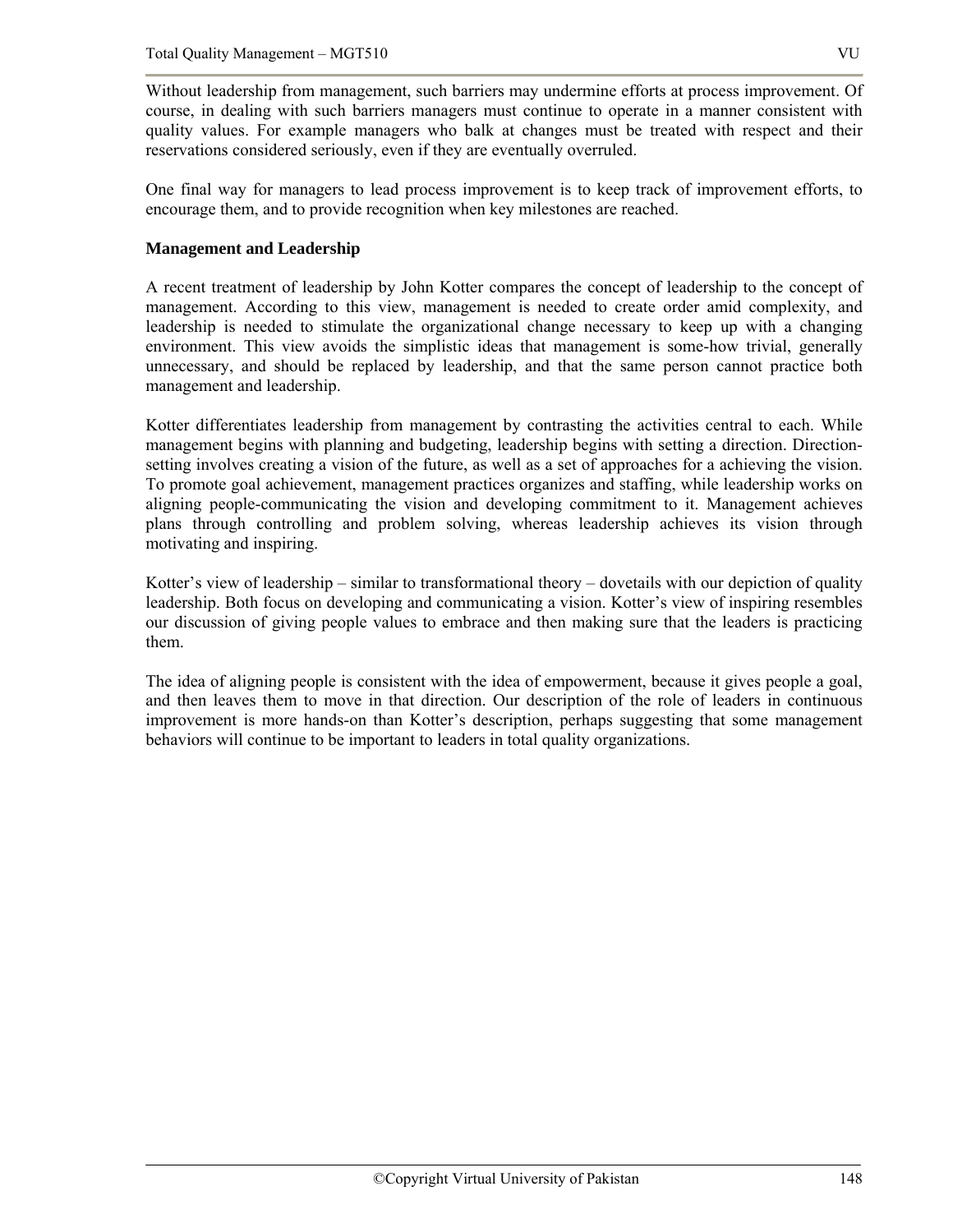Without leadership from management, such barriers may undermine efforts at process improvement. Of course, in dealing with such barriers managers must continue to operate in a manner consistent with quality values. For example managers who balk at changes must be treated with respect and their reservations considered seriously, even if they are eventually overruled.

One final way for managers to lead process improvement is to keep track of improvement efforts, to encourage them, and to provide recognition when key milestones are reached.

**Management and Leadership**

A recent treatment of leadership by John Kotter compares the concept of leadership to the concept of management. According to this view, management is needed to create order amid complexity, and leadership is needed to stimulate the organizational change necessary to keep up with a changing environment. This view avoids the simplistic ideas that management is some-how trivial, generally unnecessary, and should be replaced by leadership, and that the same person cannot practice both management and leadership.

Kotter differentiates leadership from management by contrasting the activities central to each. While management begins with planning and budgeting, leadership begins with setting a direction. Direction-setting involves creating a vision of the future, as well as a set of approaches for a achieving the vision. To promote goal achievement, management practices organizes and staffing, while leadership works on aligning people-communicating the vision and developing commitment to it. Management achieves plans through controlling and problem solving, whereas leadership achieves its vision through motivating and inspiring.

Kotter's view of leadership – similar to transformational theory – dovetails with our depiction of quality leadership. Both focus on developing and communicating a vision. Kotter's view of inspiring resembles our discussion of giving people values to embrace and then making sure that the leaders is practicing them.

The idea of aligning people is consistent with the idea of empowerment, because it gives people a goal, and then leaves them to move in that direction. Our description of the role of leaders in continuous improvement is more hands-on than Kotter's description, perhaps suggesting that some management behaviors will continue to be important to leaders in total quality organizations.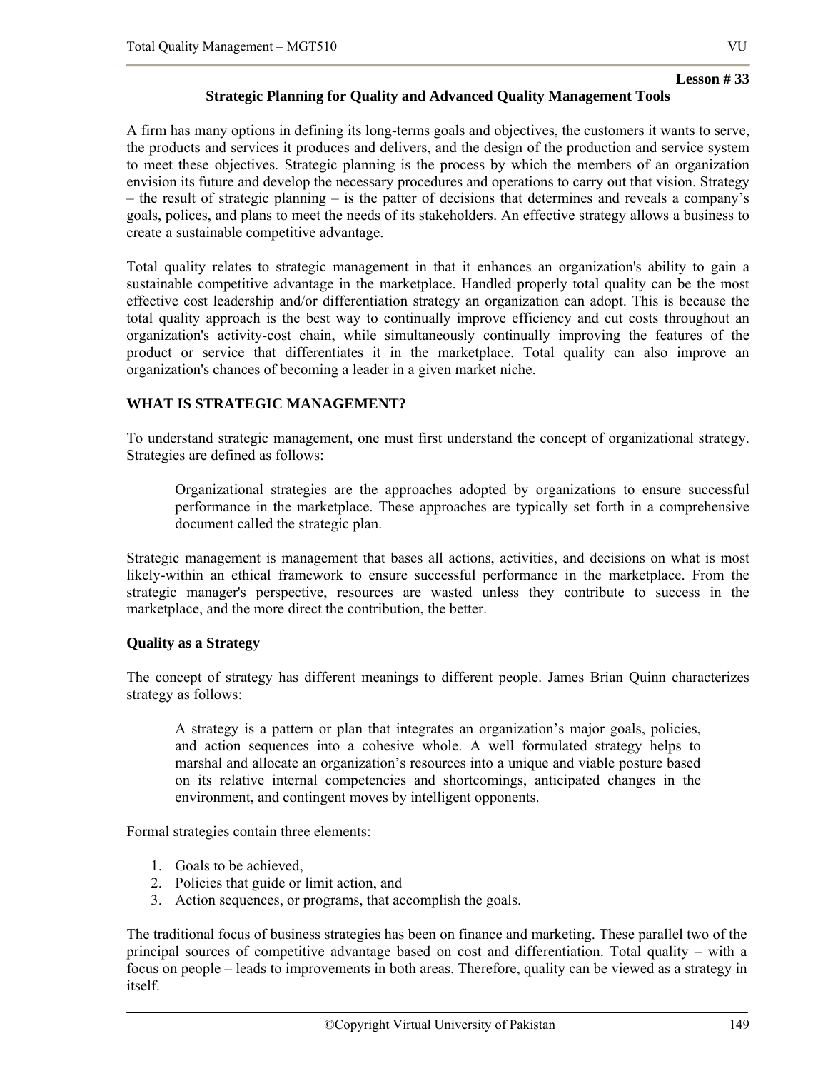Lesson # 33

## Strategic Planning for Quality and Advanced Quality Management Tools

A firm has many options in defining its long-terms goals and objectives, the customers it wants to serve, the products and services it produces and delivers, and the design of the production and service system to meet these objectives. Strategic planning is the process by which the members of an organization envision its future and develop the necessary procedures and operations to carry out that vision. Strategy – the result of strategic planning – is the patter of decisions that determines and reveals a company's goals, polices, and plans to meet the needs of its stakeholders. An effective strategy allows a business to create a sustainable competitive advantage.

Total quality relates to strategic management in that it enhances an organization's ability to gain a sustainable competitive advantage in the marketplace. Handled properly total quality can be the most effective cost leadership and/or differentiation strategy an organization can adopt. This is because the total quality approach is the best way to continually improve efficiency and cut costs throughout an organization's activity-cost chain, while simultaneously continually improving the features of the product or service that differentiates it in the marketplace. Total quality can also improve an organization's chances of becoming a leader in a given market niche.

### WHAT IS STRATEGIC MANAGEMENT?

To understand strategic management, one must first understand the concept of organizational strategy. Strategies are defined as follows:

> Organizational strategies are the approaches adopted by organizations to ensure successful performance in the marketplace. These approaches are typically set forth in a comprehensive document called the strategic plan.

Strategic management is management that bases all actions, activities, and decisions on what is most likely-within an ethical framework to ensure successful performance in the marketplace. From the strategic manager's perspective, resources are wasted unless they contribute to success in the marketplace, and the more direct the contribution, the better.

### Quality as a Strategy

The concept of strategy has different meanings to different people. James Brian Quinn characterizes strategy as follows:

> A strategy is a pattern or plan that integrates an organization's major goals, policies, and action sequences into a cohesive whole. A well formulated strategy helps to marshal and allocate an organization's resources into a unique and viable posture based on its relative internal competencies and shortcomings, anticipated changes in the environment, and contingent moves by intelligent opponents.

Formal strategies contain three elements:

1. Goals to be achieved,
2. Policies that guide or limit action, and
3. Action sequences, or programs, that accomplish the goals.

The traditional focus of business strategies has been on finance and marketing. These parallel two of the principal sources of competitive advantage based on cost and differentiation. Total quality – with a focus on people – leads to improvements in both areas. Therefore, quality can be viewed as a strategy in itself.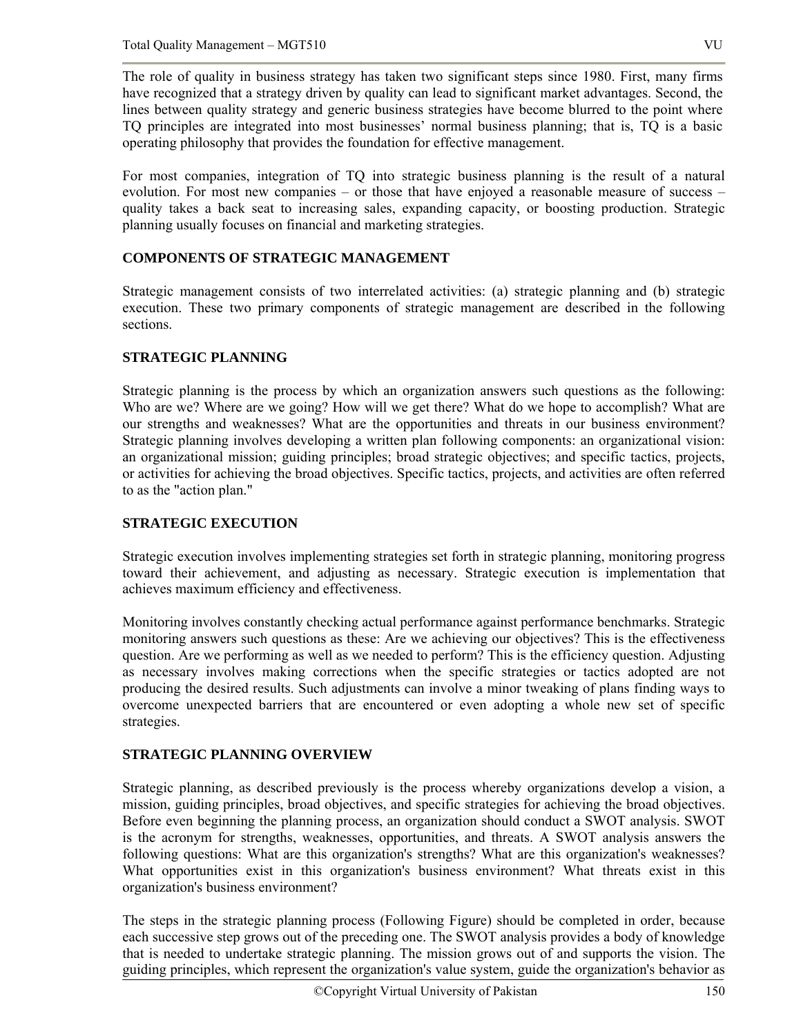The role of quality in business strategy has taken two significant steps since 1980. First, many firms have recognized that a strategy driven by quality can lead to significant market advantages. Second, the lines between quality strategy and generic business strategies have become blurred to the point where TQ principles are integrated into most businesses' normal business planning; that is, TQ is a basic operating philosophy that provides the foundation for effective management.

For most companies, integration of TQ into strategic business planning is the result of a natural evolution. For most new companies – or those that have enjoyed a reasonable measure of success – quality takes a back seat to increasing sales, expanding capacity, or boosting production. Strategic planning usually focuses on financial and marketing strategies.

## COMPONENTS OF STRATEGIC MANAGEMENT

Strategic management consists of two interrelated activities: (a) strategic planning and (b) strategic execution. These two primary components of strategic management are described in the following sections.

## STRATEGIC PLANNING

Strategic planning is the process by which an organization answers such questions as the following: Who are we? Where are we going? How will we get there? What do we hope to accomplish? What are our strengths and weaknesses? What are the opportunities and threats in our business environment? Strategic planning involves developing a written plan following components: an organizational vision: an organizational mission; guiding principles; broad strategic objectives; and specific tactics, projects, or activities for achieving the broad objectives. Specific tactics, projects, and activities are often referred to as the "action plan."

## STRATEGIC EXECUTION

Strategic execution involves implementing strategies set forth in strategic planning, monitoring progress toward their achievement, and adjusting as necessary. Strategic execution is implementation that achieves maximum efficiency and effectiveness.

Monitoring involves constantly checking actual performance against performance benchmarks. Strategic monitoring answers such questions as these: Are we achieving our objectives? This is the effectiveness question. Are we performing as well as we needed to perform? This is the efficiency question. Adjusting as necessary involves making corrections when the specific strategies or tactics adopted are not producing the desired results. Such adjustments can involve a minor tweaking of plans finding ways to overcome unexpected barriers that are encountered or even adopting a whole new set of specific strategies.

## STRATEGIC PLANNING OVERVIEW

Strategic planning, as described previously is the process whereby organizations develop a vision, a mission, guiding principles, broad objectives, and specific strategies for achieving the broad objectives. Before even beginning the planning process, an organization should conduct a SWOT analysis. SWOT is the acronym for strengths, weaknesses, opportunities, and threats. A SWOT analysis answers the following questions: What are this organization's strengths? What are this organization's weaknesses? What opportunities exist in this organization's business environment? What threats exist in this organization's business environment?

The steps in the strategic planning process (Following Figure) should be completed in order, because each successive step grows out of the preceding one. The SWOT analysis provides a body of knowledge that is needed to undertake strategic planning. The mission grows out of and supports the vision. The guiding principles, which represent the organization's value system, guide the organization's behavior as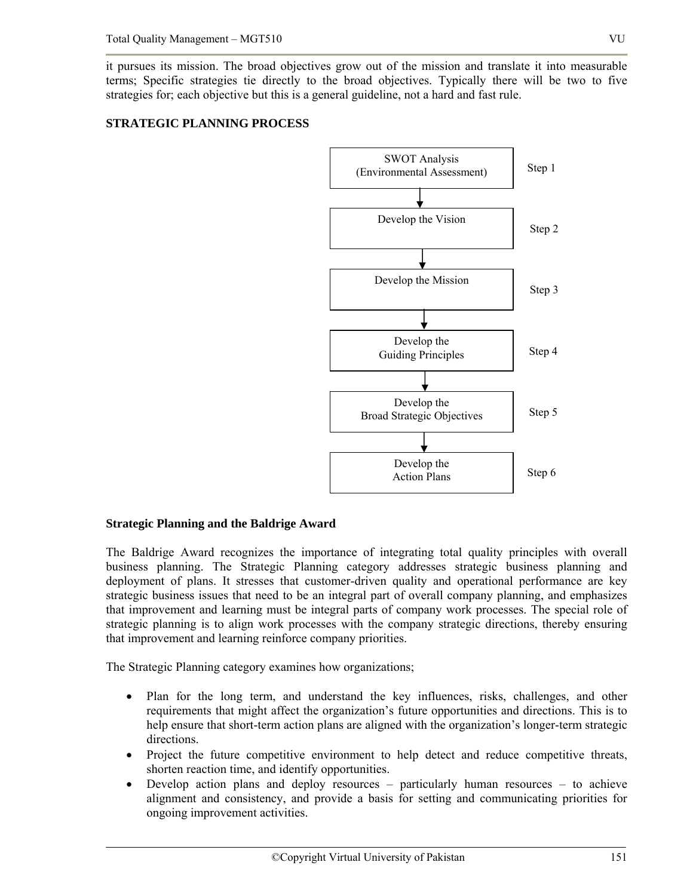it pursues its mission. The broad objectives grow out of the mission and translate it into measurable terms; Specific strategies tie directly to the broad objectives. Typically there will be two to five strategies for; each objective but this is a general guideline, not a hard and fast rule.

**STRATEGIC PLANNING PROCESS**

SWOT Analysis (Environmental Assessment) — Step 1

↓

Develop the Vision — Step 2

↓

Develop the Mission — Step 3

↓

Develop the Guiding Principles — Step 4

↓

Develop the Broad Strategic Objectives — Step 5

↓

Develop the Action Plans — Step 6

**Strategic Planning and the Baldrige Award**

The Baldrige Award recognizes the importance of integrating total quality principles with overall business planning. The Strategic Planning category addresses strategic business planning and deployment of plans. It stresses that customer-driven quality and operational performance are key strategic business issues that need to be an integral part of overall company planning, and emphasizes that improvement and learning must be integral parts of company work processes. The special role of strategic planning is to align work processes with the company strategic directions, thereby ensuring that improvement and learning reinforce company priorities.

The Strategic Planning category examines how organizations;

- Plan for the long term, and understand the key influences, risks, challenges, and other requirements that might affect the organization's future opportunities and directions. This is to help ensure that short-term action plans are aligned with the organization's longer-term strategic directions.
- Project the future competitive environment to help detect and reduce competitive threats, shorten reaction time, and identify opportunities.
- Develop action plans and deploy resources – particularly human resources – to achieve alignment and consistency, and provide a basis for setting and communicating priorities for ongoing improvement activities.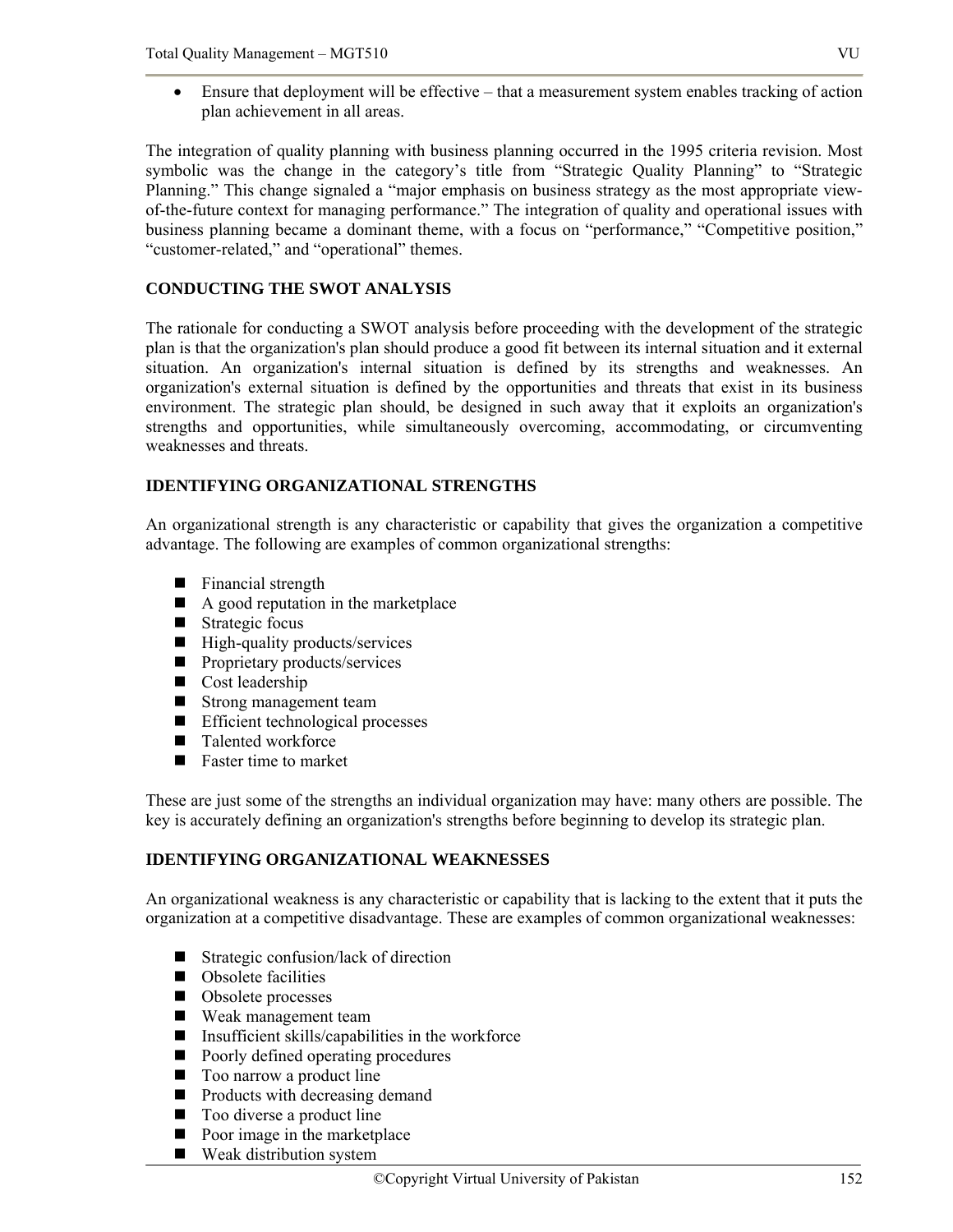- Ensure that deployment will be effective – that a measurement system enables tracking of action plan achievement in all areas.

The integration of quality planning with business planning occurred in the 1995 criteria revision. Most symbolic was the change in the category's title from "Strategic Quality Planning" to "Strategic Planning." This change signaled a "major emphasis on business strategy as the most appropriate view-of-the-future context for managing performance." The integration of quality and operational issues with business planning became a dominant theme, with a focus on "performance," "Competitive position," "customer-related," and "operational" themes.

**CONDUCTING THE SWOT ANALYSIS**

The rationale for conducting a SWOT analysis before proceeding with the development of the strategic plan is that the organization's plan should produce a good fit between its internal situation and it external situation. An organization's internal situation is defined by its strengths and weaknesses. An organization's external situation is defined by the opportunities and threats that exist in its business environment. The strategic plan should, be designed in such away that it exploits an organization's strengths and opportunities, while simultaneously overcoming, accommodating, or circumventing weaknesses and threats.

**IDENTIFYING ORGANIZATIONAL STRENGTHS**

An organizational strength is any characteristic or capability that gives the organization a competitive advantage. The following are examples of common organizational strengths:

- Financial strength
- A good reputation in the marketplace
- Strategic focus
- High-quality products/services
- Proprietary products/services
- Cost leadership
- Strong management team
- Efficient technological processes
- Talented workforce
- Faster time to market

These are just some of the strengths an individual organization may have: many others are possible. The key is accurately defining an organization's strengths before beginning to develop its strategic plan.

**IDENTIFYING ORGANIZATIONAL WEAKNESSES**

An organizational weakness is any characteristic or capability that is lacking to the extent that it puts the organization at a competitive disadvantage. These are examples of common organizational weaknesses:

- Strategic confusion/lack of direction
- Obsolete facilities
- Obsolete processes
- Weak management team
- Insufficient skills/capabilities in the workforce
- Poorly defined operating procedures
- Too narrow a product line
- Products with decreasing demand
- Too diverse a product line
- Poor image in the marketplace
- Weak distribution system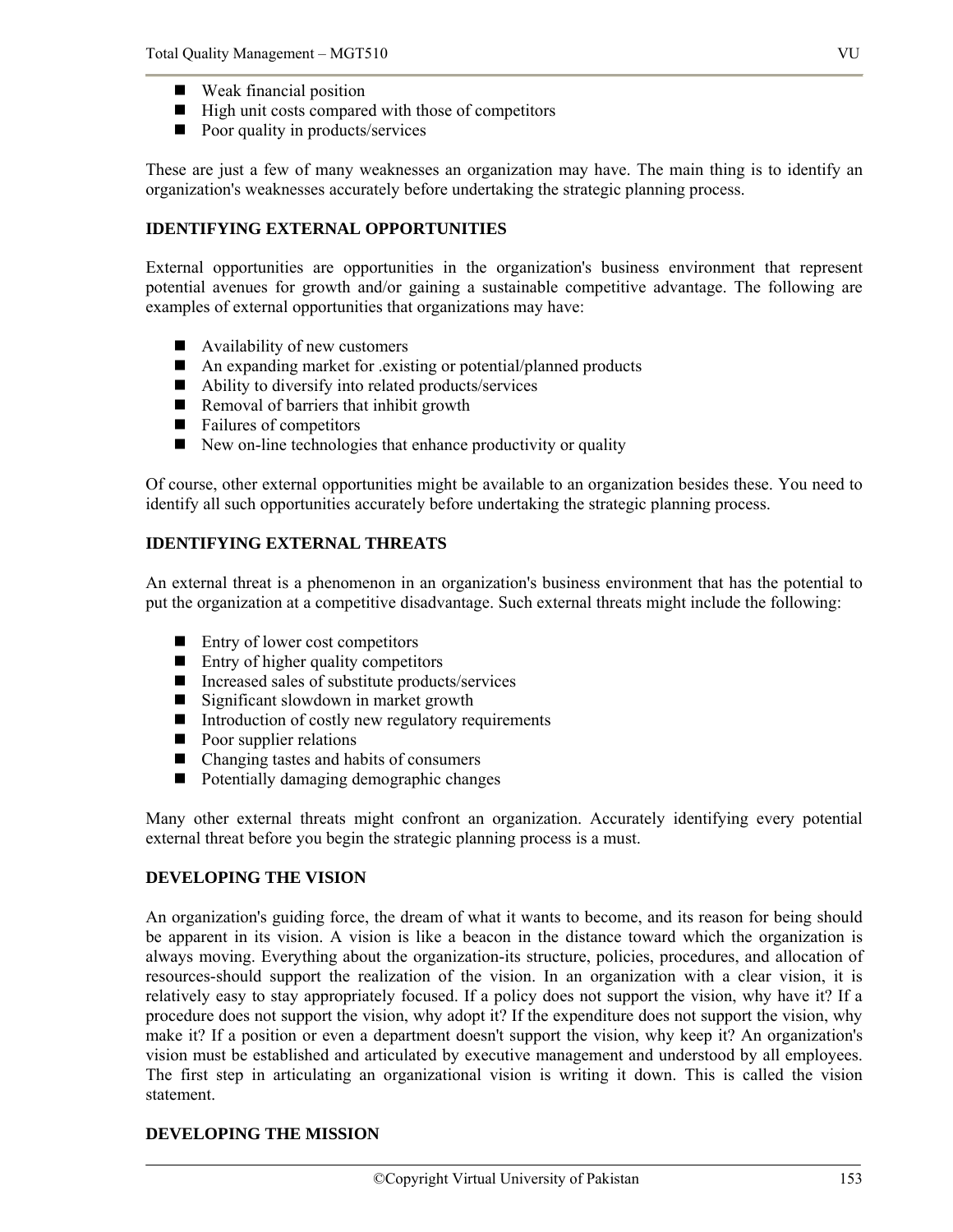- Weak financial position
- High unit costs compared with those of competitors
- Poor quality in products/services

These are just a few of many weaknesses an organization may have. The main thing is to identify an organization's weaknesses accurately before undertaking the strategic planning process.

### IDENTIFYING EXTERNAL OPPORTUNITIES

External opportunities are opportunities in the organization's business environment that represent potential avenues for growth and/or gaining a sustainable competitive advantage. The following are examples of external opportunities that organizations may have:

- Availability of new customers
- An expanding market for .existing or potential/planned products
- Ability to diversify into related products/services
- Removal of barriers that inhibit growth
- Failures of competitors
- New on-line technologies that enhance productivity or quality

Of course, other external opportunities might be available to an organization besides these. You need to identify all such opportunities accurately before undertaking the strategic planning process.

### IDENTIFYING EXTERNAL THREATS

An external threat is a phenomenon in an organization's business environment that has the potential to put the organization at a competitive disadvantage. Such external threats might include the following:

- Entry of lower cost competitors
- Entry of higher quality competitors
- Increased sales of substitute products/services
- Significant slowdown in market growth
- Introduction of costly new regulatory requirements
- Poor supplier relations
- Changing tastes and habits of consumers
- Potentially damaging demographic changes

Many other external threats might confront an organization. Accurately identifying every potential external threat before you begin the strategic planning process is a must.

### DEVELOPING THE VISION

An organization's guiding force, the dream of what it wants to become, and its reason for being should be apparent in its vision. A vision is like a beacon in the distance toward which the organization is always moving. Everything about the organization-its structure, policies, procedures, and allocation of resources-should support the realization of the vision. In an organization with a clear vision, it is relatively easy to stay appropriately focused. If a policy does not support the vision, why have it? If a procedure does not support the vision, why adopt it? If the expenditure does not support the vision, why make it? If a position or even a department doesn't support the vision, why keep it? An organization's vision must be established and articulated by executive management and understood by all employees. The first step in articulating an organizational vision is writing it down. This is called the vision statement.

### DEVELOPING THE MISSION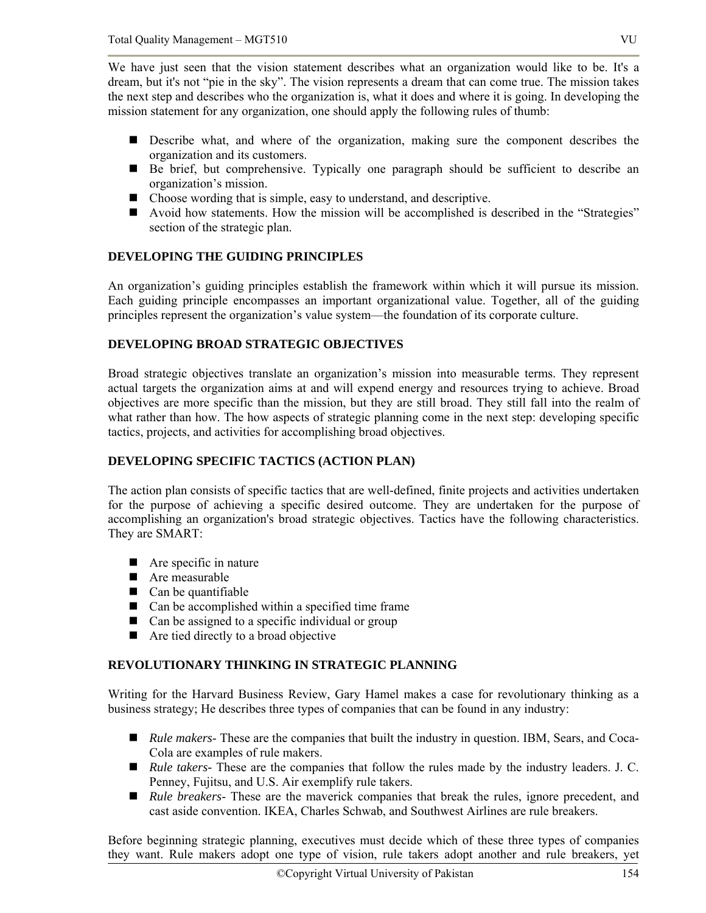We have just seen that the vision statement describes what an organization would like to be. It's a dream, but it's not "pie in the sky". The vision represents a dream that can come true. The mission takes the next step and describes who the organization is, what it does and where it is going. In developing the mission statement for any organization, one should apply the following rules of thumb:

- Describe what, and where of the organization, making sure the component describes the organization and its customers.
- Be brief, but comprehensive. Typically one paragraph should be sufficient to describe an organization's mission.
- Choose wording that is simple, easy to understand, and descriptive.
- Avoid how statements. How the mission will be accomplished is described in the "Strategies" section of the strategic plan.

**DEVELOPING THE GUIDING PRINCIPLES**

An organization's guiding principles establish the framework within which it will pursue its mission. Each guiding principle encompasses an important organizational value. Together, all of the guiding principles represent the organization's value system—the foundation of its corporate culture.

**DEVELOPING BROAD STRATEGIC OBJECTIVES**

Broad strategic objectives translate an organization's mission into measurable terms. They represent actual targets the organization aims at and will expend energy and resources trying to achieve. Broad objectives are more specific than the mission, but they are still broad. They still fall into the realm of what rather than how. The how aspects of strategic planning come in the next step: developing specific tactics, projects, and activities for accomplishing broad objectives.

**DEVELOPING SPECIFIC TACTICS (ACTION PLAN)**

The action plan consists of specific tactics that are well-defined, finite projects and activities undertaken for the purpose of achieving a specific desired outcome. They are undertaken for the purpose of accomplishing an organization's broad strategic objectives. Tactics have the following characteristics. They are SMART:

- Are specific in nature
- Are measurable
- Can be quantifiable
- Can be accomplished within a specified time frame
- Can be assigned to a specific individual or group
- Are tied directly to a broad objective

**REVOLUTIONARY THINKING IN STRATEGIC PLANNING**

Writing for the Harvard Business Review, Gary Hamel makes a case for revolutionary thinking as a business strategy; He describes three types of companies that can be found in any industry:

- *Rule makers*- These are the companies that built the industry in question. IBM, Sears, and Coca-Cola are examples of rule makers.
- *Rule takers*- These are the companies that follow the rules made by the industry leaders. J. C. Penney, Fujitsu, and U.S. Air exemplify rule takers.
- *Rule breakers*- These are the maverick companies that break the rules, ignore precedent, and cast aside convention. IKEA, Charles Schwab, and Southwest Airlines are rule breakers.

Before beginning strategic planning, executives must decide which of these three types of companies they want. Rule makers adopt one type of vision, rule takers adopt another and rule breakers, yet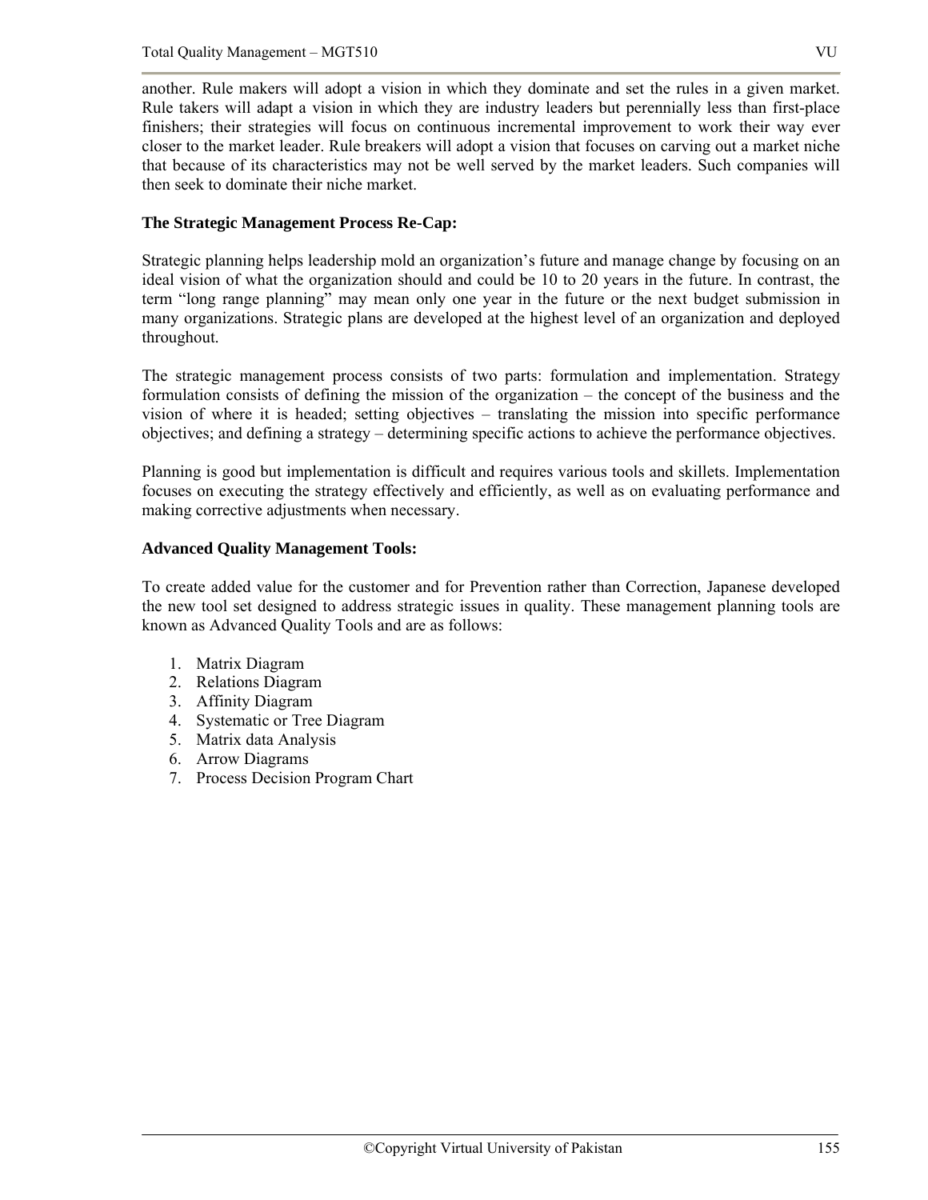another. Rule makers will adopt a vision in which they dominate and set the rules in a given market. Rule takers will adapt a vision in which they are industry leaders but perennially less than first-place finishers; their strategies will focus on continuous incremental improvement to work their way ever closer to the market leader. Rule breakers will adopt a vision that focuses on carving out a market niche that because of its characteristics may not be well served by the market leaders. Such companies will then seek to dominate their niche market.

**The Strategic Management Process Re-Cap:**

Strategic planning helps leadership mold an organization's future and manage change by focusing on an ideal vision of what the organization should and could be 10 to 20 years in the future. In contrast, the term "long range planning" may mean only one year in the future or the next budget submission in many organizations. Strategic plans are developed at the highest level of an organization and deployed throughout.

The strategic management process consists of two parts: formulation and implementation. Strategy formulation consists of defining the mission of the organization – the concept of the business and the vision of where it is headed; setting objectives – translating the mission into specific performance objectives; and defining a strategy – determining specific actions to achieve the performance objectives.

Planning is good but implementation is difficult and requires various tools and skillets. Implementation focuses on executing the strategy effectively and efficiently, as well as on evaluating performance and making corrective adjustments when necessary.

**Advanced Quality Management Tools:**

To create added value for the customer and for Prevention rather than Correction, Japanese developed the new tool set designed to address strategic issues in quality. These management planning tools are known as Advanced Quality Tools and are as follows:

1. Matrix Diagram
2. Relations Diagram
3. Affinity Diagram
4. Systematic or Tree Diagram
5. Matrix data Analysis
6. Arrow Diagrams
7. Process Decision Program Chart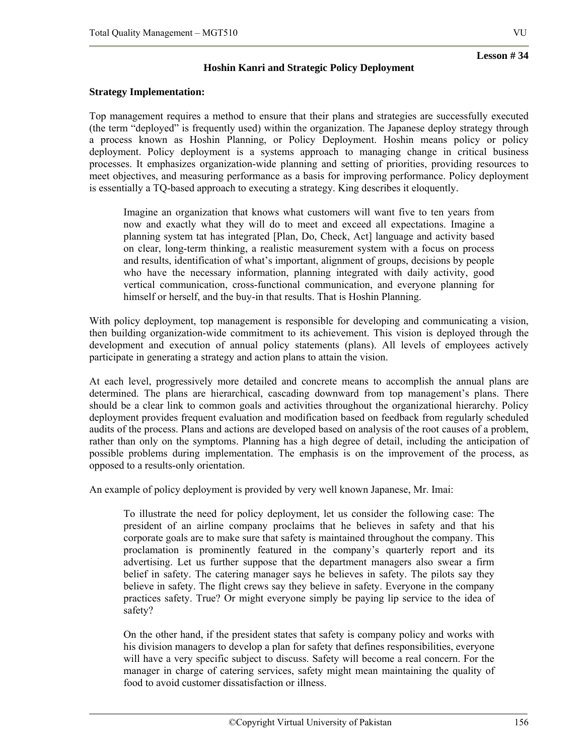**Lesson # 34**

## Hoshin Kanri and Strategic Policy Deployment

### Strategy Implementation:

Top management requires a method to ensure that their plans and strategies are successfully executed (the term "deployed" is frequently used) within the organization. The Japanese deploy strategy through a process known as Hoshin Planning, or Policy Deployment. Hoshin means policy or policy deployment. Policy deployment is a systems approach to managing change in critical business processes. It emphasizes organization-wide planning and setting of priorities, providing resources to meet objectives, and measuring performance as a basis for improving performance. Policy deployment is essentially a TQ-based approach to executing a strategy. King describes it eloquently.

> Imagine an organization that knows what customers will want five to ten years from now and exactly what they will do to meet and exceed all expectations. Imagine a planning system tat has integrated [Plan, Do, Check, Act] language and activity based on clear, long-term thinking, a realistic measurement system with a focus on process and results, identification of what's important, alignment of groups, decisions by people who have the necessary information, planning integrated with daily activity, good vertical communication, cross-functional communication, and everyone planning for himself or herself, and the buy-in that results. That is Hoshin Planning.

With policy deployment, top management is responsible for developing and communicating a vision, then building organization-wide commitment to its achievement. This vision is deployed through the development and execution of annual policy statements (plans). All levels of employees actively participate in generating a strategy and action plans to attain the vision.

At each level, progressively more detailed and concrete means to accomplish the annual plans are determined. The plans are hierarchical, cascading downward from top management's plans. There should be a clear link to common goals and activities throughout the organizational hierarchy. Policy deployment provides frequent evaluation and modification based on feedback from regularly scheduled audits of the process. Plans and actions are developed based on analysis of the root causes of a problem, rather than only on the symptoms. Planning has a high degree of detail, including the anticipation of possible problems during implementation. The emphasis is on the improvement of the process, as opposed to a results-only orientation.

An example of policy deployment is provided by very well known Japanese, Mr. Imai:

> To illustrate the need for policy deployment, let us consider the following case: The president of an airline company proclaims that he believes in safety and that his corporate goals are to make sure that safety is maintained throughout the company. This proclamation is prominently featured in the company's quarterly report and its advertising. Let us further suppose that the department managers also swear a firm belief in safety. The catering manager says he believes in safety. The pilots say they believe in safety. The flight crews say they believe in safety. Everyone in the company practices safety. True? Or might everyone simply be paying lip service to the idea of safety?
>
> On the other hand, if the president states that safety is company policy and works with his division managers to develop a plan for safety that defines responsibilities, everyone will have a very specific subject to discuss. Safety will become a real concern. For the manager in charge of catering services, safety might mean maintaining the quality of food to avoid customer dissatisfaction or illness.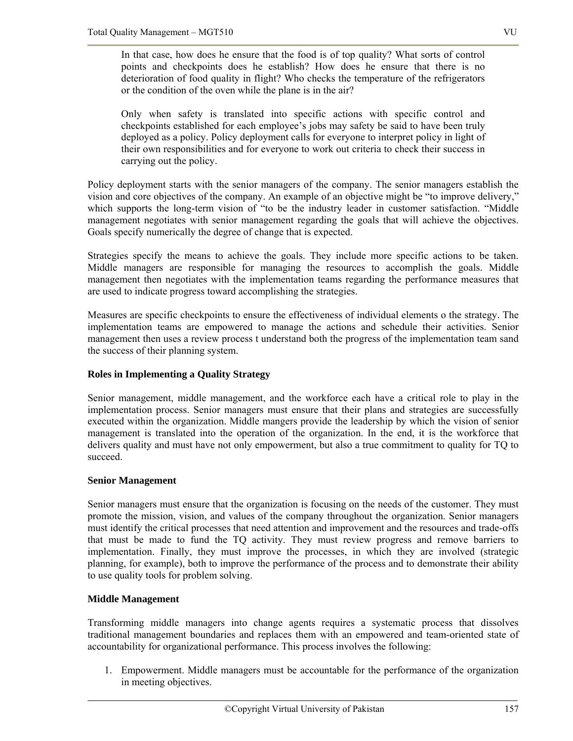In that case, how does he ensure that the food is of top quality? What sorts of control points and checkpoints does he establish? How does he ensure that there is no deterioration of food quality in flight? Who checks the temperature of the refrigerators or the condition of the oven while the plane is in the air?

Only when safety is translated into specific actions with specific control and checkpoints established for each employee's jobs may safety be said to have been truly deployed as a policy. Policy deployment calls for everyone to interpret policy in light of their own responsibilities and for everyone to work out criteria to check their success in carrying out the policy.

Policy deployment starts with the senior managers of the company. The senior managers establish the vision and core objectives of the company. An example of an objective might be "to improve delivery," which supports the long-term vision of "to be the industry leader in customer satisfaction. "Middle management negotiates with senior management regarding the goals that will achieve the objectives. Goals specify numerically the degree of change that is expected.

Strategies specify the means to achieve the goals. They include more specific actions to be taken. Middle managers are responsible for managing the resources to accomplish the goals. Middle management then negotiates with the implementation teams regarding the performance measures that are used to indicate progress toward accomplishing the strategies.

Measures are specific checkpoints to ensure the effectiveness of individual elements o the strategy. The implementation teams are empowered to manage the actions and schedule their activities. Senior management then uses a review process t understand both the progress of the implementation team sand the success of their planning system.

**Roles in Implementing a Quality Strategy**

Senior management, middle management, and the workforce each have a critical role to play in the implementation process. Senior managers must ensure that their plans and strategies are successfully executed within the organization. Middle mangers provide the leadership by which the vision of senior management is translated into the operation of the organization. In the end, it is the workforce that delivers quality and must have not only empowerment, but also a true commitment to quality for TQ to succeed.

**Senior Management**

Senior managers must ensure that the organization is focusing on the needs of the customer. They must promote the mission, vision, and values of the company throughout the organization. Senior managers must identify the critical processes that need attention and improvement and the resources and trade-offs that must be made to fund the TQ activity. They must review progress and remove barriers to implementation. Finally, they must improve the processes, in which they are involved (strategic planning, for example), both to improve the performance of the process and to demonstrate their ability to use quality tools for problem solving.

**Middle Management**

Transforming middle managers into change agents requires a systematic process that dissolves traditional management boundaries and replaces them with an empowered and team-oriented state of accountability for organizational performance. This process involves the following:

1. Empowerment. Middle managers must be accountable for the performance of the organization in meeting objectives.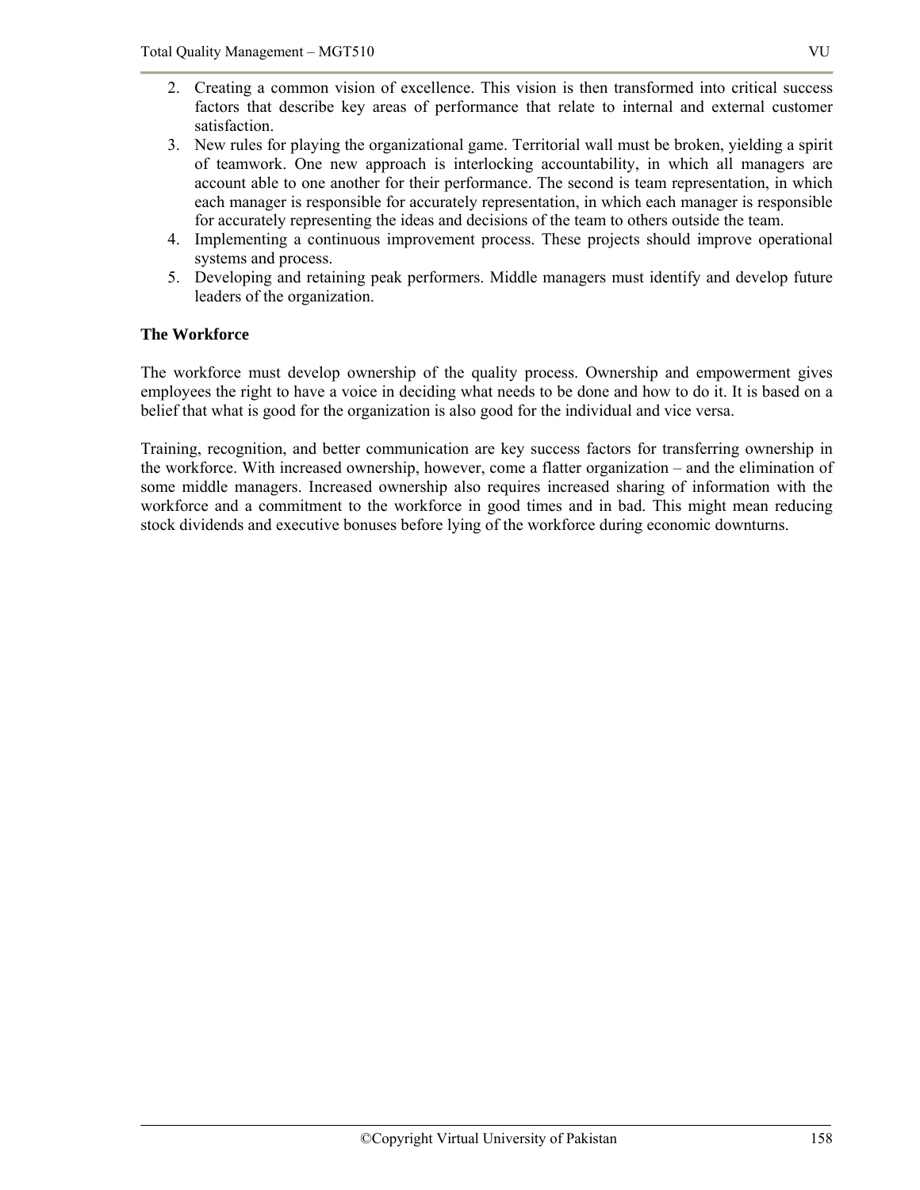2. Creating a common vision of excellence. This vision is then transformed into critical success factors that describe key areas of performance that relate to internal and external customer satisfaction.
3. New rules for playing the organizational game. Territorial wall must be broken, yielding a spirit of teamwork. One new approach is interlocking accountability, in which all managers are account able to one another for their performance. The second is team representation, in which each manager is responsible for accurately representation, in which each manager is responsible for accurately representing the ideas and decisions of the team to others outside the team.
4. Implementing a continuous improvement process. These projects should improve operational systems and process.
5. Developing and retaining peak performers. Middle managers must identify and develop future leaders of the organization.

**The Workforce**

The workforce must develop ownership of the quality process. Ownership and empowerment gives employees the right to have a voice in deciding what needs to be done and how to do it. It is based on a belief that what is good for the organization is also good for the individual and vice versa.

Training, recognition, and better communication are key success factors for transferring ownership in the workforce. With increased ownership, however, come a flatter organization – and the elimination of some middle managers. Increased ownership also requires increased sharing of information with the workforce and a commitment to the workforce in good times and in bad. This might mean reducing stock dividends and executive bonuses before lying of the workforce during economic downturns.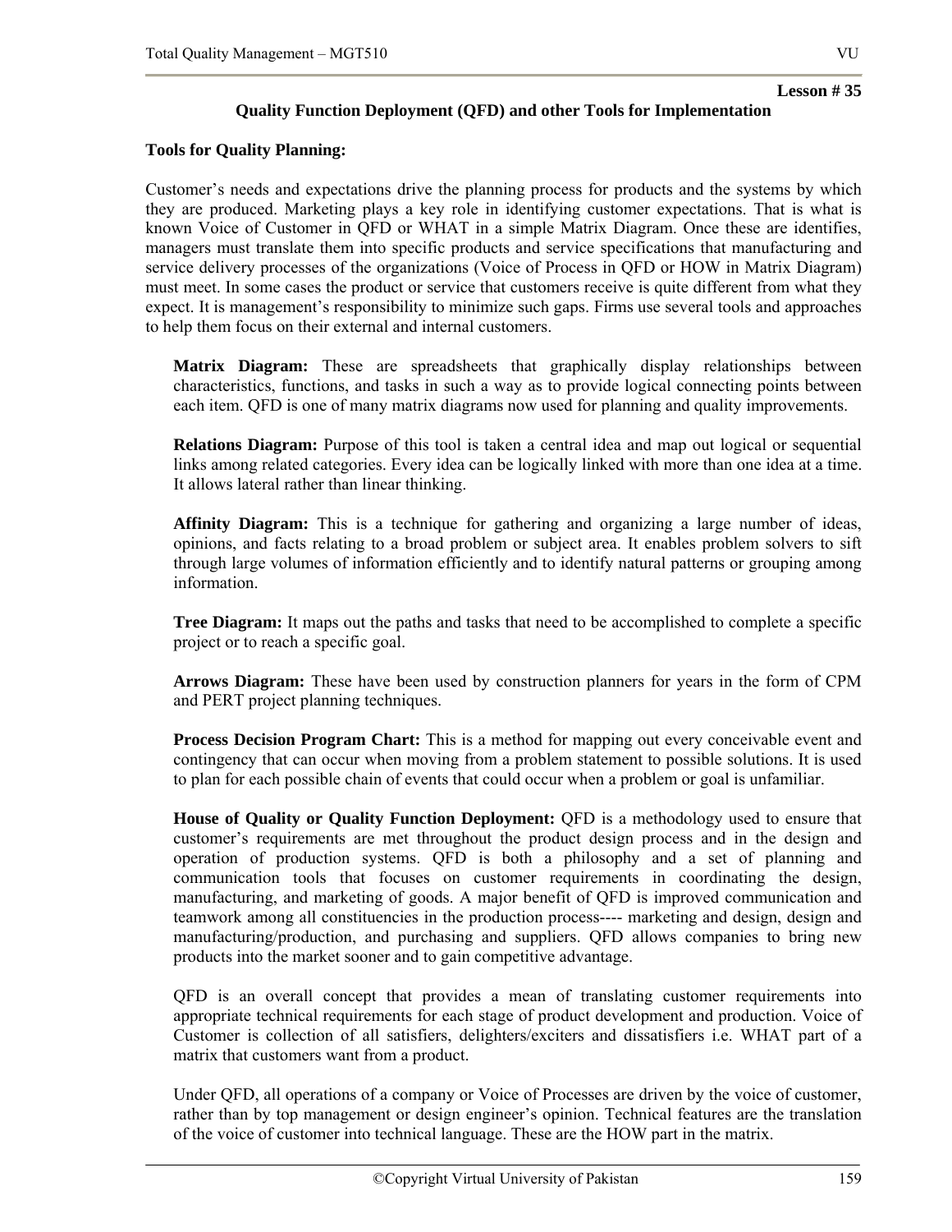**Lesson # 35**

## Quality Function Deployment (QFD) and other Tools for Implementation

### Tools for Quality Planning:

Customer's needs and expectations drive the planning process for products and the systems by which they are produced. Marketing plays a key role in identifying customer expectations. That is what is known Voice of Customer in QFD or WHAT in a simple Matrix Diagram. Once these are identifies, managers must translate them into specific products and service specifications that manufacturing and service delivery processes of the organizations (Voice of Process in QFD or HOW in Matrix Diagram) must meet. In some cases the product or service that customers receive is quite different from what they expect. It is management's responsibility to minimize such gaps. Firms use several tools and approaches to help them focus on their external and internal customers.

**Matrix Diagram:** These are spreadsheets that graphically display relationships between characteristics, functions, and tasks in such a way as to provide logical connecting points between each item. QFD is one of many matrix diagrams now used for planning and quality improvements.

**Relations Diagram:** Purpose of this tool is taken a central idea and map out logical or sequential links among related categories. Every idea can be logically linked with more than one idea at a time. It allows lateral rather than linear thinking.

**Affinity Diagram:** This is a technique for gathering and organizing a large number of ideas, opinions, and facts relating to a broad problem or subject area. It enables problem solvers to sift through large volumes of information efficiently and to identify natural patterns or grouping among information.

**Tree Diagram:** It maps out the paths and tasks that need to be accomplished to complete a specific project or to reach a specific goal.

**Arrows Diagram:** These have been used by construction planners for years in the form of CPM and PERT project planning techniques.

**Process Decision Program Chart:** This is a method for mapping out every conceivable event and contingency that can occur when moving from a problem statement to possible solutions. It is used to plan for each possible chain of events that could occur when a problem or goal is unfamiliar.

**House of Quality or Quality Function Deployment:** QFD is a methodology used to ensure that customer's requirements are met throughout the product design process and in the design and operation of production systems. QFD is both a philosophy and a set of planning and communication tools that focuses on customer requirements in coordinating the design, manufacturing, and marketing of goods. A major benefit of QFD is improved communication and teamwork among all constituencies in the production process---- marketing and design, design and manufacturing/production, and purchasing and suppliers. QFD allows companies to bring new products into the market sooner and to gain competitive advantage.

QFD is an overall concept that provides a mean of translating customer requirements into appropriate technical requirements for each stage of product development and production. Voice of Customer is collection of all satisfiers, delighters/exciters and dissatisfiers i.e. WHAT part of a matrix that customers want from a product.

Under QFD, all operations of a company or Voice of Processes are driven by the voice of customer, rather than by top management or design engineer's opinion. Technical features are the translation of the voice of customer into technical language. These are the HOW part in the matrix.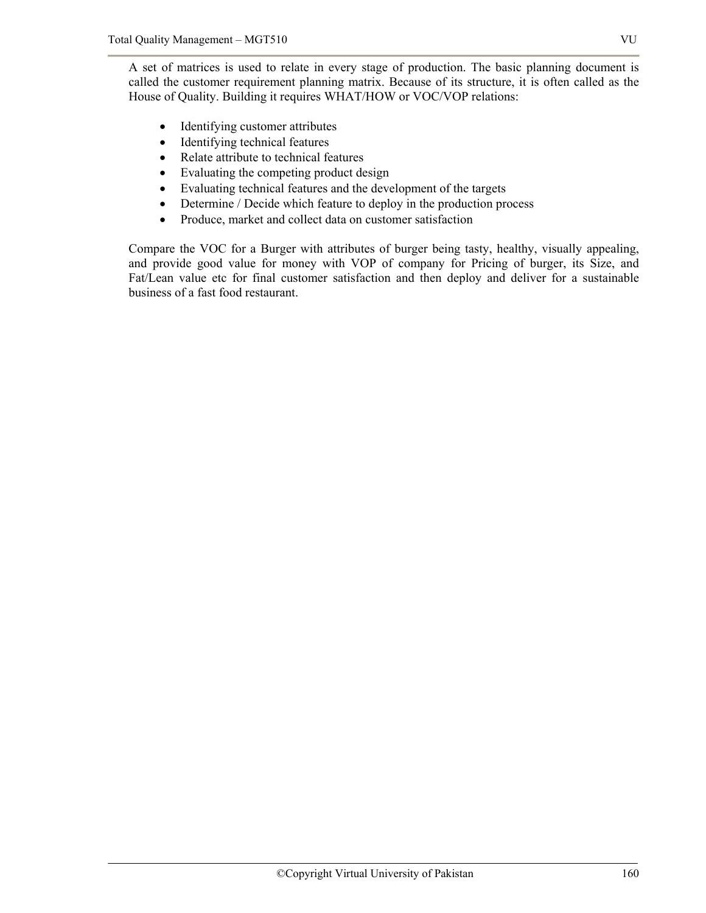A set of matrices is used to relate in every stage of production. The basic planning document is called the customer requirement planning matrix. Because of its structure, it is often called as the House of Quality. Building it requires WHAT/HOW or VOC/VOP relations:

- Identifying customer attributes
- Identifying technical features
- Relate attribute to technical features
- Evaluating the competing product design
- Evaluating technical features and the development of the targets
- Determine / Decide which feature to deploy in the production process
- Produce, market and collect data on customer satisfaction

Compare the VOC for a Burger with attributes of burger being tasty, healthy, visually appealing, and provide good value for money with VOP of company for Pricing of burger, its Size, and Fat/Lean value etc for final customer satisfaction and then deploy and deliver for a sustainable business of a fast food restaurant.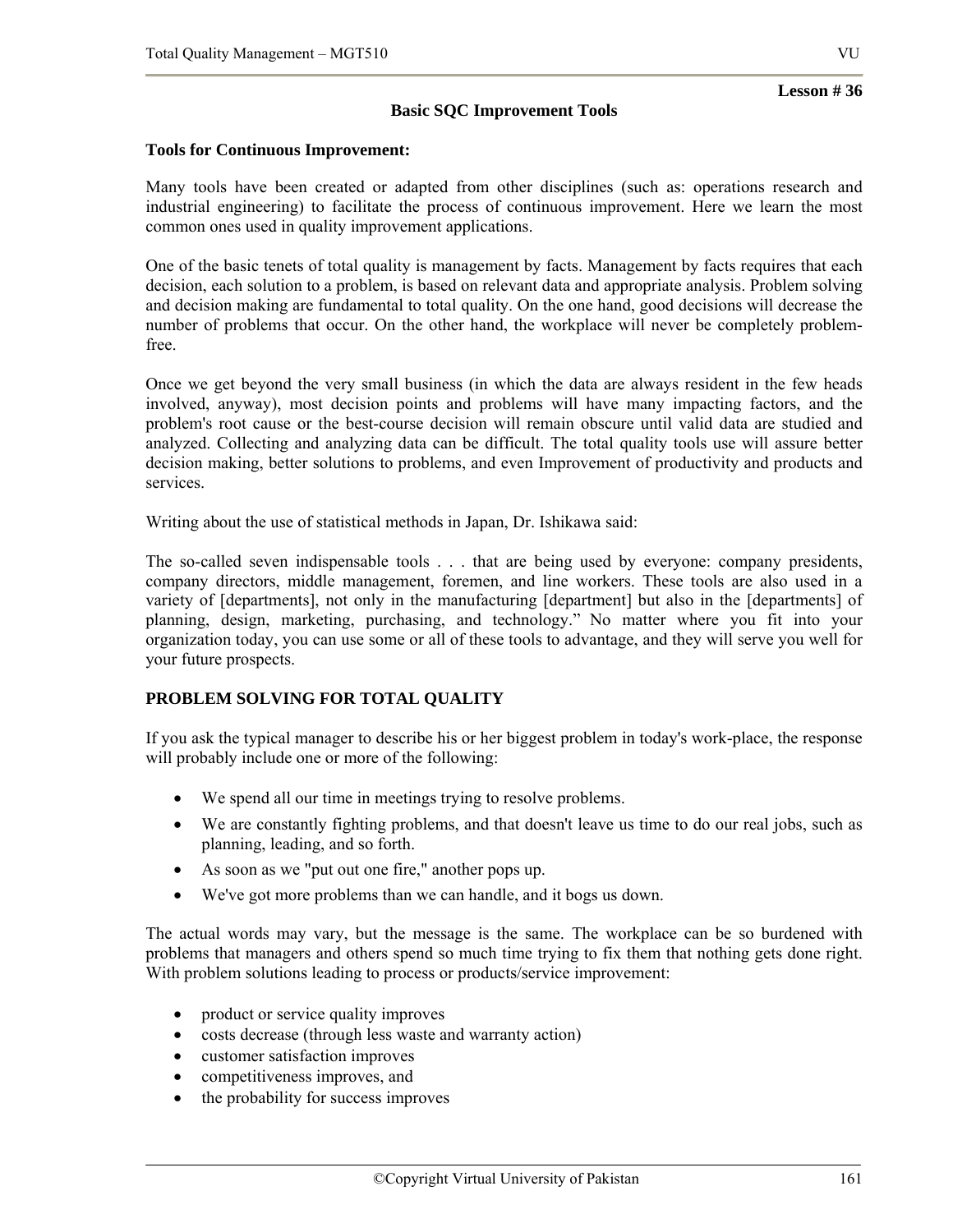**Lesson # 36**

## Basic SQC Improvement Tools

### Tools for Continuous Improvement:

Many tools have been created or adapted from other disciplines (such as: operations research and industrial engineering) to facilitate the process of continuous improvement. Here we learn the most common ones used in quality improvement applications.

One of the basic tenets of total quality is management by facts. Management by facts requires that each decision, each solution to a problem, is based on relevant data and appropriate analysis. Problem solving and decision making are fundamental to total quality. On the one hand, good decisions will decrease the number of problems that occur. On the other hand, the workplace will never be completely problem-free.

Once we get beyond the very small business (in which the data are always resident in the few heads involved, anyway), most decision points and problems will have many impacting factors, and the problem's root cause or the best-course decision will remain obscure until valid data are studied and analyzed. Collecting and analyzing data can be difficult. The total quality tools use will assure better decision making, better solutions to problems, and even Improvement of productivity and products and services.

Writing about the use of statistical methods in Japan, Dr. Ishikawa said:

The so-called seven indispensable tools . . . that are being used by everyone: company presidents, company directors, middle management, foremen, and line workers. These tools are also used in a variety of [departments], not only in the manufacturing [department] but also in the [departments] of planning, design, marketing, purchasing, and technology." No matter where you fit into your organization today, you can use some or all of these tools to advantage, and they will serve you well for your future prospects.

### PROBLEM SOLVING FOR TOTAL QUALITY

If you ask the typical manager to describe his or her biggest problem in today's work-place, the response will probably include one or more of the following:

- We spend all our time in meetings trying to resolve problems.
- We are constantly fighting problems, and that doesn't leave us time to do our real jobs, such as planning, leading, and so forth.
- As soon as we "put out one fire," another pops up.
- We've got more problems than we can handle, and it bogs us down.

The actual words may vary, but the message is the same. The workplace can be so burdened with problems that managers and others spend so much time trying to fix them that nothing gets done right. With problem solutions leading to process or products/service improvement:

- product or service quality improves
- costs decrease (through less waste and warranty action)
- customer satisfaction improves
- competitiveness improves, and
- the probability for success improves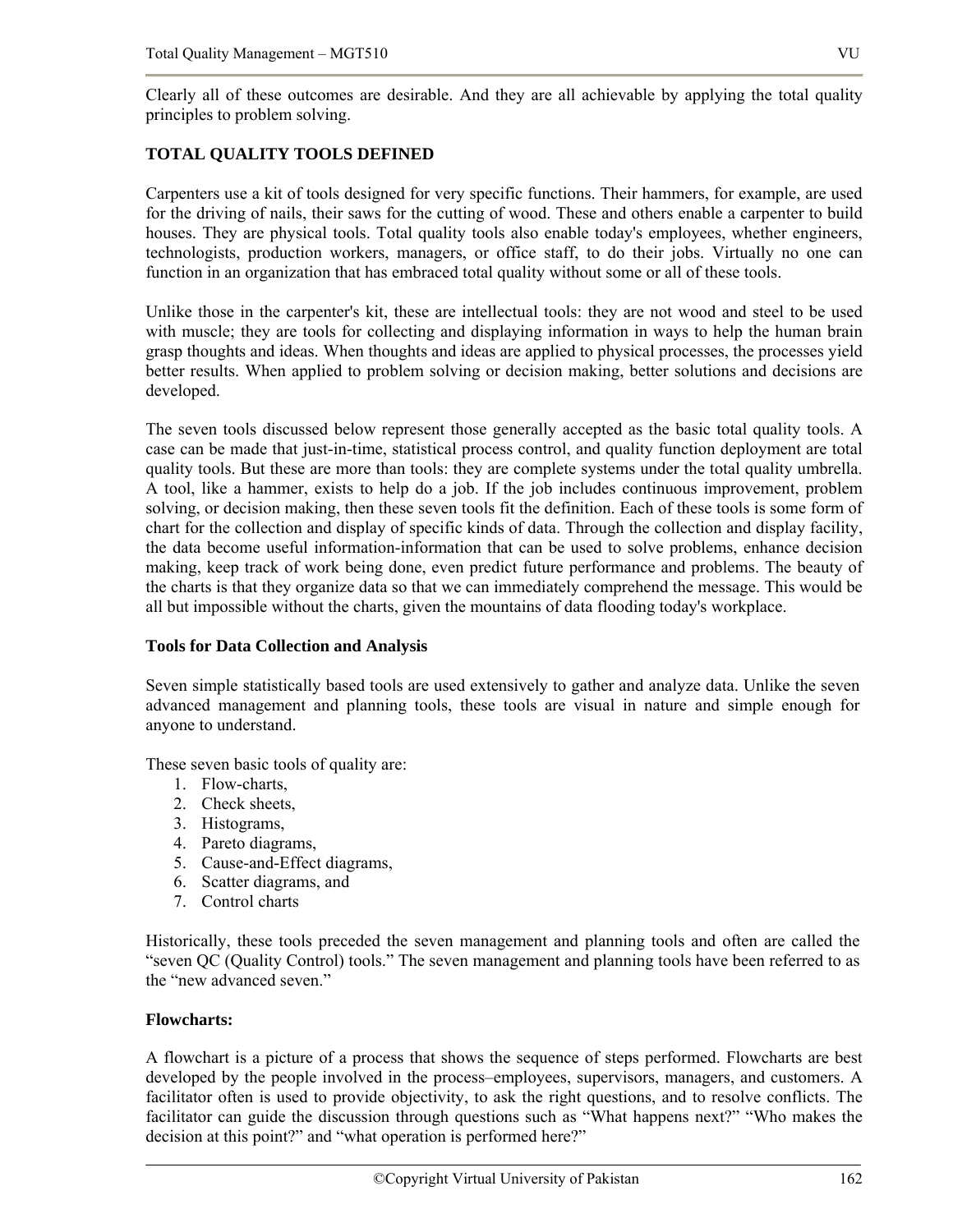Clearly all of these outcomes are desirable. And they are all achievable by applying the total quality principles to problem solving.

## TOTAL QUALITY TOOLS DEFINED

Carpenters use a kit of tools designed for very specific functions. Their hammers, for example, are used for the driving of nails, their saws for the cutting of wood. These and others enable a carpenter to build houses. They are physical tools. Total quality tools also enable today's employees, whether engineers, technologists, production workers, managers, or office staff, to do their jobs. Virtually no one can function in an organization that has embraced total quality without some or all of these tools.

Unlike those in the carpenter's kit, these are intellectual tools: they are not wood and steel to be used with muscle; they are tools for collecting and displaying information in ways to help the human brain grasp thoughts and ideas. When thoughts and ideas are applied to physical processes, the processes yield better results. When applied to problem solving or decision making, better solutions and decisions are developed.

The seven tools discussed below represent those generally accepted as the basic total quality tools. A case can be made that just-in-time, statistical process control, and quality function deployment are total quality tools. But these are more than tools: they are complete systems under the total quality umbrella. A tool, like a hammer, exists to help do a job. If the job includes continuous improvement, problem solving, or decision making, then these seven tools fit the definition. Each of these tools is some form of chart for the collection and display of specific kinds of data. Through the collection and display facility, the data become useful information-information that can be used to solve problems, enhance decision making, keep track of work being done, even predict future performance and problems. The beauty of the charts is that they organize data so that we can immediately comprehend the message. This would be all but impossible without the charts, given the mountains of data flooding today's workplace.

### Tools for Data Collection and Analysis

Seven simple statistically based tools are used extensively to gather and analyze data. Unlike the seven advanced management and planning tools, these tools are visual in nature and simple enough for anyone to understand.

These seven basic tools of quality are:

1. Flow-charts,
2. Check sheets,
3. Histograms,
4. Pareto diagrams,
5. Cause-and-Effect diagrams,
6. Scatter diagrams, and
7. Control charts

Historically, these tools preceded the seven management and planning tools and often are called the "seven QC (Quality Control) tools." The seven management and planning tools have been referred to as the "new advanced seven."

### Flowcharts:

A flowchart is a picture of a process that shows the sequence of steps performed. Flowcharts are best developed by the people involved in the process–employees, supervisors, managers, and customers. A facilitator often is used to provide objectivity, to ask the right questions, and to resolve conflicts. The facilitator can guide the discussion through questions such as "What happens next?" "Who makes the decision at this point?" and "what operation is performed here?"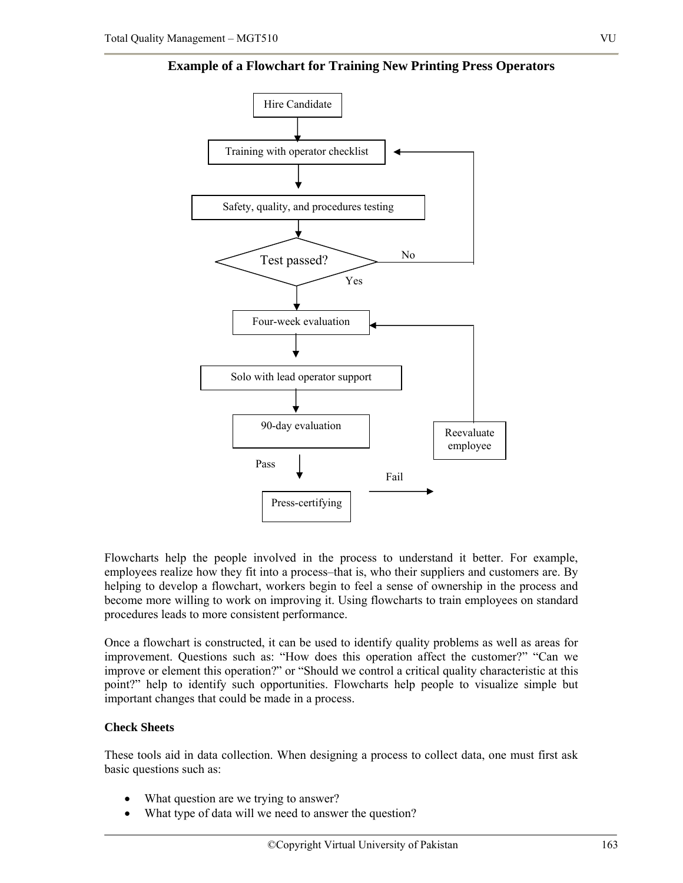**Example of a Flowchart for Training New Printing Press Operators**

Hire Candidate

Training with operator checklist

Safety, quality, and procedures testing

Test passed?

No

Yes

Four-week evaluation

Solo with lead operator support

90-day evaluation

Reevaluate employee

Pass

Fail

Press-certifying

Flowcharts help the people involved in the process to understand it better. For example, employees realize how they fit into a process–that is, who their suppliers and customers are. By helping to develop a flowchart, workers begin to feel a sense of ownership in the process and become more willing to work on improving it. Using flowcharts to train employees on standard procedures leads to more consistent performance.

Once a flowchart is constructed, it can be used to identify quality problems as well as areas for improvement. Questions such as: “How does this operation affect the customer?” “Can we improve or element this operation?” or “Should we control a critical quality characteristic at this point?” help to identify such opportunities. Flowcharts help people to visualize simple but important changes that could be made in a process.

**Check Sheets**

These tools aid in data collection. When designing a process to collect data, one must first ask basic questions such as:

- What question are we trying to answer?
- What type of data will we need to answer the question?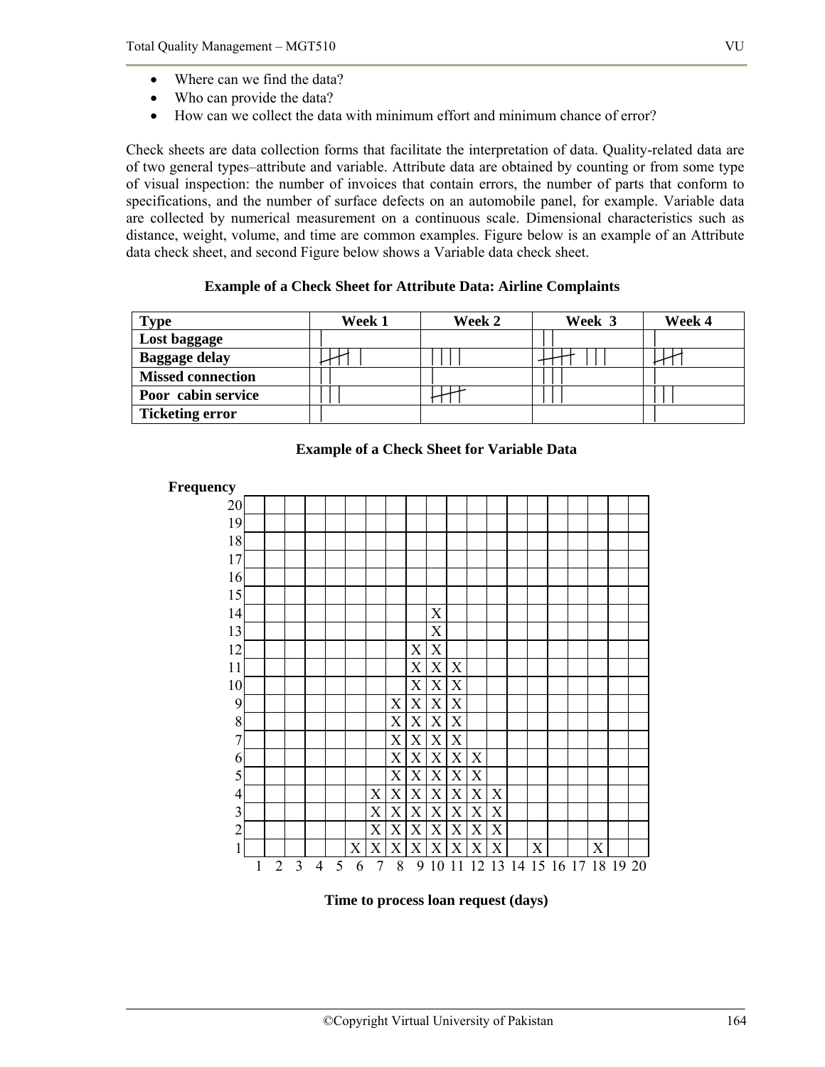- Where can we find the data?
- Who can provide the data?
- How can we collect the data with minimum effort and minimum chance of error?

Check sheets are data collection forms that facilitate the interpretation of data. Quality-related data are of two general types–attribute and variable. Attribute data are obtained by counting or from some type of visual inspection: the number of invoices that contain errors, the number of parts that conform to specifications, and the number of surface defects on an automobile panel, for example. Variable data are collected by numerical measurement on a continuous scale. Dimensional characteristics such as distance, weight, volume, and time are common examples. Figure below is an example of an Attribute data check sheet, and second Figure below shows a Variable data check sheet.

**Example of a Check Sheet for Attribute Data: Airline Complaints**

| Type | Week 1 | Week 2 | Week 3 | Week 4 |
|---|---|---|---|---|
| **Lost baggage** | I | | II | I |
| **Baggage delay** | 卌 I | IIII | 卌 III | 卌 |
| **Missed connection** | II | I | III | I |
| **Poor cabin service** | III | 卌 | III | III |
| **Ticketing error** | I | | | I |

**Example of a Check Sheet for Variable Data**

| **Frequency** | 1 | 2 | 3 | 4 | 5 | 6 | 7 | 8 | 9 | 10 | 11 | 12 | 13 | 14 | 15 | 16 | 17 | 18 | 19 | 20 |
|---|---|---|---|---|---|---|---|---|---|---|---|---|---|---|---|---|---|---|---|---|
| 20 | | | | | | | | | | | | | | | | | | | | |
| 19 | | | | | | | | | | | | | | | | | | | | |
| 18 | | | | | | | | | | | | | | | | | | | | |
| 17 | | | | | | | | | | | | | | | | | | | | |
| 16 | | | | | | | | | | | | | | | | | | | | |
| 15 | | | | | | | | | | | | | | | | | | | | |
| 14 | | | | | | | | | | X | | | | | | | | | | |
| 13 | | | | | | | | | | X | | | | | | | | | | |
| 12 | | | | | | | | | X | X | | | | | | | | | | |
| 11 | | | | | | | | | X | X | X | | | | | | | | | |
| 10 | | | | | | | | | X | X | X | | | | | | | | | |
| 9 | | | | | | | | X | X | X | X | | | | | | | | | |
| 8 | | | | | | | | X | X | X | X | | | | | | | | | |
| 7 | | | | | | | | X | X | X | X | | | | | | | | | |
| 6 | | | | | | | | X | X | X | X | X | | | | | | | | |
| 5 | | | | | | | | X | X | X | X | X | | | | | | | | |
| 4 | | | | | | | X | X | X | X | X | X | X | | | | | | | |
| 3 | | | | | | | X | X | X | X | X | X | X | | | | | | | |
| 2 | | | | | | | X | X | X | X | X | X | X | | | | | | | |
| 1 | | | | | | X | X | X | X | X | X | X | X | | X | | | X | | |

**Time to process loan request (days)**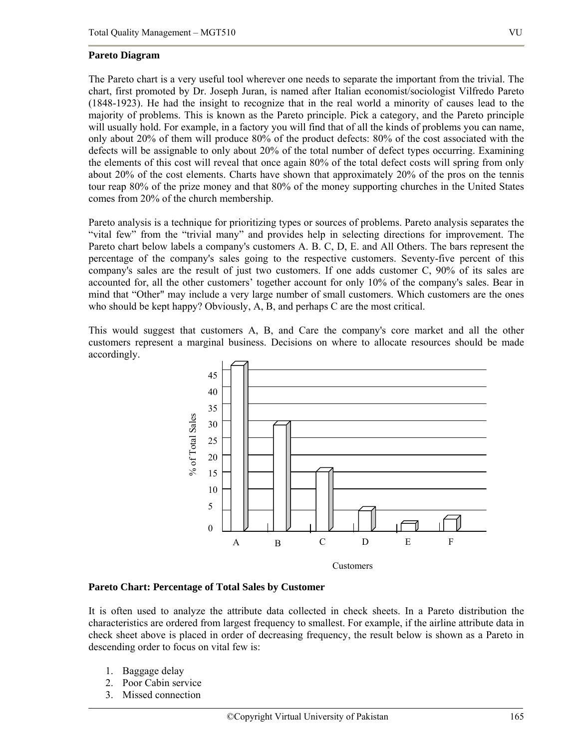**Pareto Diagram**

The Pareto chart is a very useful tool wherever one needs to separate the important from the trivial. The chart, first promoted by Dr. Joseph Juran, is named after Italian economist/sociologist Vilfredo Pareto (1848-1923). He had the insight to recognize that in the real world a minority of causes lead to the majority of problems. This is known as the Pareto principle. Pick a category, and the Pareto principle will usually hold. For example, in a factory you will find that of all the kinds of problems you can name, only about 20% of them will produce 80% of the product defects: 80% of the cost associated with the defects will be assignable to only about 20% of the total number of defect types occurring. Examining the elements of this cost will reveal that once again 80% of the total defect costs will spring from only about 20% of the cost elements. Charts have shown that approximately 20% of the pros on the tennis tour reap 80% of the prize money and that 80% of the money supporting churches in the United States comes from 20% of the church membership.

Pareto analysis is a technique for prioritizing types or sources of problems. Pareto analysis separates the "vital few" from the "trivial many" and provides help in selecting directions for improvement. The Pareto chart below labels a company's customers A. B. C, D, E. and All Others. The bars represent the percentage of the company's sales going to the respective customers. Seventy-five percent of this company's sales are the result of just two customers. If one adds customer C, 90% of its sales are accounted for, all the other customers' together account for only 10% of the company's sales. Bear in mind that "Other" may include a very large number of small customers. Which customers are the ones who should be kept happy? Obviously, A, B, and perhaps C are the most critical.

This would suggest that customers A, B, and Care the company's core market and all the other customers represent a marginal business. Decisions on where to allocate resources should be made accordingly.

**Pareto Chart: Percentage of Total Sales by Customer**

It is often used to analyze the attribute data collected in check sheets. In a Pareto distribution the characteristics are ordered from largest frequency to smallest. For example, if the airline attribute data in check sheet above is placed in order of decreasing frequency, the result below is shown as a Pareto in descending order to focus on vital few is:

1. Baggage delay
2. Poor Cabin service
3. Missed connection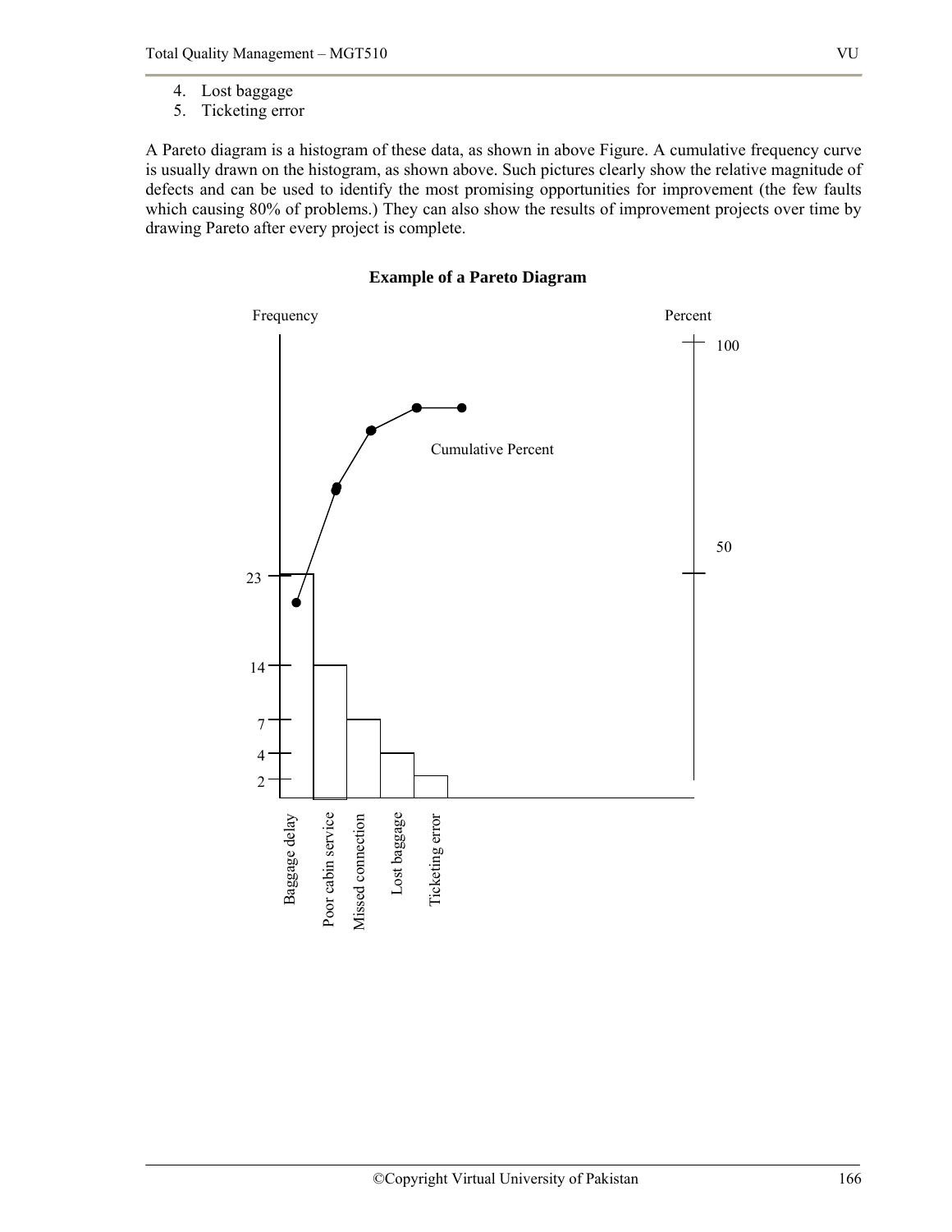4. Lost baggage
5. Ticketing error

A Pareto diagram is a histogram of these data, as shown in above Figure. A cumulative frequency curve is usually drawn on the histogram, as shown above. Such pictures clearly show the relative magnitude of defects and can be used to identify the most promising opportunities for improvement (the few faults which causing 80% of problems.) They can also show the results of improvement projects over time by drawing Pareto after every project is complete.

**Example of a Pareto Diagram**

Frequency | Percent

Cumulative Percent

| Category | Frequency |
|---|---|
| Baggage delay | 23 |
| Poor cabin service | 14 |
| Missed connection | 7 |
| Lost baggage | 4 |
| Ticketing error | 2 |

Percent axis: 50, 100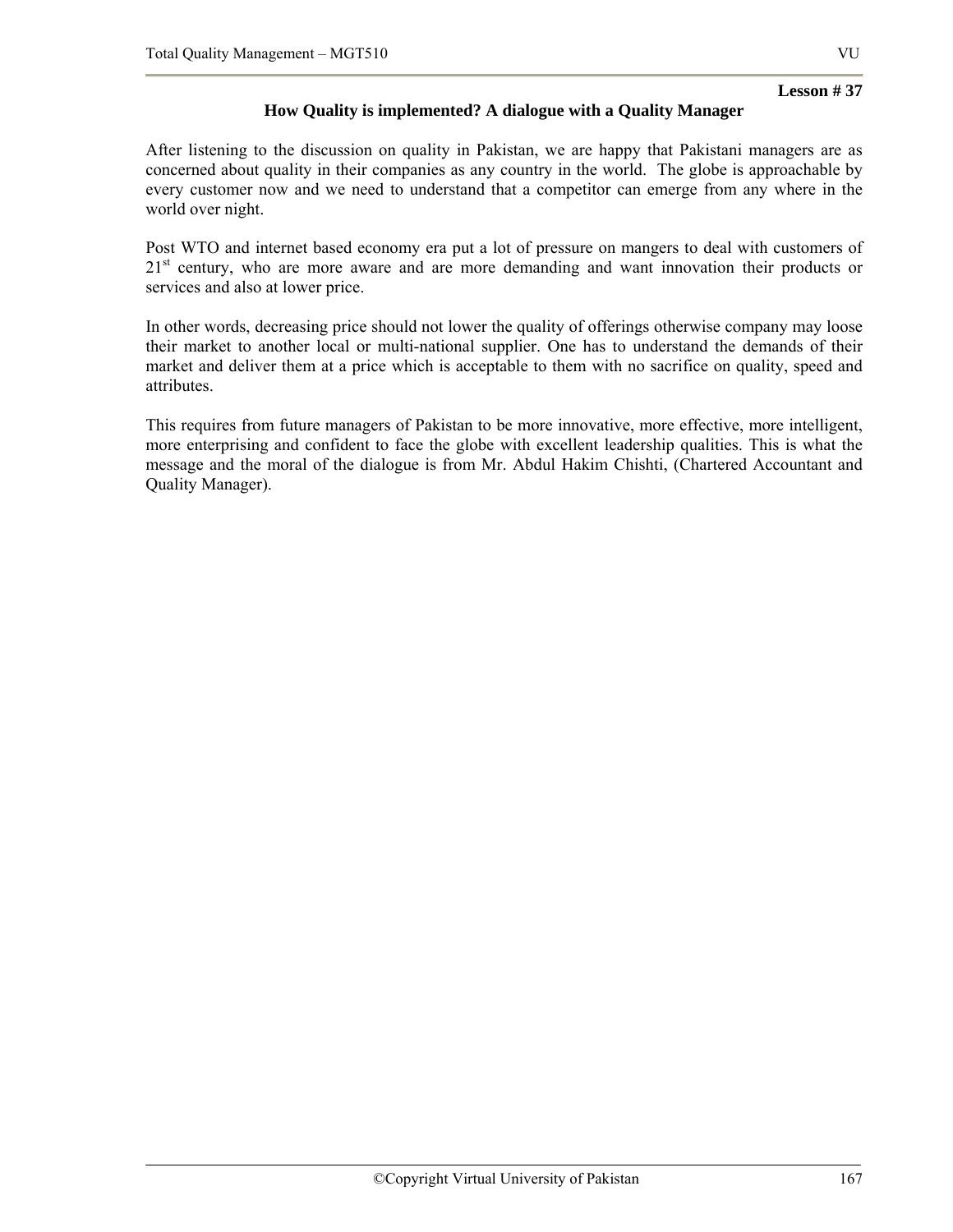**Lesson # 37**

## How Quality is implemented? A dialogue with a Quality Manager

After listening to the discussion on quality in Pakistan, we are happy that Pakistani managers are as concerned about quality in their companies as any country in the world. The globe is approachable by every customer now and we need to understand that a competitor can emerge from any where in the world over night.

Post WTO and internet based economy era put a lot of pressure on mangers to deal with customers of 21st century, who are more aware and are more demanding and want innovation their products or services and also at lower price.

In other words, decreasing price should not lower the quality of offerings otherwise company may loose their market to another local or multi-national supplier. One has to understand the demands of their market and deliver them at a price which is acceptable to them with no sacrifice on quality, speed and attributes.

This requires from future managers of Pakistan to be more innovative, more effective, more intelligent, more enterprising and confident to face the globe with excellent leadership qualities. This is what the message and the moral of the dialogue is from Mr. Abdul Hakim Chishti, (Chartered Accountant and Quality Manager).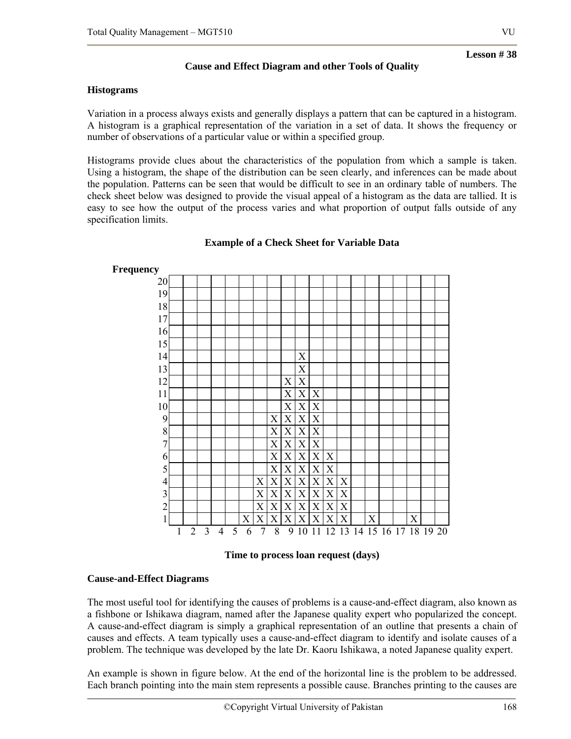**Lesson # 38**

## Cause and Effect Diagram and other Tools of Quality

### Histograms

Variation in a process always exists and generally displays a pattern that can be captured in a histogram. A histogram is a graphical representation of the variation in a set of data. It shows the frequency or number of observations of a particular value or within a specified group.

Histograms provide clues about the characteristics of the population from which a sample is taken. Using a histogram, the shape of the distribution can be seen clearly, and inferences can be made about the population. Patterns can be seen that would be difficult to see in an ordinary table of numbers. The check sheet below was designed to provide the visual appeal of a histogram as the data are tallied. It is easy to see how the output of the process varies and what proportion of output falls outside of any specification limits.

**Example of a Check Sheet for Variable Data**

| Frequency | | | | | | | | | | | | | | | | | | | | |
|---|---|---|---|---|---|---|---|---|---|---|---|---|---|---|---|---|---|---|---|---|
| 20 | | | | | | | | | | | | | | | | | | | | |
| 19 | | | | | | | | | | | | | | | | | | | | |
| 18 | | | | | | | | | | | | | | | | | | | | |
| 17 | | | | | | | | | | | | | | | | | | | | |
| 16 | | | | | | | | | | | | | | | | | | | | |
| 15 | | | | | | | | | | | | | | | | | | | | |
| 14 | | | | | | | | | | X | | | | | | | | | | |
| 13 | | | | | | | | | | X | | | | | | | | | | |
| 12 | | | | | | | | | X | X | | | | | | | | | | |
| 11 | | | | | | | | | X | X | X | | | | | | | | | |
| 10 | | | | | | | | | X | X | X | | | | | | | | | |
| 9 | | | | | | | | X | X | X | X | | | | | | | | | |
| 8 | | | | | | | | X | X | X | X | | | | | | | | | |
| 7 | | | | | | | | X | X | X | X | | | | | | | | | |
| 6 | | | | | | | | X | X | X | X | X | | | | | | | | |
| 5 | | | | | | | | X | X | X | X | X | | | | | | | | |
| 4 | | | | | | | X | X | X | X | X | X | X | | | | | | | |
| 3 | | | | | | | X | X | X | X | X | X | X | | | | | | | |
| 2 | | | | | | | X | X | X | X | X | X | X | | | | | | | |
| 1 | | | | | | X | X | X | X | X | X | X | X | | X | | | X | | |
| | 1 | 2 | 3 | 4 | 5 | 6 | 7 | 8 | 9 | 10 | 11 | 12 | 13 | 14 | 15 | 16 | 17 | 18 | 19 | 20 |

**Time to process loan request (days)**

### Cause-and-Effect Diagrams

The most useful tool for identifying the causes of problems is a cause-and-effect diagram, also known as a fishbone or Ishikawa diagram, named after the Japanese quality expert who popularized the concept. A cause-and-effect diagram is simply a graphical representation of an outline that presents a chain of causes and effects. A team typically uses a cause-and-effect diagram to identify and isolate causes of a problem. The technique was developed by the late Dr. Kaoru Ishikawa, a noted Japanese quality expert.

An example is shown in figure below. At the end of the horizontal line is the problem to be addressed. Each branch pointing into the main stem represents a possible cause. Branches printing to the causes are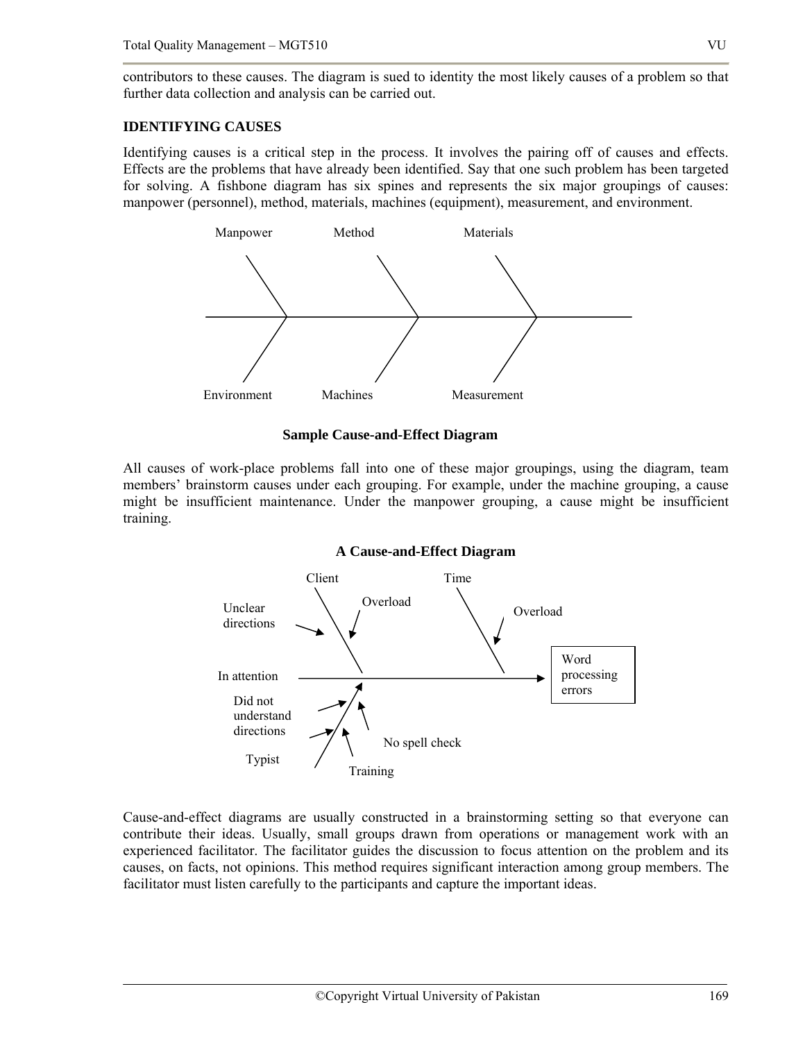contributors to these causes. The diagram is sued to identity the most likely causes of a problem so that further data collection and analysis can be carried out.

### IDENTIFYING CAUSES

Identifying causes is a critical step in the process. It involves the pairing off of causes and effects. Effects are the problems that have already been identified. Say that one such problem has been targeted for solving. A fishbone diagram has six spines and represents the six major groupings of causes: manpower (personnel), method, materials, machines (equipment), measurement, and environment.

Manpower Method Materials

Environment Machines Measurement

**Sample Cause-and-Effect Diagram**

All causes of work-place problems fall into one of these major groupings, using the diagram, team members' brainstorm causes under each grouping. For example, under the machine grouping, a cause might be insufficient maintenance. Under the manpower grouping, a cause might be insufficient training.

**A Cause-and-Effect Diagram**

Client Time

Unclear directions Overload Overload

In attention Word processing errors

Did not understand directions

No spell check

Typist Training

Cause-and-effect diagrams are usually constructed in a brainstorming setting so that everyone can contribute their ideas. Usually, small groups drawn from operations or management work with an experienced facilitator. The facilitator guides the discussion to focus attention on the problem and its causes, on facts, not opinions. This method requires significant interaction among group members. The facilitator must listen carefully to the participants and capture the important ideas.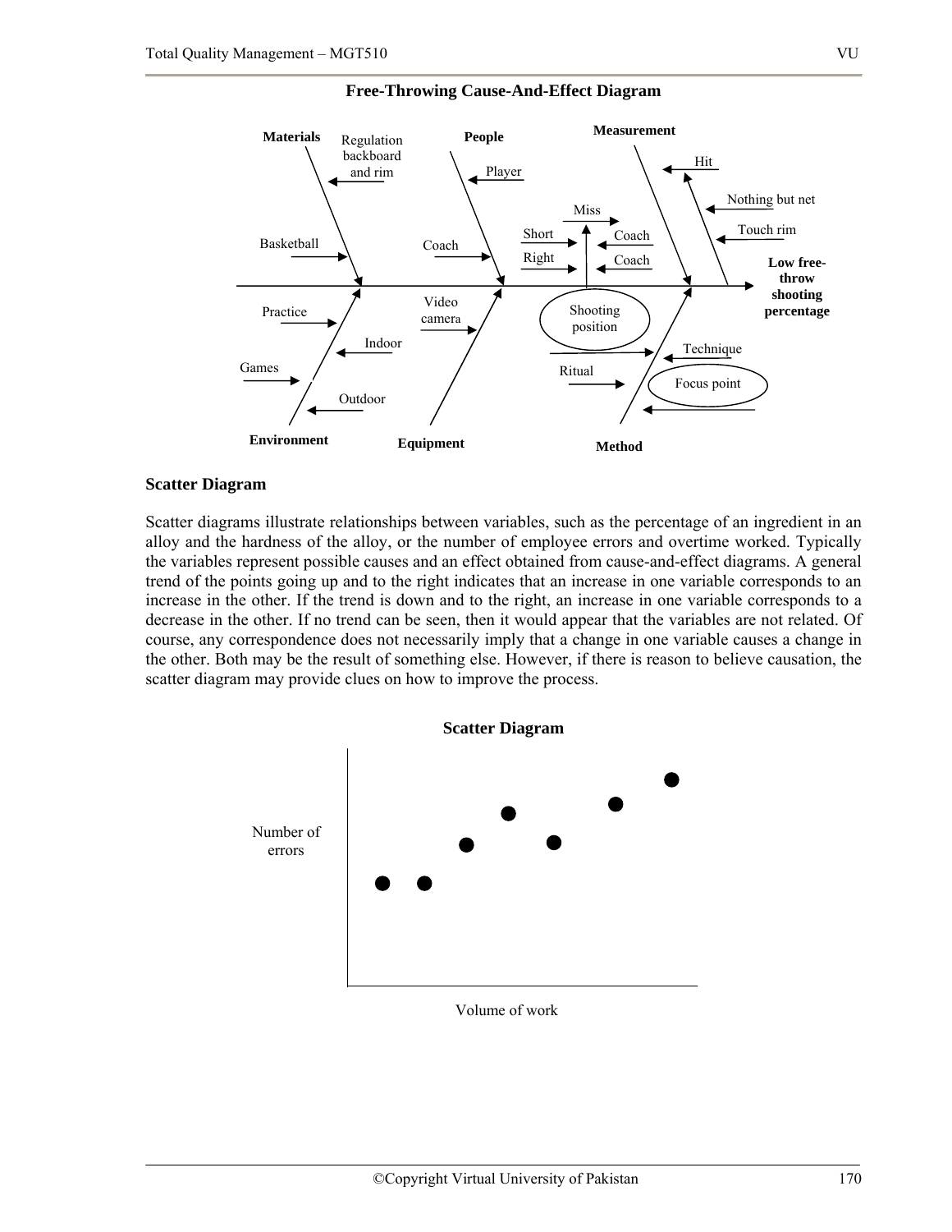**Free-Throwing Cause-And-Effect Diagram**

Materials: Regulation backboard and rim; Basketball

People: Player; Coach

Measurement: Hit; Nothing but net; Touch rim; Miss; Short; Right; Coach; Coach

Environment: Practice; Games; Indoor; Outdoor

Equipment: Video camera

Method: Shooting position; Technique; Ritual; Focus point

Effect: Low free-throw shooting percentage

## Scatter Diagram

Scatter diagrams illustrate relationships between variables, such as the percentage of an ingredient in an alloy and the hardness of the alloy, or the number of employee errors and overtime worked. Typically the variables represent possible causes and an effect obtained from cause-and-effect diagrams. A general trend of the points going up and to the right indicates that an increase in one variable corresponds to an increase in the other. If the trend is down and to the right, an increase in one variable corresponds to a decrease in the other. If no trend can be seen, then it would appear that the variables are not related. Of course, any correspondence does not necessarily imply that a change in one variable causes a change in the other. Both may be the result of something else. However, if there is reason to believe causation, the scatter diagram may provide clues on how to improve the process.

**Scatter Diagram**

Number of errors

Volume of work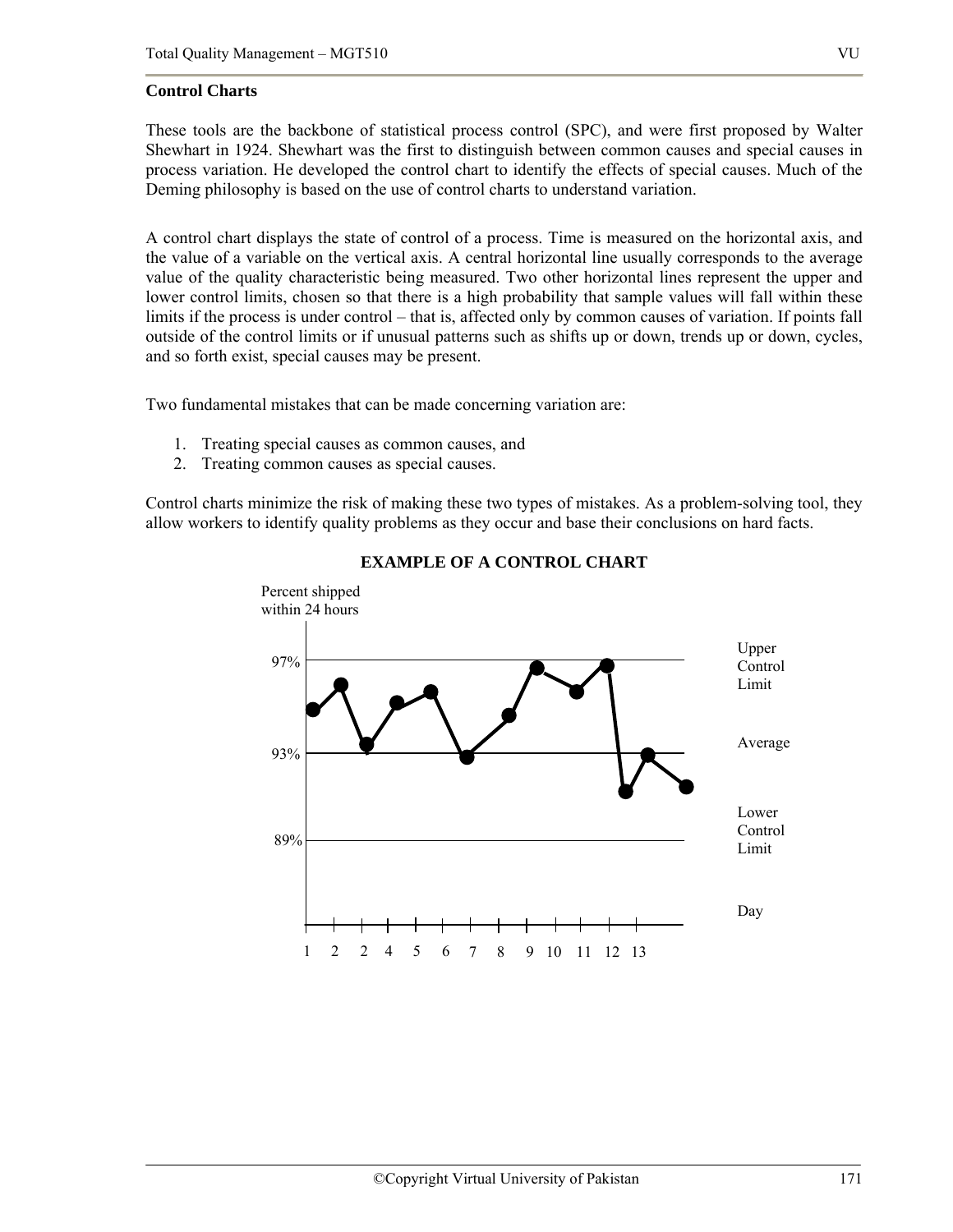**Control Charts**

These tools are the backbone of statistical process control (SPC), and were first proposed by Walter Shewhart in 1924. Shewhart was the first to distinguish between common causes and special causes in process variation. He developed the control chart to identify the effects of special causes. Much of the Deming philosophy is based on the use of control charts to understand variation.

A control chart displays the state of control of a process. Time is measured on the horizontal axis, and the value of a variable on the vertical axis. A central horizontal line usually corresponds to the average value of the quality characteristic being measured. Two other horizontal lines represent the upper and lower control limits, chosen so that there is a high probability that sample values will fall within these limits if the process is under control – that is, affected only by common causes of variation. If points fall outside of the control limits or if unusual patterns such as shifts up or down, trends up or down, cycles, and so forth exist, special causes may be present.

Two fundamental mistakes that can be made concerning variation are:

1. Treating special causes as common causes, and
2. Treating common causes as special causes.

Control charts minimize the risk of making these two types of mistakes. As a problem-solving tool, they allow workers to identify quality problems as they occur and base their conclusions on hard facts.

**EXAMPLE OF A CONTROL CHART**

Percent shipped within 24 hours

97% — Upper Control Limit

93% — Average

89% — Lower Control Limit

Day

1 2 2 4 5 6 7 8 9 10 11 12 13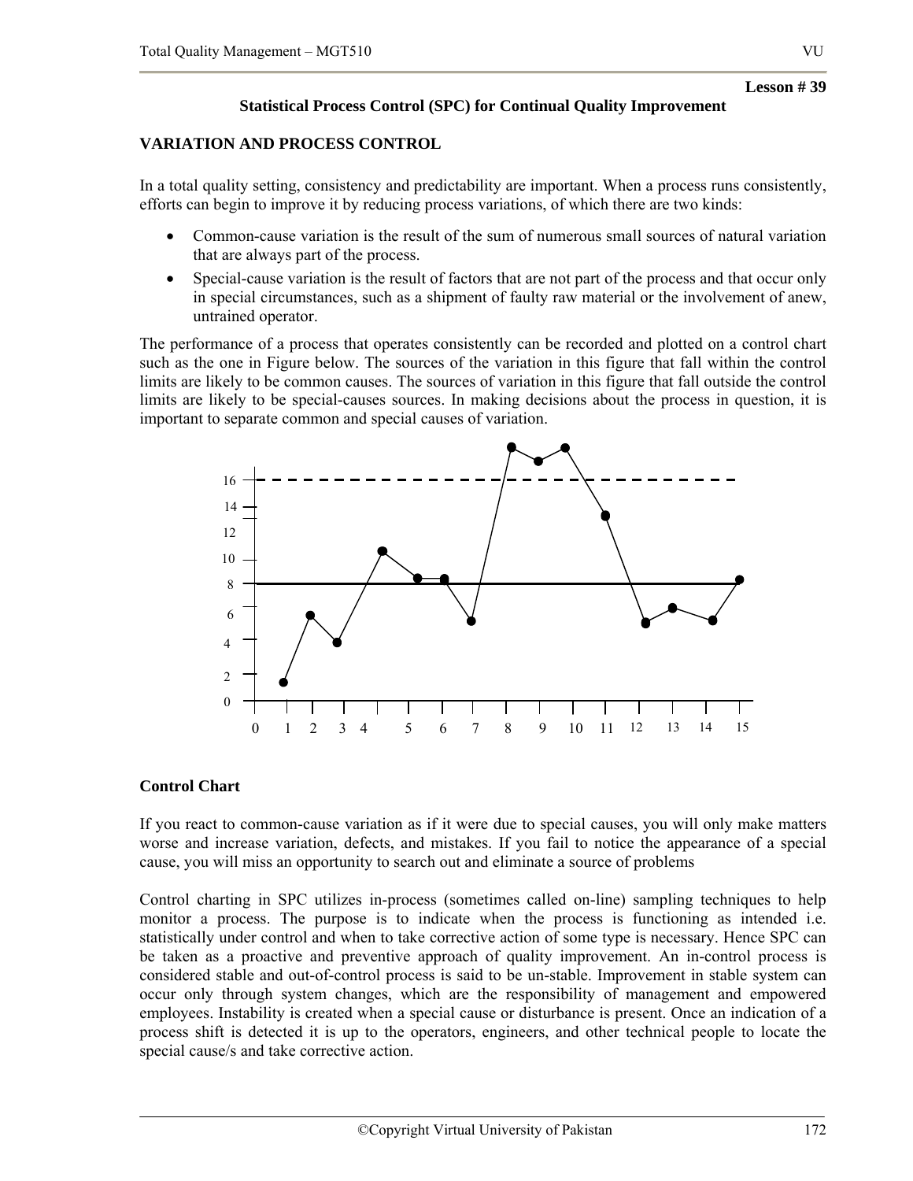**Lesson # 39**

## Statistical Process Control (SPC) for Continual Quality Improvement

### VARIATION AND PROCESS CONTROL

In a total quality setting, consistency and predictability are important. When a process runs consistently, efforts can begin to improve it by reducing process variations, of which there are two kinds:

- Common-cause variation is the result of the sum of numerous small sources of natural variation that are always part of the process.
- Special-cause variation is the result of factors that are not part of the process and that occur only in special circumstances, such as a shipment of faulty raw material or the involvement of anew, untrained operator.

The performance of a process that operates consistently can be recorded and plotted on a control chart such as the one in Figure below. The sources of the variation in this figure that fall within the control limits are likely to be common causes. The sources of variation in this figure that fall outside the control limits are likely to be special-causes sources. In making decisions about the process in question, it is important to separate common and special causes of variation.

### Control Chart

If you react to common-cause variation as if it were due to special causes, you will only make matters worse and increase variation, defects, and mistakes. If you fail to notice the appearance of a special cause, you will miss an opportunity to search out and eliminate a source of problems

Control charting in SPC utilizes in-process (sometimes called on-line) sampling techniques to help monitor a process. The purpose is to indicate when the process is functioning as intended i.e. statistically under control and when to take corrective action of some type is necessary. Hence SPC can be taken as a proactive and preventive approach of quality improvement. An in-control process is considered stable and out-of-control process is said to be un-stable. Improvement in stable system can occur only through system changes, which are the responsibility of management and empowered employees. Instability is created when a special cause or disturbance is present. Once an indication of a process shift is detected it is up to the operators, engineers, and other technical people to locate the special cause/s and take corrective action.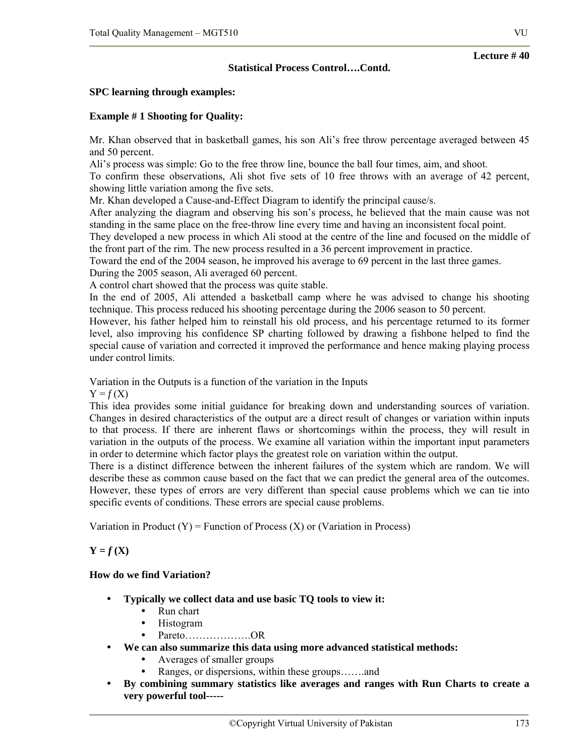**Lecture # 40**

## Statistical Process Control….Contd.

**SPC learning through examples:**

**Example # 1 Shooting for Quality:**

Mr. Khan observed that in basketball games, his son Ali's free throw percentage averaged between 45 and 50 percent.

Ali's process was simple: Go to the free throw line, bounce the ball four times, aim, and shoot.

To confirm these observations, Ali shot five sets of 10 free throws with an average of 42 percent, showing little variation among the five sets.

Mr. Khan developed a Cause-and-Effect Diagram to identify the principal cause/s.

After analyzing the diagram and observing his son's process, he believed that the main cause was not standing in the same place on the free-throw line every time and having an inconsistent focal point.

They developed a new process in which Ali stood at the centre of the line and focused on the middle of the front part of the rim. The new process resulted in a 36 percent improvement in practice.

Toward the end of the 2004 season, he improved his average to 69 percent in the last three games.

During the 2005 season, Ali averaged 60 percent.

A control chart showed that the process was quite stable.

In the end of 2005, Ali attended a basketball camp where he was advised to change his shooting technique. This process reduced his shooting percentage during the 2006 season to 50 percent.

However, his father helped him to reinstall his old process, and his percentage returned to its former level, also improving his confidence SP charting followed by drawing a fishbone helped to find the special cause of variation and corrected it improved the performance and hence making playing process under control limits.

Variation in the Outputs is a function of the variation in the Inputs

$Y = f(X)$

This idea provides some initial guidance for breaking down and understanding sources of variation. Changes in desired characteristics of the output are a direct result of changes or variation within inputs to that process. If there are inherent flaws or shortcomings within the process, they will result in variation in the outputs of the process. We examine all variation within the important input parameters in order to determine which factor plays the greatest role on variation within the output.

There is a distinct difference between the inherent failures of the system which are random. We will describe these as common cause based on the fact that we can predict the general area of the outcomes. However, these types of errors are very different than special cause problems which we can tie into specific events of conditions. These errors are special cause problems.

Variation in Product (Y) = Function of Process (X) or (Variation in Process)

$$\mathbf{Y = f(X)}$$

**How do we find Variation?**

- **Typically we collect data and use basic TQ tools to view it:**
  - Run chart
  - Histogram
  - Pareto……………….OR
- **We can also summarize this data using more advanced statistical methods:**
  - Averages of smaller groups
  - Ranges, or dispersions, within these groups…….and
- **By combining summary statistics like averages and ranges with Run Charts to create a very powerful tool-----**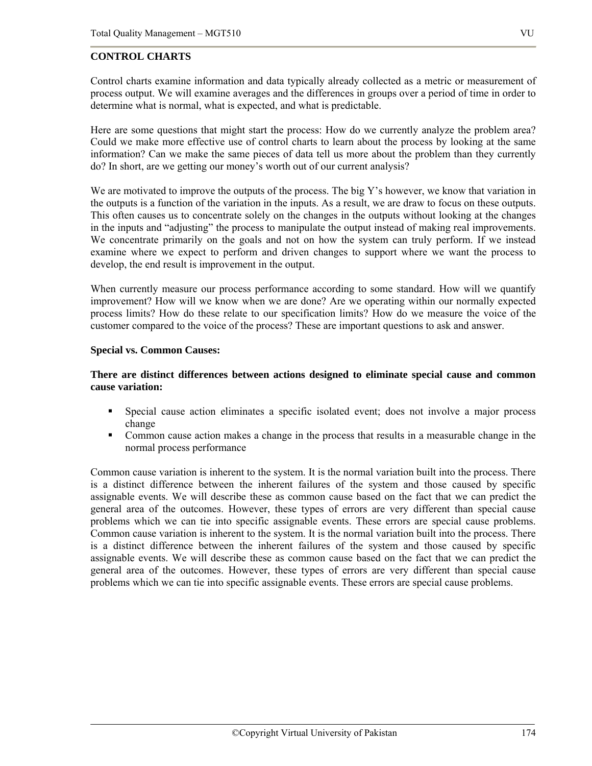## CONTROL CHARTS

Control charts examine information and data typically already collected as a metric or measurement of process output. We will examine averages and the differences in groups over a period of time in order to determine what is normal, what is expected, and what is predictable.

Here are some questions that might start the process: How do we currently analyze the problem area? Could we make more effective use of control charts to learn about the process by looking at the same information? Can we make the same pieces of data tell us more about the problem than they currently do? In short, are we getting our money's worth out of our current analysis?

We are motivated to improve the outputs of the process. The big Y's however, we know that variation in the outputs is a function of the variation in the inputs. As a result, we are draw to focus on these outputs. This often causes us to concentrate solely on the changes in the outputs without looking at the changes in the inputs and "adjusting" the process to manipulate the output instead of making real improvements. We concentrate primarily on the goals and not on how the system can truly perform. If we instead examine where we expect to perform and driven changes to support where we want the process to develop, the end result is improvement in the output.

When currently measure our process performance according to some standard. How will we quantify improvement? How will we know when we are done? Are we operating within our normally expected process limits? How do these relate to our specification limits? How do we measure the voice of the customer compared to the voice of the process? These are important questions to ask and answer.

**Special vs. Common Causes:**

**There are distinct differences between actions designed to eliminate special cause and common cause variation:**

- Special cause action eliminates a specific isolated event; does not involve a major process change
- Common cause action makes a change in the process that results in a measurable change in the normal process performance

Common cause variation is inherent to the system. It is the normal variation built into the process. There is a distinct difference between the inherent failures of the system and those caused by specific assignable events. We will describe these as common cause based on the fact that we can predict the general area of the outcomes. However, these types of errors are very different than special cause problems which we can tie into specific assignable events. These errors are special cause problems. Common cause variation is inherent to the system. It is the normal variation built into the process. There is a distinct difference between the inherent failures of the system and those caused by specific assignable events. We will describe these as common cause based on the fact that we can predict the general area of the outcomes. However, these types of errors are very different than special cause problems which we can tie into specific assignable events. These errors are special cause problems.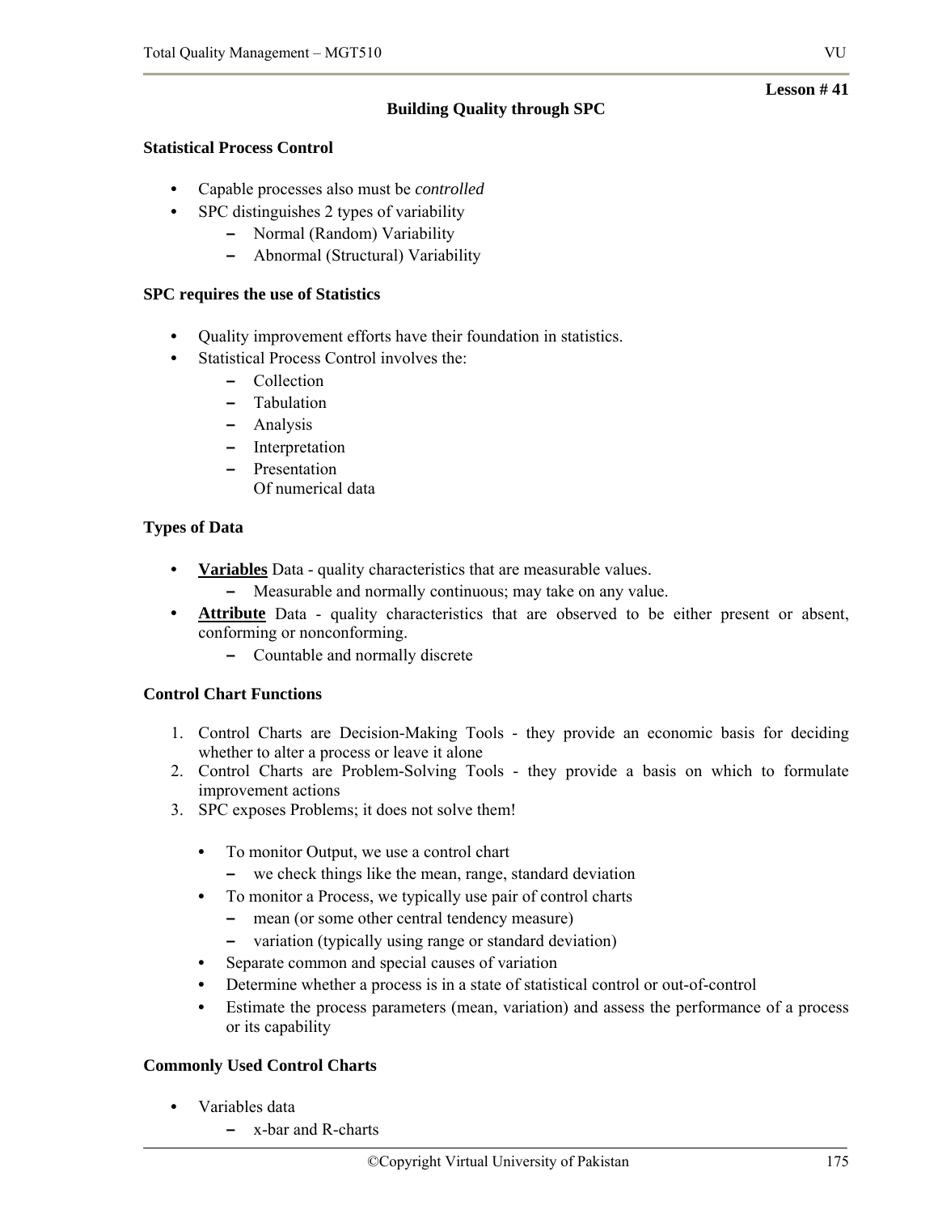**Lesson # 41**

## Building Quality through SPC

### Statistical Process Control

- Capable processes also must be *controlled*
- SPC distinguishes 2 types of variability
  - Normal (Random) Variability
  - Abnormal (Structural) Variability

### SPC requires the use of Statistics

- Quality improvement efforts have their foundation in statistics.
- Statistical Process Control involves the:
  - Collection
  - Tabulation
  - Analysis
  - Interpretation
  - Presentation
    Of numerical data

### Types of Data

- **Variables** Data - quality characteristics that are measurable values.
  - Measurable and normally continuous; may take on any value.
- **Attribute** Data - quality characteristics that are observed to be either present or absent, conforming or nonconforming.
  - Countable and normally discrete

### Control Chart Functions

1. Control Charts are Decision-Making Tools - they provide an economic basis for deciding whether to alter a process or leave it alone
2. Control Charts are Problem-Solving Tools - they provide a basis on which to formulate improvement actions
3. SPC exposes Problems; it does not solve them!

- To monitor Output, we use a control chart
  - we check things like the mean, range, standard deviation
- To monitor a Process, we typically use pair of control charts
  - mean (or some other central tendency measure)
  - variation (typically using range or standard deviation)
- Separate common and special causes of variation
- Determine whether a process is in a state of statistical control or out-of-control
- Estimate the process parameters (mean, variation) and assess the performance of a process or its capability

### Commonly Used Control Charts

- Variables data
  - x-bar and R-charts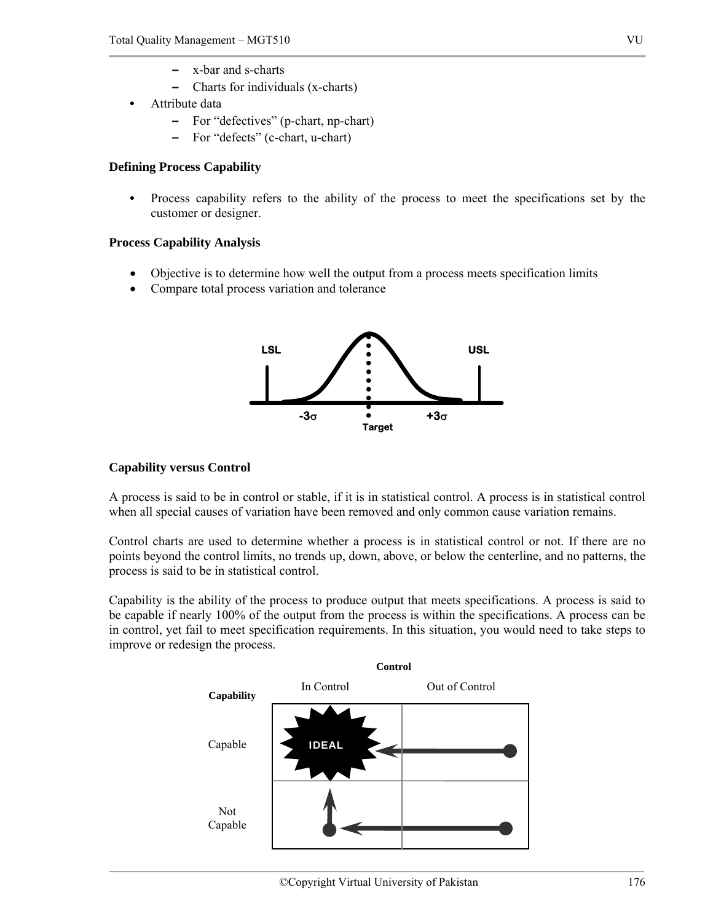- x-bar and s-charts
- Charts for individuals (x-charts)

- Attribute data
  - For “defectives” (p-chart, np-chart)
  - For “defects” (c-chart, u-chart)

**Defining Process Capability**

- Process capability refers to the ability of the process to meet the specifications set by the customer or designer.

**Process Capability Analysis**

- Objective is to determine how well the output from a process meets specification limits
- Compare total process variation and tolerance

**Capability versus Control**

A process is said to be in control or stable, if it is in statistical control. A process is in statistical control when all special causes of variation have been removed and only common cause variation remains.

Control charts are used to determine whether a process is in statistical control or not. If there are no points beyond the control limits, no trends up, down, above, or below the centerline, and no patterns, the process is said to be in statistical control.

Capability is the ability of the process to produce output that meets specifications. A process is said to be capable if nearly 100% of the output from the process is within the specifications. A process can be in control, yet fail to meet specification requirements. In this situation, you would need to take steps to improve or redesign the process.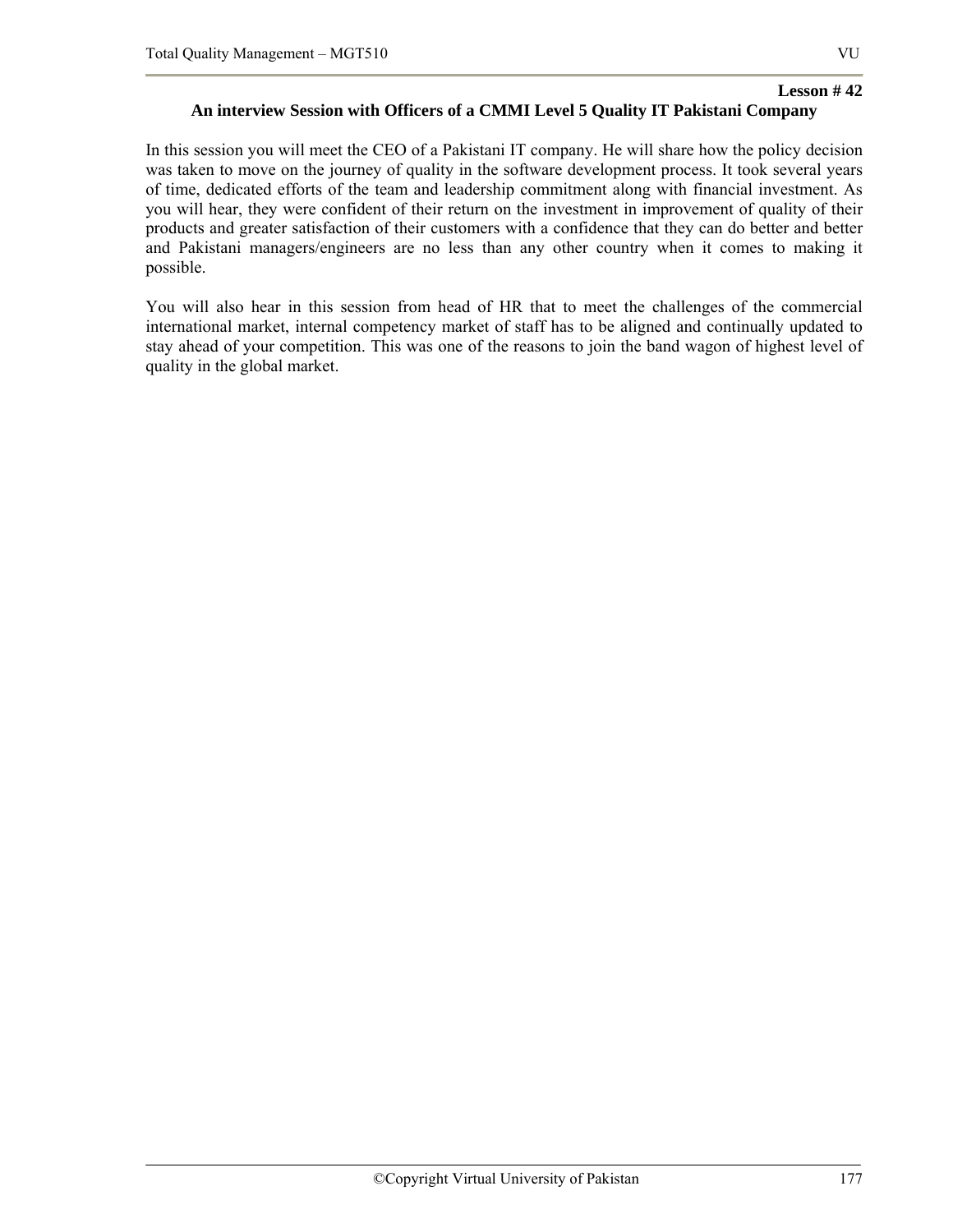**Lesson # 42**

## An interview Session with Officers of a CMMI Level 5 Quality IT Pakistani Company

In this session you will meet the CEO of a Pakistani IT company. He will share how the policy decision was taken to move on the journey of quality in the software development process. It took several years of time, dedicated efforts of the team and leadership commitment along with financial investment. As you will hear, they were confident of their return on the investment in improvement of quality of their products and greater satisfaction of their customers with a confidence that they can do better and better and Pakistani managers/engineers are no less than any other country when it comes to making it possible.

You will also hear in this session from head of HR that to meet the challenges of the commercial international market, internal competency market of staff has to be aligned and continually updated to stay ahead of your competition. This was one of the reasons to join the band wagon of highest level of quality in the global market.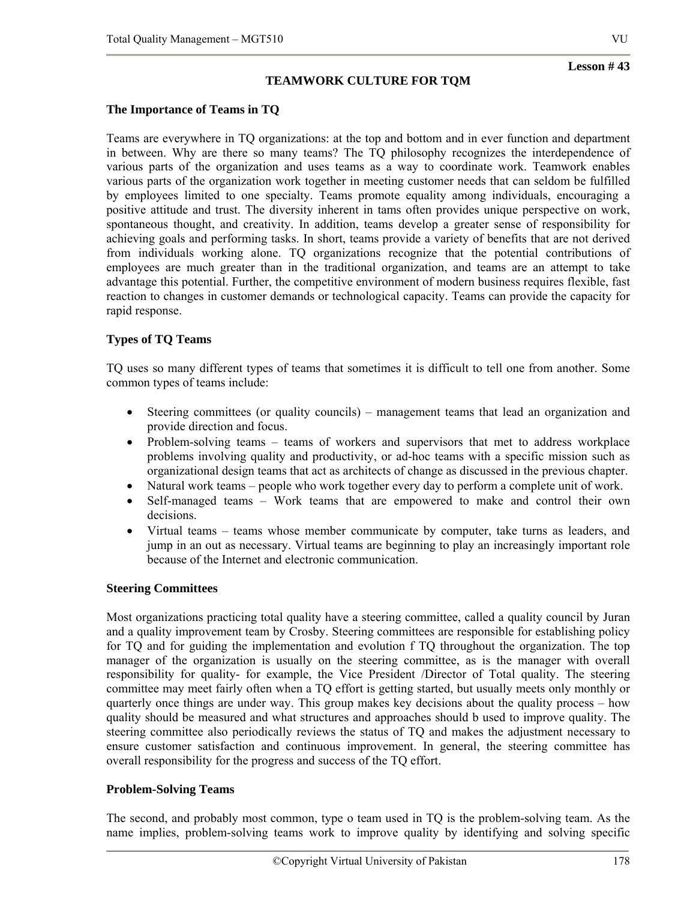**Lesson # 43**

## TEAMWORK CULTURE FOR TQM

### The Importance of Teams in TQ

Teams are everywhere in TQ organizations: at the top and bottom and in ever function and department in between. Why are there so many teams? The TQ philosophy recognizes the interdependence of various parts of the organization and uses teams as a way to coordinate work. Teamwork enables various parts of the organization work together in meeting customer needs that can seldom be fulfilled by employees limited to one specialty. Teams promote equality among individuals, encouraging a positive attitude and trust. The diversity inherent in tams often provides unique perspective on work, spontaneous thought, and creativity. In addition, teams develop a greater sense of responsibility for achieving goals and performing tasks. In short, teams provide a variety of benefits that are not derived from individuals working alone. TQ organizations recognize that the potential contributions of employees are much greater than in the traditional organization, and teams are an attempt to take advantage this potential. Further, the competitive environment of modern business requires flexible, fast reaction to changes in customer demands or technological capacity. Teams can provide the capacity for rapid response.

### Types of TQ Teams

TQ uses so many different types of teams that sometimes it is difficult to tell one from another. Some common types of teams include:

- Steering committees (or quality councils) – management teams that lead an organization and provide direction and focus.
- Problem-solving teams – teams of workers and supervisors that met to address workplace problems involving quality and productivity, or ad-hoc teams with a specific mission such as organizational design teams that act as architects of change as discussed in the previous chapter.
- Natural work teams – people who work together every day to perform a complete unit of work.
- Self-managed teams – Work teams that are empowered to make and control their own decisions.
- Virtual teams – teams whose member communicate by computer, take turns as leaders, and jump in an out as necessary. Virtual teams are beginning to play an increasingly important role because of the Internet and electronic communication.

### Steering Committees

Most organizations practicing total quality have a steering committee, called a quality council by Juran and a quality improvement team by Crosby. Steering committees are responsible for establishing policy for TQ and for guiding the implementation and evolution f TQ throughout the organization. The top manager of the organization is usually on the steering committee, as is the manager with overall responsibility for quality- for example, the Vice President /Director of Total quality. The steering committee may meet fairly often when a TQ effort is getting started, but usually meets only monthly or quarterly once things are under way. This group makes key decisions about the quality process – how quality should be measured and what structures and approaches should b used to improve quality. The steering committee also periodically reviews the status of TQ and makes the adjustment necessary to ensure customer satisfaction and continuous improvement. In general, the steering committee has overall responsibility for the progress and success of the TQ effort.

### Problem-Solving Teams

The second, and probably most common, type o team used in TQ is the problem-solving team. As the name implies, problem-solving teams work to improve quality by identifying and solving specific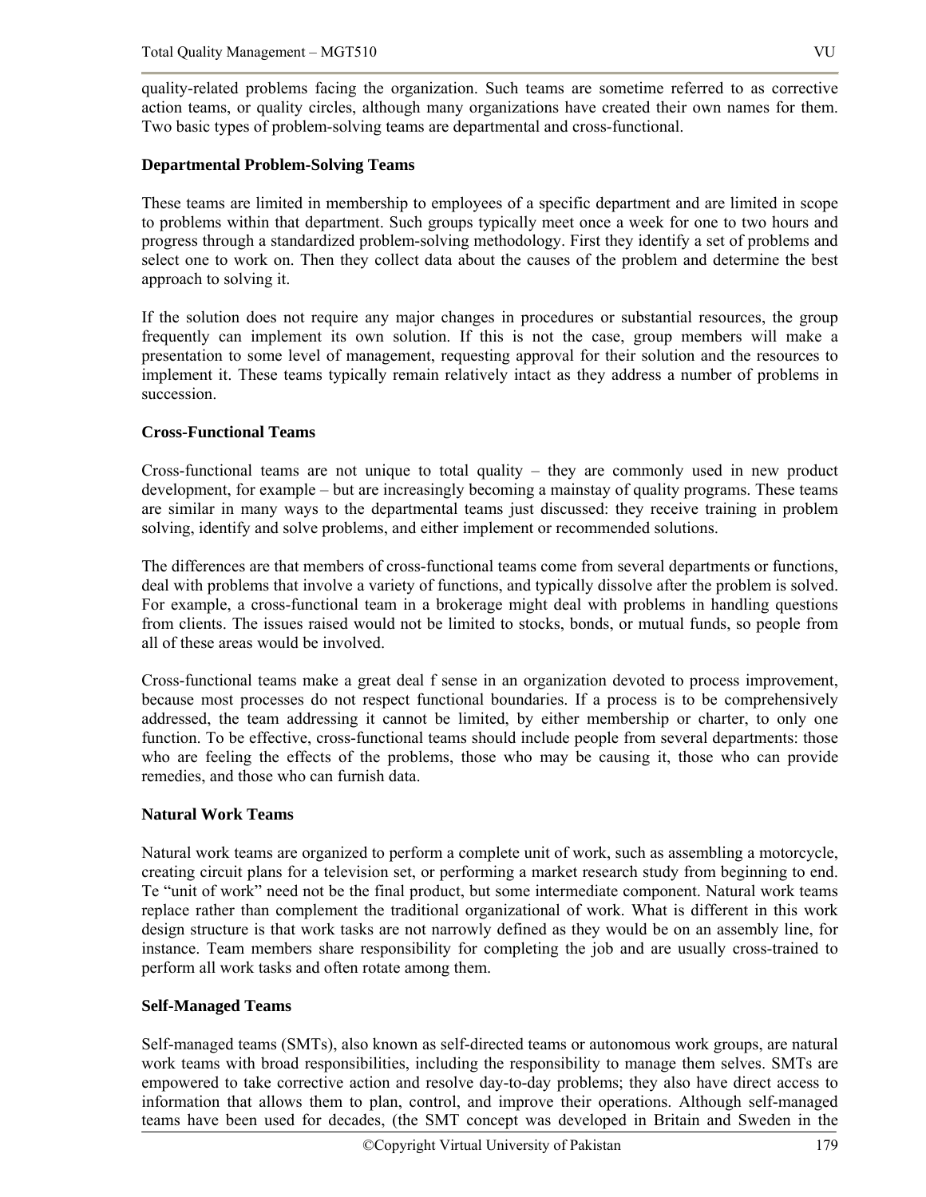quality-related problems facing the organization. Such teams are sometime referred to as corrective action teams, or quality circles, although many organizations have created their own names for them. Two basic types of problem-solving teams are departmental and cross-functional.

**Departmental Problem-Solving Teams**

These teams are limited in membership to employees of a specific department and are limited in scope to problems within that department. Such groups typically meet once a week for one to two hours and progress through a standardized problem-solving methodology. First they identify a set of problems and select one to work on. Then they collect data about the causes of the problem and determine the best approach to solving it.

If the solution does not require any major changes in procedures or substantial resources, the group frequently can implement its own solution. If this is not the case, group members will make a presentation to some level of management, requesting approval for their solution and the resources to implement it. These teams typically remain relatively intact as they address a number of problems in succession.

**Cross-Functional Teams**

Cross-functional teams are not unique to total quality – they are commonly used in new product development, for example – but are increasingly becoming a mainstay of quality programs. These teams are similar in many ways to the departmental teams just discussed: they receive training in problem solving, identify and solve problems, and either implement or recommended solutions.

The differences are that members of cross-functional teams come from several departments or functions, deal with problems that involve a variety of functions, and typically dissolve after the problem is solved. For example, a cross-functional team in a brokerage might deal with problems in handling questions from clients. The issues raised would not be limited to stocks, bonds, or mutual funds, so people from all of these areas would be involved.

Cross-functional teams make a great deal f sense in an organization devoted to process improvement, because most processes do not respect functional boundaries. If a process is to be comprehensively addressed, the team addressing it cannot be limited, by either membership or charter, to only one function. To be effective, cross-functional teams should include people from several departments: those who are feeling the effects of the problems, those who may be causing it, those who can provide remedies, and those who can furnish data.

**Natural Work Teams**

Natural work teams are organized to perform a complete unit of work, such as assembling a motorcycle, creating circuit plans for a television set, or performing a market research study from beginning to end. Te "unit of work" need not be the final product, but some intermediate component. Natural work teams replace rather than complement the traditional organizational of work. What is different in this work design structure is that work tasks are not narrowly defined as they would be on an assembly line, for instance. Team members share responsibility for completing the job and are usually cross-trained to perform all work tasks and often rotate among them.

**Self-Managed Teams**

Self-managed teams (SMTs), also known as self-directed teams or autonomous work groups, are natural work teams with broad responsibilities, including the responsibility to manage them selves. SMTs are empowered to take corrective action and resolve day-to-day problems; they also have direct access to information that allows them to plan, control, and improve their operations. Although self-managed teams have been used for decades, (the SMT concept was developed in Britain and Sweden in the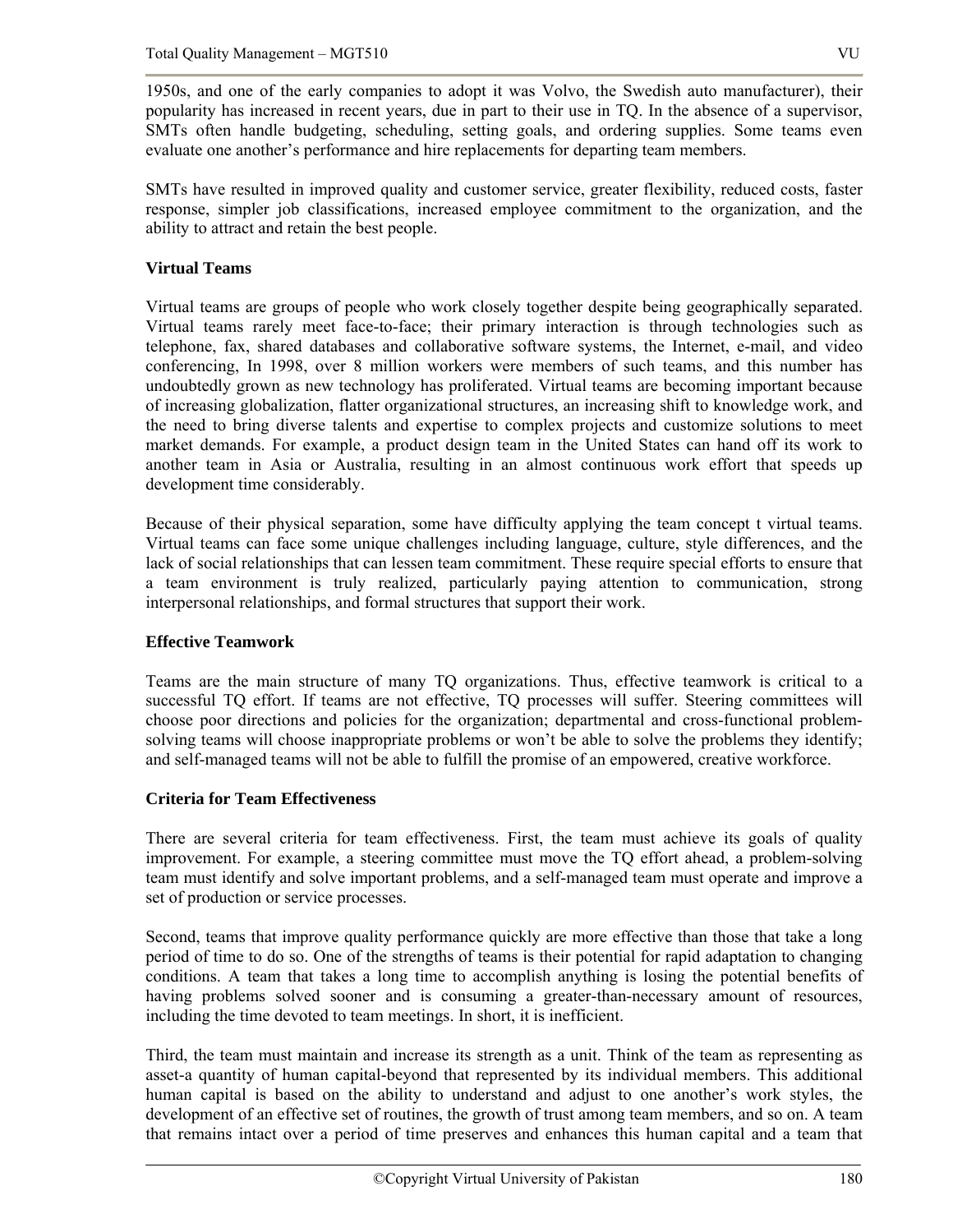1950s, and one of the early companies to adopt it was Volvo, the Swedish auto manufacturer), their popularity has increased in recent years, due in part to their use in TQ. In the absence of a supervisor, SMTs often handle budgeting, scheduling, setting goals, and ordering supplies. Some teams even evaluate one another's performance and hire replacements for departing team members.

SMTs have resulted in improved quality and customer service, greater flexibility, reduced costs, faster response, simpler job classifications, increased employee commitment to the organization, and the ability to attract and retain the best people.

### Virtual Teams

Virtual teams are groups of people who work closely together despite being geographically separated. Virtual teams rarely meet face-to-face; their primary interaction is through technologies such as telephone, fax, shared databases and collaborative software systems, the Internet, e-mail, and video conferencing, In 1998, over 8 million workers were members of such teams, and this number has undoubtedly grown as new technology has proliferated. Virtual teams are becoming important because of increasing globalization, flatter organizational structures, an increasing shift to knowledge work, and the need to bring diverse talents and expertise to complex projects and customize solutions to meet market demands. For example, a product design team in the United States can hand off its work to another team in Asia or Australia, resulting in an almost continuous work effort that speeds up development time considerably.

Because of their physical separation, some have difficulty applying the team concept t virtual teams. Virtual teams can face some unique challenges including language, culture, style differences, and the lack of social relationships that can lessen team commitment. These require special efforts to ensure that a team environment is truly realized, particularly paying attention to communication, strong interpersonal relationships, and formal structures that support their work.

### Effective Teamwork

Teams are the main structure of many TQ organizations. Thus, effective teamwork is critical to a successful TQ effort. If teams are not effective, TQ processes will suffer. Steering committees will choose poor directions and policies for the organization; departmental and cross-functional problem-solving teams will choose inappropriate problems or won't be able to solve the problems they identify; and self-managed teams will not be able to fulfill the promise of an empowered, creative workforce.

### Criteria for Team Effectiveness

There are several criteria for team effectiveness. First, the team must achieve its goals of quality improvement. For example, a steering committee must move the TQ effort ahead, a problem-solving team must identify and solve important problems, and a self-managed team must operate and improve a set of production or service processes.

Second, teams that improve quality performance quickly are more effective than those that take a long period of time to do so. One of the strengths of teams is their potential for rapid adaptation to changing conditions. A team that takes a long time to accomplish anything is losing the potential benefits of having problems solved sooner and is consuming a greater-than-necessary amount of resources, including the time devoted to team meetings. In short, it is inefficient.

Third, the team must maintain and increase its strength as a unit. Think of the team as representing as asset-a quantity of human capital-beyond that represented by its individual members. This additional human capital is based on the ability to understand and adjust to one another's work styles, the development of an effective set of routines, the growth of trust among team members, and so on. A team that remains intact over a period of time preserves and enhances this human capital and a team that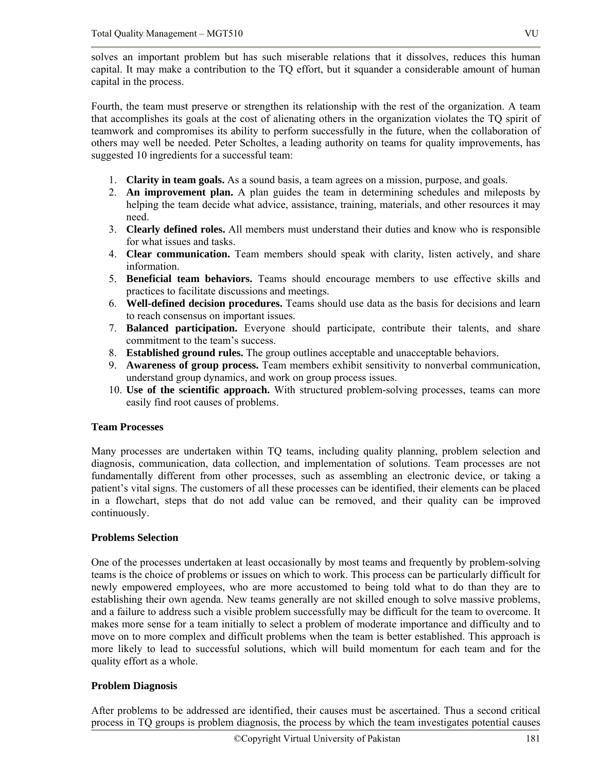solves an important problem but has such miserable relations that it dissolves, reduces this human capital. It may make a contribution to the TQ effort, but it squander a considerable amount of human capital in the process.

Fourth, the team must preserve or strengthen its relationship with the rest of the organization. A team that accomplishes its goals at the cost of alienating others in the organization violates the TQ spirit of teamwork and compromises its ability to perform successfully in the future, when the collaboration of others may well be needed. Peter Scholtes, a leading authority on teams for quality improvements, has suggested 10 ingredients for a successful team:

1. **Clarity in team goals.** As a sound basis, a team agrees on a mission, purpose, and goals.
2. **An improvement plan.** A plan guides the team in determining schedules and mileposts by helping the team decide what advice, assistance, training, materials, and other resources it may need.
3. **Clearly defined roles.** All members must understand their duties and know who is responsible for what issues and tasks.
4. **Clear communication.** Team members should speak with clarity, listen actively, and share information.
5. **Beneficial team behaviors.** Teams should encourage members to use effective skills and practices to facilitate discussions and meetings.
6. **Well-defined decision procedures.** Teams should use data as the basis for decisions and learn to reach consensus on important issues.
7. **Balanced participation.** Everyone should participate, contribute their talents, and share commitment to the team's success.
8. **Established ground rules.** The group outlines acceptable and unacceptable behaviors.
9. **Awareness of group process.** Team members exhibit sensitivity to nonverbal communication, understand group dynamics, and work on group process issues.
10. **Use of the scientific approach.** With structured problem-solving processes, teams can more easily find root causes of problems.

**Team Processes**

Many processes are undertaken within TQ teams, including quality planning, problem selection and diagnosis, communication, data collection, and implementation of solutions. Team processes are not fundamentally different from other processes, such as assembling an electronic device, or taking a patient's vital signs. The customers of all these processes can be identified, their elements can be placed in a flowchart, steps that do not add value can be removed, and their quality can be improved continuously.

**Problems Selection**

One of the processes undertaken at least occasionally by most teams and frequently by problem-solving teams is the choice of problems or issues on which to work. This process can be particularly difficult for newly empowered employees, who are more accustomed to being told what to do than they are to establishing their own agenda. New teams generally are not skilled enough to solve massive problems, and a failure to address such a visible problem successfully may be difficult for the team to overcome. It makes more sense for a team initially to select a problem of moderate importance and difficulty and to move on to more complex and difficult problems when the team is better established. This approach is more likely to lead to successful solutions, which will build momentum for each team and for the quality effort as a whole.

**Problem Diagnosis**

After problems to be addressed are identified, their causes must be ascertained. Thus a second critical process in TQ groups is problem diagnosis, the process by which the team investigates potential causes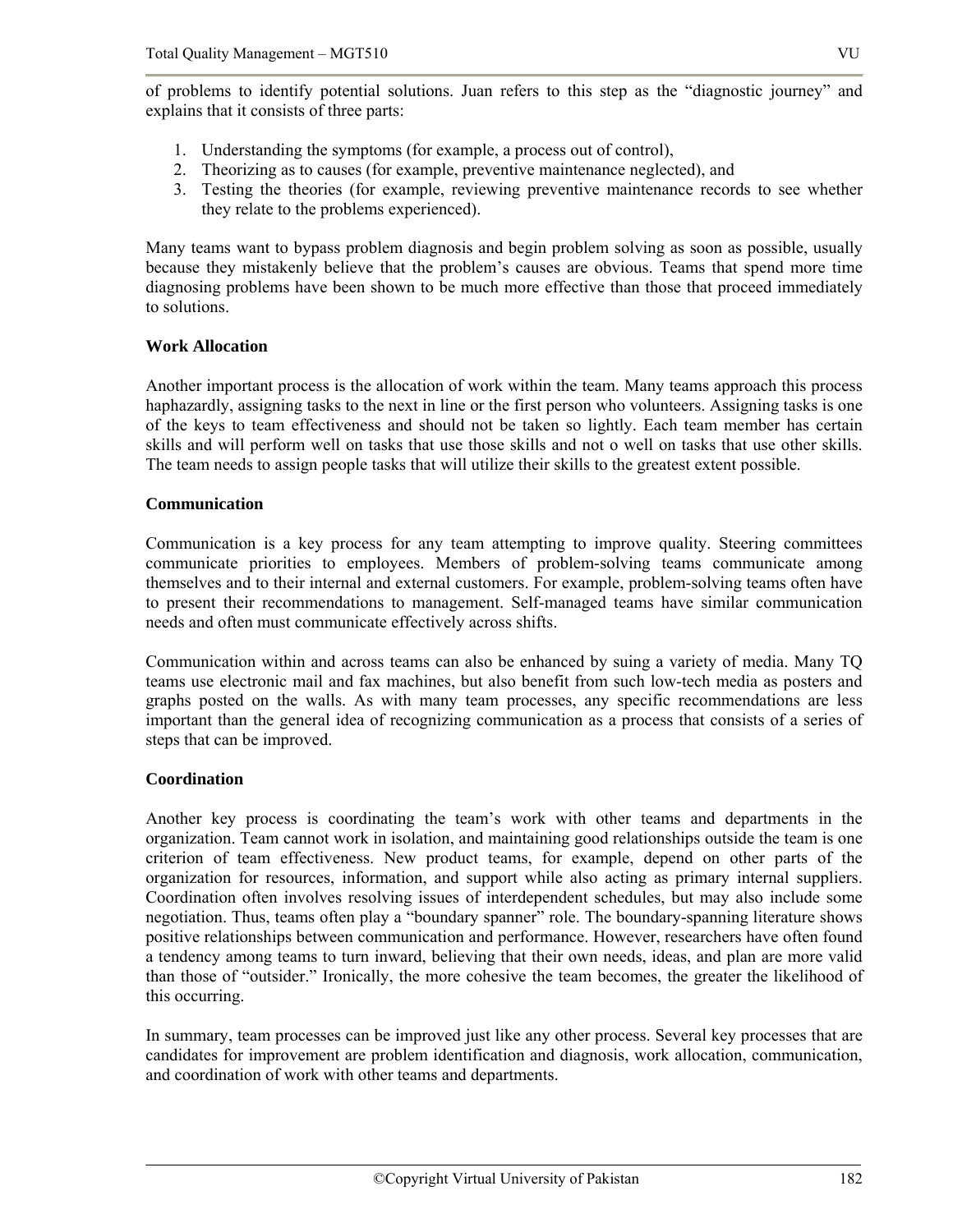of problems to identify potential solutions. Juan refers to this step as the "diagnostic journey" and explains that it consists of three parts:

1. Understanding the symptoms (for example, a process out of control),
2. Theorizing as to causes (for example, preventive maintenance neglected), and
3. Testing the theories (for example, reviewing preventive maintenance records to see whether they relate to the problems experienced).

Many teams want to bypass problem diagnosis and begin problem solving as soon as possible, usually because they mistakenly believe that the problem's causes are obvious. Teams that spend more time diagnosing problems have been shown to be much more effective than those that proceed immediately to solutions.

**Work Allocation**

Another important process is the allocation of work within the team. Many teams approach this process haphazardly, assigning tasks to the next in line or the first person who volunteers. Assigning tasks is one of the keys to team effectiveness and should not be taken so lightly. Each team member has certain skills and will perform well on tasks that use those skills and not o well on tasks that use other skills. The team needs to assign people tasks that will utilize their skills to the greatest extent possible.

**Communication**

Communication is a key process for any team attempting to improve quality. Steering committees communicate priorities to employees. Members of problem-solving teams communicate among themselves and to their internal and external customers. For example, problem-solving teams often have to present their recommendations to management. Self-managed teams have similar communication needs and often must communicate effectively across shifts.

Communication within and across teams can also be enhanced by suing a variety of media. Many TQ teams use electronic mail and fax machines, but also benefit from such low-tech media as posters and graphs posted on the walls. As with many team processes, any specific recommendations are less important than the general idea of recognizing communication as a process that consists of a series of steps that can be improved.

**Coordination**

Another key process is coordinating the team's work with other teams and departments in the organization. Team cannot work in isolation, and maintaining good relationships outside the team is one criterion of team effectiveness. New product teams, for example, depend on other parts of the organization for resources, information, and support while also acting as primary internal suppliers. Coordination often involves resolving issues of interdependent schedules, but may also include some negotiation. Thus, teams often play a "boundary spanner" role. The boundary-spanning literature shows positive relationships between communication and performance. However, researchers have often found a tendency among teams to turn inward, believing that their own needs, ideas, and plan are more valid than those of "outsider." Ironically, the more cohesive the team becomes, the greater the likelihood of this occurring.

In summary, team processes can be improved just like any other process. Several key processes that are candidates for improvement are problem identification and diagnosis, work allocation, communication, and coordination of work with other teams and departments.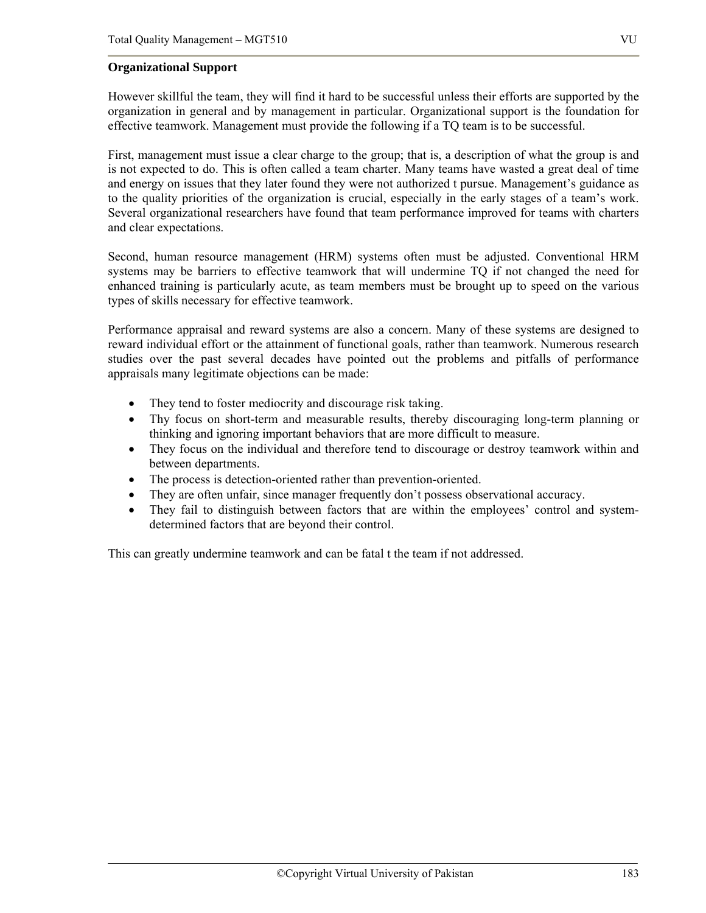**Organizational Support**

However skillful the team, they will find it hard to be successful unless their efforts are supported by the organization in general and by management in particular. Organizational support is the foundation for effective teamwork. Management must provide the following if a TQ team is to be successful.

First, management must issue a clear charge to the group; that is, a description of what the group is and is not expected to do. This is often called a team charter. Many teams have wasted a great deal of time and energy on issues that they later found they were not authorized t pursue. Management's guidance as to the quality priorities of the organization is crucial, especially in the early stages of a team's work. Several organizational researchers have found that team performance improved for teams with charters and clear expectations.

Second, human resource management (HRM) systems often must be adjusted. Conventional HRM systems may be barriers to effective teamwork that will undermine TQ if not changed the need for enhanced training is particularly acute, as team members must be brought up to speed on the various types of skills necessary for effective teamwork.

Performance appraisal and reward systems are also a concern. Many of these systems are designed to reward individual effort or the attainment of functional goals, rather than teamwork. Numerous research studies over the past several decades have pointed out the problems and pitfalls of performance appraisals many legitimate objections can be made:

- They tend to foster mediocrity and discourage risk taking.
- Thy focus on short-term and measurable results, thereby discouraging long-term planning or thinking and ignoring important behaviors that are more difficult to measure.
- They focus on the individual and therefore tend to discourage or destroy teamwork within and between departments.
- The process is detection-oriented rather than prevention-oriented.
- They are often unfair, since manager frequently don't possess observational accuracy.
- They fail to distinguish between factors that are within the employees' control and system-determined factors that are beyond their control.

This can greatly undermine teamwork and can be fatal t the team if not addressed.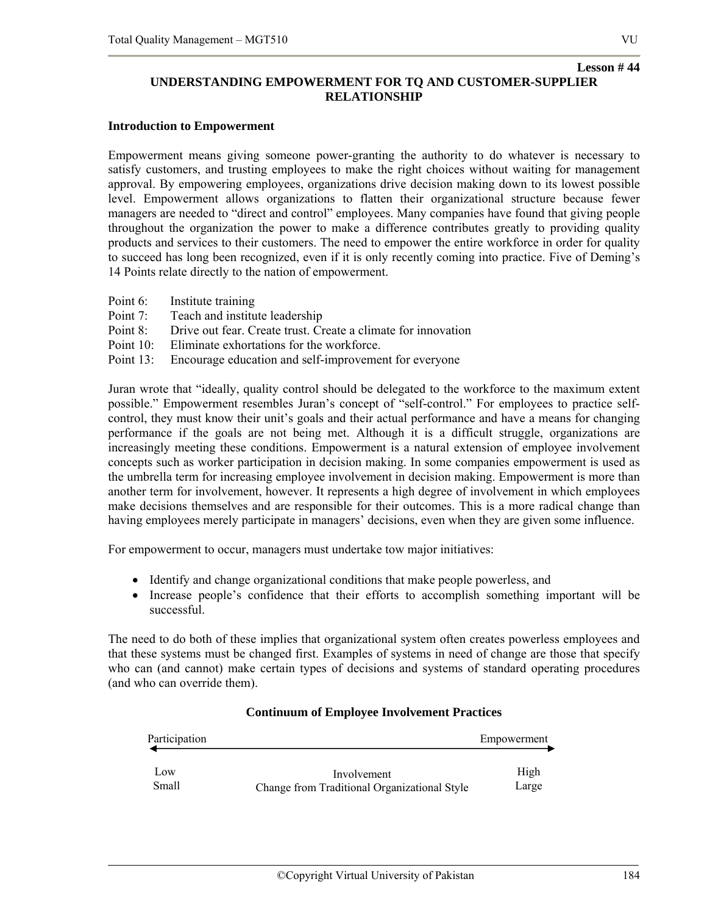Lesson # 44

## UNDERSTANDING EMPOWERMENT FOR TQ AND CUSTOMER-SUPPLIER RELATIONSHIP

### Introduction to Empowerment

Empowerment means giving someone power-granting the authority to do whatever is necessary to satisfy customers, and trusting employees to make the right choices without waiting for management approval. By empowering employees, organizations drive decision making down to its lowest possible level. Empowerment allows organizations to flatten their organizational structure because fewer managers are needed to "direct and control" employees. Many companies have found that giving people throughout the organization the power to make a difference contributes greatly to providing quality products and services to their customers. The need to empower the entire workforce in order for quality to succeed has long been recognized, even if it is only recently coming into practice. Five of Deming's 14 Points relate directly to the nation of empowerment.

- Point 6: Institute training
- Point 7: Teach and institute leadership
- Point 8: Drive out fear. Create trust. Create a climate for innovation
- Point 10: Eliminate exhortations for the workforce.
- Point 13: Encourage education and self-improvement for everyone

Juran wrote that "ideally, quality control should be delegated to the workforce to the maximum extent possible." Empowerment resembles Juran's concept of "self-control." For employees to practice self-control, they must know their unit's goals and their actual performance and have a means for changing performance if the goals are not being met. Although it is a difficult struggle, organizations are increasingly meeting these conditions. Empowerment is a natural extension of employee involvement concepts such as worker participation in decision making. In some companies empowerment is used as the umbrella term for increasing employee involvement in decision making. Empowerment is more than another term for involvement, however. It represents a high degree of involvement in which employees make decisions themselves and are responsible for their outcomes. This is a more radical change than having employees merely participate in managers' decisions, even when they are given some influence.

For empowerment to occur, managers must undertake tow major initiatives:

- Identify and change organizational conditions that make people powerless, and
- Increase people's confidence that their efforts to accomplish something important will be successful.

The need to do both of these implies that organizational system often creates powerless employees and that these systems must be changed first. Examples of systems in need of change are those that specify who can (and cannot) make certain types of decisions and systems of standard operating procedures (and who can override them).

**Continuum of Employee Involvement Practices**

| Participation | ←——→ | Empowerment |
|---|---|---|
| Low | Involvement | High |
| Small | Change from Traditional Organizational Style | Large |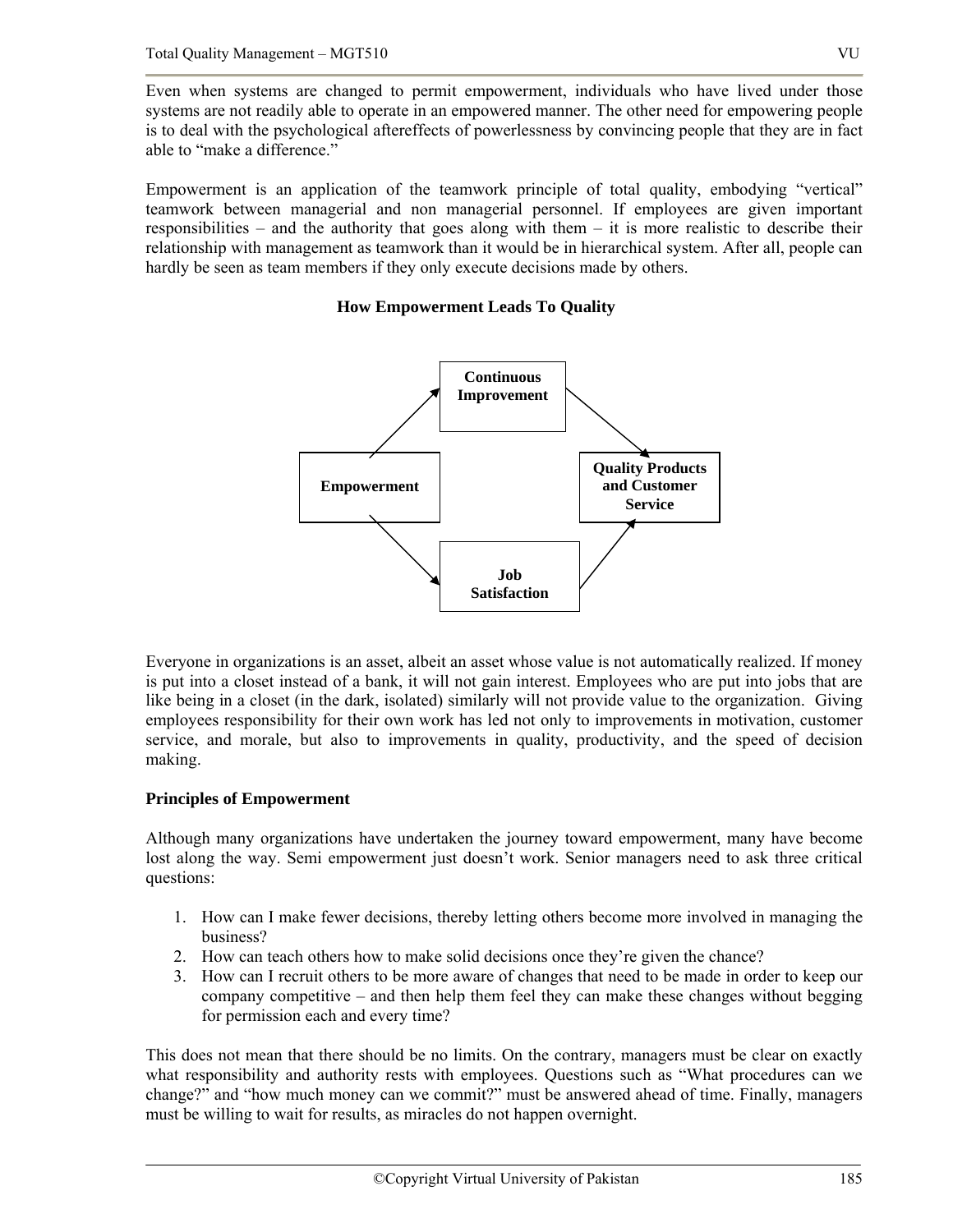Even when systems are changed to permit empowerment, individuals who have lived under those systems are not readily able to operate in an empowered manner. The other need for empowering people is to deal with the psychological aftereffects of powerlessness by convincing people that they are in fact able to "make a difference."

Empowerment is an application of the teamwork principle of total quality, embodying "vertical" teamwork between managerial and non managerial personnel. If employees are given important responsibilities – and the authority that goes along with them – it is more realistic to describe their relationship with management as teamwork than it would be in hierarchical system. After all, people can hardly be seen as team members if they only execute decisions made by others.

**How Empowerment Leads To Quality**

**Empowerment** → **Continuous Improvement** → **Quality Products and Customer Service**

**Empowerment** → **Job Satisfaction** → **Quality Products and Customer Service**

Everyone in organizations is an asset, albeit an asset whose value is not automatically realized. If money is put into a closet instead of a bank, it will not gain interest. Employees who are put into jobs that are like being in a closet (in the dark, isolated) similarly will not provide value to the organization. Giving employees responsibility for their own work has led not only to improvements in motivation, customer service, and morale, but also to improvements in quality, productivity, and the speed of decision making.

**Principles of Empowerment**

Although many organizations have undertaken the journey toward empowerment, many have become lost along the way. Semi empowerment just doesn't work. Senior managers need to ask three critical questions:

1. How can I make fewer decisions, thereby letting others become more involved in managing the business?
2. How can teach others how to make solid decisions once they're given the chance?
3. How can I recruit others to be more aware of changes that need to be made in order to keep our company competitive – and then help them feel they can make these changes without begging for permission each and every time?

This does not mean that there should be no limits. On the contrary, managers must be clear on exactly what responsibility and authority rests with employees. Questions such as "What procedures can we change?" and "how much money can we commit?" must be answered ahead of time. Finally, managers must be willing to wait for results, as miracles do not happen overnight.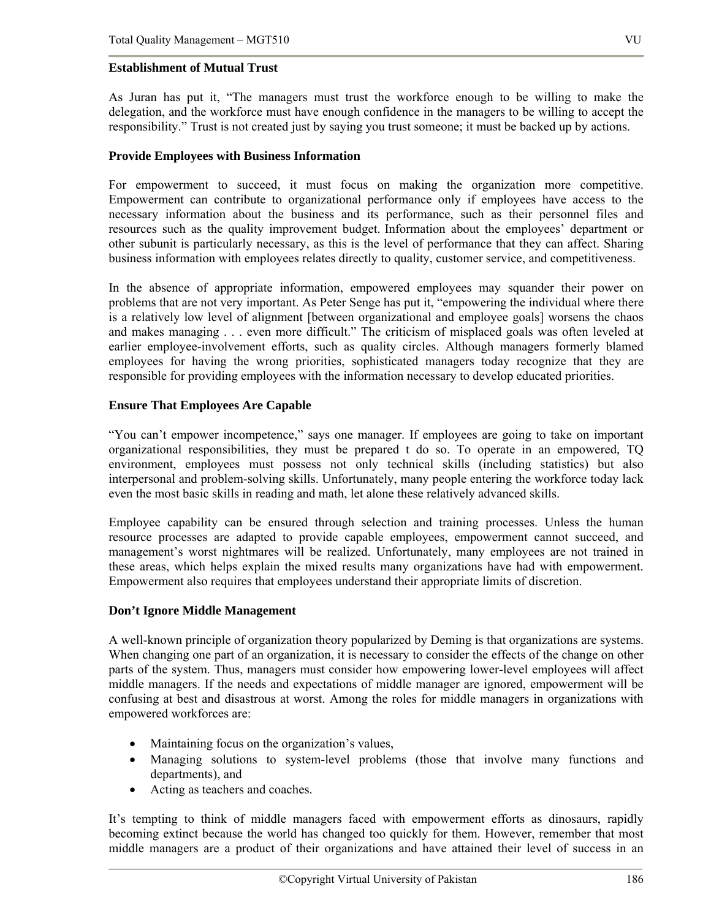**Establishment of Mutual Trust**

As Juran has put it, “The managers must trust the workforce enough to be willing to make the delegation, and the workforce must have enough confidence in the managers to be willing to accept the responsibility.” Trust is not created just by saying you trust someone; it must be backed up by actions.

**Provide Employees with Business Information**

For empowerment to succeed, it must focus on making the organization more competitive. Empowerment can contribute to organizational performance only if employees have access to the necessary information about the business and its performance, such as their personnel files and resources such as the quality improvement budget. Information about the employees’ department or other subunit is particularly necessary, as this is the level of performance that they can affect. Sharing business information with employees relates directly to quality, customer service, and competitiveness.

In the absence of appropriate information, empowered employees may squander their power on problems that are not very important. As Peter Senge has put it, “empowering the individual where there is a relatively low level of alignment [between organizational and employee goals] worsens the chaos and makes managing . . . even more difficult.” The criticism of misplaced goals was often leveled at earlier employee-involvement efforts, such as quality circles. Although managers formerly blamed employees for having the wrong priorities, sophisticated managers today recognize that they are responsible for providing employees with the information necessary to develop educated priorities.

**Ensure That Employees Are Capable**

“You can’t empower incompetence,” says one manager. If employees are going to take on important organizational responsibilities, they must be prepared t do so. To operate in an empowered, TQ environment, employees must possess not only technical skills (including statistics) but also interpersonal and problem-solving skills. Unfortunately, many people entering the workforce today lack even the most basic skills in reading and math, let alone these relatively advanced skills.

Employee capability can be ensured through selection and training processes. Unless the human resource processes are adapted to provide capable employees, empowerment cannot succeed, and management’s worst nightmares will be realized. Unfortunately, many employees are not trained in these areas, which helps explain the mixed results many organizations have had with empowerment. Empowerment also requires that employees understand their appropriate limits of discretion.

**Don’t Ignore Middle Management**

A well-known principle of organization theory popularized by Deming is that organizations are systems. When changing one part of an organization, it is necessary to consider the effects of the change on other parts of the system. Thus, managers must consider how empowering lower-level employees will affect middle managers. If the needs and expectations of middle manager are ignored, empowerment will be confusing at best and disastrous at worst. Among the roles for middle managers in organizations with empowered workforces are:

- Maintaining focus on the organization’s values,
- Managing solutions to system-level problems (those that involve many functions and departments), and
- Acting as teachers and coaches.

It’s tempting to think of middle managers faced with empowerment efforts as dinosaurs, rapidly becoming extinct because the world has changed too quickly for them. However, remember that most middle managers are a product of their organizations and have attained their level of success in an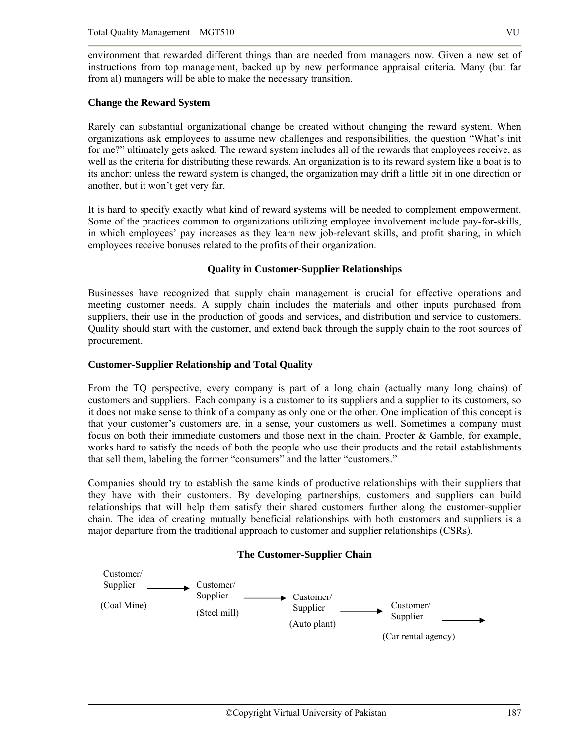environment that rewarded different things than are needed from managers now. Given a new set of instructions from top management, backed up by new performance appraisal criteria. Many (but far from al) managers will be able to make the necessary transition.

### Change the Reward System

Rarely can substantial organizational change be created without changing the reward system. When organizations ask employees to assume new challenges and responsibilities, the question "What's init for me?" ultimately gets asked. The reward system includes all of the rewards that employees receive, as well as the criteria for distributing these rewards. An organization is to its reward system like a boat is to its anchor: unless the reward system is changed, the organization may drift a little bit in one direction or another, but it won't get very far.

It is hard to specify exactly what kind of reward systems will be needed to complement empowerment. Some of the practices common to organizations utilizing employee involvement include pay-for-skills, in which employees' pay increases as they learn new job-relevant skills, and profit sharing, in which employees receive bonuses related to the profits of their organization.

## Quality in Customer-Supplier Relationships

Businesses have recognized that supply chain management is crucial for effective operations and meeting customer needs. A supply chain includes the materials and other inputs purchased from suppliers, their use in the production of goods and services, and distribution and service to customers. Quality should start with the customer, and extend back through the supply chain to the root sources of procurement.

### Customer-Supplier Relationship and Total Quality

From the TQ perspective, every company is part of a long chain (actually many long chains) of customers and suppliers. Each company is a customer to its suppliers and a supplier to its customers, so it does not make sense to think of a company as only one or the other. One implication of this concept is that your customer's customers are, in a sense, your customers as well. Sometimes a company must focus on both their immediate customers and those next in the chain. Procter & Gamble, for example, works hard to satisfy the needs of both the people who use their products and the retail establishments that sell them, labeling the former "consumers" and the latter "customers."

Companies should try to establish the same kinds of productive relationships with their suppliers that they have with their customers. By developing partnerships, customers and suppliers can build relationships that will help them satisfy their shared customers further along the customer-supplier chain. The idea of creating mutually beneficial relationships with both customers and suppliers is a major departure from the traditional approach to customer and supplier relationships (CSRs).

**The Customer-Supplier Chain**

Customer/Supplier (Coal Mine) → Customer/Supplier (Steel mill) → Customer/Supplier (Auto plant) → Customer/Supplier (Car rental agency) →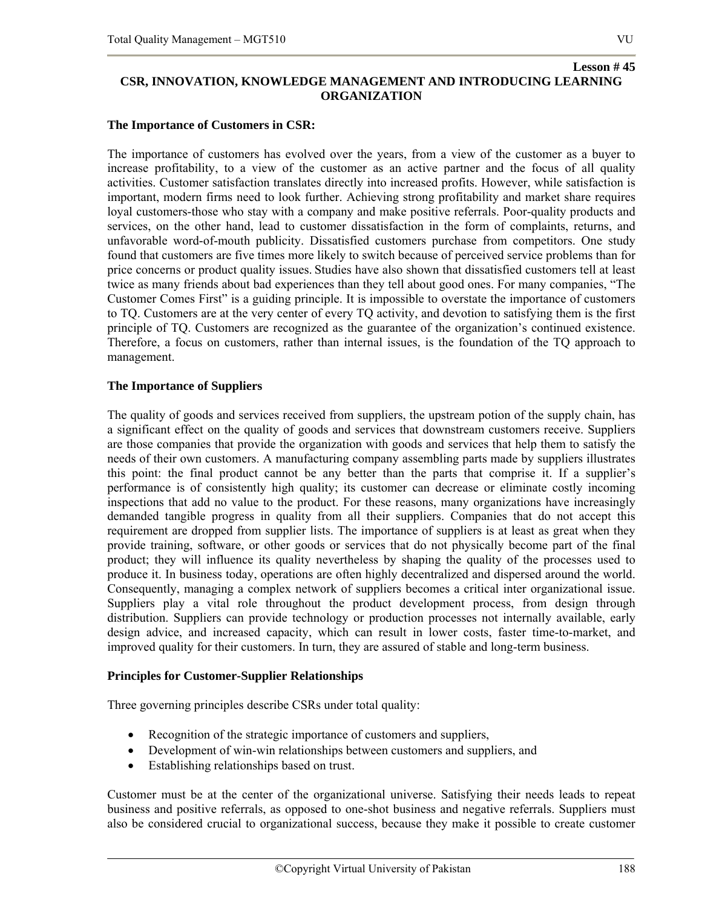**Lesson # 45**

## CSR, INNOVATION, KNOWLEDGE MANAGEMENT AND INTRODUCING LEARNING ORGANIZATION

### The Importance of Customers in CSR:

The importance of customers has evolved over the years, from a view of the customer as a buyer to increase profitability, to a view of the customer as an active partner and the focus of all quality activities. Customer satisfaction translates directly into increased profits. However, while satisfaction is important, modern firms need to look further. Achieving strong profitability and market share requires loyal customers-those who stay with a company and make positive referrals. Poor-quality products and services, on the other hand, lead to customer dissatisfaction in the form of complaints, returns, and unfavorable word-of-mouth publicity. Dissatisfied customers purchase from competitors. One study found that customers are five times more likely to switch because of perceived service problems than for price concerns or product quality issues. Studies have also shown that dissatisfied customers tell at least twice as many friends about bad experiences than they tell about good ones. For many companies, "The Customer Comes First" is a guiding principle. It is impossible to overstate the importance of customers to TQ. Customers are at the very center of every TQ activity, and devotion to satisfying them is the first principle of TQ. Customers are recognized as the guarantee of the organization's continued existence. Therefore, a focus on customers, rather than internal issues, is the foundation of the TQ approach to management.

### The Importance of Suppliers

The quality of goods and services received from suppliers, the upstream potion of the supply chain, has a significant effect on the quality of goods and services that downstream customers receive. Suppliers are those companies that provide the organization with goods and services that help them to satisfy the needs of their own customers. A manufacturing company assembling parts made by suppliers illustrates this point: the final product cannot be any better than the parts that comprise it. If a supplier's performance is of consistently high quality; its customer can decrease or eliminate costly incoming inspections that add no value to the product. For these reasons, many organizations have increasingly demanded tangible progress in quality from all their suppliers. Companies that do not accept this requirement are dropped from supplier lists. The importance of suppliers is at least as great when they provide training, software, or other goods or services that do not physically become part of the final product; they will influence its quality nevertheless by shaping the quality of the processes used to produce it. In business today, operations are often highly decentralized and dispersed around the world. Consequently, managing a complex network of suppliers becomes a critical inter organizational issue. Suppliers play a vital role throughout the product development process, from design through distribution. Suppliers can provide technology or production processes not internally available, early design advice, and increased capacity, which can result in lower costs, faster time-to-market, and improved quality for their customers. In turn, they are assured of stable and long-term business.

### Principles for Customer-Supplier Relationships

Three governing principles describe CSRs under total quality:

- Recognition of the strategic importance of customers and suppliers,
- Development of win-win relationships between customers and suppliers, and
- Establishing relationships based on trust.

Customer must be at the center of the organizational universe. Satisfying their needs leads to repeat business and positive referrals, as opposed to one-shot business and negative referrals. Suppliers must also be considered crucial to organizational success, because they make it possible to create customer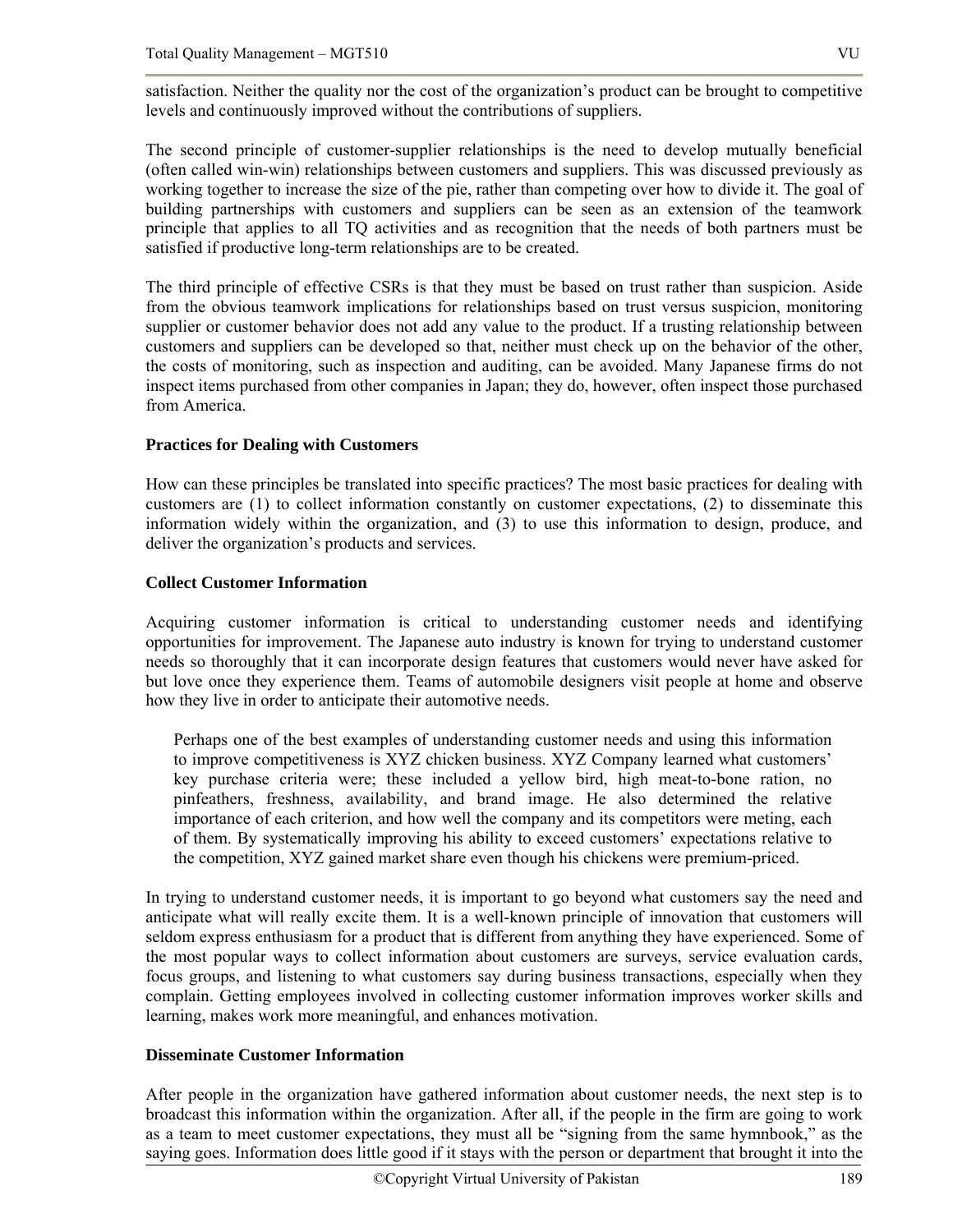satisfaction. Neither the quality nor the cost of the organization's product can be brought to competitive levels and continuously improved without the contributions of suppliers.

The second principle of customer-supplier relationships is the need to develop mutually beneficial (often called win-win) relationships between customers and suppliers. This was discussed previously as working together to increase the size of the pie, rather than competing over how to divide it. The goal of building partnerships with customers and suppliers can be seen as an extension of the teamwork principle that applies to all TQ activities and as recognition that the needs of both partners must be satisfied if productive long-term relationships are to be created.

The third principle of effective CSRs is that they must be based on trust rather than suspicion. Aside from the obvious teamwork implications for relationships based on trust versus suspicion, monitoring supplier or customer behavior does not add any value to the product. If a trusting relationship between customers and suppliers can be developed so that, neither must check up on the behavior of the other, the costs of monitoring, such as inspection and auditing, can be avoided. Many Japanese firms do not inspect items purchased from other companies in Japan; they do, however, often inspect those purchased from America.

**Practices for Dealing with Customers**

How can these principles be translated into specific practices? The most basic practices for dealing with customers are (1) to collect information constantly on customer expectations, (2) to disseminate this information widely within the organization, and (3) to use this information to design, produce, and deliver the organization's products and services.

**Collect Customer Information**

Acquiring customer information is critical to understanding customer needs and identifying opportunities for improvement. The Japanese auto industry is known for trying to understand customer needs so thoroughly that it can incorporate design features that customers would never have asked for but love once they experience them. Teams of automobile designers visit people at home and observe how they live in order to anticipate their automotive needs.

> Perhaps one of the best examples of understanding customer needs and using this information to improve competitiveness is XYZ chicken business. XYZ Company learned what customers' key purchase criteria were; these included a yellow bird, high meat-to-bone ration, no pinfeathers, freshness, availability, and brand image. He also determined the relative importance of each criterion, and how well the company and its competitors were meting, each of them. By systematically improving his ability to exceed customers' expectations relative to the competition, XYZ gained market share even though his chickens were premium-priced.

In trying to understand customer needs, it is important to go beyond what customers say the need and anticipate what will really excite them. It is a well-known principle of innovation that customers will seldom express enthusiasm for a product that is different from anything they have experienced. Some of the most popular ways to collect information about customers are surveys, service evaluation cards, focus groups, and listening to what customers say during business transactions, especially when they complain. Getting employees involved in collecting customer information improves worker skills and learning, makes work more meaningful, and enhances motivation.

**Disseminate Customer Information**

After people in the organization have gathered information about customer needs, the next step is to broadcast this information within the organization. After all, if the people in the firm are going to work as a team to meet customer expectations, they must all be "signing from the same hymnbook," as the saying goes. Information does little good if it stays with the person or department that brought it into the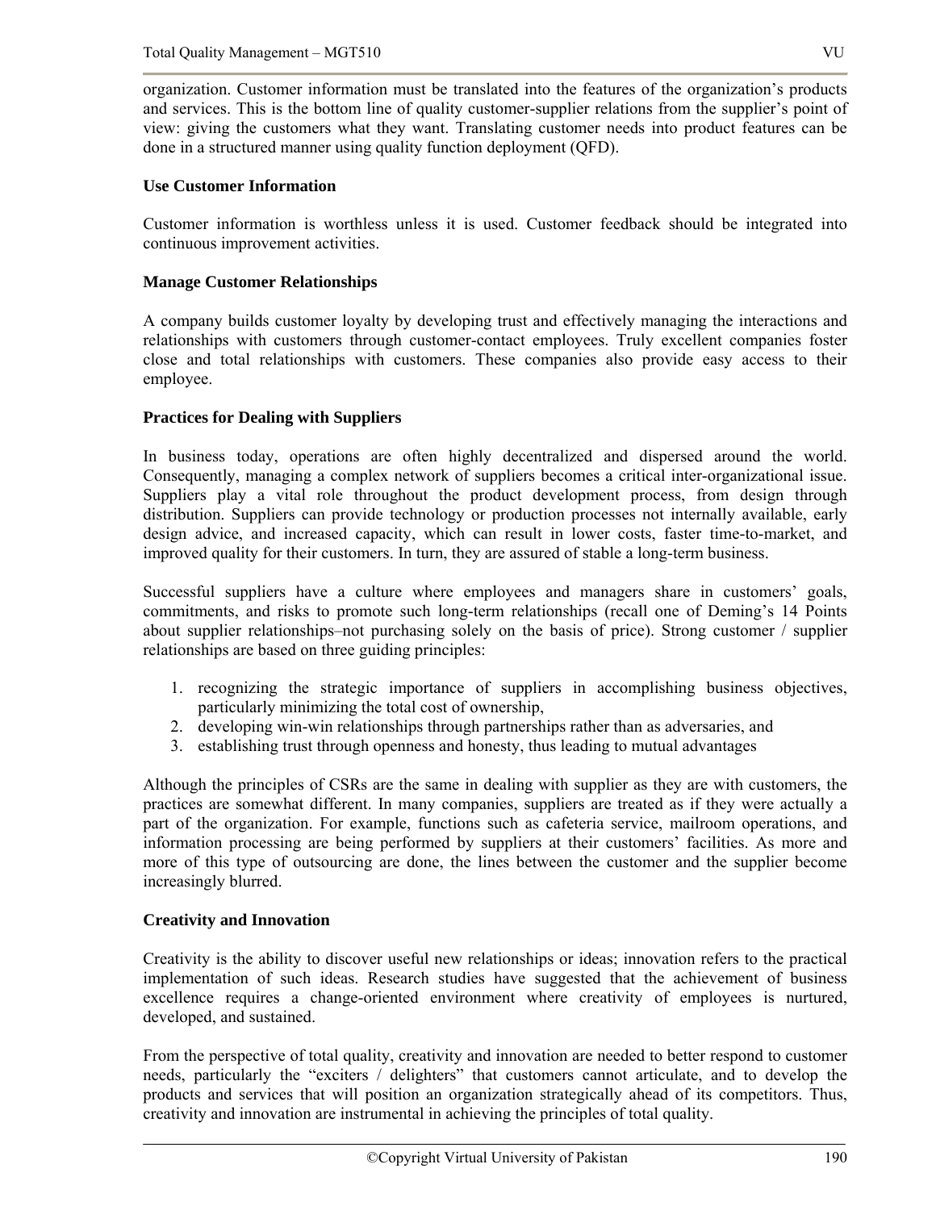organization. Customer information must be translated into the features of the organization's products and services. This is the bottom line of quality customer-supplier relations from the supplier's point of view: giving the customers what they want. Translating customer needs into product features can be done in a structured manner using quality function deployment (QFD).

**Use Customer Information**

Customer information is worthless unless it is used. Customer feedback should be integrated into continuous improvement activities.

**Manage Customer Relationships**

A company builds customer loyalty by developing trust and effectively managing the interactions and relationships with customers through customer-contact employees. Truly excellent companies foster close and total relationships with customers. These companies also provide easy access to their employee.

**Practices for Dealing with Suppliers**

In business today, operations are often highly decentralized and dispersed around the world. Consequently, managing a complex network of suppliers becomes a critical inter-organizational issue. Suppliers play a vital role throughout the product development process, from design through distribution. Suppliers can provide technology or production processes not internally available, early design advice, and increased capacity, which can result in lower costs, faster time-to-market, and improved quality for their customers. In turn, they are assured of stable a long-term business.

Successful suppliers have a culture where employees and managers share in customers' goals, commitments, and risks to promote such long-term relationships (recall one of Deming's 14 Points about supplier relationships–not purchasing solely on the basis of price). Strong customer / supplier relationships are based on three guiding principles:

1. recognizing the strategic importance of suppliers in accomplishing business objectives, particularly minimizing the total cost of ownership,
2. developing win-win relationships through partnerships rather than as adversaries, and
3. establishing trust through openness and honesty, thus leading to mutual advantages

Although the principles of CSRs are the same in dealing with supplier as they are with customers, the practices are somewhat different. In many companies, suppliers are treated as if they were actually a part of the organization. For example, functions such as cafeteria service, mailroom operations, and information processing are being performed by suppliers at their customers' facilities. As more and more of this type of outsourcing are done, the lines between the customer and the supplier become increasingly blurred.

**Creativity and Innovation**

Creativity is the ability to discover useful new relationships or ideas; innovation refers to the practical implementation of such ideas. Research studies have suggested that the achievement of business excellence requires a change-oriented environment where creativity of employees is nurtured, developed, and sustained.

From the perspective of total quality, creativity and innovation are needed to better respond to customer needs, particularly the "exciters / delighters" that customers cannot articulate, and to develop the products and services that will position an organization strategically ahead of its competitors. Thus, creativity and innovation are instrumental in achieving the principles of total quality.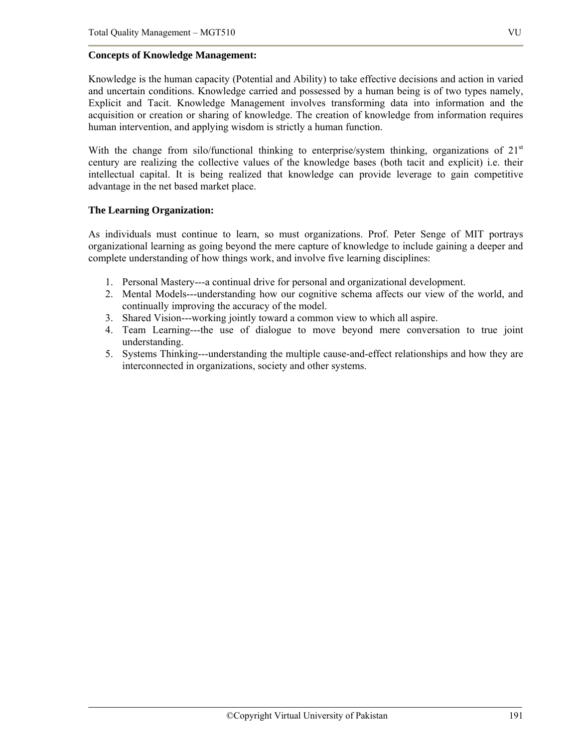**Concepts of Knowledge Management:**

Knowledge is the human capacity (Potential and Ability) to take effective decisions and action in varied and uncertain conditions. Knowledge carried and possessed by a human being is of two types namely, Explicit and Tacit. Knowledge Management involves transforming data into information and the acquisition or creation or sharing of knowledge. The creation of knowledge from information requires human intervention, and applying wisdom is strictly a human function.

With the change from silo/functional thinking to enterprise/system thinking, organizations of 21st century are realizing the collective values of the knowledge bases (both tacit and explicit) i.e. their intellectual capital. It is being realized that knowledge can provide leverage to gain competitive advantage in the net based market place.

**The Learning Organization:**

As individuals must continue to learn, so must organizations. Prof. Peter Senge of MIT portrays organizational learning as going beyond the mere capture of knowledge to include gaining a deeper and complete understanding of how things work, and involve five learning disciplines:

1. Personal Mastery---a continual drive for personal and organizational development.
2. Mental Models---understanding how our cognitive schema affects our view of the world, and continually improving the accuracy of the model.
3. Shared Vision---working jointly toward a common view to which all aspire.
4. Team Learning---the use of dialogue to move beyond mere conversation to true joint understanding.
5. Systems Thinking---understanding the multiple cause-and-effect relationships and how they are interconnected in organizations, society and other systems.